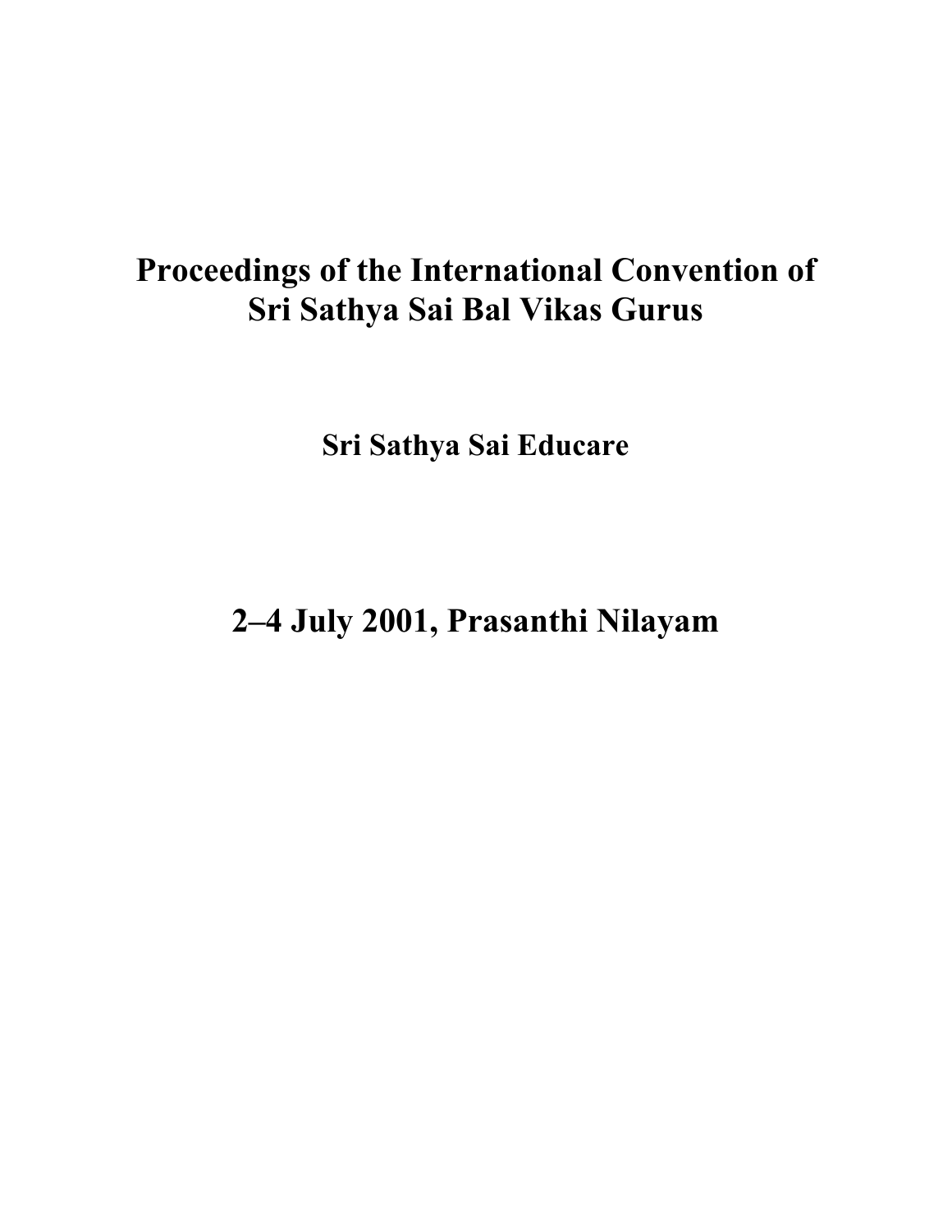# Proceedings of the International Convention of Sri Sathya Sai Bal Vikas Gurus

## Sri Sathya Sai Educare

# 2–4 July 2001, Prasanthi Nilayam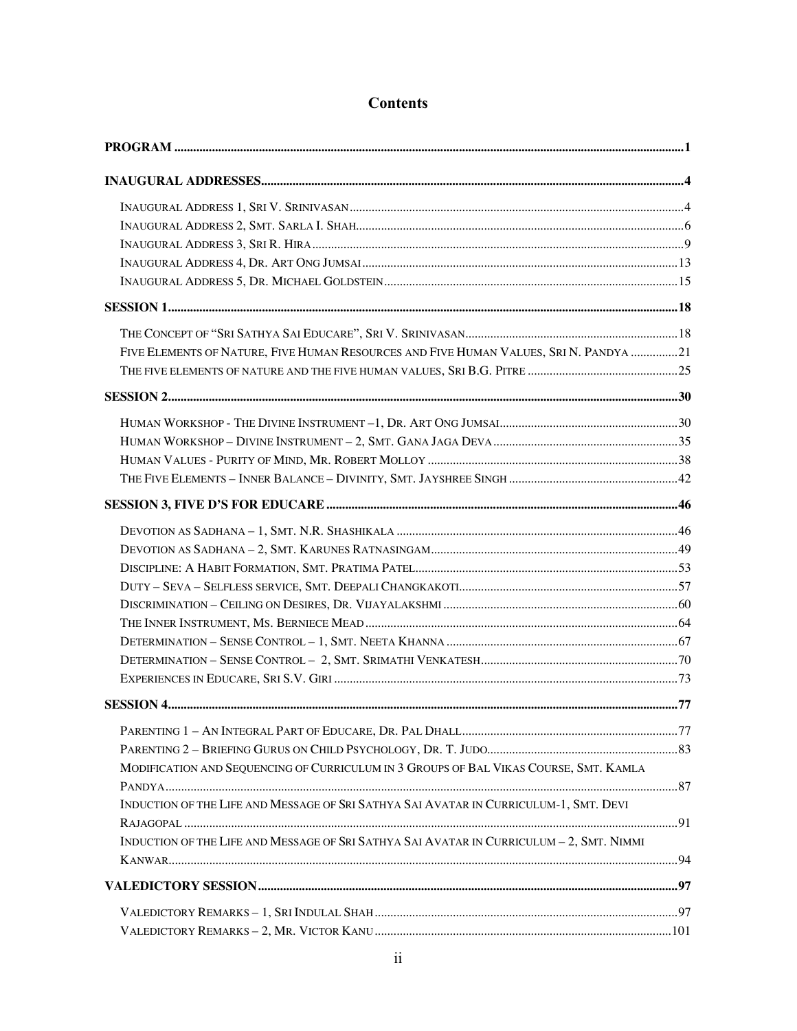# Contents

**PROGRAM** ..... 1

**INAUGURAL ADDRESSES** ..... 4

- Inaugural Address 1, Sri V. Srinivasan ..... 4
- Inaugural Address 2, Smt. Sarla I. Shah ..... 6
- Inaugural Address 3, Sri R. Hira ..... 9
- Inaugural Address 4, Dr. Art Ong Jumsai ..... 13
- Inaugural Address 5, Dr. Michael Goldstein ..... 15

**SESSION 1** ..... 18

- The Concept of "Sri Sathya Sai Educare", Sri V. Srinivasan ..... 18
- Five Elements of Nature, Five Human Resources and Five Human Values, Sri N. Pandya ..... 21
- The five elements of nature and the five human values, Sri B.G. Pitre ..... 25

**SESSION 2** ..... 30

- Human Workshop - The Divine Instrument –1, Dr. Art Ong Jumsai ..... 30
- Human Workshop – Divine Instrument – 2, Smt. Gana Jaga Deva ..... 35
- Human Values - Purity of Mind, Mr. Robert Molloy ..... 38
- The Five Elements – Inner Balance – Divinity, Smt. Jayshree Singh ..... 42

**SESSION 3, FIVE D'S FOR EDUCARE** ..... 46

- Devotion as Sadhana – 1, Smt. N.R. Shashikala ..... 46
- Devotion as Sadhana – 2, Smt. Karunes Ratnasingam ..... 49
- Discipline: A Habit Formation, Smt. Pratima Patel ..... 53
- Duty – Seva – Selfless service, Smt. Deepali Changkakoti ..... 57
- Discrimination – Ceiling on Desires, Dr. Vijayalakshmi ..... 60
- The Inner Instrument, Ms. Berniece Mead ..... 64
- Determination – Sense Control – 1, Smt. Neeta Khanna ..... 67
- Determination – Sense Control – 2, Smt. Srimathi Venkatesh ..... 70
- Experiences in Educare, Sri S.V. Giri ..... 73

**SESSION 4** ..... 77

- Parenting 1 – An Integral Part of Educare, Dr. Pal Dhall ..... 77
- Parenting 2 – Briefing Gurus on Child Psychology, Dr. T. Judo ..... 83
- Modification and Sequencing of Curriculum in 3 Groups of Bal Vikas Course, Smt. Kamla Pandya ..... 87
- Induction of the Life and Message of Sri Sathya Sai Avatar in Curriculum-1, Smt. Devi Rajagopal ..... 91
- Induction of the Life and Message of Sri Sathya Sai Avatar in Curriculum – 2, Smt. Nimmi Kanwar ..... 94

**VALEDICTORY SESSION** ..... 97

- Valedictory Remarks – 1, Sri Indulal Shah ..... 97
- Valedictory Remarks – 2, Mr. Victor Kanu ..... 101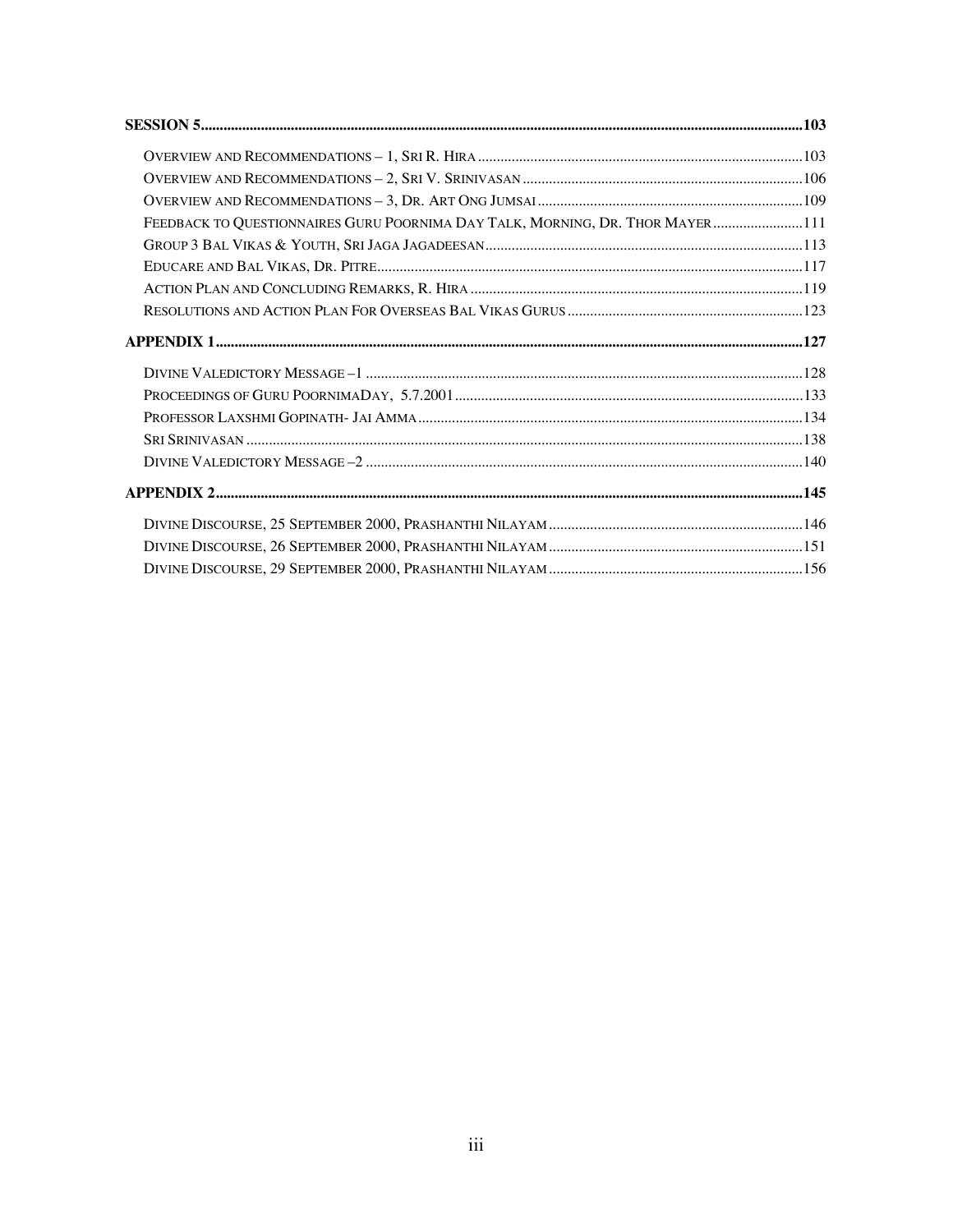**SESSION 5** ..... **103**

- OVERVIEW AND RECOMMENDATIONS – 1, SRI R. HIRA ..... 103
- OVERVIEW AND RECOMMENDATIONS – 2, SRI V. SRINIVASAN ..... 106
- OVERVIEW AND RECOMMENDATIONS – 3, DR. ART ONG JUMSAI ..... 109
- FEEDBACK TO QUESTIONNAIRES GURU POORNIMA DAY TALK, MORNING, DR. THOR MAYER ..... 111
- GROUP 3 BAL VIKAS & YOUTH, SRI JAGA JAGADEESAN ..... 113
- EDUCARE AND BAL VIKAS, DR. PITRE ..... 117
- ACTION PLAN AND CONCLUDING REMARKS, R. HIRA ..... 119
- RESOLUTIONS AND ACTION PLAN FOR OVERSEAS BAL VIKAS GURUS ..... 123

**APPENDIX 1** ..... **127**

- DIVINE VALEDICTORY MESSAGE –1 ..... 128
- PROCEEDINGS OF GURU POORNIMADAY, 5.7.2001 ..... 133
- PROFESSOR LAXSHMI GOPINATH- JAI AMMA ..... 134
- SRI SRINIVASAN ..... 138
- DIVINE VALEDICTORY MESSAGE –2 ..... 140

**APPENDIX 2** ..... **145**

- DIVINE DISCOURSE, 25 SEPTEMBER 2000, PRASHANTHI NILAYAM ..... 146
- DIVINE DISCOURSE, 26 SEPTEMBER 2000, PRASHANTHI NILAYAM ..... 151
- DIVINE DISCOURSE, 29 SEPTEMBER 2000, PRASHANTHI NILAYAM ..... 156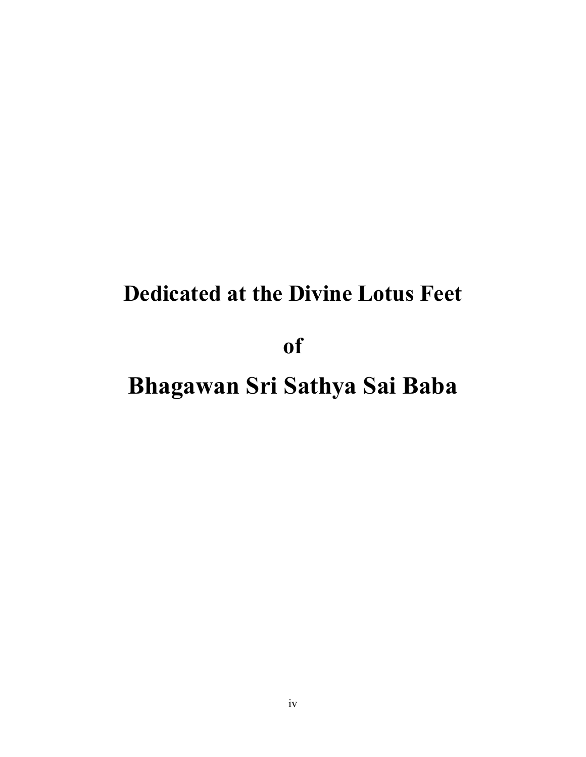**Dedicated at the Divine Lotus Feet**

**of**

**Bhagawan Sri Sathya Sai Baba**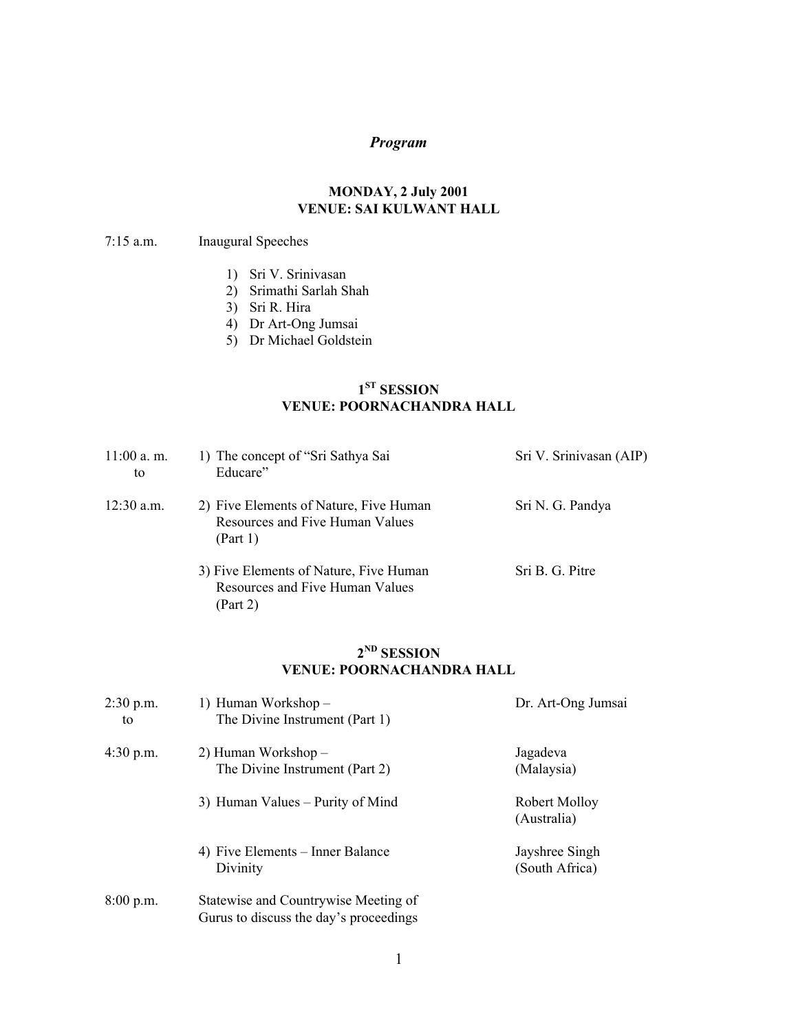# *Program*

**MONDAY, 2 July 2001**
**VENUE: SAI KULWANT HALL**

7:15 a.m. Inaugural Speeches

1) Sri V. Srinivasan
2) Srimathi Sarlah Shah
3) Sri R. Hira
4) Dr Art-Ong Jumsai
5) Dr Michael Goldstein

## 1ST SESSION
## VENUE: POORNACHANDRA HALL

| Time | Topic | Speaker |
|---|---|---|
| 11:00 a. m. to 12:30 a.m. | 1) The concept of "Sri Sathya Sai Educare" | Sri V. Srinivasan (AIP) |
| | 2) Five Elements of Nature, Five Human Resources and Five Human Values (Part 1) | Sri N. G. Pandya |
| | 3) Five Elements of Nature, Five Human Resources and Five Human Values (Part 2) | Sri B. G. Pitre |

## 2ND SESSION
## VENUE: POORNACHANDRA HALL

| Time | Topic | Speaker |
|---|---|---|
| 2:30 p.m. to 4:30 p.m. | 1) Human Workshop – The Divine Instrument (Part 1) | Dr. Art-Ong Jumsai |
| | 2) Human Workshop – The Divine Instrument (Part 2) | Jagadeva (Malaysia) |
| | 3) Human Values – Purity of Mind | Robert Molloy (Australia) |
| | 4) Five Elements – Inner Balance Divinity | Jayshree Singh (South Africa) |
| 8:00 p.m. | Statewise and Countrywise Meeting of Gurus to discuss the day's proceedings | |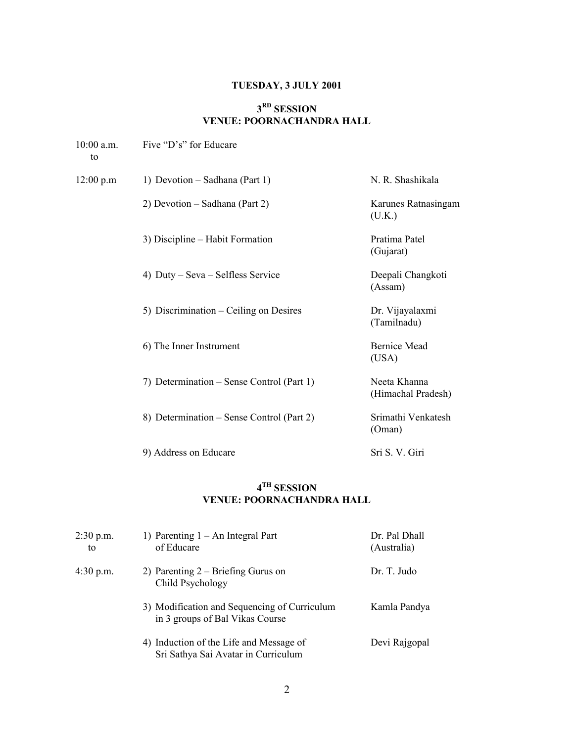**TUESDAY, 3 JULY 2001**

**3RD SESSION**
**VENUE: POORNACHANDRA HALL**

| Time | Topic | Speaker |
|---|---|---|
| 10:00 a.m. to | Five "D's" for Educare | |
| 12:00 p.m | 1) Devotion – Sadhana (Part 1) | N. R. Shashikala |
| | 2) Devotion – Sadhana (Part 2) | Karunes Ratnasingam (U.K.) |
| | 3) Discipline – Habit Formation | Pratima Patel (Gujarat) |
| | 4) Duty – Seva – Selfless Service | Deepali Changkoti (Assam) |
| | 5) Discrimination – Ceiling on Desires | Dr. Vijayalaxmi (Tamilnadu) |
| | 6) The Inner Instrument | Bernice Mead (USA) |
| | 7) Determination – Sense Control (Part 1) | Neeta Khanna (Himachal Pradesh) |
| | 8) Determination – Sense Control (Part 2) | Srimathi Venkatesh (Oman) |
| | 9) Address on Educare | Sri S. V. Giri |

**4TH SESSION**
**VENUE: POORNACHANDRA HALL**

| Time | Topic | Speaker |
|---|---|---|
| 2:30 p.m. to | 1) Parenting 1 – An Integral Part of Educare | Dr. Pal Dhall (Australia) |
| 4:30 p.m. | 2) Parenting 2 – Briefing Gurus on Child Psychology | Dr. T. Judo |
| | 3) Modification and Sequencing of Curriculum in 3 groups of Bal Vikas Course | Kamla Pandya |
| | 4) Induction of the Life and Message of Sri Sathya Sai Avatar in Curriculum | Devi Rajgopal |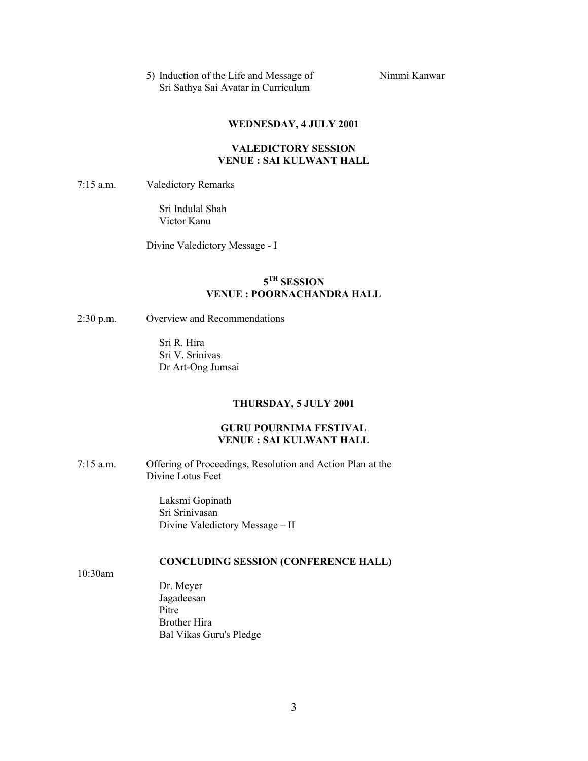5) Induction of the Life and Message of Sri Sathya Sai Avatar in Curriculum — Nimmi Kanwar

## WEDNESDAY, 4 JULY 2001

### VALEDICTORY SESSION
### VENUE : SAI KULWANT HALL

7:15 a.m. Valedictory Remarks

Sri Indulal Shah
Victor Kanu

Divine Valedictory Message - I

### 5TH SESSION
### VENUE : POORNACHANDRA HALL

2:30 p.m. Overview and Recommendations

Sri R. Hira
Sri V. Srinivas
Dr Art-Ong Jumsai

## THURSDAY, 5 JULY 2001

### GURU POURNIMA FESTIVAL
### VENUE : SAI KULWANT HALL

7:15 a.m. Offering of Proceedings, Resolution and Action Plan at the Divine Lotus Feet

Laksmi Gopinath
Sri Srinivasan
Divine Valedictory Message – II

### CONCLUDING SESSION (CONFERENCE HALL)

10:30am

Dr. Meyer
Jagadeesan
Pitre
Brother Hira
Bal Vikas Guru's Pledge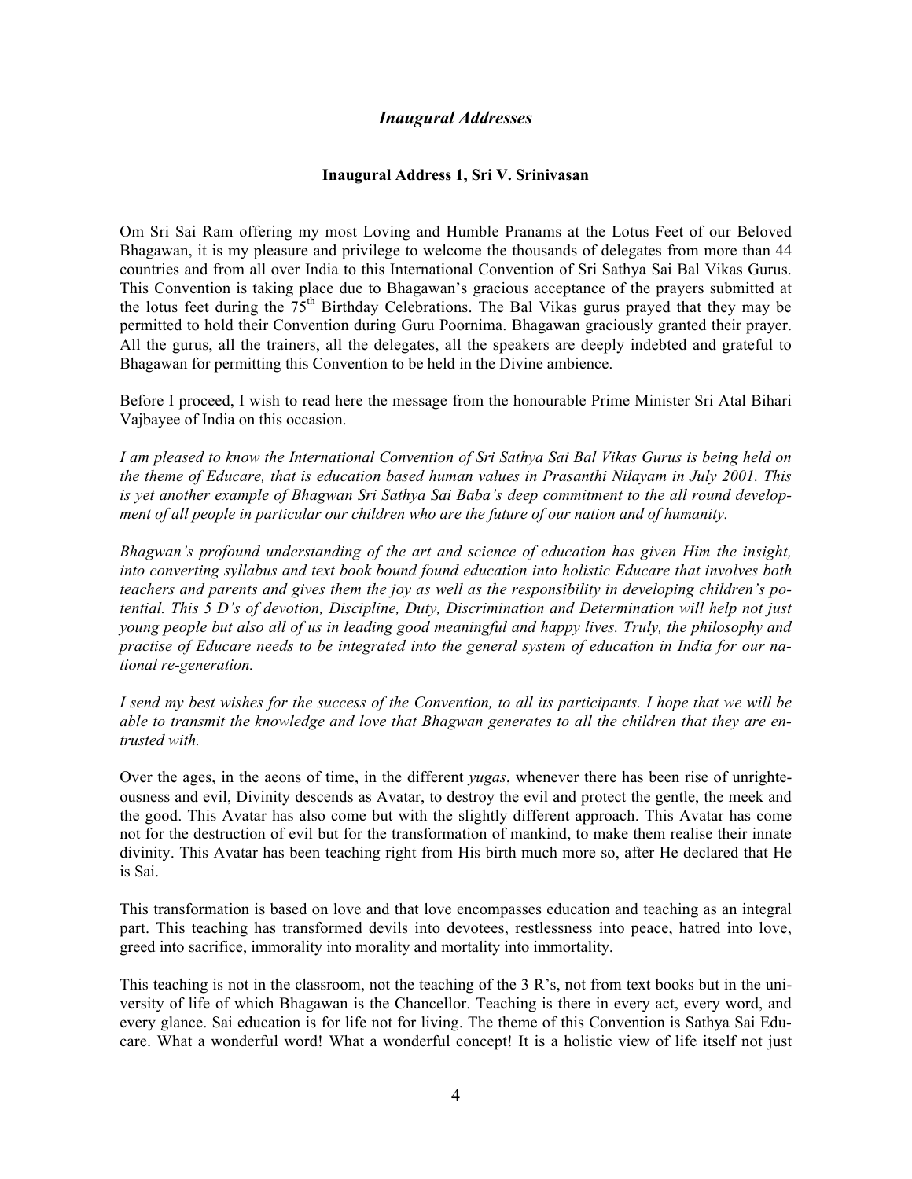## *Inaugural Addresses*

### Inaugural Address 1, Sri V. Srinivasan

Om Sri Sai Ram offering my most Loving and Humble Pranams at the Lotus Feet of our Beloved Bhagawan, it is my pleasure and privilege to welcome the thousands of delegates from more than 44 countries and from all over India to this International Convention of Sri Sathya Sai Bal Vikas Gurus. This Convention is taking place due to Bhagawan's gracious acceptance of the prayers submitted at the lotus feet during the 75th Birthday Celebrations. The Bal Vikas gurus prayed that they may be permitted to hold their Convention during Guru Poornima. Bhagawan graciously granted their prayer. All the gurus, all the trainers, all the delegates, all the speakers are deeply indebted and grateful to Bhagawan for permitting this Convention to be held in the Divine ambience.

Before I proceed, I wish to read here the message from the honourable Prime Minister Sri Atal Bihari Vajbayee of India on this occasion.

*I am pleased to know the International Convention of Sri Sathya Sai Bal Vikas Gurus is being held on the theme of Educare, that is education based human values in Prasanthi Nilayam in July 2001. This is yet another example of Bhgwan Sri Sathya Sai Baba's deep commitment to the all round development of all people in particular our children who are the future of our nation and of humanity.*

*Bhgwan's profound understanding of the art and science of education has given Him the insight, into converting syllabus and text book bound found education into holistic Educare that involves both teachers and parents and gives them the joy as well as the responsibility in developing children's potential. This 5 D's of devotion, Discipline, Duty, Discrimination and Determination will help not just young people but also all of us in leading good meaningful and happy lives. Truly, the philosophy and practise of Educare needs to be integrated into the general system of education in India for our national re-generation.*

*I send my best wishes for the success of the Convention, to all its participants. I hope that we will be able to transmit the knowledge and love that Bhagwan generates to all the children that they are entrusted with.*

Over the ages, in the aeons of time, in the different *yugas*, whenever there has been rise of unrighteousness and evil, Divinity descends as Avatar, to destroy the evil and protect the gentle, the meek and the good. This Avatar has also come but with the slightly different approach. This Avatar has come not for the destruction of evil but for the transformation of mankind, to make them realise their innate divinity. This Avatar has been teaching right from His birth much more so, after He declared that He is Sai.

This transformation is based on love and that love encompasses education and teaching as an integral part. This teaching has transformed devils into devotees, restlessness into peace, hatred into love, greed into sacrifice, immorality into morality and mortality into immortality.

This teaching is not in the classroom, not the teaching of the 3 R's, not from text books but in the university of life of which Bhagawan is the Chancellor. Teaching is there in every act, every word, and every glance. Sai education is for life not for living. The theme of this Convention is Sathya Sai Educare. What a wonderful word! What a wonderful concept! It is a holistic view of life itself not just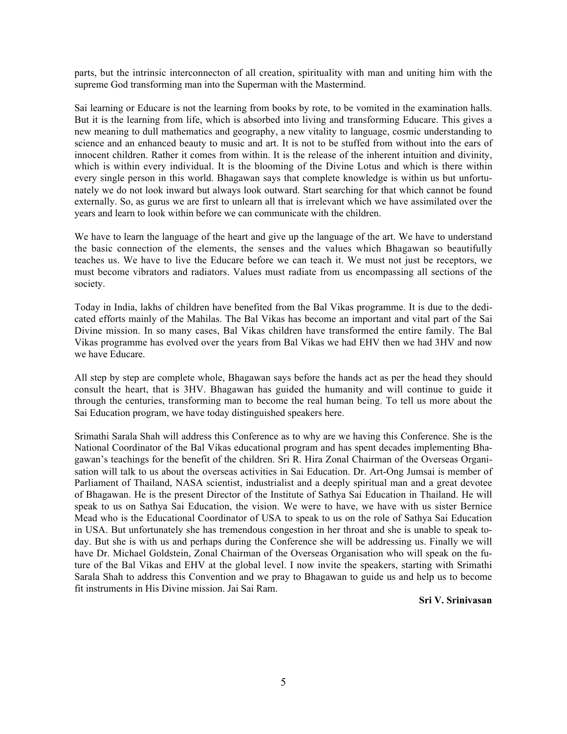parts, but the intrinsic interconnecton of all creation, spirituality with man and uniting him with the supreme God transforming man into the Superman with the Mastermind.

Sai learning or Educare is not the learning from books by rote, to be vomited in the examination halls. But it is the learning from life, which is absorbed into living and transforming Educare. This gives a new meaning to dull mathematics and geography, a new vitality to language, cosmic understanding to science and an enhanced beauty to music and art. It is not to be stuffed from without into the ears of innocent children. Rather it comes from within. It is the release of the inherent intuition and divinity, which is within every individual. It is the blooming of the Divine Lotus and which is there within every single person in this world. Bhagawan says that complete knowledge is within us but unfortunately we do not look inward but always look outward. Start searching for that which cannot be found externally. So, as gurus we are first to unlearn all that is irrelevant which we have assimilated over the years and learn to look within before we can communicate with the children.

We have to learn the language of the heart and give up the language of the art. We have to understand the basic connection of the elements, the senses and the values which Bhagawan so beautifully teaches us. We have to live the Educare before we can teach it. We must not just be receptors, we must become vibrators and radiators. Values must radiate from us encompassing all sections of the society.

Today in India, lakhs of children have benefited from the Bal Vikas programme. It is due to the dedicated efforts mainly of the Mahilas. The Bal Vikas has become an important and vital part of the Sai Divine mission. In so many cases, Bal Vikas children have transformed the entire family. The Bal Vikas programme has evolved over the years from Bal Vikas we had EHV then we had 3HV and now we have Educare.

All step by step are complete whole, Bhagawan says before the hands act as per the head they should consult the heart, that is 3HV. Bhagawan has guided the humanity and will continue to guide it through the centuries, transforming man to become the real human being. To tell us more about the Sai Education program, we have today distinguished speakers here.

Srimathi Sarala Shah will address this Conference as to why are we having this Conference. She is the National Coordinator of the Bal Vikas educational program and has spent decades implementing Bhagawan's teachings for the benefit of the children. Sri R. Hira Zonal Chairman of the Overseas Organisation will talk to us about the overseas activities in Sai Education. Dr. Art-Ong Jumsai is member of Parliament of Thailand, NASA scientist, industrialist and a deeply spiritual man and a great devotee of Bhagawan. He is the present Director of the Institute of Sathya Sai Education in Thailand. He will speak to us on Sathya Sai Education, the vision. We were to have, we have with us sister Bernice Mead who is the Educational Coordinator of USA to speak to us on the role of Sathya Sai Education in USA. But unfortunately she has tremendous congestion in her throat and she is unable to speak today. But she is with us and perhaps during the Conference she will be addressing us. Finally we will have Dr. Michael Goldstein, Zonal Chairman of the Overseas Organisation who will speak on the future of the Bal Vikas and EHV at the global level. I now invite the speakers, starting with Srimathi Sarala Shah to address this Convention and we pray to Bhagawan to guide us and help us to become fit instruments in His Divine mission. Jai Sai Ram.

**Sri V. Srinivasan**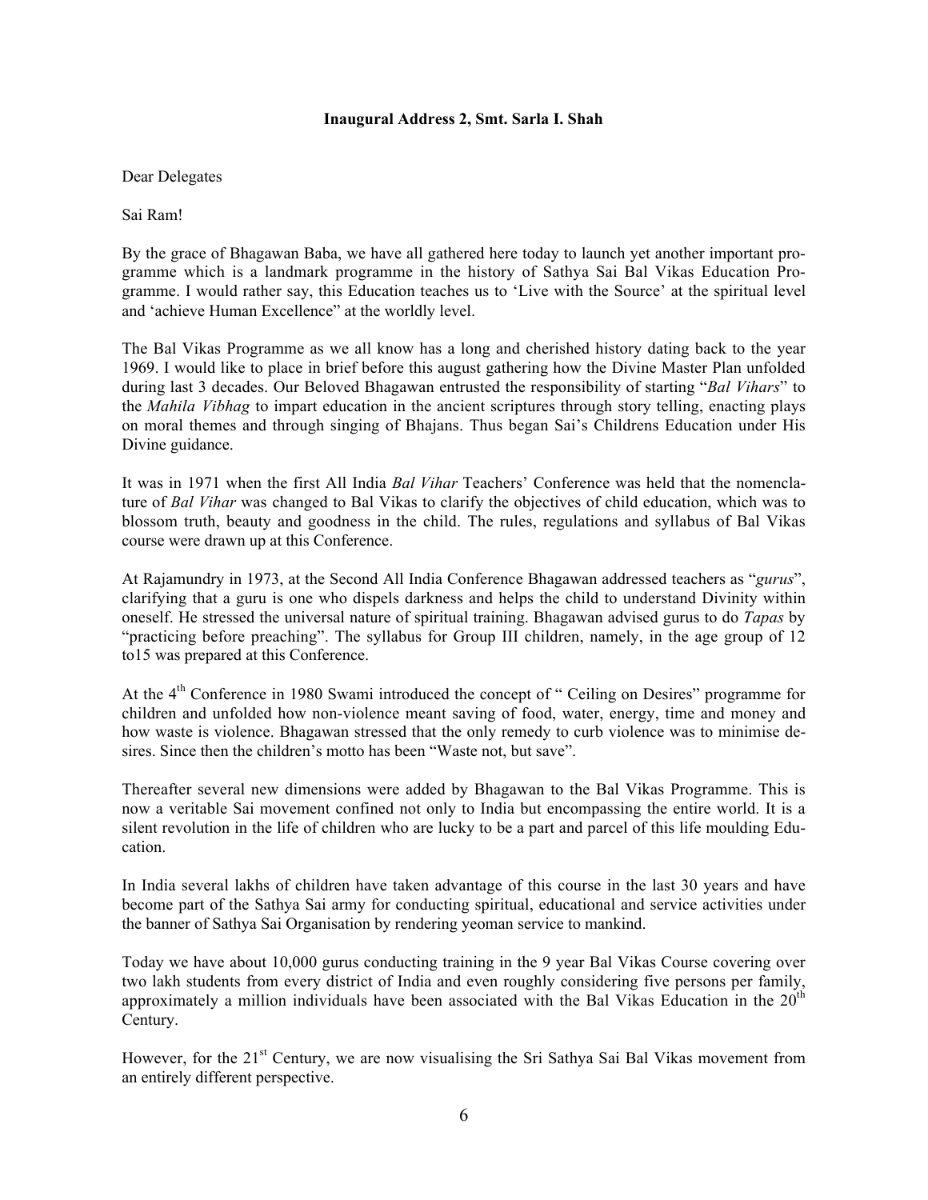**Inaugural Address 2, Smt. Sarla I. Shah**

Dear Delegates

Sai Ram!

By the grace of Bhagawan Baba, we have all gathered here today to launch yet another important programme which is a landmark programme in the history of Sathya Sai Bal Vikas Education Programme. I would rather say, this Education teaches us to 'Live with the Source' at the spiritual level and 'achieve Human Excellence" at the worldly level.

The Bal Vikas Programme as we all know has a long and cherished history dating back to the year 1969. I would like to place in brief before this august gathering how the Divine Master Plan unfolded during last 3 decades. Our Beloved Bhagawan entrusted the responsibility of starting "*Bal Vihars*" to the *Mahila Vibhag* to impart education in the ancient scriptures through story telling, enacting plays on moral themes and through singing of Bhajans. Thus began Sai's Childrens Education under His Divine guidance.

It was in 1971 when the first All India *Bal Vihar* Teachers' Conference was held that the nomenclature of *Bal Vihar* was changed to Bal Vikas to clarify the objectives of child education, which was to blossom truth, beauty and goodness in the child. The rules, regulations and syllabus of Bal Vikas course were drawn up at this Conference.

At Rajamundry in 1973, at the Second All India Conference Bhagawan addressed teachers as "*gurus*", clarifying that a guru is one who dispels darkness and helps the child to understand Divinity within oneself. He stressed the universal nature of spiritual training. Bhagawan advised gurus to do *Tapas* by "practicing before preaching". The syllabus for Group III children, namely, in the age group of 12 to15 was prepared at this Conference.

At the 4th Conference in 1980 Swami introduced the concept of " Ceiling on Desires" programme for children and unfolded how non-violence meant saving of food, water, energy, time and money and how waste is violence. Bhagawan stressed that the only remedy to curb violence was to minimise desires. Since then the children's motto has been "Waste not, but save".

Thereafter several new dimensions were added by Bhagawan to the Bal Vikas Programme. This is now a veritable Sai movement confined not only to India but encompassing the entire world. It is a silent revolution in the life of children who are lucky to be a part and parcel of this life moulding Education.

In India several lakhs of children have taken advantage of this course in the last 30 years and have become part of the Sathya Sai army for conducting spiritual, educational and service activities under the banner of Sathya Sai Organisation by rendering yeoman service to mankind.

Today we have about 10,000 gurus conducting training in the 9 year Bal Vikas Course covering over two lakh students from every district of India and even roughly considering five persons per family, approximately a million individuals have been associated with the Bal Vikas Education in the 20th Century.

However, for the 21st Century, we are now visualising the Sri Sathya Sai Bal Vikas movement from an entirely different perspective.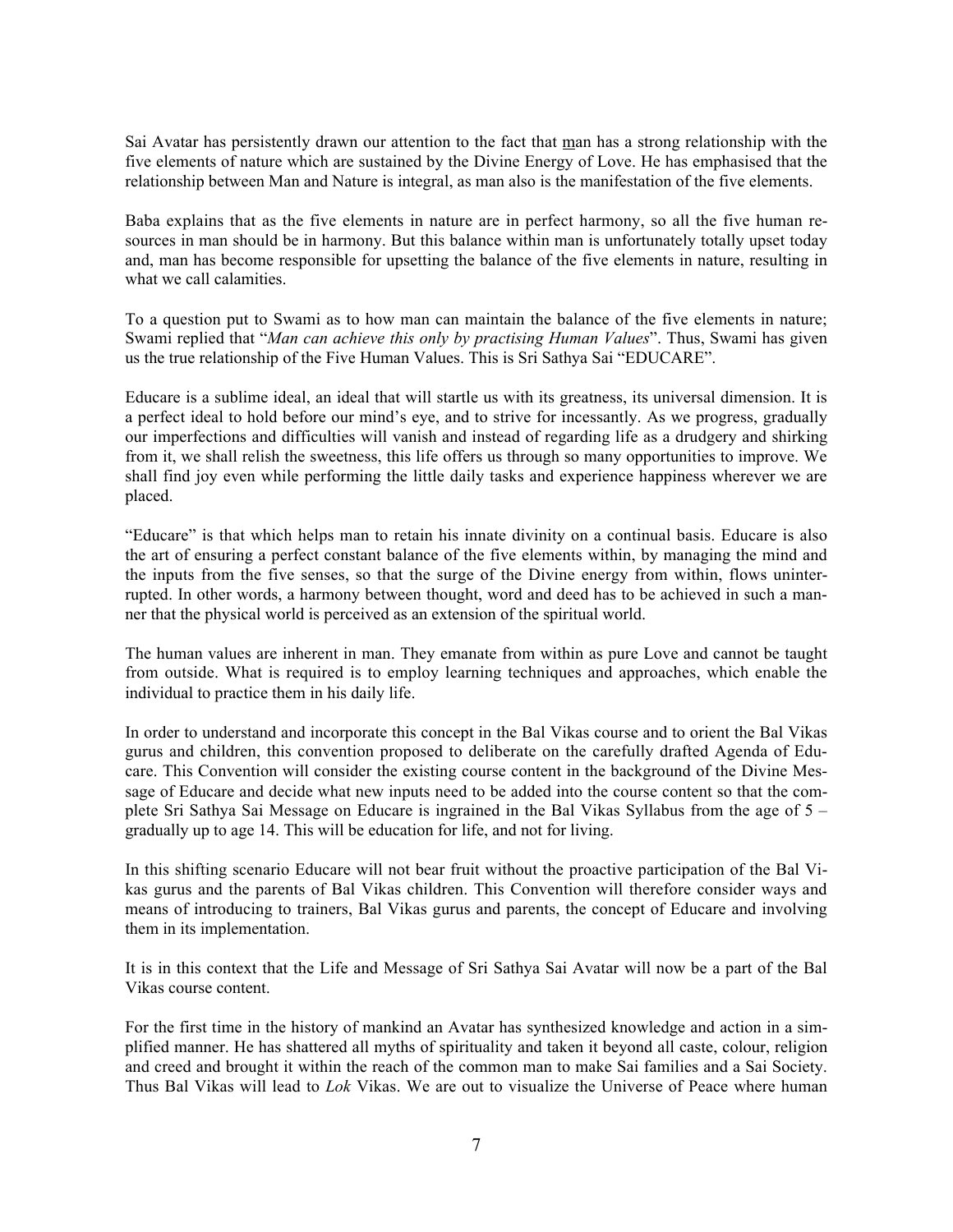Sai Avatar has persistently drawn our attention to the fact that man has a strong relationship with the five elements of nature which are sustained by the Divine Energy of Love. He has emphasised that the relationship between Man and Nature is integral, as man also is the manifestation of the five elements.

Baba explains that as the five elements in nature are in perfect harmony, so all the five human resources in man should be in harmony. But this balance within man is unfortunately totally upset today and, man has become responsible for upsetting the balance of the five elements in nature, resulting in what we call calamities.

To a question put to Swami as to how man can maintain the balance of the five elements in nature; Swami replied that "*Man can achieve this only by practising Human Values*". Thus, Swami has given us the true relationship of the Five Human Values. This is Sri Sathya Sai "EDUCARE".

Educare is a sublime ideal, an ideal that will startle us with its greatness, its universal dimension. It is a perfect ideal to hold before our mind's eye, and to strive for incessantly. As we progress, gradually our imperfections and difficulties will vanish and instead of regarding life as a drudgery and shirking from it, we shall relish the sweetness, this life offers us through so many opportunities to improve. We shall find joy even while performing the little daily tasks and experience happiness wherever we are placed.

"Educare" is that which helps man to retain his innate divinity on a continual basis. Educare is also the art of ensuring a perfect constant balance of the five elements within, by managing the mind and the inputs from the five senses, so that the surge of the Divine energy from within, flows uninterrupted. In other words, a harmony between thought, word and deed has to be achieved in such a manner that the physical world is perceived as an extension of the spiritual world.

The human values are inherent in man. They emanate from within as pure Love and cannot be taught from outside. What is required is to employ learning techniques and approaches, which enable the individual to practice them in his daily life.

In order to understand and incorporate this concept in the Bal Vikas course and to orient the Bal Vikas gurus and children, this convention proposed to deliberate on the carefully drafted Agenda of Educare. This Convention will consider the existing course content in the background of the Divine Message of Educare and decide what new inputs need to be added into the course content so that the complete Sri Sathya Sai Message on Educare is ingrained in the Bal Vikas Syllabus from the age of 5 – gradually up to age 14. This will be education for life, and not for living.

In this shifting scenario Educare will not bear fruit without the proactive participation of the Bal Vikas gurus and the parents of Bal Vikas children. This Convention will therefore consider ways and means of introducing to trainers, Bal Vikas gurus and parents, the concept of Educare and involving them in its implementation.

It is in this context that the Life and Message of Sri Sathya Sai Avatar will now be a part of the Bal Vikas course content.

For the first time in the history of mankind an Avatar has synthesized knowledge and action in a simplified manner. He has shattered all myths of spirituality and taken it beyond all caste, colour, religion and creed and brought it within the reach of the common man to make Sai families and a Sai Society. Thus Bal Vikas will lead to *Lok* Vikas. We are out to visualize the Universe of Peace where human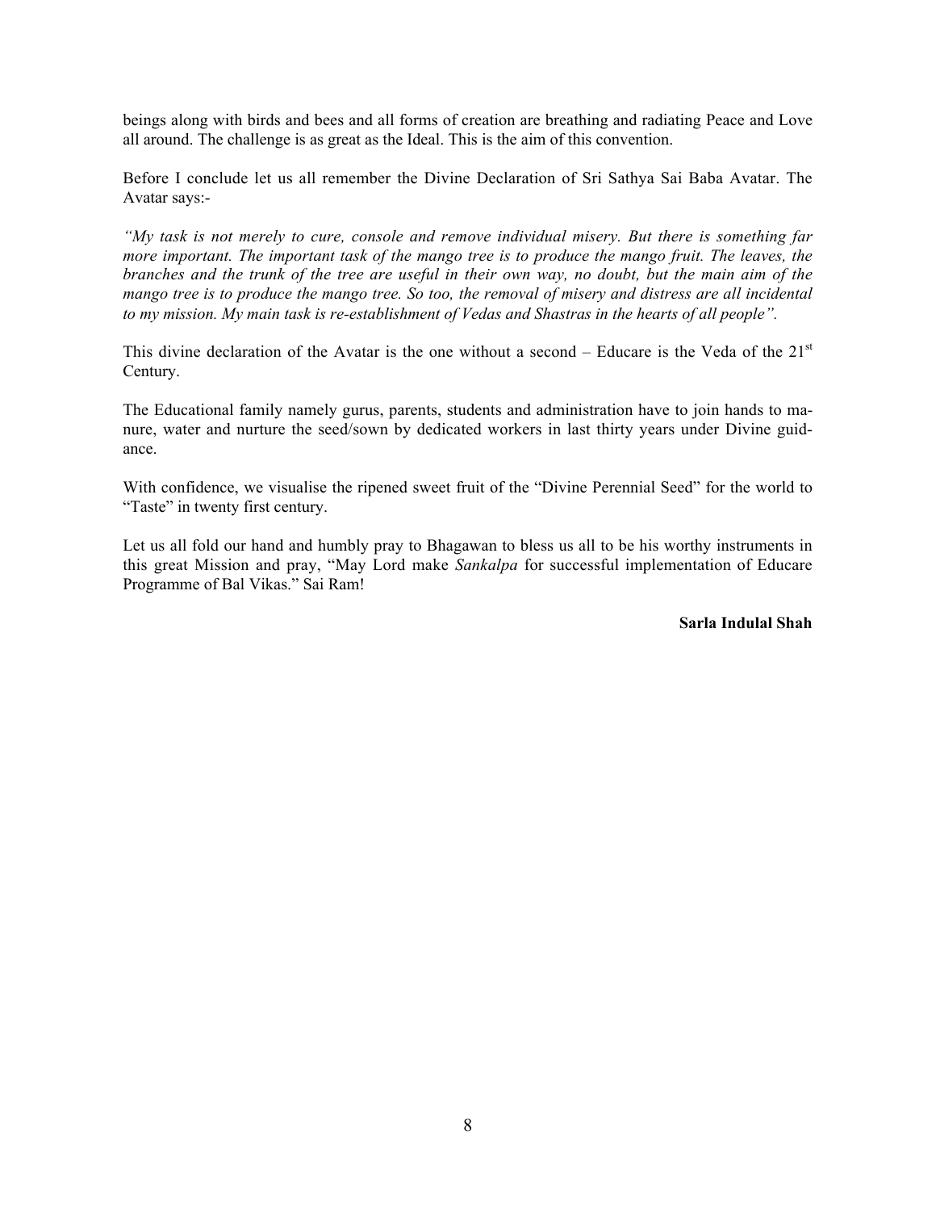beings along with birds and bees and all forms of creation are breathing and radiating Peace and Love all around. The challenge is as great as the Ideal. This is the aim of this convention.

Before I conclude let us all remember the Divine Declaration of Sri Sathya Sai Baba Avatar. The Avatar says:-

*"My task is not merely to cure, console and remove individual misery. But there is something far more important. The important task of the mango tree is to produce the mango fruit. The leaves, the branches and the trunk of the tree are useful in their own way, no doubt, but the main aim of the mango tree is to produce the mango tree. So too, the removal of misery and distress are all incidental to my mission. My main task is re-establishment of Vedas and Shastras in the hearts of all people".*

This divine declaration of the Avatar is the one without a second – Educare is the Veda of the 21st Century.

The Educational family namely gurus, parents, students and administration have to join hands to manure, water and nurture the seed/sown by dedicated workers in last thirty years under Divine guidance.

With confidence, we visualise the ripened sweet fruit of the "Divine Perennial Seed" for the world to "Taste" in twenty first century.

Let us all fold our hand and humbly pray to Bhagawan to bless us all to be his worthy instruments in this great Mission and pray, "May Lord make *Sankalpa* for successful implementation of Educare Programme of Bal Vikas." Sai Ram!

**Sarla Indulal Shah**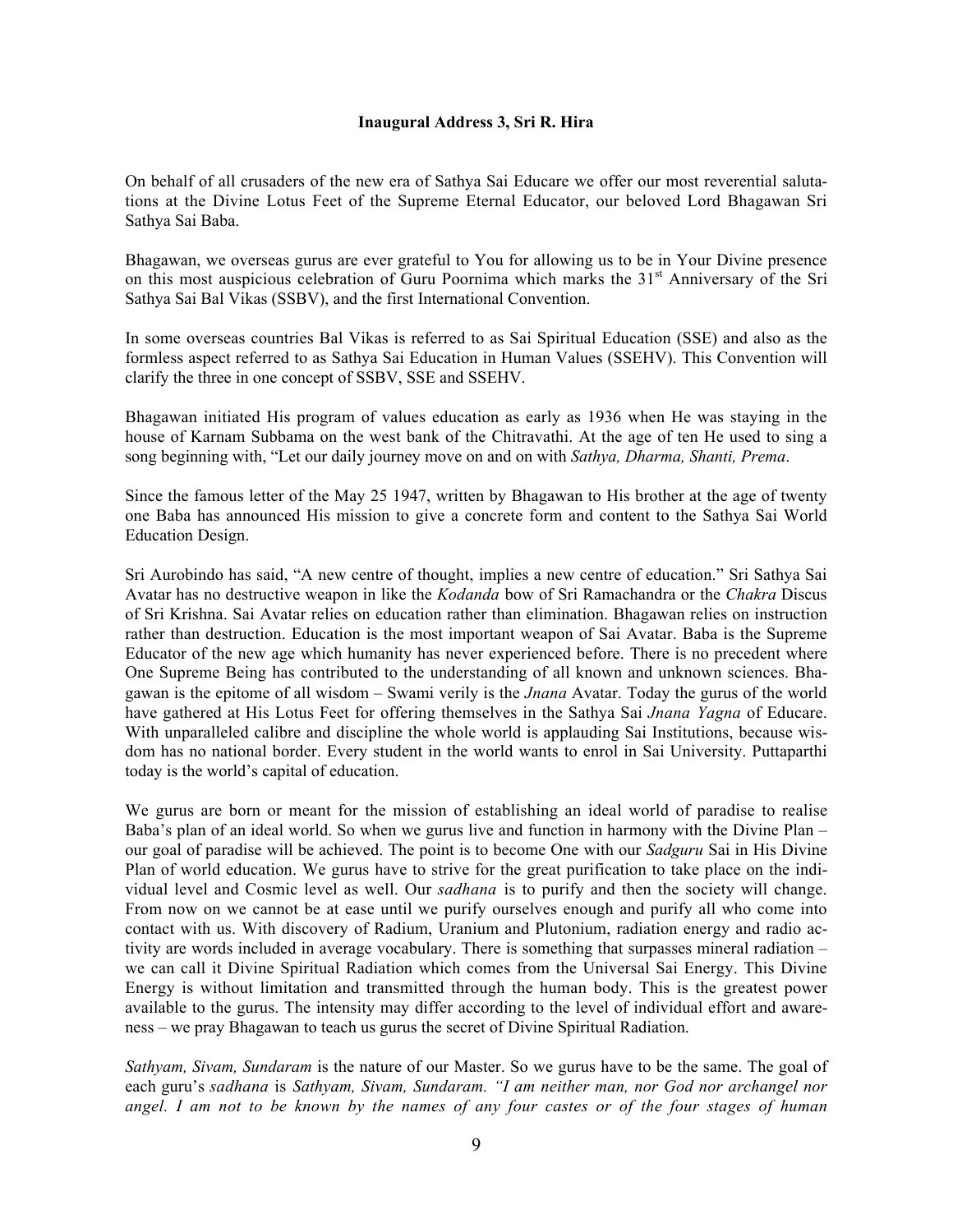**Inaugural Address 3, Sri R. Hira**

On behalf of all crusaders of the new era of Sathya Sai Educare we offer our most reverential salutations at the Divine Lotus Feet of the Supreme Eternal Educator, our beloved Lord Bhagawan Sri Sathya Sai Baba.

Bhagawan, we overseas gurus are ever grateful to You for allowing us to be in Your Divine presence on this most auspicious celebration of Guru Poornima which marks the 31st Anniversary of the Sri Sathya Sai Bal Vikas (SSBV), and the first International Convention.

In some overseas countries Bal Vikas is referred to as Sai Spiritual Education (SSE) and also as the formless aspect referred to as Sathya Sai Education in Human Values (SSEHV). This Convention will clarify the three in one concept of SSBV, SSE and SSEHV.

Bhagawan initiated His program of values education as early as 1936 when He was staying in the house of Karnam Subbama on the west bank of the Chitravathi. At the age of ten He used to sing a song beginning with, "Let our daily journey move on and on with *Sathya, Dharma, Shanti, Prema*.

Since the famous letter of the May 25 1947, written by Bhagawan to His brother at the age of twenty one Baba has announced His mission to give a concrete form and content to the Sathya Sai World Education Design.

Sri Aurobindo has said, "A new centre of thought, implies a new centre of education." Sri Sathya Sai Avatar has no destructive weapon in like the *Kodanda* bow of Sri Ramachandra or the *Chakra* Discus of Sri Krishna. Sai Avatar relies on education rather than elimination. Bhagawan relies on instruction rather than destruction. Education is the most important weapon of Sai Avatar. Baba is the Supreme Educator of the new age which humanity has never experienced before. There is no precedent where One Supreme Being has contributed to the understanding of all known and unknown sciences. Bhagawan is the epitome of all wisdom – Swami verily is the *Jnana* Avatar. Today the gurus of the world have gathered at His Lotus Feet for offering themselves in the Sathya Sai *Jnana Yagna* of Educare. With unparalleled calibre and discipline the whole world is applauding Sai Institutions, because wisdom has no national border. Every student in the world wants to enrol in Sai University. Puttaparthi today is the world's capital of education.

We gurus are born or meant for the mission of establishing an ideal world of paradise to realise Baba's plan of an ideal world. So when we gurus live and function in harmony with the Divine Plan – our goal of paradise will be achieved. The point is to become One with our *Sadguru* Sai in His Divine Plan of world education. We gurus have to strive for the great purification to take place on the individual level and Cosmic level as well. Our *sadhana* is to purify and then the society will change. From now on we cannot be at ease until we purify ourselves enough and purify all who come into contact with us. With discovery of Radium, Uranium and Plutonium, radiation energy and radio activity are words included in average vocabulary. There is something that surpasses mineral radiation – we can call it Divine Spiritual Radiation which comes from the Universal Sai Energy. This Divine Energy is without limitation and transmitted through the human body. This is the greatest power available to the gurus. The intensity may differ according to the level of individual effort and awareness – we pray Bhagawan to teach us gurus the secret of Divine Spiritual Radiation.

*Sathyam, Sivam, Sundaram* is the nature of our Master. So we gurus have to be the same. The goal of each guru's *sadhana* is *Sathyam, Sivam, Sundaram. "I am neither man, nor God nor archangel nor angel. I am not to be known by the names of any four castes or of the four stages of human*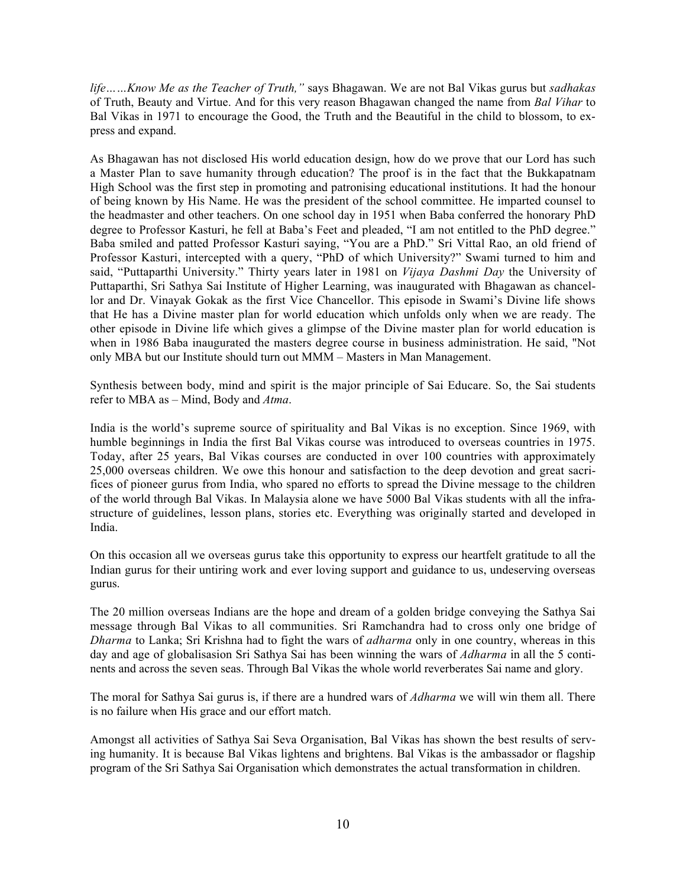*life……Know Me as the Teacher of Truth,"* says Bhagawan. We are not Bal Vikas gurus but *sadhakas* of Truth, Beauty and Virtue. And for this very reason Bhagawan changed the name from *Bal Vihar* to Bal Vikas in 1971 to encourage the Good, the Truth and the Beautiful in the child to blossom, to express and expand.

As Bhagawan has not disclosed His world education design, how do we prove that our Lord has such a Master Plan to save humanity through education? The proof is in the fact that the Bukkapatnam High School was the first step in promoting and patronising educational institutions. It had the honour of being known by His Name. He was the president of the school committee. He imparted counsel to the headmaster and other teachers. On one school day in 1951 when Baba conferred the honorary PhD degree to Professor Kasturi, he fell at Baba's Feet and pleaded, "I am not entitled to the PhD degree." Baba smiled and patted Professor Kasturi saying, "You are a PhD." Sri Vittal Rao, an old friend of Professor Kasturi, intercepted with a query, "PhD of which University?" Swami turned to him and said, "Puttaparthi University." Thirty years later in 1981 on *Vijaya Dashmi Day* the University of Puttaparthi, Sri Sathya Sai Institute of Higher Learning, was inaugurated with Bhagawan as chancellor and Dr. Vinayak Gokak as the first Vice Chancellor. This episode in Swami's Divine life shows that He has a Divine master plan for world education which unfolds only when we are ready. The other episode in Divine life which gives a glimpse of the Divine master plan for world education is when in 1986 Baba inaugurated the masters degree course in business administration. He said, "Not only MBA but our Institute should turn out MMM – Masters in Man Management.

Synthesis between body, mind and spirit is the major principle of Sai Educare. So, the Sai students refer to MBA as – Mind, Body and *Atma*.

India is the world's supreme source of spirituality and Bal Vikas is no exception. Since 1969, with humble beginnings in India the first Bal Vikas course was introduced to overseas countries in 1975. Today, after 25 years, Bal Vikas courses are conducted in over 100 countries with approximately 25,000 overseas children. We owe this honour and satisfaction to the deep devotion and great sacrifices of pioneer gurus from India, who spared no efforts to spread the Divine message to the children of the world through Bal Vikas. In Malaysia alone we have 5000 Bal Vikas students with all the infrastructure of guidelines, lesson plans, stories etc. Everything was originally started and developed in India.

On this occasion all we overseas gurus take this opportunity to express our heartfelt gratitude to all the Indian gurus for their untiring work and ever loving support and guidance to us, undeserving overseas gurus.

The 20 million overseas Indians are the hope and dream of a golden bridge conveying the Sathya Sai message through Bal Vikas to all communities. Sri Ramchandra had to cross only one bridge of *Dharma* to Lanka; Sri Krishna had to fight the wars of *adharma* only in one country, whereas in this day and age of globalisasion Sri Sathya Sai has been winning the wars of *Adharma* in all the 5 continents and across the seven seas. Through Bal Vikas the whole world reverberates Sai name and glory.

The moral for Sathya Sai gurus is, if there are a hundred wars of *Adharma* we will win them all. There is no failure when His grace and our effort match.

Amongst all activities of Sathya Sai Seva Organisation, Bal Vikas has shown the best results of serving humanity. It is because Bal Vikas lightens and brightens. Bal Vikas is the ambassador or flagship program of the Sri Sathya Sai Organisation which demonstrates the actual transformation in children.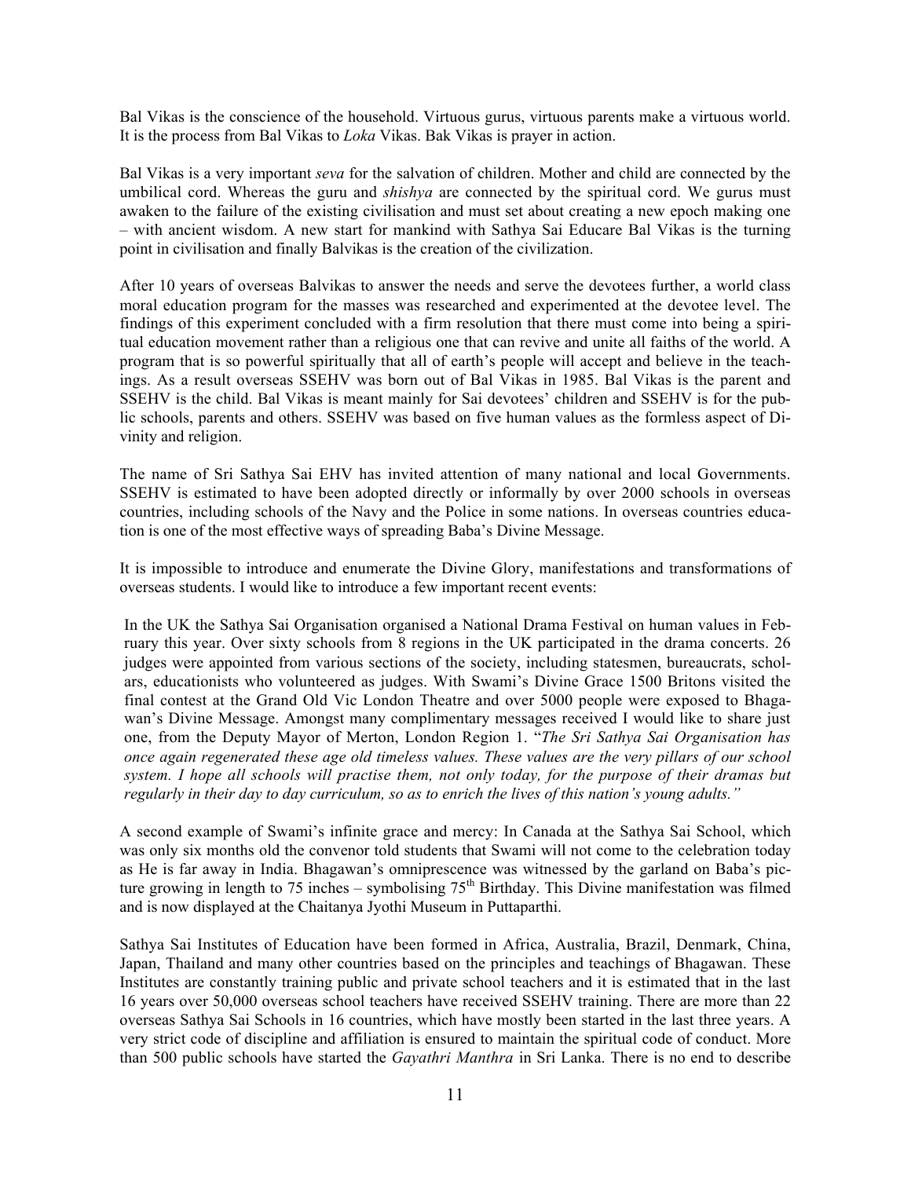Bal Vikas is the conscience of the household. Virtuous gurus, virtuous parents make a virtuous world. It is the process from Bal Vikas to *Loka* Vikas. Bak Vikas is prayer in action.

Bal Vikas is a very important *seva* for the salvation of children. Mother and child are connected by the umbilical cord. Whereas the guru and *shishya* are connected by the spiritual cord. We gurus must awaken to the failure of the existing civilisation and must set about creating a new epoch making one – with ancient wisdom. A new start for mankind with Sathya Sai Educare Bal Vikas is the turning point in civilisation and finally Balvikas is the creation of the civilization.

After 10 years of overseas Balvikas to answer the needs and serve the devotees further, a world class moral education program for the masses was researched and experimented at the devotee level. The findings of this experiment concluded with a firm resolution that there must come into being a spiritual education movement rather than a religious one that can revive and unite all faiths of the world. A program that is so powerful spiritually that all of earth's people will accept and believe in the teachings. As a result overseas SSEHV was born out of Bal Vikas in 1985. Bal Vikas is the parent and SSEHV is the child. Bal Vikas is meant mainly for Sai devotees' children and SSEHV is for the public schools, parents and others. SSEHV was based on five human values as the formless aspect of Divinity and religion.

The name of Sri Sathya Sai EHV has invited attention of many national and local Governments. SSEHV is estimated to have been adopted directly or informally by over 2000 schools in overseas countries, including schools of the Navy and the Police in some nations. In overseas countries education is one of the most effective ways of spreading Baba's Divine Message.

It is impossible to introduce and enumerate the Divine Glory, manifestations and transformations of overseas students. I would like to introduce a few important recent events:

In the UK the Sathya Sai Organisation organised a National Drama Festival on human values in February this year. Over sixty schools from 8 regions in the UK participated in the drama concerts. 26 judges were appointed from various sections of the society, including statesmen, bureaucrats, scholars, educationists who volunteered as judges. With Swami's Divine Grace 1500 Britons visited the final contest at the Grand Old Vic London Theatre and over 5000 people were exposed to Bhagawan's Divine Message. Amongst many complimentary messages received I would like to share just one, from the Deputy Mayor of Merton, London Region 1. "*The Sri Sathya Sai Organisation has once again regenerated these age old timeless values. These values are the very pillars of our school system. I hope all schools will practise them, not only today, for the purpose of their dramas but regularly in their day to day curriculum, so as to enrich the lives of this nation's young adults.*"

A second example of Swami's infinite grace and mercy: In Canada at the Sathya Sai School, which was only six months old the convenor told students that Swami will not come to the celebration today as He is far away in India. Bhagawan's omniprescence was witnessed by the garland on Baba's picture growing in length to 75 inches – symbolising 75th Birthday. This Divine manifestation was filmed and is now displayed at the Chaitanya Jyothi Museum in Puttaparthi.

Sathya Sai Institutes of Education have been formed in Africa, Australia, Brazil, Denmark, China, Japan, Thailand and many other countries based on the principles and teachings of Bhagawan. These Institutes are constantly training public and private school teachers and it is estimated that in the last 16 years over 50,000 overseas school teachers have received SSEHV training. There are more than 22 overseas Sathya Sai Schools in 16 countries, which have mostly been started in the last three years. A very strict code of discipline and affiliation is ensured to maintain the spiritual code of conduct. More than 500 public schools have started the *Gayathri Manthra* in Sri Lanka. There is no end to describe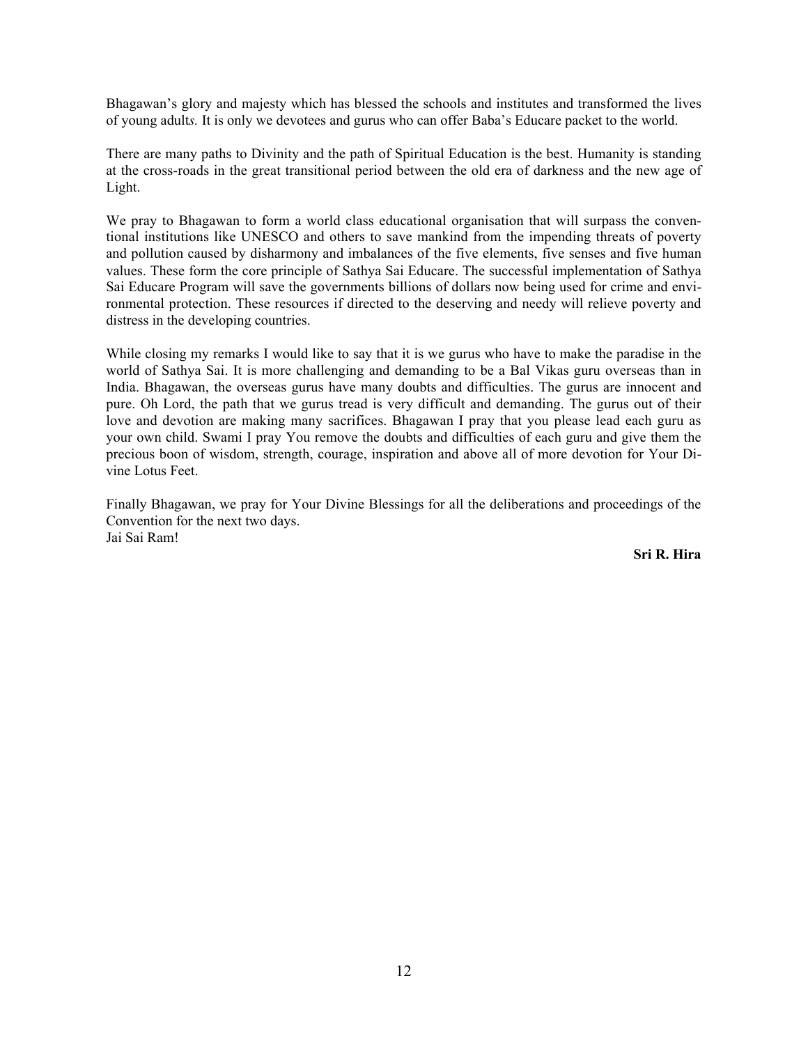Bhagawan's glory and majesty which has blessed the schools and institutes and transformed the lives of young adult*s.* It is only we devotees and gurus who can offer Baba's Educare packet to the world.

There are many paths to Divinity and the path of Spiritual Education is the best. Humanity is standing at the cross-roads in the great transitional period between the old era of darkness and the new age of Light.

We pray to Bhagawan to form a world class educational organisation that will surpass the conventional institutions like UNESCO and others to save mankind from the impending threats of poverty and pollution caused by disharmony and imbalances of the five elements, five senses and five human values. These form the core principle of Sathya Sai Educare. The successful implementation of Sathya Sai Educare Program will save the governments billions of dollars now being used for crime and environmental protection. These resources if directed to the deserving and needy will relieve poverty and distress in the developing countries.

While closing my remarks I would like to say that it is we gurus who have to make the paradise in the world of Sathya Sai. It is more challenging and demanding to be a Bal Vikas guru overseas than in India. Bhagawan, the overseas gurus have many doubts and difficulties. The gurus are innocent and pure. Oh Lord, the path that we gurus tread is very difficult and demanding. The gurus out of their love and devotion are making many sacrifices. Bhagawan I pray that you please lead each guru as your own child. Swami I pray You remove the doubts and difficulties of each guru and give them the precious boon of wisdom, strength, courage, inspiration and above all of more devotion for Your Divine Lotus Feet.

Finally Bhagawan, we pray for Your Divine Blessings for all the deliberations and proceedings of the Convention for the next two days.
Jai Sai Ram!

**Sri R. Hira**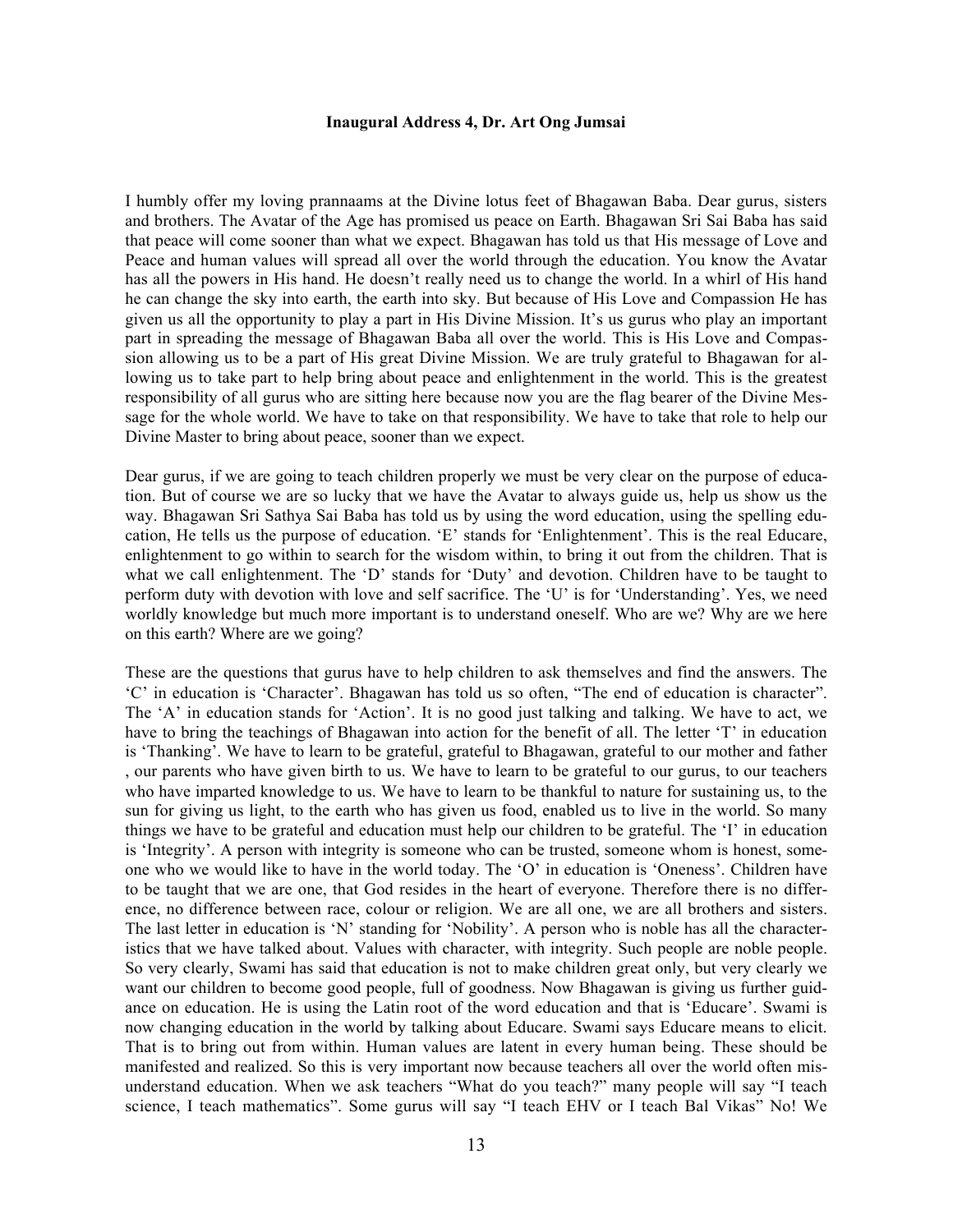**Inaugural Address 4, Dr. Art Ong Jumsai**

I humbly offer my loving prannaams at the Divine lotus feet of Bhagawan Baba. Dear gurus, sisters and brothers. The Avatar of the Age has promised us peace on Earth. Bhagawan Sri Sai Baba has said that peace will come sooner than what we expect. Bhagawan has told us that His message of Love and Peace and human values will spread all over the world through the education. You know the Avatar has all the powers in His hand. He doesn't really need us to change the world. In a whirl of His hand he can change the sky into earth, the earth into sky. But because of His Love and Compassion He has given us all the opportunity to play a part in His Divine Mission. It's us gurus who play an important part in spreading the message of Bhagawan Baba all over the world. This is His Love and Compassion allowing us to be a part of His great Divine Mission. We are truly grateful to Bhagawan for allowing us to take part to help bring about peace and enlightenment in the world. This is the greatest responsibility of all gurus who are sitting here because now you are the flag bearer of the Divine Message for the whole world. We have to take on that responsibility. We have to take that role to help our Divine Master to bring about peace, sooner than we expect.

Dear gurus, if we are going to teach children properly we must be very clear on the purpose of education. But of course we are so lucky that we have the Avatar to always guide us, help us show us the way. Bhagawan Sri Sathya Sai Baba has told us by using the word education, using the spelling education, He tells us the purpose of education. 'E' stands for 'Enlightenment'. This is the real Educare, enlightenment to go within to search for the wisdom within, to bring it out from the children. That is what we call enlightenment. The 'D' stands for 'Duty' and devotion. Children have to be taught to perform duty with devotion with love and self sacrifice. The 'U' is for 'Understanding'. Yes, we need worldly knowledge but much more important is to understand oneself. Who are we? Why are we here on this earth? Where are we going?

These are the questions that gurus have to help children to ask themselves and find the answers. The 'C' in education is 'Character'. Bhagawan has told us so often, "The end of education is character". The 'A' in education stands for 'Action'. It is no good just talking and talking. We have to act, we have to bring the teachings of Bhagawan into action for the benefit of all. The letter 'T' in education is 'Thanking'. We have to learn to be grateful, grateful to Bhagawan, grateful to our mother and father , our parents who have given birth to us. We have to learn to be grateful to our gurus, to our teachers who have imparted knowledge to us. We have to learn to be thankful to nature for sustaining us, to the sun for giving us light, to the earth who has given us food, enabled us to live in the world. So many things we have to be grateful and education must help our children to be grateful. The 'I' in education is 'Integrity'. A person with integrity is someone who can be trusted, someone whom is honest, someone who we would like to have in the world today. The 'O' in education is 'Oneness'. Children have to be taught that we are one, that God resides in the heart of everyone. Therefore there is no difference, no difference between race, colour or religion. We are all one, we are all brothers and sisters. The last letter in education is 'N' standing for 'Nobility'. A person who is noble has all the characteristics that we have talked about. Values with character, with integrity. Such people are noble people. So very clearly, Swami has said that education is not to make children great only, but very clearly we want our children to become good people, full of goodness. Now Bhagawan is giving us further guidance on education. He is using the Latin root of the word education and that is 'Educare'. Swami is now changing education in the world by talking about Educare. Swami says Educare means to elicit. That is to bring out from within. Human values are latent in every human being. These should be manifested and realized. So this is very important now because teachers all over the world often misunderstand education. When we ask teachers "What do you teach?" many people will say "I teach science, I teach mathematics". Some gurus will say "I teach EHV or I teach Bal Vikas" No! We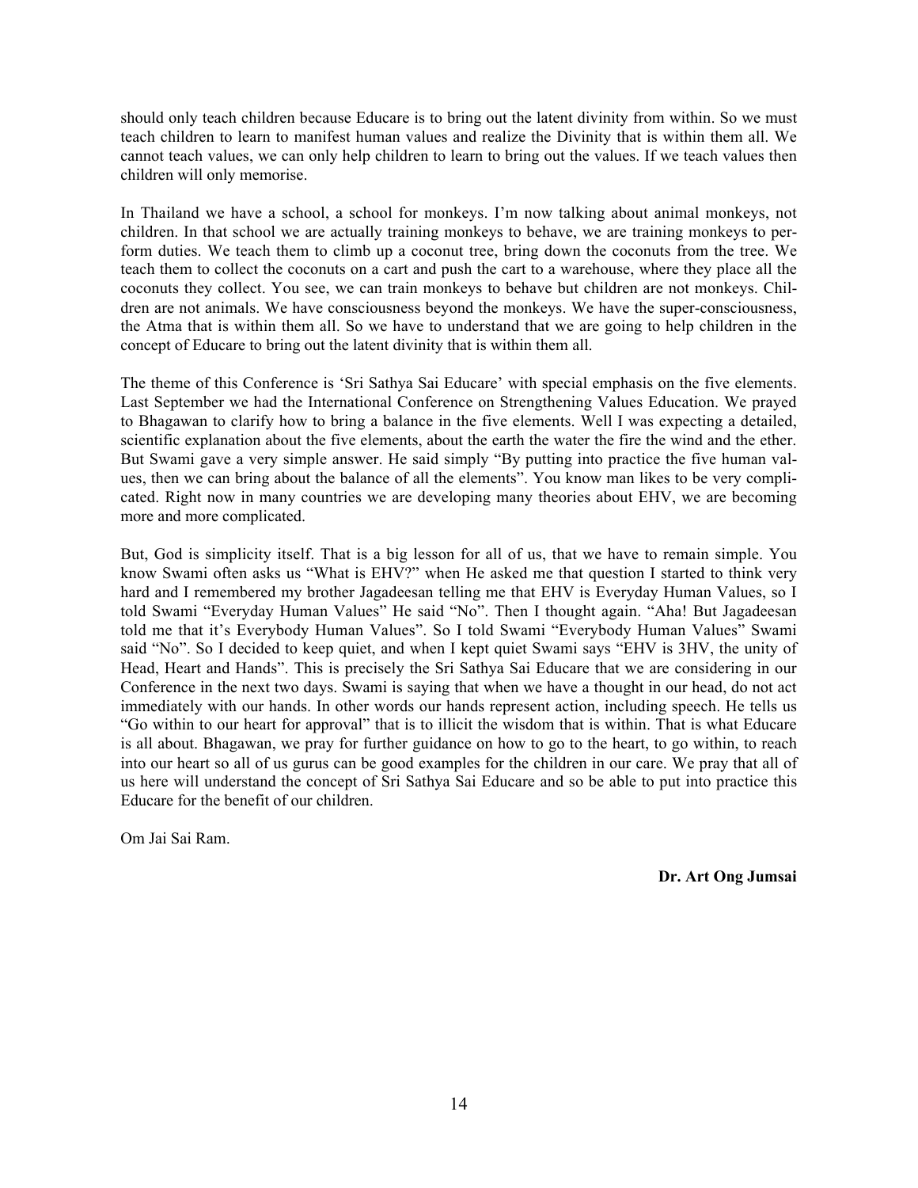should only teach children because Educare is to bring out the latent divinity from within. So we must teach children to learn to manifest human values and realize the Divinity that is within them all. We cannot teach values, we can only help children to learn to bring out the values. If we teach values then children will only memorise.

In Thailand we have a school, a school for monkeys. I'm now talking about animal monkeys, not children. In that school we are actually training monkeys to behave, we are training monkeys to perform duties. We teach them to climb up a coconut tree, bring down the coconuts from the tree. We teach them to collect the coconuts on a cart and push the cart to a warehouse, where they place all the coconuts they collect. You see, we can train monkeys to behave but children are not monkeys. Children are not animals. We have consciousness beyond the monkeys. We have the super-consciousness, the Atma that is within them all. So we have to understand that we are going to help children in the concept of Educare to bring out the latent divinity that is within them all.

The theme of this Conference is 'Sri Sathya Sai Educare' with special emphasis on the five elements. Last September we had the International Conference on Strengthening Values Education. We prayed to Bhagawan to clarify how to bring a balance in the five elements. Well I was expecting a detailed, scientific explanation about the five elements, about the earth the water the fire the wind and the ether. But Swami gave a very simple answer. He said simply "By putting into practice the five human values, then we can bring about the balance of all the elements". You know man likes to be very complicated. Right now in many countries we are developing many theories about EHV, we are becoming more and more complicated.

But, God is simplicity itself. That is a big lesson for all of us, that we have to remain simple. You know Swami often asks us "What is EHV?" when He asked me that question I started to think very hard and I remembered my brother Jagadeesan telling me that EHV is Everyday Human Values, so I told Swami "Everyday Human Values" He said "No". Then I thought again. "Aha! But Jagadeesan told me that it's Everybody Human Values". So I told Swami "Everybody Human Values" Swami said "No". So I decided to keep quiet, and when I kept quiet Swami says "EHV is 3HV, the unity of Head, Heart and Hands". This is precisely the Sri Sathya Sai Educare that we are considering in our Conference in the next two days. Swami is saying that when we have a thought in our head, do not act immediately with our hands. In other words our hands represent action, including speech. He tells us "Go within to our heart for approval" that is to illicit the wisdom that is within. That is what Educare is all about. Bhagawan, we pray for further guidance on how to go to the heart, to go within, to reach into our heart so all of us gurus can be good examples for the children in our care. We pray that all of us here will understand the concept of Sri Sathya Sai Educare and so be able to put into practice this Educare for the benefit of our children.

Om Jai Sai Ram.

**Dr. Art Ong Jumsai**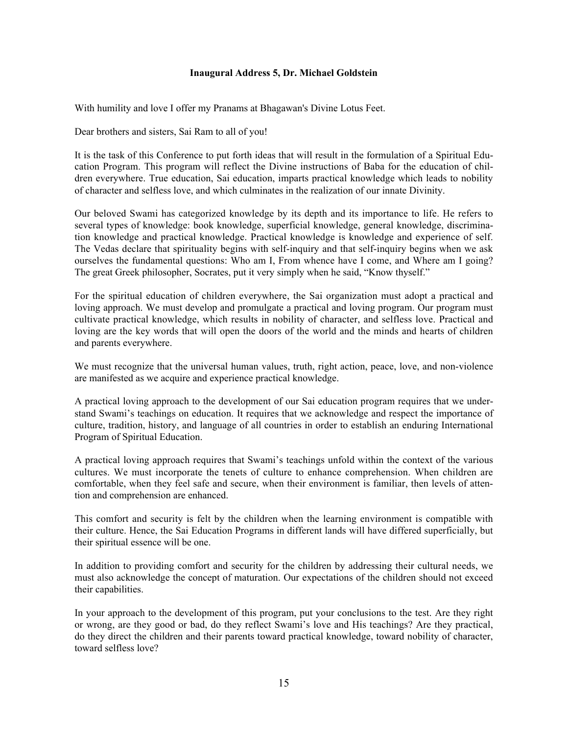**Inaugural Address 5, Dr. Michael Goldstein**

With humility and love I offer my Pranams at Bhagawan's Divine Lotus Feet.

Dear brothers and sisters, Sai Ram to all of you!

It is the task of this Conference to put forth ideas that will result in the formulation of a Spiritual Education Program. This program will reflect the Divine instructions of Baba for the education of children everywhere. True education, Sai education, imparts practical knowledge which leads to nobility of character and selfless love, and which culminates in the realization of our innate Divinity.

Our beloved Swami has categorized knowledge by its depth and its importance to life. He refers to several types of knowledge: book knowledge, superficial knowledge, general knowledge, discrimination knowledge and practical knowledge. Practical knowledge is knowledge and experience of self. The Vedas declare that spirituality begins with self-inquiry and that self-inquiry begins when we ask ourselves the fundamental questions: Who am I, From whence have I come, and Where am I going? The great Greek philosopher, Socrates, put it very simply when he said, "Know thyself."

For the spiritual education of children everywhere, the Sai organization must adopt a practical and loving approach. We must develop and promulgate a practical and loving program. Our program must cultivate practical knowledge, which results in nobility of character, and selfless love. Practical and loving are the key words that will open the doors of the world and the minds and hearts of children and parents everywhere.

We must recognize that the universal human values, truth, right action, peace, love, and non-violence are manifested as we acquire and experience practical knowledge.

A practical loving approach to the development of our Sai education program requires that we understand Swami's teachings on education. It requires that we acknowledge and respect the importance of culture, tradition, history, and language of all countries in order to establish an enduring International Program of Spiritual Education.

A practical loving approach requires that Swami's teachings unfold within the context of the various cultures. We must incorporate the tenets of culture to enhance comprehension. When children are comfortable, when they feel safe and secure, when their environment is familiar, then levels of attention and comprehension are enhanced.

This comfort and security is felt by the children when the learning environment is compatible with their culture. Hence, the Sai Education Programs in different lands will have differed superficially, but their spiritual essence will be one.

In addition to providing comfort and security for the children by addressing their cultural needs, we must also acknowledge the concept of maturation. Our expectations of the children should not exceed their capabilities.

In your approach to the development of this program, put your conclusions to the test. Are they right or wrong, are they good or bad, do they reflect Swami's love and His teachings? Are they practical, do they direct the children and their parents toward practical knowledge, toward nobility of character, toward selfless love?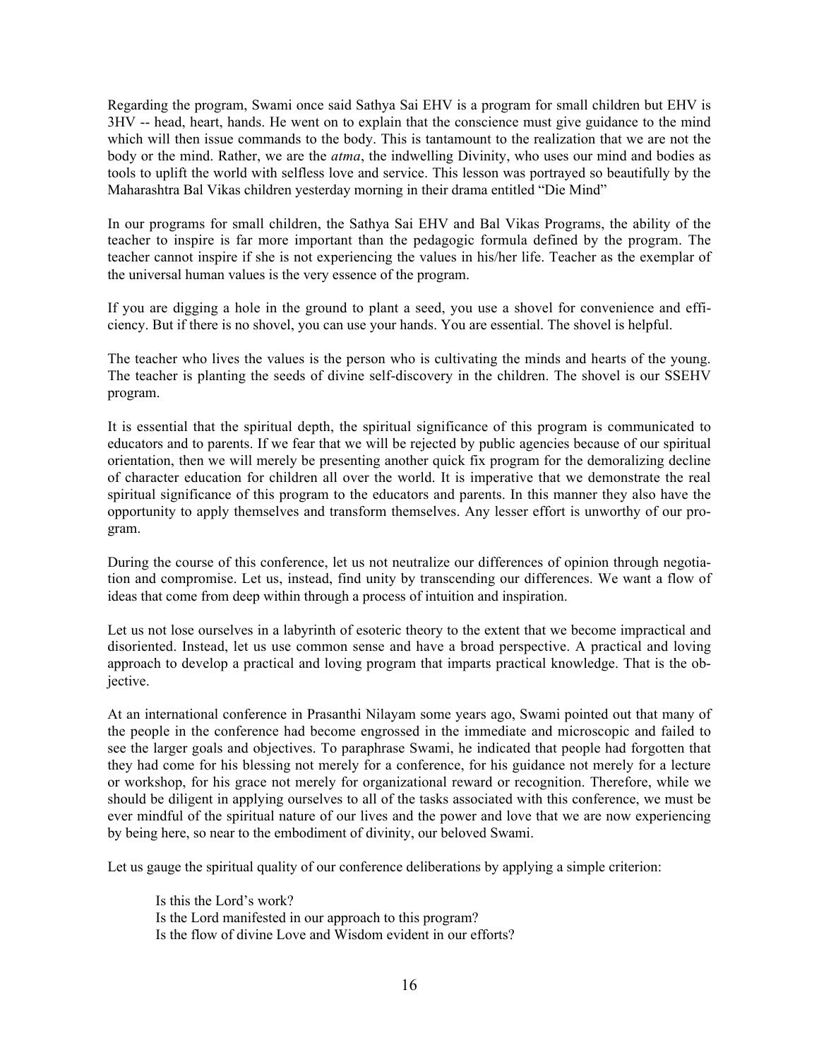Regarding the program, Swami once said Sathya Sai EHV is a program for small children but EHV is 3HV -- head, heart, hands. He went on to explain that the conscience must give guidance to the mind which will then issue commands to the body. This is tantamount to the realization that we are not the body or the mind. Rather, we are the *atma*, the indwelling Divinity, who uses our mind and bodies as tools to uplift the world with selfless love and service. This lesson was portrayed so beautifully by the Maharashtra Bal Vikas children yesterday morning in their drama entitled "Die Mind"

In our programs for small children, the Sathya Sai EHV and Bal Vikas Programs, the ability of the teacher to inspire is far more important than the pedagogic formula defined by the program. The teacher cannot inspire if she is not experiencing the values in his/her life. Teacher as the exemplar of the universal human values is the very essence of the program.

If you are digging a hole in the ground to plant a seed, you use a shovel for convenience and efficiency. But if there is no shovel, you can use your hands. You are essential. The shovel is helpful.

The teacher who lives the values is the person who is cultivating the minds and hearts of the young. The teacher is planting the seeds of divine self-discovery in the children. The shovel is our SSEHV program.

It is essential that the spiritual depth, the spiritual significance of this program is communicated to educators and to parents. If we fear that we will be rejected by public agencies because of our spiritual orientation, then we will merely be presenting another quick fix program for the demoralizing decline of character education for children all over the world. It is imperative that we demonstrate the real spiritual significance of this program to the educators and parents. In this manner they also have the opportunity to apply themselves and transform themselves. Any lesser effort is unworthy of our program.

During the course of this conference, let us not neutralize our differences of opinion through negotiation and compromise. Let us, instead, find unity by transcending our differences. We want a flow of ideas that come from deep within through a process of intuition and inspiration.

Let us not lose ourselves in a labyrinth of esoteric theory to the extent that we become impractical and disoriented. Instead, let us use common sense and have a broad perspective. A practical and loving approach to develop a practical and loving program that imparts practical knowledge. That is the objective.

At an international conference in Prasanthi Nilayam some years ago, Swami pointed out that many of the people in the conference had become engrossed in the immediate and microscopic and failed to see the larger goals and objectives. To paraphrase Swami, he indicated that people had forgotten that they had come for his blessing not merely for a conference, for his guidance not merely for a lecture or workshop, for his grace not merely for organizational reward or recognition. Therefore, while we should be diligent in applying ourselves to all of the tasks associated with this conference, we must be ever mindful of the spiritual nature of our lives and the power and love that we are now experiencing by being here, so near to the embodiment of divinity, our beloved Swami.

Let us gauge the spiritual quality of our conference deliberations by applying a simple criterion:

> Is this the Lord's work?
> Is the Lord manifested in our approach to this program?
> Is the flow of divine Love and Wisdom evident in our efforts?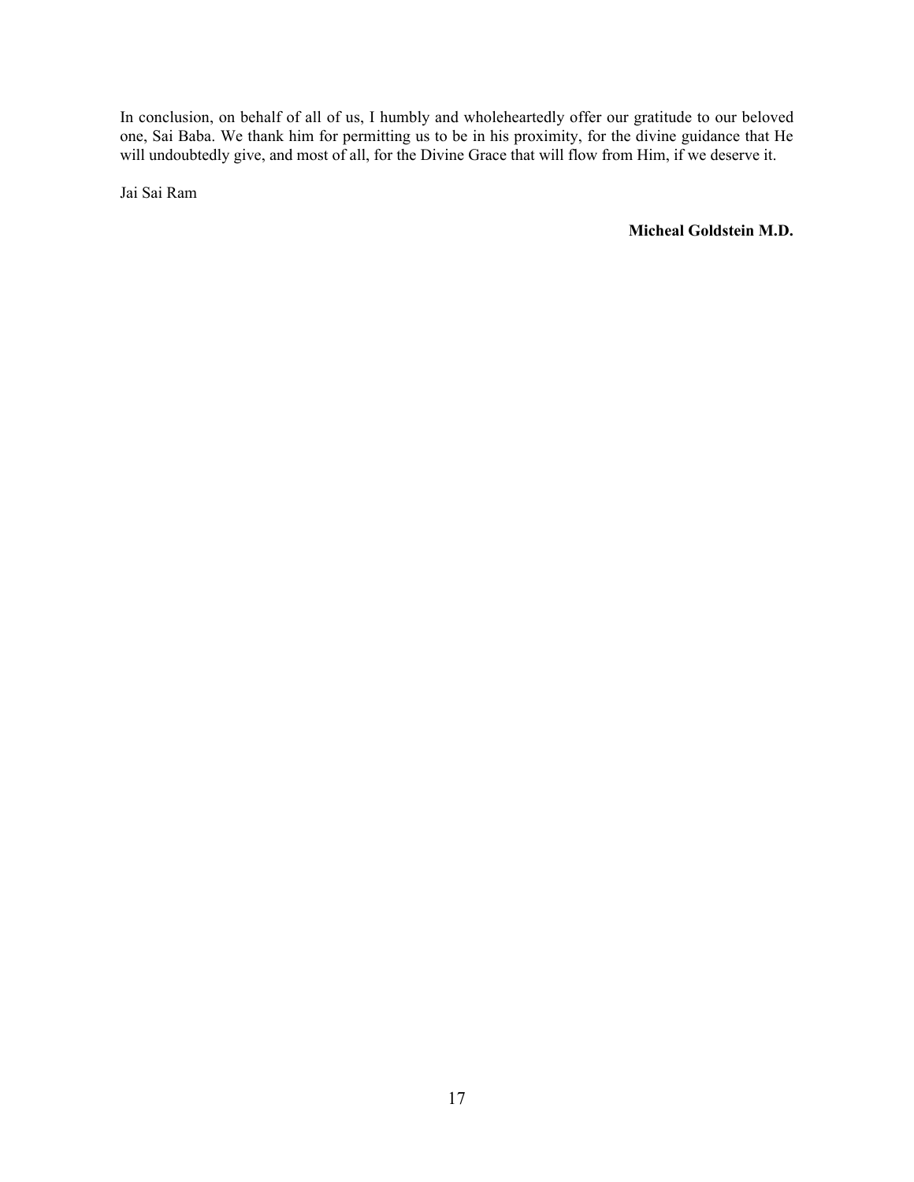In conclusion, on behalf of all of us, I humbly and wholeheartedly offer our gratitude to our beloved one, Sai Baba. We thank him for permitting us to be in his proximity, for the divine guidance that He will undoubtedly give, and most of all, for the Divine Grace that will flow from Him, if we deserve it.

Jai Sai Ram

**Micheal Goldstein M.D.**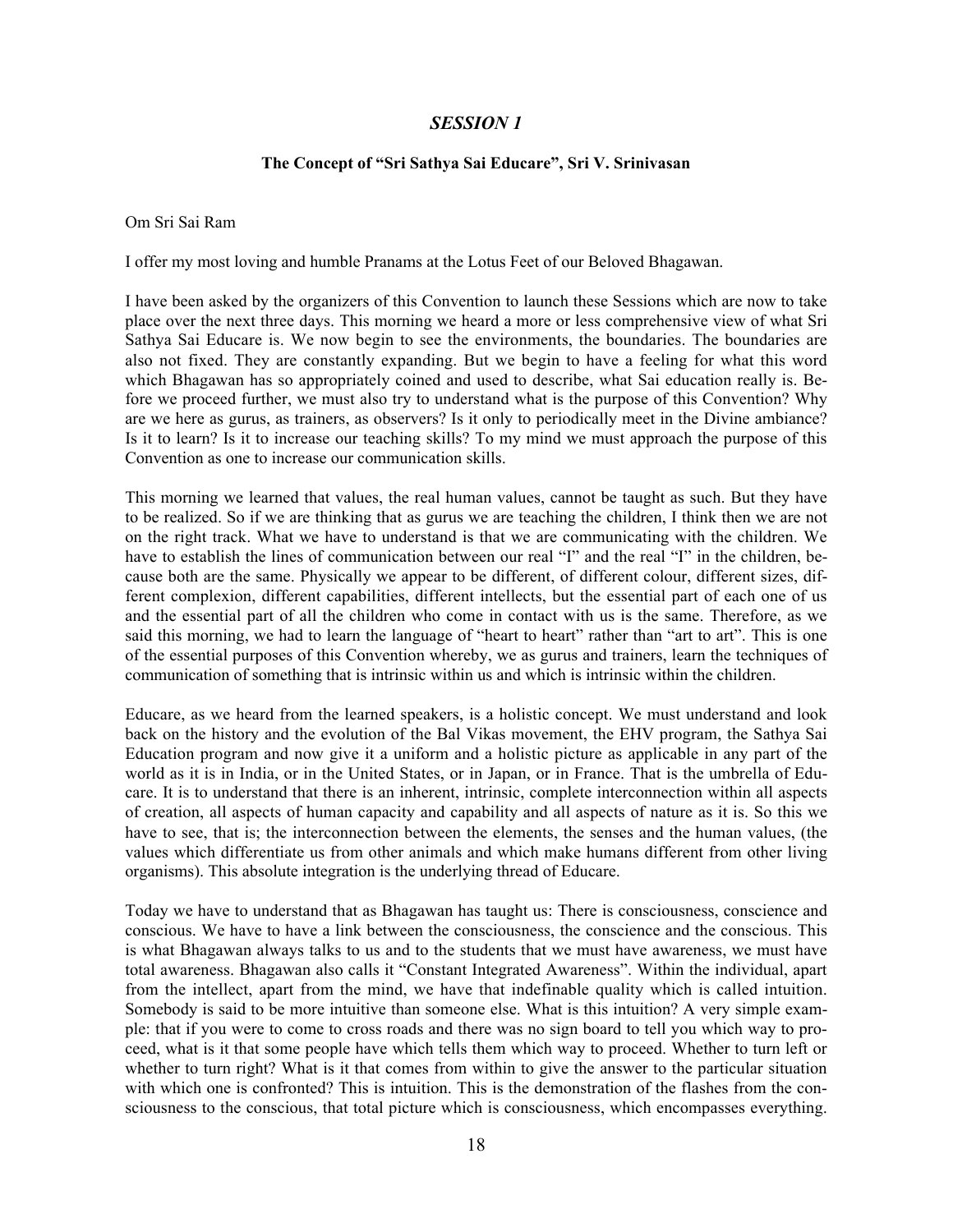## *SESSION 1*

### The Concept of "Sri Sathya Sai Educare", Sri V. Srinivasan

Om Sri Sai Ram

I offer my most loving and humble Pranams at the Lotus Feet of our Beloved Bhagawan.

I have been asked by the organizers of this Convention to launch these Sessions which are now to take place over the next three days. This morning we heard a more or less comprehensive view of what Sri Sathya Sai Educare is. We now begin to see the environments, the boundaries. The boundaries are also not fixed. They are constantly expanding. But we begin to have a feeling for what this word which Bhagawan has so appropriately coined and used to describe, what Sai education really is. Before we proceed further, we must also try to understand what is the purpose of this Convention? Why are we here as gurus, as trainers, as observers? Is it only to periodically meet in the Divine ambiance? Is it to learn? Is it to increase our teaching skills? To my mind we must approach the purpose of this Convention as one to increase our communication skills.

This morning we learned that values, the real human values, cannot be taught as such. But they have to be realized. So if we are thinking that as gurus we are teaching the children, I think then we are not on the right track. What we have to understand is that we are communicating with the children. We have to establish the lines of communication between our real "I" and the real "I" in the children, because both are the same. Physically we appear to be different, of different colour, different sizes, different complexion, different capabilities, different intellects, but the essential part of each one of us and the essential part of all the children who come in contact with us is the same. Therefore, as we said this morning, we had to learn the language of "heart to heart" rather than "art to art". This is one of the essential purposes of this Convention whereby, we as gurus and trainers, learn the techniques of communication of something that is intrinsic within us and which is intrinsic within the children.

Educare, as we heard from the learned speakers, is a holistic concept. We must understand and look back on the history and the evolution of the Bal Vikas movement, the EHV program, the Sathya Sai Education program and now give it a uniform and a holistic picture as applicable in any part of the world as it is in India, or in the United States, or in Japan, or in France. That is the umbrella of Educare. It is to understand that there is an inherent, intrinsic, complete interconnection within all aspects of creation, all aspects of human capacity and capability and all aspects of nature as it is. So this we have to see, that is; the interconnection between the elements, the senses and the human values, (the values which differentiate us from other animals and which make humans different from other living organisms). This absolute integration is the underlying thread of Educare.

Today we have to understand that as Bhagawan has taught us: There is consciousness, conscience and conscious. We have to have a link between the consciousness, the conscience and the conscious. This is what Bhagawan always talks to us and to the students that we must have awareness, we must have total awareness. Bhagawan also calls it "Constant Integrated Awareness". Within the individual, apart from the intellect, apart from the mind, we have that indefinable quality which is called intuition. Somebody is said to be more intuitive than someone else. What is this intuition? A very simple example: that if you were to come to cross roads and there was no sign board to tell you which way to proceed, what is it that some people have which tells them which way to proceed. Whether to turn left or whether to turn right? What is it that comes from within to give the answer to the particular situation with which one is confronted? This is intuition. This is the demonstration of the flashes from the consciousness to the conscious, that total picture which is consciousness, which encompasses everything.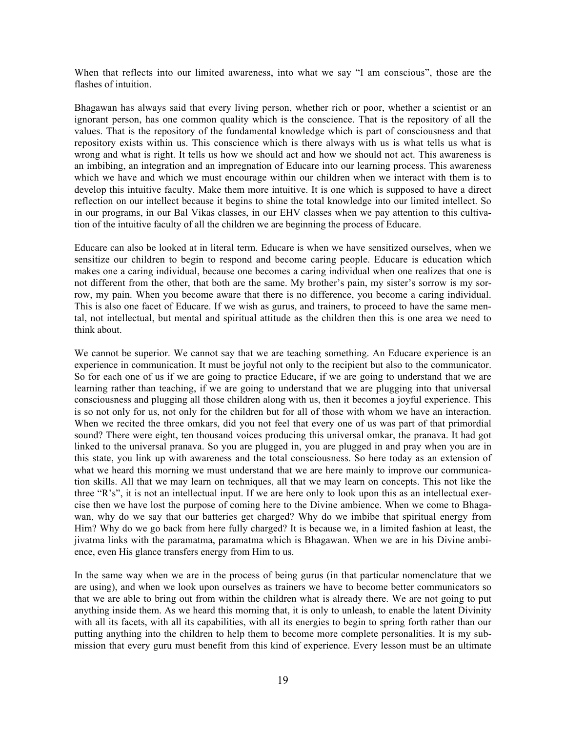When that reflects into our limited awareness, into what we say "I am conscious", those are the flashes of intuition.

Bhagawan has always said that every living person, whether rich or poor, whether a scientist or an ignorant person, has one common quality which is the conscience. That is the repository of all the values. That is the repository of the fundamental knowledge which is part of consciousness and that repository exists within us. This conscience which is there always with us is what tells us what is wrong and what is right. It tells us how we should act and how we should not act. This awareness is an imbibing, an integration and an impregnation of Educare into our learning process. This awareness which we have and which we must encourage within our children when we interact with them is to develop this intuitive faculty. Make them more intuitive. It is one which is supposed to have a direct reflection on our intellect because it begins to shine the total knowledge into our limited intellect. So in our programs, in our Bal Vikas classes, in our EHV classes when we pay attention to this cultivation of the intuitive faculty of all the children we are beginning the process of Educare.

Educare can also be looked at in literal term. Educare is when we have sensitized ourselves, when we sensitize our children to begin to respond and become caring people. Educare is education which makes one a caring individual, because one becomes a caring individual when one realizes that one is not different from the other, that both are the same. My brother's pain, my sister's sorrow is my sorrow, my pain. When you become aware that there is no difference, you become a caring individual. This is also one facet of Educare. If we wish as gurus, and trainers, to proceed to have the same mental, not intellectual, but mental and spiritual attitude as the children then this is one area we need to think about.

We cannot be superior. We cannot say that we are teaching something. An Educare experience is an experience in communication. It must be joyful not only to the recipient but also to the communicator. So for each one of us if we are going to practice Educare, if we are going to understand that we are learning rather than teaching, if we are going to understand that we are plugging into that universal consciousness and plugging all those children along with us, then it becomes a joyful experience. This is so not only for us, not only for the children but for all of those with whom we have an interaction. When we recited the three omkars, did you not feel that every one of us was part of that primordial sound? There were eight, ten thousand voices producing this universal omkar, the pranava. It had got linked to the universal pranava. So you are plugged in, you are plugged in and pray when you are in this state, you link up with awareness and the total consciousness. So here today as an extension of what we heard this morning we must understand that we are here mainly to improve our communication skills. All that we may learn on techniques, all that we may learn on concepts. This not like the three "R's", it is not an intellectual input. If we are here only to look upon this as an intellectual exercise then we have lost the purpose of coming here to the Divine ambience. When we come to Bhagawan, why do we say that our batteries get charged? Why do we imbibe that spiritual energy from Him? Why do we go back from here fully charged? It is because we, in a limited fashion at least, the jivatma links with the paramatma, paramatma which is Bhagawan. When we are in his Divine ambience, even His glance transfers energy from Him to us.

In the same way when we are in the process of being gurus (in that particular nomenclature that we are using), and when we look upon ourselves as trainers we have to become better communicators so that we are able to bring out from within the children what is already there. We are not going to put anything inside them. As we heard this morning that, it is only to unleash, to enable the latent Divinity with all its facets, with all its capabilities, with all its energies to begin to spring forth rather than our putting anything into the children to help them to become more complete personalities. It is my submission that every guru must benefit from this kind of experience. Every lesson must be an ultimate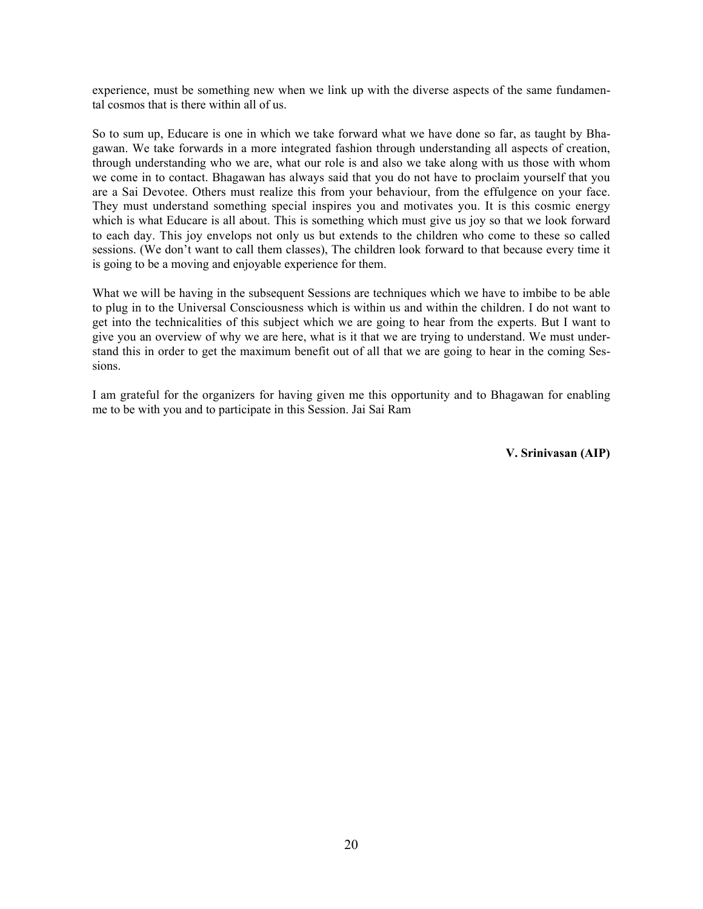experience, must be something new when we link up with the diverse aspects of the same fundamental cosmos that is there within all of us.

So to sum up, Educare is one in which we take forward what we have done so far, as taught by Bhagawan. We take forwards in a more integrated fashion through understanding all aspects of creation, through understanding who we are, what our role is and also we take along with us those with whom we come in to contact. Bhagawan has always said that you do not have to proclaim yourself that you are a Sai Devotee. Others must realize this from your behaviour, from the effulgence on your face. They must understand something special inspires you and motivates you. It is this cosmic energy which is what Educare is all about. This is something which must give us joy so that we look forward to each day. This joy envelops not only us but extends to the children who come to these so called sessions. (We don't want to call them classes), The children look forward to that because every time it is going to be a moving and enjoyable experience for them.

What we will be having in the subsequent Sessions are techniques which we have to imbibe to be able to plug in to the Universal Consciousness which is within us and within the children. I do not want to get into the technicalities of this subject which we are going to hear from the experts. But I want to give you an overview of why we are here, what is it that we are trying to understand. We must understand this in order to get the maximum benefit out of all that we are going to hear in the coming Sessions.

I am grateful for the organizers for having given me this opportunity and to Bhagawan for enabling me to be with you and to participate in this Session. Jai Sai Ram

**V. Srinivasan (AIP)**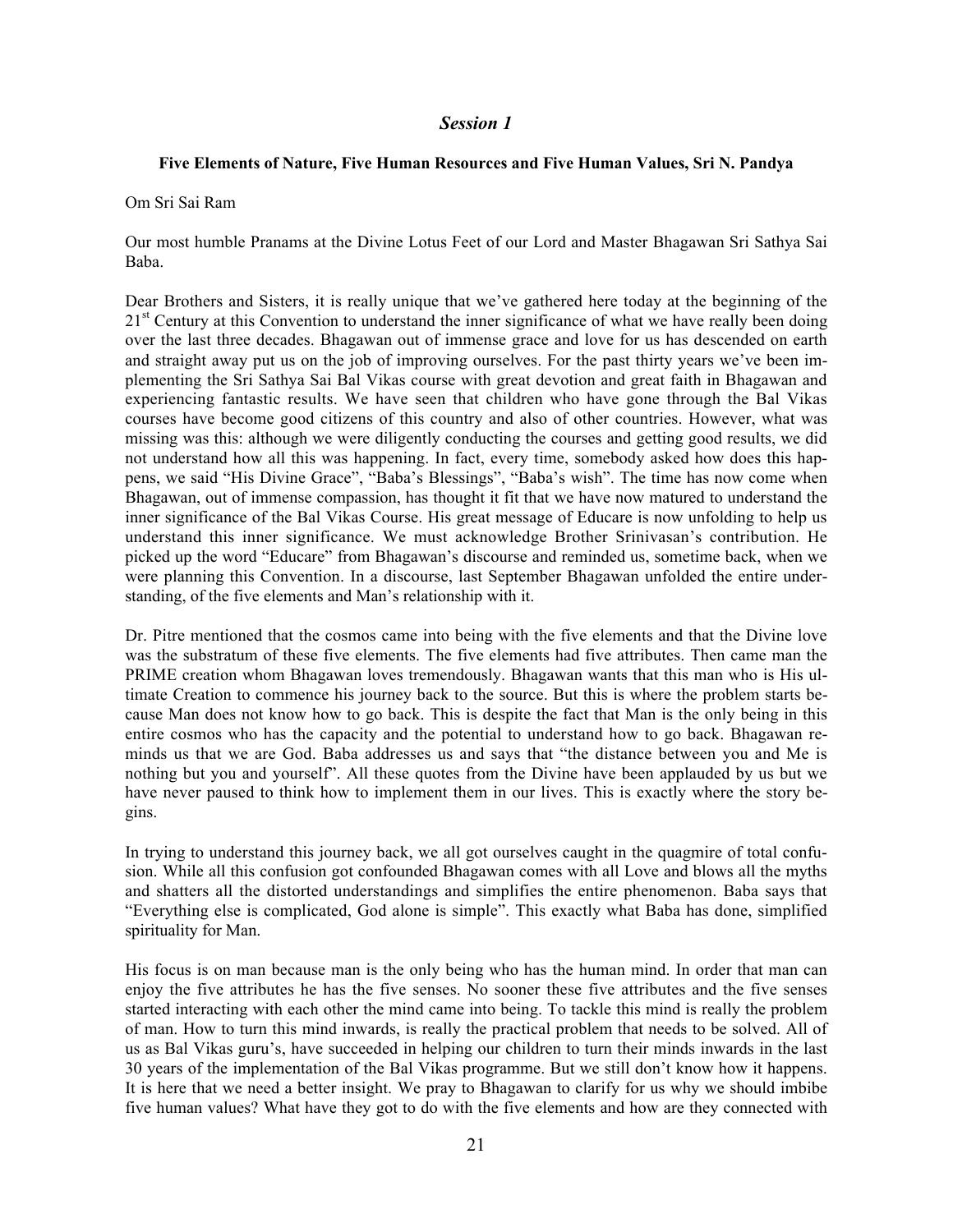## *Session 1*

**Five Elements of Nature, Five Human Resources and Five Human Values, Sri N. Pandya**

Om Sri Sai Ram

Our most humble Pranams at the Divine Lotus Feet of our Lord and Master Bhagawan Sri Sathya Sai Baba.

Dear Brothers and Sisters, it is really unique that we've gathered here today at the beginning of the 21st Century at this Convention to understand the inner significance of what we have really been doing over the last three decades. Bhagawan out of immense grace and love for us has descended on earth and straight away put us on the job of improving ourselves. For the past thirty years we've been implementing the Sri Sathya Sai Bal Vikas course with great devotion and great faith in Bhagawan and experiencing fantastic results. We have seen that children who have gone through the Bal Vikas courses have become good citizens of this country and also of other countries. However, what was missing was this: although we were diligently conducting the courses and getting good results, we did not understand how all this was happening. In fact, every time, somebody asked how does this happens, we said "His Divine Grace", "Baba's Blessings", "Baba's wish". The time has now come when Bhagawan, out of immense compassion, has thought it fit that we have now matured to understand the inner significance of the Bal Vikas Course. His great message of Educare is now unfolding to help us understand this inner significance. We must acknowledge Brother Srinivasan's contribution. He picked up the word "Educare" from Bhagawan's discourse and reminded us, sometime back, when we were planning this Convention. In a discourse, last September Bhagawan unfolded the entire understanding, of the five elements and Man's relationship with it.

Dr. Pitre mentioned that the cosmos came into being with the five elements and that the Divine love was the substratum of these five elements. The five elements had five attributes. Then came man the PRIME creation whom Bhagawan loves tremendously. Bhagawan wants that this man who is His ultimate Creation to commence his journey back to the source. But this is where the problem starts because Man does not know how to go back. This is despite the fact that Man is the only being in this entire cosmos who has the capacity and the potential to understand how to go back. Bhagawan reminds us that we are God. Baba addresses us and says that "the distance between you and Me is nothing but you and yourself". All these quotes from the Divine have been applauded by us but we have never paused to think how to implement them in our lives. This is exactly where the story begins.

In trying to understand this journey back, we all got ourselves caught in the quagmire of total confusion. While all this confusion got confounded Bhagawan comes with all Love and blows all the myths and shatters all the distorted understandings and simplifies the entire phenomenon. Baba says that "Everything else is complicated, God alone is simple". This exactly what Baba has done, simplified spirituality for Man.

His focus is on man because man is the only being who has the human mind. In order that man can enjoy the five attributes he has the five senses. No sooner these five attributes and the five senses started interacting with each other the mind came into being. To tackle this mind is really the problem of man. How to turn this mind inwards, is really the practical problem that needs to be solved. All of us as Bal Vikas guru's, have succeeded in helping our children to turn their minds inwards in the last 30 years of the implementation of the Bal Vikas programme. But we still don't know how it happens. It is here that we need a better insight. We pray to Bhagawan to clarify for us why we should imbibe five human values? What have they got to do with the five elements and how are they connected with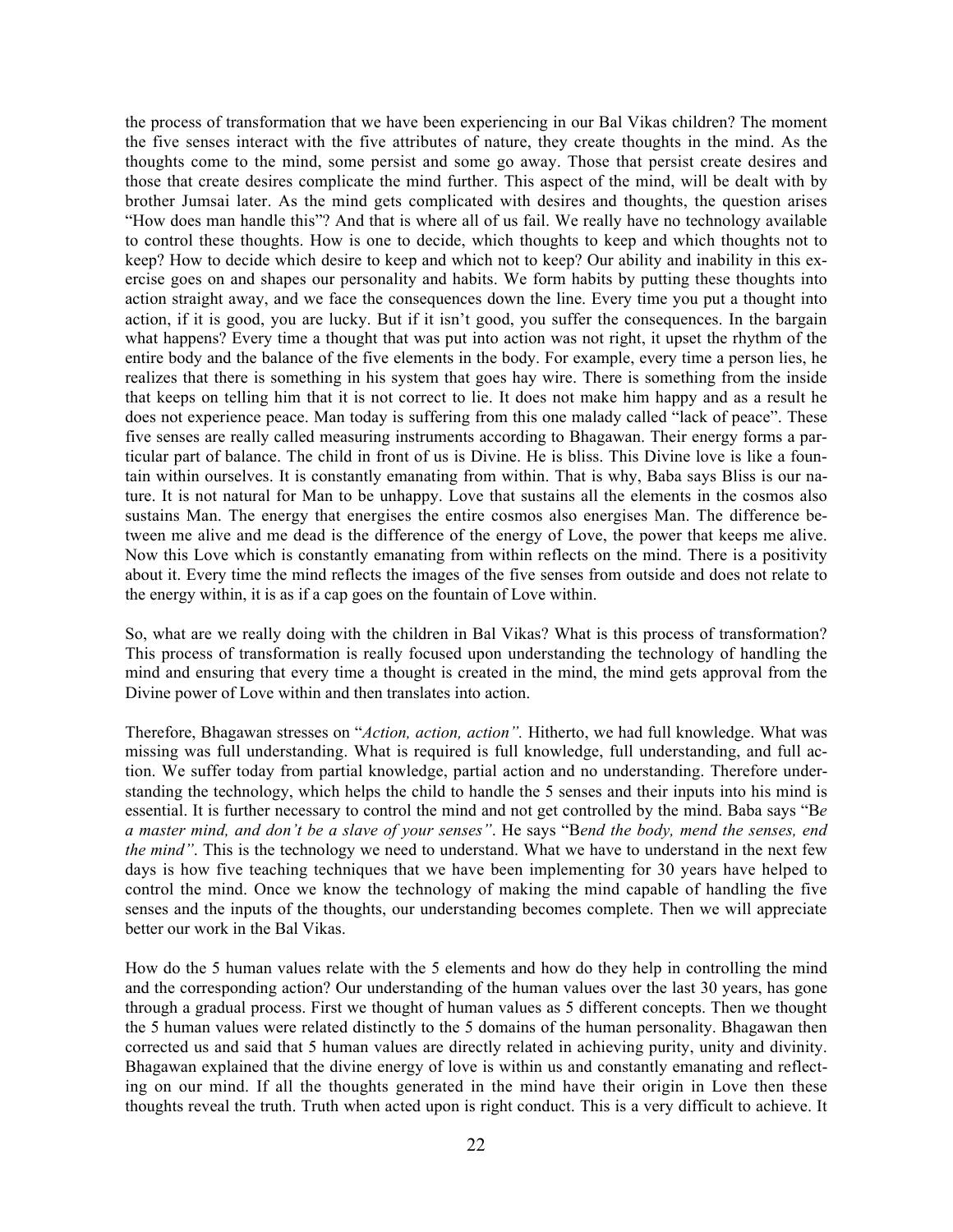the process of transformation that we have been experiencing in our Bal Vikas children? The moment the five senses interact with the five attributes of nature, they create thoughts in the mind. As the thoughts come to the mind, some persist and some go away. Those that persist create desires and those that create desires complicate the mind further. This aspect of the mind, will be dealt with by brother Jumsai later. As the mind gets complicated with desires and thoughts, the question arises "How does man handle this"? And that is where all of us fail. We really have no technology available to control these thoughts. How is one to decide, which thoughts to keep and which thoughts not to keep? How to decide which desire to keep and which not to keep? Our ability and inability in this exercise goes on and shapes our personality and habits. We form habits by putting these thoughts into action straight away, and we face the consequences down the line. Every time you put a thought into action, if it is good, you are lucky. But if it isn't good, you suffer the consequences. In the bargain what happens? Every time a thought that was put into action was not right, it upset the rhythm of the entire body and the balance of the five elements in the body. For example, every time a person lies, he realizes that there is something in his system that goes hay wire. There is something from the inside that keeps on telling him that it is not correct to lie. It does not make him happy and as a result he does not experience peace. Man today is suffering from this one malady called "lack of peace". These five senses are really called measuring instruments according to Bhagawan. Their energy forms a particular part of balance. The child in front of us is Divine. He is bliss. This Divine love is like a fountain within ourselves. It is constantly emanating from within. That is why, Baba says Bliss is our nature. It is not natural for Man to be unhappy. Love that sustains all the elements in the cosmos also sustains Man. The energy that energises the entire cosmos also energises Man. The difference between me alive and me dead is the difference of the energy of Love, the power that keeps me alive. Now this Love which is constantly emanating from within reflects on the mind. There is a positivity about it. Every time the mind reflects the images of the five senses from outside and does not relate to the energy within, it is as if a cap goes on the fountain of Love within.

So, what are we really doing with the children in Bal Vikas? What is this process of transformation? This process of transformation is really focused upon understanding the technology of handling the mind and ensuring that every time a thought is created in the mind, the mind gets approval from the Divine power of Love within and then translates into action.

Therefore, Bhagawan stresses on "*Action, action, action".* Hitherto, we had full knowledge. What was missing was full understanding. What is required is full knowledge, full understanding, and full action. We suffer today from partial knowledge, partial action and no understanding. Therefore understanding the technology, which helps the child to handle the 5 senses and their inputs into his mind is essential. It is further necessary to control the mind and not get controlled by the mind. Baba says "B*e a master mind, and don't be a slave of your senses"*. He says "B*end the body, mend the senses, end the mind"*. This is the technology we need to understand. What we have to understand in the next few days is how five teaching techniques that we have been implementing for 30 years have helped to control the mind. Once we know the technology of making the mind capable of handling the five senses and the inputs of the thoughts, our understanding becomes complete. Then we will appreciate better our work in the Bal Vikas.

How do the 5 human values relate with the 5 elements and how do they help in controlling the mind and the corresponding action? Our understanding of the human values over the last 30 years, has gone through a gradual process. First we thought of human values as 5 different concepts. Then we thought the 5 human values were related distinctly to the 5 domains of the human personality. Bhagawan then corrected us and said that 5 human values are directly related in achieving purity, unity and divinity. Bhagawan explained that the divine energy of love is within us and constantly emanating and reflecting on our mind. If all the thoughts generated in the mind have their origin in Love then these thoughts reveal the truth. Truth when acted upon is right conduct. This is a very difficult to achieve. It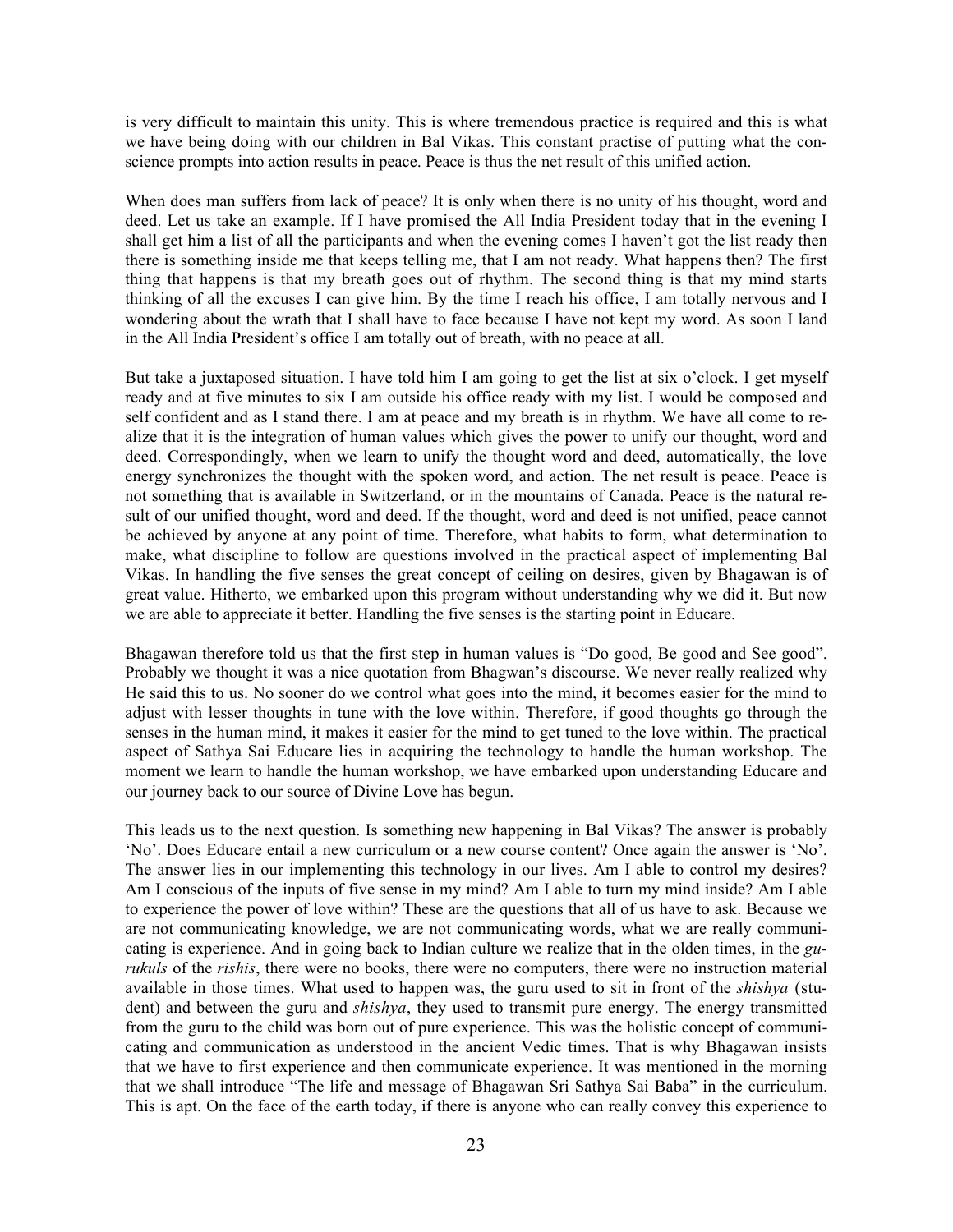is very difficult to maintain this unity. This is where tremendous practice is required and this is what we have being doing with our children in Bal Vikas. This constant practise of putting what the conscience prompts into action results in peace. Peace is thus the net result of this unified action.

When does man suffers from lack of peace? It is only when there is no unity of his thought, word and deed. Let us take an example. If I have promised the All India President today that in the evening I shall get him a list of all the participants and when the evening comes I haven't got the list ready then there is something inside me that keeps telling me, that I am not ready. What happens then? The first thing that happens is that my breath goes out of rhythm. The second thing is that my mind starts thinking of all the excuses I can give him. By the time I reach his office, I am totally nervous and I wondering about the wrath that I shall have to face because I have not kept my word. As soon I land in the All India President's office I am totally out of breath, with no peace at all.

But take a juxtaposed situation. I have told him I am going to get the list at six o'clock. I get myself ready and at five minutes to six I am outside his office ready with my list. I would be composed and self confident and as I stand there. I am at peace and my breath is in rhythm. We have all come to realize that it is the integration of human values which gives the power to unify our thought, word and deed. Correspondingly, when we learn to unify the thought word and deed, automatically, the love energy synchronizes the thought with the spoken word, and action. The net result is peace. Peace is not something that is available in Switzerland, or in the mountains of Canada. Peace is the natural result of our unified thought, word and deed. If the thought, word and deed is not unified, peace cannot be achieved by anyone at any point of time. Therefore, what habits to form, what determination to make, what discipline to follow are questions involved in the practical aspect of implementing Bal Vikas. In handling the five senses the great concept of ceiling on desires, given by Bhagawan is of great value. Hitherto, we embarked upon this program without understanding why we did it. But now we are able to appreciate it better. Handling the five senses is the starting point in Educare.

Bhagawan therefore told us that the first step in human values is "Do good, Be good and See good". Probably we thought it was a nice quotation from Bhagwan's discourse. We never really realized why He said this to us. No sooner do we control what goes into the mind, it becomes easier for the mind to adjust with lesser thoughts in tune with the love within. Therefore, if good thoughts go through the senses in the human mind, it makes it easier for the mind to get tuned to the love within. The practical aspect of Sathya Sai Educare lies in acquiring the technology to handle the human workshop. The moment we learn to handle the human workshop, we have embarked upon understanding Educare and our journey back to our source of Divine Love has begun.

This leads us to the next question. Is something new happening in Bal Vikas? The answer is probably 'No'. Does Educare entail a new curriculum or a new course content? Once again the answer is 'No'. The answer lies in our implementing this technology in our lives. Am I able to control my desires? Am I conscious of the inputs of five sense in my mind? Am I able to turn my mind inside? Am I able to experience the power of love within? These are the questions that all of us have to ask. Because we are not communicating knowledge, we are not communicating words, what we are really communicating is experience. And in going back to Indian culture we realize that in the olden times, in the *gurukuls* of the *rishis*, there were no books, there were no computers, there were no instruction material available in those times. What used to happen was, the guru used to sit in front of the *shishya* (student) and between the guru and *shishya*, they used to transmit pure energy. The energy transmitted from the guru to the child was born out of pure experience. This was the holistic concept of communicating and communication as understood in the ancient Vedic times. That is why Bhagawan insists that we have to first experience and then communicate experience. It was mentioned in the morning that we shall introduce "The life and message of Bhagawan Sri Sathya Sai Baba" in the curriculum. This is apt. On the face of the earth today, if there is anyone who can really convey this experience to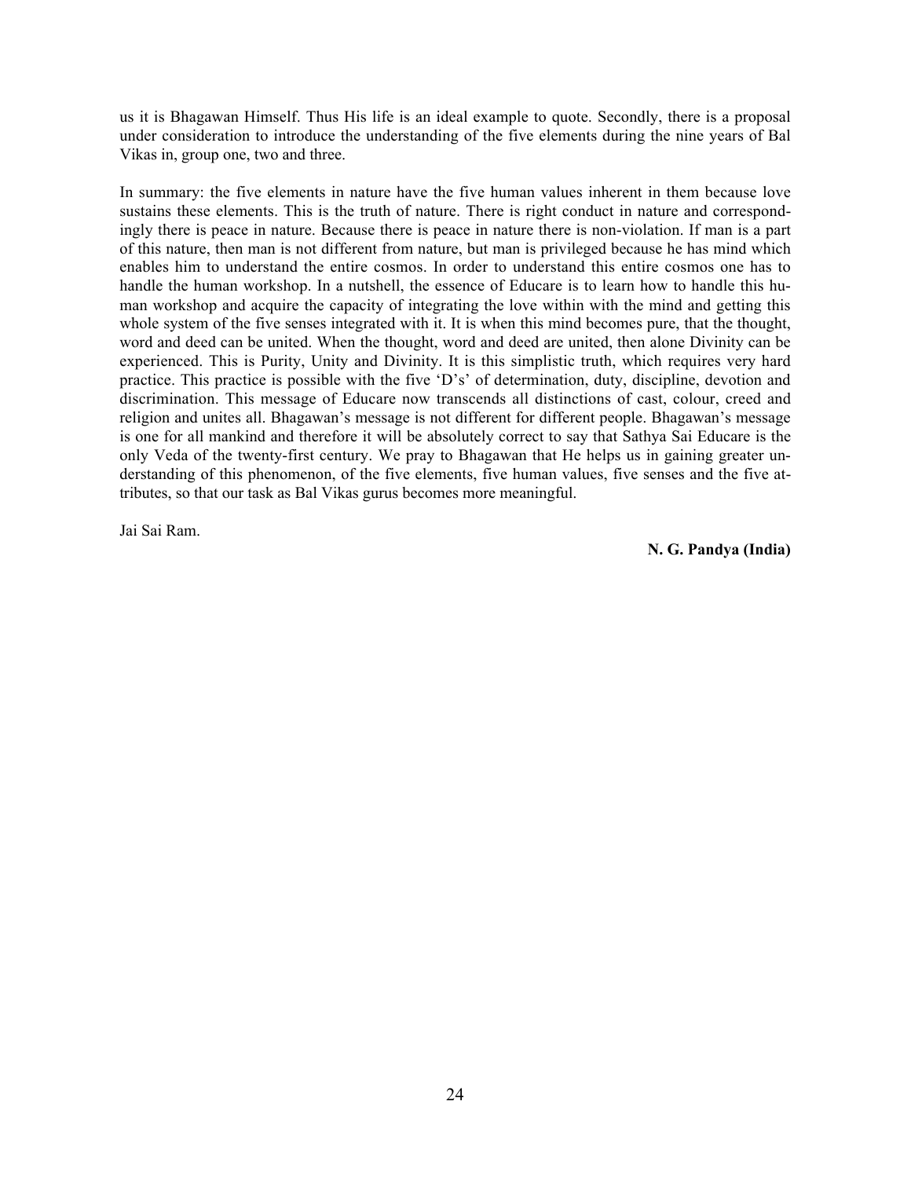us it is Bhagawan Himself. Thus His life is an ideal example to quote. Secondly, there is a proposal under consideration to introduce the understanding of the five elements during the nine years of Bal Vikas in, group one, two and three.

In summary: the five elements in nature have the five human values inherent in them because love sustains these elements. This is the truth of nature. There is right conduct in nature and correspondingly there is peace in nature. Because there is peace in nature there is non-violation. If man is a part of this nature, then man is not different from nature, but man is privileged because he has mind which enables him to understand the entire cosmos. In order to understand this entire cosmos one has to handle the human workshop. In a nutshell, the essence of Educare is to learn how to handle this human workshop and acquire the capacity of integrating the love within with the mind and getting this whole system of the five senses integrated with it. It is when this mind becomes pure, that the thought, word and deed can be united. When the thought, word and deed are united, then alone Divinity can be experienced. This is Purity, Unity and Divinity. It is this simplistic truth, which requires very hard practice. This practice is possible with the five 'D's' of determination, duty, discipline, devotion and discrimination. This message of Educare now transcends all distinctions of cast, colour, creed and religion and unites all. Bhagawan's message is not different for different people. Bhagawan's message is one for all mankind and therefore it will be absolutely correct to say that Sathya Sai Educare is the only Veda of the twenty-first century. We pray to Bhagawan that He helps us in gaining greater understanding of this phenomenon, of the five elements, five human values, five senses and the five attributes, so that our task as Bal Vikas gurus becomes more meaningful.

Jai Sai Ram.

**N. G. Pandya (India)**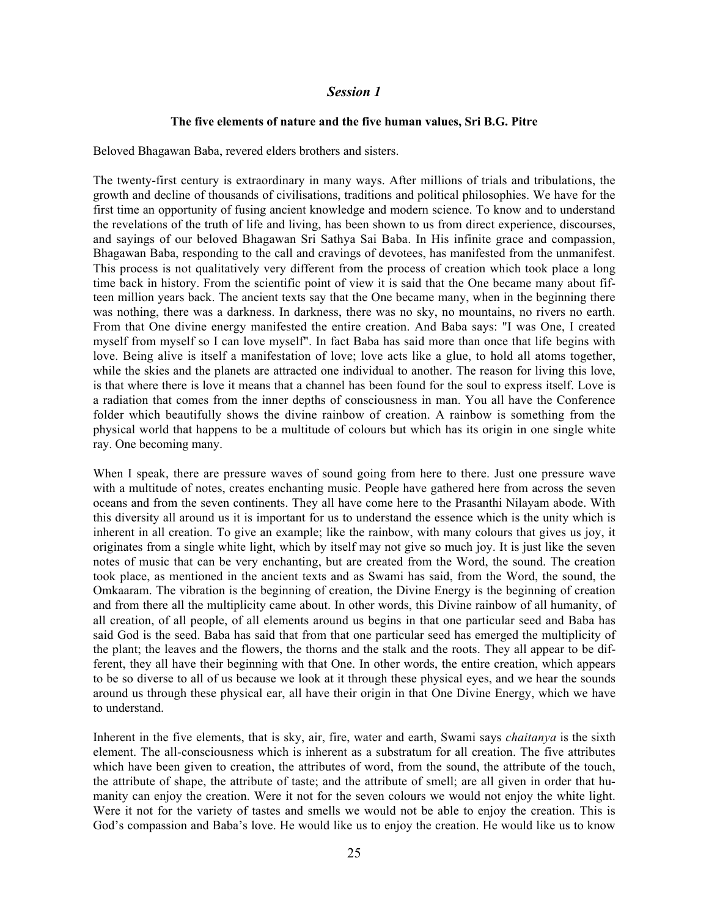## *Session 1*

### The five elements of nature and the five human values, Sri B.G. Pitre

Beloved Bhagawan Baba, revered elders brothers and sisters.

The twenty-first century is extraordinary in many ways. After millions of trials and tribulations, the growth and decline of thousands of civilisations, traditions and political philosophies. We have for the first time an opportunity of fusing ancient knowledge and modern science. To know and to understand the revelations of the truth of life and living, has been shown to us from direct experience, discourses, and sayings of our beloved Bhagawan Sri Sathya Sai Baba. In His infinite grace and compassion, Bhagawan Baba, responding to the call and cravings of devotees, has manifested from the unmanifest. This process is not qualitatively very different from the process of creation which took place a long time back in history. From the scientific point of view it is said that the One became many about fifteen million years back. The ancient texts say that the One became many, when in the beginning there was nothing, there was a darkness. In darkness, there was no sky, no mountains, no rivers no earth. From that One divine energy manifested the entire creation. And Baba says: "I was One, I created myself from myself so I can love myself". In fact Baba has said more than once that life begins with love. Being alive is itself a manifestation of love; love acts like a glue, to hold all atoms together, while the skies and the planets are attracted one individual to another. The reason for living this love, is that where there is love it means that a channel has been found for the soul to express itself. Love is a radiation that comes from the inner depths of consciousness in man. You all have the Conference folder which beautifully shows the divine rainbow of creation. A rainbow is something from the physical world that happens to be a multitude of colours but which has its origin in one single white ray. One becoming many.

When I speak, there are pressure waves of sound going from here to there. Just one pressure wave with a multitude of notes, creates enchanting music. People have gathered here from across the seven oceans and from the seven continents. They all have come here to the Prasanthi Nilayam abode. With this diversity all around us it is important for us to understand the essence which is the unity which is inherent in all creation. To give an example; like the rainbow, with many colours that gives us joy, it originates from a single white light, which by itself may not give so much joy. It is just like the seven notes of music that can be very enchanting, but are created from the Word, the sound. The creation took place, as mentioned in the ancient texts and as Swami has said, from the Word, the sound, the Omkaaram. The vibration is the beginning of creation, the Divine Energy is the beginning of creation and from there all the multiplicity came about. In other words, this Divine rainbow of all humanity, of all creation, of all people, of all elements around us begins in that one particular seed and Baba has said God is the seed. Baba has said that from that one particular seed has emerged the multiplicity of the plant; the leaves and the flowers, the thorns and the stalk and the roots. They all appear to be different, they all have their beginning with that One. In other words, the entire creation, which appears to be so diverse to all of us because we look at it through these physical eyes, and we hear the sounds around us through these physical ear, all have their origin in that One Divine Energy, which we have to understand.

Inherent in the five elements, that is sky, air, fire, water and earth, Swami says *chaitanya* is the sixth element. The all-consciousness which is inherent as a substratum for all creation. The five attributes which have been given to creation, the attributes of word, from the sound, the attribute of the touch, the attribute of shape, the attribute of taste; and the attribute of smell; are all given in order that humanity can enjoy the creation. Were it not for the seven colours we would not enjoy the white light. Were it not for the variety of tastes and smells we would not be able to enjoy the creation. This is God's compassion and Baba's love. He would like us to enjoy the creation. He would like us to know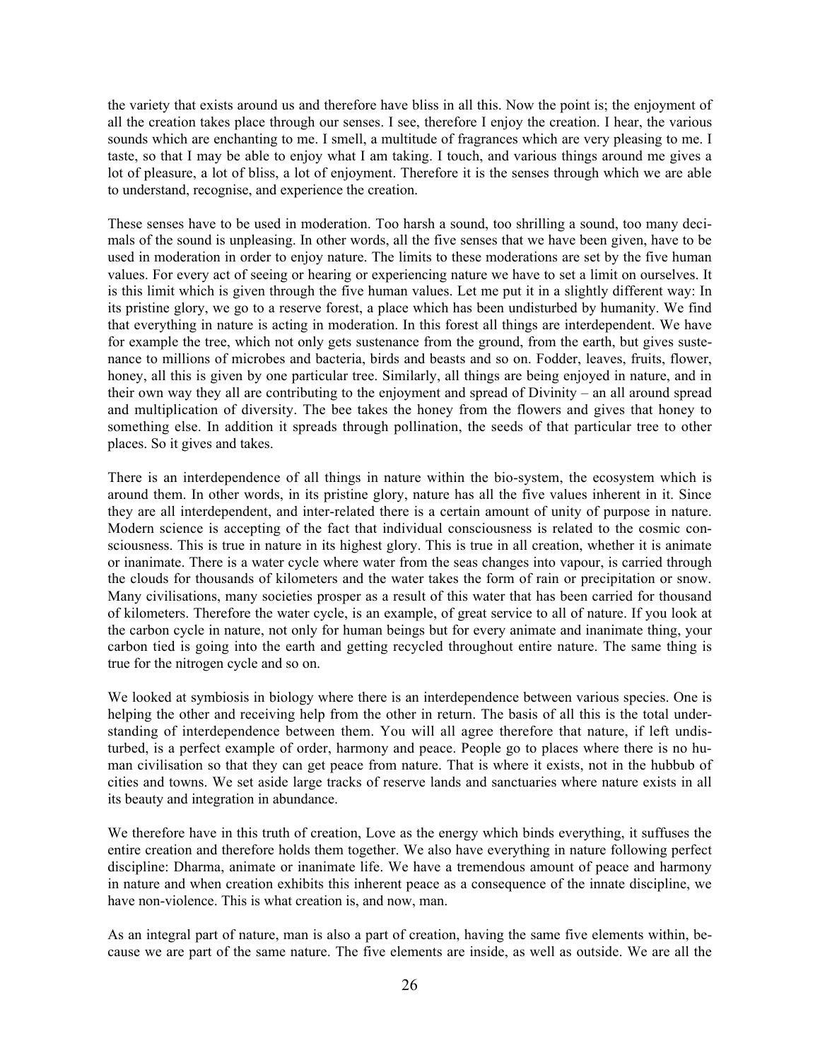the variety that exists around us and therefore have bliss in all this. Now the point is; the enjoyment of all the creation takes place through our senses. I see, therefore I enjoy the creation. I hear, the various sounds which are enchanting to me. I smell, a multitude of fragrances which are very pleasing to me. I taste, so that I may be able to enjoy what I am taking. I touch, and various things around me gives a lot of pleasure, a lot of bliss, a lot of enjoyment. Therefore it is the senses through which we are able to understand, recognise, and experience the creation.

These senses have to be used in moderation. Too harsh a sound, too shrilling a sound, too many decimals of the sound is unpleasing. In other words, all the five senses that we have been given, have to be used in moderation in order to enjoy nature. The limits to these moderations are set by the five human values. For every act of seeing or hearing or experiencing nature we have to set a limit on ourselves. It is this limit which is given through the five human values. Let me put it in a slightly different way: In its pristine glory, we go to a reserve forest, a place which has been undisturbed by humanity. We find that everything in nature is acting in moderation. In this forest all things are interdependent. We have for example the tree, which not only gets sustenance from the ground, from the earth, but gives sustenance to millions of microbes and bacteria, birds and beasts and so on. Fodder, leaves, fruits, flower, honey, all this is given by one particular tree. Similarly, all things are being enjoyed in nature, and in their own way they all are contributing to the enjoyment and spread of Divinity – an all around spread and multiplication of diversity. The bee takes the honey from the flowers and gives that honey to something else. In addition it spreads through pollination, the seeds of that particular tree to other places. So it gives and takes.

There is an interdependence of all things in nature within the bio-system, the ecosystem which is around them. In other words, in its pristine glory, nature has all the five values inherent in it. Since they are all interdependent, and inter-related there is a certain amount of unity of purpose in nature. Modern science is accepting of the fact that individual consciousness is related to the cosmic consciousness. This is true in nature in its highest glory. This is true in all creation, whether it is animate or inanimate. There is a water cycle where water from the seas changes into vapour, is carried through the clouds for thousands of kilometers and the water takes the form of rain or precipitation or snow. Many civilisations, many societies prosper as a result of this water that has been carried for thousand of kilometers. Therefore the water cycle, is an example, of great service to all of nature. If you look at the carbon cycle in nature, not only for human beings but for every animate and inanimate thing, your carbon tied is going into the earth and getting recycled throughout entire nature. The same thing is true for the nitrogen cycle and so on.

We looked at symbiosis in biology where there is an interdependence between various species. One is helping the other and receiving help from the other in return. The basis of all this is the total understanding of interdependence between them. You will all agree therefore that nature, if left undisturbed, is a perfect example of order, harmony and peace. People go to places where there is no human civilisation so that they can get peace from nature. That is where it exists, not in the hubbub of cities and towns. We set aside large tracks of reserve lands and sanctuaries where nature exists in all its beauty and integration in abundance.

We therefore have in this truth of creation, Love as the energy which binds everything, it suffuses the entire creation and therefore holds them together. We also have everything in nature following perfect discipline: Dharma, animate or inanimate life. We have a tremendous amount of peace and harmony in nature and when creation exhibits this inherent peace as a consequence of the innate discipline, we have non-violence. This is what creation is, and now, man.

As an integral part of nature, man is also a part of creation, having the same five elements within, because we are part of the same nature. The five elements are inside, as well as outside. We are all the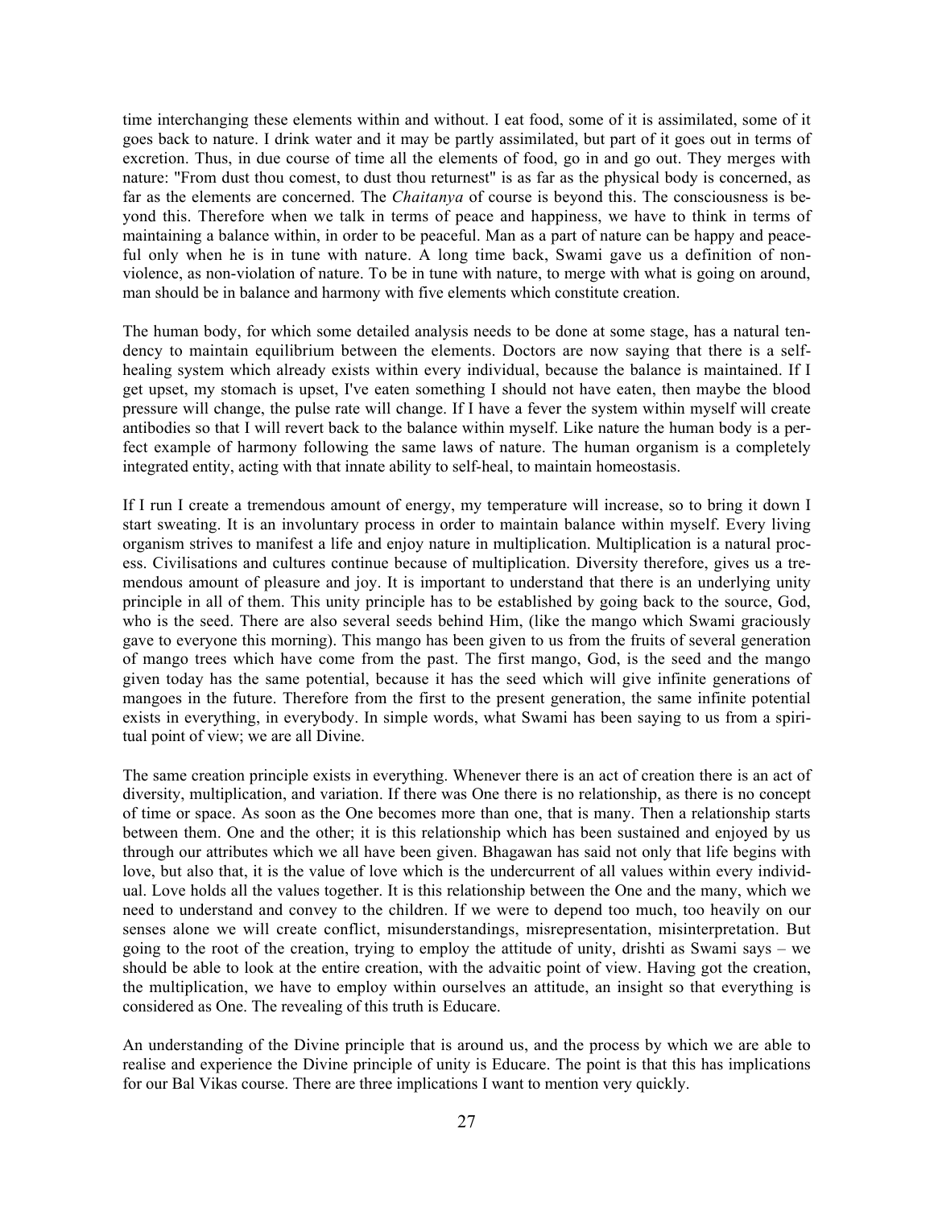time interchanging these elements within and without. I eat food, some of it is assimilated, some of it goes back to nature. I drink water and it may be partly assimilated, but part of it goes out in terms of excretion. Thus, in due course of time all the elements of food, go in and go out. They merges with nature: "From dust thou comest, to dust thou returnest" is as far as the physical body is concerned, as far as the elements are concerned. The *Chaitanya* of course is beyond this. The consciousness is beyond this. Therefore when we talk in terms of peace and happiness, we have to think in terms of maintaining a balance within, in order to be peaceful. Man as a part of nature can be happy and peaceful only when he is in tune with nature. A long time back, Swami gave us a definition of non-violence, as non-violation of nature. To be in tune with nature, to merge with what is going on around, man should be in balance and harmony with five elements which constitute creation.

The human body, for which some detailed analysis needs to be done at some stage, has a natural tendency to maintain equilibrium between the elements. Doctors are now saying that there is a self-healing system which already exists within every individual, because the balance is maintained. If I get upset, my stomach is upset, I've eaten something I should not have eaten, then maybe the blood pressure will change, the pulse rate will change. If I have a fever the system within myself will create antibodies so that I will revert back to the balance within myself. Like nature the human body is a perfect example of harmony following the same laws of nature. The human organism is a completely integrated entity, acting with that innate ability to self-heal, to maintain homeostasis.

If I run I create a tremendous amount of energy, my temperature will increase, so to bring it down I start sweating. It is an involuntary process in order to maintain balance within myself. Every living organism strives to manifest a life and enjoy nature in multiplication. Multiplication is a natural process. Civilisations and cultures continue because of multiplication. Diversity therefore, gives us a tremendous amount of pleasure and joy. It is important to understand that there is an underlying unity principle in all of them. This unity principle has to be established by going back to the source, God, who is the seed. There are also several seeds behind Him, (like the mango which Swami graciously gave to everyone this morning). This mango has been given to us from the fruits of several generation of mango trees which have come from the past. The first mango, God, is the seed and the mango given today has the same potential, because it has the seed which will give infinite generations of mangoes in the future. Therefore from the first to the present generation, the same infinite potential exists in everything, in everybody. In simple words, what Swami has been saying to us from a spiritual point of view; we are all Divine.

The same creation principle exists in everything. Whenever there is an act of creation there is an act of diversity, multiplication, and variation. If there was One there is no relationship, as there is no concept of time or space. As soon as the One becomes more than one, that is many. Then a relationship starts between them. One and the other; it is this relationship which has been sustained and enjoyed by us through our attributes which we all have been given. Bhagawan has said not only that life begins with love, but also that, it is the value of love which is the undercurrent of all values within every individual. Love holds all the values together. It is this relationship between the One and the many, which we need to understand and convey to the children. If we were to depend too much, too heavily on our senses alone we will create conflict, misunderstandings, misrepresentation, misinterpretation. But going to the root of the creation, trying to employ the attitude of unity, drishti as Swami says – we should be able to look at the entire creation, with the advaitic point of view. Having got the creation, the multiplication, we have to employ within ourselves an attitude, an insight so that everything is considered as One. The revealing of this truth is Educare.

An understanding of the Divine principle that is around us, and the process by which we are able to realise and experience the Divine principle of unity is Educare. The point is that this has implications for our Bal Vikas course. There are three implications I want to mention very quickly.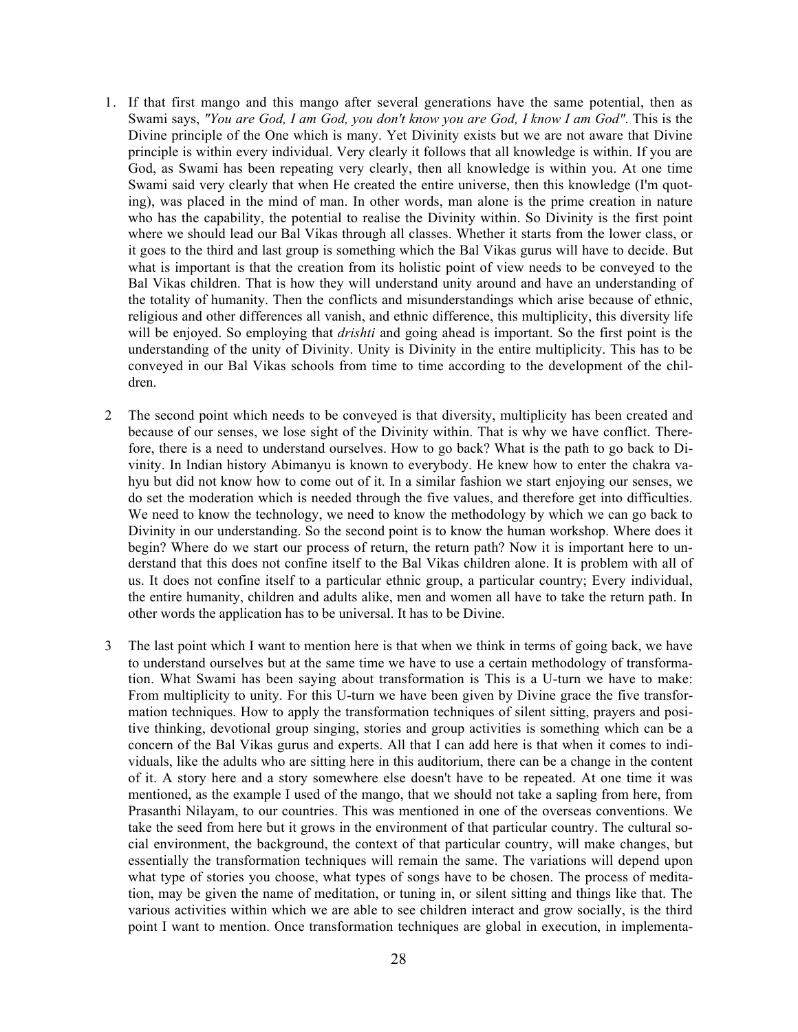1. If that first mango and this mango after several generations have the same potential, then as Swami says, *"You are God, I am God, you don't know you are God, I know I am God"*. This is the Divine principle of the One which is many. Yet Divinity exists but we are not aware that Divine principle is within every individual. Very clearly it follows that all knowledge is within. If you are God, as Swami has been repeating very clearly, then all knowledge is within you. At one time Swami said very clearly that when He created the entire universe, then this knowledge (I'm quoting), was placed in the mind of man. In other words, man alone is the prime creation in nature who has the capability, the potential to realise the Divinity within. So Divinity is the first point where we should lead our Bal Vikas through all classes. Whether it starts from the lower class, or it goes to the third and last group is something which the Bal Vikas gurus will have to decide. But what is important is that the creation from its holistic point of view needs to be conveyed to the Bal Vikas children. That is how they will understand unity around and have an understanding of the totality of humanity. Then the conflicts and misunderstandings which arise because of ethnic, religious and other differences all vanish, and ethnic difference, this multiplicity, this diversity life will be enjoyed. So employing that *drishti* and going ahead is important. So the first point is the understanding of the unity of Divinity. Unity is Divinity in the entire multiplicity. This has to be conveyed in our Bal Vikas schools from time to time according to the development of the children.

2 The second point which needs to be conveyed is that diversity, multiplicity has been created and because of our senses, we lose sight of the Divinity within. That is why we have conflict. Therefore, there is a need to understand ourselves. How to go back? What is the path to go back to Divinity. In Indian history Abimanyu is known to everybody. He knew how to enter the chakra vahyu but did not know how to come out of it. In a similar fashion we start enjoying our senses, we do set the moderation which is needed through the five values, and therefore get into difficulties. We need to know the technology, we need to know the methodology by which we can go back to Divinity in our understanding. So the second point is to know the human workshop. Where does it begin? Where do we start our process of return, the return path? Now it is important here to understand that this does not confine itself to the Bal Vikas children alone. It is problem with all of us. It does not confine itself to a particular ethnic group, a particular country; Every individual, the entire humanity, children and adults alike, men and women all have to take the return path. In other words the application has to be universal. It has to be Divine.

3 The last point which I want to mention here is that when we think in terms of going back, we have to understand ourselves but at the same time we have to use a certain methodology of transformation. What Swami has been saying about transformation is This is a U-turn we have to make: From multiplicity to unity. For this U-turn we have been given by Divine grace the five transformation techniques. How to apply the transformation techniques of silent sitting, prayers and positive thinking, devotional group singing, stories and group activities is something which can be a concern of the Bal Vikas gurus and experts. All that I can add here is that when it comes to individuals, like the adults who are sitting here in this auditorium, there can be a change in the content of it. A story here and a story somewhere else doesn't have to be repeated. At one time it was mentioned, as the example I used of the mango, that we should not take a sapling from here, from Prasanthi Nilayam, to our countries. This was mentioned in one of the overseas conventions. We take the seed from here but it grows in the environment of that particular country. The cultural social environment, the background, the context of that particular country, will make changes, but essentially the transformation techniques will remain the same. The variations will depend upon what type of stories you choose, what types of songs have to be chosen. The process of meditation, may be given the name of meditation, or tuning in, or silent sitting and things like that. The various activities within which we are able to see children interact and grow socially, is the third point I want to mention. Once transformation techniques are global in execution, in implementa-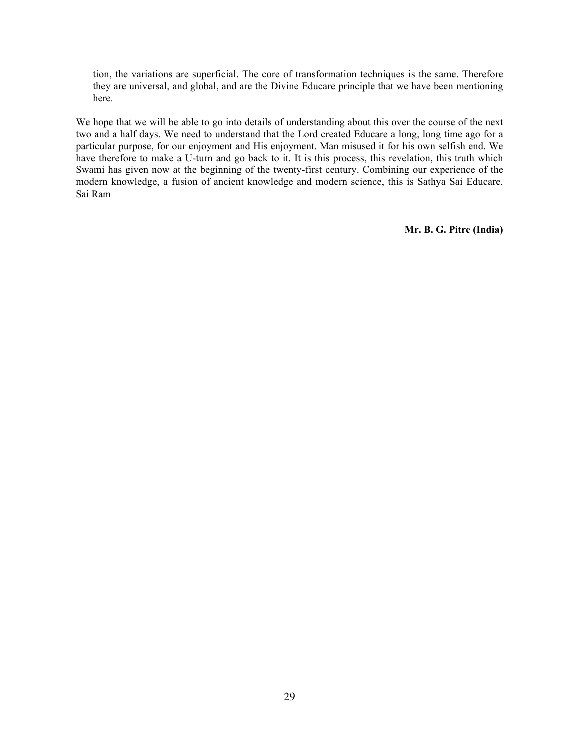tion, the variations are superficial. The core of transformation techniques is the same. Therefore they are universal, and global, and are the Divine Educare principle that we have been mentioning here.

We hope that we will be able to go into details of understanding about this over the course of the next two and a half days. We need to understand that the Lord created Educare a long, long time ago for a particular purpose, for our enjoyment and His enjoyment. Man misused it for his own selfish end. We have therefore to make a U-turn and go back to it. It is this process, this revelation, this truth which Swami has given now at the beginning of the twenty-first century. Combining our experience of the modern knowledge, a fusion of ancient knowledge and modern science, this is Sathya Sai Educare. Sai Ram

**Mr. B. G. Pitre (India)**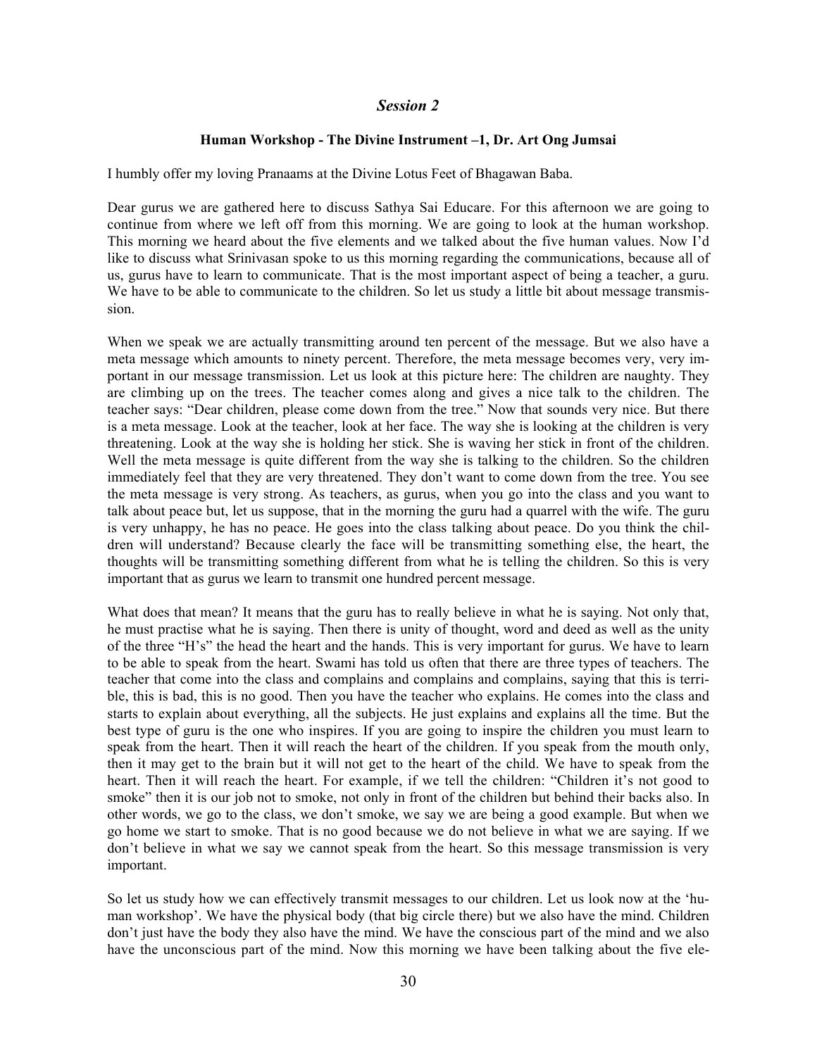## *Session 2*

### Human Workshop - The Divine Instrument –1, Dr. Art Ong Jumsai

I humbly offer my loving Pranaams at the Divine Lotus Feet of Bhagawan Baba.

Dear gurus we are gathered here to discuss Sathya Sai Educare. For this afternoon we are going to continue from where we left off from this morning. We are going to look at the human workshop. This morning we heard about the five elements and we talked about the five human values. Now I'd like to discuss what Srinivasan spoke to us this morning regarding the communications, because all of us, gurus have to learn to communicate. That is the most important aspect of being a teacher, a guru. We have to be able to communicate to the children. So let us study a little bit about message transmission.

When we speak we are actually transmitting around ten percent of the message. But we also have a meta message which amounts to ninety percent. Therefore, the meta message becomes very, very important in our message transmission. Let us look at this picture here: The children are naughty. They are climbing up on the trees. The teacher comes along and gives a nice talk to the children. The teacher says: "Dear children, please come down from the tree." Now that sounds very nice. But there is a meta message. Look at the teacher, look at her face. The way she is looking at the children is very threatening. Look at the way she is holding her stick. She is waving her stick in front of the children. Well the meta message is quite different from the way she is talking to the children. So the children immediately feel that they are very threatened. They don't want to come down from the tree. You see the meta message is very strong. As teachers, as gurus, when you go into the class and you want to talk about peace but, let us suppose, that in the morning the guru had a quarrel with the wife. The guru is very unhappy, he has no peace. He goes into the class talking about peace. Do you think the children will understand? Because clearly the face will be transmitting something else, the heart, the thoughts will be transmitting something different from what he is telling the children. So this is very important that as gurus we learn to transmit one hundred percent message.

What does that mean? It means that the guru has to really believe in what he is saying. Not only that, he must practise what he is saying. Then there is unity of thought, word and deed as well as the unity of the three "H's" the head the heart and the hands. This is very important for gurus. We have to learn to be able to speak from the heart. Swami has told us often that there are three types of teachers. The teacher that come into the class and complains and complains and complains, saying that this is terrible, this is bad, this is no good. Then you have the teacher who explains. He comes into the class and starts to explain about everything, all the subjects. He just explains and explains all the time. But the best type of guru is the one who inspires. If you are going to inspire the children you must learn to speak from the heart. Then it will reach the heart of the children. If you speak from the mouth only, then it may get to the brain but it will not get to the heart of the child. We have to speak from the heart. Then it will reach the heart. For example, if we tell the children: "Children it's not good to smoke" then it is our job not to smoke, not only in front of the children but behind their backs also. In other words, we go to the class, we don't smoke, we say we are being a good example. But when we go home we start to smoke. That is no good because we do not believe in what we are saying. If we don't believe in what we say we cannot speak from the heart. So this message transmission is very important.

So let us study how we can effectively transmit messages to our children. Let us look now at the 'human workshop'. We have the physical body (that big circle there) but we also have the mind. Children don't just have the body they also have the mind. We have the conscious part of the mind and we also have the unconscious part of the mind. Now this morning we have been talking about the five ele-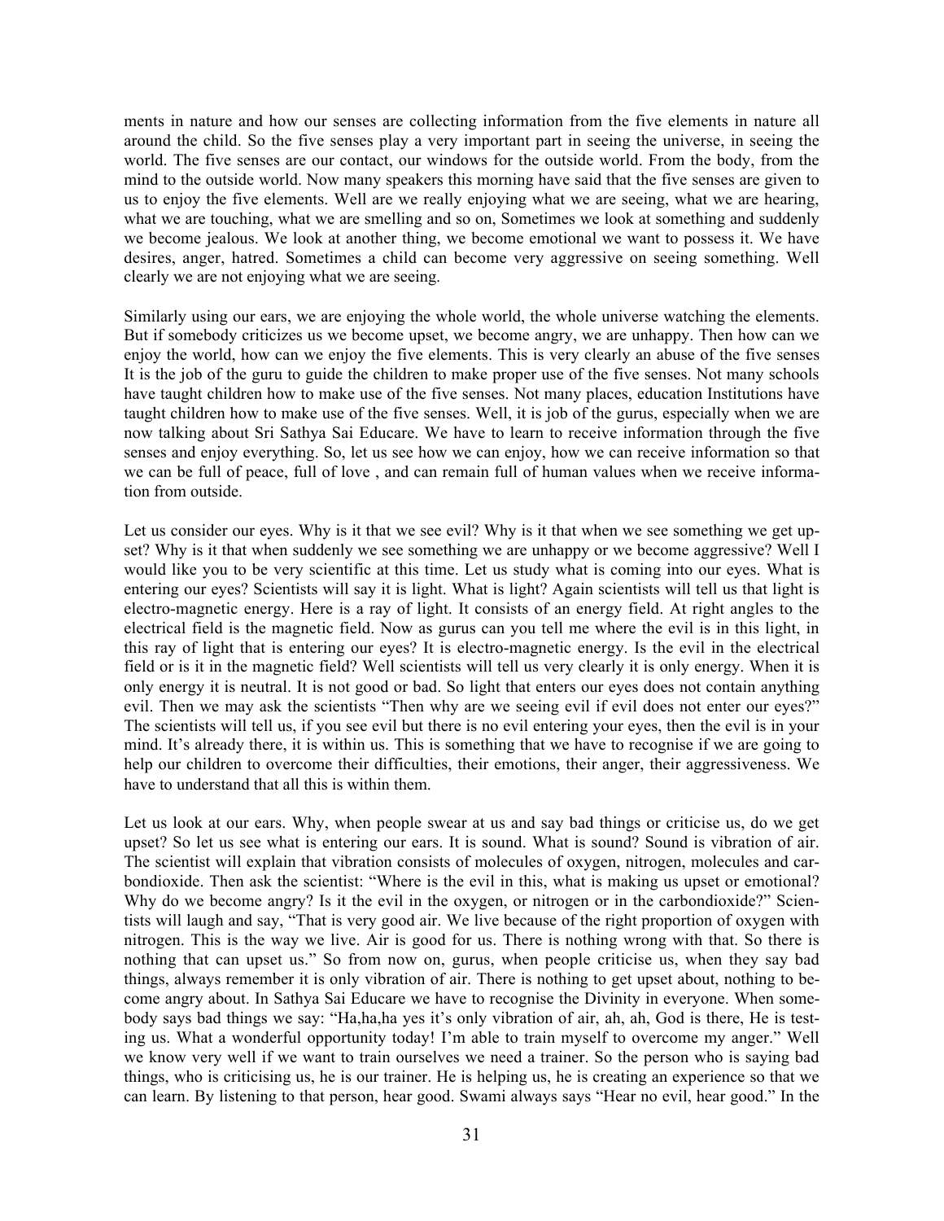ments in nature and how our senses are collecting information from the five elements in nature all around the child. So the five senses play a very important part in seeing the universe, in seeing the world. The five senses are our contact, our windows for the outside world. From the body, from the mind to the outside world. Now many speakers this morning have said that the five senses are given to us to enjoy the five elements. Well are we really enjoying what we are seeing, what we are hearing, what we are touching, what we are smelling and so on, Sometimes we look at something and suddenly we become jealous. We look at another thing, we become emotional we want to possess it. We have desires, anger, hatred. Sometimes a child can become very aggressive on seeing something. Well clearly we are not enjoying what we are seeing.

Similarly using our ears, we are enjoying the whole world, the whole universe watching the elements. But if somebody criticizes us we become upset, we become angry, we are unhappy. Then how can we enjoy the world, how can we enjoy the five elements. This is very clearly an abuse of the five senses It is the job of the guru to guide the children to make proper use of the five senses. Not many schools have taught children how to make use of the five senses. Not many places, education Institutions have taught children how to make use of the five senses. Well, it is job of the gurus, especially when we are now talking about Sri Sathya Sai Educare. We have to learn to receive information through the five senses and enjoy everything. So, let us see how we can enjoy, how we can receive information so that we can be full of peace, full of love , and can remain full of human values when we receive information from outside.

Let us consider our eyes. Why is it that we see evil? Why is it that when we see something we get upset? Why is it that when suddenly we see something we are unhappy or we become aggressive? Well I would like you to be very scientific at this time. Let us study what is coming into our eyes. What is entering our eyes? Scientists will say it is light. What is light? Again scientists will tell us that light is electro-magnetic energy. Here is a ray of light. It consists of an energy field. At right angles to the electrical field is the magnetic field. Now as gurus can you tell me where the evil is in this light, in this ray of light that is entering our eyes? It is electro-magnetic energy. Is the evil in the electrical field or is it in the magnetic field? Well scientists will tell us very clearly it is only energy. When it is only energy it is neutral. It is not good or bad. So light that enters our eyes does not contain anything evil. Then we may ask the scientists "Then why are we seeing evil if evil does not enter our eyes?" The scientists will tell us, if you see evil but there is no evil entering your eyes, then the evil is in your mind. It's already there, it is within us. This is something that we have to recognise if we are going to help our children to overcome their difficulties, their emotions, their anger, their aggressiveness. We have to understand that all this is within them.

Let us look at our ears. Why, when people swear at us and say bad things or criticise us, do we get upset? So let us see what is entering our ears. It is sound. What is sound? Sound is vibration of air. The scientist will explain that vibration consists of molecules of oxygen, nitrogen, molecules and carbondioxide. Then ask the scientist: "Where is the evil in this, what is making us upset or emotional? Why do we become angry? Is it the evil in the oxygen, or nitrogen or in the carbondioxide?" Scientists will laugh and say, "That is very good air. We live because of the right proportion of oxygen with nitrogen. This is the way we live. Air is good for us. There is nothing wrong with that. So there is nothing that can upset us." So from now on, gurus, when people criticise us, when they say bad things, always remember it is only vibration of air. There is nothing to get upset about, nothing to become angry about. In Sathya Sai Educare we have to recognise the Divinity in everyone. When somebody says bad things we say: "Ha,ha,ha yes it's only vibration of air, ah, ah, God is there, He is testing us. What a wonderful opportunity today! I'm able to train myself to overcome my anger." Well we know very well if we want to train ourselves we need a trainer. So the person who is saying bad things, who is criticising us, he is our trainer. He is helping us, he is creating an experience so that we can learn. By listening to that person, hear good. Swami always says "Hear no evil, hear good." In the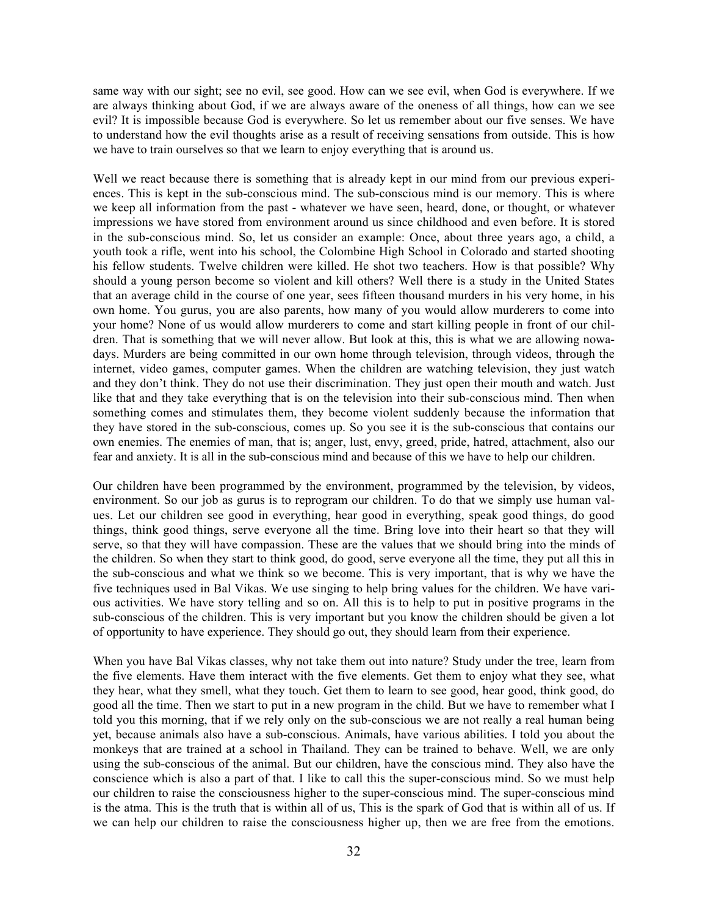same way with our sight; see no evil, see good. How can we see evil, when God is everywhere. If we are always thinking about God, if we are always aware of the oneness of all things, how can we see evil? It is impossible because God is everywhere. So let us remember about our five senses. We have to understand how the evil thoughts arise as a result of receiving sensations from outside. This is how we have to train ourselves so that we learn to enjoy everything that is around us.

Well we react because there is something that is already kept in our mind from our previous experiences. This is kept in the sub-conscious mind. The sub-conscious mind is our memory. This is where we keep all information from the past - whatever we have seen, heard, done, or thought, or whatever impressions we have stored from environment around us since childhood and even before. It is stored in the sub-conscious mind. So, let us consider an example: Once, about three years ago, a child, a youth took a rifle, went into his school, the Colombine High School in Colorado and started shooting his fellow students. Twelve children were killed. He shot two teachers. How is that possible? Why should a young person become so violent and kill others? Well there is a study in the United States that an average child in the course of one year, sees fifteen thousand murders in his very home, in his own home. You gurus, you are also parents, how many of you would allow murderers to come into your home? None of us would allow murderers to come and start killing people in front of our children. That is something that we will never allow. But look at this, this is what we are allowing nowadays. Murders are being committed in our own home through television, through videos, through the internet, video games, computer games. When the children are watching television, they just watch and they don't think. They do not use their discrimination. They just open their mouth and watch. Just like that and they take everything that is on the television into their sub-conscious mind. Then when something comes and stimulates them, they become violent suddenly because the information that they have stored in the sub-conscious, comes up. So you see it is the sub-conscious that contains our own enemies. The enemies of man, that is; anger, lust, envy, greed, pride, hatred, attachment, also our fear and anxiety. It is all in the sub-conscious mind and because of this we have to help our children.

Our children have been programmed by the environment, programmed by the television, by videos, environment. So our job as gurus is to reprogram our children. To do that we simply use human values. Let our children see good in everything, hear good in everything, speak good things, do good things, think good things, serve everyone all the time. Bring love into their heart so that they will serve, so that they will have compassion. These are the values that we should bring into the minds of the children. So when they start to think good, do good, serve everyone all the time, they put all this in the sub-conscious and what we think so we become. This is very important, that is why we have the five techniques used in Bal Vikas. We use singing to help bring values for the children. We have various activities. We have story telling and so on. All this is to help to put in positive programs in the sub-conscious of the children. This is very important but you know the children should be given a lot of opportunity to have experience. They should go out, they should learn from their experience.

When you have Bal Vikas classes, why not take them out into nature? Study under the tree, learn from the five elements. Have them interact with the five elements. Get them to enjoy what they see, what they hear, what they smell, what they touch. Get them to learn to see good, hear good, think good, do good all the time. Then we start to put in a new program in the child. But we have to remember what I told you this morning, that if we rely only on the sub-conscious we are not really a real human being yet, because animals also have a sub-conscious. Animals, have various abilities. I told you about the monkeys that are trained at a school in Thailand. They can be trained to behave. Well, we are only using the sub-conscious of the animal. But our children, have the conscious mind. They also have the conscience which is also a part of that. I like to call this the super-conscious mind. So we must help our children to raise the consciousness higher to the super-conscious mind. The super-conscious mind is the atma. This is the truth that is within all of us, This is the spark of God that is within all of us. If we can help our children to raise the consciousness higher up, then we are free from the emotions.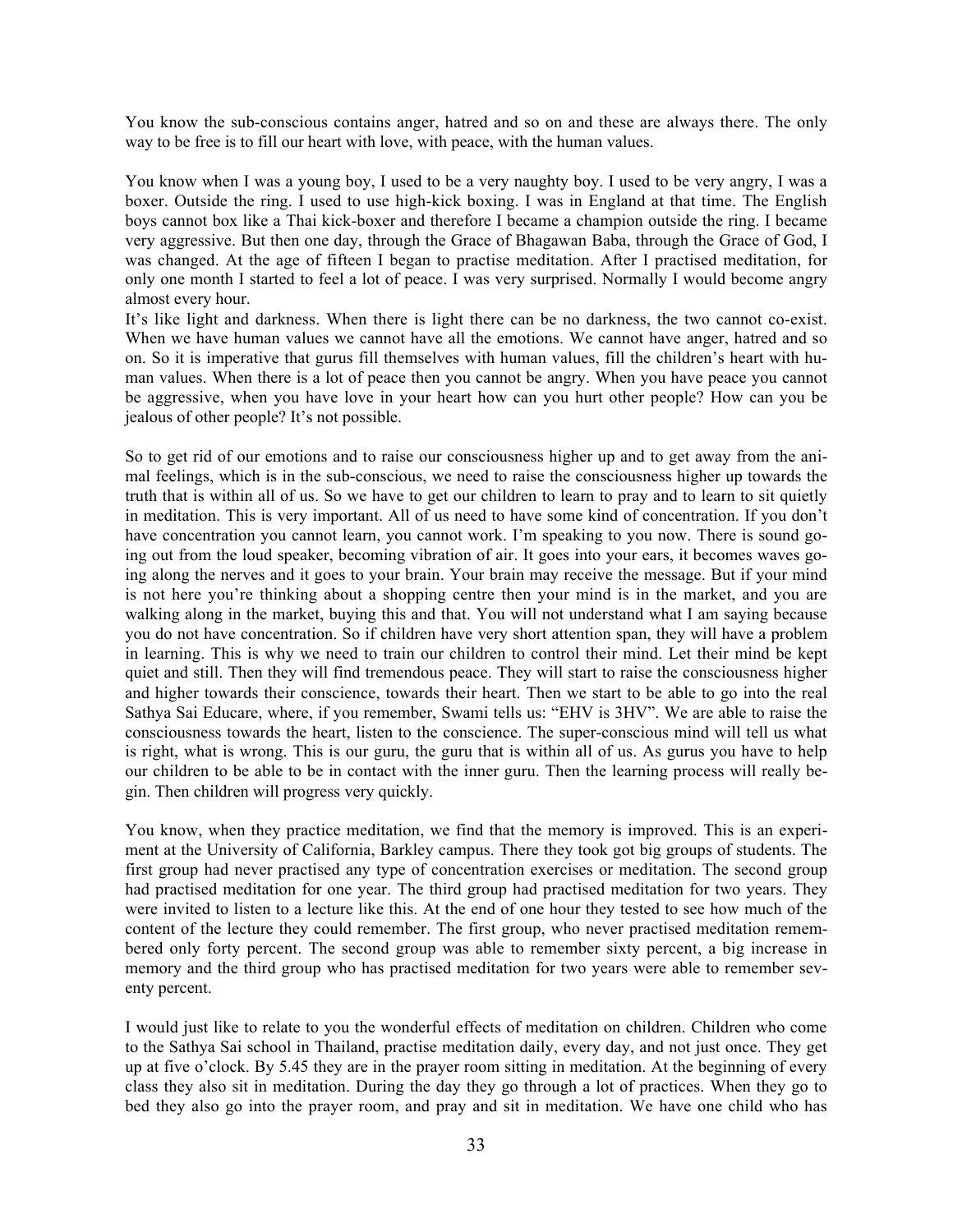You know the sub-conscious contains anger, hatred and so on and these are always there. The only way to be free is to fill our heart with love, with peace, with the human values.

You know when I was a young boy, I used to be a very naughty boy. I used to be very angry, I was a boxer. Outside the ring. I used to use high-kick boxing. I was in England at that time. The English boys cannot box like a Thai kick-boxer and therefore I became a champion outside the ring. I became very aggressive. But then one day, through the Grace of Bhagawan Baba, through the Grace of God, I was changed. At the age of fifteen I began to practise meditation. After I practised meditation, for only one month I started to feel a lot of peace. I was very surprised. Normally I would become angry almost every hour.

It's like light and darkness. When there is light there can be no darkness, the two cannot co-exist. When we have human values we cannot have all the emotions. We cannot have anger, hatred and so on. So it is imperative that gurus fill themselves with human values, fill the children's heart with human values. When there is a lot of peace then you cannot be angry. When you have peace you cannot be aggressive, when you have love in your heart how can you hurt other people? How can you be jealous of other people? It's not possible.

So to get rid of our emotions and to raise our consciousness higher up and to get away from the animal feelings, which is in the sub-conscious, we need to raise the consciousness higher up towards the truth that is within all of us. So we have to get our children to learn to pray and to learn to sit quietly in meditation. This is very important. All of us need to have some kind of concentration. If you don't have concentration you cannot learn, you cannot work. I'm speaking to you now. There is sound going out from the loud speaker, becoming vibration of air. It goes into your ears, it becomes waves going along the nerves and it goes to your brain. Your brain may receive the message. But if your mind is not here you're thinking about a shopping centre then your mind is in the market, and you are walking along in the market, buying this and that. You will not understand what I am saying because you do not have concentration. So if children have very short attention span, they will have a problem in learning. This is why we need to train our children to control their mind. Let their mind be kept quiet and still. Then they will find tremendous peace. They will start to raise the consciousness higher and higher towards their conscience, towards their heart. Then we start to be able to go into the real Sathya Sai Educare, where, if you remember, Swami tells us: "EHV is 3HV". We are able to raise the consciousness towards the heart, listen to the conscience. The super-conscious mind will tell us what is right, what is wrong. This is our guru, the guru that is within all of us. As gurus you have to help our children to be able to be in contact with the inner guru. Then the learning process will really begin. Then children will progress very quickly.

You know, when they practice meditation, we find that the memory is improved. This is an experiment at the University of California, Barkley campus. There they took got big groups of students. The first group had never practised any type of concentration exercises or meditation. The second group had practised meditation for one year. The third group had practised meditation for two years. They were invited to listen to a lecture like this. At the end of one hour they tested to see how much of the content of the lecture they could remember. The first group, who never practised meditation remembered only forty percent. The second group was able to remember sixty percent, a big increase in memory and the third group who has practised meditation for two years were able to remember seventy percent.

I would just like to relate to you the wonderful effects of meditation on children. Children who come to the Sathya Sai school in Thailand, practise meditation daily, every day, and not just once. They get up at five o'clock. By 5.45 they are in the prayer room sitting in meditation. At the beginning of every class they also sit in meditation. During the day they go through a lot of practices. When they go to bed they also go into the prayer room, and pray and sit in meditation. We have one child who has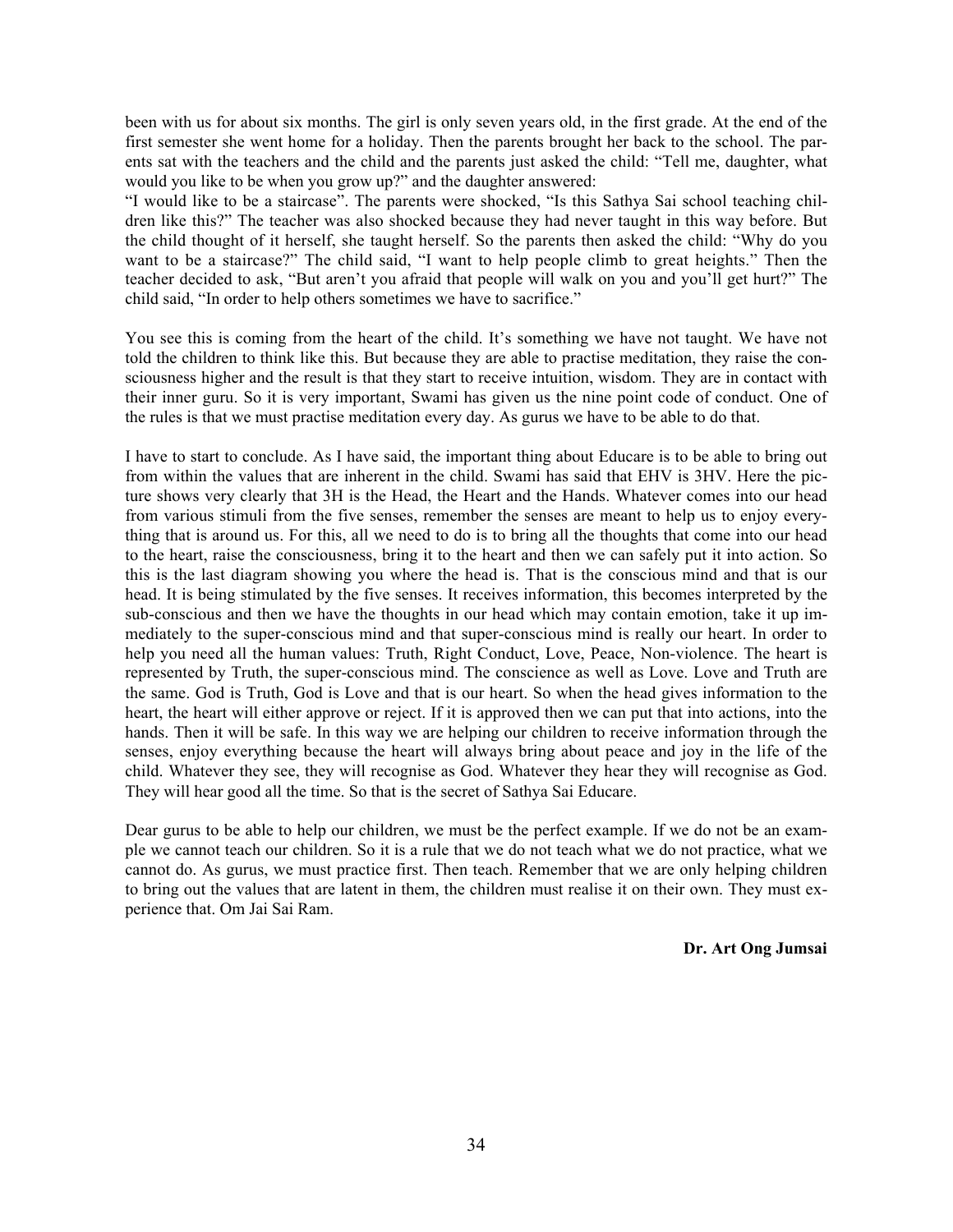been with us for about six months. The girl is only seven years old, in the first grade. At the end of the first semester she went home for a holiday. Then the parents brought her back to the school. The parents sat with the teachers and the child and the parents just asked the child: "Tell me, daughter, what would you like to be when you grow up?" and the daughter answered:
"I would like to be a staircase". The parents were shocked, "Is this Sathya Sai school teaching children like this?" The teacher was also shocked because they had never taught in this way before. But the child thought of it herself, she taught herself. So the parents then asked the child: "Why do you want to be a staircase?" The child said, "I want to help people climb to great heights." Then the teacher decided to ask, "But aren't you afraid that people will walk on you and you'll get hurt?" The child said, "In order to help others sometimes we have to sacrifice."

You see this is coming from the heart of the child. It's something we have not taught. We have not told the children to think like this. But because they are able to practise meditation, they raise the consciousness higher and the result is that they start to receive intuition, wisdom. They are in contact with their inner guru. So it is very important, Swami has given us the nine point code of conduct. One of the rules is that we must practise meditation every day. As gurus we have to be able to do that.

I have to start to conclude. As I have said, the important thing about Educare is to be able to bring out from within the values that are inherent in the child. Swami has said that EHV is 3HV. Here the picture shows very clearly that 3H is the Head, the Heart and the Hands. Whatever comes into our head from various stimuli from the five senses, remember the senses are meant to help us to enjoy everything that is around us. For this, all we need to do is to bring all the thoughts that come into our head to the heart, raise the consciousness, bring it to the heart and then we can safely put it into action. So this is the last diagram showing you where the head is. That is the conscious mind and that is our head. It is being stimulated by the five senses. It receives information, this becomes interpreted by the sub-conscious and then we have the thoughts in our head which may contain emotion, take it up immediately to the super-conscious mind and that super-conscious mind is really our heart. In order to help you need all the human values: Truth, Right Conduct, Love, Peace, Non-violence. The heart is represented by Truth, the super-conscious mind. The conscience as well as Love. Love and Truth are the same. God is Truth, God is Love and that is our heart. So when the head gives information to the heart, the heart will either approve or reject. If it is approved then we can put that into actions, into the hands. Then it will be safe. In this way we are helping our children to receive information through the senses, enjoy everything because the heart will always bring about peace and joy in the life of the child. Whatever they see, they will recognise as God. Whatever they hear they will recognise as God. They will hear good all the time. So that is the secret of Sathya Sai Educare.

Dear gurus to be able to help our children, we must be the perfect example. If we do not be an example we cannot teach our children. So it is a rule that we do not teach what we do not practice, what we cannot do. As gurus, we must practice first. Then teach. Remember that we are only helping children to bring out the values that are latent in them, the children must realise it on their own. They must experience that. Om Jai Sai Ram.

**Dr. Art Ong Jumsai**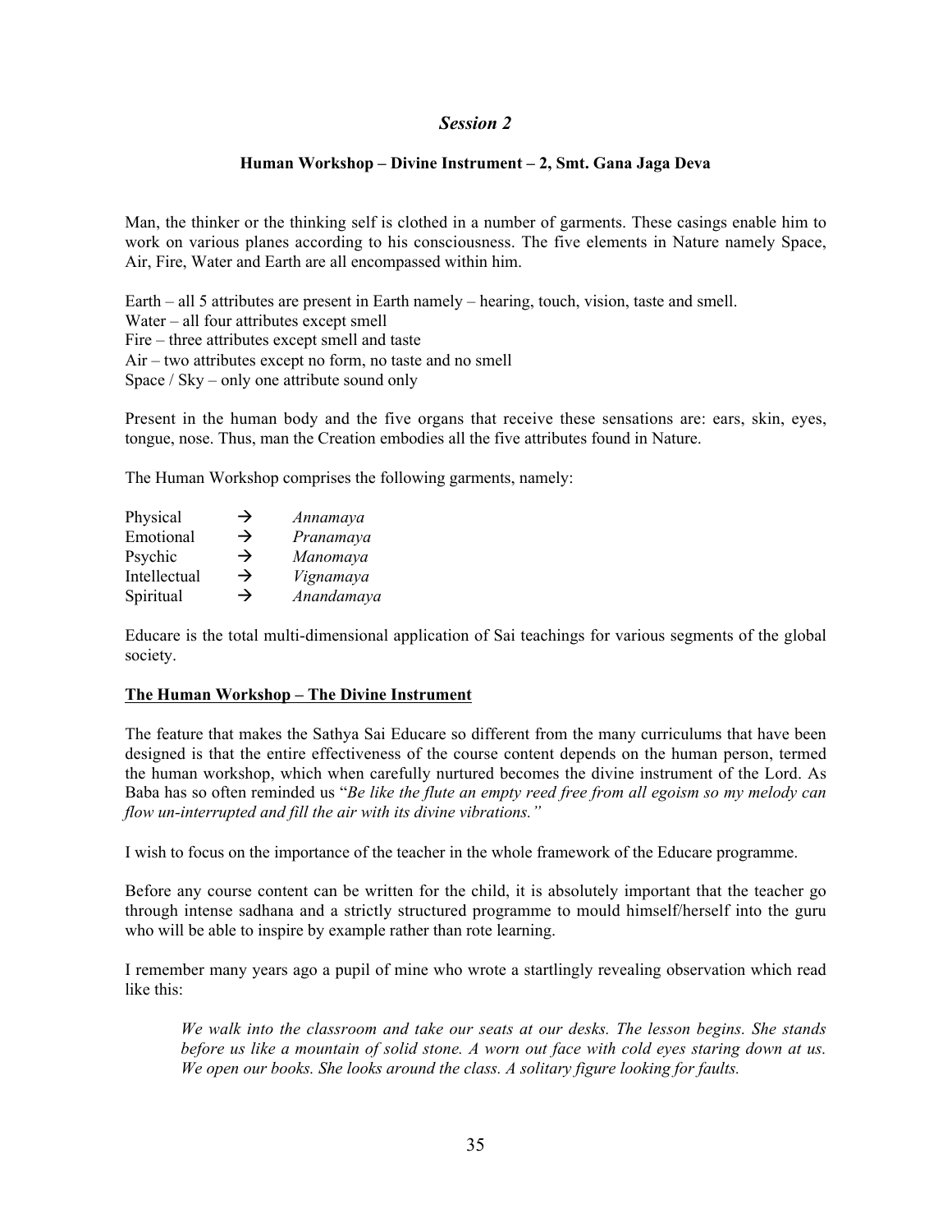## *Session 2*

### Human Workshop – Divine Instrument – 2, Smt. Gana Jaga Deva

Man, the thinker or the thinking self is clothed in a number of garments. These casings enable him to work on various planes according to his consciousness. The five elements in Nature namely Space, Air, Fire, Water and Earth are all encompassed within him.

Earth – all 5 attributes are present in Earth namely – hearing, touch, vision, taste and smell.
Water – all four attributes except smell
Fire – three attributes except smell and taste
Air – two attributes except no form, no taste and no smell
Space / Sky – only one attribute sound only

Present in the human body and the five organs that receive these sensations are: ears, skin, eyes, tongue, nose. Thus, man the Creation embodies all the five attributes found in Nature.

The Human Workshop comprises the following garments, namely:

| | | |
|---|---|---|
| Physical | → | *Annamaya* |
| Emotional | → | *Pranamaya* |
| Psychic | → | *Manomaya* |
| Intellectual | → | *Vignamaya* |
| Spiritual | → | *Anandamaya* |

Educare is the total multi-dimensional application of Sai teachings for various segments of the global society.

**<u>The Human Workshop – The Divine Instrument</u>**

The feature that makes the Sathya Sai Educare so different from the many curriculums that have been designed is that the entire effectiveness of the course content depends on the human person, termed the human workshop, which when carefully nurtured becomes the divine instrument of the Lord. As Baba has so often reminded us "*Be like the flute an empty reed free from all egoism so my melody can flow un-interrupted and fill the air with its divine vibrations."*

I wish to focus on the importance of the teacher in the whole framework of the Educare programme.

Before any course content can be written for the child, it is absolutely important that the teacher go through intense sadhana and a strictly structured programme to mould himself/herself into the guru who will be able to inspire by example rather than rote learning.

I remember many years ago a pupil of mine who wrote a startlingly revealing observation which read like this:

> *We walk into the classroom and take our seats at our desks. The lesson begins. She stands before us like a mountain of solid stone. A worn out face with cold eyes staring down at us. We open our books. She looks around the class. A solitary figure looking for faults.*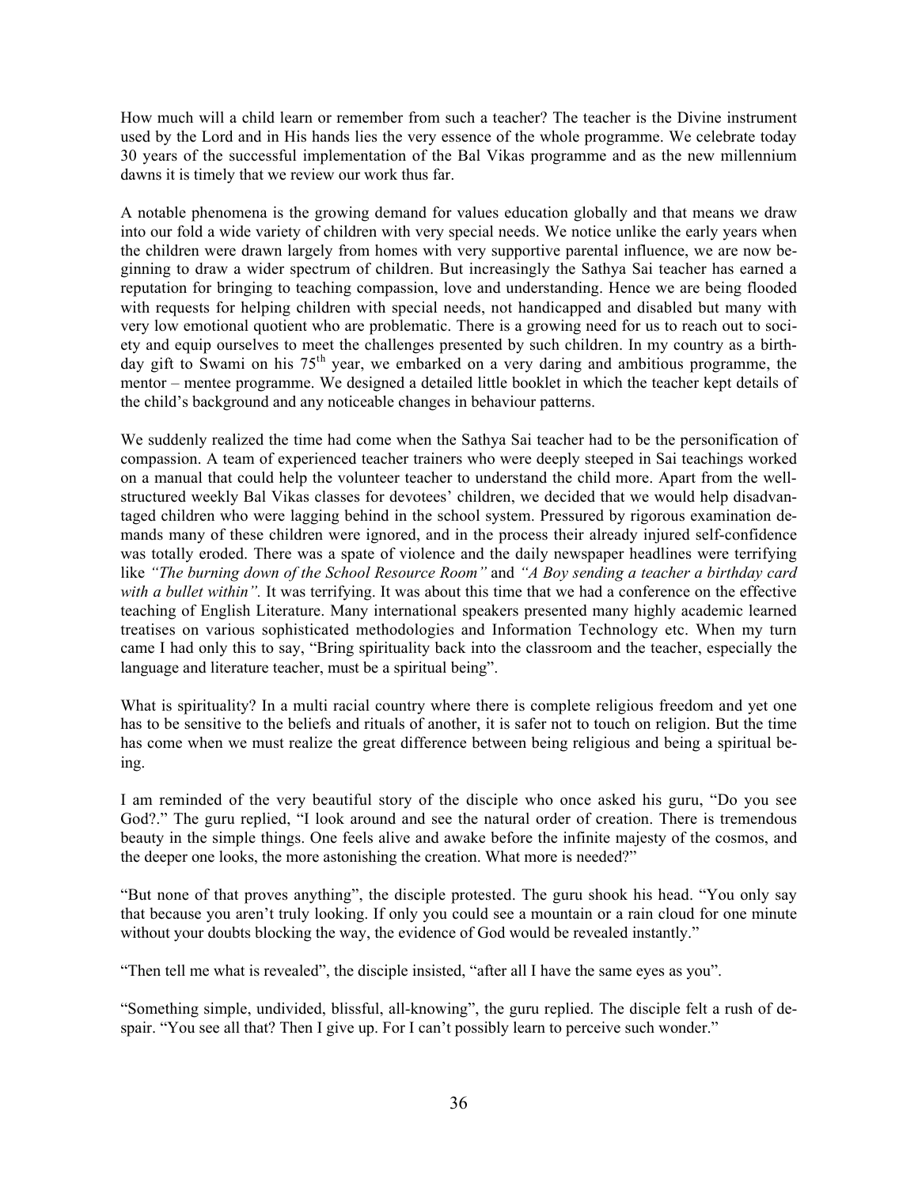How much will a child learn or remember from such a teacher? The teacher is the Divine instrument used by the Lord and in His hands lies the very essence of the whole programme. We celebrate today 30 years of the successful implementation of the Bal Vikas programme and as the new millennium dawns it is timely that we review our work thus far.

A notable phenomena is the growing demand for values education globally and that means we draw into our fold a wide variety of children with very special needs. We notice unlike the early years when the children were drawn largely from homes with very supportive parental influence, we are now beginning to draw a wider spectrum of children. But increasingly the Sathya Sai teacher has earned a reputation for bringing to teaching compassion, love and understanding. Hence we are being flooded with requests for helping children with special needs, not handicapped and disabled but many with very low emotional quotient who are problematic. There is a growing need for us to reach out to society and equip ourselves to meet the challenges presented by such children. In my country as a birthday gift to Swami on his 75th year, we embarked on a very daring and ambitious programme, the mentor – mentee programme. We designed a detailed little booklet in which the teacher kept details of the child's background and any noticeable changes in behaviour patterns.

We suddenly realized the time had come when the Sathya Sai teacher had to be the personification of compassion. A team of experienced teacher trainers who were deeply steeped in Sai teachings worked on a manual that could help the volunteer teacher to understand the child more. Apart from the well-structured weekly Bal Vikas classes for devotees' children, we decided that we would help disadvantaged children who were lagging behind in the school system. Pressured by rigorous examination demands many of these children were ignored, and in the process their already injured self-confidence was totally eroded. There was a spate of violence and the daily newspaper headlines were terrifying like *"The burning down of the School Resource Room"* and *"A Boy sending a teacher a birthday card with a bullet within".* It was terrifying. It was about this time that we had a conference on the effective teaching of English Literature. Many international speakers presented many highly academic learned treatises on various sophisticated methodologies and Information Technology etc. When my turn came I had only this to say, "Bring spirituality back into the classroom and the teacher, especially the language and literature teacher, must be a spiritual being".

What is spirituality? In a multi racial country where there is complete religious freedom and yet one has to be sensitive to the beliefs and rituals of another, it is safer not to touch on religion. But the time has come when we must realize the great difference between being religious and being a spiritual being.

I am reminded of the very beautiful story of the disciple who once asked his guru, "Do you see God?." The guru replied, "I look around and see the natural order of creation. There is tremendous beauty in the simple things. One feels alive and awake before the infinite majesty of the cosmos, and the deeper one looks, the more astonishing the creation. What more is needed?"

"But none of that proves anything", the disciple protested. The guru shook his head. "You only say that because you aren't truly looking. If only you could see a mountain or a rain cloud for one minute without your doubts blocking the way, the evidence of God would be revealed instantly."

"Then tell me what is revealed", the disciple insisted, "after all I have the same eyes as you".

"Something simple, undivided, blissful, all-knowing", the guru replied. The disciple felt a rush of despair. "You see all that? Then I give up. For I can't possibly learn to perceive such wonder."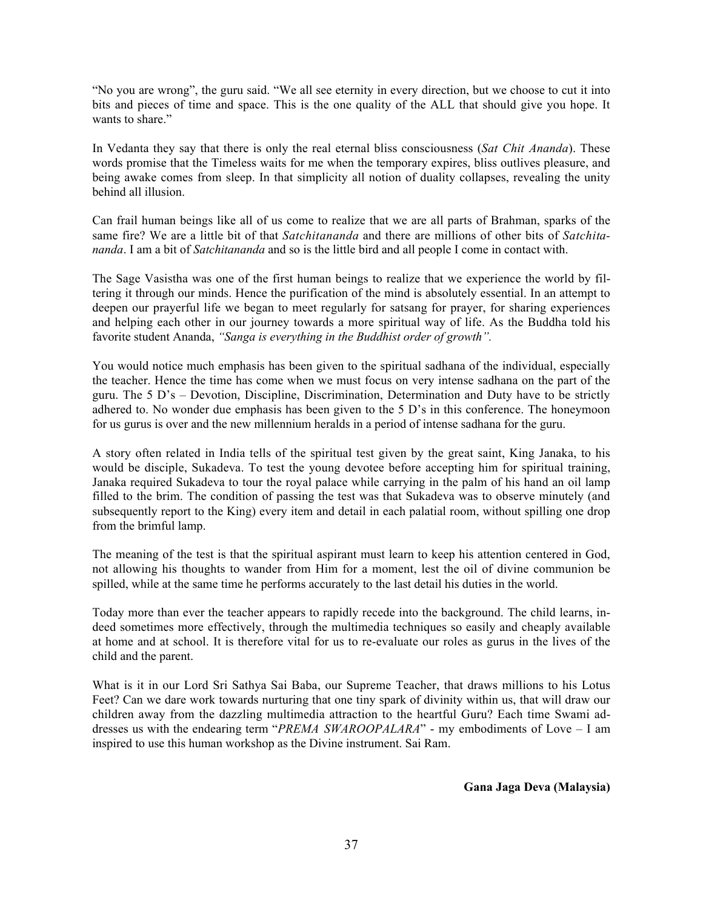"No you are wrong", the guru said. "We all see eternity in every direction, but we choose to cut it into bits and pieces of time and space. This is the one quality of the ALL that should give you hope. It wants to share."

In Vedanta they say that there is only the real eternal bliss consciousness (*Sat Chit Ananda*). These words promise that the Timeless waits for me when the temporary expires, bliss outlives pleasure, and being awake comes from sleep. In that simplicity all notion of duality collapses, revealing the unity behind all illusion.

Can frail human beings like all of us come to realize that we are all parts of Brahman, sparks of the same fire? We are a little bit of that *Satchitananda* and there are millions of other bits of *Satchitananda*. I am a bit of *Satchitananda* and so is the little bird and all people I come in contact with.

The Sage Vasistha was one of the first human beings to realize that we experience the world by filtering it through our minds. Hence the purification of the mind is absolutely essential. In an attempt to deepen our prayerful life we began to meet regularly for satsang for prayer, for sharing experiences and helping each other in our journey towards a more spiritual way of life. As the Buddha told his favorite student Ananda, *"Sanga is everything in the Buddhist order of growth".*

You would notice much emphasis has been given to the spiritual sadhana of the individual, especially the teacher. Hence the time has come when we must focus on very intense sadhana on the part of the guru. The 5 D's – Devotion, Discipline, Discrimination, Determination and Duty have to be strictly adhered to. No wonder due emphasis has been given to the 5 D's in this conference. The honeymoon for us gurus is over and the new millennium heralds in a period of intense sadhana for the guru.

A story often related in India tells of the spiritual test given by the great saint, King Janaka, to his would be disciple, Sukadeva. To test the young devotee before accepting him for spiritual training, Janaka required Sukadeva to tour the royal palace while carrying in the palm of his hand an oil lamp filled to the brim. The condition of passing the test was that Sukadeva was to observe minutely (and subsequently report to the King) every item and detail in each palatial room, without spilling one drop from the brimful lamp.

The meaning of the test is that the spiritual aspirant must learn to keep his attention centered in God, not allowing his thoughts to wander from Him for a moment, lest the oil of divine communion be spilled, while at the same time he performs accurately to the last detail his duties in the world.

Today more than ever the teacher appears to rapidly recede into the background. The child learns, indeed sometimes more effectively, through the multimedia techniques so easily and cheaply available at home and at school. It is therefore vital for us to re-evaluate our roles as gurus in the lives of the child and the parent.

What is it in our Lord Sri Sathya Sai Baba, our Supreme Teacher, that draws millions to his Lotus Feet? Can we dare work towards nurturing that one tiny spark of divinity within us, that will draw our children away from the dazzling multimedia attraction to the heartful Guru? Each time Swami addresses us with the endearing term "*PREMA SWAROOPALARA*" - my embodiments of Love – I am inspired to use this human workshop as the Divine instrument. Sai Ram.

**Gana Jaga Deva (Malaysia)**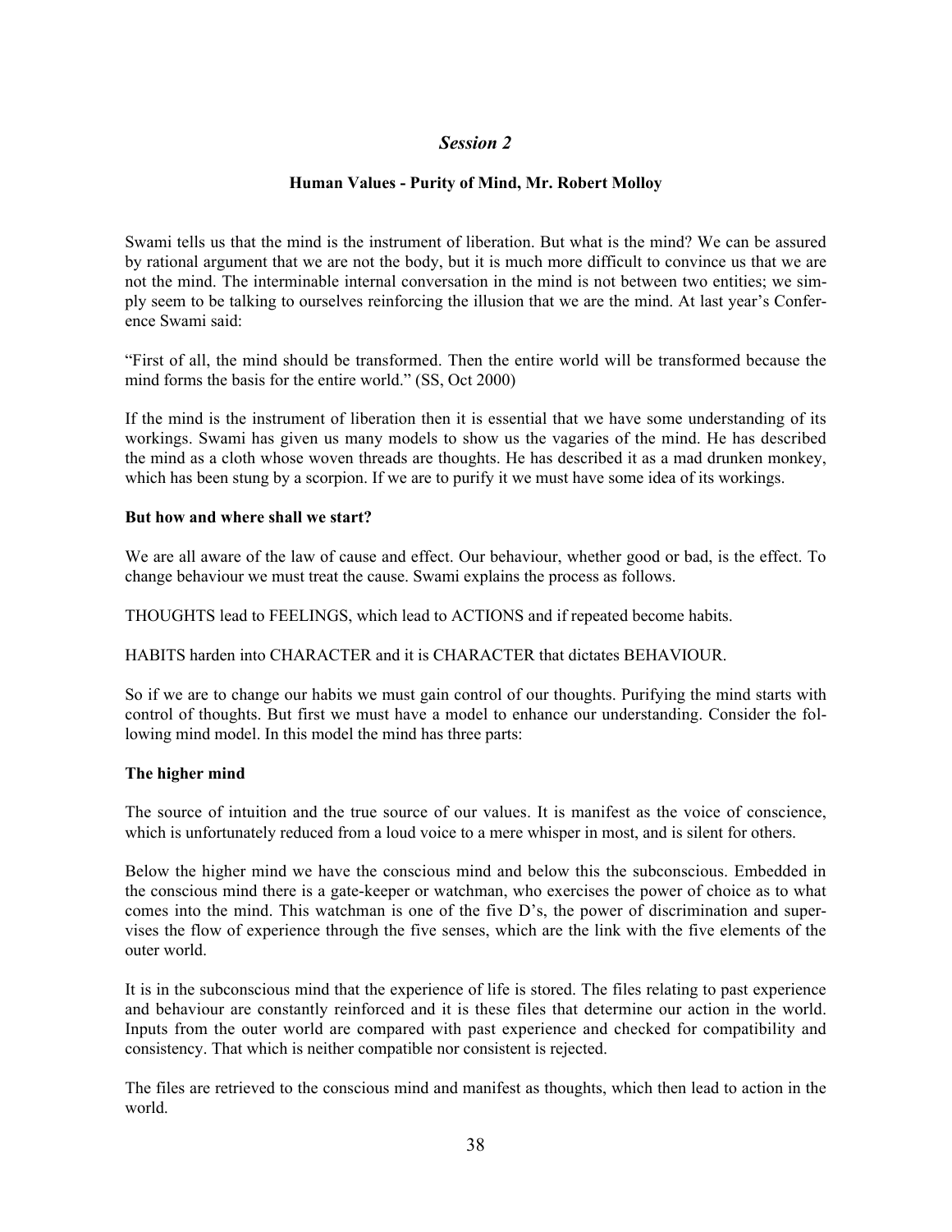## *Session 2*

### Human Values - Purity of Mind, Mr. Robert Molloy

Swami tells us that the mind is the instrument of liberation. But what is the mind? We can be assured by rational argument that we are not the body, but it is much more difficult to convince us that we are not the mind. The interminable internal conversation in the mind is not between two entities; we simply seem to be talking to ourselves reinforcing the illusion that we are the mind. At last year's Conference Swami said:

"First of all, the mind should be transformed. Then the entire world will be transformed because the mind forms the basis for the entire world." (SS, Oct 2000)

If the mind is the instrument of liberation then it is essential that we have some understanding of its workings. Swami has given us many models to show us the vagaries of the mind. He has described the mind as a cloth whose woven threads are thoughts. He has described it as a mad drunken monkey, which has been stung by a scorpion. If we are to purify it we must have some idea of its workings.

**But how and where shall we start?**

We are all aware of the law of cause and effect. Our behaviour, whether good or bad, is the effect. To change behaviour we must treat the cause. Swami explains the process as follows.

THOUGHTS lead to FEELINGS, which lead to ACTIONS and if repeated become habits.

HABITS harden into CHARACTER and it is CHARACTER that dictates BEHAVIOUR.

So if we are to change our habits we must gain control of our thoughts. Purifying the mind starts with control of thoughts. But first we must have a model to enhance our understanding. Consider the following mind model. In this model the mind has three parts:

**The higher mind**

The source of intuition and the true source of our values. It is manifest as the voice of conscience, which is unfortunately reduced from a loud voice to a mere whisper in most, and is silent for others.

Below the higher mind we have the conscious mind and below this the subconscious. Embedded in the conscious mind there is a gate-keeper or watchman, who exercises the power of choice as to what comes into the mind. This watchman is one of the five D's, the power of discrimination and supervises the flow of experience through the five senses, which are the link with the five elements of the outer world.

It is in the subconscious mind that the experience of life is stored. The files relating to past experience and behaviour are constantly reinforced and it is these files that determine our action in the world. Inputs from the outer world are compared with past experience and checked for compatibility and consistency. That which is neither compatible nor consistent is rejected.

The files are retrieved to the conscious mind and manifest as thoughts, which then lead to action in the world.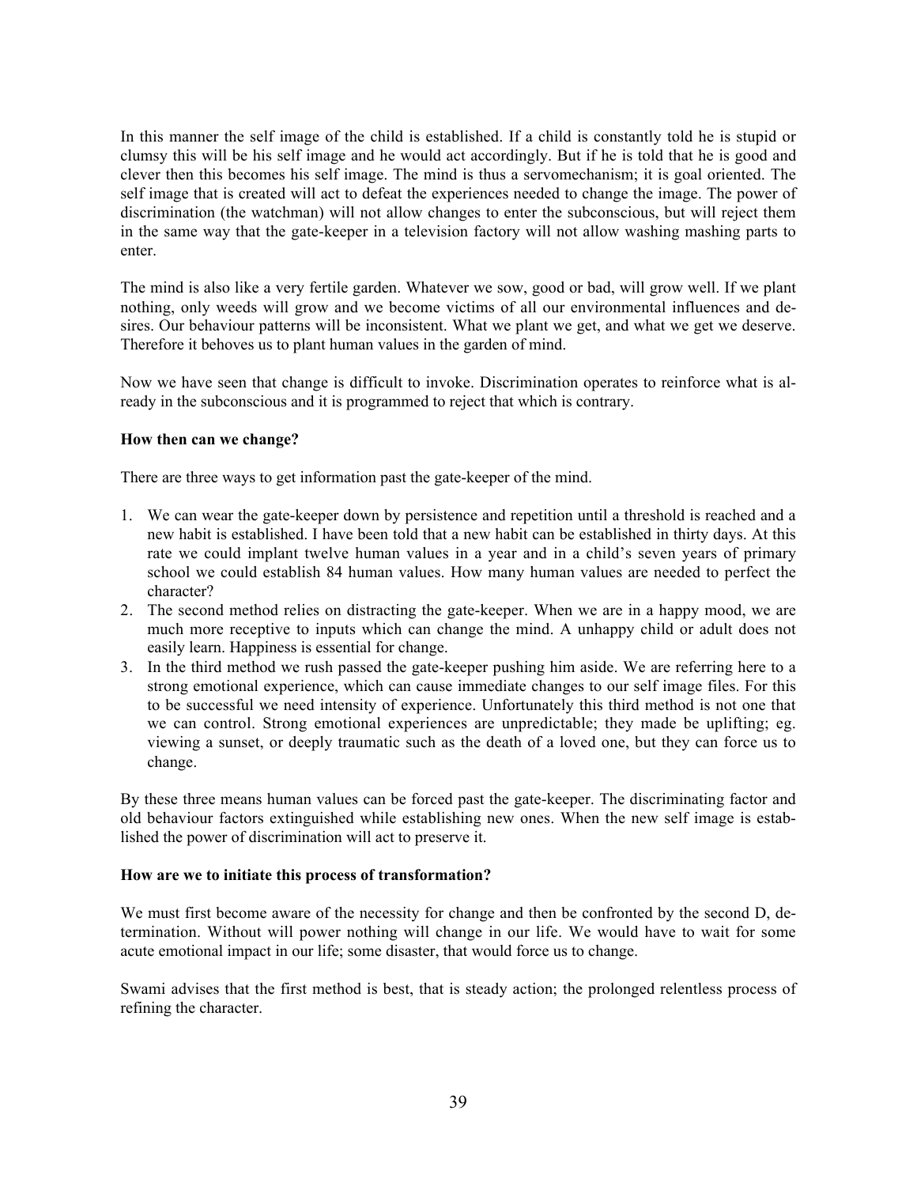In this manner the self image of the child is established. If a child is constantly told he is stupid or clumsy this will be his self image and he would act accordingly. But if he is told that he is good and clever then this becomes his self image. The mind is thus a servomechanism; it is goal oriented. The self image that is created will act to defeat the experiences needed to change the image. The power of discrimination (the watchman) will not allow changes to enter the subconscious, but will reject them in the same way that the gate-keeper in a television factory will not allow washing mashing parts to enter.

The mind is also like a very fertile garden. Whatever we sow, good or bad, will grow well. If we plant nothing, only weeds will grow and we become victims of all our environmental influences and desires. Our behaviour patterns will be inconsistent. What we plant we get, and what we get we deserve. Therefore it behoves us to plant human values in the garden of mind.

Now we have seen that change is difficult to invoke. Discrimination operates to reinforce what is already in the subconscious and it is programmed to reject that which is contrary.

**How then can we change?**

There are three ways to get information past the gate-keeper of the mind.

1. We can wear the gate-keeper down by persistence and repetition until a threshold is reached and a new habit is established. I have been told that a new habit can be established in thirty days. At this rate we could implant twelve human values in a year and in a child's seven years of primary school we could establish 84 human values. How many human values are needed to perfect the character?
2. The second method relies on distracting the gate-keeper. When we are in a happy mood, we are much more receptive to inputs which can change the mind. A unhappy child or adult does not easily learn. Happiness is essential for change.
3. In the third method we rush passed the gate-keeper pushing him aside. We are referring here to a strong emotional experience, which can cause immediate changes to our self image files. For this to be successful we need intensity of experience. Unfortunately this third method is not one that we can control. Strong emotional experiences are unpredictable; they made be uplifting; eg. viewing a sunset, or deeply traumatic such as the death of a loved one, but they can force us to change.

By these three means human values can be forced past the gate-keeper. The discriminating factor and old behaviour factors extinguished while establishing new ones. When the new self image is established the power of discrimination will act to preserve it.

**How are we to initiate this process of transformation?**

We must first become aware of the necessity for change and then be confronted by the second D, determination. Without will power nothing will change in our life. We would have to wait for some acute emotional impact in our life; some disaster, that would force us to change.

Swami advises that the first method is best, that is steady action; the prolonged relentless process of refining the character.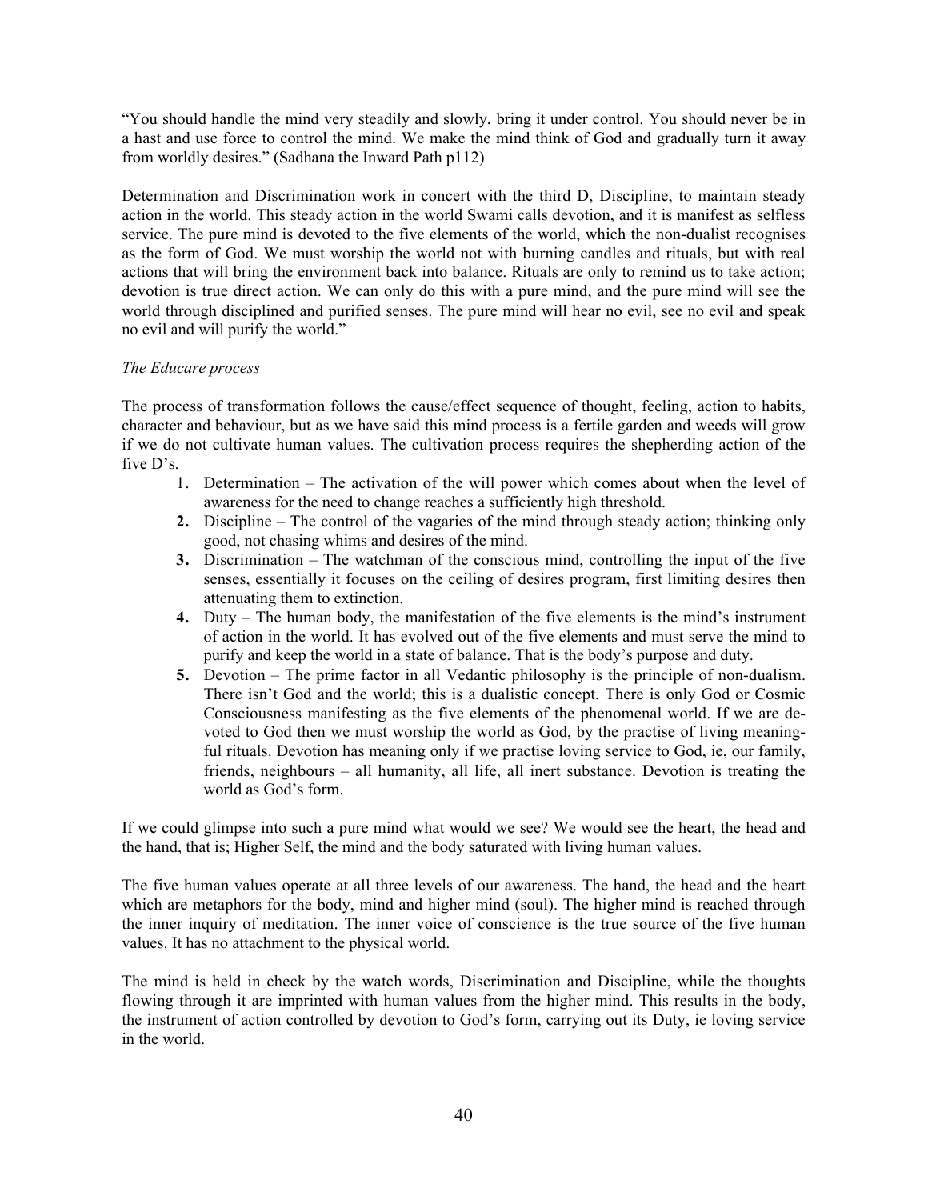"You should handle the mind very steadily and slowly, bring it under control. You should never be in a hast and use force to control the mind. We make the mind think of God and gradually turn it away from worldly desires." (Sadhana the Inward Path p112)

Determination and Discrimination work in concert with the third D, Discipline, to maintain steady action in the world. This steady action in the world Swami calls devotion, and it is manifest as selfless service. The pure mind is devoted to the five elements of the world, which the non-dualist recognises as the form of God. We must worship the world not with burning candles and rituals, but with real actions that will bring the environment back into balance. Rituals are only to remind us to take action; devotion is true direct action. We can only do this with a pure mind, and the pure mind will see the world through disciplined and purified senses. The pure mind will hear no evil, see no evil and speak no evil and will purify the world."

*The Educare process*

The process of transformation follows the cause/effect sequence of thought, feeling, action to habits, character and behaviour, but as we have said this mind process is a fertile garden and weeds will grow if we do not cultivate human values. The cultivation process requires the shepherding action of the five D's.

1. Determination – The activation of the will power which comes about when the level of awareness for the need to change reaches a sufficiently high threshold.
2. Discipline – The control of the vagaries of the mind through steady action; thinking only good, not chasing whims and desires of the mind.
3. Discrimination – The watchman of the conscious mind, controlling the input of the five senses, essentially it focuses on the ceiling of desires program, first limiting desires then attenuating them to extinction.
4. Duty – The human body, the manifestation of the five elements is the mind's instrument of action in the world. It has evolved out of the five elements and must serve the mind to purify and keep the world in a state of balance. That is the body's purpose and duty.
5. Devotion – The prime factor in all Vedantic philosophy is the principle of non-dualism. There isn't God and the world; this is a dualistic concept. There is only God or Cosmic Consciousness manifesting as the five elements of the phenomenal world. If we are devoted to God then we must worship the world as God, by the practise of living meaningful rituals. Devotion has meaning only if we practise loving service to God, ie, our family, friends, neighbours – all humanity, all life, all inert substance. Devotion is treating the world as God's form.

If we could glimpse into such a pure mind what would we see? We would see the heart, the head and the hand, that is; Higher Self, the mind and the body saturated with living human values.

The five human values operate at all three levels of our awareness. The hand, the head and the heart which are metaphors for the body, mind and higher mind (soul). The higher mind is reached through the inner inquiry of meditation. The inner voice of conscience is the true source of the five human values. It has no attachment to the physical world.

The mind is held in check by the watch words, Discrimination and Discipline, while the thoughts flowing through it are imprinted with human values from the higher mind. This results in the body, the instrument of action controlled by devotion to God's form, carrying out its Duty, ie loving service in the world.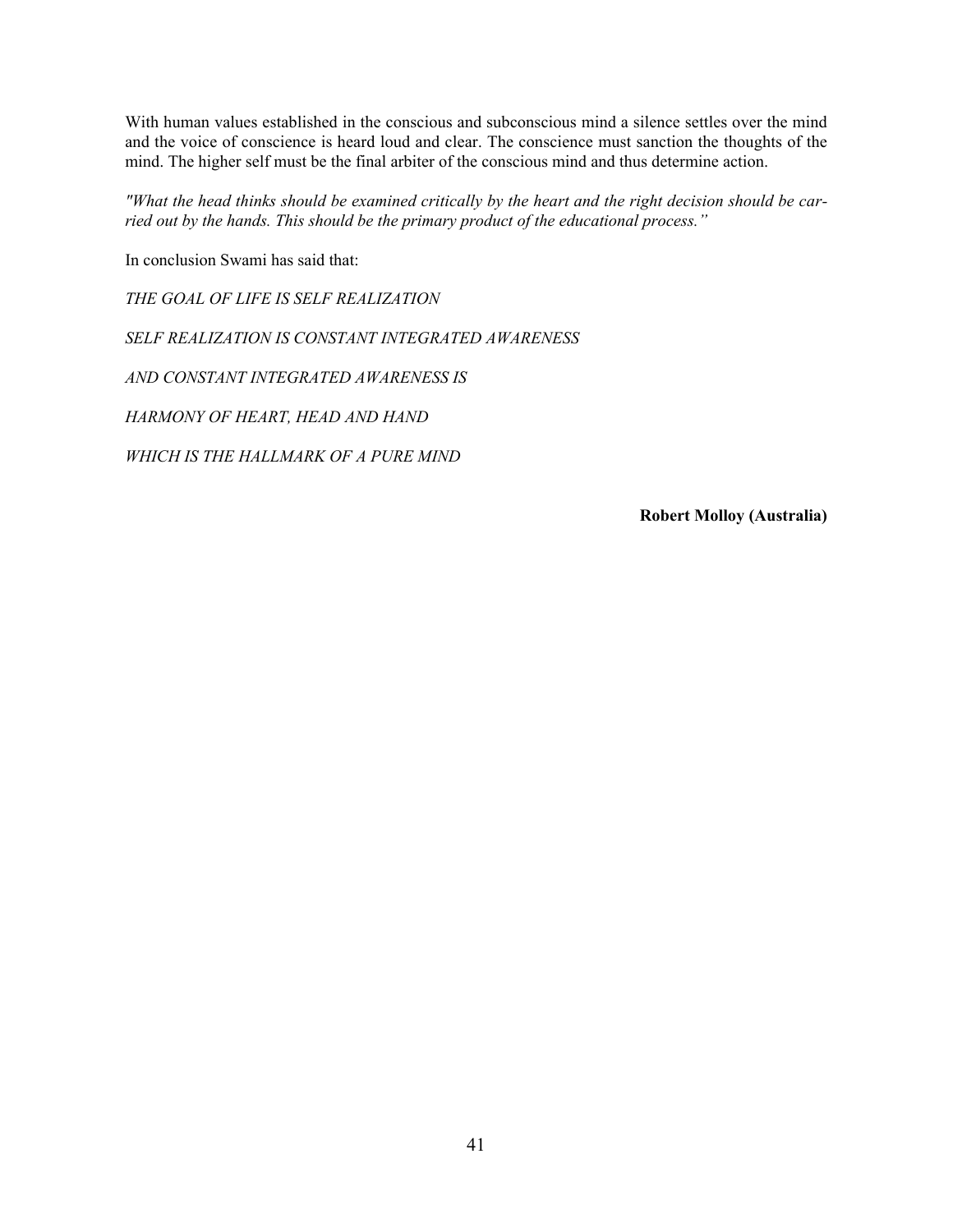With human values established in the conscious and subconscious mind a silence settles over the mind and the voice of conscience is heard loud and clear. The conscience must sanction the thoughts of the mind. The higher self must be the final arbiter of the conscious mind and thus determine action.

*"What the head thinks should be examined critically by the heart and the right decision should be carried out by the hands. This should be the primary product of the educational process."*

In conclusion Swami has said that:

*THE GOAL OF LIFE IS SELF REALIZATION*

*SELF REALIZATION IS CONSTANT INTEGRATED AWARENESS*

*AND CONSTANT INTEGRATED AWARENESS IS*

*HARMONY OF HEART, HEAD AND HAND*

*WHICH IS THE HALLMARK OF A PURE MIND*

**Robert Molloy (Australia)**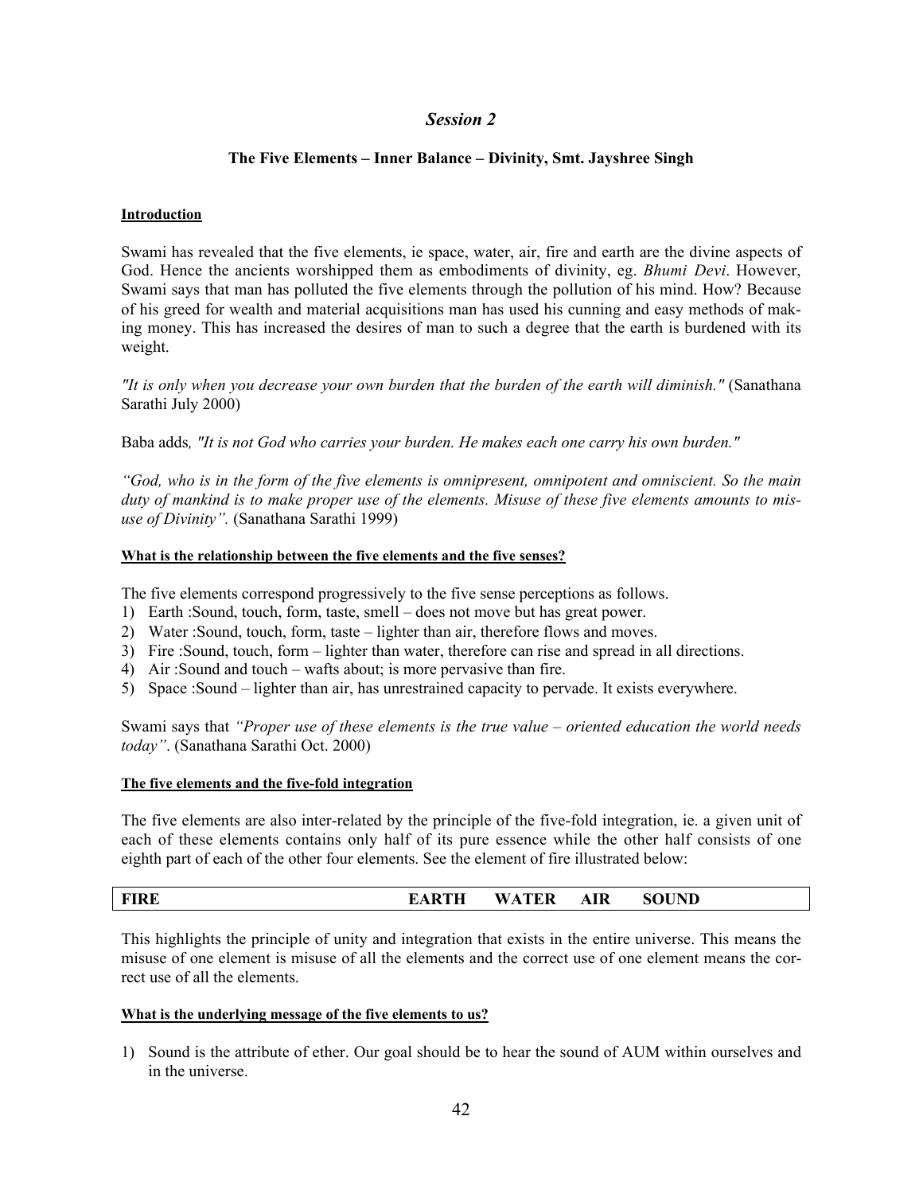## *Session 2*

### The Five Elements – Inner Balance – Divinity, Smt. Jayshree Singh

**Introduction**

Swami has revealed that the five elements, ie space, water, air, fire and earth are the divine aspects of God. Hence the ancients worshipped them as embodiments of divinity, eg. *Bhumi Devi*. However, Swami says that man has polluted the five elements through the pollution of his mind. How? Because of his greed for wealth and material acquisitions man has used his cunning and easy methods of making money. This has increased the desires of man to such a degree that the earth is burdened with its weight.

*"It is only when you decrease your own burden that the burden of the earth will diminish."* (Sanathana Sarathi July 2000)

Baba adds*, "It is not God who carries your burden. He makes each one carry his own burden."*

*"God, who is in the form of the five elements is omnipresent, omnipotent and omniscient. So the main duty of mankind is to make proper use of the elements. Misuse of these five elements amounts to misuse of Divinity".* (Sanathana Sarathi 1999)

**What is the relationship between the five elements and the five senses?**

The five elements correspond progressively to the five sense perceptions as follows.

1) Earth :Sound, touch, form, taste, smell – does not move but has great power.
2) Water :Sound, touch, form, taste – lighter than air, therefore flows and moves.
3) Fire :Sound, touch, form – lighter than water, therefore can rise and spread in all directions.
4) Air :Sound and touch – wafts about; is more pervasive than fire.
5) Space :Sound – lighter than air, has unrestrained capacity to pervade. It exists everywhere.

Swami says that *"Proper use of these elements is the true value – oriented education the world needs today"*. (Sanathana Sarathi Oct. 2000)

**The five elements and the five-fold integration**

The five elements are also inter-related by the principle of the five-fold integration, ie. a given unit of each of these elements contains only half of its pure essence while the other half consists of one eighth part of each of the other four elements. See the element of fire illustrated below:

| FIRE | EARTH | WATER | AIR | SOUND |
|---|---|---|---|---|

This highlights the principle of unity and integration that exists in the entire universe. This means the misuse of one element is misuse of all the elements and the correct use of one element means the correct use of all the elements.

**What is the underlying message of the five elements to us?**

1) Sound is the attribute of ether. Our goal should be to hear the sound of AUM within ourselves and in the universe.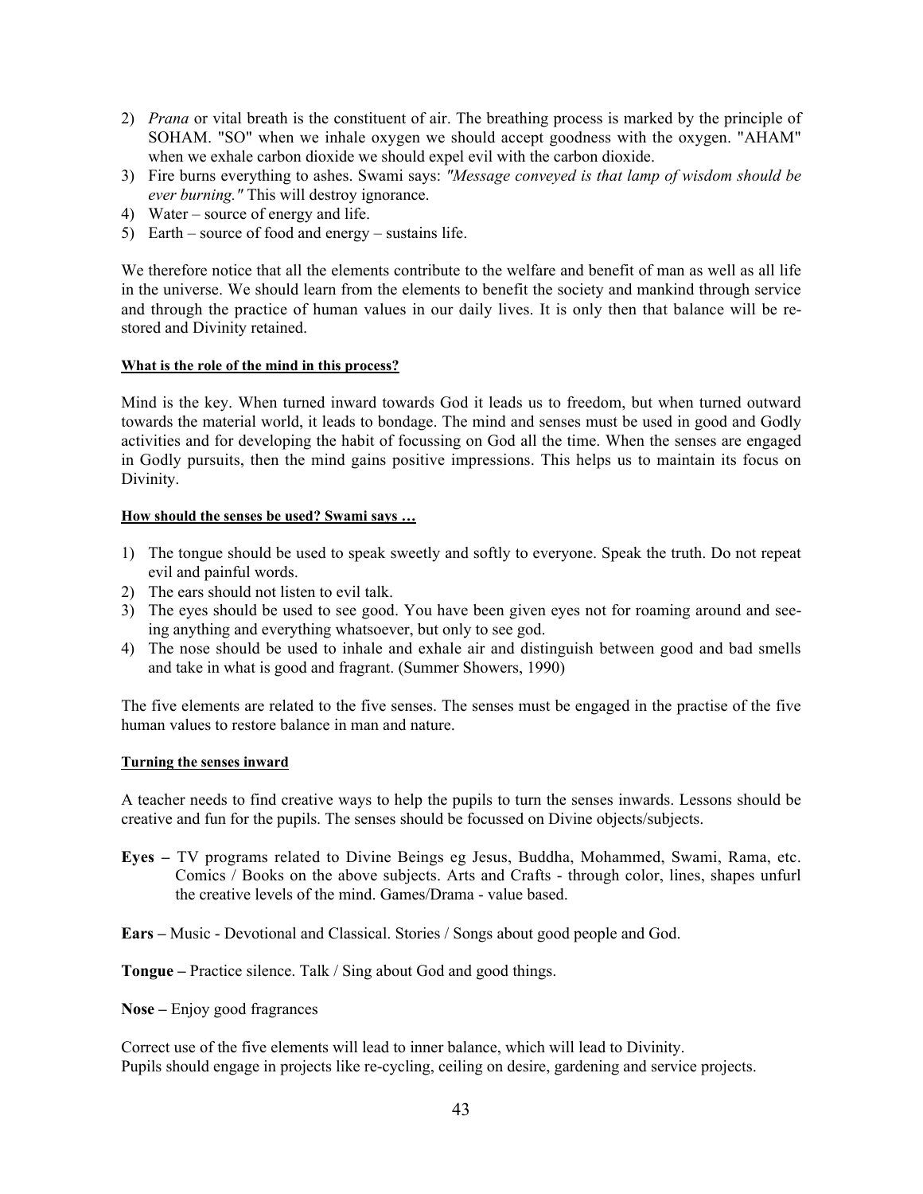2) *Prana* or vital breath is the constituent of air. The breathing process is marked by the principle of SOHAM. "SO" when we inhale oxygen we should accept goodness with the oxygen. "AHAM" when we exhale carbon dioxide we should expel evil with the carbon dioxide.
3) Fire burns everything to ashes. Swami says: *"Message conveyed is that lamp of wisdom should be ever burning."* This will destroy ignorance.
4) Water – source of energy and life.
5) Earth – source of food and energy – sustains life.

We therefore notice that all the elements contribute to the welfare and benefit of man as well as all life in the universe. We should learn from the elements to benefit the society and mankind through service and through the practice of human values in our daily lives. It is only then that balance will be re-stored and Divinity retained.

**What is the role of the mind in this process?**

Mind is the key. When turned inward towards God it leads us to freedom, but when turned outward towards the material world, it leads to bondage. The mind and senses must be used in good and Godly activities and for developing the habit of focussing on God all the time. When the senses are engaged in Godly pursuits, then the mind gains positive impressions. This helps us to maintain its focus on Divinity.

**How should the senses be used? Swami says …**

1) The tongue should be used to speak sweetly and softly to everyone. Speak the truth. Do not repeat evil and painful words.
2) The ears should not listen to evil talk.
3) The eyes should be used to see good. You have been given eyes not for roaming around and seeing anything and everything whatsoever, but only to see god.
4) The nose should be used to inhale and exhale air and distinguish between good and bad smells and take in what is good and fragrant. (Summer Showers, 1990)

The five elements are related to the five senses. The senses must be engaged in the practise of the five human values to restore balance in man and nature.

**Turning the senses inward**

A teacher needs to find creative ways to help the pupils to turn the senses inwards. Lessons should be creative and fun for the pupils. The senses should be focussed on Divine objects/subjects.

**Eyes –** TV programs related to Divine Beings eg Jesus, Buddha, Mohammed, Swami, Rama, etc. Comics / Books on the above subjects. Arts and Crafts - through color, lines, shapes unfurl the creative levels of the mind. Games/Drama - value based.

**Ears –** Music - Devotional and Classical. Stories / Songs about good people and God.

**Tongue –** Practice silence. Talk / Sing about God and good things.

**Nose –** Enjoy good fragrances

Correct use of the five elements will lead to inner balance, which will lead to Divinity.
Pupils should engage in projects like re-cycling, ceiling on desire, gardening and service projects.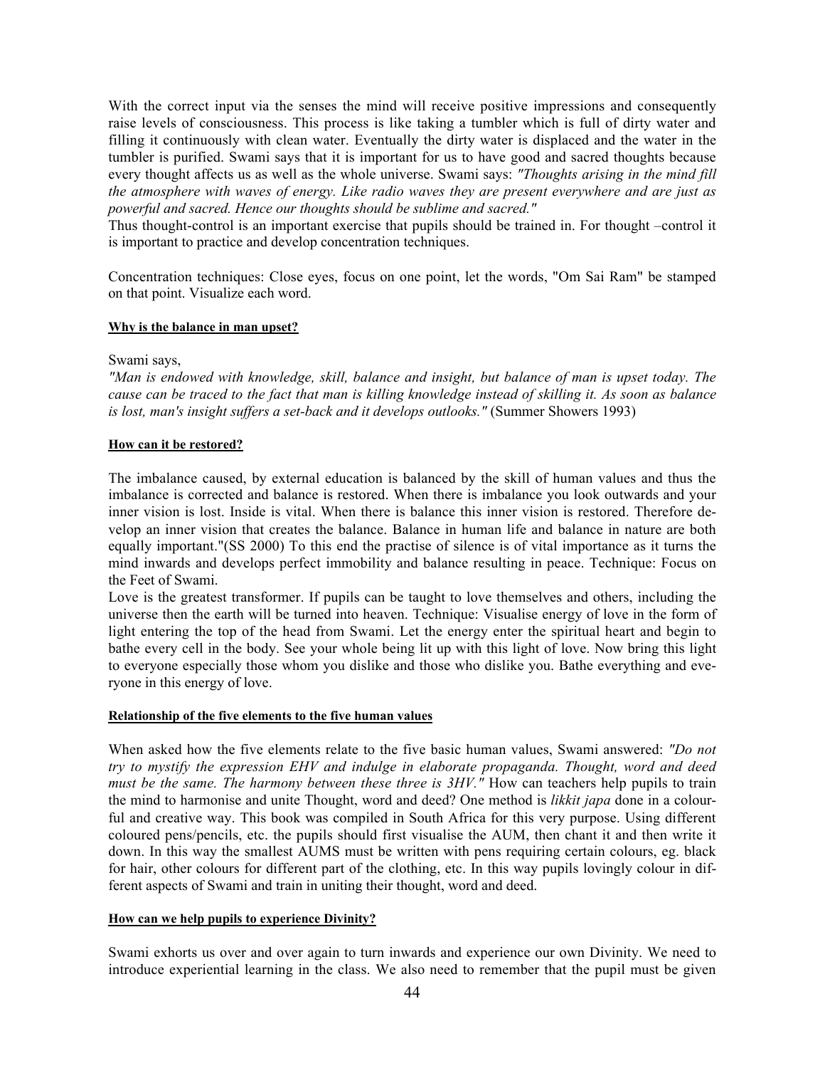With the correct input via the senses the mind will receive positive impressions and consequently raise levels of consciousness. This process is like taking a tumbler which is full of dirty water and filling it continuously with clean water. Eventually the dirty water is displaced and the water in the tumbler is purified. Swami says that it is important for us to have good and sacred thoughts because every thought affects us as well as the whole universe. Swami says: *"Thoughts arising in the mind fill the atmosphere with waves of energy. Like radio waves they are present everywhere and are just as powerful and sacred. Hence our thoughts should be sublime and sacred."*
Thus thought-control is an important exercise that pupils should be trained in. For thought –control it is important to practice and develop concentration techniques.

Concentration techniques: Close eyes, focus on one point, let the words, "Om Sai Ram" be stamped on that point. Visualize each word.

**Why is the balance in man upset?**

Swami says,
*"Man is endowed with knowledge, skill, balance and insight, but balance of man is upset today. The cause can be traced to the fact that man is killing knowledge instead of skilling it. As soon as balance is lost, man's insight suffers a set-back and it develops outlooks."* (Summer Showers 1993)

**How can it be restored?**

The imbalance caused, by external education is balanced by the skill of human values and thus the imbalance is corrected and balance is restored. When there is imbalance you look outwards and your inner vision is lost. Inside is vital. When there is balance this inner vision is restored. Therefore develop an inner vision that creates the balance. Balance in human life and balance in nature are both equally important."(SS 2000) To this end the practise of silence is of vital importance as it turns the mind inwards and develops perfect immobility and balance resulting in peace. Technique: Focus on the Feet of Swami.
Love is the greatest transformer. If pupils can be taught to love themselves and others, including the universe then the earth will be turned into heaven. Technique: Visualise energy of love in the form of light entering the top of the head from Swami. Let the energy enter the spiritual heart and begin to bathe every cell in the body. See your whole being lit up with this light of love. Now bring this light to everyone especially those whom you dislike and those who dislike you. Bathe everything and everyone in this energy of love.

**Relationship of the five elements to the five human values**

When asked how the five elements relate to the five basic human values, Swami answered: *"Do not try to mystify the expression EHV and indulge in elaborate propaganda. Thought, word and deed must be the same. The harmony between these three is 3HV."* How can teachers help pupils to train the mind to harmonise and unite Thought, word and deed? One method is *likkit japa* done in a colourful and creative way. This book was compiled in South Africa for this very purpose. Using different coloured pens/pencils, etc. the pupils should first visualise the AUM, then chant it and then write it down. In this way the smallest AUMS must be written with pens requiring certain colours, eg. black for hair, other colours for different part of the clothing, etc. In this way pupils lovingly colour in different aspects of Swami and train in uniting their thought, word and deed.

**How can we help pupils to experience Divinity?**

Swami exhorts us over and over again to turn inwards and experience our own Divinity. We need to introduce experiential learning in the class. We also need to remember that the pupil must be given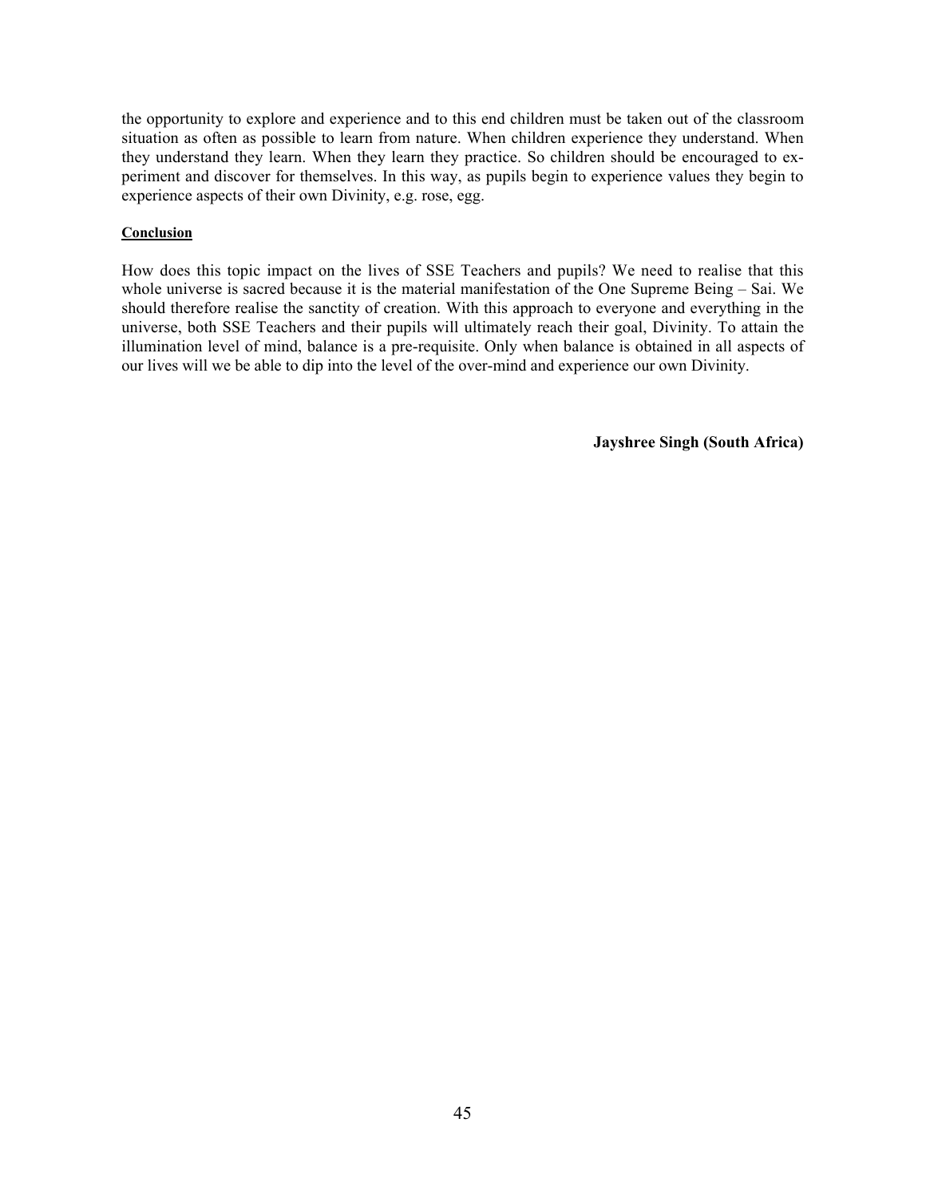the opportunity to explore and experience and to this end children must be taken out of the classroom situation as often as possible to learn from nature. When children experience they understand. When they understand they learn. When they learn they practice. So children should be encouraged to experiment and discover for themselves. In this way, as pupils begin to experience values they begin to experience aspects of their own Divinity, e.g. rose, egg.

**Conclusion**

How does this topic impact on the lives of SSE Teachers and pupils? We need to realise that this whole universe is sacred because it is the material manifestation of the One Supreme Being – Sai. We should therefore realise the sanctity of creation. With this approach to everyone and everything in the universe, both SSE Teachers and their pupils will ultimately reach their goal, Divinity. To attain the illumination level of mind, balance is a pre-requisite. Only when balance is obtained in all aspects of our lives will we be able to dip into the level of the over-mind and experience our own Divinity.

**Jayshree Singh (South Africa)**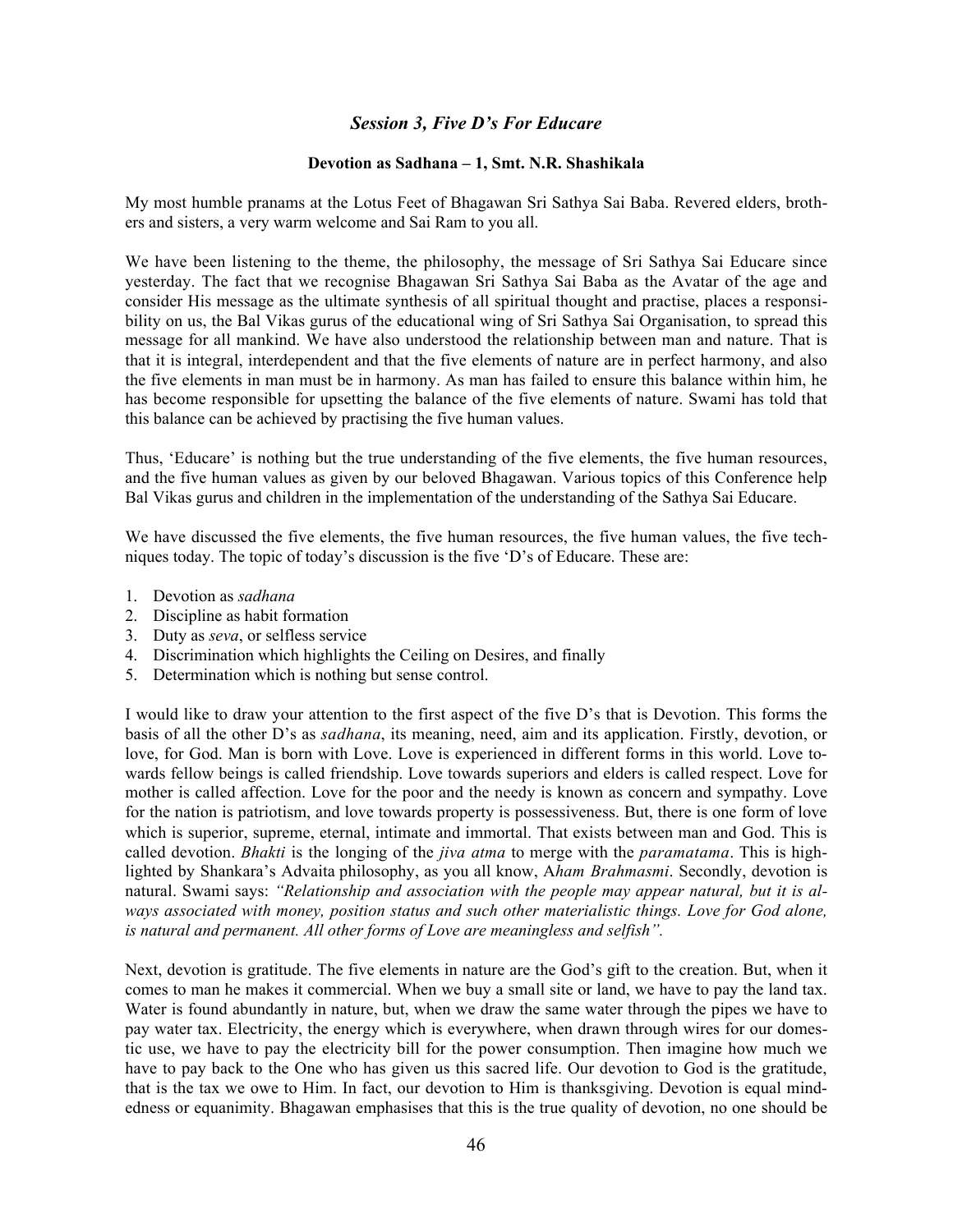### *Session 3, Five D's For Educare*

**Devotion as Sadhana – 1, Smt. N.R. Shashikala**

My most humble pranams at the Lotus Feet of Bhagawan Sri Sathya Sai Baba. Revered elders, brothers and sisters, a very warm welcome and Sai Ram to you all.

We have been listening to the theme, the philosophy, the message of Sri Sathya Sai Educare since yesterday. The fact that we recognise Bhagawan Sri Sathya Sai Baba as the Avatar of the age and consider His message as the ultimate synthesis of all spiritual thought and practise, places a responsibility on us, the Bal Vikas gurus of the educational wing of Sri Sathya Sai Organisation, to spread this message for all mankind. We have also understood the relationship between man and nature. That is that it is integral, interdependent and that the five elements of nature are in perfect harmony, and also the five elements in man must be in harmony. As man has failed to ensure this balance within him, he has become responsible for upsetting the balance of the five elements of nature. Swami has told that this balance can be achieved by practising the five human values.

Thus, 'Educare' is nothing but the true understanding of the five elements, the five human resources, and the five human values as given by our beloved Bhagawan. Various topics of this Conference help Bal Vikas gurus and children in the implementation of the understanding of the Sathya Sai Educare.

We have discussed the five elements, the five human resources, the five human values, the five techniques today. The topic of today's discussion is the five 'D's of Educare. These are:

1. Devotion as *sadhana*
2. Discipline as habit formation
3. Duty as *seva*, or selfless service
4. Discrimination which highlights the Ceiling on Desires, and finally
5. Determination which is nothing but sense control.

I would like to draw your attention to the first aspect of the five D's that is Devotion. This forms the basis of all the other D's as *sadhana*, its meaning, need, aim and its application. Firstly, devotion, or love, for God. Man is born with Love. Love is experienced in different forms in this world. Love towards fellow beings is called friendship. Love towards superiors and elders is called respect. Love for mother is called affection. Love for the poor and the needy is known as concern and sympathy. Love for the nation is patriotism, and love towards property is possessiveness. But, there is one form of love which is superior, supreme, eternal, intimate and immortal. That exists between man and God. This is called devotion. *Bhakti* is the longing of the *jiva atma* to merge with the *paramatama*. This is highlighted by Shankara's Advaita philosophy, as you all know, A*ham Brahmasmi*. Secondly, devotion is natural. Swami says: *"Relationship and association with the people may appear natural, but it is always associated with money, position status and such other materialistic things. Love for God alone, is natural and permanent. All other forms of Love are meaningless and selfish".*

Next, devotion is gratitude. The five elements in nature are the God's gift to the creation. But, when it comes to man he makes it commercial. When we buy a small site or land, we have to pay the land tax. Water is found abundantly in nature, but, when we draw the same water through the pipes we have to pay water tax. Electricity, the energy which is everywhere, when drawn through wires for our domestic use, we have to pay the electricity bill for the power consumption. Then imagine how much we have to pay back to the One who has given us this sacred life. Our devotion to God is the gratitude, that is the tax we owe to Him. In fact, our devotion to Him is thanksgiving. Devotion is equal mindedness or equanimity. Bhagawan emphasises that this is the true quality of devotion, no one should be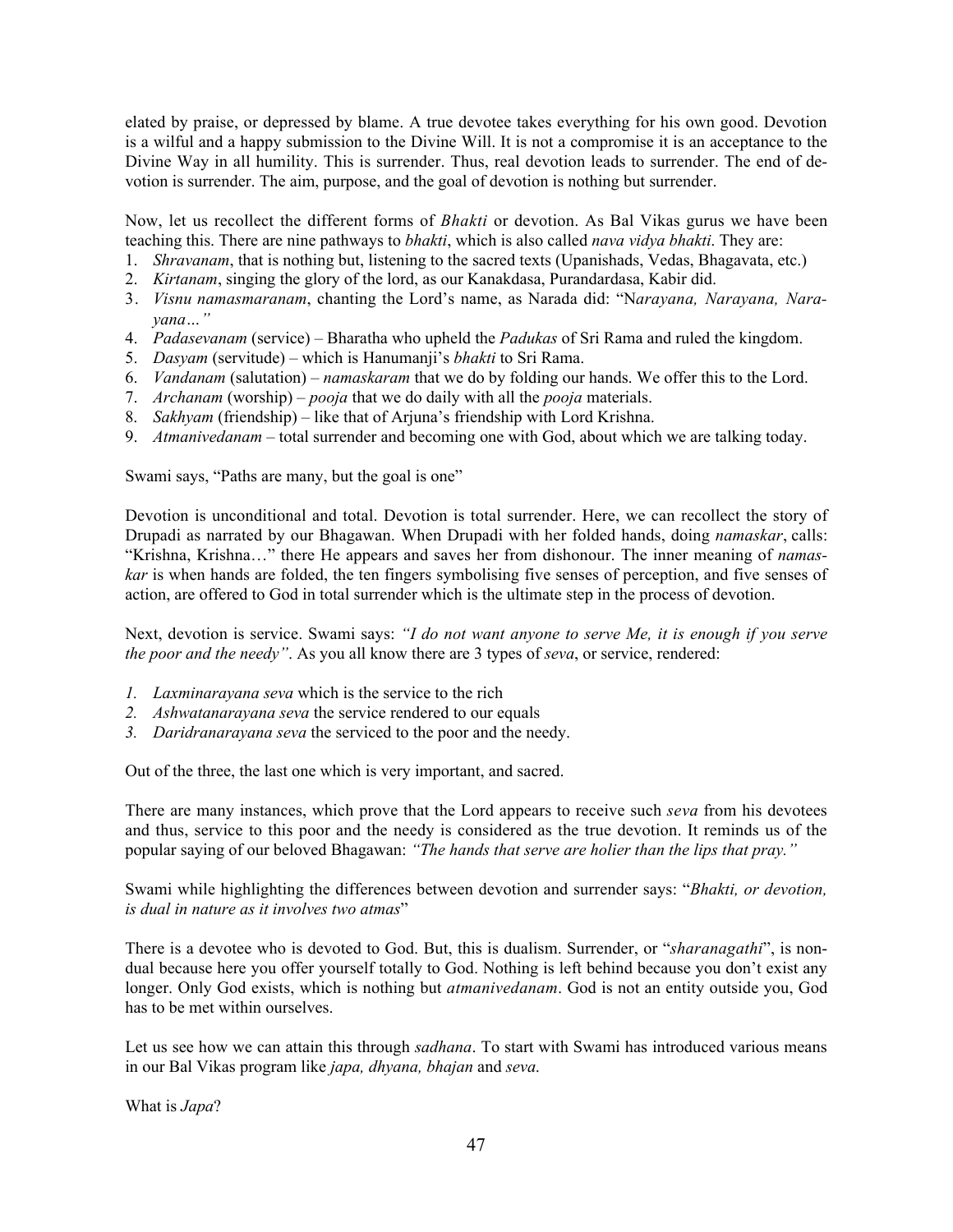elated by praise, or depressed by blame. A true devotee takes everything for his own good. Devotion is a wilful and a happy submission to the Divine Will. It is not a compromise it is an acceptance to the Divine Way in all humility. This is surrender. Thus, real devotion leads to surrender. The end of devotion is surrender. The aim, purpose, and the goal of devotion is nothing but surrender.

Now, let us recollect the different forms of *Bhakti* or devotion. As Bal Vikas gurus we have been teaching this. There are nine pathways to *bhakti*, which is also called *nava vidya bhakti*. They are:

1. *Shravanam*, that is nothing but, listening to the sacred texts (Upanishads, Vedas, Bhagavata, etc.)
2. *Kirtanam*, singing the glory of the lord, as our Kanakdasa, Purandardasa, Kabir did.
3. *Visnu namasmaranam*, chanting the Lord's name, as Narada did: "N*arayana, Narayana, Narayana…"*
4. *Padasevanam* (service) – Bharatha who upheld the *Padukas* of Sri Rama and ruled the kingdom.
5. *Dasyam* (servitude) – which is Hanumanji's *bhakti* to Sri Rama.
6. *Vandanam* (salutation) – *namaskaram* that we do by folding our hands. We offer this to the Lord.
7. *Archanam* (worship) – *pooja* that we do daily with all the *pooja* materials.
8. *Sakhyam* (friendship) – like that of Arjuna's friendship with Lord Krishna.
9. *Atmanivedanam* – total surrender and becoming one with God, about which we are talking today.

Swami says, "Paths are many, but the goal is one"

Devotion is unconditional and total. Devotion is total surrender. Here, we can recollect the story of Drupadi as narrated by our Bhagawan. When Drupadi with her folded hands, doing *namaskar*, calls: "Krishna, Krishna…" there He appears and saves her from dishonour. The inner meaning of *namaskar* is when hands are folded, the ten fingers symbolising five senses of perception, and five senses of action, are offered to God in total surrender which is the ultimate step in the process of devotion.

Next, devotion is service. Swami says: *"I do not want anyone to serve Me, it is enough if you serve the poor and the needy"*. As you all know there are 3 types of *seva*, or service, rendered:

1. *Laxminarayana seva* which is the service to the rich
2. *Ashwatanarayana seva* the service rendered to our equals
3. *Daridranarayana seva* the serviced to the poor and the needy.

Out of the three, the last one which is very important, and sacred.

There are many instances, which prove that the Lord appears to receive such *seva* from his devotees and thus, service to this poor and the needy is considered as the true devotion. It reminds us of the popular saying of our beloved Bhagawan: *"The hands that serve are holier than the lips that pray."*

Swami while highlighting the differences between devotion and surrender says: "*Bhakti, or devotion, is dual in nature as it involves two atmas*"

There is a devotee who is devoted to God. But, this is dualism. Surrender, or "*sharanagathi*", is non-dual because here you offer yourself totally to God. Nothing is left behind because you don't exist any longer. Only God exists, which is nothing but *atmanivedanam*. God is not an entity outside you, God has to be met within ourselves.

Let us see how we can attain this through *sadhana*. To start with Swami has introduced various means in our Bal Vikas program like *japa, dhyana, bhajan* and *seva*.

What is *Japa*?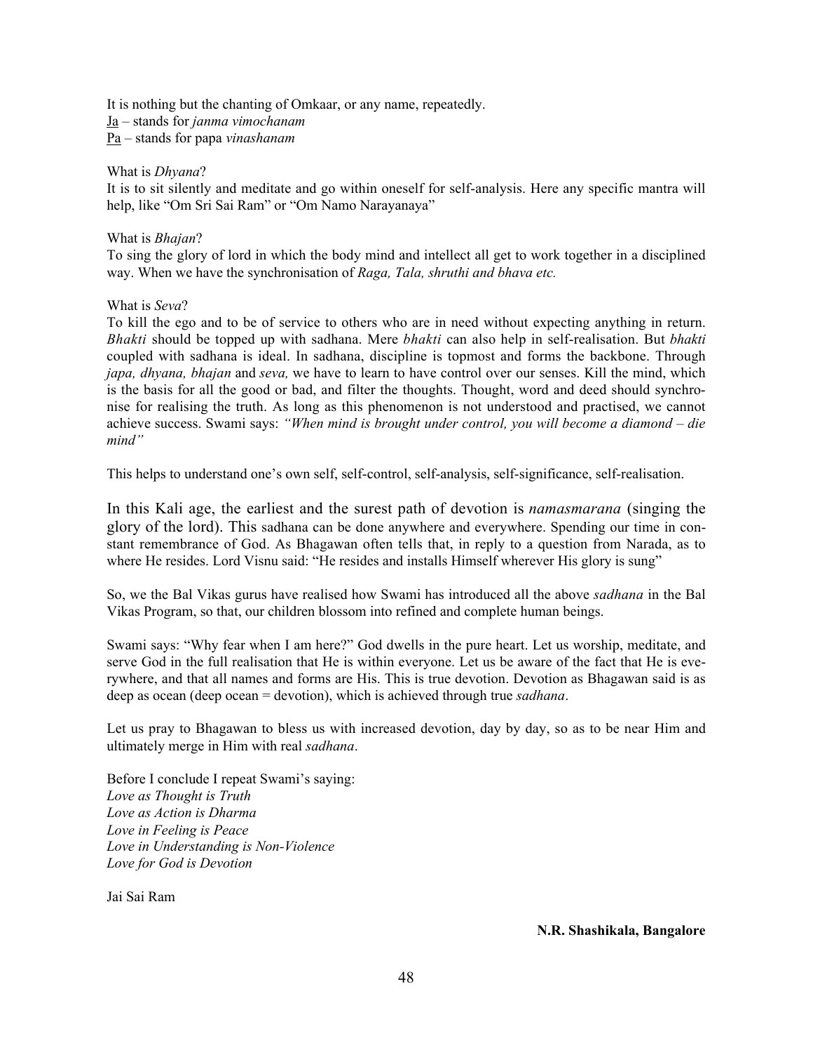It is nothing but the chanting of Omkaar, or any name, repeatedly.
Ja – stands for *janma vimochanam*
Pa – stands for papa *vinashanam*

What is *Dhyana*?
It is to sit silently and meditate and go within oneself for self-analysis. Here any specific mantra will help, like "Om Sri Sai Ram" or "Om Namo Narayanaya"

What is *Bhajan*?
To sing the glory of lord in which the body mind and intellect all get to work together in a disciplined way. When we have the synchronisation of *Raga, Tala, shruthi and bhava etc.*

What is *Seva*?
To kill the ego and to be of service to others who are in need without expecting anything in return. *Bhakti* should be topped up with sadhana. Mere *bhakti* can also help in self-realisation. But *bhakti* coupled with sadhana is ideal. In sadhana, discipline is topmost and forms the backbone. Through *japa, dhyana, bhajan* and *seva,* we have to learn to have control over our senses. Kill the mind, which is the basis for all the good or bad, and filter the thoughts. Thought, word and deed should synchronise for realising the truth. As long as this phenomenon is not understood and practised, we cannot achieve success. Swami says: *"When mind is brought under control, you will become a diamond – die mind"*

This helps to understand one's own self, self-control, self-analysis, self-significance, self-realisation.

In this Kali age, the earliest and the surest path of devotion is *namasmarana* (singing the glory of the lord). This sadhana can be done anywhere and everywhere. Spending our time in constant remembrance of God. As Bhagawan often tells that, in reply to a question from Narada, as to where He resides. Lord Visnu said: "He resides and installs Himself wherever His glory is sung"

So, we the Bal Vikas gurus have realised how Swami has introduced all the above *sadhana* in the Bal Vikas Program, so that, our children blossom into refined and complete human beings.

Swami says: "Why fear when I am here?" God dwells in the pure heart. Let us worship, meditate, and serve God in the full realisation that He is within everyone. Let us be aware of the fact that He is everywhere, and that all names and forms are His. This is true devotion. Devotion as Bhagawan said is as deep as ocean (deep ocean = devotion), which is achieved through true *sadhana*.

Let us pray to Bhagawan to bless us with increased devotion, day by day, so as to be near Him and ultimately merge in Him with real *sadhana*.

Before I conclude I repeat Swami's saying:
*Love as Thought is Truth*
*Love as Action is Dharma*
*Love in Feeling is Peace*
*Love in Understanding is Non-Violence*
*Love for God is Devotion*

Jai Sai Ram

**N.R. Shashikala, Bangalore**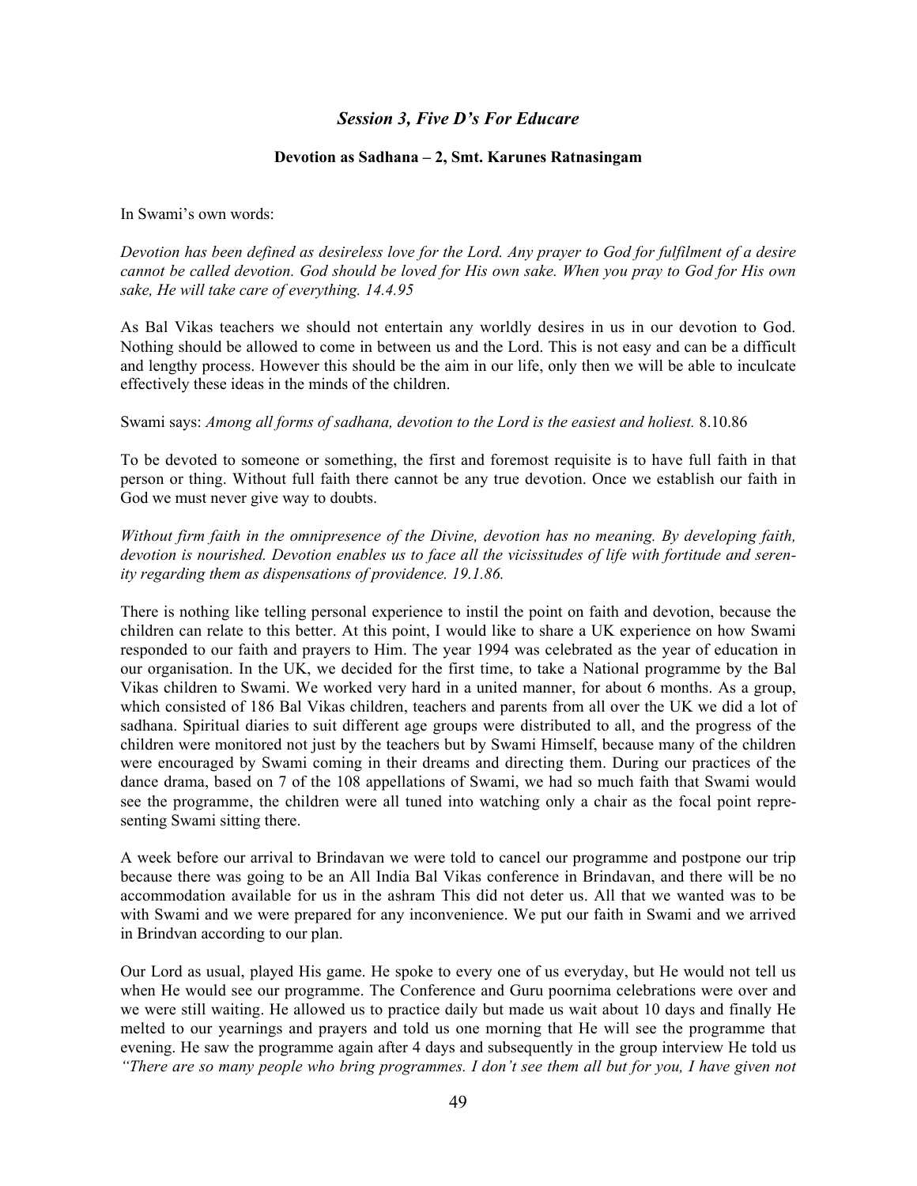## *Session 3, Five D's For Educare*

### Devotion as Sadhana – 2, Smt. Karunes Ratnasingam

In Swami's own words:

*Devotion has been defined as desireless love for the Lord. Any prayer to God for fulfilment of a desire cannot be called devotion. God should be loved for His own sake. When you pray to God for His own sake, He will take care of everything. 14.4.95*

As Bal Vikas teachers we should not entertain any worldly desires in us in our devotion to God. Nothing should be allowed to come in between us and the Lord. This is not easy and can be a difficult and lengthy process. However this should be the aim in our life, only then we will be able to inculcate effectively these ideas in the minds of the children.

Swami says: *Among all forms of sadhana, devotion to the Lord is the easiest and holiest.* 8.10.86

To be devoted to someone or something, the first and foremost requisite is to have full faith in that person or thing. Without full faith there cannot be any true devotion. Once we establish our faith in God we must never give way to doubts.

*Without firm faith in the omnipresence of the Divine, devotion has no meaning. By developing faith, devotion is nourished. Devotion enables us to face all the vicissitudes of life with fortitude and serenity regarding them as dispensations of providence. 19.1.86.*

There is nothing like telling personal experience to instil the point on faith and devotion, because the children can relate to this better. At this point, I would like to share a UK experience on how Swami responded to our faith and prayers to Him. The year 1994 was celebrated as the year of education in our organisation. In the UK, we decided for the first time, to take a National programme by the Bal Vikas children to Swami. We worked very hard in a united manner, for about 6 months. As a group, which consisted of 186 Bal Vikas children, teachers and parents from all over the UK we did a lot of sadhana. Spiritual diaries to suit different age groups were distributed to all, and the progress of the children were monitored not just by the teachers but by Swami Himself, because many of the children were encouraged by Swami coming in their dreams and directing them. During our practices of the dance drama, based on 7 of the 108 appellations of Swami, we had so much faith that Swami would see the programme, the children were all tuned into watching only a chair as the focal point representing Swami sitting there.

A week before our arrival to Brindavan we were told to cancel our programme and postpone our trip because there was going to be an All India Bal Vikas conference in Brindavan, and there will be no accommodation available for us in the ashram This did not deter us. All that we wanted was to be with Swami and we were prepared for any inconvenience. We put our faith in Swami and we arrived in Brindvan according to our plan.

Our Lord as usual, played His game. He spoke to every one of us everyday, but He would not tell us when He would see our programme. The Conference and Guru poornima celebrations were over and we were still waiting. He allowed us to practice daily but made us wait about 10 days and finally He melted to our yearnings and prayers and told us one morning that He will see the programme that evening. He saw the programme again after 4 days and subsequently in the group interview He told us *"There are so many people who bring programmes. I don't see them all but for you, I have given not*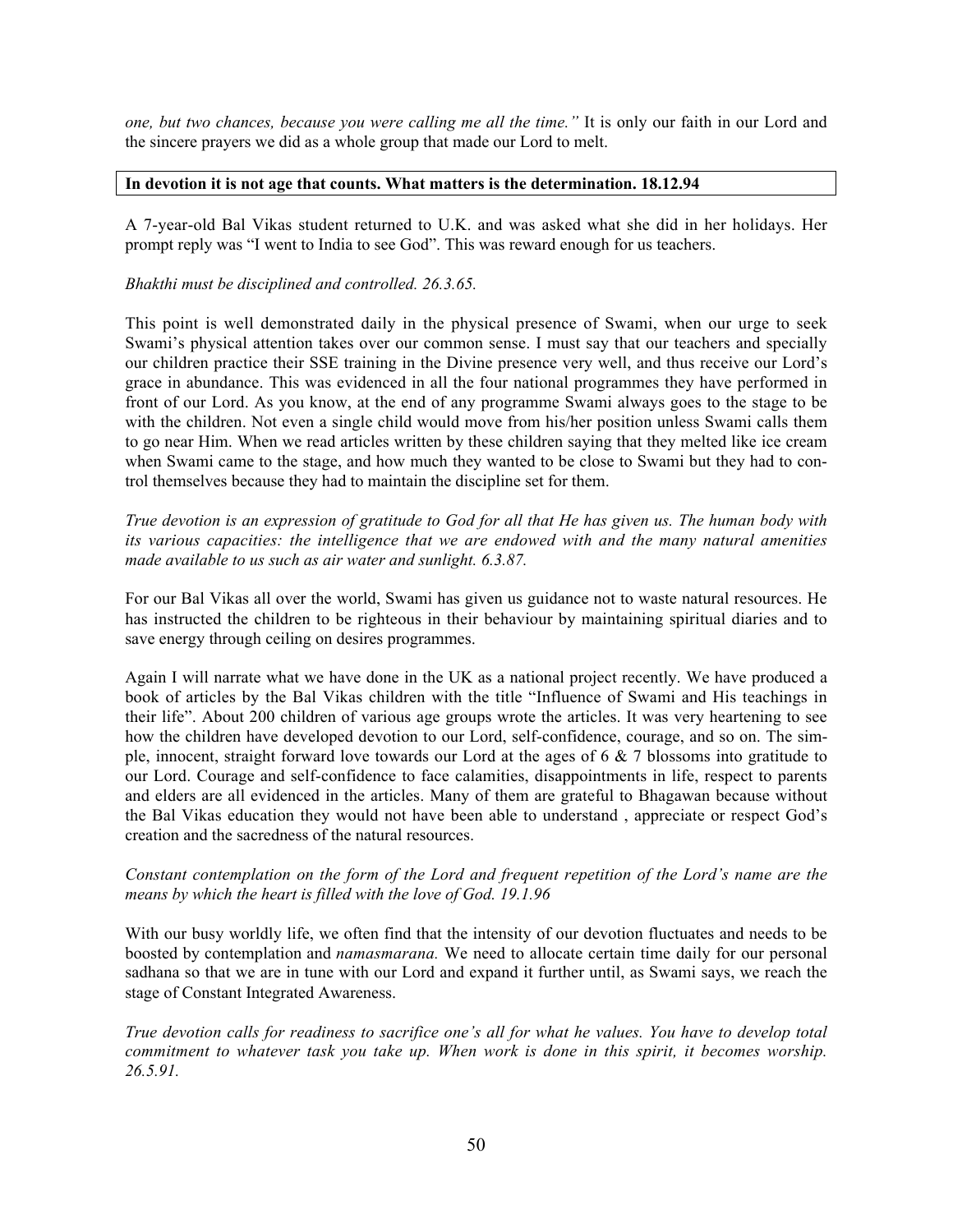*one, but two chances, because you were calling me all the time."* It is only our faith in our Lord and the sincere prayers we did as a whole group that made our Lord to melt.

**In devotion it is not age that counts. What matters is the determination. 18.12.94**

A 7-year-old Bal Vikas student returned to U.K. and was asked what she did in her holidays. Her prompt reply was "I went to India to see God". This was reward enough for us teachers.

*Bhakthi must be disciplined and controlled. 26.3.65.*

This point is well demonstrated daily in the physical presence of Swami, when our urge to seek Swami's physical attention takes over our common sense. I must say that our teachers and specially our children practice their SSE training in the Divine presence very well, and thus receive our Lord's grace in abundance. This was evidenced in all the four national programmes they have performed in front of our Lord. As you know, at the end of any programme Swami always goes to the stage to be with the children. Not even a single child would move from his/her position unless Swami calls them to go near Him. When we read articles written by these children saying that they melted like ice cream when Swami came to the stage, and how much they wanted to be close to Swami but they had to control themselves because they had to maintain the discipline set for them.

*True devotion is an expression of gratitude to God for all that He has given us. The human body with its various capacities: the intelligence that we are endowed with and the many natural amenities made available to us such as air water and sunlight. 6.3.87.*

For our Bal Vikas all over the world, Swami has given us guidance not to waste natural resources. He has instructed the children to be righteous in their behaviour by maintaining spiritual diaries and to save energy through ceiling on desires programmes.

Again I will narrate what we have done in the UK as a national project recently. We have produced a book of articles by the Bal Vikas children with the title "Influence of Swami and His teachings in their life". About 200 children of various age groups wrote the articles. It was very heartening to see how the children have developed devotion to our Lord, self-confidence, courage, and so on. The simple, innocent, straight forward love towards our Lord at the ages of 6 & 7 blossoms into gratitude to our Lord. Courage and self-confidence to face calamities, disappointments in life, respect to parents and elders are all evidenced in the articles. Many of them are grateful to Bhagawan because without the Bal Vikas education they would not have been able to understand , appreciate or respect God's creation and the sacredness of the natural resources.

*Constant contemplation on the form of the Lord and frequent repetition of the Lord's name are the means by which the heart is filled with the love of God. 19.1.96*

With our busy worldly life, we often find that the intensity of our devotion fluctuates and needs to be boosted by contemplation and *namasmarana.* We need to allocate certain time daily for our personal sadhana so that we are in tune with our Lord and expand it further until, as Swami says, we reach the stage of Constant Integrated Awareness.

*True devotion calls for readiness to sacrifice one's all for what he values. You have to develop total commitment to whatever task you take up. When work is done in this spirit, it becomes worship. 26.5.91.*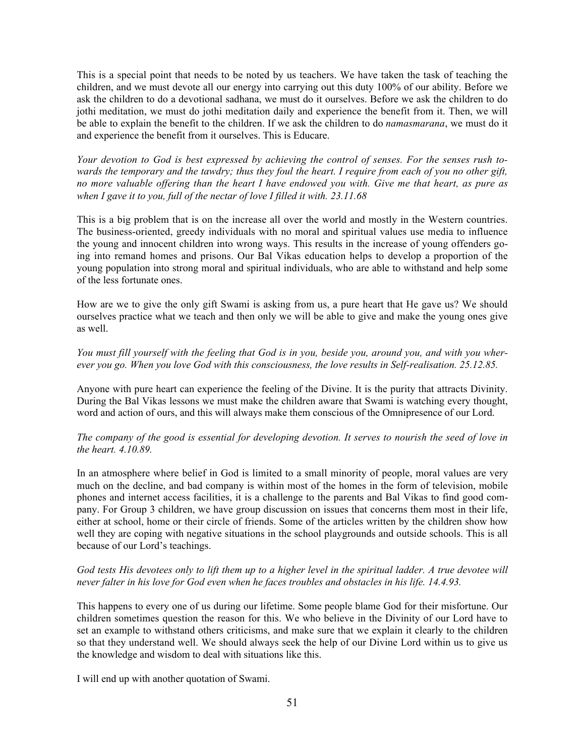This is a special point that needs to be noted by us teachers. We have taken the task of teaching the children, and we must devote all our energy into carrying out this duty 100% of our ability. Before we ask the children to do a devotional sadhana, we must do it ourselves. Before we ask the children to do jothi meditation, we must do jothi meditation daily and experience the benefit from it. Then, we will be able to explain the benefit to the children. If we ask the children to do *namasmarana*, we must do it and experience the benefit from it ourselves. This is Educare.

*Your devotion to God is best expressed by achieving the control of senses. For the senses rush towards the temporary and the tawdry; thus they foul the heart. I require from each of you no other gift, no more valuable offering than the heart I have endowed you with. Give me that heart, as pure as when I gave it to you, full of the nectar of love I filled it with. 23.11.68*

This is a big problem that is on the increase all over the world and mostly in the Western countries. The business-oriented, greedy individuals with no moral and spiritual values use media to influence the young and innocent children into wrong ways. This results in the increase of young offenders going into remand homes and prisons. Our Bal Vikas education helps to develop a proportion of the young population into strong moral and spiritual individuals, who are able to withstand and help some of the less fortunate ones.

How are we to give the only gift Swami is asking from us, a pure heart that He gave us? We should ourselves practice what we teach and then only we will be able to give and make the young ones give as well.

*You must fill yourself with the feeling that God is in you, beside you, around you, and with you wherever you go. When you love God with this consciousness, the love results in Self-realisation. 25.12.85.*

Anyone with pure heart can experience the feeling of the Divine. It is the purity that attracts Divinity. During the Bal Vikas lessons we must make the children aware that Swami is watching every thought, word and action of ours, and this will always make them conscious of the Omnipresence of our Lord.

*The company of the good is essential for developing devotion. It serves to nourish the seed of love in the heart. 4.10.89.*

In an atmosphere where belief in God is limited to a small minority of people, moral values are very much on the decline, and bad company is within most of the homes in the form of television, mobile phones and internet access facilities, it is a challenge to the parents and Bal Vikas to find good company. For Group 3 children, we have group discussion on issues that concerns them most in their life, either at school, home or their circle of friends. Some of the articles written by the children show how well they are coping with negative situations in the school playgrounds and outside schools. This is all because of our Lord's teachings.

*God tests His devotees only to lift them up to a higher level in the spiritual ladder. A true devotee will never falter in his love for God even when he faces troubles and obstacles in his life. 14.4.93.*

This happens to every one of us during our lifetime. Some people blame God for their misfortune. Our children sometimes question the reason for this. We who believe in the Divinity of our Lord have to set an example to withstand others criticisms, and make sure that we explain it clearly to the children so that they understand well. We should always seek the help of our Divine Lord within us to give us the knowledge and wisdom to deal with situations like this.

I will end up with another quotation of Swami.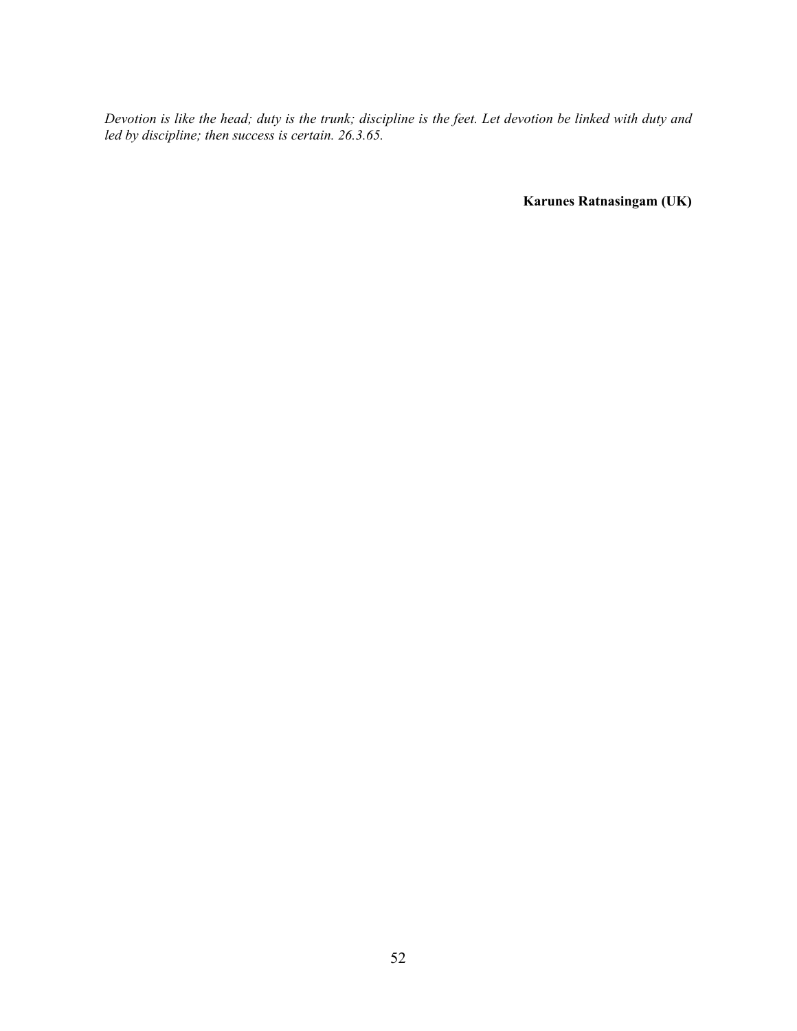*Devotion is like the head; duty is the trunk; discipline is the feet. Let devotion be linked with duty and led by discipline; then success is certain. 26.3.65.*

**Karunes Ratnasingam (UK)**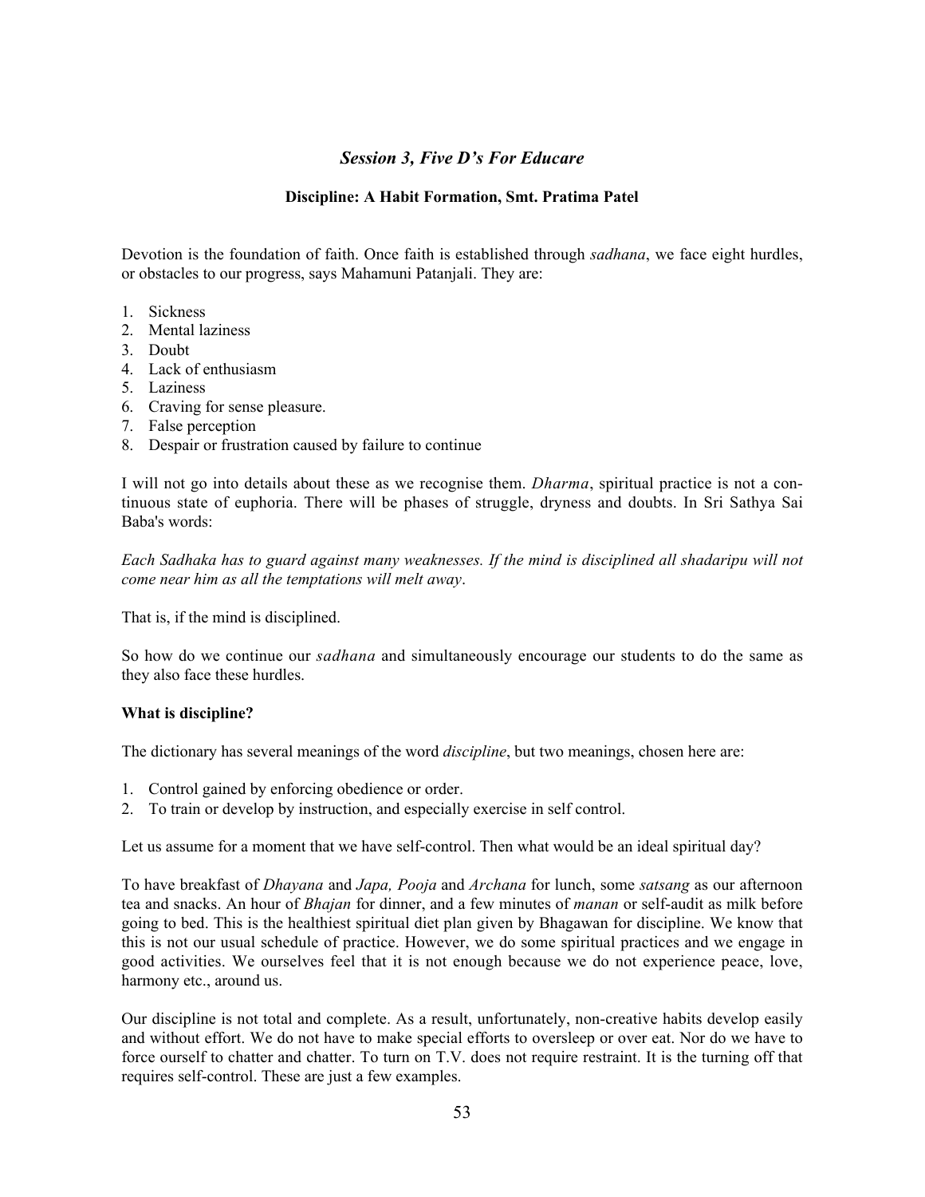### *Session 3, Five D's For Educare*

**Discipline: A Habit Formation, Smt. Pratima Patel**

Devotion is the foundation of faith. Once faith is established through *sadhana*, we face eight hurdles, or obstacles to our progress, says Mahamuni Patanjali. They are:

1. Sickness
2. Mental laziness
3. Doubt
4. Lack of enthusiasm
5. Laziness
6. Craving for sense pleasure.
7. False perception
8. Despair or frustration caused by failure to continue

I will not go into details about these as we recognise them. *Dharma*, spiritual practice is not a continuous state of euphoria. There will be phases of struggle, dryness and doubts. In Sri Sathya Sai Baba's words:

*Each Sadhaka has to guard against many weaknesses. If the mind is disciplined all shadaripu will not come near him as all the temptations will melt away*.

That is, if the mind is disciplined.

So how do we continue our *sadhana* and simultaneously encourage our students to do the same as they also face these hurdles.

**What is discipline?**

The dictionary has several meanings of the word *discipline*, but two meanings, chosen here are:

1. Control gained by enforcing obedience or order.
2. To train or develop by instruction, and especially exercise in self control.

Let us assume for a moment that we have self-control. Then what would be an ideal spiritual day?

To have breakfast of *Dhayana* and *Japa, Pooja* and *Archana* for lunch, some *satsang* as our afternoon tea and snacks. An hour of *Bhajan* for dinner, and a few minutes of *manan* or self-audit as milk before going to bed. This is the healthiest spiritual diet plan given by Bhagawan for discipline. We know that this is not our usual schedule of practice. However, we do some spiritual practices and we engage in good activities. We ourselves feel that it is not enough because we do not experience peace, love, harmony etc., around us.

Our discipline is not total and complete. As a result, unfortunately, non-creative habits develop easily and without effort. We do not have to make special efforts to oversleep or over eat. Nor do we have to force ourself to chatter and chatter. To turn on T.V. does not require restraint. It is the turning off that requires self-control. These are just a few examples.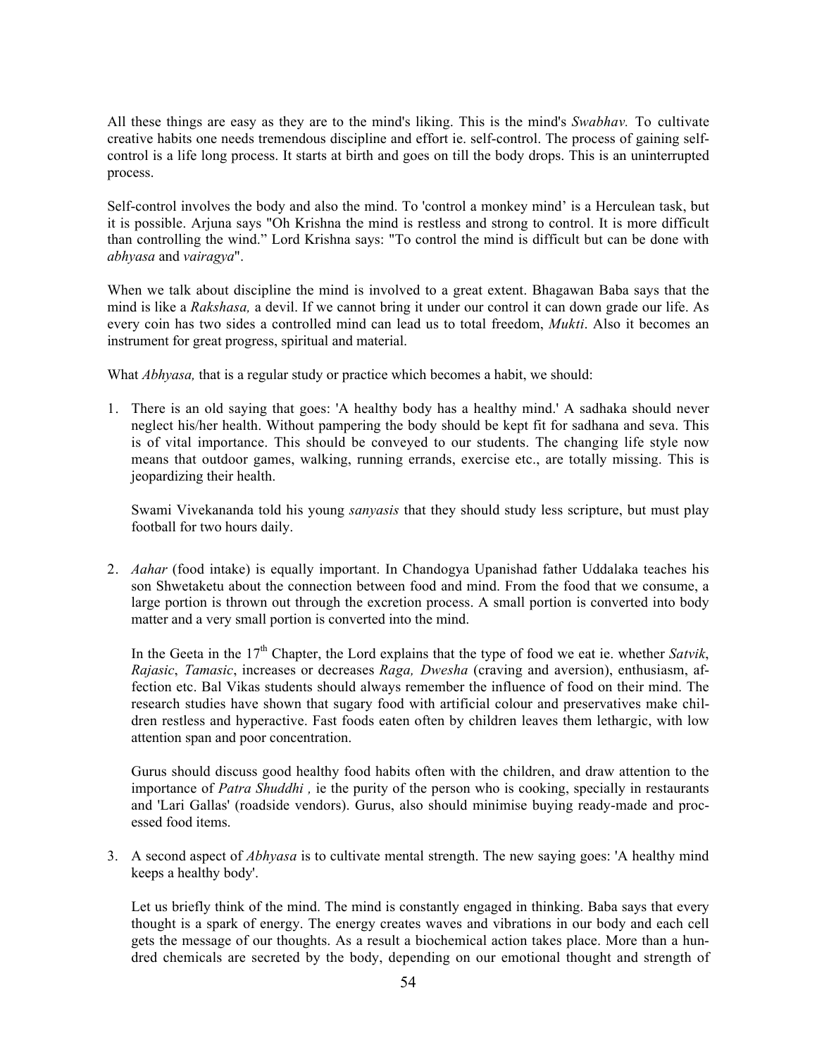All these things are easy as they are to the mind's liking. This is the mind's *Swabhav.* To cultivate creative habits one needs tremendous discipline and effort ie. self-control. The process of gaining self-control is a life long process. It starts at birth and goes on till the body drops. This is an uninterrupted process.

Self-control involves the body and also the mind. To 'control a monkey mind' is a Herculean task, but it is possible. Arjuna says "Oh Krishna the mind is restless and strong to control. It is more difficult than controlling the wind." Lord Krishna says: "To control the mind is difficult but can be done with *abhyasa* and *vairagya*".

When we talk about discipline the mind is involved to a great extent. Bhagawan Baba says that the mind is like a *Rakshasa,* a devil. If we cannot bring it under our control it can down grade our life. As every coin has two sides a controlled mind can lead us to total freedom, *Mukti*. Also it becomes an instrument for great progress, spiritual and material.

What *Abhyasa,* that is a regular study or practice which becomes a habit, we should:

1. There is an old saying that goes: 'A healthy body has a healthy mind.' A sadhaka should never neglect his/her health. Without pampering the body should be kept fit for sadhana and seva. This is of vital importance. This should be conveyed to our students. The changing life style now means that outdoor games, walking, running errands, exercise etc., are totally missing. This is jeopardizing their health.

   Swami Vivekananda told his young *sanyasis* that they should study less scripture, but must play football for two hours daily.

2. *Aahar* (food intake) is equally important. In Chandogya Upanishad father Uddalaka teaches his son Shwetaketu about the connection between food and mind. From the food that we consume, a large portion is thrown out through the excretion process. A small portion is converted into body matter and a very small portion is converted into the mind.

   In the Geeta in the 17th Chapter, the Lord explains that the type of food we eat ie. whether *Satvik*, *Rajasic*, *Tamasic*, increases or decreases *Raga, Dwesha* (craving and aversion), enthusiasm, affection etc. Bal Vikas students should always remember the influence of food on their mind. The research studies have shown that sugary food with artificial colour and preservatives make children restless and hyperactive. Fast foods eaten often by children leaves them lethargic, with low attention span and poor concentration.

   Gurus should discuss good healthy food habits often with the children, and draw attention to the importance of *Patra Shuddhi ,* ie the purity of the person who is cooking, specially in restaurants and 'Lari Gallas' (roadside vendors). Gurus, also should minimise buying ready-made and processed food items.

3. A second aspect of *Abhyasa* is to cultivate mental strength. The new saying goes: 'A healthy mind keeps a healthy body'.

   Let us briefly think of the mind. The mind is constantly engaged in thinking. Baba says that every thought is a spark of energy. The energy creates waves and vibrations in our body and each cell gets the message of our thoughts. As a result a biochemical action takes place. More than a hundred chemicals are secreted by the body, depending on our emotional thought and strength of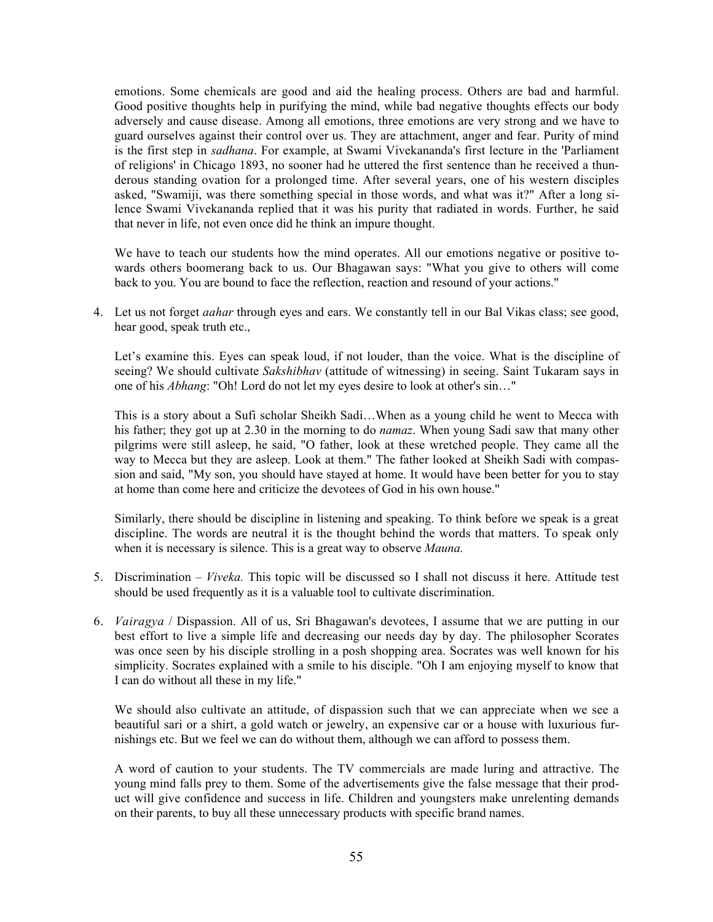emotions. Some chemicals are good and aid the healing process. Others are bad and harmful. Good positive thoughts help in purifying the mind, while bad negative thoughts effects our body adversely and cause disease. Among all emotions, three emotions are very strong and we have to guard ourselves against their control over us. They are attachment, anger and fear. Purity of mind is the first step in *sadhana*. For example, at Swami Vivekananda's first lecture in the 'Parliament of religions' in Chicago 1893, no sooner had he uttered the first sentence than he received a thunderous standing ovation for a prolonged time. After several years, one of his western disciples asked, "Swamiji, was there something special in those words, and what was it?" After a long silence Swami Vivekananda replied that it was his purity that radiated in words. Further, he said that never in life, not even once did he think an impure thought.

We have to teach our students how the mind operates. All our emotions negative or positive towards others boomerang back to us. Our Bhagawan says: "What you give to others will come back to you. You are bound to face the reflection, reaction and resound of your actions."

4. Let us not forget *aahar* through eyes and ears. We constantly tell in our Bal Vikas class; see good, hear good, speak truth etc.,

   Let's examine this. Eyes can speak loud, if not louder, than the voice. What is the discipline of seeing? We should cultivate *Sakshibhav* (attitude of witnessing) in seeing. Saint Tukaram says in one of his *Abhang*: "Oh! Lord do not let my eyes desire to look at other's sin…"

   This is a story about a Sufi scholar Sheikh Sadi…When as a young child he went to Mecca with his father; they got up at 2.30 in the morning to do *namaz*. When young Sadi saw that many other pilgrims were still asleep, he said, "O father, look at these wretched people. They came all the way to Mecca but they are asleep. Look at them." The father looked at Sheikh Sadi with compassion and said, "My son, you should have stayed at home. It would have been better for you to stay at home than come here and criticize the devotees of God in his own house."

   Similarly, there should be discipline in listening and speaking. To think before we speak is a great discipline. The words are neutral it is the thought behind the words that matters. To speak only when it is necessary is silence. This is a great way to observe *Mauna.*

5. Discrimination – *Viveka.* This topic will be discussed so I shall not discuss it here. Attitude test should be used frequently as it is a valuable tool to cultivate discrimination.

6. *Vairagya* / Dispassion. All of us, Sri Bhagawan's devotees, I assume that we are putting in our best effort to live a simple life and decreasing our needs day by day. The philosopher Scorates was once seen by his disciple strolling in a posh shopping area. Socrates was well known for his simplicity. Socrates explained with a smile to his disciple. "Oh I am enjoying myself to know that I can do without all these in my life."

   We should also cultivate an attitude, of dispassion such that we can appreciate when we see a beautiful sari or a shirt, a gold watch or jewelry, an expensive car or a house with luxurious furnishings etc. But we feel we can do without them, although we can afford to possess them.

   A word of caution to your students. The TV commercials are made luring and attractive. The young mind falls prey to them. Some of the advertisements give the false message that their product will give confidence and success in life. Children and youngsters make unrelenting demands on their parents, to buy all these unnecessary products with specific brand names.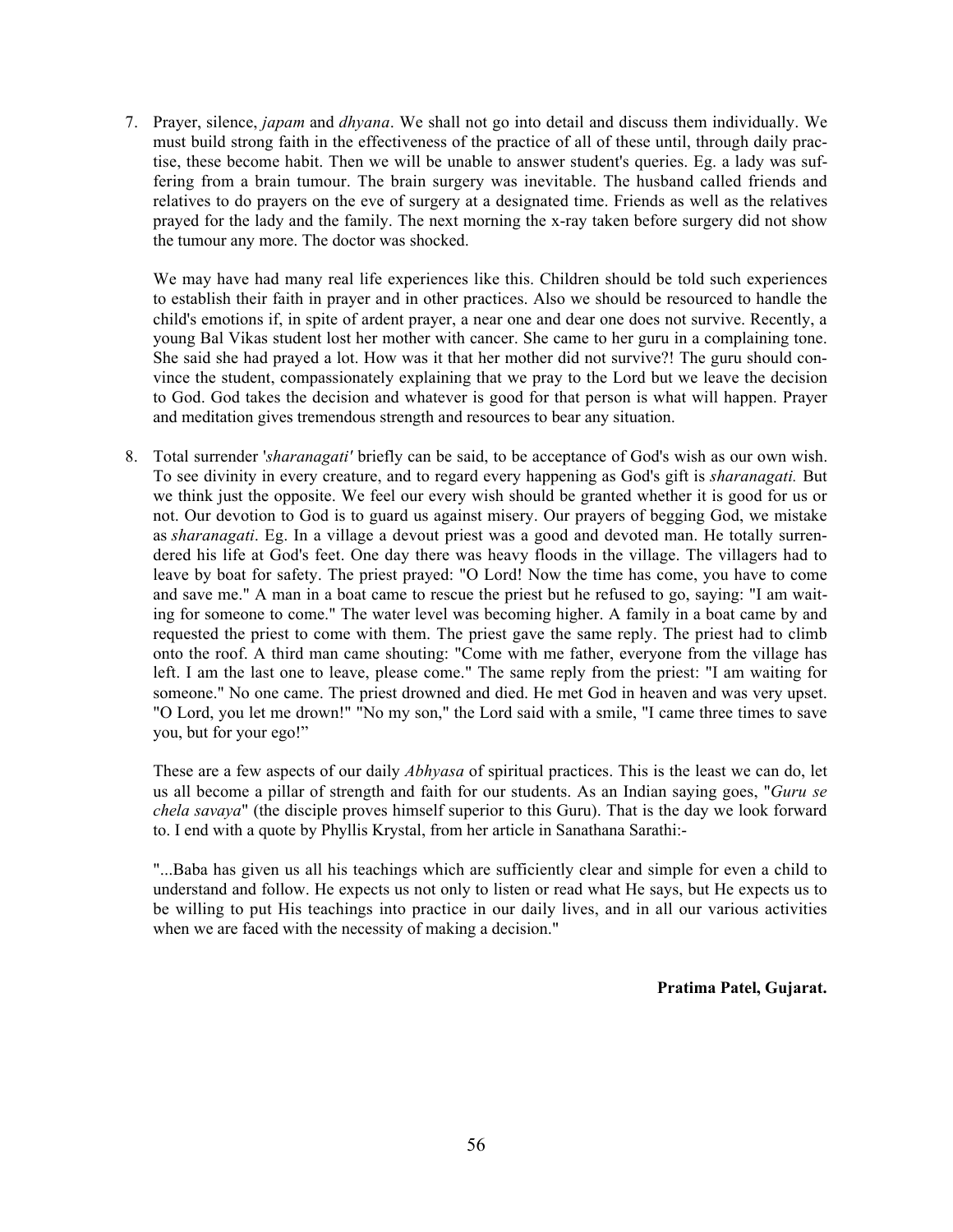7. Prayer, silence, *japam* and *dhyana*. We shall not go into detail and discuss them individually. We must build strong faith in the effectiveness of the practice of all of these until, through daily practise, these become habit. Then we will be unable to answer student's queries. Eg. a lady was suffering from a brain tumour. The brain surgery was inevitable. The husband called friends and relatives to do prayers on the eve of surgery at a designated time. Friends as well as the relatives prayed for the lady and the family. The next morning the x-ray taken before surgery did not show the tumour any more. The doctor was shocked.

   We may have had many real life experiences like this. Children should be told such experiences to establish their faith in prayer and in other practices. Also we should be resourced to handle the child's emotions if, in spite of ardent prayer, a near one and dear one does not survive. Recently, a young Bal Vikas student lost her mother with cancer. She came to her guru in a complaining tone. She said she had prayed a lot. How was it that her mother did not survive?! The guru should convince the student, compassionately explaining that we pray to the Lord but we leave the decision to God. God takes the decision and whatever is good for that person is what will happen. Prayer and meditation gives tremendous strength and resources to bear any situation.

8. Total surrender '*sharanagati'* briefly can be said, to be acceptance of God's wish as our own wish. To see divinity in every creature, and to regard every happening as God's gift is *sharanagati.* But we think just the opposite. We feel our every wish should be granted whether it is good for us or not. Our devotion to God is to guard us against misery. Our prayers of begging God, we mistake as *sharanagati*. Eg. In a village a devout priest was a good and devoted man. He totally surrendered his life at God's feet. One day there was heavy floods in the village. The villagers had to leave by boat for safety. The priest prayed: "O Lord! Now the time has come, you have to come and save me." A man in a boat came to rescue the priest but he refused to go, saying: "I am waiting for someone to come." The water level was becoming higher. A family in a boat came by and requested the priest to come with them. The priest gave the same reply. The priest had to climb onto the roof. A third man came shouting: "Come with me father, everyone from the village has left. I am the last one to leave, please come." The same reply from the priest: "I am waiting for someone." No one came. The priest drowned and died. He met God in heaven and was very upset. "O Lord, you let me drown!" "No my son," the Lord said with a smile, "I came three times to save you, but for your ego!"

   These are a few aspects of our daily *Abhyasa* of spiritual practices. This is the least we can do, let us all become a pillar of strength and faith for our students. As an Indian saying goes, "*Guru se chela savaya*" (the disciple proves himself superior to this Guru). That is the day we look forward to. I end with a quote by Phyllis Krystal, from her article in Sanathana Sarathi:-

   "...Baba has given us all his teachings which are sufficiently clear and simple for even a child to understand and follow. He expects us not only to listen or read what He says, but He expects us to be willing to put His teachings into practice in our daily lives, and in all our various activities when we are faced with the necessity of making a decision."

**Pratima Patel, Gujarat.**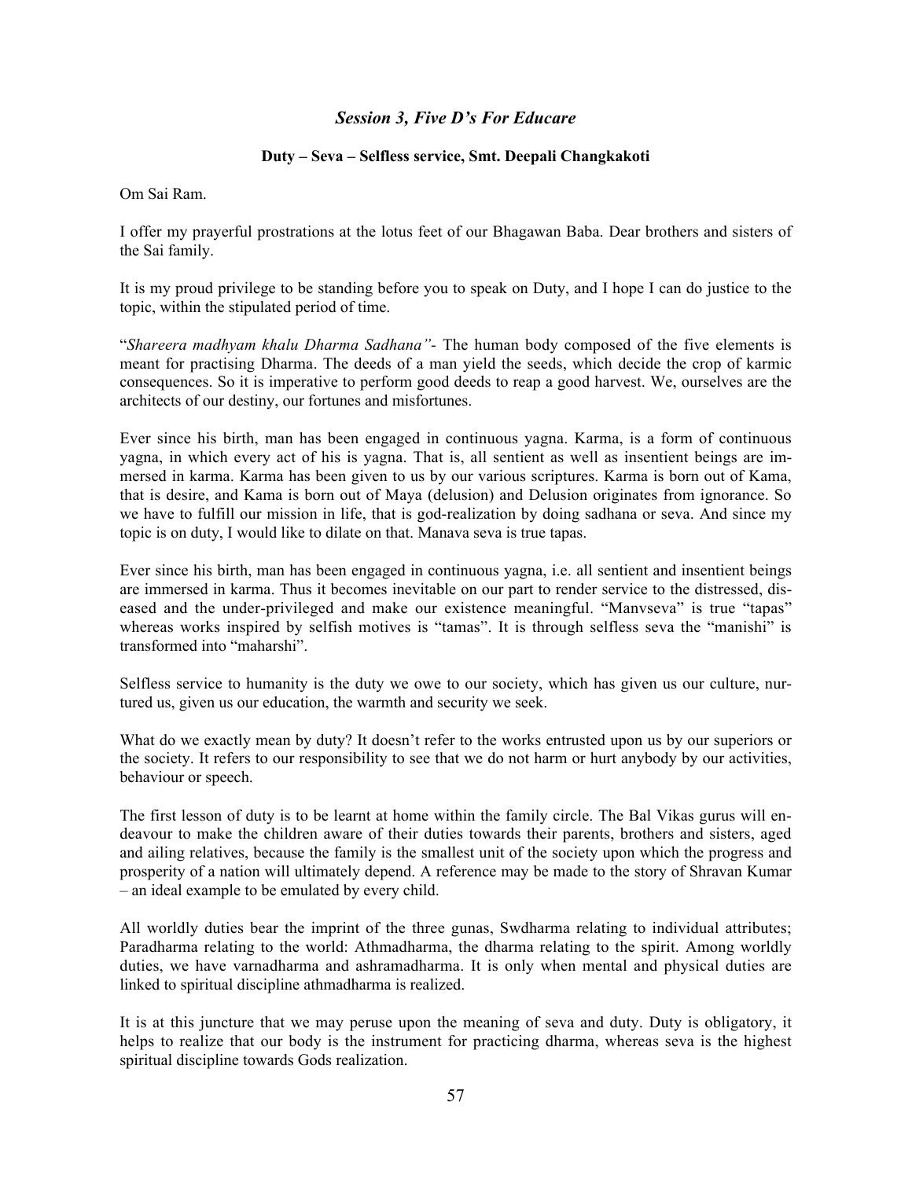## *Session 3, Five D's For Educare*

### Duty – Seva – Selfless service, Smt. Deepali Changkakoti

Om Sai Ram.

I offer my prayerful prostrations at the lotus feet of our Bhagawan Baba. Dear brothers and sisters of the Sai family.

It is my proud privilege to be standing before you to speak on Duty, and I hope I can do justice to the topic, within the stipulated period of time.

"*Shareera madhyam khalu Dharma Sadhana"*- The human body composed of the five elements is meant for practising Dharma. The deeds of a man yield the seeds, which decide the crop of karmic consequences. So it is imperative to perform good deeds to reap a good harvest. We, ourselves are the architects of our destiny, our fortunes and misfortunes.

Ever since his birth, man has been engaged in continuous yagna. Karma, is a form of continuous yagna, in which every act of his is yagna. That is, all sentient as well as insentient beings are immersed in karma. Karma has been given to us by our various scriptures. Karma is born out of Kama, that is desire, and Kama is born out of Maya (delusion) and Delusion originates from ignorance. So we have to fulfill our mission in life, that is god-realization by doing sadhana or seva. And since my topic is on duty, I would like to dilate on that. Manava seva is true tapas.

Ever since his birth, man has been engaged in continuous yagna, i.e. all sentient and insentient beings are immersed in karma. Thus it becomes inevitable on our part to render service to the distressed, diseased and the under-privileged and make our existence meaningful. "Manvseva" is true "tapas" whereas works inspired by selfish motives is "tamas". It is through selfless seva the "manishi" is transformed into "maharshi".

Selfless service to humanity is the duty we owe to our society, which has given us our culture, nurtured us, given us our education, the warmth and security we seek.

What do we exactly mean by duty? It doesn't refer to the works entrusted upon us by our superiors or the society. It refers to our responsibility to see that we do not harm or hurt anybody by our activities, behaviour or speech.

The first lesson of duty is to be learnt at home within the family circle. The Bal Vikas gurus will endeavour to make the children aware of their duties towards their parents, brothers and sisters, aged and ailing relatives, because the family is the smallest unit of the society upon which the progress and prosperity of a nation will ultimately depend. A reference may be made to the story of Shravan Kumar – an ideal example to be emulated by every child.

All worldly duties bear the imprint of the three gunas, Swdharma relating to individual attributes; Paradharma relating to the world: Athmadharma, the dharma relating to the spirit. Among worldly duties, we have varnadharma and ashramadharma. It is only when mental and physical duties are linked to spiritual discipline athmadharma is realized.

It is at this juncture that we may peruse upon the meaning of seva and duty. Duty is obligatory, it helps to realize that our body is the instrument for practicing dharma, whereas seva is the highest spiritual discipline towards Gods realization.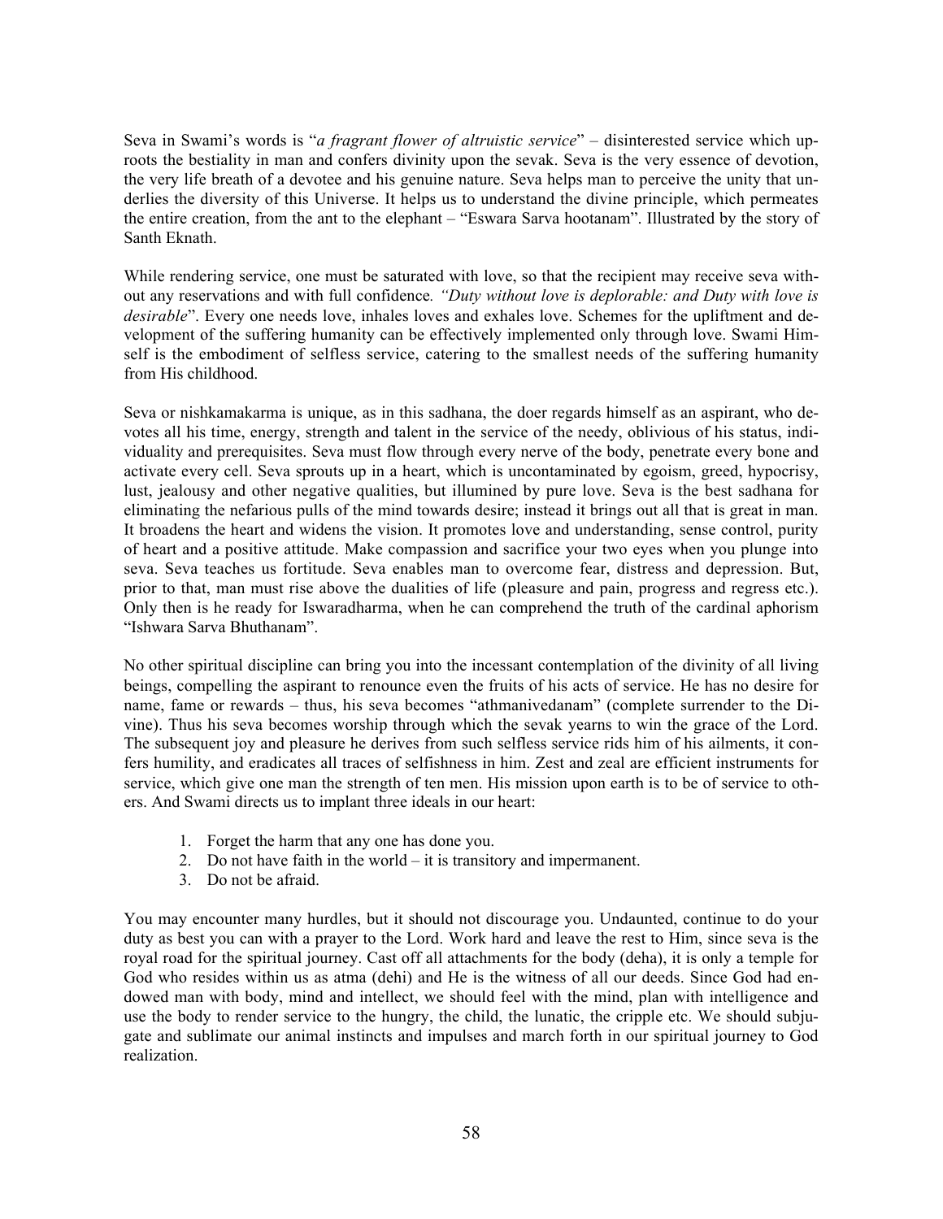Seva in Swami's words is "*a fragrant flower of altruistic service*" – disinterested service which uproots the bestiality in man and confers divinity upon the sevak. Seva is the very essence of devotion, the very life breath of a devotee and his genuine nature. Seva helps man to perceive the unity that underlies the diversity of this Universe. It helps us to understand the divine principle, which permeates the entire creation, from the ant to the elephant – "Eswara Sarva hootanam". Illustrated by the story of Santh Eknath.

While rendering service, one must be saturated with love, so that the recipient may receive seva without any reservations and with full confidence*. "Duty without love is deplorable: and Duty with love is desirable*". Every one needs love, inhales loves and exhales love. Schemes for the upliftment and development of the suffering humanity can be effectively implemented only through love. Swami Himself is the embodiment of selfless service, catering to the smallest needs of the suffering humanity from His childhood.

Seva or nishkamakarma is unique, as in this sadhana, the doer regards himself as an aspirant, who devotes all his time, energy, strength and talent in the service of the needy, oblivious of his status, individuality and prerequisites. Seva must flow through every nerve of the body, penetrate every bone and activate every cell. Seva sprouts up in a heart, which is uncontaminated by egoism, greed, hypocrisy, lust, jealousy and other negative qualities, but illumined by pure love. Seva is the best sadhana for eliminating the nefarious pulls of the mind towards desire; instead it brings out all that is great in man. It broadens the heart and widens the vision. It promotes love and understanding, sense control, purity of heart and a positive attitude. Make compassion and sacrifice your two eyes when you plunge into seva. Seva teaches us fortitude. Seva enables man to overcome fear, distress and depression. But, prior to that, man must rise above the dualities of life (pleasure and pain, progress and regress etc.). Only then is he ready for Iswaradharma, when he can comprehend the truth of the cardinal aphorism "Ishwara Sarva Bhuthanam".

No other spiritual discipline can bring you into the incessant contemplation of the divinity of all living beings, compelling the aspirant to renounce even the fruits of his acts of service. He has no desire for name, fame or rewards – thus, his seva becomes "athmanivedanam" (complete surrender to the Divine). Thus his seva becomes worship through which the sevak yearns to win the grace of the Lord. The subsequent joy and pleasure he derives from such selfless service rids him of his ailments, it confers humility, and eradicates all traces of selfishness in him. Zest and zeal are efficient instruments for service, which give one man the strength of ten men. His mission upon earth is to be of service to others. And Swami directs us to implant three ideals in our heart:

1. Forget the harm that any one has done you.
2. Do not have faith in the world – it is transitory and impermanent.
3. Do not be afraid.

You may encounter many hurdles, but it should not discourage you. Undaunted, continue to do your duty as best you can with a prayer to the Lord. Work hard and leave the rest to Him, since seva is the royal road for the spiritual journey. Cast off all attachments for the body (deha), it is only a temple for God who resides within us as atma (dehi) and He is the witness of all our deeds. Since God had endowed man with body, mind and intellect, we should feel with the mind, plan with intelligence and use the body to render service to the hungry, the child, the lunatic, the cripple etc. We should subjugate and sublimate our animal instincts and impulses and march forth in our spiritual journey to God realization.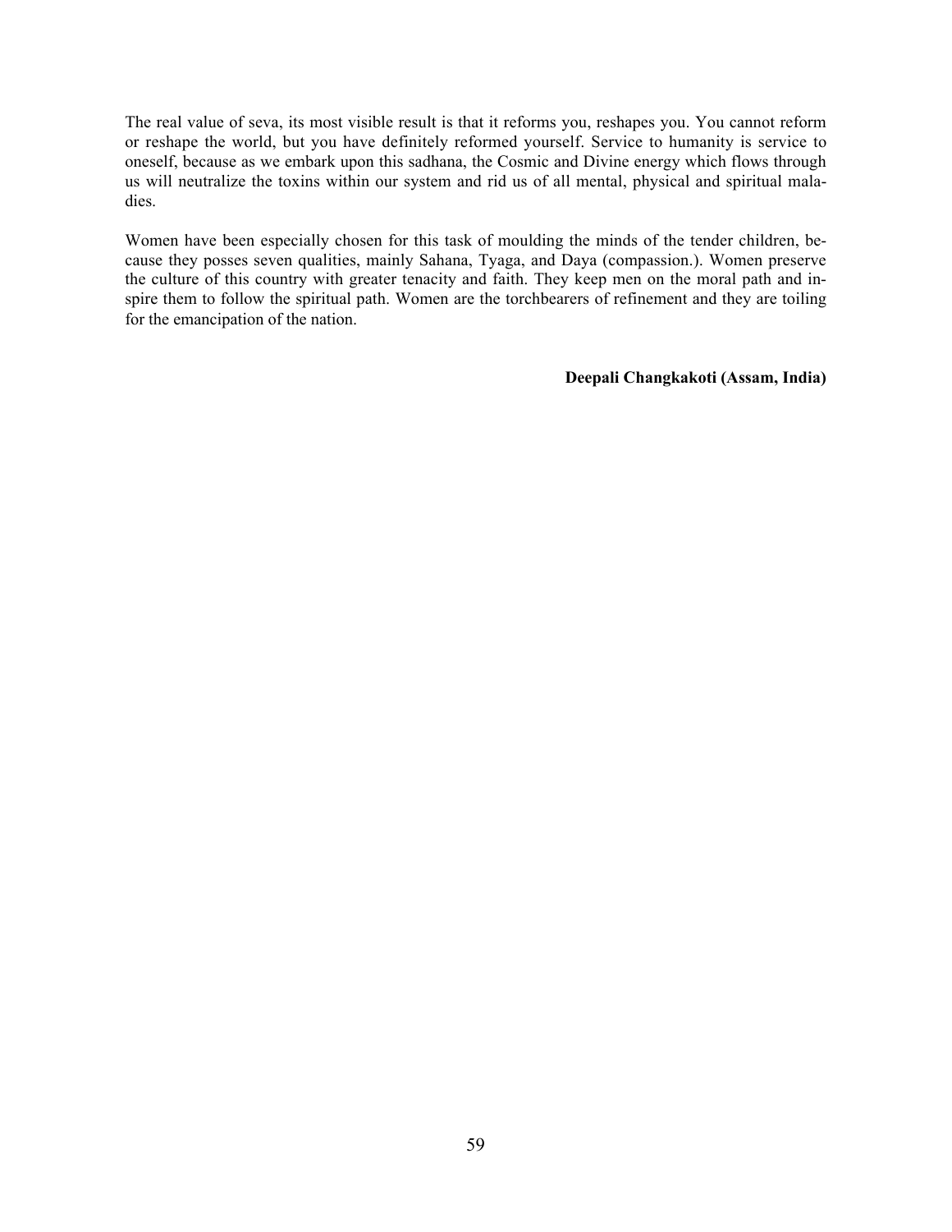The real value of seva, its most visible result is that it reforms you, reshapes you. You cannot reform or reshape the world, but you have definitely reformed yourself. Service to humanity is service to oneself, because as we embark upon this sadhana, the Cosmic and Divine energy which flows through us will neutralize the toxins within our system and rid us of all mental, physical and spiritual maladies.

Women have been especially chosen for this task of moulding the minds of the tender children, because they posses seven qualities, mainly Sahana, Tyaga, and Daya (compassion.). Women preserve the culture of this country with greater tenacity and faith. They keep men on the moral path and inspire them to follow the spiritual path. Women are the torchbearers of refinement and they are toiling for the emancipation of the nation.

**Deepali Changkakoti (Assam, India)**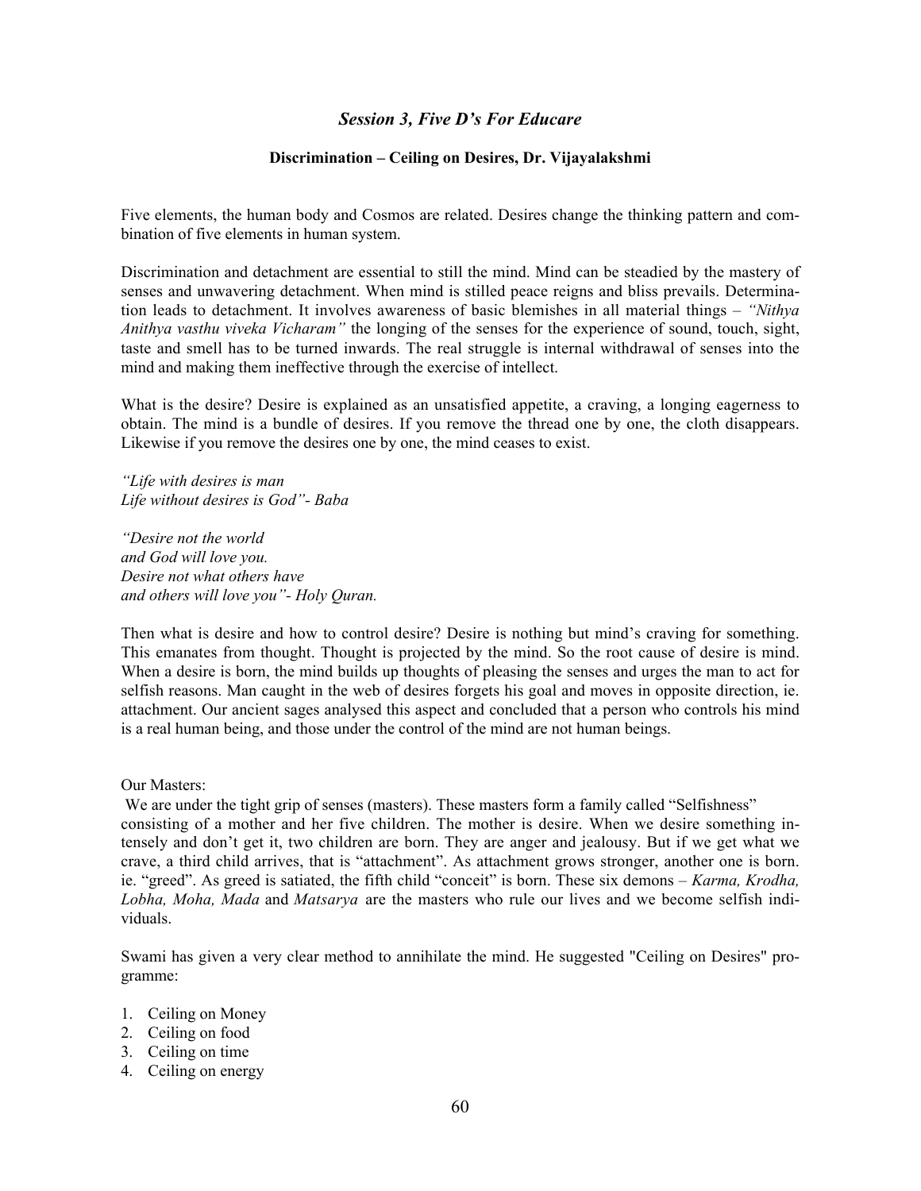## *Session 3, Five D's For Educare*

### Discrimination – Ceiling on Desires, Dr. Vijayalakshmi

Five elements, the human body and Cosmos are related. Desires change the thinking pattern and combination of five elements in human system.

Discrimination and detachment are essential to still the mind. Mind can be steadied by the mastery of senses and unwavering detachment. When mind is stilled peace reigns and bliss prevails. Determination leads to detachment. It involves awareness of basic blemishes in all material things – *"Nithya Anithya vasthu viveka Vicharam"* the longing of the senses for the experience of sound, touch, sight, taste and smell has to be turned inwards. The real struggle is internal withdrawal of senses into the mind and making them ineffective through the exercise of intellect.

What is the desire? Desire is explained as an unsatisfied appetite, a craving, a longing eagerness to obtain. The mind is a bundle of desires. If you remove the thread one by one, the cloth disappears. Likewise if you remove the desires one by one, the mind ceases to exist.

*"Life with desires is man*
*Life without desires is God"- Baba*

*"Desire not the world*
*and God will love you.*
*Desire not what others have*
*and others will love you"- Holy Quran.*

Then what is desire and how to control desire? Desire is nothing but mind's craving for something. This emanates from thought. Thought is projected by the mind. So the root cause of desire is mind. When a desire is born, the mind builds up thoughts of pleasing the senses and urges the man to act for selfish reasons. Man caught in the web of desires forgets his goal and moves in opposite direction, ie. attachment. Our ancient sages analysed this aspect and concluded that a person who controls his mind is a real human being, and those under the control of the mind are not human beings.

Our Masters:
We are under the tight grip of senses (masters). These masters form a family called "Selfishness" consisting of a mother and her five children. The mother is desire. When we desire something intensely and don't get it, two children are born. They are anger and jealousy. But if we get what we crave, a third child arrives, that is "attachment". As attachment grows stronger, another one is born. ie. "greed". As greed is satiated, the fifth child "conceit" is born. These six demons – *Karma, Krodha, Lobha, Moha, Mada* and *Matsarya* are the masters who rule our lives and we become selfish individuals.

Swami has given a very clear method to annihilate the mind. He suggested "Ceiling on Desires" programme:

1. Ceiling on Money
2. Ceiling on food
3. Ceiling on time
4. Ceiling on energy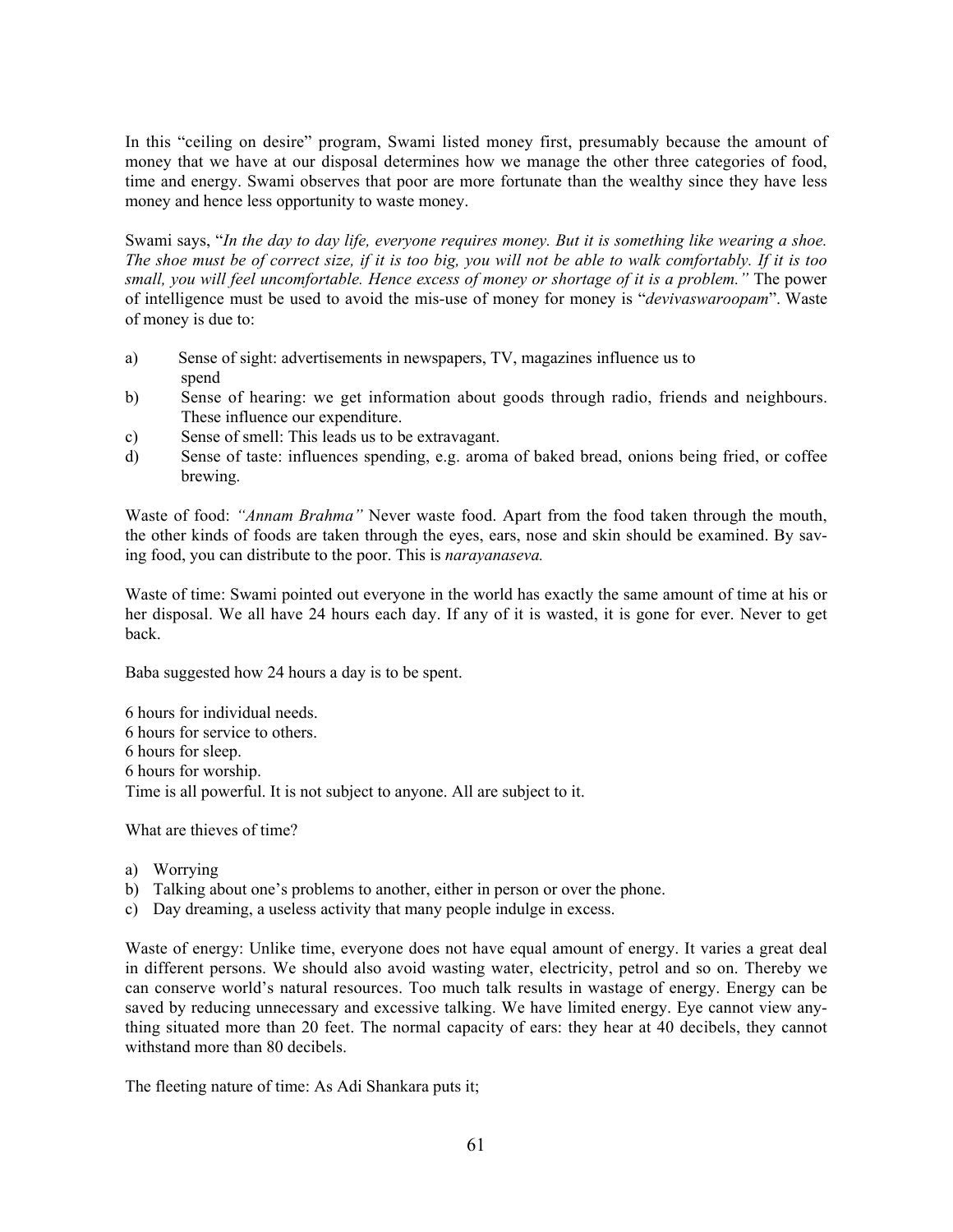In this "ceiling on desire" program, Swami listed money first, presumably because the amount of money that we have at our disposal determines how we manage the other three categories of food, time and energy. Swami observes that poor are more fortunate than the wealthy since they have less money and hence less opportunity to waste money.

Swami says, "*In the day to day life, everyone requires money. But it is something like wearing a shoe. The shoe must be of correct size, if it is too big, you will not be able to walk comfortably. If it is too small, you will feel uncomfortable. Hence excess of money or shortage of it is a problem."* The power of intelligence must be used to avoid the mis-use of money for money is "*devivaswaroopam*". Waste of money is due to:

a) Sense of sight: advertisements in newspapers, TV, magazines influence us to spend
b) Sense of hearing: we get information about goods through radio, friends and neighbours. These influence our expenditure.
c) Sense of smell: This leads us to be extravagant.
d) Sense of taste: influences spending, e.g. aroma of baked bread, onions being fried, or coffee brewing.

Waste of food: *"Annam Brahma"* Never waste food. Apart from the food taken through the mouth, the other kinds of foods are taken through the eyes, ears, nose and skin should be examined. By saving food, you can distribute to the poor. This is *narayanaseva.*

Waste of time: Swami pointed out everyone in the world has exactly the same amount of time at his or her disposal. We all have 24 hours each day. If any of it is wasted, it is gone for ever. Never to get back.

Baba suggested how 24 hours a day is to be spent.

6 hours for individual needs.
6 hours for service to others.
6 hours for sleep.
6 hours for worship.
Time is all powerful. It is not subject to anyone. All are subject to it.

What are thieves of time?

a) Worrying
b) Talking about one's problems to another, either in person or over the phone.
c) Day dreaming, a useless activity that many people indulge in excess.

Waste of energy: Unlike time, everyone does not have equal amount of energy. It varies a great deal in different persons. We should also avoid wasting water, electricity, petrol and so on. Thereby we can conserve world's natural resources. Too much talk results in wastage of energy. Energy can be saved by reducing unnecessary and excessive talking. We have limited energy. Eye cannot view anything situated more than 20 feet. The normal capacity of ears: they hear at 40 decibels, they cannot withstand more than 80 decibels.

The fleeting nature of time: As Adi Shankara puts it;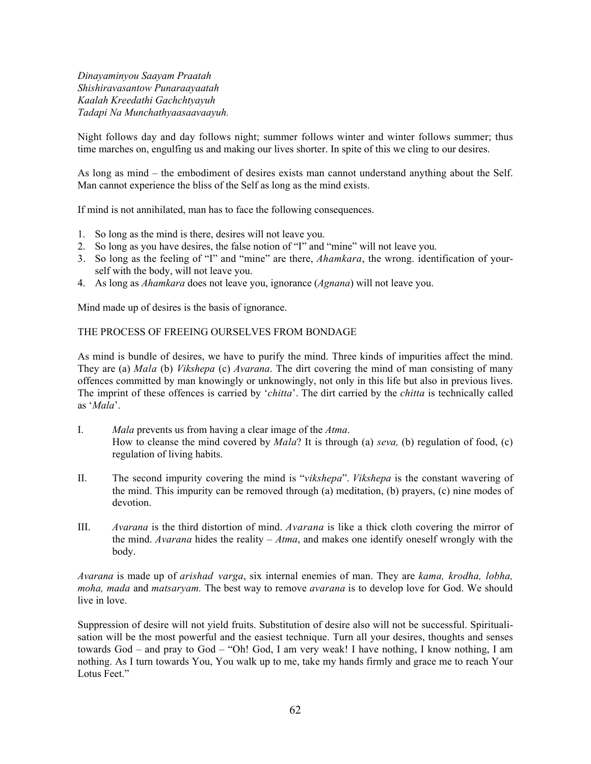*Dinayaminyou Saayam Praatah*
*Shishiravasantow Punaraayaatah*
*Kaalah Kreedathi Gachchtyayuh*
*Tadapi Na Munchathyaasaavaayuh.*

Night follows day and day follows night; summer follows winter and winter follows summer; thus time marches on, engulfing us and making our lives shorter. In spite of this we cling to our desires.

As long as mind – the embodiment of desires exists man cannot understand anything about the Self. Man cannot experience the bliss of the Self as long as the mind exists.

If mind is not annihilated, man has to face the following consequences.

1. So long as the mind is there, desires will not leave you.
2. So long as you have desires, the false notion of "I" and "mine" will not leave you.
3. So long as the feeling of "I" and "mine" are there, *Ahamkara*, the wrong. identification of yourself with the body, will not leave you.
4. As long as *Ahamkara* does not leave you, ignorance (*Agnana*) will not leave you.

Mind made up of desires is the basis of ignorance.

## THE PROCESS OF FREEING OURSELVES FROM BONDAGE

As mind is bundle of desires, we have to purify the mind. Three kinds of impurities affect the mind. They are (a) *Mala* (b) *Vikshepa* (c) *Avarana*. The dirt covering the mind of man consisting of many offences committed by man knowingly or unknowingly, not only in this life but also in previous lives. The imprint of these offences is carried by '*chitta*'. The dirt carried by the *chitta* is technically called as '*Mala*'.

I. *Mala* prevents us from having a clear image of the *Atma*.
How to cleanse the mind covered by *Mala*? It is through (a) *seva,* (b) regulation of food, (c) regulation of living habits.

II. The second impurity covering the mind is "*vikshepa*". *Vikshepa* is the constant wavering of the mind. This impurity can be removed through (a) meditation, (b) prayers, (c) nine modes of devotion.

III. *Avarana* is the third distortion of mind. *Avarana* is like a thick cloth covering the mirror of the mind. *Avarana* hides the reality – *Atma*, and makes one identify oneself wrongly with the body.

*Avarana* is made up of *arishad varga*, six internal enemies of man. They are *kama, krodha, lobha, moha, mada* and *matsaryam.* The best way to remove *avarana* is to develop love for God. We should live in love.

Suppression of desire will not yield fruits. Substitution of desire also will not be successful. Spiritualisation will be the most powerful and the easiest technique. Turn all your desires, thoughts and senses towards God – and pray to God – "Oh! God, I am very weak! I have nothing, I know nothing, I am nothing. As I turn towards You, You walk up to me, take my hands firmly and grace me to reach Your Lotus Feet."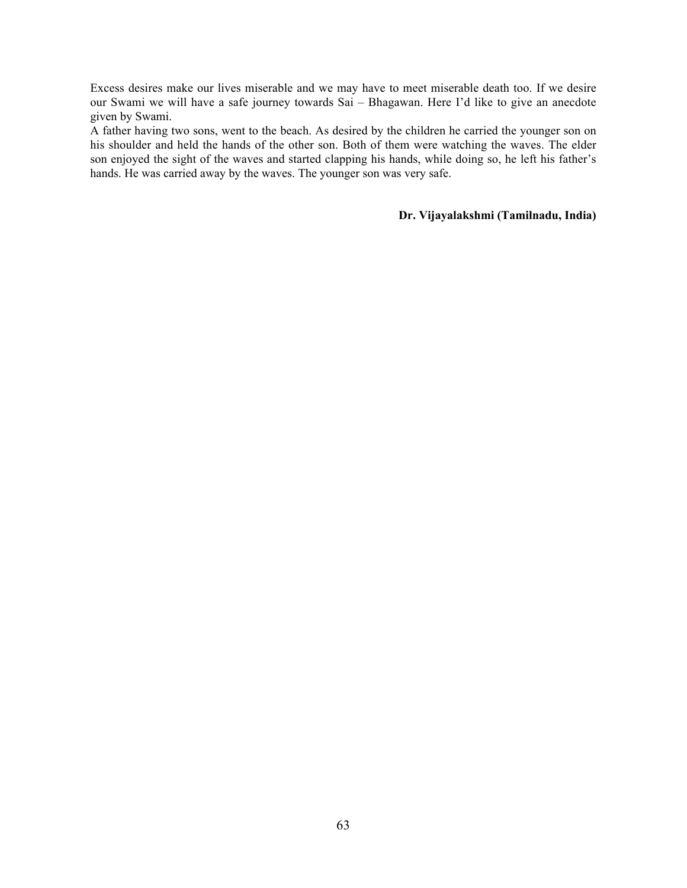Excess desires make our lives miserable and we may have to meet miserable death too. If we desire our Swami we will have a safe journey towards Sai – Bhagawan. Here I'd like to give an anecdote given by Swami.

A father having two sons, went to the beach. As desired by the children he carried the younger son on his shoulder and held the hands of the other son. Both of them were watching the waves. The elder son enjoyed the sight of the waves and started clapping his hands, while doing so, he left his father's hands. He was carried away by the waves. The younger son was very safe.

**Dr. Vijayalakshmi (Tamilnadu, India)**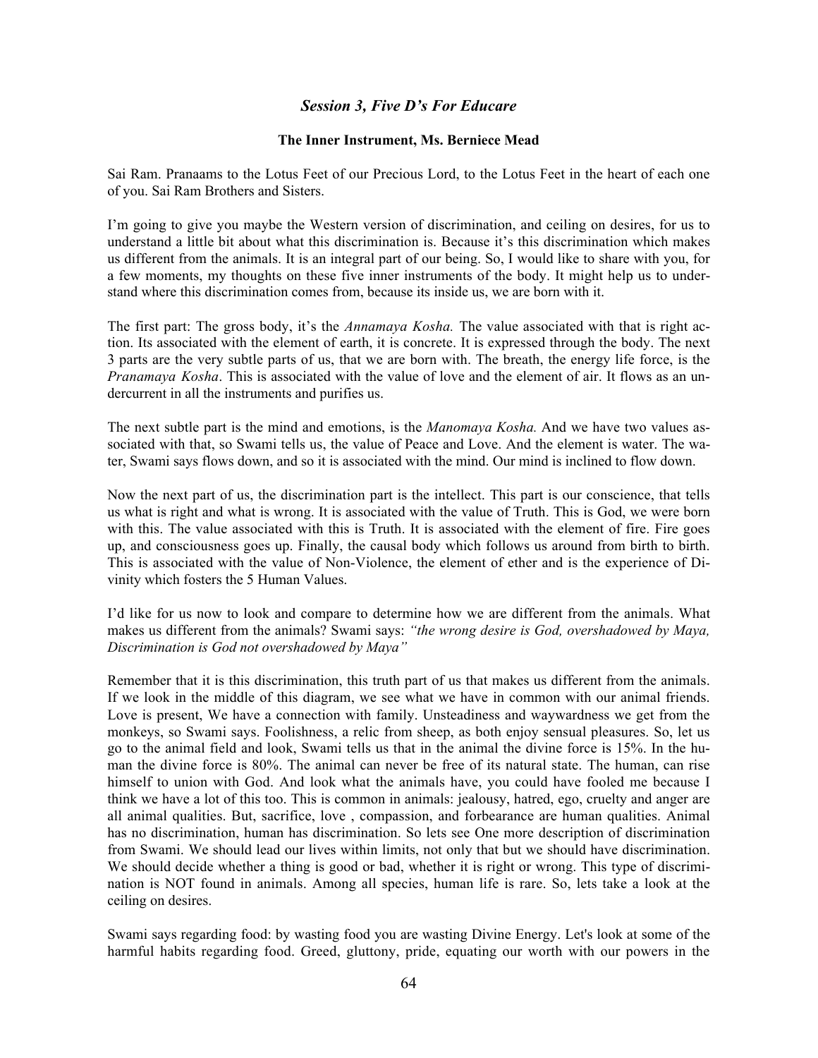## *Session 3, Five D's For Educare*

### The Inner Instrument, Ms. Berniece Mead

Sai Ram. Pranaams to the Lotus Feet of our Precious Lord, to the Lotus Feet in the heart of each one of you. Sai Ram Brothers and Sisters.

I'm going to give you maybe the Western version of discrimination, and ceiling on desires, for us to understand a little bit about what this discrimination is. Because it's this discrimination which makes us different from the animals. It is an integral part of our being. So, I would like to share with you, for a few moments, my thoughts on these five inner instruments of the body. It might help us to understand where this discrimination comes from, because its inside us, we are born with it.

The first part: The gross body, it's the *Annamaya Kosha.* The value associated with that is right action. Its associated with the element of earth, it is concrete. It is expressed through the body. The next 3 parts are the very subtle parts of us, that we are born with. The breath, the energy life force, is the *Pranamaya Kosha*. This is associated with the value of love and the element of air. It flows as an undercurrent in all the instruments and purifies us.

The next subtle part is the mind and emotions, is the *Manomaya Kosha.* And we have two values associated with that, so Swami tells us, the value of Peace and Love. And the element is water. The water, Swami says flows down, and so it is associated with the mind. Our mind is inclined to flow down.

Now the next part of us, the discrimination part is the intellect. This part is our conscience, that tells us what is right and what is wrong. It is associated with the value of Truth. This is God, we were born with this. The value associated with this is Truth. It is associated with the element of fire. Fire goes up, and consciousness goes up. Finally, the causal body which follows us around from birth to birth. This is associated with the value of Non-Violence, the element of ether and is the experience of Divinity which fosters the 5 Human Values.

I'd like for us now to look and compare to determine how we are different from the animals. What makes us different from the animals? Swami says: *"the wrong desire is God, overshadowed by Maya, Discrimination is God not overshadowed by Maya"*

Remember that it is this discrimination, this truth part of us that makes us different from the animals. If we look in the middle of this diagram, we see what we have in common with our animal friends. Love is present, We have a connection with family. Unsteadiness and waywardness we get from the monkeys, so Swami says. Foolishness, a relic from sheep, as both enjoy sensual pleasures. So, let us go to the animal field and look, Swami tells us that in the animal the divine force is 15%. In the human the divine force is 80%. The animal can never be free of its natural state. The human, can rise himself to union with God. And look what the animals have, you could have fooled me because I think we have a lot of this too. This is common in animals: jealousy, hatred, ego, cruelty and anger are all animal qualities. But, sacrifice, love , compassion, and forbearance are human qualities. Animal has no discrimination, human has discrimination. So lets see One more description of discrimination from Swami. We should lead our lives within limits, not only that but we should have discrimination. We should decide whether a thing is good or bad, whether it is right or wrong. This type of discrimination is NOT found in animals. Among all species, human life is rare. So, lets take a look at the ceiling on desires.

Swami says regarding food: by wasting food you are wasting Divine Energy. Let's look at some of the harmful habits regarding food. Greed, gluttony, pride, equating our worth with our powers in the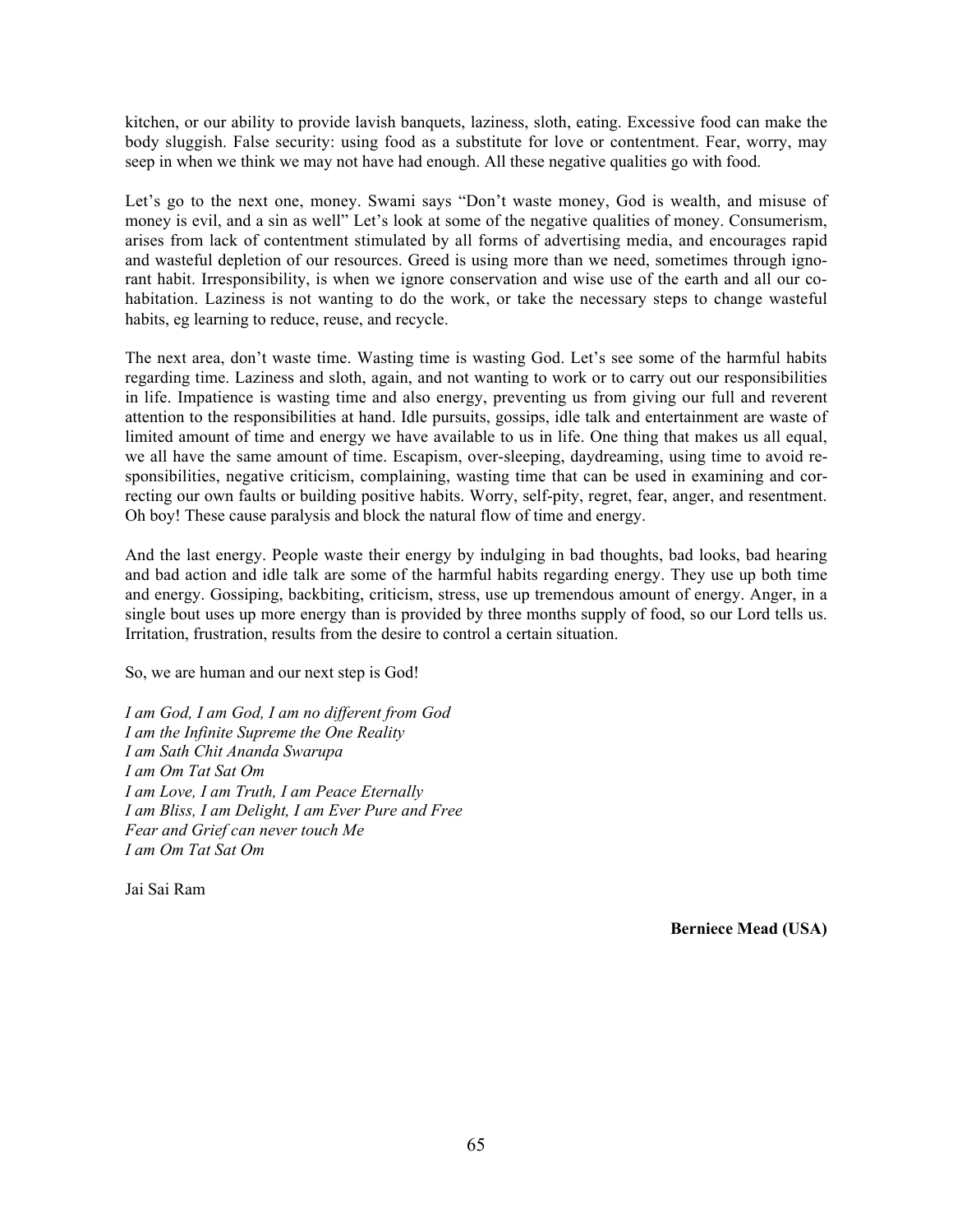kitchen, or our ability to provide lavish banquets, laziness, sloth, eating. Excessive food can make the body sluggish. False security: using food as a substitute for love or contentment. Fear, worry, may seep in when we think we may not have had enough. All these negative qualities go with food.

Let's go to the next one, money. Swami says "Don't waste money, God is wealth, and misuse of money is evil, and a sin as well" Let's look at some of the negative qualities of money. Consumerism, arises from lack of contentment stimulated by all forms of advertising media, and encourages rapid and wasteful depletion of our resources. Greed is using more than we need, sometimes through ignorant habit. Irresponsibility, is when we ignore conservation and wise use of the earth and all our co-habitation. Laziness is not wanting to do the work, or take the necessary steps to change wasteful habits, eg learning to reduce, reuse, and recycle.

The next area, don't waste time. Wasting time is wasting God. Let's see some of the harmful habits regarding time. Laziness and sloth, again, and not wanting to work or to carry out our responsibilities in life. Impatience is wasting time and also energy, preventing us from giving our full and reverent attention to the responsibilities at hand. Idle pursuits, gossips, idle talk and entertainment are waste of limited amount of time and energy we have available to us in life. One thing that makes us all equal, we all have the same amount of time. Escapism, over-sleeping, daydreaming, using time to avoid responsibilities, negative criticism, complaining, wasting time that can be used in examining and correcting our own faults or building positive habits. Worry, self-pity, regret, fear, anger, and resentment. Oh boy! These cause paralysis and block the natural flow of time and energy.

And the last energy. People waste their energy by indulging in bad thoughts, bad looks, bad hearing and bad action and idle talk are some of the harmful habits regarding energy. They use up both time and energy. Gossiping, backbiting, criticism, stress, use up tremendous amount of energy. Anger, in a single bout uses up more energy than is provided by three months supply of food, so our Lord tells us. Irritation, frustration, results from the desire to control a certain situation.

So, we are human and our next step is God!

*I am God, I am God, I am no different from God*
*I am the Infinite Supreme the One Reality*
*I am Sath Chit Ananda Swarupa*
*I am Om Tat Sat Om*
*I am Love, I am Truth, I am Peace Eternally*
*I am Bliss, I am Delight, I am Ever Pure and Free*
*Fear and Grief can never touch Me*
*I am Om Tat Sat Om*

Jai Sai Ram

**Berniece Mead (USA)**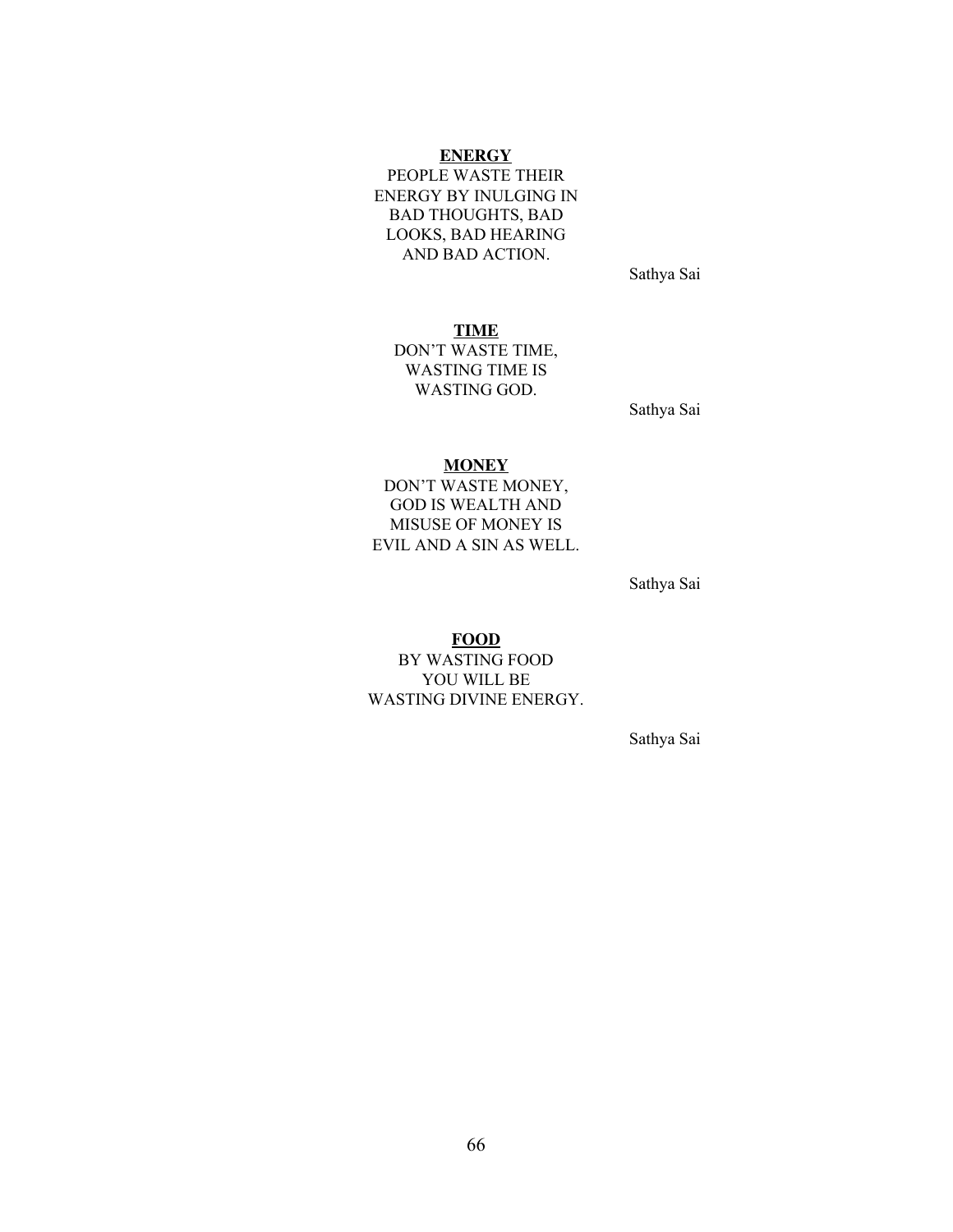**ENERGY**

PEOPLE WASTE THEIR ENERGY BY INULGING IN BAD THOUGHTS, BAD LOOKS, BAD HEARING AND BAD ACTION.

Sathya Sai

**TIME**

DON'T WASTE TIME, WASTING TIME IS WASTING GOD.

Sathya Sai

**MONEY**

DON'T WASTE MONEY, GOD IS WEALTH AND MISUSE OF MONEY IS EVIL AND A SIN AS WELL.

Sathya Sai

**FOOD**

BY WASTING FOOD YOU WILL BE WASTING DIVINE ENERGY.

Sathya Sai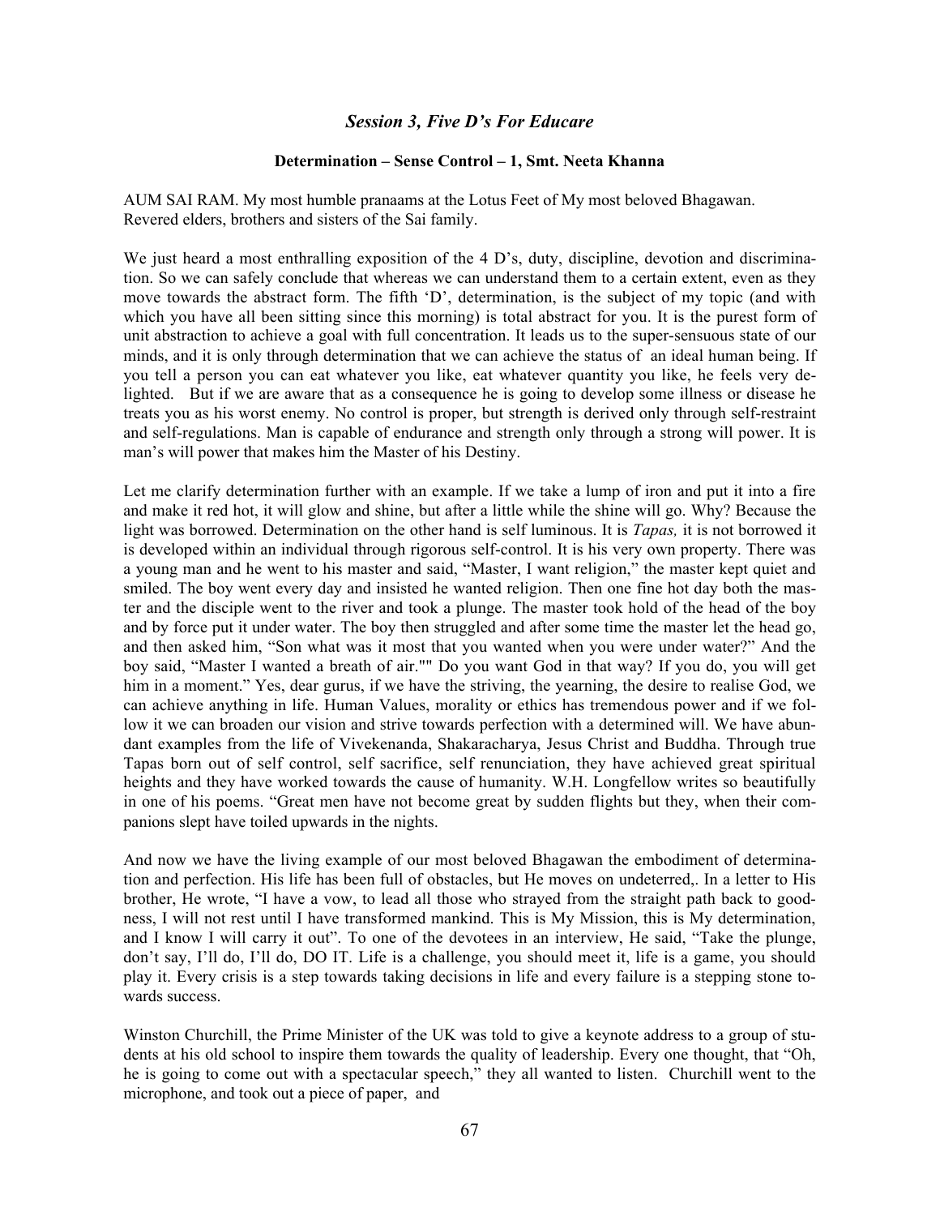## *Session 3, Five D's For Educare*

### Determination – Sense Control – 1, Smt. Neeta Khanna

AUM SAI RAM. My most humble pranaams at the Lotus Feet of My most beloved Bhagawan. Revered elders, brothers and sisters of the Sai family.

We just heard a most enthralling exposition of the 4 D's, duty, discipline, devotion and discrimination. So we can safely conclude that whereas we can understand them to a certain extent, even as they move towards the abstract form. The fifth 'D', determination, is the subject of my topic (and with which you have all been sitting since this morning) is total abstract for you. It is the purest form of unit abstraction to achieve a goal with full concentration. It leads us to the super-sensuous state of our minds, and it is only through determination that we can achieve the status of an ideal human being. If you tell a person you can eat whatever you like, eat whatever quantity you like, he feels very delighted. But if we are aware that as a consequence he is going to develop some illness or disease he treats you as his worst enemy. No control is proper, but strength is derived only through self-restraint and self-regulations. Man is capable of endurance and strength only through a strong will power. It is man's will power that makes him the Master of his Destiny.

Let me clarify determination further with an example. If we take a lump of iron and put it into a fire and make it red hot, it will glow and shine, but after a little while the shine will go. Why? Because the light was borrowed. Determination on the other hand is self luminous. It is *Tapas,* it is not borrowed it is developed within an individual through rigorous self-control. It is his very own property. There was a young man and he went to his master and said, "Master, I want religion," the master kept quiet and smiled. The boy went every day and insisted he wanted religion. Then one fine hot day both the master and the disciple went to the river and took a plunge. The master took hold of the head of the boy and by force put it under water. The boy then struggled and after some time the master let the head go, and then asked him, "Son what was it most that you wanted when you were under water?" And the boy said, "Master I wanted a breath of air."" Do you want God in that way? If you do, you will get him in a moment." Yes, dear gurus, if we have the striving, the yearning, the desire to realise God, we can achieve anything in life. Human Values, morality or ethics has tremendous power and if we follow it we can broaden our vision and strive towards perfection with a determined will. We have abundant examples from the life of Vivekenanda, Shakaracharya, Jesus Christ and Buddha. Through true Tapas born out of self control, self sacrifice, self renunciation, they have achieved great spiritual heights and they have worked towards the cause of humanity. W.H. Longfellow writes so beautifully in one of his poems. "Great men have not become great by sudden flights but they, when their companions slept have toiled upwards in the nights.

And now we have the living example of our most beloved Bhagawan the embodiment of determination and perfection. His life has been full of obstacles, but He moves on undeterred,. In a letter to His brother, He wrote, "I have a vow, to lead all those who strayed from the straight path back to goodness, I will not rest until I have transformed mankind. This is My Mission, this is My determination, and I know I will carry it out". To one of the devotees in an interview, He said, "Take the plunge, don't say, I'll do, I'll do, DO IT. Life is a challenge, you should meet it, life is a game, you should play it. Every crisis is a step towards taking decisions in life and every failure is a stepping stone towards success.

Winston Churchill, the Prime Minister of the UK was told to give a keynote address to a group of students at his old school to inspire them towards the quality of leadership. Every one thought, that "Oh, he is going to come out with a spectacular speech," they all wanted to listen. Churchill went to the microphone, and took out a piece of paper, and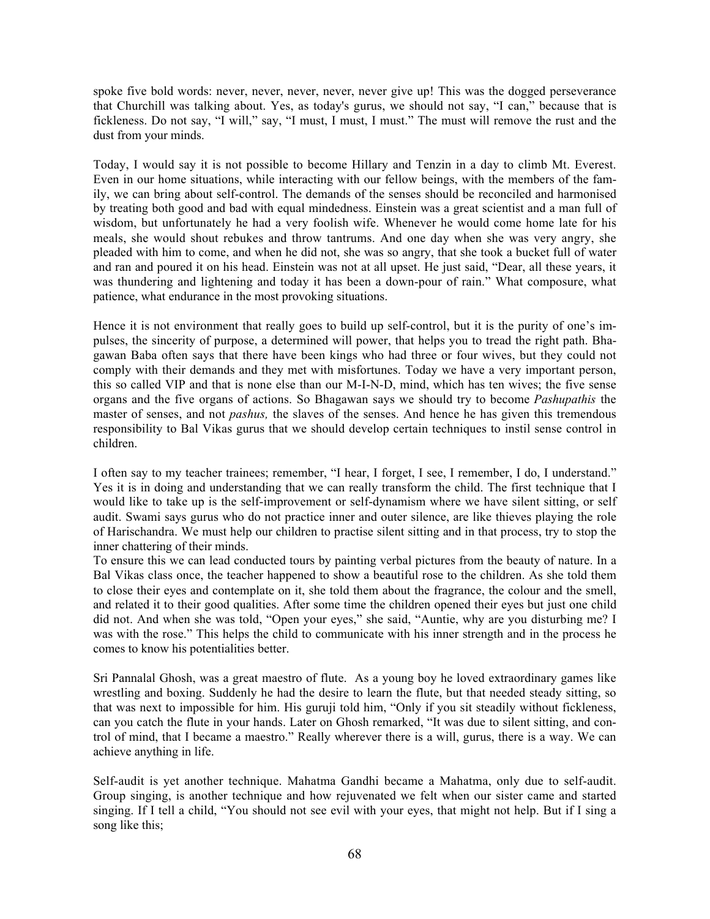spoke five bold words: never, never, never, never, never give up! This was the dogged perseverance that Churchill was talking about. Yes, as today's gurus, we should not say, "I can," because that is fickleness. Do not say, "I will," say, "I must, I must, I must." The must will remove the rust and the dust from your minds.

Today, I would say it is not possible to become Hillary and Tenzin in a day to climb Mt. Everest. Even in our home situations, while interacting with our fellow beings, with the members of the family, we can bring about self-control. The demands of the senses should be reconciled and harmonised by treating both good and bad with equal mindedness. Einstein was a great scientist and a man full of wisdom, but unfortunately he had a very foolish wife. Whenever he would come home late for his meals, she would shout rebukes and throw tantrums. And one day when she was very angry, she pleaded with him to come, and when he did not, she was so angry, that she took a bucket full of water and ran and poured it on his head. Einstein was not at all upset. He just said, "Dear, all these years, it was thundering and lightening and today it has been a down-pour of rain." What composure, what patience, what endurance in the most provoking situations.

Hence it is not environment that really goes to build up self-control, but it is the purity of one's impulses, the sincerity of purpose, a determined will power, that helps you to tread the right path. Bhagawan Baba often says that there have been kings who had three or four wives, but they could not comply with their demands and they met with misfortunes. Today we have a very important person, this so called VIP and that is none else than our M-I-N-D, mind, which has ten wives; the five sense organs and the five organs of actions. So Bhagawan says we should try to become *Pashupathis* the master of senses, and not *pashus,* the slaves of the senses. And hence he has given this tremendous responsibility to Bal Vikas gurus that we should develop certain techniques to instil sense control in children.

I often say to my teacher trainees; remember, "I hear, I forget, I see, I remember, I do, I understand." Yes it is in doing and understanding that we can really transform the child. The first technique that I would like to take up is the self-improvement or self-dynamism where we have silent sitting, or self audit. Swami says gurus who do not practice inner and outer silence, are like thieves playing the role of Harischandra. We must help our children to practise silent sitting and in that process, try to stop the inner chattering of their minds.
To ensure this we can lead conducted tours by painting verbal pictures from the beauty of nature. In a Bal Vikas class once, the teacher happened to show a beautiful rose to the children. As she told them to close their eyes and contemplate on it, she told them about the fragrance, the colour and the smell, and related it to their good qualities. After some time the children opened their eyes but just one child did not. And when she was told, "Open your eyes," she said, "Auntie, why are you disturbing me? I was with the rose." This helps the child to communicate with his inner strength and in the process he comes to know his potentialities better.

Sri Pannalal Ghosh, was a great maestro of flute. As a young boy he loved extraordinary games like wrestling and boxing. Suddenly he had the desire to learn the flute, but that needed steady sitting, so that was next to impossible for him. His guruji told him, "Only if you sit steadily without fickleness, can you catch the flute in your hands. Later on Ghosh remarked, "It was due to silent sitting, and control of mind, that I became a maestro." Really wherever there is a will, gurus, there is a way. We can achieve anything in life.

Self-audit is yet another technique. Mahatma Gandhi became a Mahatma, only due to self-audit. Group singing, is another technique and how rejuvenated we felt when our sister came and started singing. If I tell a child, "You should not see evil with your eyes, that might not help. But if I sing a song like this;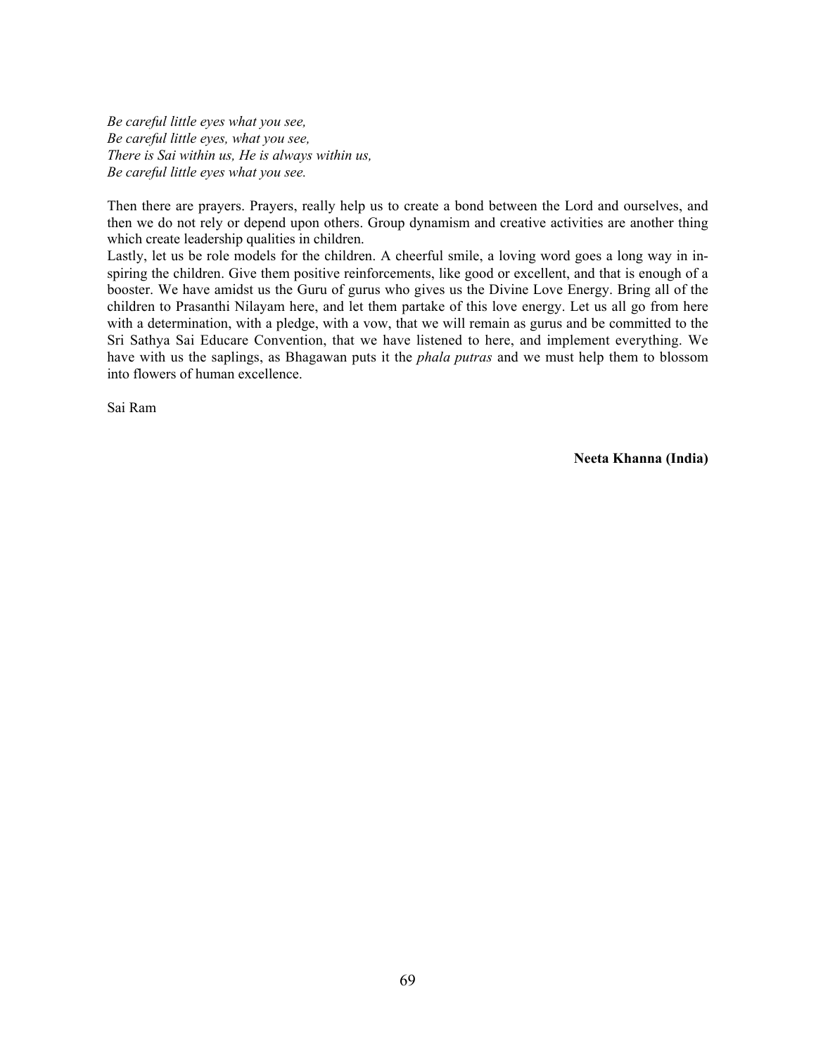*Be careful little eyes what you see,*
*Be careful little eyes, what you see,*
*There is Sai within us, He is always within us,*
*Be careful little eyes what you see.*

Then there are prayers. Prayers, really help us to create a bond between the Lord and ourselves, and then we do not rely or depend upon others. Group dynamism and creative activities are another thing which create leadership qualities in children.

Lastly, let us be role models for the children. A cheerful smile, a loving word goes a long way in inspiring the children. Give them positive reinforcements, like good or excellent, and that is enough of a booster. We have amidst us the Guru of gurus who gives us the Divine Love Energy. Bring all of the children to Prasanthi Nilayam here, and let them partake of this love energy. Let us all go from here with a determination, with a pledge, with a vow, that we will remain as gurus and be committed to the Sri Sathya Sai Educare Convention, that we have listened to here, and implement everything. We have with us the saplings, as Bhagawan puts it the *phala putras* and we must help them to blossom into flowers of human excellence.

Sai Ram

**Neeta Khanna (India)**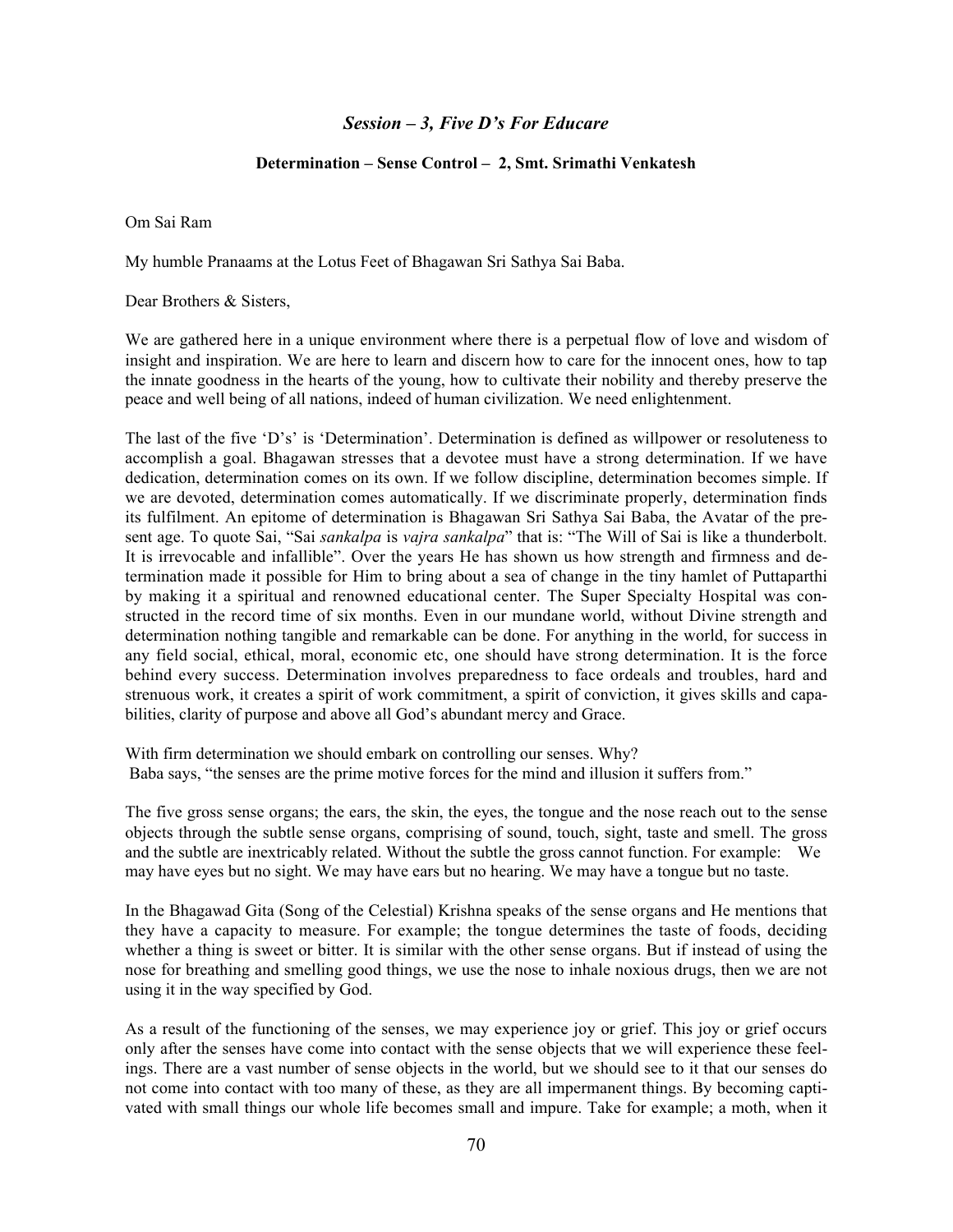### *Session – 3, Five D's For Educare*

#### **Determination – Sense Control – 2, Smt. Srimathi Venkatesh**

Om Sai Ram

My humble Pranaams at the Lotus Feet of Bhagawan Sri Sathya Sai Baba.

Dear Brothers & Sisters,

We are gathered here in a unique environment where there is a perpetual flow of love and wisdom of insight and inspiration. We are here to learn and discern how to care for the innocent ones, how to tap the innate goodness in the hearts of the young, how to cultivate their nobility and thereby preserve the peace and well being of all nations, indeed of human civilization. We need enlightenment.

The last of the five 'D's' is 'Determination'. Determination is defined as willpower or resoluteness to accomplish a goal. Bhagawan stresses that a devotee must have a strong determination. If we have dedication, determination comes on its own. If we follow discipline, determination becomes simple. If we are devoted, determination comes automatically. If we discriminate properly, determination finds its fulfilment. An epitome of determination is Bhagawan Sri Sathya Sai Baba, the Avatar of the present age. To quote Sai, "Sai *sankalpa* is *vajra sankalpa*" that is: "The Will of Sai is like a thunderbolt. It is irrevocable and infallible". Over the years He has shown us how strength and firmness and determination made it possible for Him to bring about a sea of change in the tiny hamlet of Puttaparthi by making it a spiritual and renowned educational center. The Super Specialty Hospital was constructed in the record time of six months. Even in our mundane world, without Divine strength and determination nothing tangible and remarkable can be done. For anything in the world, for success in any field social, ethical, moral, economic etc, one should have strong determination. It is the force behind every success. Determination involves preparedness to face ordeals and troubles, hard and strenuous work, it creates a spirit of work commitment, a spirit of conviction, it gives skills and capabilities, clarity of purpose and above all God's abundant mercy and Grace.

With firm determination we should embark on controlling our senses. Why?
Baba says, "the senses are the prime motive forces for the mind and illusion it suffers from."

The five gross sense organs; the ears, the skin, the eyes, the tongue and the nose reach out to the sense objects through the subtle sense organs, comprising of sound, touch, sight, taste and smell. The gross and the subtle are inextricably related. Without the subtle the gross cannot function. For example: We may have eyes but no sight. We may have ears but no hearing. We may have a tongue but no taste.

In the Bhagawad Gita (Song of the Celestial) Krishna speaks of the sense organs and He mentions that they have a capacity to measure. For example; the tongue determines the taste of foods, deciding whether a thing is sweet or bitter. It is similar with the other sense organs. But if instead of using the nose for breathing and smelling good things, we use the nose to inhale noxious drugs, then we are not using it in the way specified by God.

As a result of the functioning of the senses, we may experience joy or grief. This joy or grief occurs only after the senses have come into contact with the sense objects that we will experience these feelings. There are a vast number of sense objects in the world, but we should see to it that our senses do not come into contact with too many of these, as they are all impermanent things. By becoming captivated with small things our whole life becomes small and impure. Take for example; a moth, when it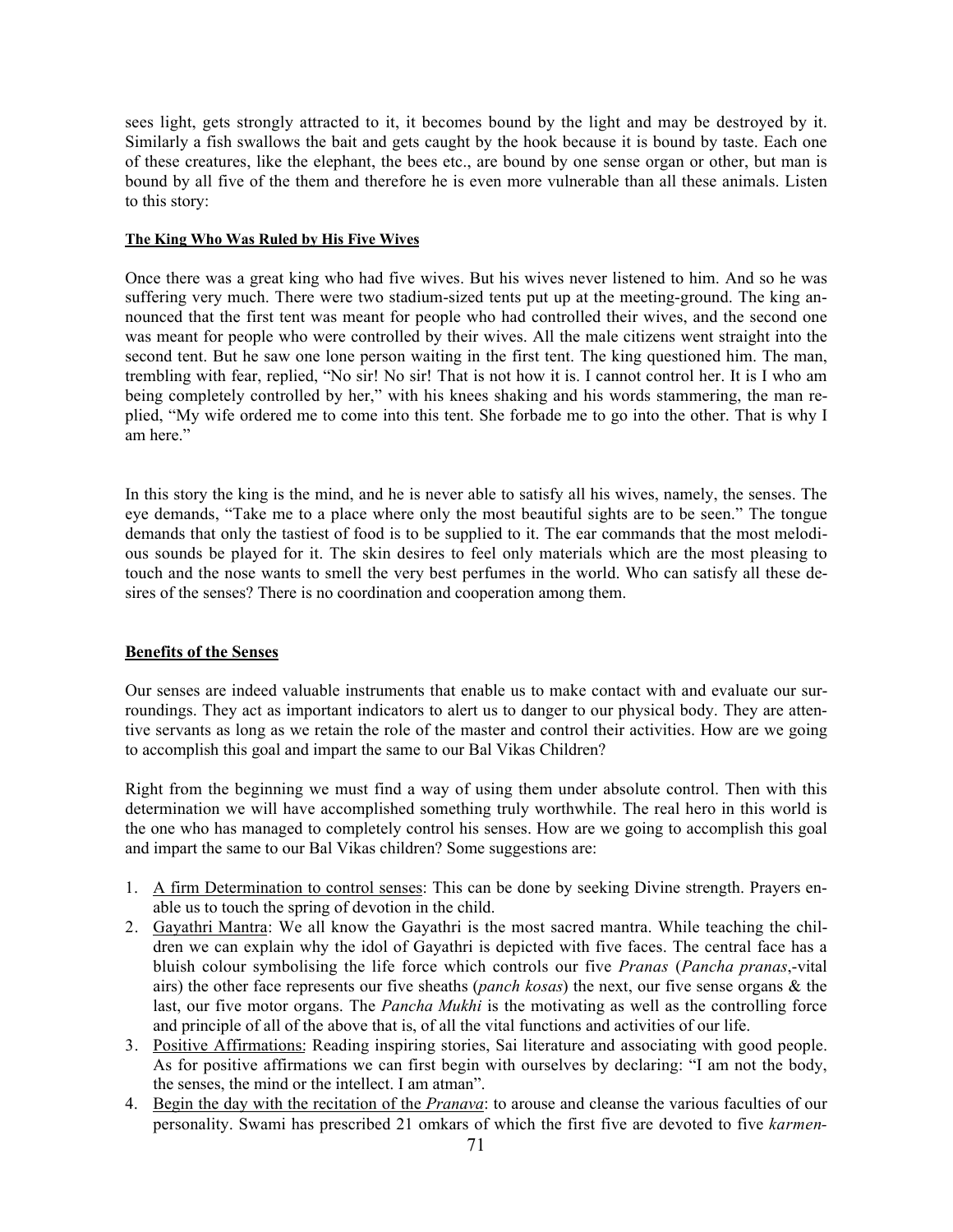sees light, gets strongly attracted to it, it becomes bound by the light and may be destroyed by it. Similarly a fish swallows the bait and gets caught by the hook because it is bound by taste. Each one of these creatures, like the elephant, the bees etc., are bound by one sense organ or other, but man is bound by all five of the them and therefore he is even more vulnerable than all these animals. Listen to this story:

**The King Who Was Ruled by His Five Wives**

Once there was a great king who had five wives. But his wives never listened to him. And so he was suffering very much. There were two stadium-sized tents put up at the meeting-ground. The king announced that the first tent was meant for people who had controlled their wives, and the second one was meant for people who were controlled by their wives. All the male citizens went straight into the second tent. But he saw one lone person waiting in the first tent. The king questioned him. The man, trembling with fear, replied, "No sir! No sir! That is not how it is. I cannot control her. It is I who am being completely controlled by her," with his knees shaking and his words stammering, the man replied, "My wife ordered me to come into this tent. She forbade me to go into the other. That is why I am here."

In this story the king is the mind, and he is never able to satisfy all his wives, namely, the senses. The eye demands, "Take me to a place where only the most beautiful sights are to be seen." The tongue demands that only the tastiest of food is to be supplied to it. The ear commands that the most melodious sounds be played for it. The skin desires to feel only materials which are the most pleasing to touch and the nose wants to smell the very best perfumes in the world. Who can satisfy all these desires of the senses? There is no coordination and cooperation among them.

## Benefits of the Senses

Our senses are indeed valuable instruments that enable us to make contact with and evaluate our surroundings. They act as important indicators to alert us to danger to our physical body. They are attentive servants as long as we retain the role of the master and control their activities. How are we going to accomplish this goal and impart the same to our Bal Vikas Children?

Right from the beginning we must find a way of using them under absolute control. Then with this determination we will have accomplished something truly worthwhile. The real hero in this world is the one who has managed to completely control his senses. How are we going to accomplish this goal and impart the same to our Bal Vikas children? Some suggestions are:

1. A firm Determination to control senses: This can be done by seeking Divine strength. Prayers enable us to touch the spring of devotion in the child.
2. Gayathri Mantra: We all know the Gayathri is the most sacred mantra. While teaching the children we can explain why the idol of Gayathri is depicted with five faces. The central face has a bluish colour symbolising the life force which controls our five *Pranas* (*Pancha pranas*,-vital airs) the other face represents our five sheaths (*panch kosas*) the next, our five sense organs & the last, our five motor organs. The *Pancha Mukhi* is the motivating as well as the controlling force and principle of all of the above that is, of all the vital functions and activities of our life.
3. Positive Affirmations: Reading inspiring stories, Sai literature and associating with good people. As for positive affirmations we can first begin with ourselves by declaring: "I am not the body, the senses, the mind or the intellect. I am atman".
4. Begin the day with the recitation of the *Pranava*: to arouse and cleanse the various faculties of our personality. Swami has prescribed 21 omkars of which the first five are devoted to five *karmen-*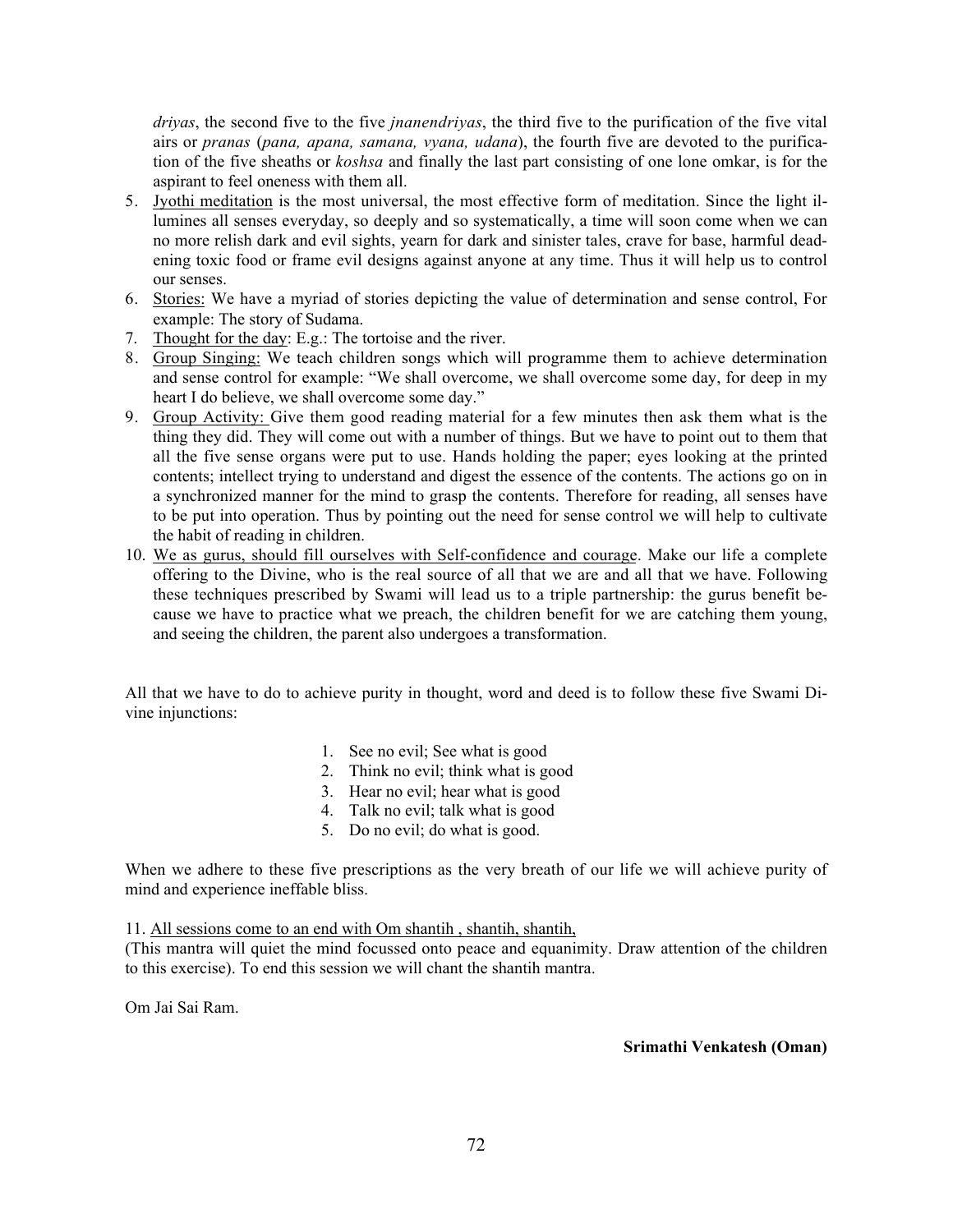*driyas*, the second five to the five *jnanendriyas*, the third five to the purification of the five vital airs or *pranas* (*pana, apana, samana, vyana, udana*), the fourth five are devoted to the purification of the five sheaths or *koshsa* and finally the last part consisting of one lone omkar, is for the aspirant to feel oneness with them all.

5. Jyothi meditation is the most universal, the most effective form of meditation. Since the light illumines all senses everyday, so deeply and so systematically, a time will soon come when we can no more relish dark and evil sights, yearn for dark and sinister tales, crave for base, harmful deadening toxic food or frame evil designs against anyone at any time. Thus it will help us to control our senses.
6. Stories: We have a myriad of stories depicting the value of determination and sense control, For example: The story of Sudama.
7. Thought for the day: E.g.: The tortoise and the river.
8. Group Singing: We teach children songs which will programme them to achieve determination and sense control for example: "We shall overcome, we shall overcome some day, for deep in my heart I do believe, we shall overcome some day."
9. Group Activity: Give them good reading material for a few minutes then ask them what is the thing they did. They will come out with a number of things. But we have to point out to them that all the five sense organs were put to use. Hands holding the paper; eyes looking at the printed contents; intellect trying to understand and digest the essence of the contents. The actions go on in a synchronized manner for the mind to grasp the contents. Therefore for reading, all senses have to be put into operation. Thus by pointing out the need for sense control we will help to cultivate the habit of reading in children.
10. We as gurus, should fill ourselves with Self-confidence and courage. Make our life a complete offering to the Divine, who is the real source of all that we are and all that we have. Following these techniques prescribed by Swami will lead us to a triple partnership: the gurus benefit because we have to practice what we preach, the children benefit for we are catching them young, and seeing the children, the parent also undergoes a transformation.

All that we have to do to achieve purity in thought, word and deed is to follow these five Swami Divine injunctions:

1. See no evil; See what is good
2. Think no evil; think what is good
3. Hear no evil; hear what is good
4. Talk no evil; talk what is good
5. Do no evil; do what is good.

When we adhere to these five prescriptions as the very breath of our life we will achieve purity of mind and experience ineffable bliss.

11. All sessions come to an end with Om shantih , shantih, shantih,

(This mantra will quiet the mind focussed onto peace and equanimity. Draw attention of the children to this exercise). To end this session we will chant the shantih mantra.

Om Jai Sai Ram.

**Srimathi Venkatesh (Oman)**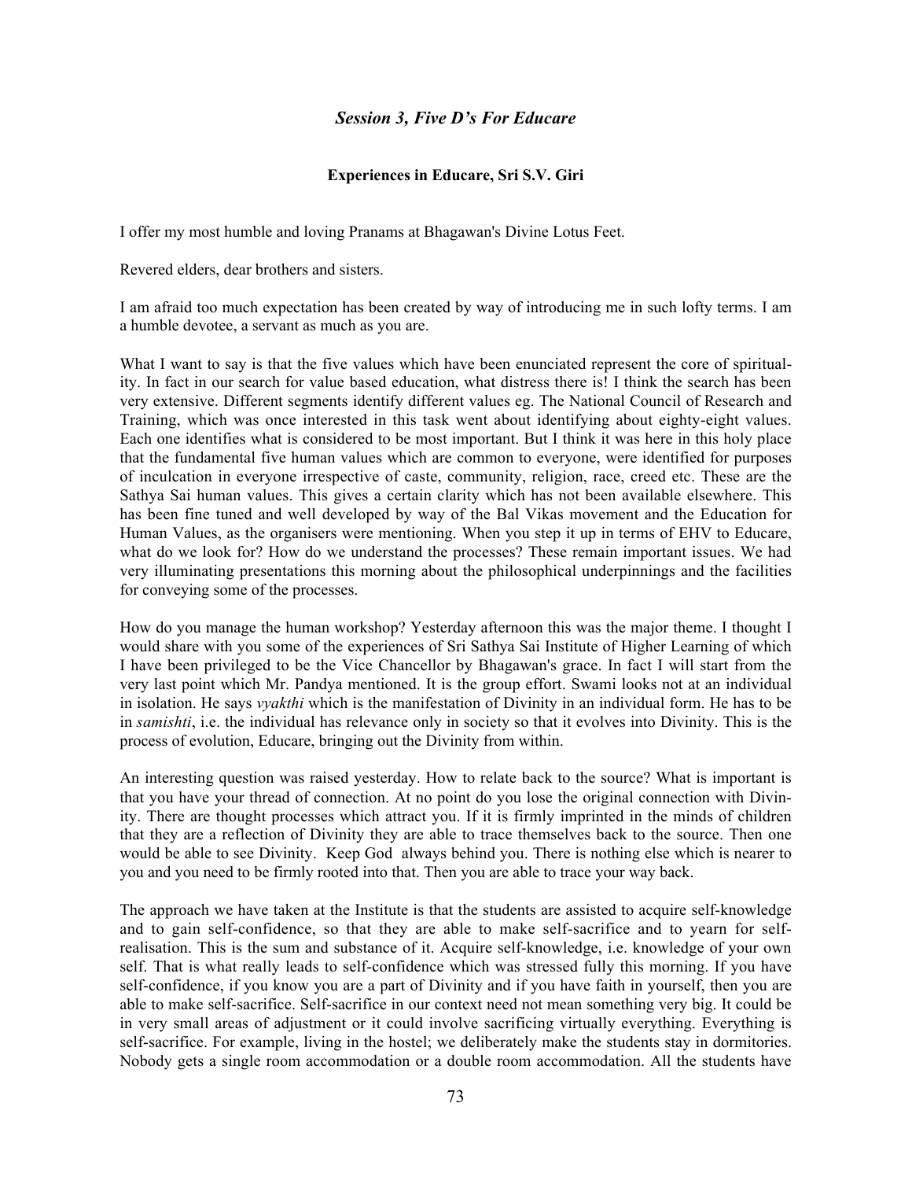## *Session 3, Five D's For Educare*

### Experiences in Educare, Sri S.V. Giri

I offer my most humble and loving Pranams at Bhagawan's Divine Lotus Feet.

Revered elders, dear brothers and sisters.

I am afraid too much expectation has been created by way of introducing me in such lofty terms. I am a humble devotee, a servant as much as you are.

What I want to say is that the five values which have been enunciated represent the core of spirituality. In fact in our search for value based education, what distress there is! I think the search has been very extensive. Different segments identify different values eg. The National Council of Research and Training, which was once interested in this task went about identifying about eighty-eight values. Each one identifies what is considered to be most important. But I think it was here in this holy place that the fundamental five human values which are common to everyone, were identified for purposes of inculcation in everyone irrespective of caste, community, religion, race, creed etc. These are the Sathya Sai human values. This gives a certain clarity which has not been available elsewhere. This has been fine tuned and well developed by way of the Bal Vikas movement and the Education for Human Values, as the organisers were mentioning. When you step it up in terms of EHV to Educare, what do we look for? How do we understand the processes? These remain important issues. We had very illuminating presentations this morning about the philosophical underpinnings and the facilities for conveying some of the processes.

How do you manage the human workshop? Yesterday afternoon this was the major theme. I thought I would share with you some of the experiences of Sri Sathya Sai Institute of Higher Learning of which I have been privileged to be the Vice Chancellor by Bhagawan's grace. In fact I will start from the very last point which Mr. Pandya mentioned. It is the group effort. Swami looks not at an individual in isolation. He says *vyakthi* which is the manifestation of Divinity in an individual form. He has to be in *samishti*, i.e. the individual has relevance only in society so that it evolves into Divinity. This is the process of evolution, Educare, bringing out the Divinity from within.

An interesting question was raised yesterday. How to relate back to the source? What is important is that you have your thread of connection. At no point do you lose the original connection with Divinity. There are thought processes which attract you. If it is firmly imprinted in the minds of children that they are a reflection of Divinity they are able to trace themselves back to the source. Then one would be able to see Divinity. Keep God always behind you. There is nothing else which is nearer to you and you need to be firmly rooted into that. Then you are able to trace your way back.

The approach we have taken at the Institute is that the students are assisted to acquire self-knowledge and to gain self-confidence, so that they are able to make self-sacrifice and to yearn for self-realisation. This is the sum and substance of it. Acquire self-knowledge, i.e. knowledge of your own self. That is what really leads to self-confidence which was stressed fully this morning. If you have self-confidence, if you know you are a part of Divinity and if you have faith in yourself, then you are able to make self-sacrifice. Self-sacrifice in our context need not mean something very big. It could be in very small areas of adjustment or it could involve sacrificing virtually everything. Everything is self-sacrifice. For example, living in the hostel; we deliberately make the students stay in dormitories. Nobody gets a single room accommodation or a double room accommodation. All the students have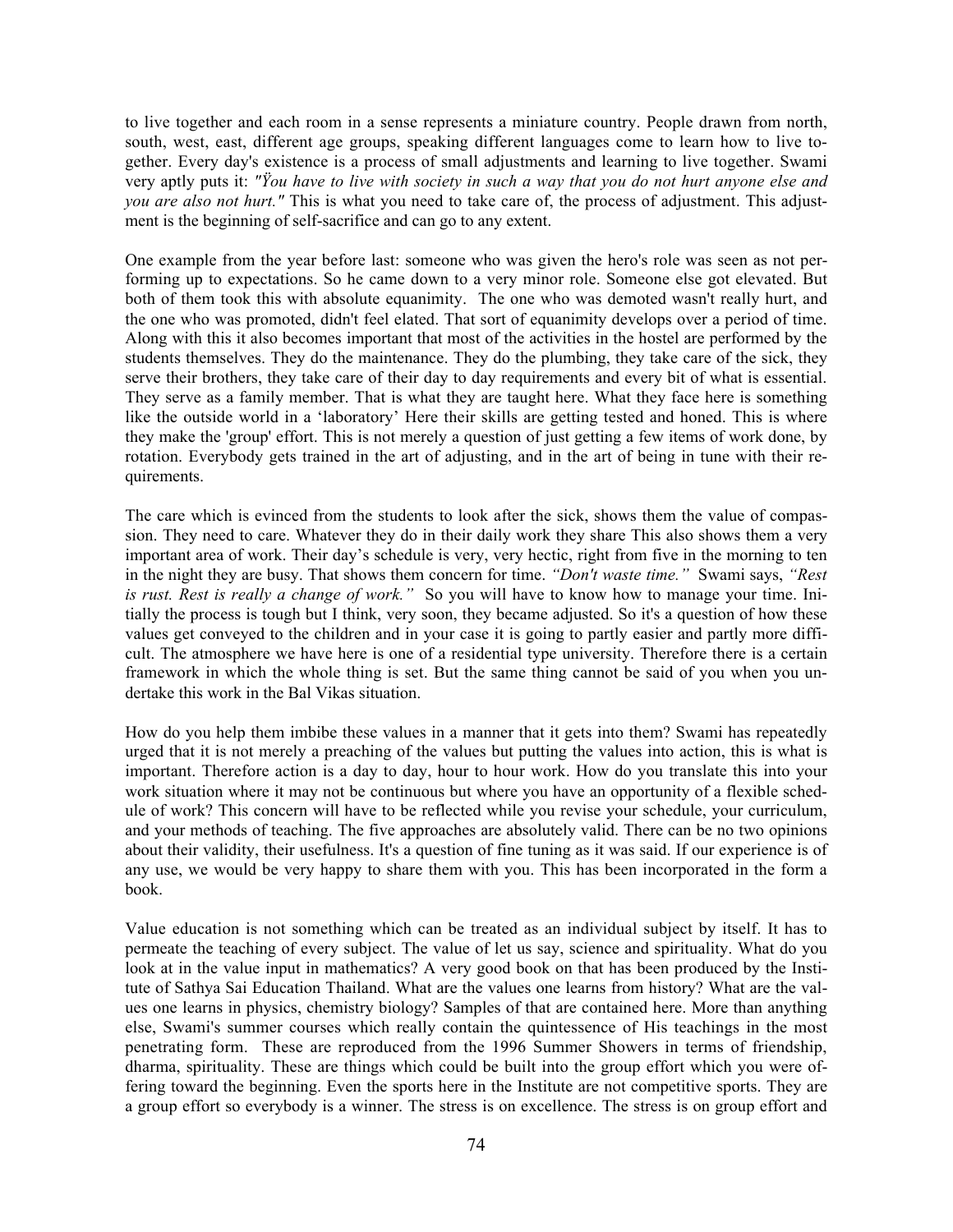to live together and each room in a sense represents a miniature country. People drawn from north, south, west, east, different age groups, speaking different languages come to learn how to live together. Every day's existence is a process of small adjustments and learning to live together. Swami very aptly puts it: *"Ÿou have to live with society in such a way that you do not hurt anyone else and you are also not hurt."* This is what you need to take care of, the process of adjustment. This adjustment is the beginning of self-sacrifice and can go to any extent.

One example from the year before last: someone who was given the hero's role was seen as not performing up to expectations. So he came down to a very minor role. Someone else got elevated. But both of them took this with absolute equanimity. The one who was demoted wasn't really hurt, and the one who was promoted, didn't feel elated. That sort of equanimity develops over a period of time. Along with this it also becomes important that most of the activities in the hostel are performed by the students themselves. They do the maintenance. They do the plumbing, they take care of the sick, they serve their brothers, they take care of their day to day requirements and every bit of what is essential. They serve as a family member. That is what they are taught here. What they face here is something like the outside world in a 'laboratory' Here their skills are getting tested and honed. This is where they make the 'group' effort. This is not merely a question of just getting a few items of work done, by rotation. Everybody gets trained in the art of adjusting, and in the art of being in tune with their requirements.

The care which is evinced from the students to look after the sick, shows them the value of compassion. They need to care. Whatever they do in their daily work they share This also shows them a very important area of work. Their day's schedule is very, very hectic, right from five in the morning to ten in the night they are busy. That shows them concern for time. *"Don't waste time."* Swami says, *"Rest is rust. Rest is really a change of work."* So you will have to know how to manage your time. Initially the process is tough but I think, very soon, they became adjusted. So it's a question of how these values get conveyed to the children and in your case it is going to partly easier and partly more difficult. The atmosphere we have here is one of a residential type university. Therefore there is a certain framework in which the whole thing is set. But the same thing cannot be said of you when you undertake this work in the Bal Vikas situation.

How do you help them imbibe these values in a manner that it gets into them? Swami has repeatedly urged that it is not merely a preaching of the values but putting the values into action, this is what is important. Therefore action is a day to day, hour to hour work. How do you translate this into your work situation where it may not be continuous but where you have an opportunity of a flexible schedule of work? This concern will have to be reflected while you revise your schedule, your curriculum, and your methods of teaching. The five approaches are absolutely valid. There can be no two opinions about their validity, their usefulness. It's a question of fine tuning as it was said. If our experience is of any use, we would be very happy to share them with you. This has been incorporated in the form a book.

Value education is not something which can be treated as an individual subject by itself. It has to permeate the teaching of every subject. The value of let us say, science and spirituality. What do you look at in the value input in mathematics? A very good book on that has been produced by the Institute of Sathya Sai Education Thailand. What are the values one learns from history? What are the values one learns in physics, chemistry biology? Samples of that are contained here. More than anything else, Swami's summer courses which really contain the quintessence of His teachings in the most penetrating form. These are reproduced from the 1996 Summer Showers in terms of friendship, dharma, spirituality. These are things which could be built into the group effort which you were offering toward the beginning. Even the sports here in the Institute are not competitive sports. They are a group effort so everybody is a winner. The stress is on excellence. The stress is on group effort and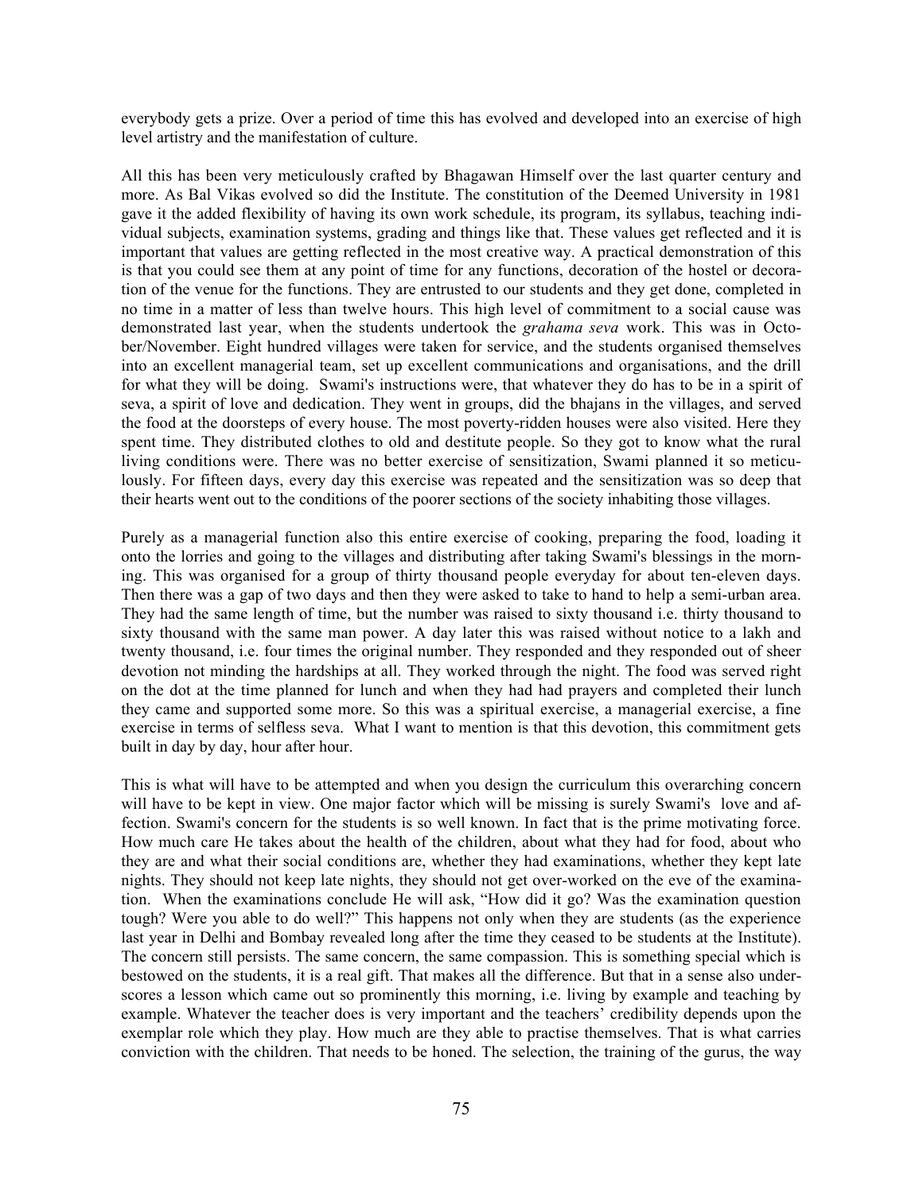everybody gets a prize. Over a period of time this has evolved and developed into an exercise of high level artistry and the manifestation of culture.

All this has been very meticulously crafted by Bhagawan Himself over the last quarter century and more. As Bal Vikas evolved so did the Institute. The constitution of the Deemed University in 1981 gave it the added flexibility of having its own work schedule, its program, its syllabus, teaching individual subjects, examination systems, grading and things like that. These values get reflected and it is important that values are getting reflected in the most creative way. A practical demonstration of this is that you could see them at any point of time for any functions, decoration of the hostel or decoration of the venue for the functions. They are entrusted to our students and they get done, completed in no time in a matter of less than twelve hours. This high level of commitment to a social cause was demonstrated last year, when the students undertook the *grahama seva* work. This was in October/November. Eight hundred villages were taken for service, and the students organised themselves into an excellent managerial team, set up excellent communications and organisations, and the drill for what they will be doing. Swami's instructions were, that whatever they do has to be in a spirit of seva, a spirit of love and dedication. They went in groups, did the bhajans in the villages, and served the food at the doorsteps of every house. The most poverty-ridden houses were also visited. Here they spent time. They distributed clothes to old and destitute people. So they got to know what the rural living conditions were. There was no better exercise of sensitization, Swami planned it so meticulously. For fifteen days, every day this exercise was repeated and the sensitization was so deep that their hearts went out to the conditions of the poorer sections of the society inhabiting those villages.

Purely as a managerial function also this entire exercise of cooking, preparing the food, loading it onto the lorries and going to the villages and distributing after taking Swami's blessings in the morning. This was organised for a group of thirty thousand people everyday for about ten-eleven days. Then there was a gap of two days and then they were asked to take to hand to help a semi-urban area. They had the same length of time, but the number was raised to sixty thousand i.e. thirty thousand to sixty thousand with the same man power. A day later this was raised without notice to a lakh and twenty thousand, i.e. four times the original number. They responded and they responded out of sheer devotion not minding the hardships at all. They worked through the night. The food was served right on the dot at the time planned for lunch and when they had had prayers and completed their lunch they came and supported some more. So this was a spiritual exercise, a managerial exercise, a fine exercise in terms of selfless seva. What I want to mention is that this devotion, this commitment gets built in day by day, hour after hour.

This is what will have to be attempted and when you design the curriculum this overarching concern will have to be kept in view. One major factor which will be missing is surely Swami's love and affection. Swami's concern for the students is so well known. In fact that is the prime motivating force. How much care He takes about the health of the children, about what they had for food, about who they are and what their social conditions are, whether they had examinations, whether they kept late nights. They should not keep late nights, they should not get over-worked on the eve of the examination. When the examinations conclude He will ask, "How did it go? Was the examination question tough? Were you able to do well?" This happens not only when they are students (as the experience last year in Delhi and Bombay revealed long after the time they ceased to be students at the Institute). The concern still persists. The same concern, the same compassion. This is something special which is bestowed on the students, it is a real gift. That makes all the difference. But that in a sense also underscores a lesson which came out so prominently this morning, i.e. living by example and teaching by example. Whatever the teacher does is very important and the teachers' credibility depends upon the exemplar role which they play. How much are they able to practise themselves. That is what carries conviction with the children. That needs to be honed. The selection, the training of the gurus, the way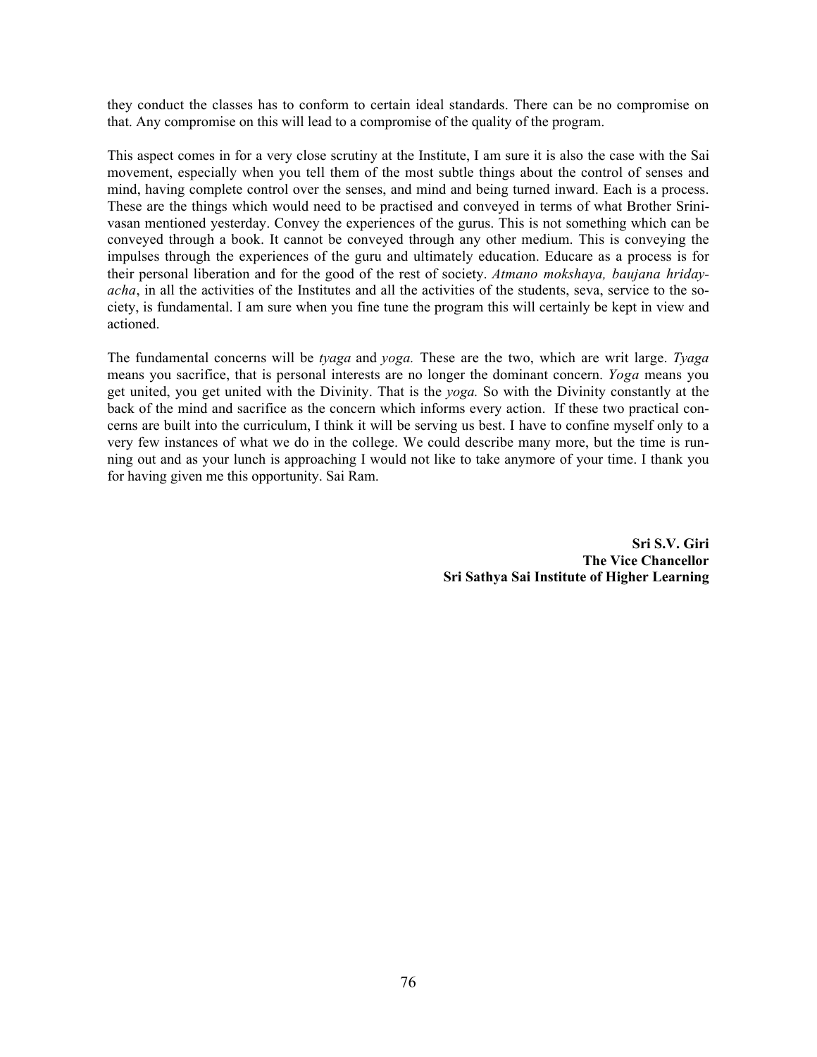they conduct the classes has to conform to certain ideal standards. There can be no compromise on that. Any compromise on this will lead to a compromise of the quality of the program.

This aspect comes in for a very close scrutiny at the Institute, I am sure it is also the case with the Sai movement, especially when you tell them of the most subtle things about the control of senses and mind, having complete control over the senses, and mind and being turned inward. Each is a process. These are the things which would need to be practised and conveyed in terms of what Brother Srinivasan mentioned yesterday. Convey the experiences of the gurus. This is not something which can be conveyed through a book. It cannot be conveyed through any other medium. This is conveying the impulses through the experiences of the guru and ultimately education. Educare as a process is for their personal liberation and for the good of the rest of society. *Atmano mokshaya, baujana hridayacha*, in all the activities of the Institutes and all the activities of the students, seva, service to the society, is fundamental. I am sure when you fine tune the program this will certainly be kept in view and actioned.

The fundamental concerns will be *tyaga* and *yoga.* These are the two, which are writ large. *Tyaga* means you sacrifice, that is personal interests are no longer the dominant concern. *Yoga* means you get united, you get united with the Divinity. That is the *yoga.* So with the Divinity constantly at the back of the mind and sacrifice as the concern which informs every action. If these two practical concerns are built into the curriculum, I think it will be serving us best. I have to confine myself only to a very few instances of what we do in the college. We could describe many more, but the time is running out and as your lunch is approaching I would not like to take anymore of your time. I thank you for having given me this opportunity. Sai Ram.

**Sri S.V. Giri**
**The Vice Chancellor**
**Sri Sathya Sai Institute of Higher Learning**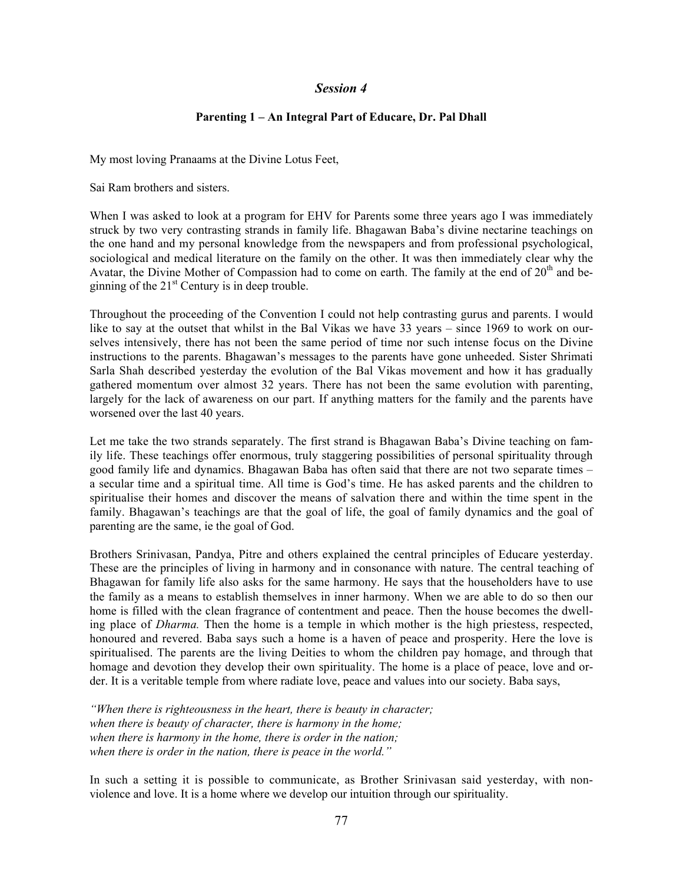## *Session 4*

### Parenting 1 – An Integral Part of Educare, Dr. Pal Dhall

My most loving Pranaams at the Divine Lotus Feet,

Sai Ram brothers and sisters.

When I was asked to look at a program for EHV for Parents some three years ago I was immediately struck by two very contrasting strands in family life. Bhagawan Baba's divine nectarine teachings on the one hand and my personal knowledge from the newspapers and from professional psychological, sociological and medical literature on the family on the other. It was then immediately clear why the Avatar, the Divine Mother of Compassion had to come on earth. The family at the end of 20th and beginning of the 21st Century is in deep trouble.

Throughout the proceeding of the Convention I could not help contrasting gurus and parents. I would like to say at the outset that whilst in the Bal Vikas we have 33 years – since 1969 to work on ourselves intensively, there has not been the same period of time nor such intense focus on the Divine instructions to the parents. Bhagawan's messages to the parents have gone unheeded. Sister Shrimati Sarla Shah described yesterday the evolution of the Bal Vikas movement and how it has gradually gathered momentum over almost 32 years. There has not been the same evolution with parenting, largely for the lack of awareness on our part. If anything matters for the family and the parents have worsened over the last 40 years.

Let me take the two strands separately. The first strand is Bhagawan Baba's Divine teaching on family life. These teachings offer enormous, truly staggering possibilities of personal spirituality through good family life and dynamics. Bhagawan Baba has often said that there are not two separate times – a secular time and a spiritual time. All time is God's time. He has asked parents and the children to spiritualise their homes and discover the means of salvation there and within the time spent in the family. Bhagawan's teachings are that the goal of life, the goal of family dynamics and the goal of parenting are the same, ie the goal of God.

Brothers Srinivasan, Pandya, Pitre and others explained the central principles of Educare yesterday. These are the principles of living in harmony and in consonance with nature. The central teaching of Bhagawan for family life also asks for the same harmony. He says that the householders have to use the family as a means to establish themselves in inner harmony. When we are able to do so then our home is filled with the clean fragrance of contentment and peace. Then the house becomes the dwelling place of *Dharma.* Then the home is a temple in which mother is the high priestess, respected, honoured and revered. Baba says such a home is a haven of peace and prosperity. Here the love is spiritualised. The parents are the living Deities to whom the children pay homage, and through that homage and devotion they develop their own spirituality. The home is a place of peace, love and order. It is a veritable temple from where radiate love, peace and values into our society. Baba says,

*"When there is righteousness in the heart, there is beauty in character;*
*when there is beauty of character, there is harmony in the home;*
*when there is harmony in the home, there is order in the nation;*
*when there is order in the nation, there is peace in the world."*

In such a setting it is possible to communicate, as Brother Srinivasan said yesterday, with non-violence and love. It is a home where we develop our intuition through our spirituality.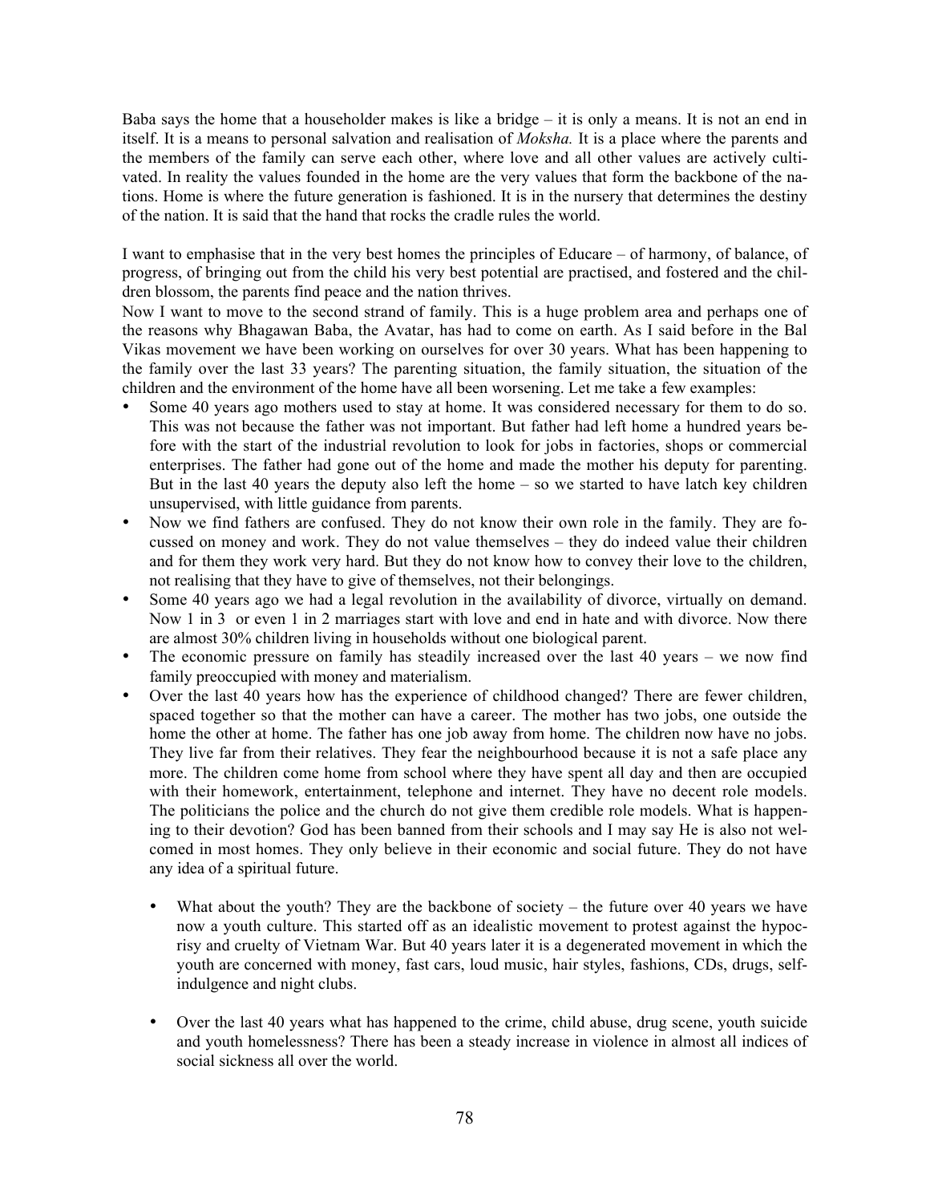Baba says the home that a householder makes is like a bridge – it is only a means. It is not an end in itself. It is a means to personal salvation and realisation of *Moksha.* It is a place where the parents and the members of the family can serve each other, where love and all other values are actively cultivated. In reality the values founded in the home are the very values that form the backbone of the nations. Home is where the future generation is fashioned. It is in the nursery that determines the destiny of the nation. It is said that the hand that rocks the cradle rules the world.

I want to emphasise that in the very best homes the principles of Educare – of harmony, of balance, of progress, of bringing out from the child his very best potential are practised, and fostered and the children blossom, the parents find peace and the nation thrives.

Now I want to move to the second strand of family. This is a huge problem area and perhaps one of the reasons why Bhagawan Baba, the Avatar, has had to come on earth. As I said before in the Bal Vikas movement we have been working on ourselves for over 30 years. What has been happening to the family over the last 33 years? The parenting situation, the family situation, the situation of the children and the environment of the home have all been worsening. Let me take a few examples:

- Some 40 years ago mothers used to stay at home. It was considered necessary for them to do so. This was not because the father was not important. But father had left home a hundred years before with the start of the industrial revolution to look for jobs in factories, shops or commercial enterprises. The father had gone out of the home and made the mother his deputy for parenting. But in the last 40 years the deputy also left the home – so we started to have latch key children unsupervised, with little guidance from parents.
- Now we find fathers are confused. They do not know their own role in the family. They are focussed on money and work. They do not value themselves – they do indeed value their children and for them they work very hard. But they do not know how to convey their love to the children, not realising that they have to give of themselves, not their belongings.
- Some 40 years ago we had a legal revolution in the availability of divorce, virtually on demand. Now 1 in 3 or even 1 in 2 marriages start with love and end in hate and with divorce. Now there are almost 30% children living in households without one biological parent.
- The economic pressure on family has steadily increased over the last 40 years – we now find family preoccupied with money and materialism.
- Over the last 40 years how has the experience of childhood changed? There are fewer children, spaced together so that the mother can have a career. The mother has two jobs, one outside the home the other at home. The father has one job away from home. The children now have no jobs. They live far from their relatives. They fear the neighbourhood because it is not a safe place any more. The children come home from school where they have spent all day and then are occupied with their homework, entertainment, telephone and internet. They have no decent role models. The politicians the police and the church do not give them credible role models. What is happening to their devotion? God has been banned from their schools and I may say He is also not welcomed in most homes. They only believe in their economic and social future. They do not have any idea of a spiritual future.

  - What about the youth? They are the backbone of society – the future over 40 years we have now a youth culture. This started off as an idealistic movement to protest against the hypocrisy and cruelty of Vietnam War. But 40 years later it is a degenerated movement in which the youth are concerned with money, fast cars, loud music, hair styles, fashions, CDs, drugs, self-indulgence and night clubs.

  - Over the last 40 years what has happened to the crime, child abuse, drug scene, youth suicide and youth homelessness? There has been a steady increase in violence in almost all indices of social sickness all over the world.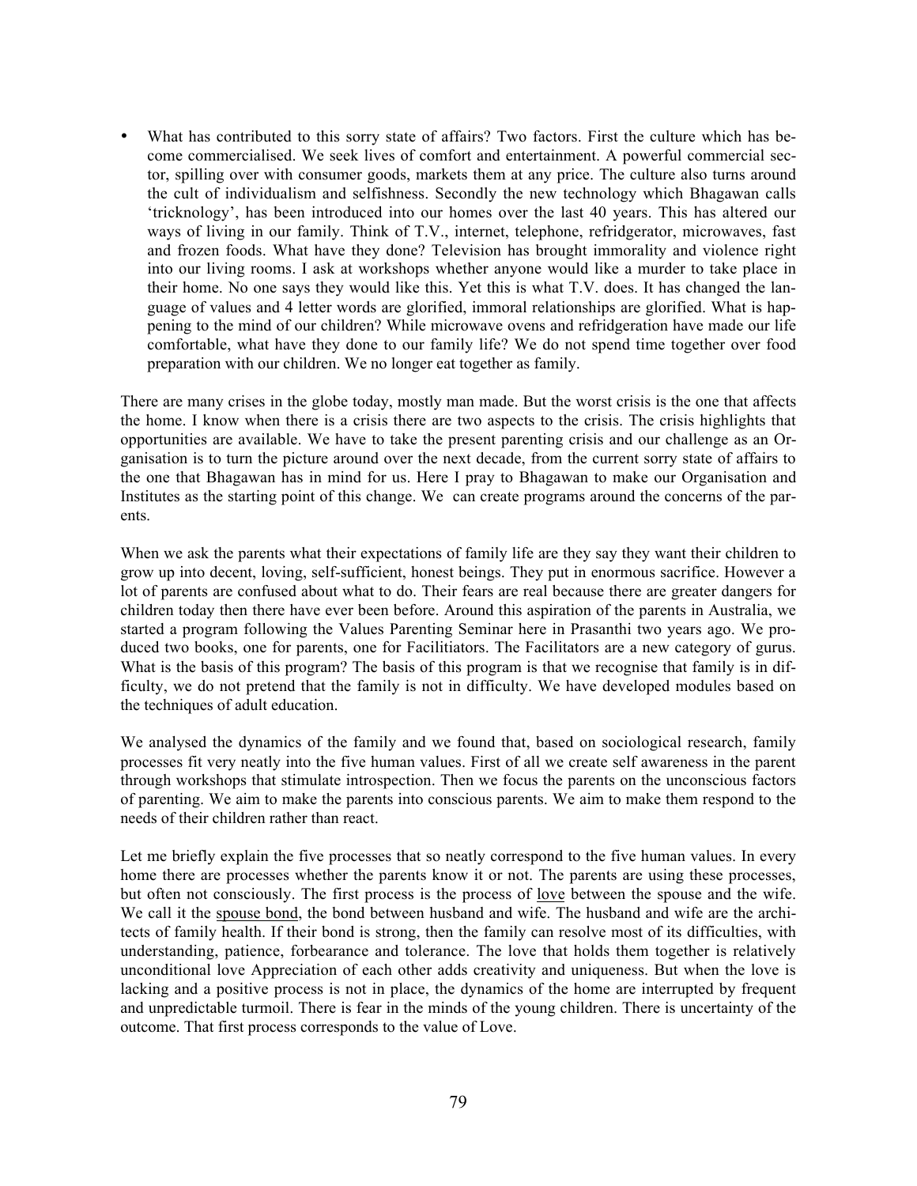- What has contributed to this sorry state of affairs? Two factors. First the culture which has become commercialised. We seek lives of comfort and entertainment. A powerful commercial sector, spilling over with consumer goods, markets them at any price. The culture also turns around the cult of individualism and selfishness. Secondly the new technology which Bhagawan calls 'tricknology', has been introduced into our homes over the last 40 years. This has altered our ways of living in our family. Think of T.V., internet, telephone, refridgerator, microwaves, fast and frozen foods. What have they done? Television has brought immorality and violence right into our living rooms. I ask at workshops whether anyone would like a murder to take place in their home. No one says they would like this. Yet this is what T.V. does. It has changed the language of values and 4 letter words are glorified, immoral relationships are glorified. What is happening to the mind of our children? While microwave ovens and refridgeration have made our life comfortable, what have they done to our family life? We do not spend time together over food preparation with our children. We no longer eat together as family.

There are many crises in the globe today, mostly man made. But the worst crisis is the one that affects the home. I know when there is a crisis there are two aspects to the crisis. The crisis highlights that opportunities are available. We have to take the present parenting crisis and our challenge as an Organisation is to turn the picture around over the next decade, from the current sorry state of affairs to the one that Bhagawan has in mind for us. Here I pray to Bhagawan to make our Organisation and Institutes as the starting point of this change. We can create programs around the concerns of the parents.

When we ask the parents what their expectations of family life are they say they want their children to grow up into decent, loving, self-sufficient, honest beings. They put in enormous sacrifice. However a lot of parents are confused about what to do. Their fears are real because there are greater dangers for children today then there have ever been before. Around this aspiration of the parents in Australia, we started a program following the Values Parenting Seminar here in Prasanthi two years ago. We produced two books, one for parents, one for Facilitiators. The Facilitators are a new category of gurus. What is the basis of this program? The basis of this program is that we recognise that family is in difficulty, we do not pretend that the family is not in difficulty. We have developed modules based on the techniques of adult education.

We analysed the dynamics of the family and we found that, based on sociological research, family processes fit very neatly into the five human values. First of all we create self awareness in the parent through workshops that stimulate introspection. Then we focus the parents on the unconscious factors of parenting. We aim to make the parents into conscious parents. We aim to make them respond to the needs of their children rather than react.

Let me briefly explain the five processes that so neatly correspond to the five human values. In every home there are processes whether the parents know it or not. The parents are using these processes, but often not consciously. The first process is the process of <u>love</u> between the spouse and the wife. We call it the <u>spouse bond</u>, the bond between husband and wife. The husband and wife are the architects of family health. If their bond is strong, then the family can resolve most of its difficulties, with understanding, patience, forbearance and tolerance. The love that holds them together is relatively unconditional love Appreciation of each other adds creativity and uniqueness. But when the love is lacking and a positive process is not in place, the dynamics of the home are interrupted by frequent and unpredictable turmoil. There is fear in the minds of the young children. There is uncertainty of the outcome. That first process corresponds to the value of Love.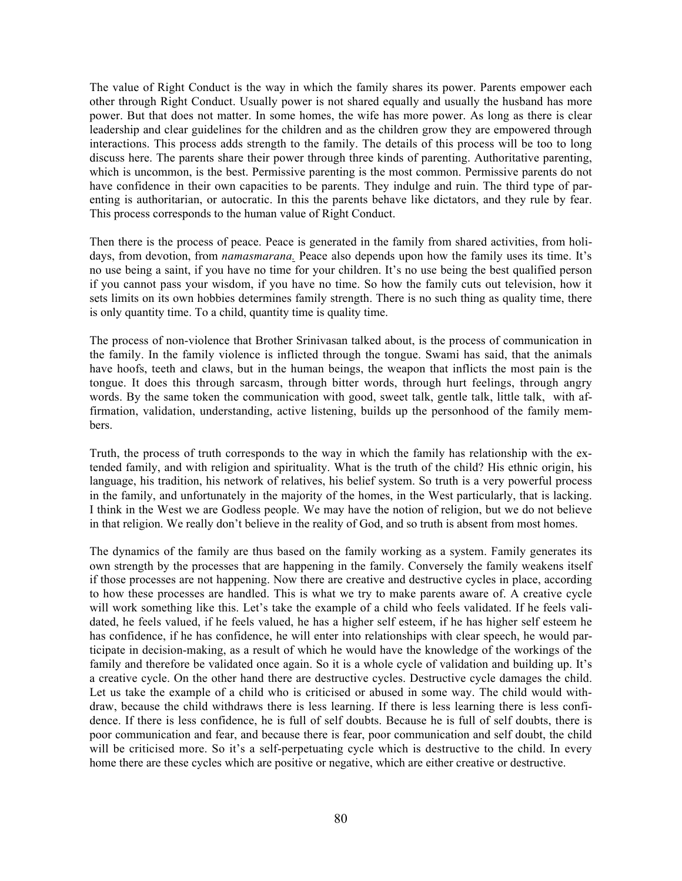The value of Right Conduct is the way in which the family shares its power. Parents empower each other through Right Conduct. Usually power is not shared equally and usually the husband has more power. But that does not matter. In some homes, the wife has more power. As long as there is clear leadership and clear guidelines for the children and as the children grow they are empowered through interactions. This process adds strength to the family. The details of this process will be too to long discuss here. The parents share their power through three kinds of parenting. Authoritative parenting, which is uncommon, is the best. Permissive parenting is the most common. Permissive parents do not have confidence in their own capacities to be parents. They indulge and ruin. The third type of parenting is authoritarian, or autocratic. In this the parents behave like dictators, and they rule by fear. This process corresponds to the human value of Right Conduct.

Then there is the process of peace. Peace is generated in the family from shared activities, from holidays, from devotion, from *namasmarana*. Peace also depends upon how the family uses its time. It's no use being a saint, if you have no time for your children. It's no use being the best qualified person if you cannot pass your wisdom, if you have no time. So how the family cuts out television, how it sets limits on its own hobbies determines family strength. There is no such thing as quality time, there is only quantity time. To a child, quantity time is quality time.

The process of non-violence that Brother Srinivasan talked about, is the process of communication in the family. In the family violence is inflicted through the tongue. Swami has said, that the animals have hoofs, teeth and claws, but in the human beings, the weapon that inflicts the most pain is the tongue. It does this through sarcasm, through bitter words, through hurt feelings, through angry words. By the same token the communication with good, sweet talk, gentle talk, little talk, with affirmation, validation, understanding, active listening, builds up the personhood of the family members.

Truth, the process of truth corresponds to the way in which the family has relationship with the extended family, and with religion and spirituality. What is the truth of the child? His ethnic origin, his language, his tradition, his network of relatives, his belief system. So truth is a very powerful process in the family, and unfortunately in the majority of the homes, in the West particularly, that is lacking. I think in the West we are Godless people. We may have the notion of religion, but we do not believe in that religion. We really don't believe in the reality of God, and so truth is absent from most homes.

The dynamics of the family are thus based on the family working as a system. Family generates its own strength by the processes that are happening in the family. Conversely the family weakens itself if those processes are not happening. Now there are creative and destructive cycles in place, according to how these processes are handled. This is what we try to make parents aware of. A creative cycle will work something like this. Let's take the example of a child who feels validated. If he feels validated, he feels valued, if he feels valued, he has a higher self esteem, if he has higher self esteem he has confidence, if he has confidence, he will enter into relationships with clear speech, he would participate in decision-making, as a result of which he would have the knowledge of the workings of the family and therefore be validated once again. So it is a whole cycle of validation and building up. It's a creative cycle. On the other hand there are destructive cycles. Destructive cycle damages the child. Let us take the example of a child who is criticised or abused in some way. The child would withdraw, because the child withdraws there is less learning. If there is less learning there is less confidence. If there is less confidence, he is full of self doubts. Because he is full of self doubts, there is poor communication and fear, and because there is fear, poor communication and self doubt, the child will be criticised more. So it's a self-perpetuating cycle which is destructive to the child. In every home there are these cycles which are positive or negative, which are either creative or destructive.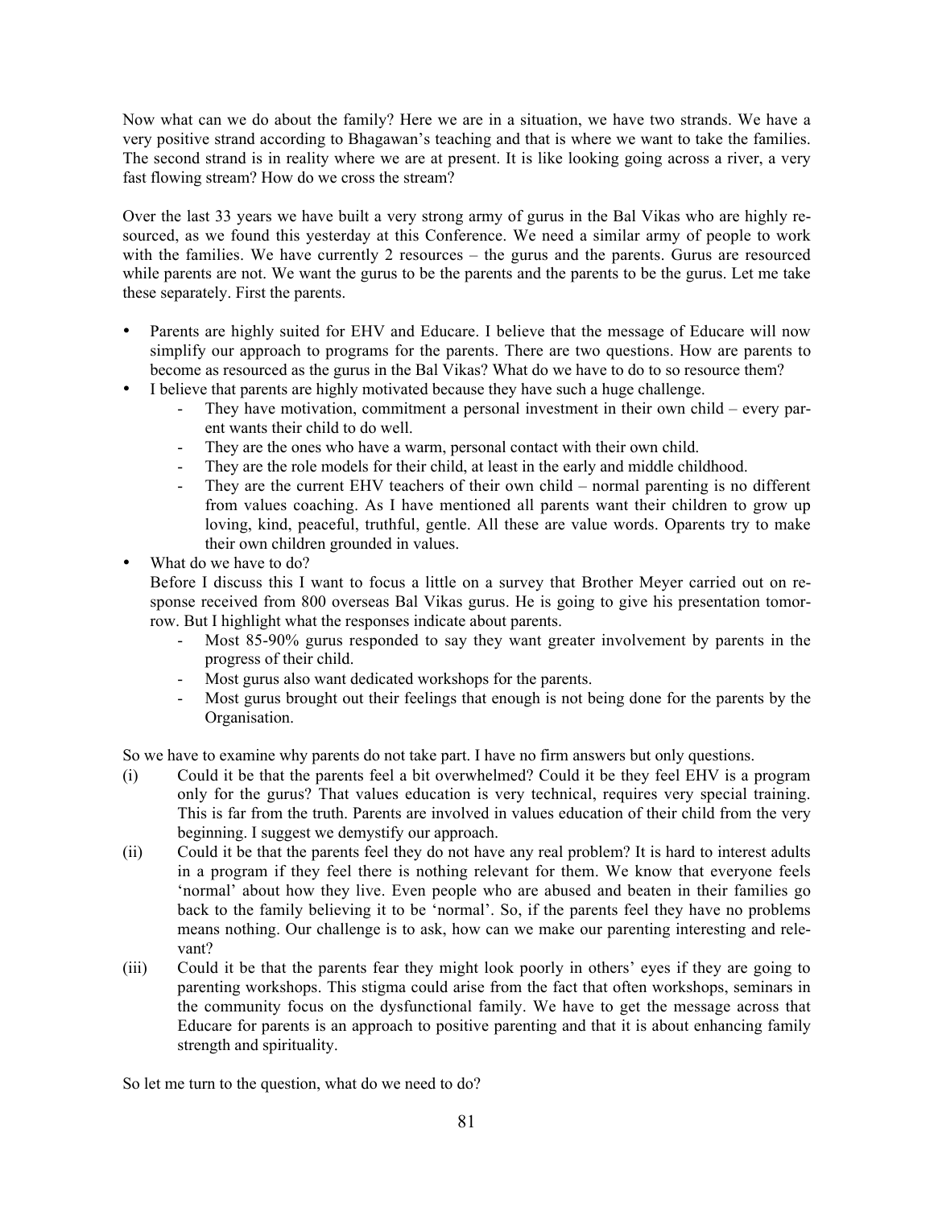Now what can we do about the family? Here we are in a situation, we have two strands. We have a very positive strand according to Bhagawan's teaching and that is where we want to take the families. The second strand is in reality where we are at present. It is like looking going across a river, a very fast flowing stream? How do we cross the stream?

Over the last 33 years we have built a very strong army of gurus in the Bal Vikas who are highly resourced, as we found this yesterday at this Conference. We need a similar army of people to work with the families. We have currently 2 resources – the gurus and the parents. Gurus are resourced while parents are not. We want the gurus to be the parents and the parents to be the gurus. Let me take these separately. First the parents.

- Parents are highly suited for EHV and Educare. I believe that the message of Educare will now simplify our approach to programs for the parents. There are two questions. How are parents to become as resourced as the gurus in the Bal Vikas? What do we have to do to so resource them?
- I believe that parents are highly motivated because they have such a huge challenge.
  - They have motivation, commitment a personal investment in their own child – every parent wants their child to do well.
  - They are the ones who have a warm, personal contact with their own child.
  - They are the role models for their child, at least in the early and middle childhood.
  - They are the current EHV teachers of their own child – normal parenting is no different from values coaching. As I have mentioned all parents want their children to grow up loving, kind, peaceful, truthful, gentle. All these are value words. Oparents try to make their own children grounded in values.
- What do we have to do?

  Before I discuss this I want to focus a little on a survey that Brother Meyer carried out on response received from 800 overseas Bal Vikas gurus. He is going to give his presentation tomorrow. But I highlight what the responses indicate about parents.
  - Most 85-90% gurus responded to say they want greater involvement by parents in the progress of their child.
  - Most gurus also want dedicated workshops for the parents.
  - Most gurus brought out their feelings that enough is not being done for the parents by the Organisation.

So we have to examine why parents do not take part. I have no firm answers but only questions.

(i) Could it be that the parents feel a bit overwhelmed? Could it be they feel EHV is a program only for the gurus? That values education is very technical, requires very special training. This is far from the truth. Parents are involved in values education of their child from the very beginning. I suggest we demystify our approach.

(ii) Could it be that the parents feel they do not have any real problem? It is hard to interest adults in a program if they feel there is nothing relevant for them. We know that everyone feels 'normal' about how they live. Even people who are abused and beaten in their families go back to the family believing it to be 'normal'. So, if the parents feel they have no problems means nothing. Our challenge is to ask, how can we make our parenting interesting and relevant?

(iii) Could it be that the parents fear they might look poorly in others' eyes if they are going to parenting workshops. This stigma could arise from the fact that often workshops, seminars in the community focus on the dysfunctional family. We have to get the message across that Educare for parents is an approach to positive parenting and that it is about enhancing family strength and spirituality.

So let me turn to the question, what do we need to do?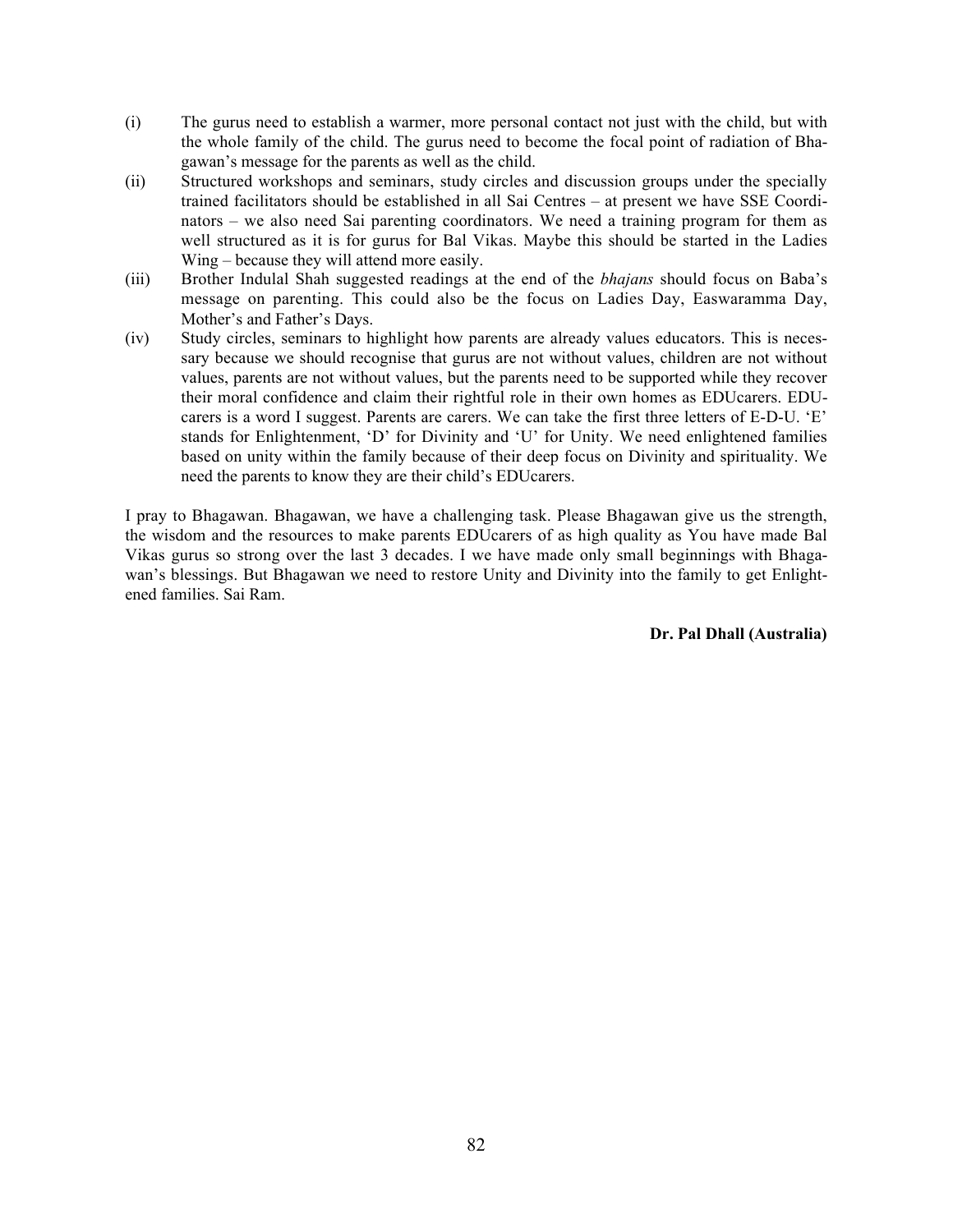(i) The gurus need to establish a warmer, more personal contact not just with the child, but with the whole family of the child. The gurus need to become the focal point of radiation of Bhagawan's message for the parents as well as the child.

(ii) Structured workshops and seminars, study circles and discussion groups under the specially trained facilitators should be established in all Sai Centres – at present we have SSE Coordinators – we also need Sai parenting coordinators. We need a training program for them as well structured as it is for gurus for Bal Vikas. Maybe this should be started in the Ladies Wing – because they will attend more easily.

(iii) Brother Indulal Shah suggested readings at the end of the *bhajans* should focus on Baba's message on parenting. This could also be the focus on Ladies Day, Easwaramma Day, Mother's and Father's Days.

(iv) Study circles, seminars to highlight how parents are already values educators. This is necessary because we should recognise that gurus are not without values, children are not without values, parents are not without values, but the parents need to be supported while they recover their moral confidence and claim their rightful role in their own homes as EDUcarers. EDUcarers is a word I suggest. Parents are carers. We can take the first three letters of E-D-U. 'E' stands for Enlightenment, 'D' for Divinity and 'U' for Unity. We need enlightened families based on unity within the family because of their deep focus on Divinity and spirituality. We need the parents to know they are their child's EDUcarers.

I pray to Bhagawan. Bhagawan, we have a challenging task. Please Bhagawan give us the strength, the wisdom and the resources to make parents EDUcarers of as high quality as You have made Bal Vikas gurus so strong over the last 3 decades. I we have made only small beginnings with Bhagawan's blessings. But Bhagawan we need to restore Unity and Divinity into the family to get Enlightened families. Sai Ram.

**Dr. Pal Dhall (Australia)**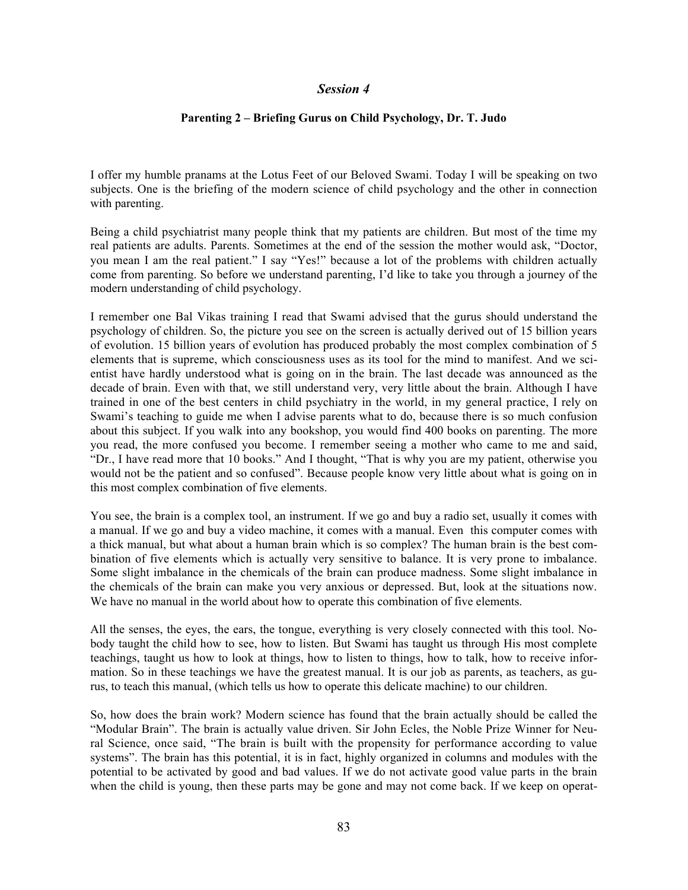## *Session 4*

### Parenting 2 – Briefing Gurus on Child Psychology, Dr. T. Judo

I offer my humble pranams at the Lotus Feet of our Beloved Swami. Today I will be speaking on two subjects. One is the briefing of the modern science of child psychology and the other in connection with parenting.

Being a child psychiatrist many people think that my patients are children. But most of the time my real patients are adults. Parents. Sometimes at the end of the session the mother would ask, "Doctor, you mean I am the real patient." I say "Yes!" because a lot of the problems with children actually come from parenting. So before we understand parenting, I'd like to take you through a journey of the modern understanding of child psychology.

I remember one Bal Vikas training I read that Swami advised that the gurus should understand the psychology of children. So, the picture you see on the screen is actually derived out of 15 billion years of evolution. 15 billion years of evolution has produced probably the most complex combination of 5 elements that is supreme, which consciousness uses as its tool for the mind to manifest. And we scientist have hardly understood what is going on in the brain. The last decade was announced as the decade of brain. Even with that, we still understand very, very little about the brain. Although I have trained in one of the best centers in child psychiatry in the world, in my general practice, I rely on Swami's teaching to guide me when I advise parents what to do, because there is so much confusion about this subject. If you walk into any bookshop, you would find 400 books on parenting. The more you read, the more confused you become. I remember seeing a mother who came to me and said, "Dr., I have read more that 10 books." And I thought, "That is why you are my patient, otherwise you would not be the patient and so confused". Because people know very little about what is going on in this most complex combination of five elements.

You see, the brain is a complex tool, an instrument. If we go and buy a radio set, usually it comes with a manual. If we go and buy a video machine, it comes with a manual. Even this computer comes with a thick manual, but what about a human brain which is so complex? The human brain is the best combination of five elements which is actually very sensitive to balance. It is very prone to imbalance. Some slight imbalance in the chemicals of the brain can produce madness. Some slight imbalance in the chemicals of the brain can make you very anxious or depressed. But, look at the situations now. We have no manual in the world about how to operate this combination of five elements.

All the senses, the eyes, the ears, the tongue, everything is very closely connected with this tool. Nobody taught the child how to see, how to listen. But Swami has taught us through His most complete teachings, taught us how to look at things, how to listen to things, how to talk, how to receive information. So in these teachings we have the greatest manual. It is our job as parents, as teachers, as gurus, to teach this manual, (which tells us how to operate this delicate machine) to our children.

So, how does the brain work? Modern science has found that the brain actually should be called the "Modular Brain". The brain is actually value driven. Sir John Ecles, the Noble Prize Winner for Neural Science, once said, "The brain is built with the propensity for performance according to value systems". The brain has this potential, it is in fact, highly organized in columns and modules with the potential to be activated by good and bad values. If we do not activate good value parts in the brain when the child is young, then these parts may be gone and may not come back. If we keep on operat-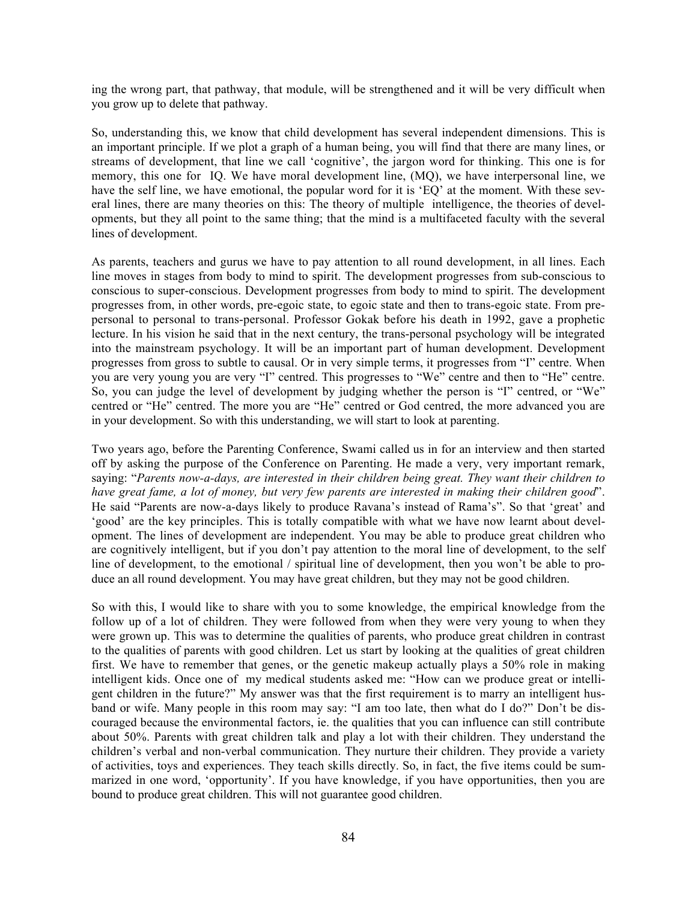ing the wrong part, that pathway, that module, will be strengthened and it will be very difficult when you grow up to delete that pathway.

So, understanding this, we know that child development has several independent dimensions. This is an important principle. If we plot a graph of a human being, you will find that there are many lines, or streams of development, that line we call 'cognitive', the jargon word for thinking. This one is for memory, this one for IQ. We have moral development line, (MQ), we have interpersonal line, we have the self line, we have emotional, the popular word for it is 'EQ' at the moment. With these several lines, there are many theories on this: The theory of multiple intelligence, the theories of developments, but they all point to the same thing; that the mind is a multifaceted faculty with the several lines of development.

As parents, teachers and gurus we have to pay attention to all round development, in all lines. Each line moves in stages from body to mind to spirit. The development progresses from sub-conscious to conscious to super-conscious. Development progresses from body to mind to spirit. The development progresses from, in other words, pre-egoic state, to egoic state and then to trans-egoic state. From pre-personal to personal to trans-personal. Professor Gokak before his death in 1992, gave a prophetic lecture. In his vision he said that in the next century, the trans-personal psychology will be integrated into the mainstream psychology. It will be an important part of human development. Development progresses from gross to subtle to causal. Or in very simple terms, it progresses from "I" centre. When you are very young you are very "I" centred. This progresses to "We" centre and then to "He" centre. So, you can judge the level of development by judging whether the person is "I" centred, or "We" centred or "He" centred. The more you are "He" centred or God centred, the more advanced you are in your development. So with this understanding, we will start to look at parenting.

Two years ago, before the Parenting Conference, Swami called us in for an interview and then started off by asking the purpose of the Conference on Parenting. He made a very, very important remark, saying: "*Parents now-a-days, are interested in their children being great. They want their children to have great fame, a lot of money, but very few parents are interested in making their children good*". He said "Parents are now-a-days likely to produce Ravana's instead of Rama's". So that 'great' and 'good' are the key principles. This is totally compatible with what we have now learnt about development. The lines of development are independent. You may be able to produce great children who are cognitively intelligent, but if you don't pay attention to the moral line of development, to the self line of development, to the emotional / spiritual line of development, then you won't be able to produce an all round development. You may have great children, but they may not be good children.

So with this, I would like to share with you to some knowledge, the empirical knowledge from the follow up of a lot of children. They were followed from when they were very young to when they were grown up. This was to determine the qualities of parents, who produce great children in contrast to the qualities of parents with good children. Let us start by looking at the qualities of great children first. We have to remember that genes, or the genetic makeup actually plays a 50% role in making intelligent kids. Once one of my medical students asked me: "How can we produce great or intelligent children in the future?" My answer was that the first requirement is to marry an intelligent husband or wife. Many people in this room may say: "I am too late, then what do I do?" Don't be discouraged because the environmental factors, ie. the qualities that you can influence can still contribute about 50%. Parents with great children talk and play a lot with their children. They understand the children's verbal and non-verbal communication. They nurture their children. They provide a variety of activities, toys and experiences. They teach skills directly. So, in fact, the five items could be summarized in one word, 'opportunity'. If you have knowledge, if you have opportunities, then you are bound to produce great children. This will not guarantee good children.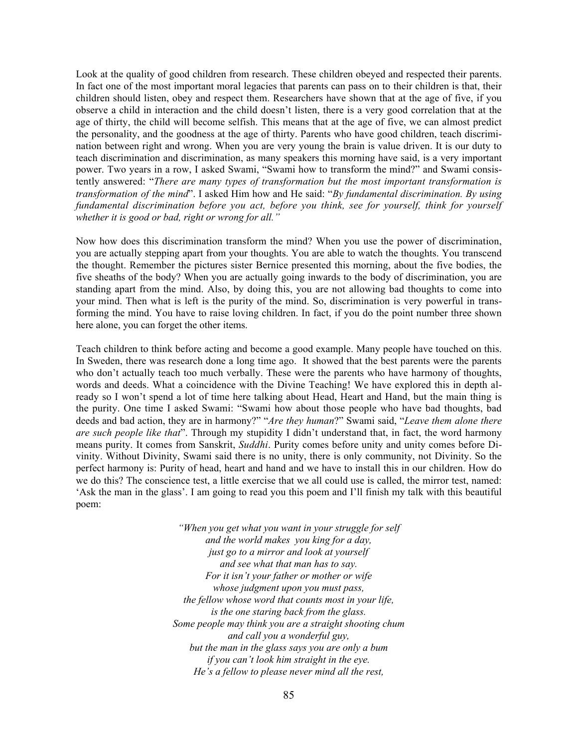Look at the quality of good children from research. These children obeyed and respected their parents. In fact one of the most important moral legacies that parents can pass on to their children is that, their children should listen, obey and respect them. Researchers have shown that at the age of five, if you observe a child in interaction and the child doesn't listen, there is a very good correlation that at the age of thirty, the child will become selfish. This means that at the age of five, we can almost predict the personality, and the goodness at the age of thirty. Parents who have good children, teach discrimination between right and wrong. When you are very young the brain is value driven. It is our duty to teach discrimination and discrimination, as many speakers this morning have said, is a very important power. Two years in a row, I asked Swami, "Swami how to transform the mind?" and Swami consistently answered: "*There are many types of transformation but the most important transformation is transformation of the mind*". I asked Him how and He said: "*By fundamental discrimination. By using fundamental discrimination before you act, before you think, see for yourself, think for yourself whether it is good or bad, right or wrong for all.*"

Now how does this discrimination transform the mind? When you use the power of discrimination, you are actually stepping apart from your thoughts. You are able to watch the thoughts. You transcend the thought. Remember the pictures sister Bernice presented this morning, about the five bodies, the five sheaths of the body? When you are actually going inwards to the body of discrimination, you are standing apart from the mind. Also, by doing this, you are not allowing bad thoughts to come into your mind. Then what is left is the purity of the mind. So, discrimination is very powerful in transforming the mind. You have to raise loving children. In fact, if you do the point number three shown here alone, you can forget the other items.

Teach children to think before acting and become a good example. Many people have touched on this. In Sweden, there was research done a long time ago. It showed that the best parents were the parents who don't actually teach too much verbally. These were the parents who have harmony of thoughts, words and deeds. What a coincidence with the Divine Teaching! We have explored this in depth already so I won't spend a lot of time here talking about Head, Heart and Hand, but the main thing is the purity. One time I asked Swami: "Swami how about those people who have bad thoughts, bad deeds and bad action, they are in harmony?" "*Are they human*?" Swami said, "*Leave them alone there are such people like that*". Through my stupidity I didn't understand that, in fact, the word harmony means purity. It comes from Sanskrit, *Suddhi*. Purity comes before unity and unity comes before Divinity. Without Divinity, Swami said there is no unity, there is only community, not Divinity. So the perfect harmony is: Purity of head, heart and hand and we have to install this in our children. How do we do this? The conscience test, a little exercise that we all could use is called, the mirror test, named: 'Ask the man in the glass'. I am going to read you this poem and I'll finish my talk with this beautiful poem:

*"When you get what you want in your struggle for self*
*and the world makes you king for a day,*
*just go to a mirror and look at yourself*
*and see what that man has to say.*
*For it isn't your father or mother or wife*
*whose judgment upon you must pass,*
*the fellow whose word that counts most in your life,*
*is the one staring back from the glass.*
*Some people may think you are a straight shooting chum*
*and call you a wonderful guy,*
*but the man in the glass says you are only a bum*
*if you can't look him straight in the eye.*
*He's a fellow to please never mind all the rest,*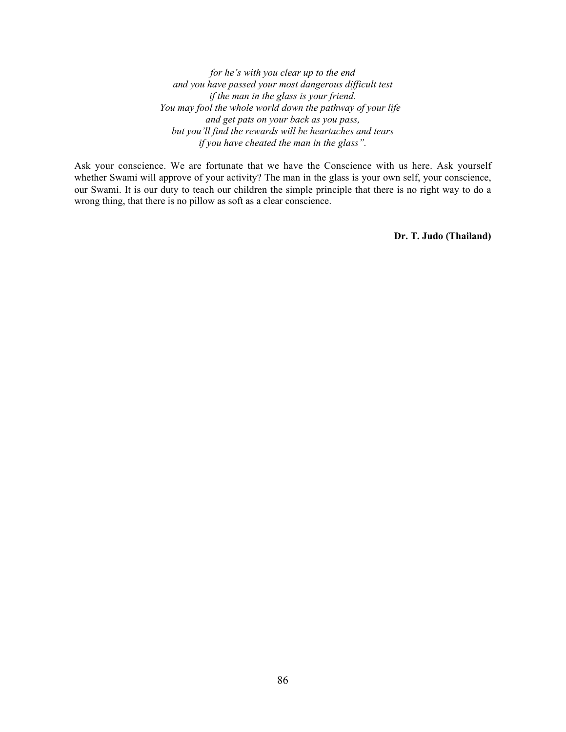*for he's with you clear up to the end*
*and you have passed your most dangerous difficult test*
*if the man in the glass is your friend.*
*You may fool the whole world down the pathway of your life*
*and get pats on your back as you pass,*
*but you'll find the rewards will be heartaches and tears*
*if you have cheated the man in the glass".*

Ask your conscience. We are fortunate that we have the Conscience with us here. Ask yourself whether Swami will approve of your activity? The man in the glass is your own self, your conscience, our Swami. It is our duty to teach our children the simple principle that there is no right way to do a wrong thing, that there is no pillow as soft as a clear conscience.

**Dr. T. Judo (Thailand)**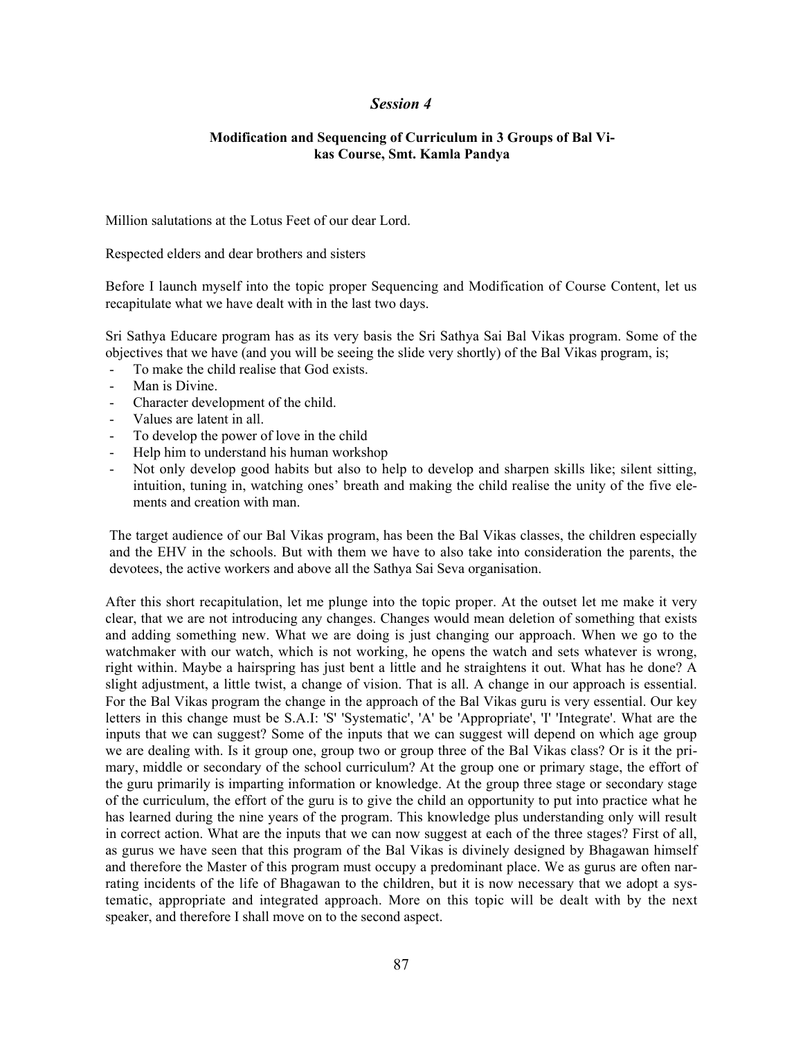## *Session 4*

### Modification and Sequencing of Curriculum in 3 Groups of Bal Vikas Course, Smt. Kamla Pandya

Million salutations at the Lotus Feet of our dear Lord.

Respected elders and dear brothers and sisters

Before I launch myself into the topic proper Sequencing and Modification of Course Content, let us recapitulate what we have dealt with in the last two days.

Sri Sathya Educare program has as its very basis the Sri Sathya Sai Bal Vikas program. Some of the objectives that we have (and you will be seeing the slide very shortly) of the Bal Vikas program, is;

- To make the child realise that God exists.
- Man is Divine.
- Character development of the child.
- Values are latent in all.
- To develop the power of love in the child
- Help him to understand his human workshop
- Not only develop good habits but also to help to develop and sharpen skills like; silent sitting, intuition, tuning in, watching ones' breath and making the child realise the unity of the five elements and creation with man.

The target audience of our Bal Vikas program, has been the Bal Vikas classes, the children especially and the EHV in the schools. But with them we have to also take into consideration the parents, the devotees, the active workers and above all the Sathya Sai Seva organisation.

After this short recapitulation, let me plunge into the topic proper. At the outset let me make it very clear, that we are not introducing any changes. Changes would mean deletion of something that exists and adding something new. What we are doing is just changing our approach. When we go to the watchmaker with our watch, which is not working, he opens the watch and sets whatever is wrong, right within. Maybe a hairspring has just bent a little and he straightens it out. What has he done? A slight adjustment, a little twist, a change of vision. That is all. A change in our approach is essential. For the Bal Vikas program the change in the approach of the Bal Vikas guru is very essential. Our key letters in this change must be S.A.I: 'S' 'Systematic', 'A' be 'Appropriate', 'I' 'Integrate'. What are the inputs that we can suggest? Some of the inputs that we can suggest will depend on which age group we are dealing with. Is it group one, group two or group three of the Bal Vikas class? Or is it the primary, middle or secondary of the school curriculum? At the group one or primary stage, the effort of the guru primarily is imparting information or knowledge. At the group three stage or secondary stage of the curriculum, the effort of the guru is to give the child an opportunity to put into practice what he has learned during the nine years of the program. This knowledge plus understanding only will result in correct action. What are the inputs that we can now suggest at each of the three stages? First of all, as gurus we have seen that this program of the Bal Vikas is divinely designed by Bhagawan himself and therefore the Master of this program must occupy a predominant place. We as gurus are often narrating incidents of the life of Bhagawan to the children, but it is now necessary that we adopt a systematic, appropriate and integrated approach. More on this topic will be dealt with by the next speaker, and therefore I shall move on to the second aspect.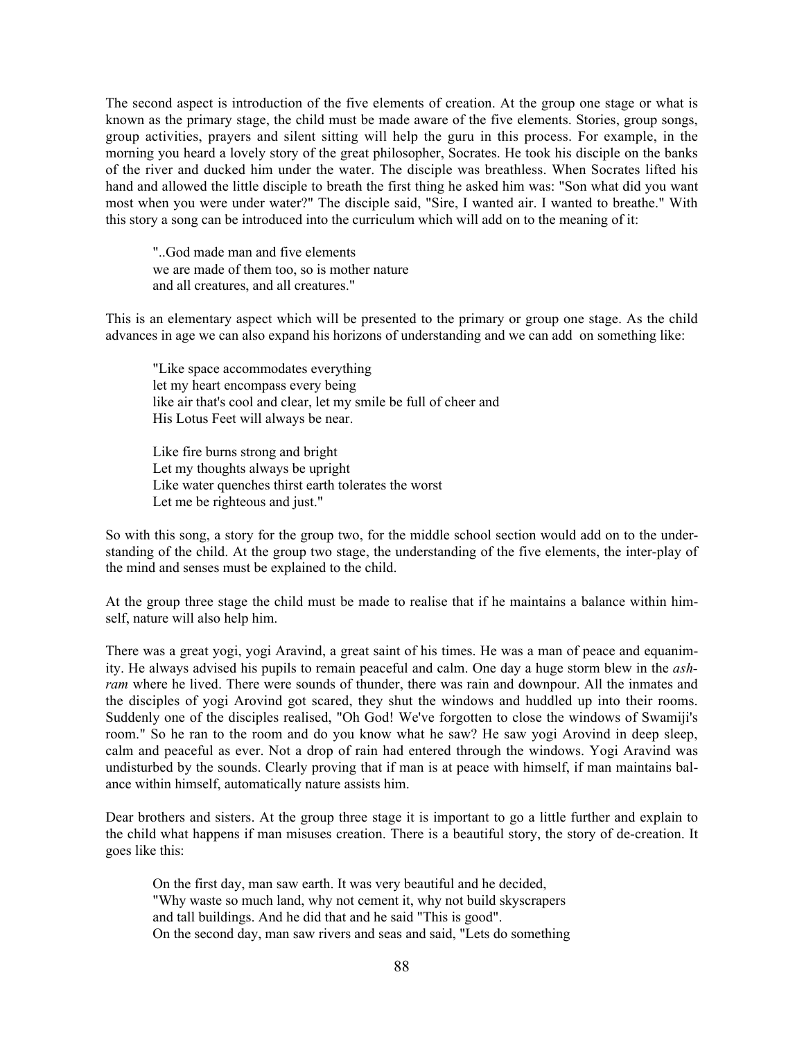The second aspect is introduction of the five elements of creation. At the group one stage or what is known as the primary stage, the child must be made aware of the five elements. Stories, group songs, group activities, prayers and silent sitting will help the guru in this process. For example, in the morning you heard a lovely story of the great philosopher, Socrates. He took his disciple on the banks of the river and ducked him under the water. The disciple was breathless. When Socrates lifted his hand and allowed the little disciple to breath the first thing he asked him was: "Son what did you want most when you were under water?" The disciple said, "Sire, I wanted air. I wanted to breathe." With this story a song can be introduced into the curriculum which will add on to the meaning of it:

> "..God made man and five elements
> we are made of them too, so is mother nature
> and all creatures, and all creatures."

This is an elementary aspect which will be presented to the primary or group one stage. As the child advances in age we can also expand his horizons of understanding and we can add on something like:

> "Like space accommodates everything
> let my heart encompass every being
> like air that's cool and clear, let my smile be full of cheer and
> His Lotus Feet will always be near.
>
> Like fire burns strong and bright
> Let my thoughts always be upright
> Like water quenches thirst earth tolerates the worst
> Let me be righteous and just."

So with this song, a story for the group two, for the middle school section would add on to the understanding of the child. At the group two stage, the understanding of the five elements, the inter-play of the mind and senses must be explained to the child.

At the group three stage the child must be made to realise that if he maintains a balance within himself, nature will also help him.

There was a great yogi, yogi Aravind, a great saint of his times. He was a man of peace and equanimity. He always advised his pupils to remain peaceful and calm. One day a huge storm blew in the *ashram* where he lived. There were sounds of thunder, there was rain and downpour. All the inmates and the disciples of yogi Arovind got scared, they shut the windows and huddled up into their rooms. Suddenly one of the disciples realised, "Oh God! We've forgotten to close the windows of Swamiji's room." So he ran to the room and do you know what he saw? He saw yogi Arovind in deep sleep, calm and peaceful as ever. Not a drop of rain had entered through the windows. Yogi Aravind was undisturbed by the sounds. Clearly proving that if man is at peace with himself, if man maintains balance within himself, automatically nature assists him.

Dear brothers and sisters. At the group three stage it is important to go a little further and explain to the child what happens if man misuses creation. There is a beautiful story, the story of de-creation. It goes like this:

> On the first day, man saw earth. It was very beautiful and he decided,
> "Why waste so much land, why not cement it, why not build skyscrapers
> and tall buildings. And he did that and he said "This is good".
> On the second day, man saw rivers and seas and said, "Lets do something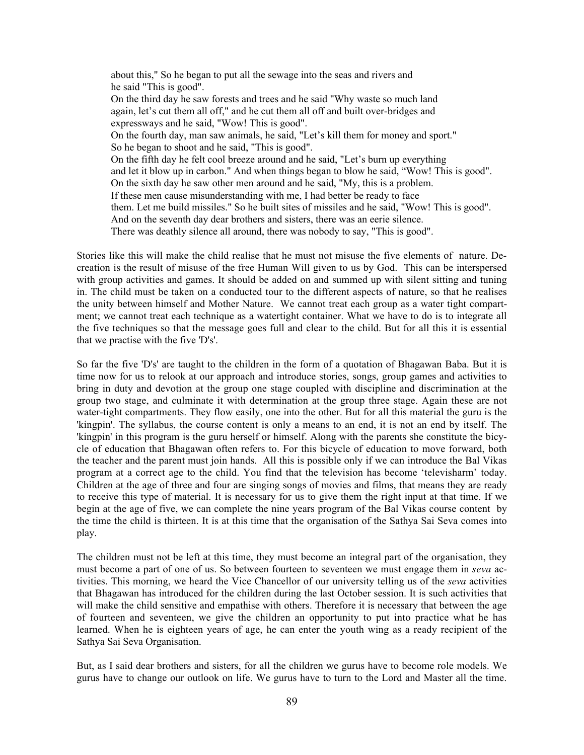> about this," So he began to put all the sewage into the seas and rivers and
> he said "This is good".
> On the third day he saw forests and trees and he said "Why waste so much land
> again, let's cut them all off," and he cut them all off and built over-bridges and
> expressways and he said, "Wow! This is good".
> On the fourth day, man saw animals, he said, "Let's kill them for money and sport."
> So he began to shoot and he said, "This is good".
> On the fifth day he felt cool breeze around and he said, "Let's burn up everything
> and let it blow up in carbon." And when things began to blow he said, "Wow! This is good".
> On the sixth day he saw other men around and he said, "My, this is a problem.
> If these men cause misunderstanding with me, I had better be ready to face
> them. Let me build missiles." So he built sites of missiles and he said, "Wow! This is good".
> And on the seventh day dear brothers and sisters, there was an eerie silence.
> There was deathly silence all around, there was nobody to say, "This is good".

Stories like this will make the child realise that he must not misuse the five elements of nature. De-creation is the result of misuse of the free Human Will given to us by God. This can be interspersed with group activities and games. It should be added on and summed up with silent sitting and tuning in. The child must be taken on a conducted tour to the different aspects of nature, so that he realises the unity between himself and Mother Nature. We cannot treat each group as a water tight compartment; we cannot treat each technique as a watertight container. What we have to do is to integrate all the five techniques so that the message goes full and clear to the child. But for all this it is essential that we practise with the five 'D's'.

So far the five 'D's' are taught to the children in the form of a quotation of Bhagawan Baba. But it is time now for us to relook at our approach and introduce stories, songs, group games and activities to bring in duty and devotion at the group one stage coupled with discipline and discrimination at the group two stage, and culminate it with determination at the group three stage. Again these are not water-tight compartments. They flow easily, one into the other. But for all this material the guru is the 'kingpin'. The syllabus, the course content is only a means to an end, it is not an end by itself. The 'kingpin' in this program is the guru herself or himself. Along with the parents she constitute the bicycle of education that Bhagawan often refers to. For this bicycle of education to move forward, both the teacher and the parent must join hands. All this is possible only if we can introduce the Bal Vikas program at a correct age to the child. You find that the television has become 'televisharm' today. Children at the age of three and four are singing songs of movies and films, that means they are ready to receive this type of material. It is necessary for us to give them the right input at that time. If we begin at the age of five, we can complete the nine years program of the Bal Vikas course content by the time the child is thirteen. It is at this time that the organisation of the Sathya Sai Seva comes into play.

The children must not be left at this time, they must become an integral part of the organisation, they must become a part of one of us. So between fourteen to seventeen we must engage them in *seva* activities. This morning, we heard the Vice Chancellor of our university telling us of the *seva* activities that Bhagawan has introduced for the children during the last October session. It is such activities that will make the child sensitive and empathise with others. Therefore it is necessary that between the age of fourteen and seventeen, we give the children an opportunity to put into practice what he has learned. When he is eighteen years of age, he can enter the youth wing as a ready recipient of the Sathya Sai Seva Organisation.

But, as I said dear brothers and sisters, for all the children we gurus have to become role models. We gurus have to change our outlook on life. We gurus have to turn to the Lord and Master all the time.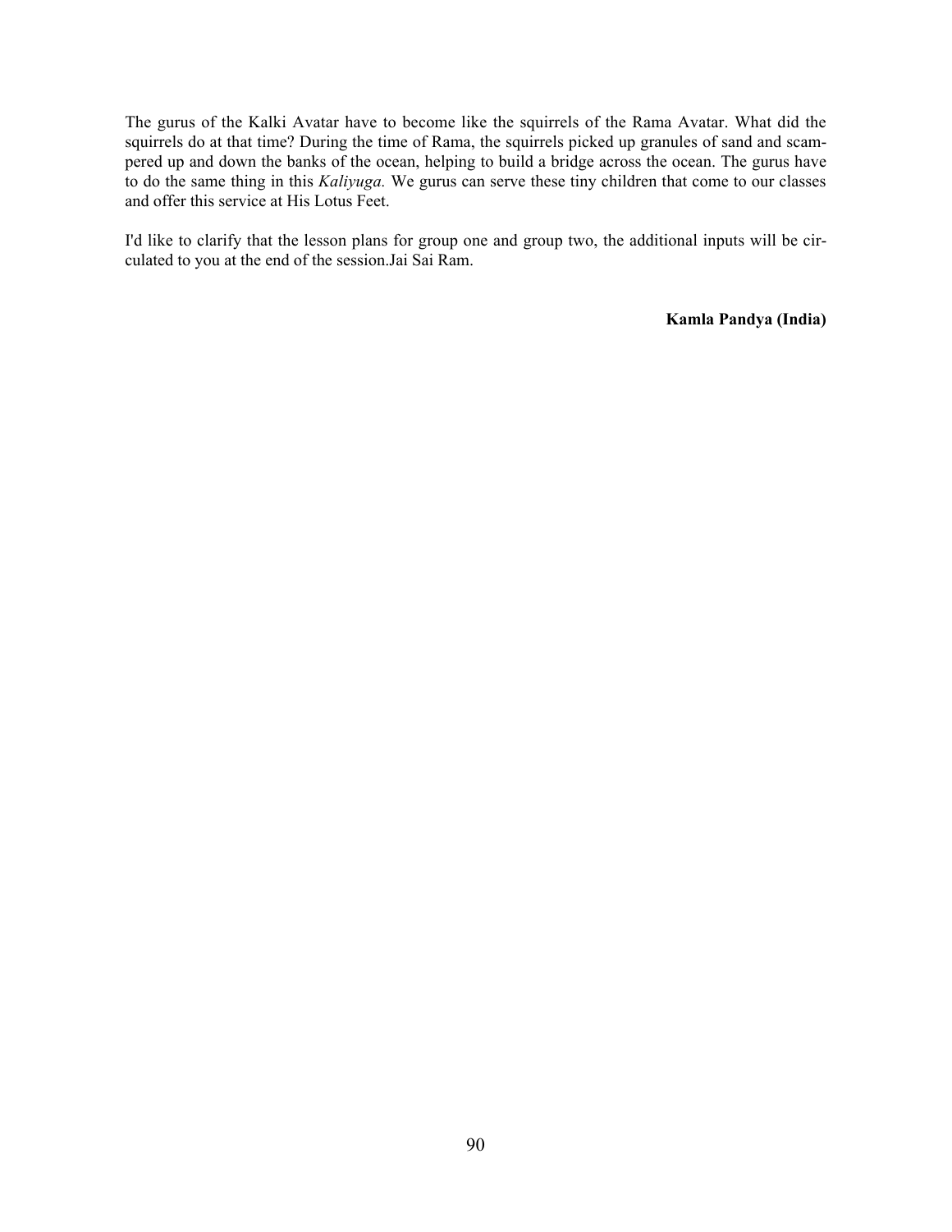The gurus of the Kalki Avatar have to become like the squirrels of the Rama Avatar. What did the squirrels do at that time? During the time of Rama, the squirrels picked up granules of sand and scampered up and down the banks of the ocean, helping to build a bridge across the ocean. The gurus have to do the same thing in this *Kaliyuga.* We gurus can serve these tiny children that come to our classes and offer this service at His Lotus Feet.

I'd like to clarify that the lesson plans for group one and group two, the additional inputs will be circulated to you at the end of the session.Jai Sai Ram.

**Kamla Pandya (India)**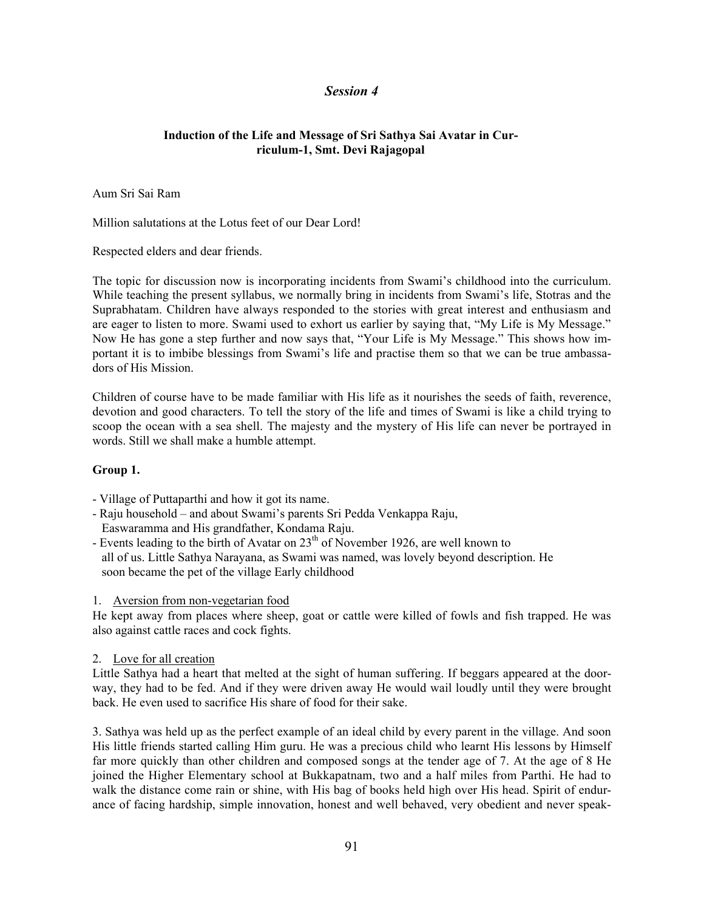## *Session 4*

### Induction of the Life and Message of Sri Sathya Sai Avatar in Curriculum-1, Smt. Devi Rajagopal

Aum Sri Sai Ram

Million salutations at the Lotus feet of our Dear Lord!

Respected elders and dear friends.

The topic for discussion now is incorporating incidents from Swami's childhood into the curriculum. While teaching the present syllabus, we normally bring in incidents from Swami's life, Stotras and the Suprabhatam. Children have always responded to the stories with great interest and enthusiasm and are eager to listen to more. Swami used to exhort us earlier by saying that, "My Life is My Message." Now He has gone a step further and now says that, "Your Life is My Message." This shows how important it is to imbibe blessings from Swami's life and practise them so that we can be true ambassadors of His Mission.

Children of course have to be made familiar with His life as it nourishes the seeds of faith, reverence, devotion and good characters. To tell the story of the life and times of Swami is like a child trying to scoop the ocean with a sea shell. The majesty and the mystery of His life can never be portrayed in words. Still we shall make a humble attempt.

**Group 1.**

- Village of Puttaparthi and how it got its name.
- Raju household – and about Swami's parents Sri Pedda Venkappa Raju, Easwaramma and His grandfather, Kondama Raju.
- Events leading to the birth of Avatar on 23rd of November 1926, are well known to all of us. Little Sathya Narayana, as Swami was named, was lovely beyond description. He soon became the pet of the village Early childhood

1. Aversion from non-vegetarian food

He kept away from places where sheep, goat or cattle were killed of fowls and fish trapped. He was also against cattle races and cock fights.

2. Love for all creation

Little Sathya had a heart that melted at the sight of human suffering. If beggars appeared at the doorway, they had to be fed. And if they were driven away He would wail loudly until they were brought back. He even used to sacrifice His share of food for their sake.

3. Sathya was held up as the perfect example of an ideal child by every parent in the village. And soon His little friends started calling Him guru. He was a precious child who learnt His lessons by Himself far more quickly than other children and composed songs at the tender age of 7. At the age of 8 He joined the Higher Elementary school at Bukkapatnam, two and a half miles from Parthi. He had to walk the distance come rain or shine, with His bag of books held high over His head. Spirit of endurance of facing hardship, simple innovation, honest and well behaved, very obedient and never speak-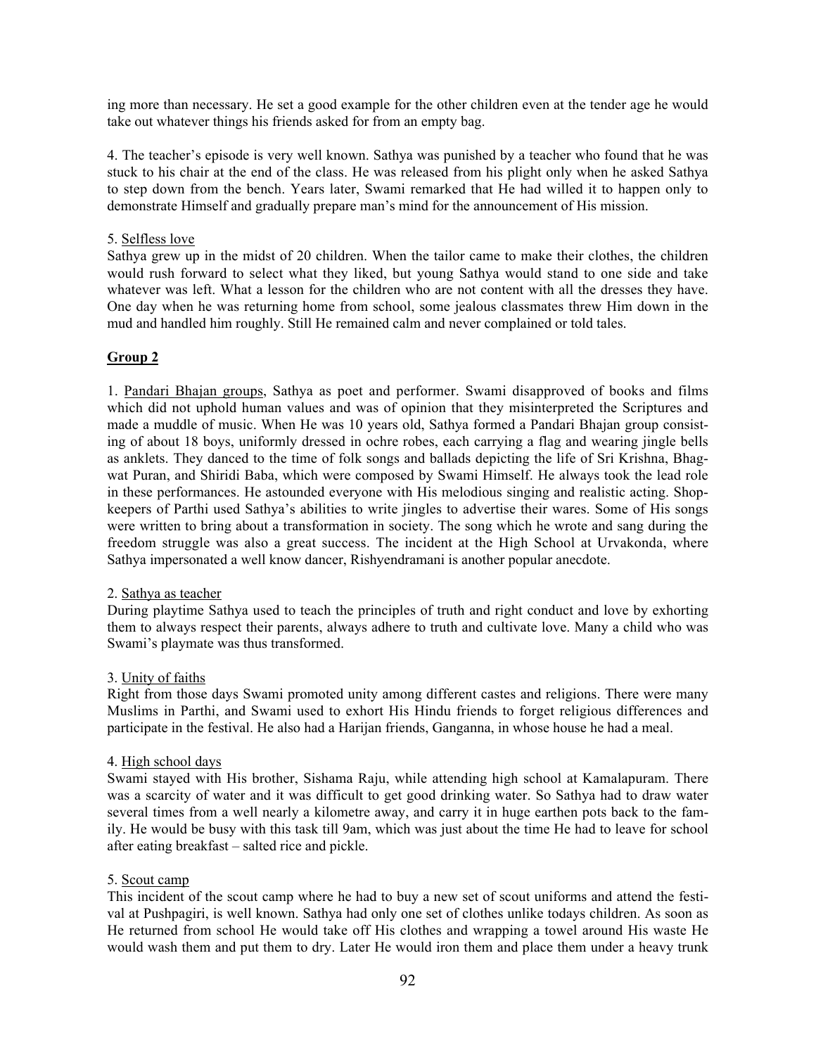ing more than necessary. He set a good example for the other children even at the tender age he would take out whatever things his friends asked for from an empty bag.

4. The teacher's episode is very well known. Sathya was punished by a teacher who found that he was stuck to his chair at the end of the class. He was released from his plight only when he asked Sathya to step down from the bench. Years later, Swami remarked that He had willed it to happen only to demonstrate Himself and gradually prepare man's mind for the announcement of His mission.

5. Selfless love
Sathya grew up in the midst of 20 children. When the tailor came to make their clothes, the children would rush forward to select what they liked, but young Sathya would stand to one side and take whatever was left. What a lesson for the children who are not content with all the dresses they have. One day when he was returning home from school, some jealous classmates threw Him down in the mud and handled him roughly. Still He remained calm and never complained or told tales.

## Group 2

1. Pandari Bhajan groups, Sathya as poet and performer. Swami disapproved of books and films which did not uphold human values and was of opinion that they misinterpreted the Scriptures and made a muddle of music. When He was 10 years old, Sathya formed a Pandari Bhajan group consisting of about 18 boys, uniformly dressed in ochre robes, each carrying a flag and wearing jingle bells as anklets. They danced to the time of folk songs and ballads depicting the life of Sri Krishna, Bhagwat Puran, and Shiridi Baba, which were composed by Swami Himself. He always took the lead role in these performances. He astounded everyone with His melodious singing and realistic acting. Shopkeepers of Parthi used Sathya's abilities to write jingles to advertise their wares. Some of His songs were written to bring about a transformation in society. The song which he wrote and sang during the freedom struggle was also a great success. The incident at the High School at Urvakonda, where Sathya impersonated a well know dancer, Rishyendramani is another popular anecdote.

2. Sathya as teacher
During playtime Sathya used to teach the principles of truth and right conduct and love by exhorting them to always respect their parents, always adhere to truth and cultivate love. Many a child who was Swami's playmate was thus transformed.

3. Unity of faiths
Right from those days Swami promoted unity among different castes and religions. There were many Muslims in Parthi, and Swami used to exhort His Hindu friends to forget religious differences and participate in the festival. He also had a Harijan friends, Ganganna, in whose house he had a meal.

4. High school days
Swami stayed with His brother, Sishama Raju, while attending high school at Kamalapuram. There was a scarcity of water and it was difficult to get good drinking water. So Sathya had to draw water several times from a well nearly a kilometre away, and carry it in huge earthen pots back to the family. He would be busy with this task till 9am, which was just about the time He had to leave for school after eating breakfast – salted rice and pickle.

5. Scout camp
This incident of the scout camp where he had to buy a new set of scout uniforms and attend the festival at Pushpagiri, is well known. Sathya had only one set of clothes unlike todays children. As soon as He returned from school He would take off His clothes and wrapping a towel around His waste He would wash them and put them to dry. Later He would iron them and place them under a heavy trunk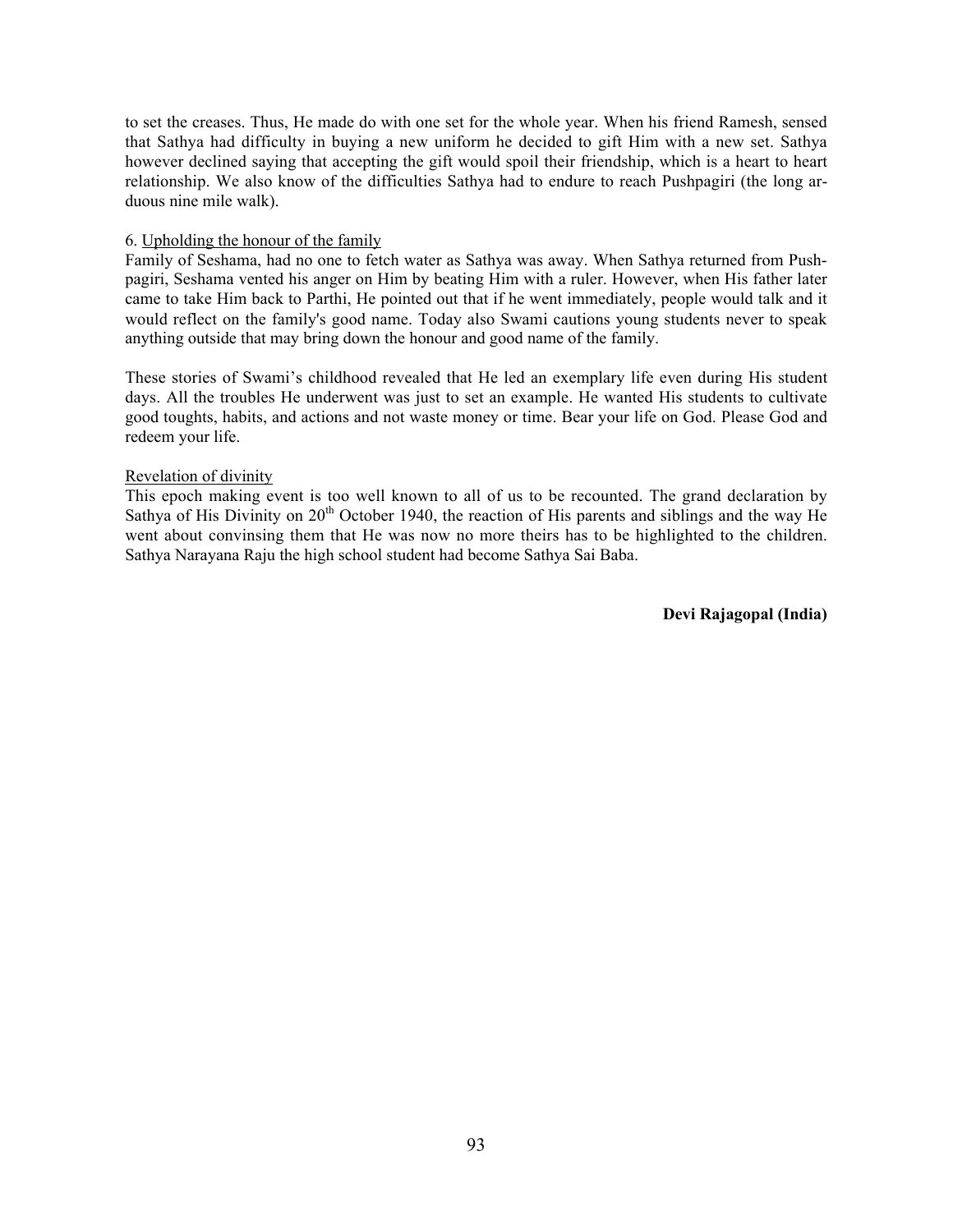to set the creases. Thus, He made do with one set for the whole year. When his friend Ramesh, sensed that Sathya had difficulty in buying a new uniform he decided to gift Him with a new set. Sathya however declined saying that accepting the gift would spoil their friendship, which is a heart to heart relationship. We also know of the difficulties Sathya had to endure to reach Pushpagiri (the long arduous nine mile walk).

6. Upholding the honour of the family

Family of Seshama, had no one to fetch water as Sathya was away. When Sathya returned from Pushpagiri, Seshama vented his anger on Him by beating Him with a ruler. However, when His father later came to take Him back to Parthi, He pointed out that if he went immediately, people would talk and it would reflect on the family's good name. Today also Swami cautions young students never to speak anything outside that may bring down the honour and good name of the family.

These stories of Swami's childhood revealed that He led an exemplary life even during His student days. All the troubles He underwent was just to set an example. He wanted His students to cultivate good toughts, habits, and actions and not waste money or time. Bear your life on God. Please God and redeem your life.

Revelation of divinity

This epoch making event is too well known to all of us to be recounted. The grand declaration by Sathya of His Divinity on 20th October 1940, the reaction of His parents and siblings and the way He went about convinsing them that He was now no more theirs has to be highlighted to the children. Sathya Narayana Raju the high school student had become Sathya Sai Baba.

**Devi Rajagopal (India)**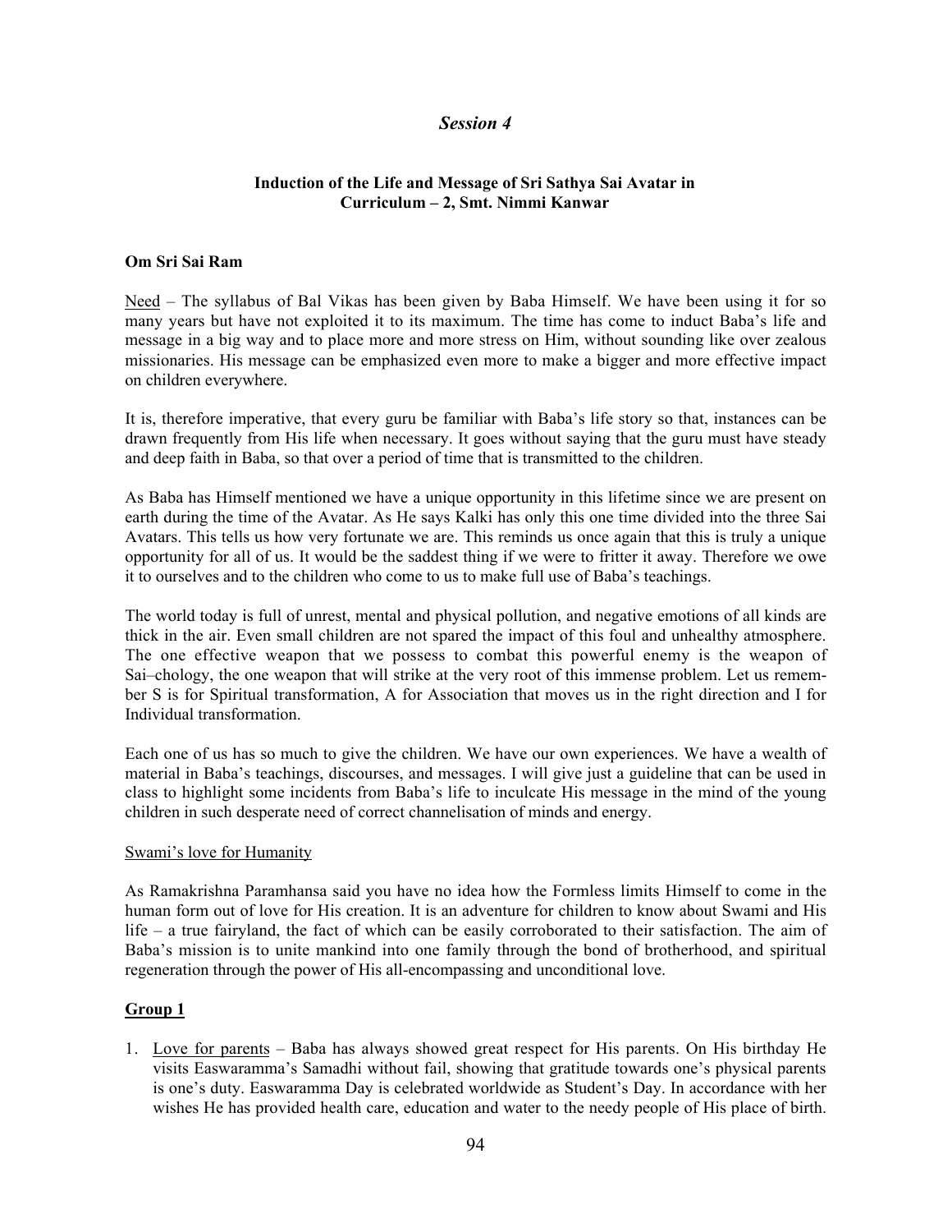# *Session 4*

### Induction of the Life and Message of Sri Sathya Sai Avatar in Curriculum – 2, Smt. Nimmi Kanwar

**Om Sri Sai Ram**

Need – The syllabus of Bal Vikas has been given by Baba Himself. We have been using it for so many years but have not exploited it to its maximum. The time has come to induct Baba's life and message in a big way and to place more and more stress on Him, without sounding like over zealous missionaries. His message can be emphasized even more to make a bigger and more effective impact on children everywhere.

It is, therefore imperative, that every guru be familiar with Baba's life story so that, instances can be drawn frequently from His life when necessary. It goes without saying that the guru must have steady and deep faith in Baba, so that over a period of time that is transmitted to the children.

As Baba has Himself mentioned we have a unique opportunity in this lifetime since we are present on earth during the time of the Avatar. As He says Kalki has only this one time divided into the three Sai Avatars. This tells us how very fortunate we are. This reminds us once again that this is truly a unique opportunity for all of us. It would be the saddest thing if we were to fritter it away. Therefore we owe it to ourselves and to the children who come to us to make full use of Baba's teachings.

The world today is full of unrest, mental and physical pollution, and negative emotions of all kinds are thick in the air. Even small children are not spared the impact of this foul and unhealthy atmosphere. The one effective weapon that we possess to combat this powerful enemy is the weapon of Sai–chology, the one weapon that will strike at the very root of this immense problem. Let us remember S is for Spiritual transformation, A for Association that moves us in the right direction and I for Individual transformation.

Each one of us has so much to give the children. We have our own experiences. We have a wealth of material in Baba's teachings, discourses, and messages. I will give just a guideline that can be used in class to highlight some incidents from Baba's life to inculcate His message in the mind of the young children in such desperate need of correct channelisation of minds and energy.

Swami's love for Humanity

As Ramakrishna Paramhansa said you have no idea how the Formless limits Himself to come in the human form out of love for His creation. It is an adventure for children to know about Swami and His life – a true fairyland, the fact of which can be easily corroborated to their satisfaction. The aim of Baba's mission is to unite mankind into one family through the bond of brotherhood, and spiritual regeneration through the power of His all-encompassing and unconditional love.

**Group 1**

1. Love for parents – Baba has always showed great respect for His parents. On His birthday He visits Easwaramma's Samadhi without fail, showing that gratitude towards one's physical parents is one's duty. Easwaramma Day is celebrated worldwide as Student's Day. In accordance with her wishes He has provided health care, education and water to the needy people of His place of birth.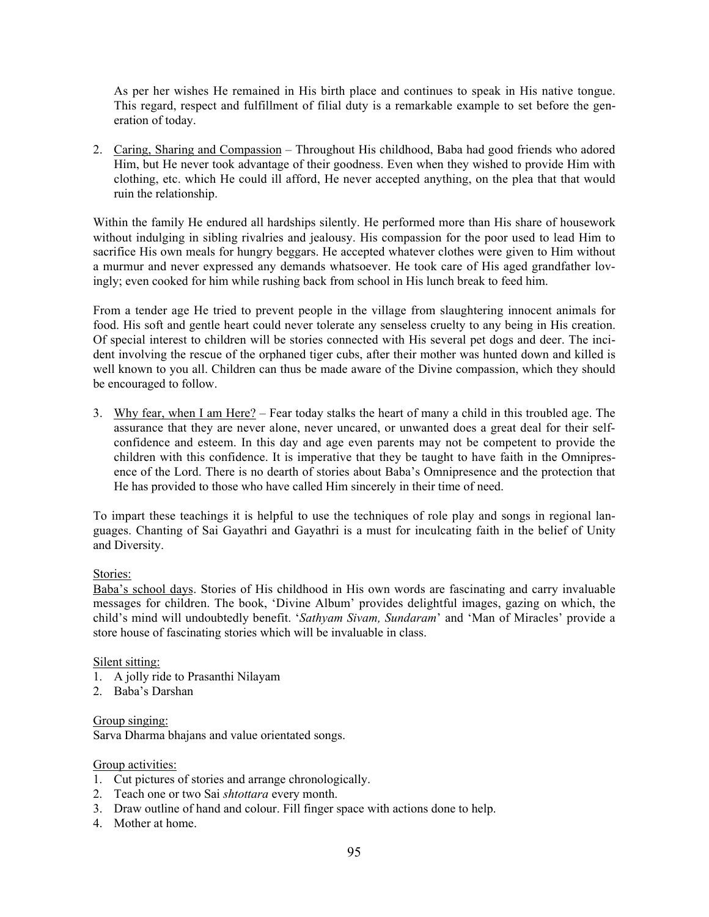As per her wishes He remained in His birth place and continues to speak in His native tongue. This regard, respect and fulfillment of filial duty is a remarkable example to set before the generation of today.

2. Caring, Sharing and Compassion – Throughout His childhood, Baba had good friends who adored Him, but He never took advantage of their goodness. Even when they wished to provide Him with clothing, etc. which He could ill afford, He never accepted anything, on the plea that that would ruin the relationship.

Within the family He endured all hardships silently. He performed more than His share of housework without indulging in sibling rivalries and jealousy. His compassion for the poor used to lead Him to sacrifice His own meals for hungry beggars. He accepted whatever clothes were given to Him without a murmur and never expressed any demands whatsoever. He took care of His aged grandfather lovingly; even cooked for him while rushing back from school in His lunch break to feed him.

From a tender age He tried to prevent people in the village from slaughtering innocent animals for food. His soft and gentle heart could never tolerate any senseless cruelty to any being in His creation. Of special interest to children will be stories connected with His several pet dogs and deer. The incident involving the rescue of the orphaned tiger cubs, after their mother was hunted down and killed is well known to you all. Children can thus be made aware of the Divine compassion, which they should be encouraged to follow.

3. Why fear, when I am Here? – Fear today stalks the heart of many a child in this troubled age. The assurance that they are never alone, never uncared, or unwanted does a great deal for their self-confidence and esteem. In this day and age even parents may not be competent to provide the children with this confidence. It is imperative that they be taught to have faith in the Omnipresence of the Lord. There is no dearth of stories about Baba's Omnipresence and the protection that He has provided to those who have called Him sincerely in their time of need.

To impart these teachings it is helpful to use the techniques of role play and songs in regional languages. Chanting of Sai Gayathri and Gayathri is a must for inculcating faith in the belief of Unity and Diversity.

Stories:

Baba's school days. Stories of His childhood in His own words are fascinating and carry invaluable messages for children. The book, 'Divine Album' provides delightful images, gazing on which, the child's mind will undoubtedly benefit. '*Sathyam Sivam, Sundaram*' and 'Man of Miracles' provide a store house of fascinating stories which will be invaluable in class.

Silent sitting:

1. A jolly ride to Prasanthi Nilayam
2. Baba's Darshan

Group singing:

Sarva Dharma bhajans and value orientated songs.

Group activities:

1. Cut pictures of stories and arrange chronologically.
2. Teach one or two Sai *shtottara* every month.
3. Draw outline of hand and colour. Fill finger space with actions done to help.
4. Mother at home.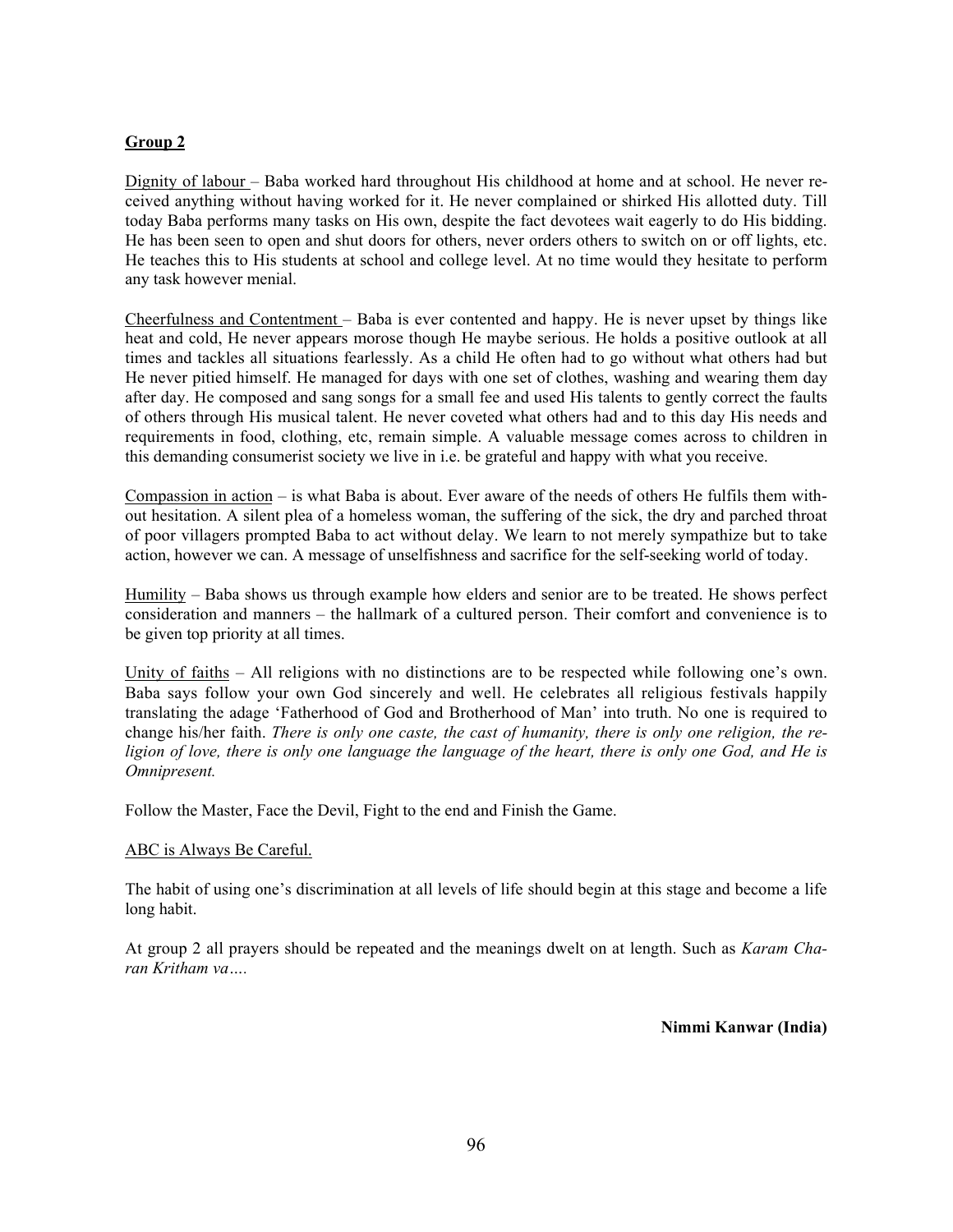**<u>Group 2</u>**

<u>Dignity of labour</u> – Baba worked hard throughout His childhood at home and at school. He never received anything without having worked for it. He never complained or shirked His allotted duty. Till today Baba performs many tasks on His own, despite the fact devotees wait eagerly to do His bidding. He has been seen to open and shut doors for others, never orders others to switch on or off lights, etc. He teaches this to His students at school and college level. At no time would they hesitate to perform any task however menial.

<u>Cheerfulness and Contentment</u> – Baba is ever contented and happy. He is never upset by things like heat and cold, He never appears morose though He maybe serious. He holds a positive outlook at all times and tackles all situations fearlessly. As a child He often had to go without what others had but He never pitied himself. He managed for days with one set of clothes, washing and wearing them day after day. He composed and sang songs for a small fee and used His talents to gently correct the faults of others through His musical talent. He never coveted what others had and to this day His needs and requirements in food, clothing, etc, remain simple. A valuable message comes across to children in this demanding consumerist society we live in i.e. be grateful and happy with what you receive.

<u>Compassion in action</u> – is what Baba is about. Ever aware of the needs of others He fulfils them without hesitation. A silent plea of a homeless woman, the suffering of the sick, the dry and parched throat of poor villagers prompted Baba to act without delay. We learn to not merely sympathize but to take action, however we can. A message of unselfishness and sacrifice for the self-seeking world of today.

<u>Humility</u> – Baba shows us through example how elders and senior are to be treated. He shows perfect consideration and manners – the hallmark of a cultured person. Their comfort and convenience is to be given top priority at all times.

<u>Unity of faiths</u> – All religions with no distinctions are to be respected while following one's own. Baba says follow your own God sincerely and well. He celebrates all religious festivals happily translating the adage 'Fatherhood of God and Brotherhood of Man' into truth. No one is required to change his/her faith. *There is only one caste, the cast of humanity, there is only one religion, the religion of love, there is only one language the language of the heart, there is only one God, and He is Omnipresent.*

Follow the Master, Face the Devil, Fight to the end and Finish the Game.

<u>ABC is Always Be Careful.</u>

The habit of using one's discrimination at all levels of life should begin at this stage and become a life long habit.

At group 2 all prayers should be repeated and the meanings dwelt on at length. Such as *Karam Charan Kritham va….*

**Nimmi Kanwar (India)**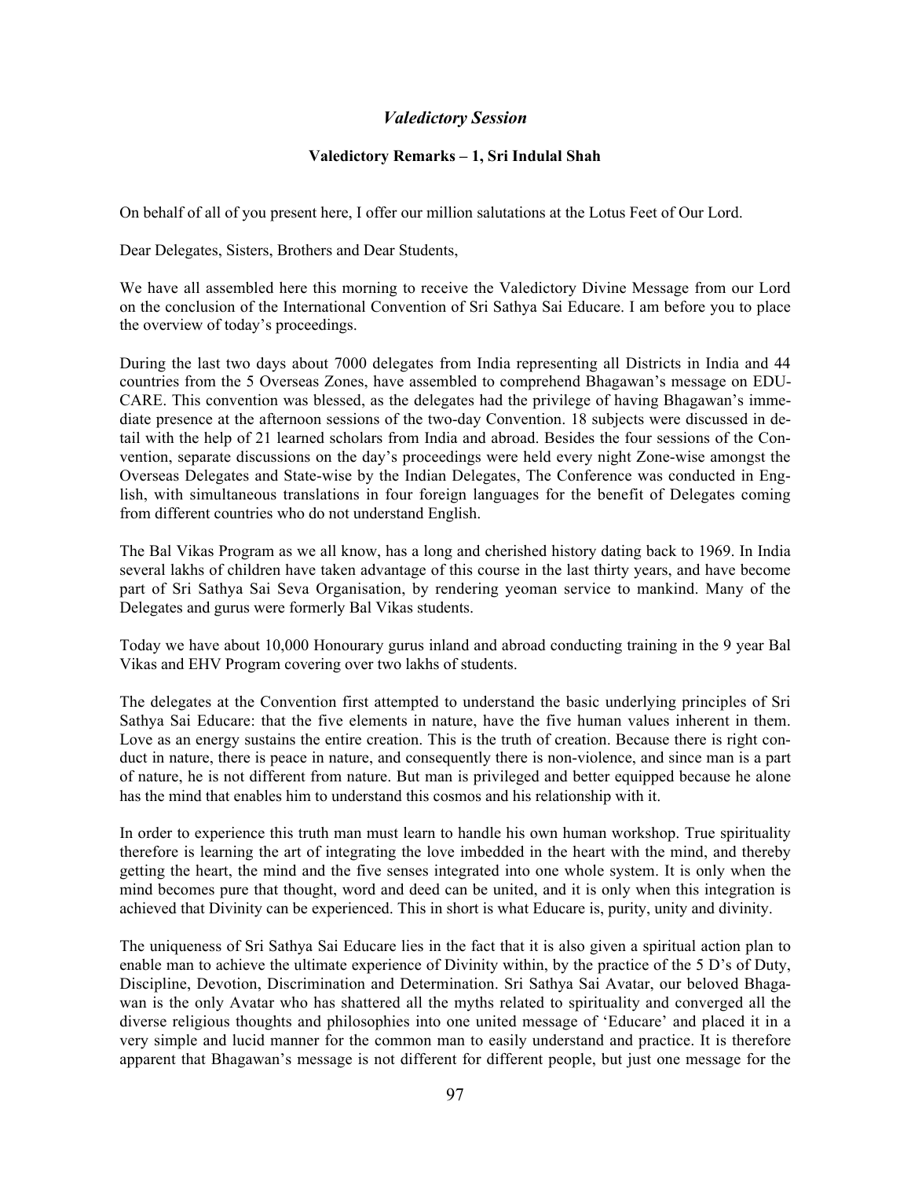## *Valedictory Session*

### Valedictory Remarks – 1, Sri Indulal Shah

On behalf of all of you present here, I offer our million salutations at the Lotus Feet of Our Lord.

Dear Delegates, Sisters, Brothers and Dear Students,

We have all assembled here this morning to receive the Valedictory Divine Message from our Lord on the conclusion of the International Convention of Sri Sathya Sai Educare. I am before you to place the overview of today's proceedings.

During the last two days about 7000 delegates from India representing all Districts in India and 44 countries from the 5 Overseas Zones, have assembled to comprehend Bhagawan's message on EDUCARE. This convention was blessed, as the delegates had the privilege of having Bhagawan's immediate presence at the afternoon sessions of the two-day Convention. 18 subjects were discussed in detail with the help of 21 learned scholars from India and abroad. Besides the four sessions of the Convention, separate discussions on the day's proceedings were held every night Zone-wise amongst the Overseas Delegates and State-wise by the Indian Delegates, The Conference was conducted in English, with simultaneous translations in four foreign languages for the benefit of Delegates coming from different countries who do not understand English.

The Bal Vikas Program as we all know, has a long and cherished history dating back to 1969. In India several lakhs of children have taken advantage of this course in the last thirty years, and have become part of Sri Sathya Sai Seva Organisation, by rendering yeoman service to mankind. Many of the Delegates and gurus were formerly Bal Vikas students.

Today we have about 10,000 Honourary gurus inland and abroad conducting training in the 9 year Bal Vikas and EHV Program covering over two lakhs of students.

The delegates at the Convention first attempted to understand the basic underlying principles of Sri Sathya Sai Educare: that the five elements in nature, have the five human values inherent in them. Love as an energy sustains the entire creation. This is the truth of creation. Because there is right conduct in nature, there is peace in nature, and consequently there is non-violence, and since man is a part of nature, he is not different from nature. But man is privileged and better equipped because he alone has the mind that enables him to understand this cosmos and his relationship with it.

In order to experience this truth man must learn to handle his own human workshop. True spirituality therefore is learning the art of integrating the love imbedded in the heart with the mind, and thereby getting the heart, the mind and the five senses integrated into one whole system. It is only when the mind becomes pure that thought, word and deed can be united, and it is only when this integration is achieved that Divinity can be experienced. This in short is what Educare is, purity, unity and divinity.

The uniqueness of Sri Sathya Sai Educare lies in the fact that it is also given a spiritual action plan to enable man to achieve the ultimate experience of Divinity within, by the practice of the 5 D's of Duty, Discipline, Devotion, Discrimination and Determination. Sri Sathya Sai Avatar, our beloved Bhagawan is the only Avatar who has shattered all the myths related to spirituality and converged all the diverse religious thoughts and philosophies into one united message of 'Educare' and placed it in a very simple and lucid manner for the common man to easily understand and practice. It is therefore apparent that Bhagawan's message is not different for different people, but just one message for the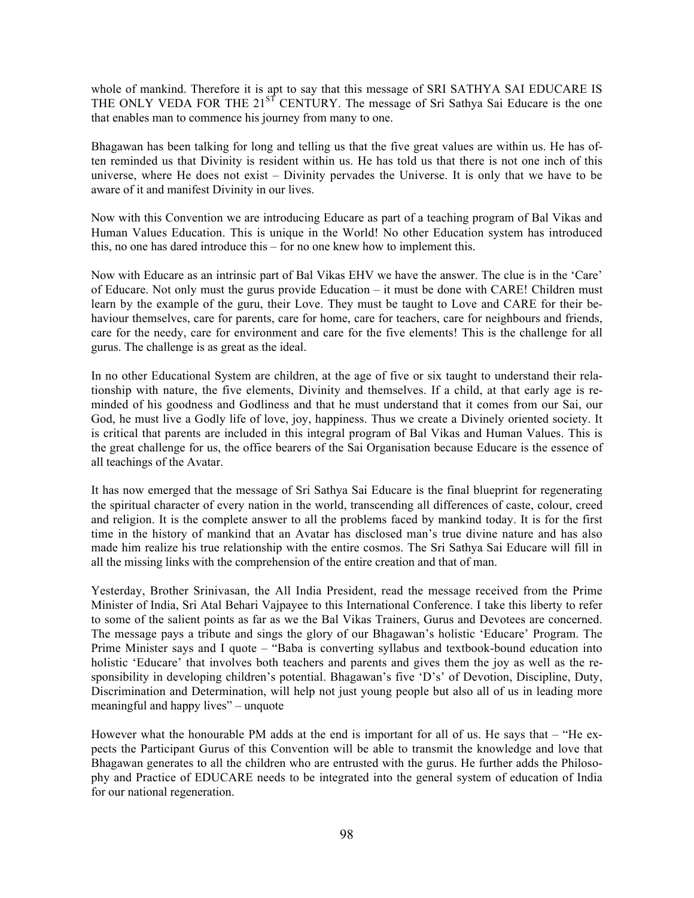whole of mankind. Therefore it is apt to say that this message of SRI SATHYA SAI EDUCARE IS THE ONLY VEDA FOR THE 21ST CENTURY. The message of Sri Sathya Sai Educare is the one that enables man to commence his journey from many to one.

Bhagawan has been talking for long and telling us that the five great values are within us. He has often reminded us that Divinity is resident within us. He has told us that there is not one inch of this universe, where He does not exist – Divinity pervades the Universe. It is only that we have to be aware of it and manifest Divinity in our lives.

Now with this Convention we are introducing Educare as part of a teaching program of Bal Vikas and Human Values Education. This is unique in the World! No other Education system has introduced this, no one has dared introduce this – for no one knew how to implement this.

Now with Educare as an intrinsic part of Bal Vikas EHV we have the answer. The clue is in the 'Care' of Educare. Not only must the gurus provide Education – it must be done with CARE! Children must learn by the example of the guru, their Love. They must be taught to Love and CARE for their behaviour themselves, care for parents, care for home, care for teachers, care for neighbours and friends, care for the needy, care for environment and care for the five elements! This is the challenge for all gurus. The challenge is as great as the ideal.

In no other Educational System are children, at the age of five or six taught to understand their relationship with nature, the five elements, Divinity and themselves. If a child, at that early age is reminded of his goodness and Godliness and that he must understand that it comes from our Sai, our God, he must live a Godly life of love, joy, happiness. Thus we create a Divinely oriented society. It is critical that parents are included in this integral program of Bal Vikas and Human Values. This is the great challenge for us, the office bearers of the Sai Organisation because Educare is the essence of all teachings of the Avatar.

It has now emerged that the message of Sri Sathya Sai Educare is the final blueprint for regenerating the spiritual character of every nation in the world, transcending all differences of caste, colour, creed and religion. It is the complete answer to all the problems faced by mankind today. It is for the first time in the history of mankind that an Avatar has disclosed man's true divine nature and has also made him realize his true relationship with the entire cosmos. The Sri Sathya Sai Educare will fill in all the missing links with the comprehension of the entire creation and that of man.

Yesterday, Brother Srinivasan, the All India President, read the message received from the Prime Minister of India, Sri Atal Behari Vajpayee to this International Conference. I take this liberty to refer to some of the salient points as far as we the Bal Vikas Trainers, Gurus and Devotees are concerned. The message pays a tribute and sings the glory of our Bhagawan's holistic 'Educare' Program. The Prime Minister says and I quote – "Baba is converting syllabus and textbook-bound education into holistic 'Educare' that involves both teachers and parents and gives them the joy as well as the responsibility in developing children's potential. Bhagawan's five 'D's' of Devotion, Discipline, Duty, Discrimination and Determination, will help not just young people but also all of us in leading more meaningful and happy lives" – unquote

However what the honourable PM adds at the end is important for all of us. He says that – "He expects the Participant Gurus of this Convention will be able to transmit the knowledge and love that Bhagawan generates to all the children who are entrusted with the gurus. He further adds the Philosophy and Practice of EDUCARE needs to be integrated into the general system of education of India for our national regeneration.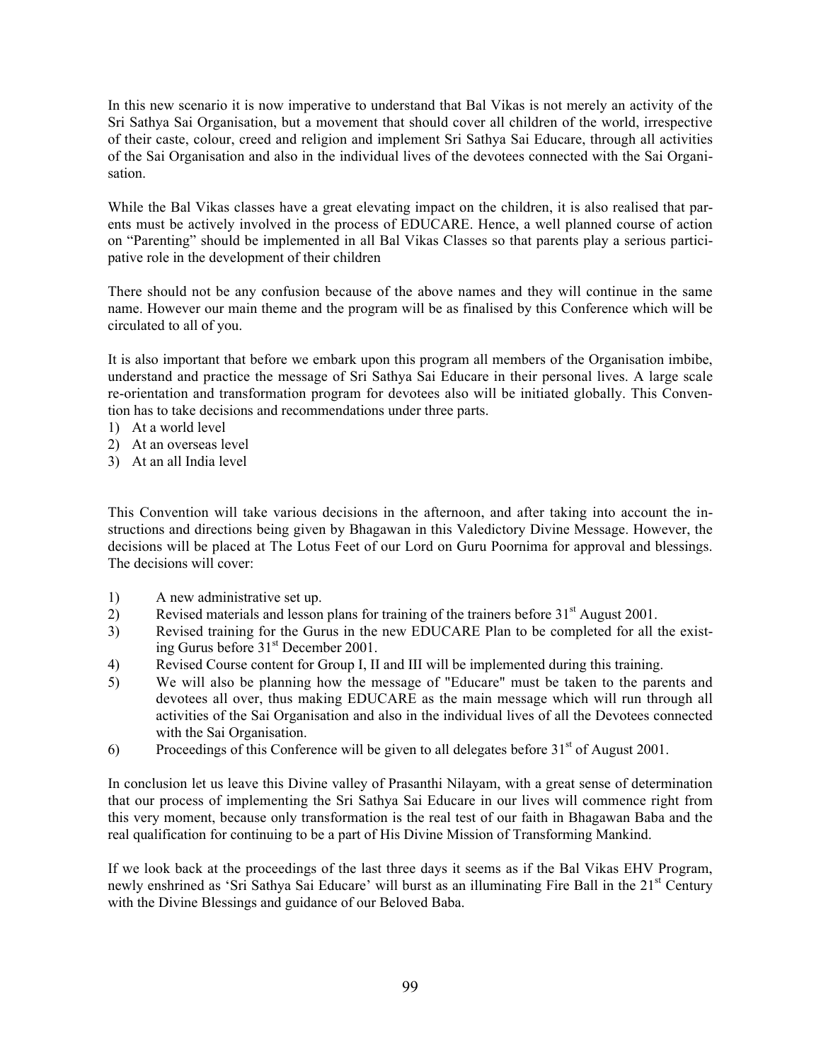In this new scenario it is now imperative to understand that Bal Vikas is not merely an activity of the Sri Sathya Sai Organisation, but a movement that should cover all children of the world, irrespective of their caste, colour, creed and religion and implement Sri Sathya Sai Educare, through all activities of the Sai Organisation and also in the individual lives of the devotees connected with the Sai Organisation.

While the Bal Vikas classes have a great elevating impact on the children, it is also realised that parents must be actively involved in the process of EDUCARE. Hence, a well planned course of action on "Parenting" should be implemented in all Bal Vikas Classes so that parents play a serious participative role in the development of their children

There should not be any confusion because of the above names and they will continue in the same name. However our main theme and the program will be as finalised by this Conference which will be circulated to all of you.

It is also important that before we embark upon this program all members of the Organisation imbibe, understand and practice the message of Sri Sathya Sai Educare in their personal lives. A large scale re-orientation and transformation program for devotees also will be initiated globally. This Convention has to take decisions and recommendations under three parts.

1) At a world level
2) At an overseas level
3) At an all India level

This Convention will take various decisions in the afternoon, and after taking into account the instructions and directions being given by Bhagawan in this Valedictory Divine Message. However, the decisions will be placed at The Lotus Feet of our Lord on Guru Poornima for approval and blessings. The decisions will cover:

1) A new administrative set up.
2) Revised materials and lesson plans for training of the trainers before 31st August 2001.
3) Revised training for the Gurus in the new EDUCARE Plan to be completed for all the existing Gurus before 31st December 2001.
4) Revised Course content for Group I, II and III will be implemented during this training.
5) We will also be planning how the message of "Educare" must be taken to the parents and devotees all over, thus making EDUCARE as the main message which will run through all activities of the Sai Organisation and also in the individual lives of all the Devotees connected with the Sai Organisation.
6) Proceedings of this Conference will be given to all delegates before 31st of August 2001.

In conclusion let us leave this Divine valley of Prasanthi Nilayam, with a great sense of determination that our process of implementing the Sri Sathya Sai Educare in our lives will commence right from this very moment, because only transformation is the real test of our faith in Bhagawan Baba and the real qualification for continuing to be a part of His Divine Mission of Transforming Mankind.

If we look back at the proceedings of the last three days it seems as if the Bal Vikas EHV Program, newly enshrined as 'Sri Sathya Sai Educare' will burst as an illuminating Fire Ball in the 21st Century with the Divine Blessings and guidance of our Beloved Baba.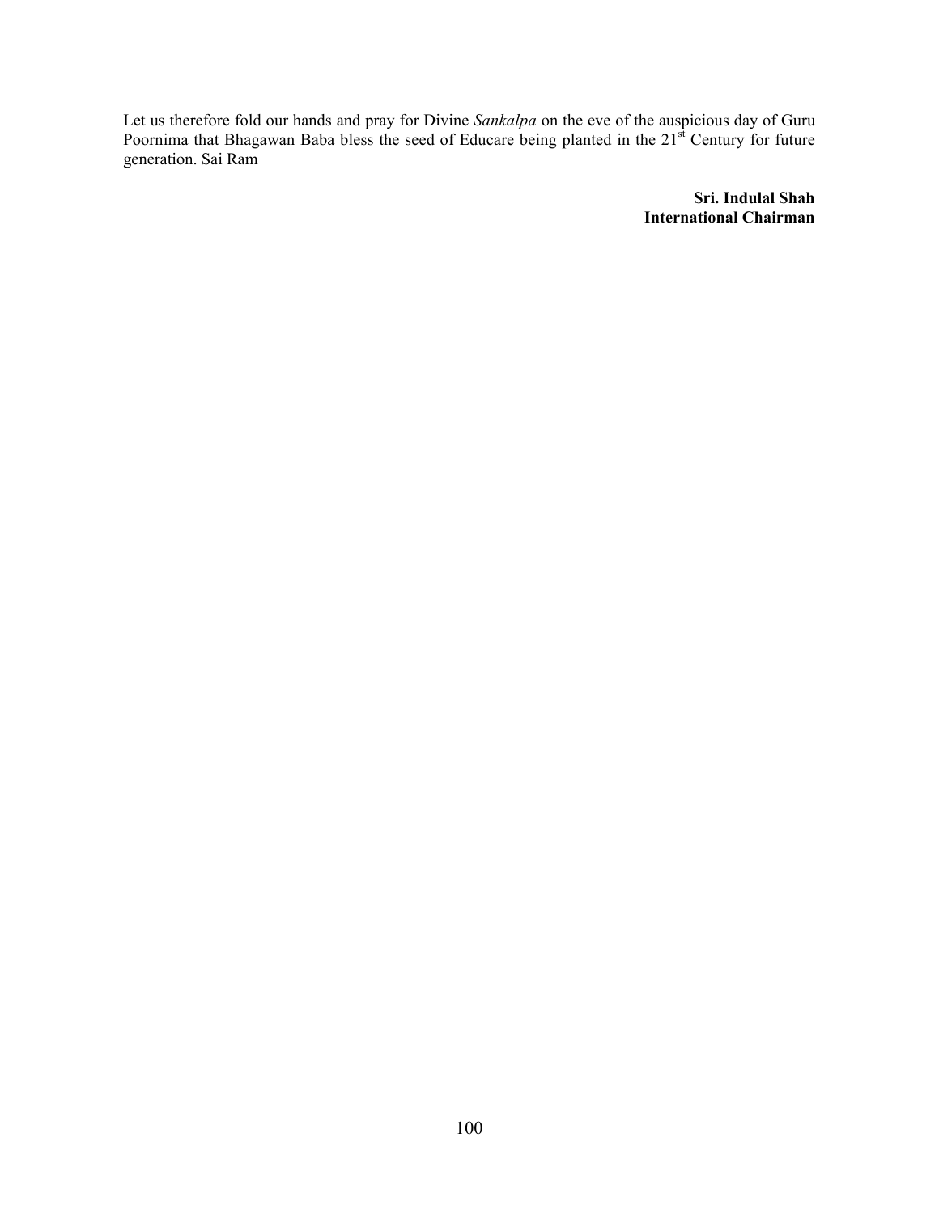Let us therefore fold our hands and pray for Divine *Sankalpa* on the eve of the auspicious day of Guru Poornima that Bhagawan Baba bless the seed of Educare being planted in the $21^{st}$ Century for future generation. Sai Ram

**Sri. Indulal Shah**
**International Chairman**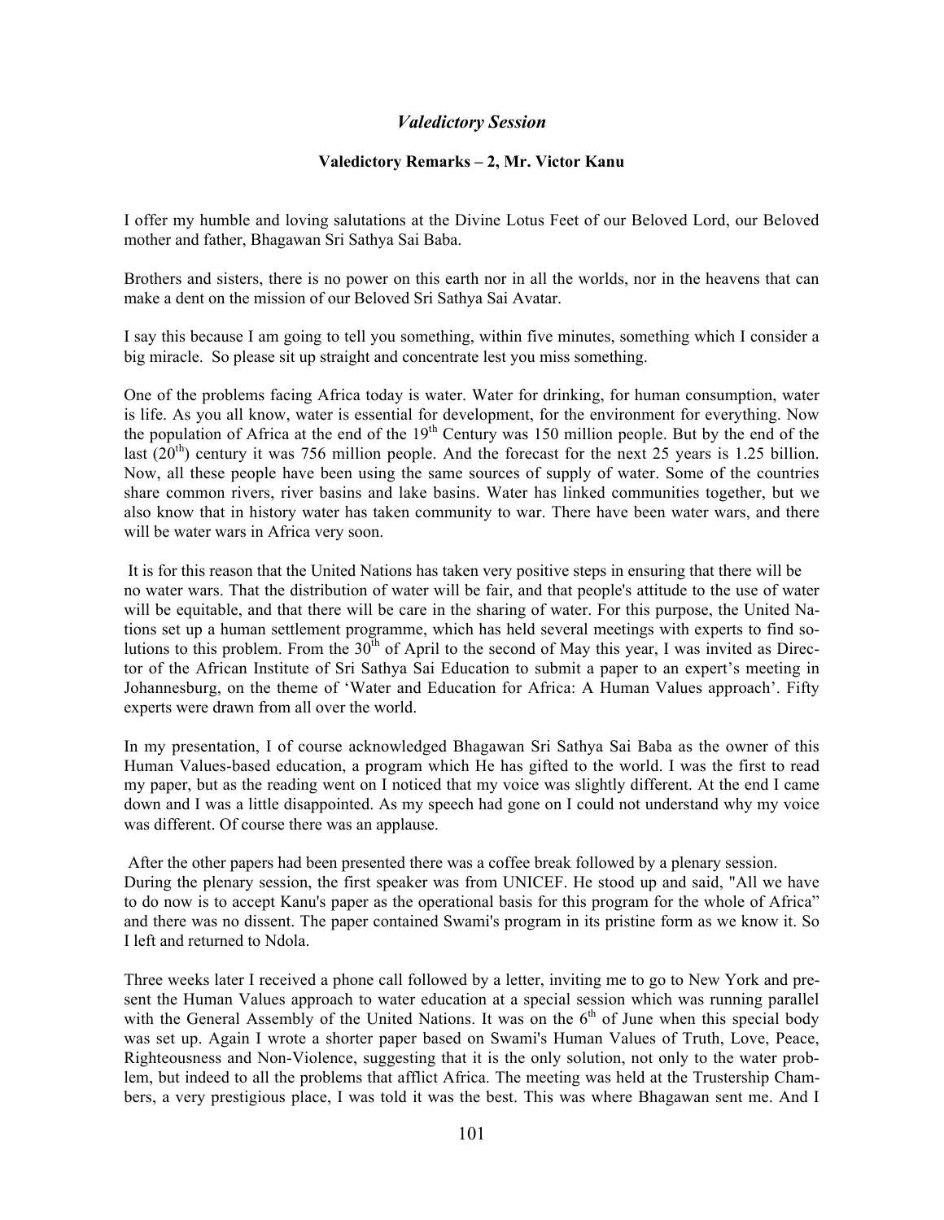## *Valedictory Session*

### Valedictory Remarks – 2, Mr. Victor Kanu

I offer my humble and loving salutations at the Divine Lotus Feet of our Beloved Lord, our Beloved mother and father, Bhagawan Sri Sathya Sai Baba.

Brothers and sisters, there is no power on this earth nor in all the worlds, nor in the heavens that can make a dent on the mission of our Beloved Sri Sathya Sai Avatar.

I say this because I am going to tell you something, within five minutes, something which I consider a big miracle. So please sit up straight and concentrate lest you miss something.

One of the problems facing Africa today is water. Water for drinking, for human consumption, water is life. As you all know, water is essential for development, for the environment for everything. Now the population of Africa at the end of the 19th Century was 150 million people. But by the end of the last (20th) century it was 756 million people. And the forecast for the next 25 years is 1.25 billion. Now, all these people have been using the same sources of supply of water. Some of the countries share common rivers, river basins and lake basins. Water has linked communities together, but we also know that in history water has taken community to war. There have been water wars, and there will be water wars in Africa very soon.

It is for this reason that the United Nations has taken very positive steps in ensuring that there will be no water wars. That the distribution of water will be fair, and that people's attitude to the use of water will be equitable, and that there will be care in the sharing of water. For this purpose, the United Nations set up a human settlement programme, which has held several meetings with experts to find solutions to this problem. From the 30th of April to the second of May this year, I was invited as Director of the African Institute of Sri Sathya Sai Education to submit a paper to an expert's meeting in Johannesburg, on the theme of 'Water and Education for Africa: A Human Values approach'. Fifty experts were drawn from all over the world.

In my presentation, I of course acknowledged Bhagawan Sri Sathya Sai Baba as the owner of this Human Values-based education, a program which He has gifted to the world. I was the first to read my paper, but as the reading went on I noticed that my voice was slightly different. At the end I came down and I was a little disappointed. As my speech had gone on I could not understand why my voice was different. Of course there was an applause.

After the other papers had been presented there was a coffee break followed by a plenary session. During the plenary session, the first speaker was from UNICEF. He stood up and said, "All we have to do now is to accept Kanu's paper as the operational basis for this program for the whole of Africa" and there was no dissent. The paper contained Swami's program in its pristine form as we know it. So I left and returned to Ndola.

Three weeks later I received a phone call followed by a letter, inviting me to go to New York and present the Human Values approach to water education at a special session which was running parallel with the General Assembly of the United Nations. It was on the 6th of June when this special body was set up. Again I wrote a shorter paper based on Swami's Human Values of Truth, Love, Peace, Righteousness and Non-Violence, suggesting that it is the only solution, not only to the water problem, but indeed to all the problems that afflict Africa. The meeting was held at the Trustership Chambers, a very prestigious place, I was told it was the best. This was where Bhagawan sent me. And I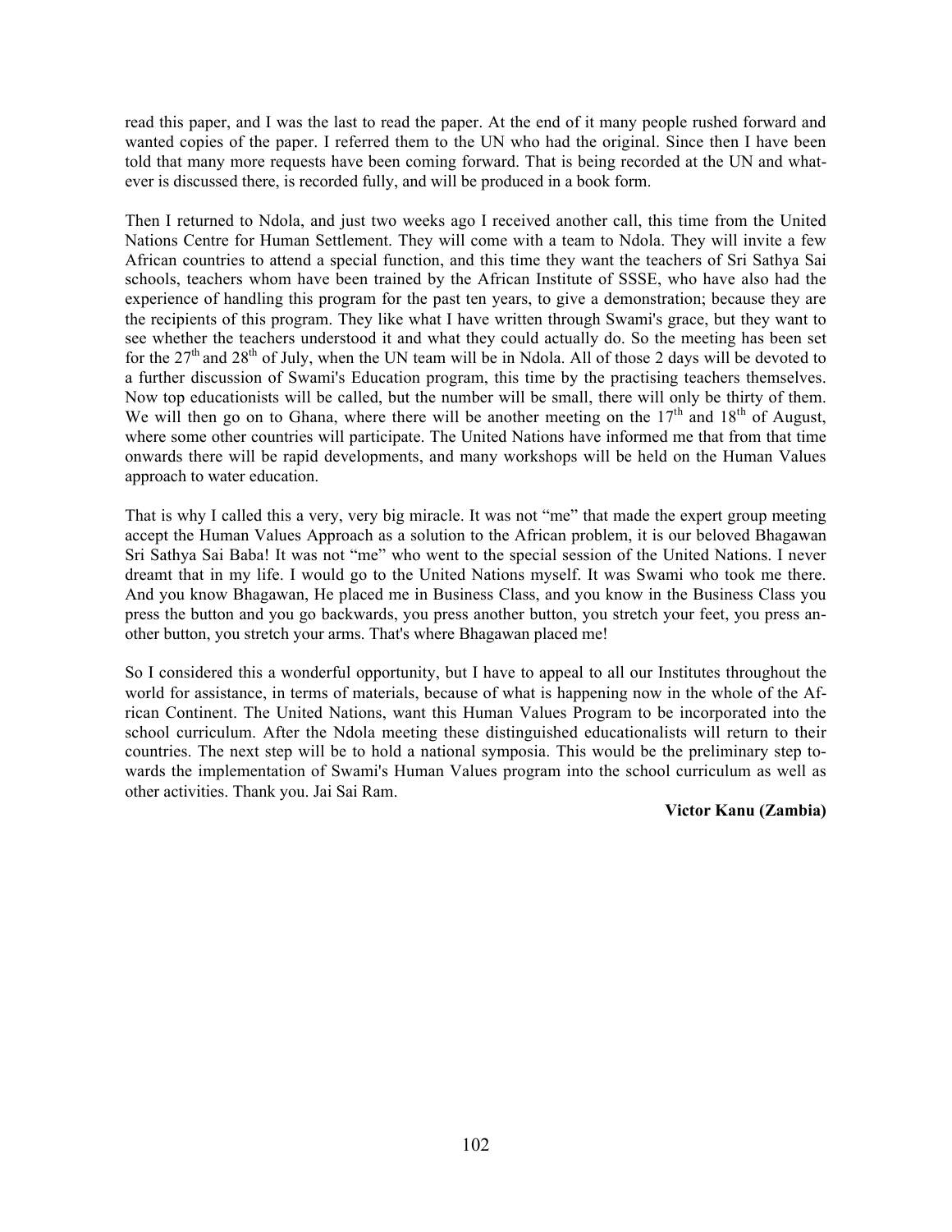read this paper, and I was the last to read the paper. At the end of it many people rushed forward and wanted copies of the paper. I referred them to the UN who had the original. Since then I have been told that many more requests have been coming forward. That is being recorded at the UN and whatever is discussed there, is recorded fully, and will be produced in a book form.

Then I returned to Ndola, and just two weeks ago I received another call, this time from the United Nations Centre for Human Settlement. They will come with a team to Ndola. They will invite a few African countries to attend a special function, and this time they want the teachers of Sri Sathya Sai schools, teachers whom have been trained by the African Institute of SSSE, who have also had the experience of handling this program for the past ten years, to give a demonstration; because they are the recipients of this program. They like what I have written through Swami's grace, but they want to see whether the teachers understood it and what they could actually do. So the meeting has been set for the 27th and 28th of July, when the UN team will be in Ndola. All of those 2 days will be devoted to a further discussion of Swami's Education program, this time by the practising teachers themselves. Now top educationists will be called, but the number will be small, there will only be thirty of them. We will then go on to Ghana, where there will be another meeting on the 17th and 18th of August, where some other countries will participate. The United Nations have informed me that from that time onwards there will be rapid developments, and many workshops will be held on the Human Values approach to water education.

That is why I called this a very, very big miracle. It was not "me" that made the expert group meeting accept the Human Values Approach as a solution to the African problem, it is our beloved Bhagawan Sri Sathya Sai Baba! It was not "me" who went to the special session of the United Nations. I never dreamt that in my life. I would go to the United Nations myself. It was Swami who took me there. And you know Bhagawan, He placed me in Business Class, and you know in the Business Class you press the button and you go backwards, you press another button, you stretch your feet, you press another button, you stretch your arms. That's where Bhagawan placed me!

So I considered this a wonderful opportunity, but I have to appeal to all our Institutes throughout the world for assistance, in terms of materials, because of what is happening now in the whole of the African Continent. The United Nations, want this Human Values Program to be incorporated into the school curriculum. After the Ndola meeting these distinguished educationalists will return to their countries. The next step will be to hold a national symposia. This would be the preliminary step towards the implementation of Swami's Human Values program into the school curriculum as well as other activities. Thank you. Jai Sai Ram.

**Victor Kanu (Zambia)**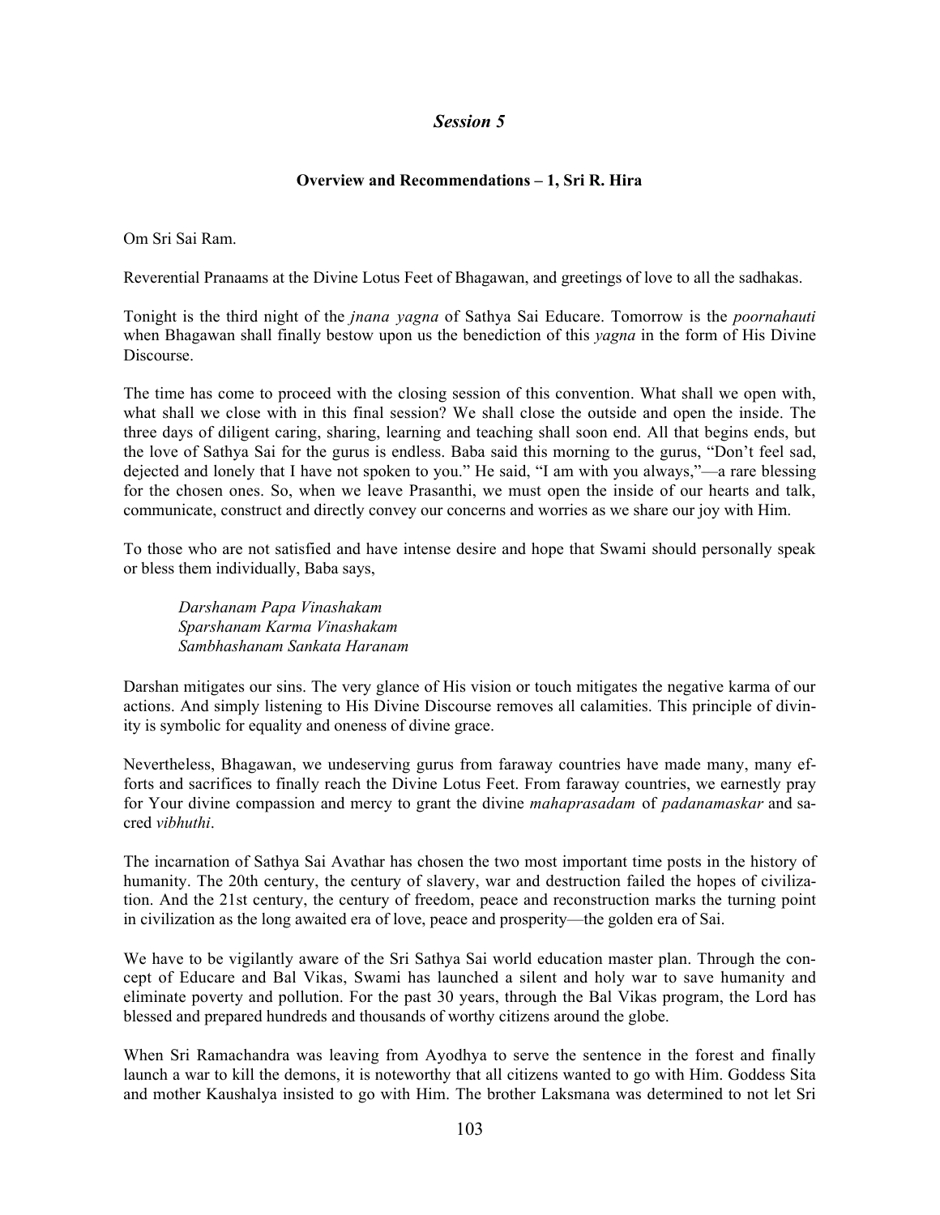## *Session 5*

### Overview and Recommendations – 1, Sri R. Hira

Om Sri Sai Ram.

Reverential Pranaams at the Divine Lotus Feet of Bhagawan, and greetings of love to all the sadhakas.

Tonight is the third night of the *jnana yagna* of Sathya Sai Educare. Tomorrow is the *poornahauti* when Bhagawan shall finally bestow upon us the benediction of this *yagna* in the form of His Divine Discourse.

The time has come to proceed with the closing session of this convention. What shall we open with, what shall we close with in this final session? We shall close the outside and open the inside. The three days of diligent caring, sharing, learning and teaching shall soon end. All that begins ends, but the love of Sathya Sai for the gurus is endless. Baba said this morning to the gurus, "Don't feel sad, dejected and lonely that I have not spoken to you." He said, "I am with you always,"—a rare blessing for the chosen ones. So, when we leave Prasanthi, we must open the inside of our hearts and talk, communicate, construct and directly convey our concerns and worries as we share our joy with Him.

To those who are not satisfied and have intense desire and hope that Swami should personally speak or bless them individually, Baba says,

> *Darshanam Papa Vinashakam*
> *Sparshanam Karma Vinashakam*
> *Sambhashanam Sankata Haranam*

Darshan mitigates our sins. The very glance of His vision or touch mitigates the negative karma of our actions. And simply listening to His Divine Discourse removes all calamities. This principle of divinity is symbolic for equality and oneness of divine grace.

Nevertheless, Bhagawan, we undeserving gurus from faraway countries have made many, many efforts and sacrifices to finally reach the Divine Lotus Feet. From faraway countries, we earnestly pray for Your divine compassion and mercy to grant the divine *mahaprasadam* of *padanamaskar* and sacred *vibhuthi*.

The incarnation of Sathya Sai Avathar has chosen the two most important time posts in the history of humanity. The 20th century, the century of slavery, war and destruction failed the hopes of civilization. And the 21st century, the century of freedom, peace and reconstruction marks the turning point in civilization as the long awaited era of love, peace and prosperity—the golden era of Sai.

We have to be vigilantly aware of the Sri Sathya Sai world education master plan. Through the concept of Educare and Bal Vikas, Swami has launched a silent and holy war to save humanity and eliminate poverty and pollution. For the past 30 years, through the Bal Vikas program, the Lord has blessed and prepared hundreds and thousands of worthy citizens around the globe.

When Sri Ramachandra was leaving from Ayodhya to serve the sentence in the forest and finally launch a war to kill the demons, it is noteworthy that all citizens wanted to go with Him. Goddess Sita and mother Kaushalya insisted to go with Him. The brother Laksmana was determined to not let Sri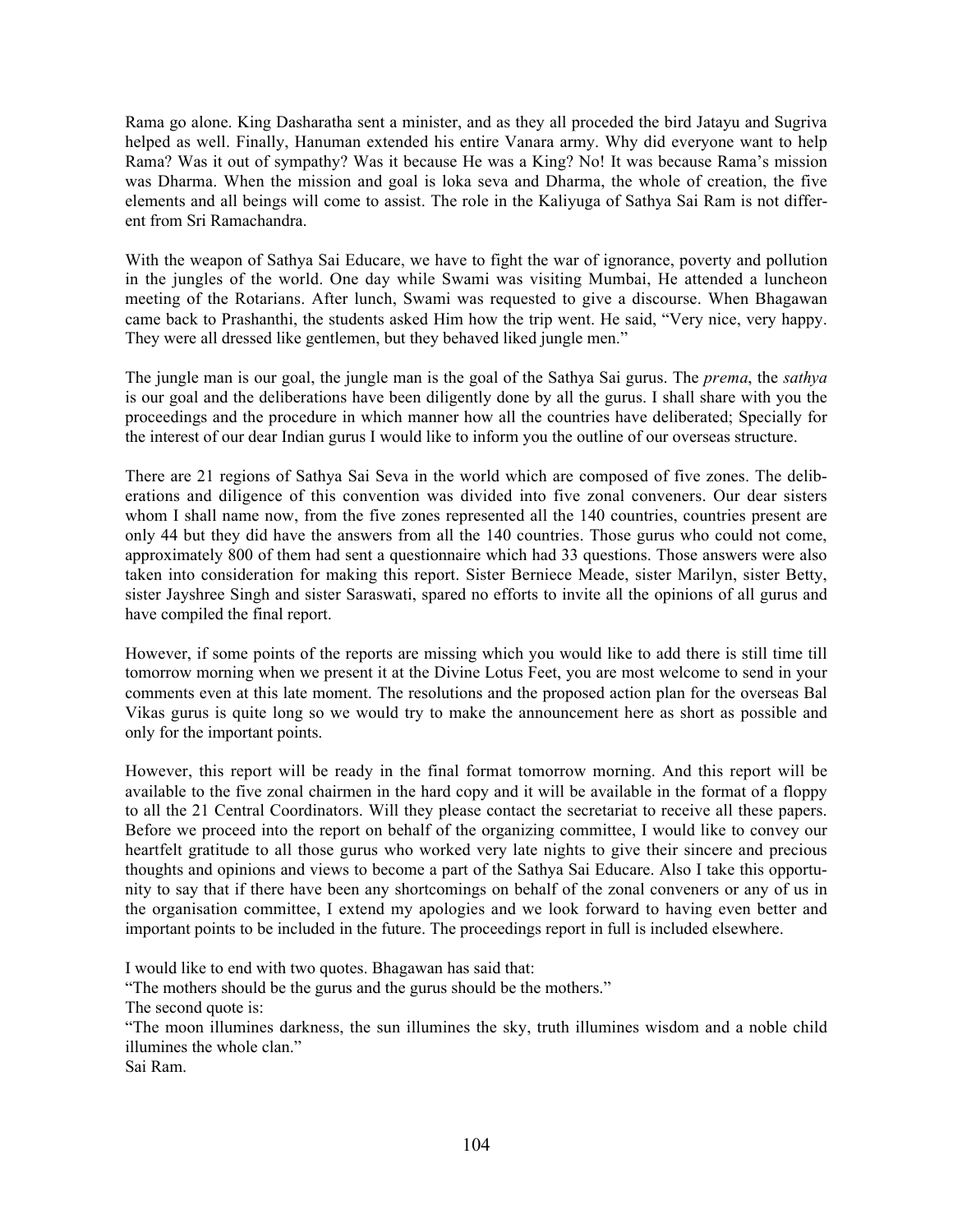Rama go alone. King Dasharatha sent a minister, and as they all proceeded the bird Jatayu and Sugriva helped as well. Finally, Hanuman extended his entire Vanara army. Why did everyone want to help Rama? Was it out of sympathy? Was it because He was a King? No! It was because Rama's mission was Dharma. When the mission and goal is loka seva and Dharma, the whole of creation, the five elements and all beings will come to assist. The role in the Kaliyuga of Sathya Sai Ram is not different from Sri Ramachandra.

With the weapon of Sathya Sai Educare, we have to fight the war of ignorance, poverty and pollution in the jungles of the world. One day while Swami was visiting Mumbai, He attended a luncheon meeting of the Rotarians. After lunch, Swami was requested to give a discourse. When Bhagawan came back to Prashanthi, the students asked Him how the trip went. He said, "Very nice, very happy. They were all dressed like gentlemen, but they behaved liked jungle men."

The jungle man is our goal, the jungle man is the goal of the Sathya Sai gurus. The *prema*, the *sathya* is our goal and the deliberations have been diligently done by all the gurus. I shall share with you the proceedings and the procedure in which manner how all the countries have deliberated; Specially for the interest of our dear Indian gurus I would like to inform you the outline of our overseas structure.

There are 21 regions of Sathya Sai Seva in the world which are composed of five zones. The deliberations and diligence of this convention was divided into five zonal conveners. Our dear sisters whom I shall name now, from the five zones represented all the 140 countries, countries present are only 44 but they did have the answers from all the 140 countries. Those gurus who could not come, approximately 800 of them had sent a questionnaire which had 33 questions. Those answers were also taken into consideration for making this report. Sister Berniece Meade, sister Marilyn, sister Betty, sister Jayshree Singh and sister Saraswati, spared no efforts to invite all the opinions of all gurus and have compiled the final report.

However, if some points of the reports are missing which you would like to add there is still time till tomorrow morning when we present it at the Divine Lotus Feet, you are most welcome to send in your comments even at this late moment. The resolutions and the proposed action plan for the overseas Bal Vikas gurus is quite long so we would try to make the announcement here as short as possible and only for the important points.

However, this report will be ready in the final format tomorrow morning. And this report will be available to the five zonal chairmen in the hard copy and it will be available in the format of a floppy to all the 21 Central Coordinators. Will they please contact the secretariat to receive all these papers. Before we proceed into the report on behalf of the organizing committee, I would like to convey our heartfelt gratitude to all those gurus who worked very late nights to give their sincere and precious thoughts and opinions and views to become a part of the Sathya Sai Educare. Also I take this opportunity to say that if there have been any shortcomings on behalf of the zonal conveners or any of us in the organisation committee, I extend my apologies and we look forward to having even better and important points to be included in the future. The proceedings report in full is included elsewhere.

I would like to end with two quotes. Bhagawan has said that:

"The mothers should be the gurus and the gurus should be the mothers."

The second quote is:

"The moon illumines darkness, the sun illumines the sky, truth illumines wisdom and a noble child illumines the whole clan."

Sai Ram.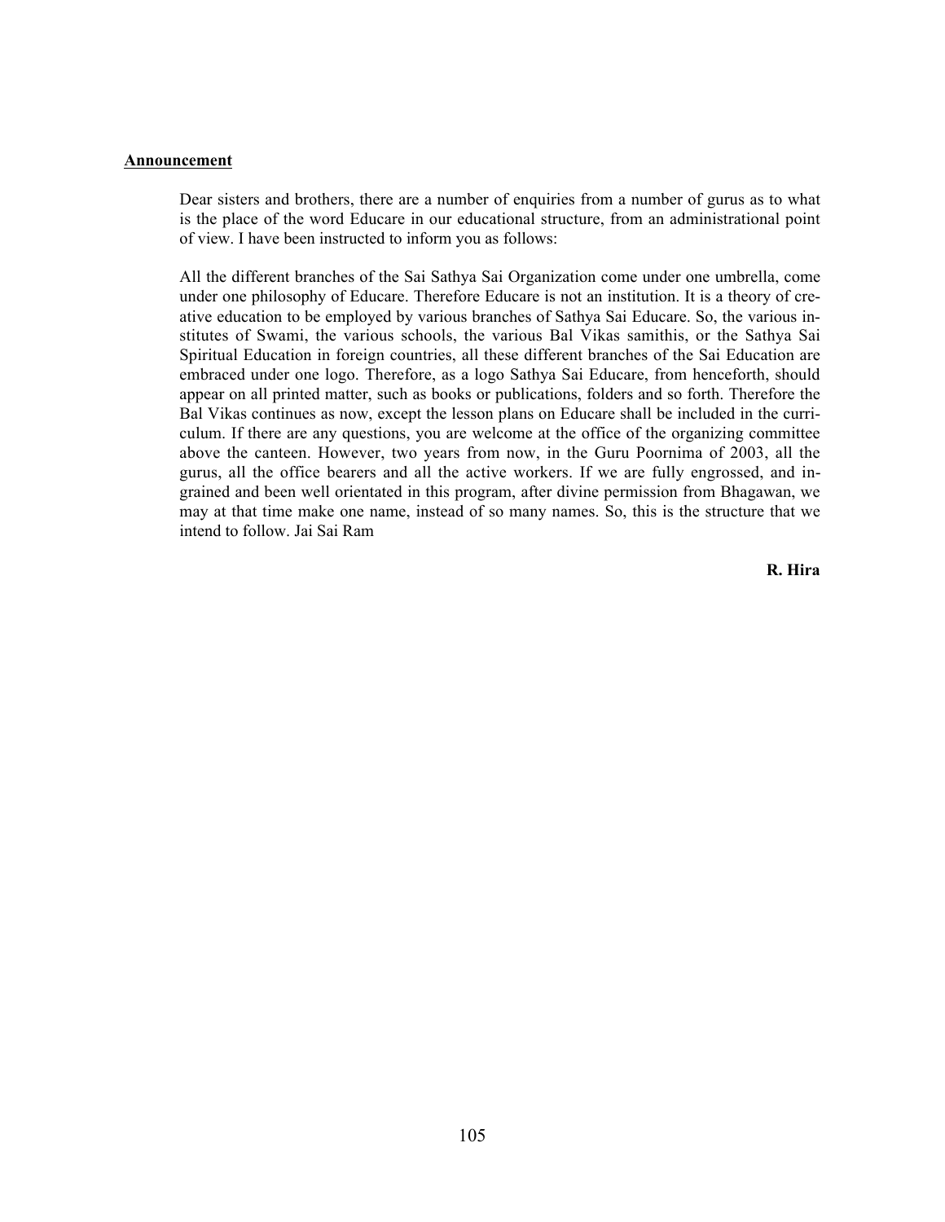**Announcement**

Dear sisters and brothers, there are a number of enquiries from a number of gurus as to what is the place of the word Educare in our educational structure, from an administrational point of view. I have been instructed to inform you as follows:

All the different branches of the Sai Sathya Sai Organization come under one umbrella, come under one philosophy of Educare. Therefore Educare is not an institution. It is a theory of creative education to be employed by various branches of Sathya Sai Educare. So, the various institutes of Swami, the various schools, the various Bal Vikas samithis, or the Sathya Sai Spiritual Education in foreign countries, all these different branches of the Sai Education are embraced under one logo. Therefore, as a logo Sathya Sai Educare, from henceforth, should appear on all printed matter, such as books or publications, folders and so forth. Therefore the Bal Vikas continues as now, except the lesson plans on Educare shall be included in the curriculum. If there are any questions, you are welcome at the office of the organizing committee above the canteen. However, two years from now, in the Guru Poornima of 2003, all the gurus, all the office bearers and all the active workers. If we are fully engrossed, and ingrained and been well orientated in this program, after divine permission from Bhagawan, we may at that time make one name, instead of so many names. So, this is the structure that we intend to follow. Jai Sai Ram

**R. Hira**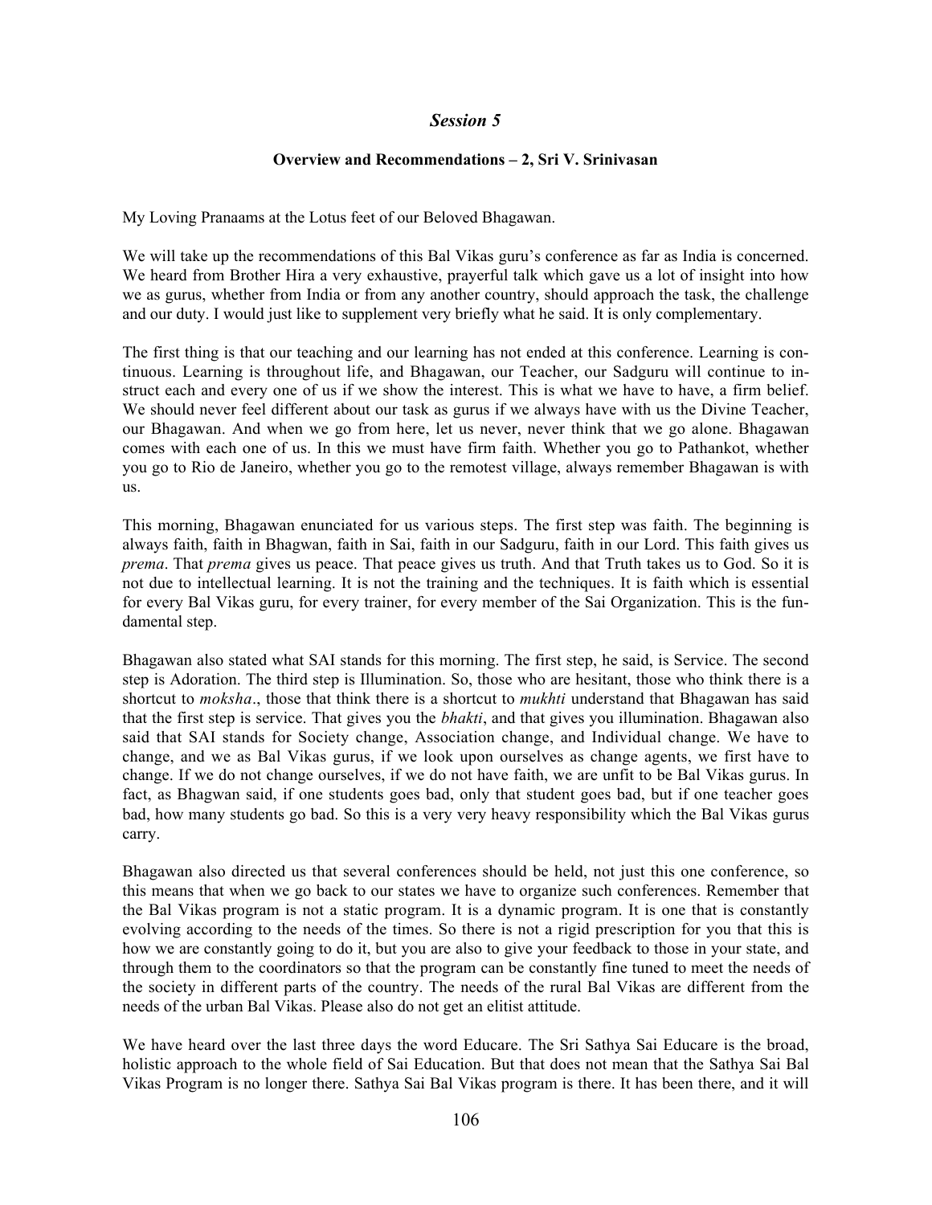## *Session 5*

### Overview and Recommendations – 2, Sri V. Srinivasan

My Loving Pranaams at the Lotus feet of our Beloved Bhagawan.

We will take up the recommendations of this Bal Vikas guru's conference as far as India is concerned. We heard from Brother Hira a very exhaustive, prayerful talk which gave us a lot of insight into how we as gurus, whether from India or from any another country, should approach the task, the challenge and our duty. I would just like to supplement very briefly what he said. It is only complementary.

The first thing is that our teaching and our learning has not ended at this conference. Learning is continuous. Learning is throughout life, and Bhagawan, our Teacher, our Sadguru will continue to instruct each and every one of us if we show the interest. This is what we have to have, a firm belief. We should never feel different about our task as gurus if we always have with us the Divine Teacher, our Bhagawan. And when we go from here, let us never, never think that we go alone. Bhagawan comes with each one of us. In this we must have firm faith. Whether you go to Pathankot, whether you go to Rio de Janeiro, whether you go to the remotest village, always remember Bhagawan is with us.

This morning, Bhagawan enunciated for us various steps. The first step was faith. The beginning is always faith, faith in Bhagwan, faith in Sai, faith in our Sadguru, faith in our Lord. This faith gives us *prema*. That *prema* gives us peace. That peace gives us truth. And that Truth takes us to God. So it is not due to intellectual learning. It is not the training and the techniques. It is faith which is essential for every Bal Vikas guru, for every trainer, for every member of the Sai Organization. This is the fundamental step.

Bhagawan also stated what SAI stands for this morning. The first step, he said, is Service. The second step is Adoration. The third step is Illumination. So, those who are hesitant, those who think there is a shortcut to *moksha*., those that think there is a shortcut to *mukhti* understand that Bhagawan has said that the first step is service. That gives you the *bhakti*, and that gives you illumination. Bhagawan also said that SAI stands for Society change, Association change, and Individual change. We have to change, and we as Bal Vikas gurus, if we look upon ourselves as change agents, we first have to change. If we do not change ourselves, if we do not have faith, we are unfit to be Bal Vikas gurus. In fact, as Bhagwan said, if one students goes bad, only that student goes bad, but if one teacher goes bad, how many students go bad. So this is a very very heavy responsibility which the Bal Vikas gurus carry.

Bhagawan also directed us that several conferences should be held, not just this one conference, so this means that when we go back to our states we have to organize such conferences. Remember that the Bal Vikas program is not a static program. It is a dynamic program. It is one that is constantly evolving according to the needs of the times. So there is not a rigid prescription for you that this is how we are constantly going to do it, but you are also to give your feedback to those in your state, and through them to the coordinators so that the program can be constantly fine tuned to meet the needs of the society in different parts of the country. The needs of the rural Bal Vikas are different from the needs of the urban Bal Vikas. Please also do not get an elitist attitude.

We have heard over the last three days the word Educare. The Sri Sathya Sai Educare is the broad, holistic approach to the whole field of Sai Education. But that does not mean that the Sathya Sai Bal Vikas Program is no longer there. Sathya Sai Bal Vikas program is there. It has been there, and it will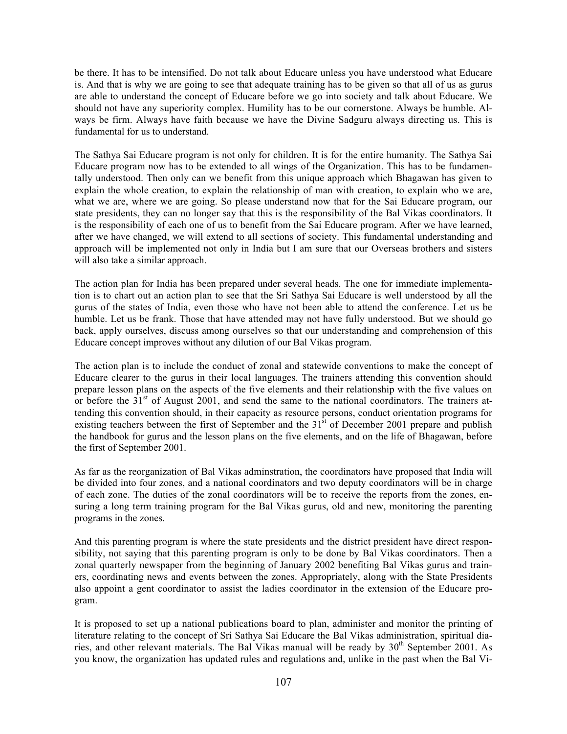be there. It has to be intensified. Do not talk about Educare unless you have understood what Educare is. And that is why we are going to see that adequate training has to be given so that all of us as gurus are able to understand the concept of Educare before we go into society and talk about Educare. We should not have any superiority complex. Humility has to be our cornerstone. Always be humble. Always be firm. Always have faith because we have the Divine Sadguru always directing us. This is fundamental for us to understand.

The Sathya Sai Educare program is not only for children. It is for the entire humanity. The Sathya Sai Educare program now has to be extended to all wings of the Organization. This has to be fundamentally understood. Then only can we benefit from this unique approach which Bhagawan has given to explain the whole creation, to explain the relationship of man with creation, to explain who we are, what we are, where we are going. So please understand now that for the Sai Educare program, our state presidents, they can no longer say that this is the responsibility of the Bal Vikas coordinators. It is the responsibility of each one of us to benefit from the Sai Educare program. After we have learned, after we have changed, we will extend to all sections of society. This fundamental understanding and approach will be implemented not only in India but I am sure that our Overseas brothers and sisters will also take a similar approach.

The action plan for India has been prepared under several heads. The one for immediate implementation is to chart out an action plan to see that the Sri Sathya Sai Educare is well understood by all the gurus of the states of India, even those who have not been able to attend the conference. Let us be humble. Let us be frank. Those that have attended may not have fully understood. But we should go back, apply ourselves, discuss among ourselves so that our understanding and comprehension of this Educare concept improves without any dilution of our Bal Vikas program.

The action plan is to include the conduct of zonal and statewide conventions to make the concept of Educare clearer to the gurus in their local languages. The trainers attending this convention should prepare lesson plans on the aspects of the five elements and their relationship with the five values on or before the 31st of August 2001, and send the same to the national coordinators. The trainers attending this convention should, in their capacity as resource persons, conduct orientation programs for existing teachers between the first of September and the 31st of December 2001 prepare and publish the handbook for gurus and the lesson plans on the five elements, and on the life of Bhagawan, before the first of September 2001.

As far as the reorganization of Bal Vikas adminstration, the coordinators have proposed that India will be divided into four zones, and a national coordinators and two deputy coordinators will be in charge of each zone. The duties of the zonal coordinators will be to receive the reports from the zones, ensuring a long term training program for the Bal Vikas gurus, old and new, monitoring the parenting programs in the zones.

And this parenting program is where the state presidents and the district president have direct responsibility, not saying that this parenting program is only to be done by Bal Vikas coordinators. Then a zonal quarterly newspaper from the beginning of January 2002 benefiting Bal Vikas gurus and trainers, coordinating news and events between the zones. Appropriately, along with the State Presidents also appoint a gent coordinator to assist the ladies coordinator in the extension of the Educare program.

It is proposed to set up a national publications board to plan, administer and monitor the printing of literature relating to the concept of Sri Sathya Sai Educare the Bal Vikas administration, spiritual diaries, and other relevant materials. The Bal Vikas manual will be ready by 30th September 2001. As you know, the organization has updated rules and regulations and, unlike in the past when the Bal Vi-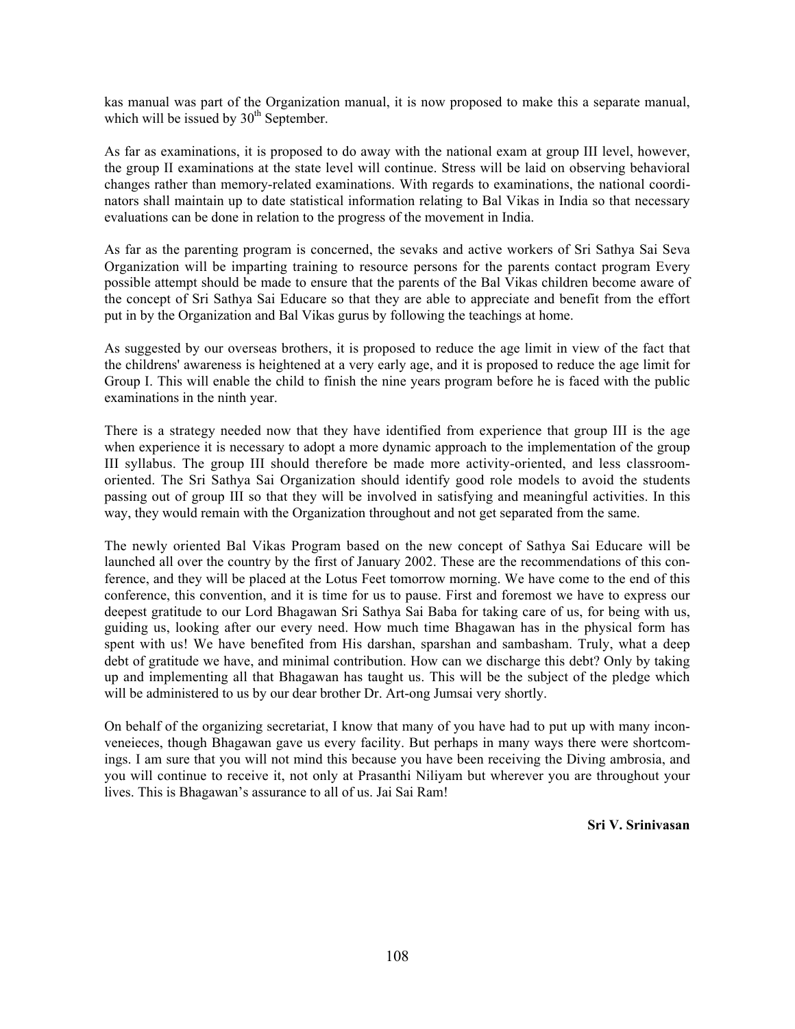kas manual was part of the Organization manual, it is now proposed to make this a separate manual, which will be issued by 30th September.

As far as examinations, it is proposed to do away with the national exam at group III level, however, the group II examinations at the state level will continue. Stress will be laid on observing behavioral changes rather than memory-related examinations. With regards to examinations, the national coordinators shall maintain up to date statistical information relating to Bal Vikas in India so that necessary evaluations can be done in relation to the progress of the movement in India.

As far as the parenting program is concerned, the sevaks and active workers of Sri Sathya Sai Seva Organization will be imparting training to resource persons for the parents contact program Every possible attempt should be made to ensure that the parents of the Bal Vikas children become aware of the concept of Sri Sathya Sai Educare so that they are able to appreciate and benefit from the effort put in by the Organization and Bal Vikas gurus by following the teachings at home.

As suggested by our overseas brothers, it is proposed to reduce the age limit in view of the fact that the childrens' awareness is heightened at a very early age, and it is proposed to reduce the age limit for Group I. This will enable the child to finish the nine years program before he is faced with the public examinations in the ninth year.

There is a strategy needed now that they have identified from experience that group III is the age when experience it is necessary to adopt a more dynamic approach to the implementation of the group III syllabus. The group III should therefore be made more activity-oriented, and less classroom-oriented. The Sri Sathya Sai Organization should identify good role models to avoid the students passing out of group III so that they will be involved in satisfying and meaningful activities. In this way, they would remain with the Organization throughout and not get separated from the same.

The newly oriented Bal Vikas Program based on the new concept of Sathya Sai Educare will be launched all over the country by the first of January 2002. These are the recommendations of this conference, and they will be placed at the Lotus Feet tomorrow morning. We have come to the end of this conference, this convention, and it is time for us to pause. First and foremost we have to express our deepest gratitude to our Lord Bhagawan Sri Sathya Sai Baba for taking care of us, for being with us, guiding us, looking after our every need. How much time Bhagawan has in the physical form has spent with us! We have benefited from His darshan, sparshan and sambasham. Truly, what a deep debt of gratitude we have, and minimal contribution. How can we discharge this debt? Only by taking up and implementing all that Bhagawan has taught us. This will be the subject of the pledge which will be administered to us by our dear brother Dr. Art-ong Jumsai very shortly.

On behalf of the organizing secretariat, I know that many of you have had to put up with many inconveneieces, though Bhagawan gave us every facility. But perhaps in many ways there were shortcomings. I am sure that you will not mind this because you have been receiving the Diving ambrosia, and you will continue to receive it, not only at Prasanthi Niliyam but wherever you are throughout your lives. This is Bhagawan's assurance to all of us. Jai Sai Ram!

**Sri V. Srinivasan**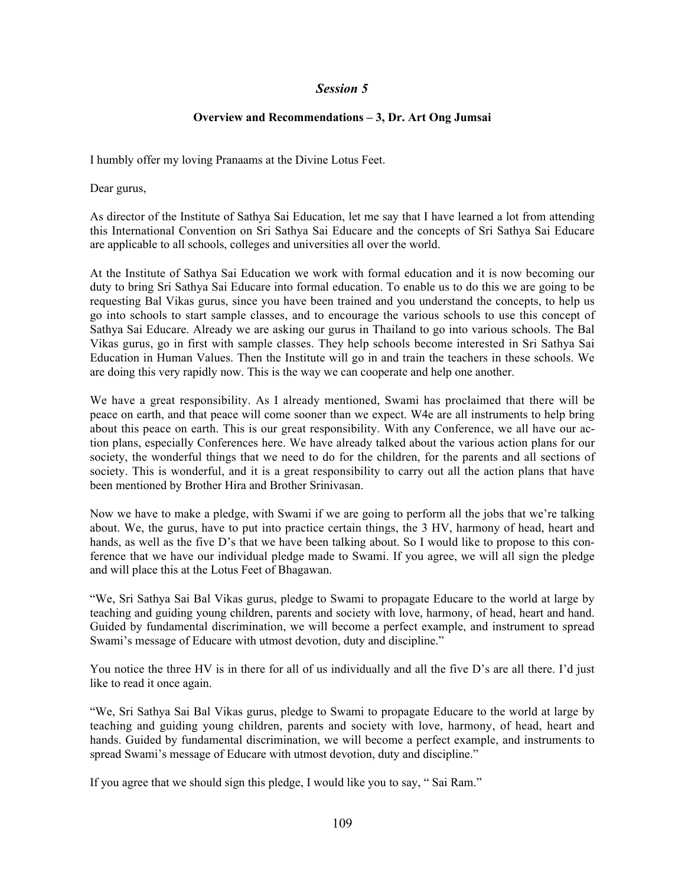## *Session 5*

### Overview and Recommendations – 3, Dr. Art Ong Jumsai

I humbly offer my loving Pranaams at the Divine Lotus Feet.

Dear gurus,

As director of the Institute of Sathya Sai Education, let me say that I have learned a lot from attending this International Convention on Sri Sathya Sai Educare and the concepts of Sri Sathya Sai Educare are applicable to all schools, colleges and universities all over the world.

At the Institute of Sathya Sai Education we work with formal education and it is now becoming our duty to bring Sri Sathya Sai Educare into formal education. To enable us to do this we are going to be requesting Bal Vikas gurus, since you have been trained and you understand the concepts, to help us go into schools to start sample classes, and to encourage the various schools to use this concept of Sathya Sai Educare. Already we are asking our gurus in Thailand to go into various schools. The Bal Vikas gurus, go in first with sample classes. They help schools become interested in Sri Sathya Sai Education in Human Values. Then the Institute will go in and train the teachers in these schools. We are doing this very rapidly now. This is the way we can cooperate and help one another.

We have a great responsibility. As I already mentioned, Swami has proclaimed that there will be peace on earth, and that peace will come sooner than we expect. W4e are all instruments to help bring about this peace on earth. This is our great responsibility. With any Conference, we all have our action plans, especially Conferences here. We have already talked about the various action plans for our society, the wonderful things that we need to do for the children, for the parents and all sections of society. This is wonderful, and it is a great responsibility to carry out all the action plans that have been mentioned by Brother Hira and Brother Srinivasan.

Now we have to make a pledge, with Swami if we are going to perform all the jobs that we're talking about. We, the gurus, have to put into practice certain things, the 3 HV, harmony of head, heart and hands, as well as the five D's that we have been talking about. So I would like to propose to this conference that we have our individual pledge made to Swami. If you agree, we will all sign the pledge and will place this at the Lotus Feet of Bhagawan.

"We, Sri Sathya Sai Bal Vikas gurus, pledge to Swami to propagate Educare to the world at large by teaching and guiding young children, parents and society with love, harmony, of head, heart and hand. Guided by fundamental discrimination, we will become a perfect example, and instrument to spread Swami's message of Educare with utmost devotion, duty and discipline."

You notice the three HV is in there for all of us individually and all the five D's are all there. I'd just like to read it once again.

"We, Sri Sathya Sai Bal Vikas gurus, pledge to Swami to propagate Educare to the world at large by teaching and guiding young children, parents and society with love, harmony, of head, heart and hands. Guided by fundamental discrimination, we will become a perfect example, and instruments to spread Swami's message of Educare with utmost devotion, duty and discipline."

If you agree that we should sign this pledge, I would like you to say, " Sai Ram."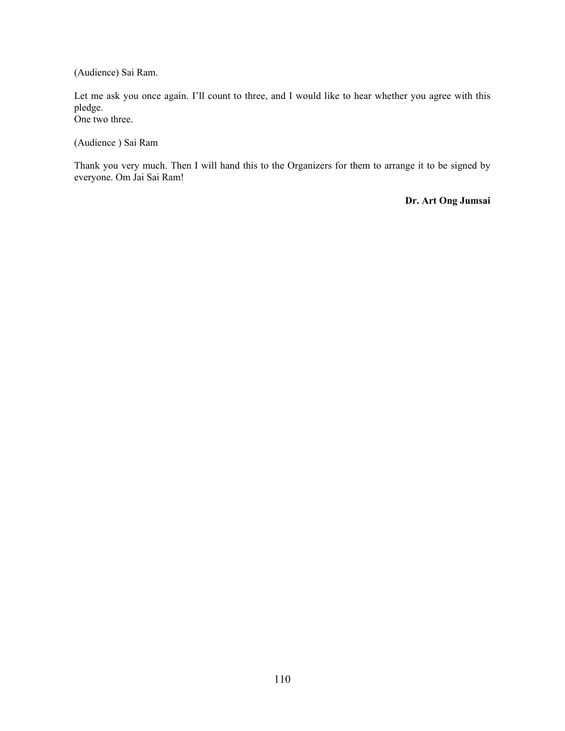(Audience) Sai Ram.

Let me ask you once again. I'll count to three, and I would like to hear whether you agree with this pledge.
One two three.

(Audience ) Sai Ram

Thank you very much. Then I will hand this to the Organizers for them to arrange it to be signed by everyone. Om Jai Sai Ram!

**Dr. Art Ong Jumsai**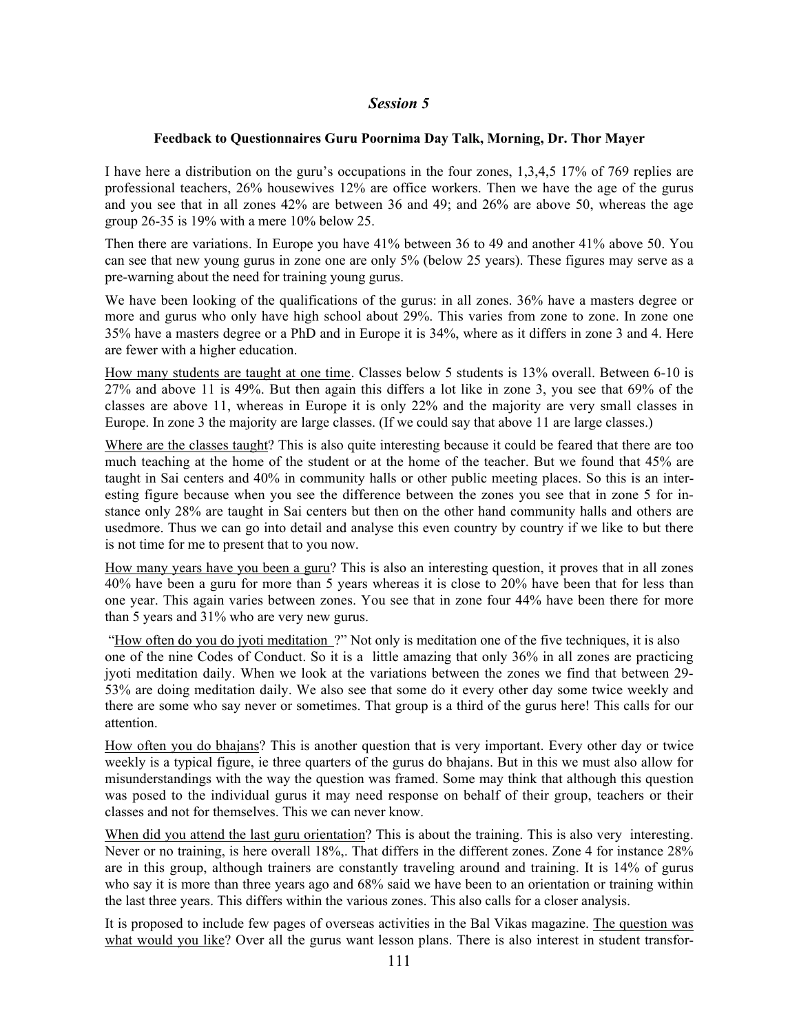## *Session 5*

### Feedback to Questionnaires Guru Poornima Day Talk, Morning, Dr. Thor Mayer

I have here a distribution on the guru's occupations in the four zones, 1,3,4,5 17% of 769 replies are professional teachers, 26% housewives 12% are office workers. Then we have the age of the gurus and you see that in all zones 42% are between 36 and 49; and 26% are above 50, whereas the age group 26-35 is 19% with a mere 10% below 25.

Then there are variations. In Europe you have 41% between 36 to 49 and another 41% above 50. You can see that new young gurus in zone one are only 5% (below 25 years). These figures may serve as a pre-warning about the need for training young gurus.

We have been looking of the qualifications of the gurus: in all zones. 36% have a masters degree or more and gurus who only have high school about 29%. This varies from zone to zone. In zone one 35% have a masters degree or a PhD and in Europe it is 34%, where as it differs in zone 3 and 4. Here are fewer with a higher education.

<u>How many students are taught at one time</u>. Classes below 5 students is 13% overall. Between 6-10 is 27% and above 11 is 49%. But then again this differs a lot like in zone 3, you see that 69% of the classes are above 11, whereas in Europe it is only 22% and the majority are very small classes in Europe. In zone 3 the majority are large classes. (If we could say that above 11 are large classes.)

<u>Where are the classes taught</u>? This is also quite interesting because it could be feared that there are too much teaching at the home of the student or at the home of the teacher. But we found that 45% are taught in Sai centers and 40% in community halls or other public meeting places. So this is an interesting figure because when you see the difference between the zones you see that in zone 5 for instance only 28% are taught in Sai centers but then on the other hand community halls and others are usedmore. Thus we can go into detail and analyse this even country by country if we like to but there is not time for me to present that to you now.

<u>How many years have you been a guru</u>? This is also an interesting question, it proves that in all zones 40% have been a guru for more than 5 years whereas it is close to 20% have been that for less than one year. This again varies between zones. You see that in zone four 44% have been there for more than 5 years and 31% who are very new gurus.

"<u>How often do you do jyoti meditation</u> ?" Not only is meditation one of the five techniques, it is also one of the nine Codes of Conduct. So it is a little amazing that only 36% in all zones are practicing jyoti meditation daily. When we look at the variations between the zones we find that between 29-53% are doing meditation daily. We also see that some do it every other day some twice weekly and there are some who say never or sometimes. That group is a third of the gurus here! This calls for our attention.

<u>How often you do bhajans</u>? This is another question that is very important. Every other day or twice weekly is a typical figure, ie three quarters of the gurus do bhajans. But in this we must also allow for misunderstandings with the way the question was framed. Some may think that although this question was posed to the individual gurus it may need response on behalf of their group, teachers or their classes and not for themselves. This we can never know.

<u>When did you attend the last guru orientation</u>? This is about the training. This is also very interesting. Never or no training, is here overall 18%,. That differs in the different zones. Zone 4 for instance 28% are in this group, although trainers are constantly traveling around and training. It is 14% of gurus who say it is more than three years ago and 68% said we have been to an orientation or training within the last three years. This differs within the various zones. This also calls for a closer analysis.

It is proposed to include few pages of overseas activities in the Bal Vikas magazine. <u>The question was what would you like</u>? Over all the gurus want lesson plans. There is also interest in student transfor-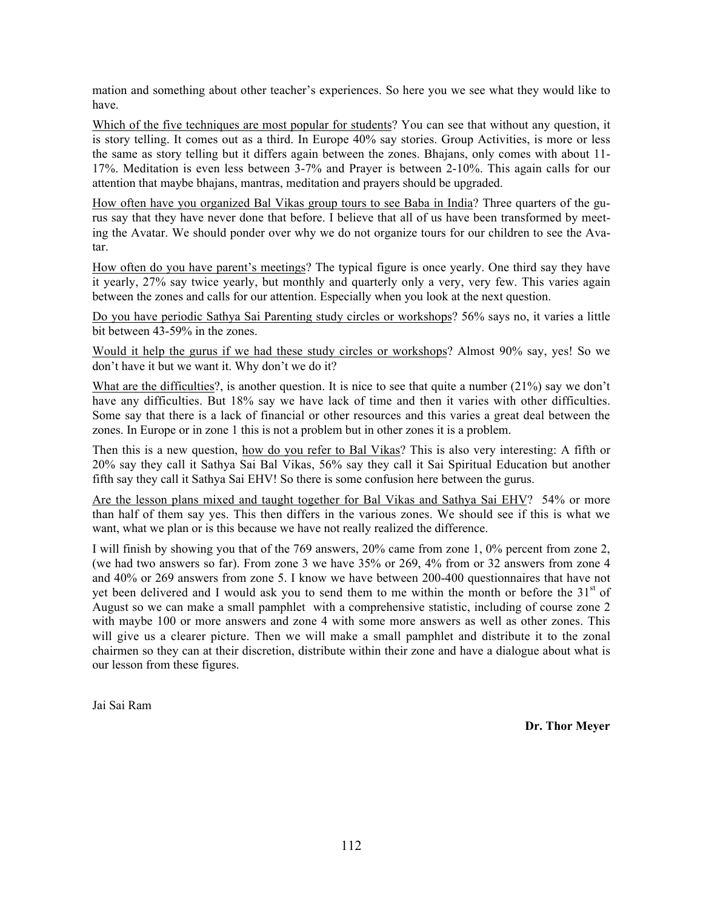mation and something about other teacher's experiences. So here you we see what they would like to have.

<u>Which of the five techniques are most popular for students</u>? You can see that without any question, it is story telling. It comes out as a third. In Europe 40% say stories. Group Activities, is more or less the same as story telling but it differs again between the zones. Bhajans, only comes with about 11-17%. Meditation is even less between 3-7% and Prayer is between 2-10%. This again calls for our attention that maybe bhajans, mantras, meditation and prayers should be upgraded.

<u>How often have you organized Bal Vikas group tours to see Baba in India</u>? Three quarters of the gurus say that they have never done that before. I believe that all of us have been transformed by meeting the Avatar. We should ponder over why we do not organize tours for our children to see the Avatar.

<u>How often do you have parent's meetings</u>? The typical figure is once yearly. One third say they have it yearly, 27% say twice yearly, but monthly and quarterly only a very, very few. This varies again between the zones and calls for our attention. Especially when you look at the next question.

<u>Do you have periodic Sathya Sai Parenting study circles or workshops</u>? 56% says no, it varies a little bit between 43-59% in the zones.

<u>Would it help the gurus if we had these study circles or workshops</u>? Almost 90% say, yes! So we don't have it but we want it. Why don't we do it?

<u>What are the difficulties</u>?, is another question. It is nice to see that quite a number (21%) say we don't have any difficulties. But 18% say we have lack of time and then it varies with other difficulties. Some say that there is a lack of financial or other resources and this varies a great deal between the zones. In Europe or in zone 1 this is not a problem but in other zones it is a problem.

Then this is a new question, <u>how do you refer to Bal Vikas</u>? This is also very interesting: A fifth or 20% say they call it Sathya Sai Bal Vikas, 56% say they call it Sai Spiritual Education but another fifth say they call it Sathya Sai EHV! So there is some confusion here between the gurus.

<u>Are the lesson plans mixed and taught together for Bal Vikas and Sathya Sai EHV</u>? 54% or more than half of them say yes. This then differs in the various zones. We should see if this is what we want, what we plan or is this because we have not really realized the difference.

I will finish by showing you that of the 769 answers, 20% came from zone 1, 0% percent from zone 2, (we had two answers so far). From zone 3 we have 35% or 269, 4% from or 32 answers from zone 4 and 40% or 269 answers from zone 5. I know we have between 200-400 questionnaires that have not yet been delivered and I would ask you to send them to me within the month or before the 31st of August so we can make a small pamphlet with a comprehensive statistic, including of course zone 2 with maybe 100 or more answers and zone 4 with some more answers as well as other zones. This will give us a clearer picture. Then we will make a small pamphlet and distribute it to the zonal chairmen so they can at their discretion, distribute within their zone and have a dialogue about what is our lesson from these figures.

Jai Sai Ram

**Dr. Thor Meyer**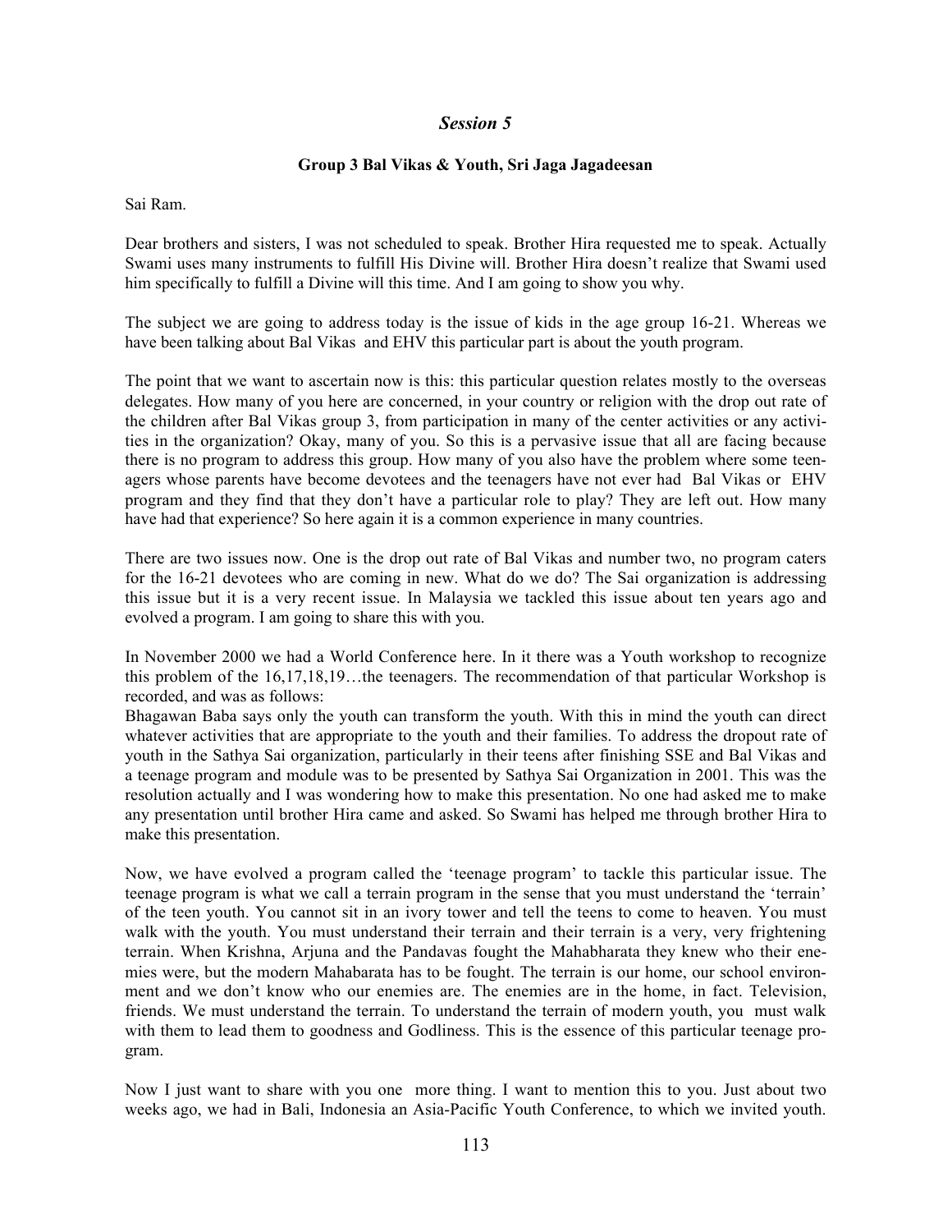## *Session 5*

### Group 3 Bal Vikas & Youth, Sri Jaga Jagadeesan

Sai Ram.

Dear brothers and sisters, I was not scheduled to speak. Brother Hira requested me to speak. Actually Swami uses many instruments to fulfill His Divine will. Brother Hira doesn't realize that Swami used him specifically to fulfill a Divine will this time. And I am going to show you why.

The subject we are going to address today is the issue of kids in the age group 16-21. Whereas we have been talking about Bal Vikas and EHV this particular part is about the youth program.

The point that we want to ascertain now is this: this particular question relates mostly to the overseas delegates. How many of you here are concerned, in your country or religion with the drop out rate of the children after Bal Vikas group 3, from participation in many of the center activities or any activities in the organization? Okay, many of you. So this is a pervasive issue that all are facing because there is no program to address this group. How many of you also have the problem where some teenagers whose parents have become devotees and the teenagers have not ever had Bal Vikas or EHV program and they find that they don't have a particular role to play? They are left out. How many have had that experience? So here again it is a common experience in many countries.

There are two issues now. One is the drop out rate of Bal Vikas and number two, no program caters for the 16-21 devotees who are coming in new. What do we do? The Sai organization is addressing this issue but it is a very recent issue. In Malaysia we tackled this issue about ten years ago and evolved a program. I am going to share this with you.

In November 2000 we had a World Conference here. In it there was a Youth workshop to recognize this problem of the 16,17,18,19…the teenagers. The recommendation of that particular Workshop is recorded, and was as follows:
Bhagawan Baba says only the youth can transform the youth. With this in mind the youth can direct whatever activities that are appropriate to the youth and their families. To address the dropout rate of youth in the Sathya Sai organization, particularly in their teens after finishing SSE and Bal Vikas and a teenage program and module was to be presented by Sathya Sai Organization in 2001. This was the resolution actually and I was wondering how to make this presentation. No one had asked me to make any presentation until brother Hira came and asked. So Swami has helped me through brother Hira to make this presentation.

Now, we have evolved a program called the 'teenage program' to tackle this particular issue. The teenage program is what we call a terrain program in the sense that you must understand the 'terrain' of the teen youth. You cannot sit in an ivory tower and tell the teens to come to heaven. You must walk with the youth. You must understand their terrain and their terrain is a very, very frightening terrain. When Krishna, Arjuna and the Pandavas fought the Mahabharata they knew who their enemies were, but the modern Mahabarata has to be fought. The terrain is our home, our school environment and we don't know who our enemies are. The enemies are in the home, in fact. Television, friends. We must understand the terrain. To understand the terrain of modern youth, you must walk with them to lead them to goodness and Godliness. This is the essence of this particular teenage program.

Now I just want to share with you one more thing. I want to mention this to you. Just about two weeks ago, we had in Bali, Indonesia an Asia-Pacific Youth Conference, to which we invited youth.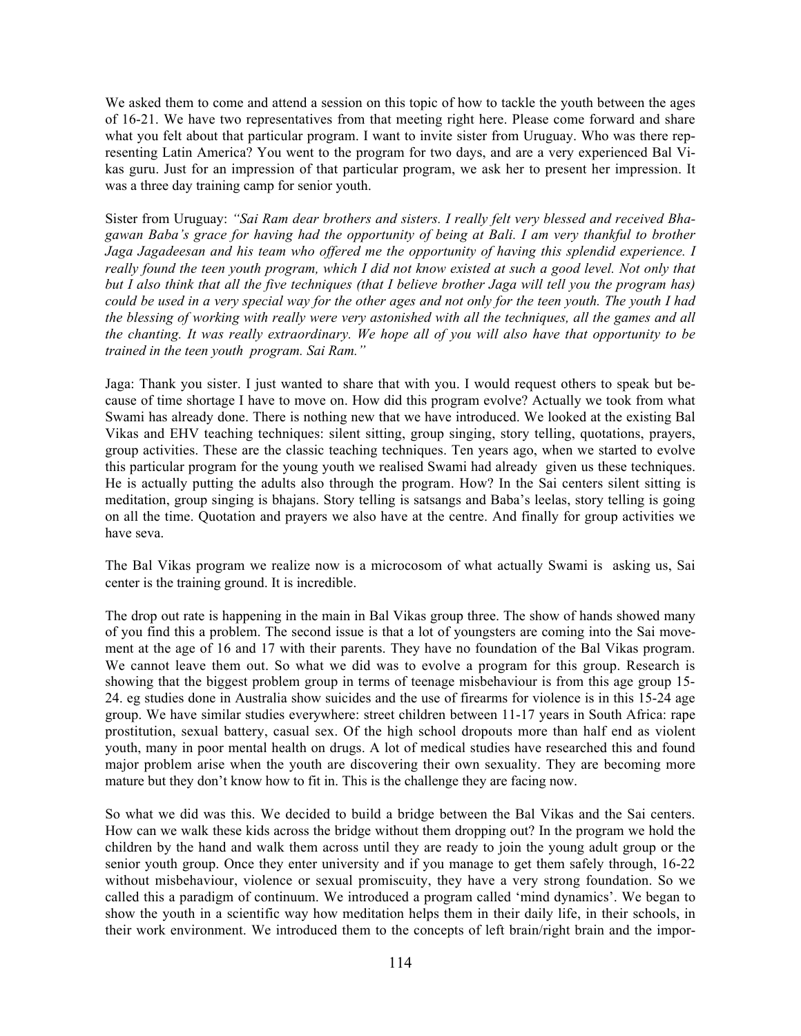We asked them to come and attend a session on this topic of how to tackle the youth between the ages of 16-21. We have two representatives from that meeting right here. Please come forward and share what you felt about that particular program. I want to invite sister from Uruguay. Who was there representing Latin America? You went to the program for two days, and are a very experienced Bal Vikas guru. Just for an impression of that particular program, we ask her to present her impression. It was a three day training camp for senior youth.

Sister from Uruguay: *"Sai Ram dear brothers and sisters. I really felt very blessed and received Bhagawan Baba's grace for having had the opportunity of being at Bali. I am very thankful to brother Jaga Jagadeesan and his team who offered me the opportunity of having this splendid experience. I really found the teen youth program, which I did not know existed at such a good level. Not only that but I also think that all the five techniques (that I believe brother Jaga will tell you the program has) could be used in a very special way for the other ages and not only for the teen youth. The youth I had the blessing of working with really were very astonished with all the techniques, all the games and all the chanting. It was really extraordinary. We hope all of you will also have that opportunity to be trained in the teen youth program. Sai Ram."*

Jaga: Thank you sister. I just wanted to share that with you. I would request others to speak but because of time shortage I have to move on. How did this program evolve? Actually we took from what Swami has already done. There is nothing new that we have introduced. We looked at the existing Bal Vikas and EHV teaching techniques: silent sitting, group singing, story telling, quotations, prayers, group activities. These are the classic teaching techniques. Ten years ago, when we started to evolve this particular program for the young youth we realised Swami had already given us these techniques. He is actually putting the adults also through the program. How? In the Sai centers silent sitting is meditation, group singing is bhajans. Story telling is satsangs and Baba's leelas, story telling is going on all the time. Quotation and prayers we also have at the centre. And finally for group activities we have seva.

The Bal Vikas program we realize now is a microcosom of what actually Swami is asking us, Sai center is the training ground. It is incredible.

The drop out rate is happening in the main in Bal Vikas group three. The show of hands showed many of you find this a problem. The second issue is that a lot of youngsters are coming into the Sai movement at the age of 16 and 17 with their parents. They have no foundation of the Bal Vikas program. We cannot leave them out. So what we did was to evolve a program for this group. Research is showing that the biggest problem group in terms of teenage misbehaviour is from this age group 15-24. eg studies done in Australia show suicides and the use of firearms for violence is in this 15-24 age group. We have similar studies everywhere: street children between 11-17 years in South Africa: rape prostitution, sexual battery, casual sex. Of the high school dropouts more than half end as violent youth, many in poor mental health on drugs. A lot of medical studies have researched this and found major problem arise when the youth are discovering their own sexuality. They are becoming more mature but they don't know how to fit in. This is the challenge they are facing now.

So what we did was this. We decided to build a bridge between the Bal Vikas and the Sai centers. How can we walk these kids across the bridge without them dropping out? In the program we hold the children by the hand and walk them across until they are ready to join the young adult group or the senior youth group. Once they enter university and if you manage to get them safely through, 16-22 without misbehaviour, violence or sexual promiscuity, they have a very strong foundation. So we called this a paradigm of continuum. We introduced a program called 'mind dynamics'. We began to show the youth in a scientific way how meditation helps them in their daily life, in their schools, in their work environment. We introduced them to the concepts of left brain/right brain and the impor-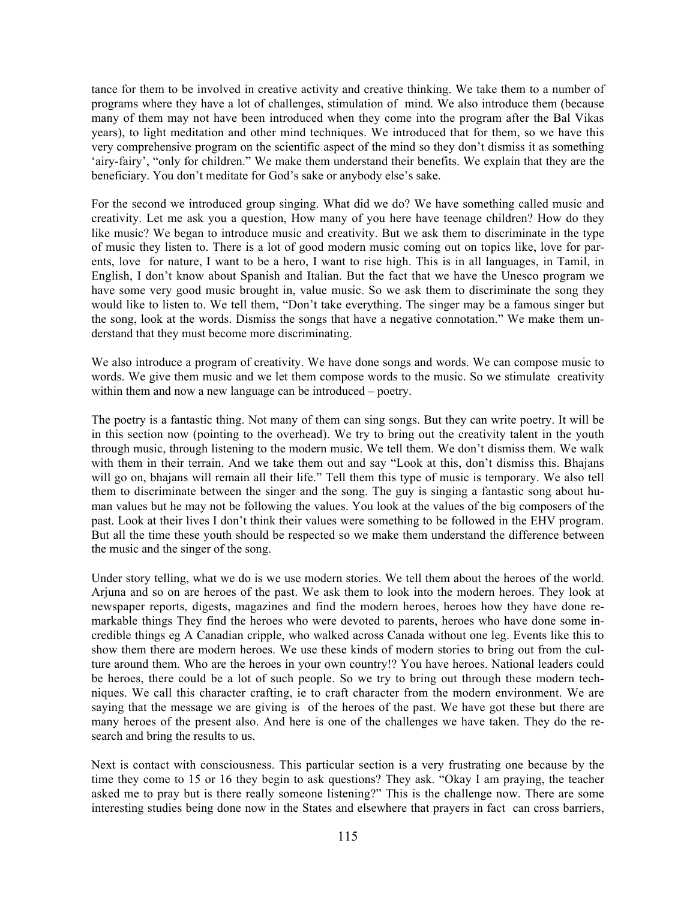tance for them to be involved in creative activity and creative thinking. We take them to a number of programs where they have a lot of challenges, stimulation of mind. We also introduce them (because many of them may not have been introduced when they come into the program after the Bal Vikas years), to light meditation and other mind techniques. We introduced that for them, so we have this very comprehensive program on the scientific aspect of the mind so they don't dismiss it as something 'airy-fairy', "only for children." We make them understand their benefits. We explain that they are the beneficiary. You don't meditate for God's sake or anybody else's sake.

For the second we introduced group singing. What did we do? We have something called music and creativity. Let me ask you a question, How many of you here have teenage children? How do they like music? We began to introduce music and creativity. But we ask them to discriminate in the type of music they listen to. There is a lot of good modern music coming out on topics like, love for parents, love for nature, I want to be a hero, I want to rise high. This is in all languages, in Tamil, in English, I don't know about Spanish and Italian. But the fact that we have the Unesco program we have some very good music brought in, value music. So we ask them to discriminate the song they would like to listen to. We tell them, "Don't take everything. The singer may be a famous singer but the song, look at the words. Dismiss the songs that have a negative connotation." We make them understand that they must become more discriminating.

We also introduce a program of creativity. We have done songs and words. We can compose music to words. We give them music and we let them compose words to the music. So we stimulate creativity within them and now a new language can be introduced – poetry.

The poetry is a fantastic thing. Not many of them can sing songs. But they can write poetry. It will be in this section now (pointing to the overhead). We try to bring out the creativity talent in the youth through music, through listening to the modern music. We tell them. We don't dismiss them. We walk with them in their terrain. And we take them out and say "Look at this, don't dismiss this. Bhajans will go on, bhajans will remain all their life." Tell them this type of music is temporary. We also tell them to discriminate between the singer and the song. The guy is singing a fantastic song about human values but he may not be following the values. You look at the values of the big composers of the past. Look at their lives I don't think their values were something to be followed in the EHV program. But all the time these youth should be respected so we make them understand the difference between the music and the singer of the song.

Under story telling, what we do is we use modern stories. We tell them about the heroes of the world. Arjuna and so on are heroes of the past. We ask them to look into the modern heroes. They look at newspaper reports, digests, magazines and find the modern heroes, heroes how they have done remarkable things They find the heroes who were devoted to parents, heroes who have done some incredible things eg A Canadian cripple, who walked across Canada without one leg. Events like this to show them there are modern heroes. We use these kinds of modern stories to bring out from the culture around them. Who are the heroes in your own country!? You have heroes. National leaders could be heroes, there could be a lot of such people. So we try to bring out through these modern techniques. We call this character crafting, ie to craft character from the modern environment. We are saying that the message we are giving is of the heroes of the past. We have got these but there are many heroes of the present also. And here is one of the challenges we have taken. They do the research and bring the results to us.

Next is contact with consciousness. This particular section is a very frustrating one because by the time they come to 15 or 16 they begin to ask questions? They ask. "Okay I am praying, the teacher asked me to pray but is there really someone listening?" This is the challenge now. There are some interesting studies being done now in the States and elsewhere that prayers in fact can cross barriers,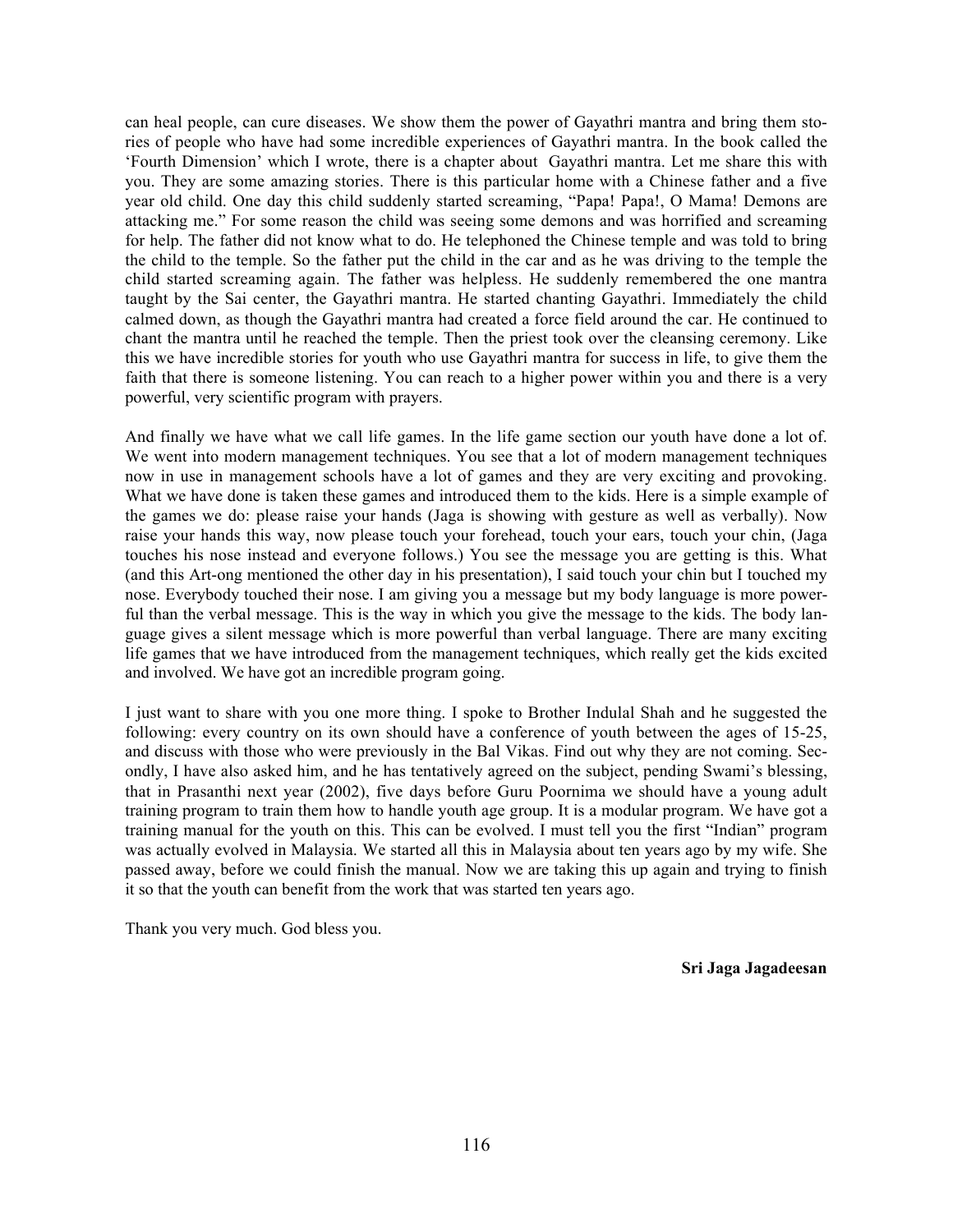can heal people, can cure diseases. We show them the power of Gayathri mantra and bring them stories of people who have had some incredible experiences of Gayathri mantra. In the book called the 'Fourth Dimension' which I wrote, there is a chapter about Gayathri mantra. Let me share this with you. They are some amazing stories. There is this particular home with a Chinese father and a five year old child. One day this child suddenly started screaming, "Papa! Papa!, O Mama! Demons are attacking me." For some reason the child was seeing some demons and was horrified and screaming for help. The father did not know what to do. He telephoned the Chinese temple and was told to bring the child to the temple. So the father put the child in the car and as he was driving to the temple the child started screaming again. The father was helpless. He suddenly remembered the one mantra taught by the Sai center, the Gayathri mantra. He started chanting Gayathri. Immediately the child calmed down, as though the Gayathri mantra had created a force field around the car. He continued to chant the mantra until he reached the temple. Then the priest took over the cleansing ceremony. Like this we have incredible stories for youth who use Gayathri mantra for success in life, to give them the faith that there is someone listening. You can reach to a higher power within you and there is a very powerful, very scientific program with prayers.

And finally we have what we call life games. In the life game section our youth have done a lot of. We went into modern management techniques. You see that a lot of modern management techniques now in use in management schools have a lot of games and they are very exciting and provoking. What we have done is taken these games and introduced them to the kids. Here is a simple example of the games we do: please raise your hands (Jaga is showing with gesture as well as verbally). Now raise your hands this way, now please touch your forehead, touch your ears, touch your chin, (Jaga touches his nose instead and everyone follows.) You see the message you are getting is this. What (and this Art-ong mentioned the other day in his presentation), I said touch your chin but I touched my nose. Everybody touched their nose. I am giving you a message but my body language is more powerful than the verbal message. This is the way in which you give the message to the kids. The body language gives a silent message which is more powerful than verbal language. There are many exciting life games that we have introduced from the management techniques, which really get the kids excited and involved. We have got an incredible program going.

I just want to share with you one more thing. I spoke to Brother Indulal Shah and he suggested the following: every country on its own should have a conference of youth between the ages of 15-25, and discuss with those who were previously in the Bal Vikas. Find out why they are not coming. Secondly, I have also asked him, and he has tentatively agreed on the subject, pending Swami's blessing, that in Prasanthi next year (2002), five days before Guru Poornima we should have a young adult training program to train them how to handle youth age group. It is a modular program. We have got a training manual for the youth on this. This can be evolved. I must tell you the first "Indian" program was actually evolved in Malaysia. We started all this in Malaysia about ten years ago by my wife. She passed away, before we could finish the manual. Now we are taking this up again and trying to finish it so that the youth can benefit from the work that was started ten years ago.

Thank you very much. God bless you.

**Sri Jaga Jagadeesan**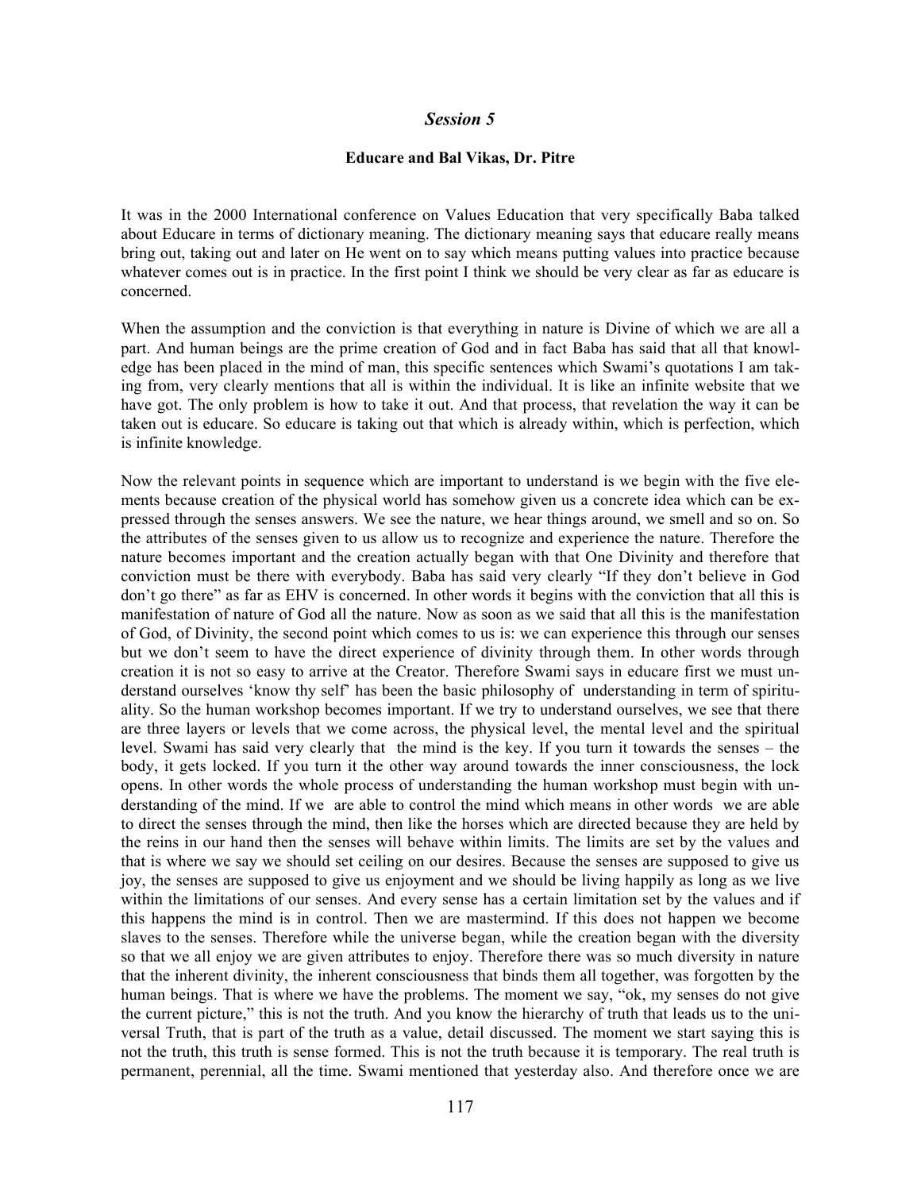## *Session 5*

### Educare and Bal Vikas, Dr. Pitre

It was in the 2000 International conference on Values Education that very specifically Baba talked about Educare in terms of dictionary meaning. The dictionary meaning says that educare really means bring out, taking out and later on He went on to say which means putting values into practice because whatever comes out is in practice. In the first point I think we should be very clear as far as educare is concerned.

When the assumption and the conviction is that everything in nature is Divine of which we are all a part. And human beings are the prime creation of God and in fact Baba has said that all that knowledge has been placed in the mind of man, this specific sentences which Swami's quotations I am taking from, very clearly mentions that all is within the individual. It is like an infinite website that we have got. The only problem is how to take it out. And that process, that revelation the way it can be taken out is educare. So educare is taking out that which is already within, which is perfection, which is infinite knowledge.

Now the relevant points in sequence which are important to understand is we begin with the five elements because creation of the physical world has somehow given us a concrete idea which can be expressed through the senses answers. We see the nature, we hear things around, we smell and so on. So the attributes of the senses given to us allow us to recognize and experience the nature. Therefore the nature becomes important and the creation actually began with that One Divinity and therefore that conviction must be there with everybody. Baba has said very clearly "If they don't believe in God don't go there" as far as EHV is concerned. In other words it begins with the conviction that all this is manifestation of nature of God all the nature. Now as soon as we said that all this is the manifestation of God, of Divinity, the second point which comes to us is: we can experience this through our senses but we don't seem to have the direct experience of divinity through them. In other words through creation it is not so easy to arrive at the Creator. Therefore Swami says in educare first we must understand ourselves 'know thy self' has been the basic philosophy of understanding in term of spirituality. So the human workshop becomes important. If we try to understand ourselves, we see that there are three layers or levels that we come across, the physical level, the mental level and the spiritual level. Swami has said very clearly that the mind is the key. If you turn it towards the senses – the body, it gets locked. If you turn it the other way around towards the inner consciousness, the lock opens. In other words the whole process of understanding the human workshop must begin with understanding of the mind. If we are able to control the mind which means in other words we are able to direct the senses through the mind, then like the horses which are directed because they are held by the reins in our hand then the senses will behave within limits. The limits are set by the values and that is where we say we should set ceiling on our desires. Because the senses are supposed to give us joy, the senses are supposed to give us enjoyment and we should be living happily as long as we live within the limitations of our senses. And every sense has a certain limitation set by the values and if this happens the mind is in control. Then we are mastermind. If this does not happen we become slaves to the senses. Therefore while the universe began, while the creation began with the diversity so that we all enjoy we are given attributes to enjoy. Therefore there was so much diversity in nature that the inherent divinity, the inherent consciousness that binds them all together, was forgotten by the human beings. That is where we have the problems. The moment we say, "ok, my senses do not give the current picture," this is not the truth. And you know the hierarchy of truth that leads us to the universal Truth, that is part of the truth as a value, detail discussed. The moment we start saying this is not the truth, this truth is sense formed. This is not the truth because it is temporary. The real truth is permanent, perennial, all the time. Swami mentioned that yesterday also. And therefore once we are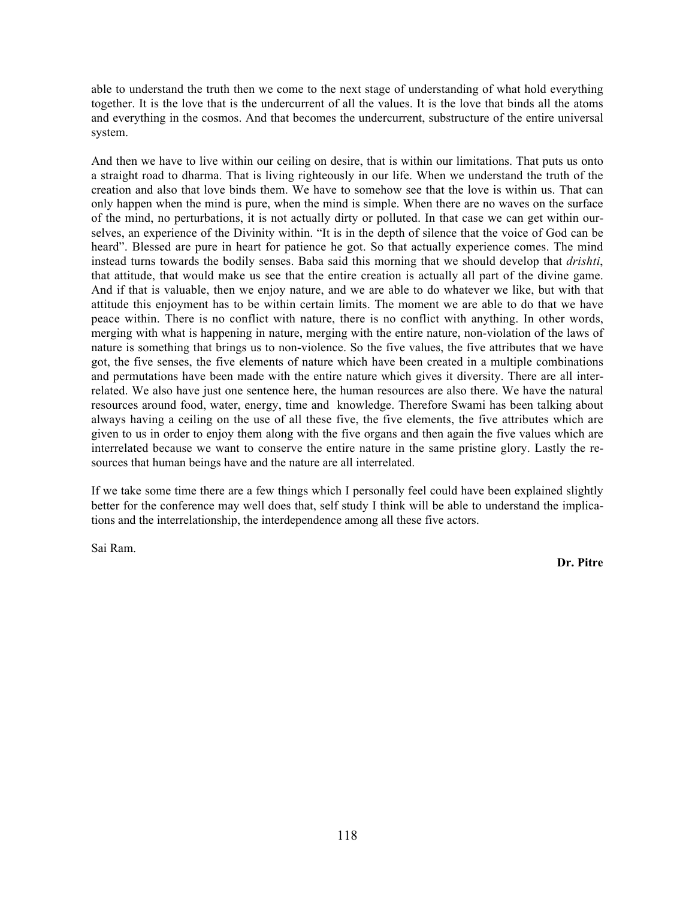able to understand the truth then we come to the next stage of understanding of what hold everything together. It is the love that is the undercurrent of all the values. It is the love that binds all the atoms and everything in the cosmos. And that becomes the undercurrent, substructure of the entire universal system.

And then we have to live within our ceiling on desire, that is within our limitations. That puts us onto a straight road to dharma. That is living righteously in our life. When we understand the truth of the creation and also that love binds them. We have to somehow see that the love is within us. That can only happen when the mind is pure, when the mind is simple. When there are no waves on the surface of the mind, no perturbations, it is not actually dirty or polluted. In that case we can get within ourselves, an experience of the Divinity within. "It is in the depth of silence that the voice of God can be heard". Blessed are pure in heart for patience he got. So that actually experience comes. The mind instead turns towards the bodily senses. Baba said this morning that we should develop that *drishti*, that attitude, that would make us see that the entire creation is actually all part of the divine game. And if that is valuable, then we enjoy nature, and we are able to do whatever we like, but with that attitude this enjoyment has to be within certain limits. The moment we are able to do that we have peace within. There is no conflict with nature, there is no conflict with anything. In other words, merging with what is happening in nature, merging with the entire nature, non-violation of the laws of nature is something that brings us to non-violence. So the five values, the five attributes that we have got, the five senses, the five elements of nature which have been created in a multiple combinations and permutations have been made with the entire nature which gives it diversity. There are all interrelated. We also have just one sentence here, the human resources are also there. We have the natural resources around food, water, energy, time and knowledge. Therefore Swami has been talking about always having a ceiling on the use of all these five, the five elements, the five attributes which are given to us in order to enjoy them along with the five organs and then again the five values which are interrelated because we want to conserve the entire nature in the same pristine glory. Lastly the resources that human beings have and the nature are all interrelated.

If we take some time there are a few things which I personally feel could have been explained slightly better for the conference may well does that, self study I think will be able to understand the implications and the interrelationship, the interdependence among all these five actors.

Sai Ram.

**Dr. Pitre**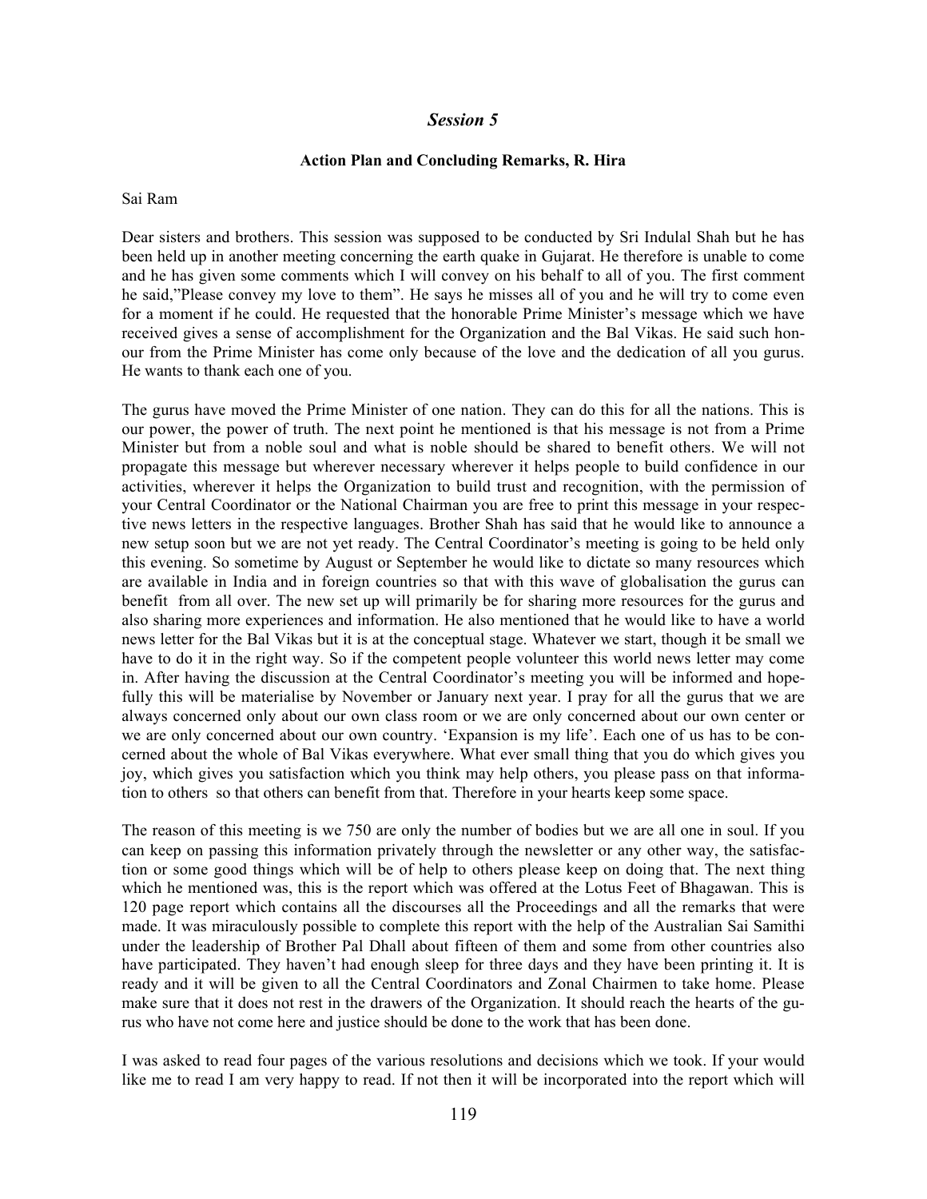## *Session 5*

### Action Plan and Concluding Remarks, R. Hira

Sai Ram

Dear sisters and brothers. This session was supposed to be conducted by Sri Indulal Shah but he has been held up in another meeting concerning the earth quake in Gujarat. He therefore is unable to come and he has given some comments which I will convey on his behalf to all of you. The first comment he said,"Please convey my love to them". He says he misses all of you and he will try to come even for a moment if he could. He requested that the honorable Prime Minister's message which we have received gives a sense of accomplishment for the Organization and the Bal Vikas. He said such honour from the Prime Minister has come only because of the love and the dedication of all you gurus. He wants to thank each one of you.

The gurus have moved the Prime Minister of one nation. They can do this for all the nations. This is our power, the power of truth. The next point he mentioned is that his message is not from a Prime Minister but from a noble soul and what is noble should be shared to benefit others. We will not propagate this message but wherever necessary wherever it helps people to build confidence in our activities, wherever it helps the Organization to build trust and recognition, with the permission of your Central Coordinator or the National Chairman you are free to print this message in your respective news letters in the respective languages. Brother Shah has said that he would like to announce a new setup soon but we are not yet ready. The Central Coordinator's meeting is going to be held only this evening. So sometime by August or September he would like to dictate so many resources which are available in India and in foreign countries so that with this wave of globalisation the gurus can benefit from all over. The new set up will primarily be for sharing more resources for the gurus and also sharing more experiences and information. He also mentioned that he would like to have a world news letter for the Bal Vikas but it is at the conceptual stage. Whatever we start, though it be small we have to do it in the right way. So if the competent people volunteer this world news letter may come in. After having the discussion at the Central Coordinator's meeting you will be informed and hopefully this will be materialise by November or January next year. I pray for all the gurus that we are always concerned only about our own class room or we are only concerned about our own center or we are only concerned about our own country. 'Expansion is my life'. Each one of us has to be concerned about the whole of Bal Vikas everywhere. What ever small thing that you do which gives you joy, which gives you satisfaction which you think may help others, you please pass on that information to others so that others can benefit from that. Therefore in your hearts keep some space.

The reason of this meeting is we 750 are only the number of bodies but we are all one in soul. If you can keep on passing this information privately through the newsletter or any other way, the satisfaction or some good things which will be of help to others please keep on doing that. The next thing which he mentioned was, this is the report which was offered at the Lotus Feet of Bhagawan. This is 120 page report which contains all the discourses all the Proceedings and all the remarks that were made. It was miraculously possible to complete this report with the help of the Australian Sai Samithi under the leadership of Brother Pal Dhall about fifteen of them and some from other countries also have participated. They haven't had enough sleep for three days and they have been printing it. It is ready and it will be given to all the Central Coordinators and Zonal Chairmen to take home. Please make sure that it does not rest in the drawers of the Organization. It should reach the hearts of the gurus who have not come here and justice should be done to the work that has been done.

I was asked to read four pages of the various resolutions and decisions which we took. If your would like me to read I am very happy to read. If not then it will be incorporated into the report which will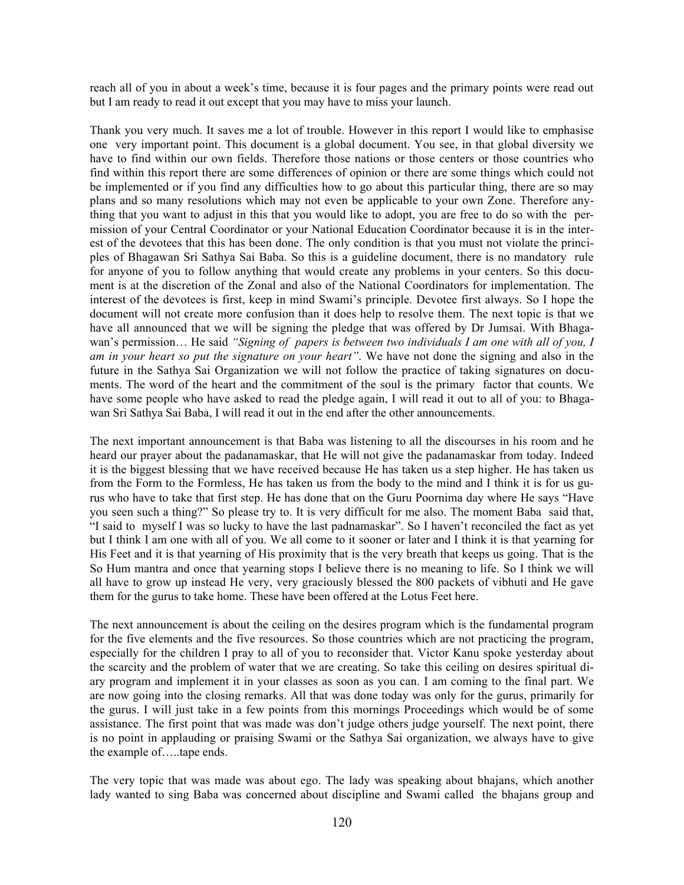reach all of you in about a week's time, because it is four pages and the primary points were read out but I am ready to read it out except that you may have to miss your launch.

Thank you very much. It saves me a lot of trouble. However in this report I would like to emphasise one very important point. This document is a global document. You see, in that global diversity we have to find within our own fields. Therefore those nations or those centers or those countries who find within this report there are some differences of opinion or there are some things which could not be implemented or if you find any difficulties how to go about this particular thing, there are so may plans and so many resolutions which may not even be applicable to your own Zone. Therefore anything that you want to adjust in this that you would like to adopt, you are free to do so with the permission of your Central Coordinator or your National Education Coordinator because it is in the interest of the devotees that this has been done. The only condition is that you must not violate the principles of Bhagawan Sri Sathya Sai Baba. So this is a guideline document, there is no mandatory rule for anyone of you to follow anything that would create any problems in your centers. So this document is at the discretion of the Zonal and also of the National Coordinators for implementation. The interest of the devotees is first, keep in mind Swami's principle. Devotee first always. So I hope the document will not create more confusion than it does help to resolve them. The next topic is that we have all announced that we will be signing the pledge that was offered by Dr Jumsai. With Bhagawan's permission… He said *"Signing of papers is between two individuals I am one with all of you, I am in your heart so put the signature on your heart"*. We have not done the signing and also in the future in the Sathya Sai Organization we will not follow the practice of taking signatures on documents. The word of the heart and the commitment of the soul is the primary factor that counts. We have some people who have asked to read the pledge again, I will read it out to all of you: to Bhagawan Sri Sathya Sai Baba, I will read it out in the end after the other announcements.

The next important announcement is that Baba was listening to all the discourses in his room and he heard our prayer about the padanamaskar, that He will not give the padanamaskar from today. Indeed it is the biggest blessing that we have received because He has taken us a step higher. He has taken us from the Form to the Formless, He has taken us from the body to the mind and I think it is for us gurus who have to take that first step. He has done that on the Guru Poornima day where He says "Have you seen such a thing?" So please try to. It is very difficult for me also. The moment Baba said that, "I said to myself I was so lucky to have the last padnamaskar". So I haven't reconciled the fact as yet but I think I am one with all of you. We all come to it sooner or later and I think it is that yearning for His Feet and it is that yearning of His proximity that is the very breath that keeps us going. That is the So Hum mantra and once that yearning stops I believe there is no meaning to life. So I think we will all have to grow up instead He very, very graciously blessed the 800 packets of vibhuti and He gave them for the gurus to take home. These have been offered at the Lotus Feet here.

The next announcement is about the ceiling on the desires program which is the fundamental program for the five elements and the five resources. So those countries which are not practicing the program, especially for the children I pray to all of you to reconsider that. Victor Kanu spoke yesterday about the scarcity and the problem of water that we are creating. So take this ceiling on desires spiritual diary program and implement it in your classes as soon as you can. I am coming to the final part. We are now going into the closing remarks. All that was done today was only for the gurus, primarily for the gurus. I will just take in a few points from this mornings Proceedings which would be of some assistance. The first point that was made was don't judge others judge yourself. The next point, there is no point in applauding or praising Swami or the Sathya Sai organization, we always have to give the example of…..tape ends.

The very topic that was made was about ego. The lady was speaking about bhajans, which another lady wanted to sing Baba was concerned about discipline and Swami called the bhajans group and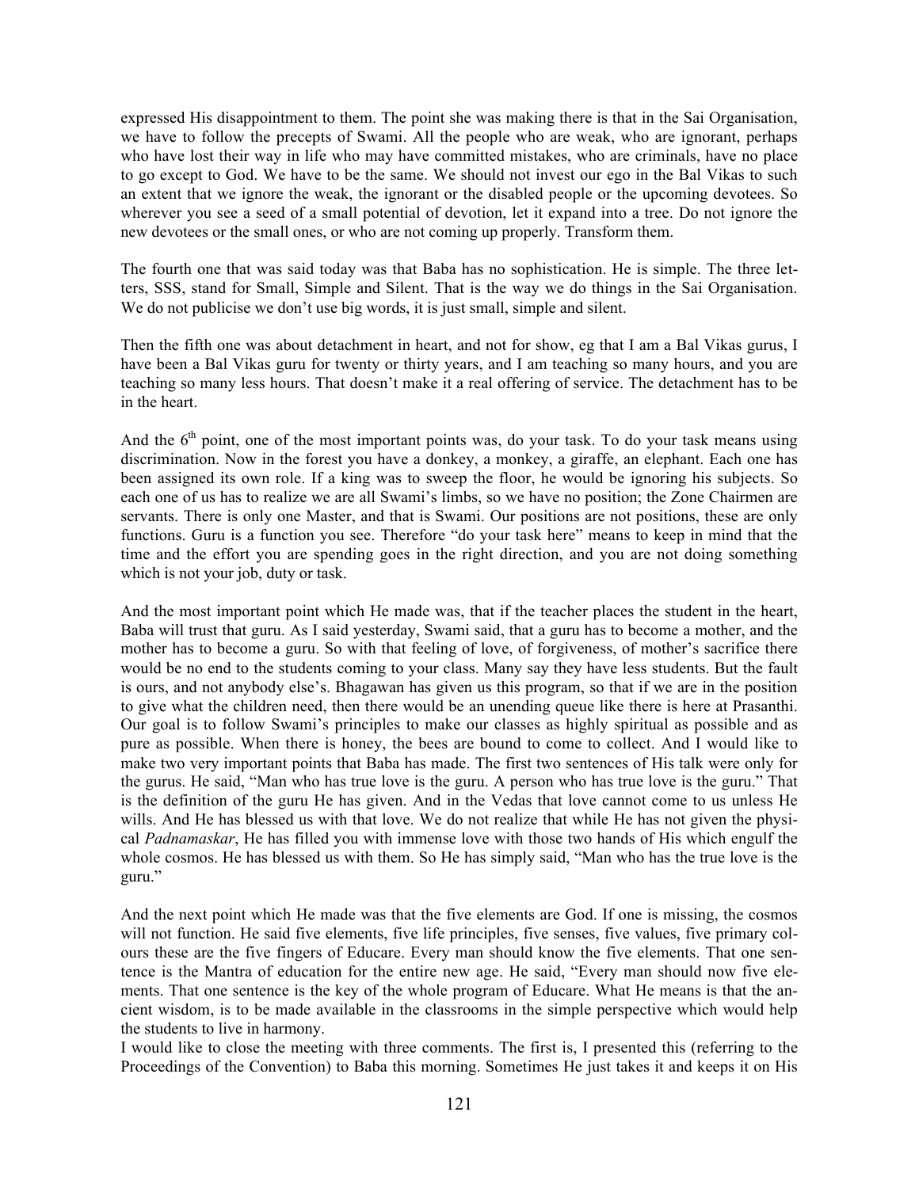expressed His disappointment to them. The point she was making there is that in the Sai Organisation, we have to follow the precepts of Swami. All the people who are weak, who are ignorant, perhaps who have lost their way in life who may have committed mistakes, who are criminals, have no place to go except to God. We have to be the same. We should not invest our ego in the Bal Vikas to such an extent that we ignore the weak, the ignorant or the disabled people or the upcoming devotees. So wherever you see a seed of a small potential of devotion, let it expand into a tree. Do not ignore the new devotees or the small ones, or who are not coming up properly. Transform them.

The fourth one that was said today was that Baba has no sophistication. He is simple. The three letters, SSS, stand for Small, Simple and Silent. That is the way we do things in the Sai Organisation. We do not publicise we don't use big words, it is just small, simple and silent.

Then the fifth one was about detachment in heart, and not for show, eg that I am a Bal Vikas gurus, I have been a Bal Vikas guru for twenty or thirty years, and I am teaching so many hours, and you are teaching so many less hours. That doesn't make it a real offering of service. The detachment has to be in the heart.

And the 6th point, one of the most important points was, do your task. To do your task means using discrimination. Now in the forest you have a donkey, a monkey, a giraffe, an elephant. Each one has been assigned its own role. If a king was to sweep the floor, he would be ignoring his subjects. So each one of us has to realize we are all Swami's limbs, so we have no position; the Zone Chairmen are servants. There is only one Master, and that is Swami. Our positions are not positions, these are only functions. Guru is a function you see. Therefore "do your task here" means to keep in mind that the time and the effort you are spending goes in the right direction, and you are not doing something which is not your job, duty or task.

And the most important point which He made was, that if the teacher places the student in the heart, Baba will trust that guru. As I said yesterday, Swami said, that a guru has to become a mother, and the mother has to become a guru. So with that feeling of love, of forgiveness, of mother's sacrifice there would be no end to the students coming to your class. Many say they have less students. But the fault is ours, and not anybody else's. Bhagawan has given us this program, so that if we are in the position to give what the children need, then there would be an unending queue like there is here at Prasanthi. Our goal is to follow Swami's principles to make our classes as highly spiritual as possible and as pure as possible. When there is honey, the bees are bound to come to collect. And I would like to make two very important points that Baba has made. The first two sentences of His talk were only for the gurus. He said, "Man who has true love is the guru. A person who has true love is the guru." That is the definition of the guru He has given. And in the Vedas that love cannot come to us unless He wills. And He has blessed us with that love. We do not realize that while He has not given the physical *Padnamaskar*, He has filled you with immense love with those two hands of His which engulf the whole cosmos. He has blessed us with them. So He has simply said, "Man who has the true love is the guru."

And the next point which He made was that the five elements are God. If one is missing, the cosmos will not function. He said five elements, five life principles, five senses, five values, five primary colours these are the five fingers of Educare. Every man should know the five elements. That one sentence is the Mantra of education for the entire new age. He said, "Every man should now five elements. That one sentence is the key of the whole program of Educare. What He means is that the ancient wisdom, is to be made available in the classrooms in the simple perspective which would help the students to live in harmony.

I would like to close the meeting with three comments. The first is, I presented this (referring to the Proceedings of the Convention) to Baba this morning. Sometimes He just takes it and keeps it on His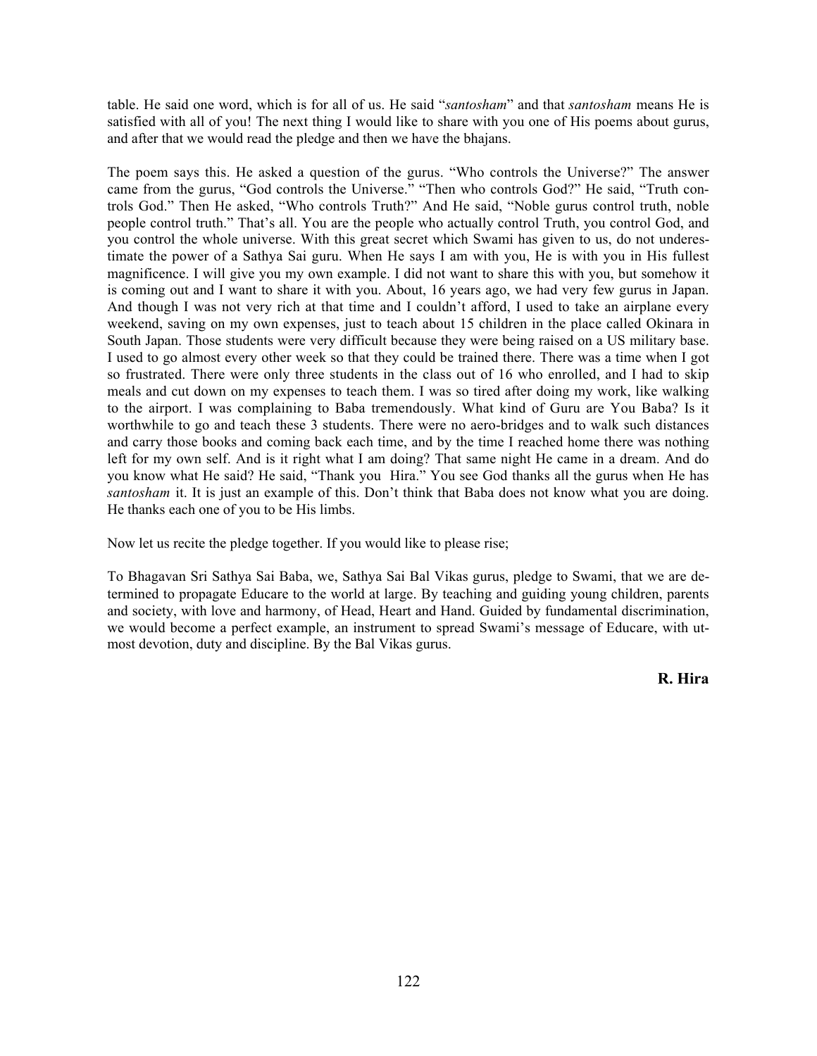table. He said one word, which is for all of us. He said "*santosham*" and that *santosham* means He is satisfied with all of you! The next thing I would like to share with you one of His poems about gurus, and after that we would read the pledge and then we have the bhajans.

The poem says this. He asked a question of the gurus. "Who controls the Universe?" The answer came from the gurus, "God controls the Universe." "Then who controls God?" He said, "Truth controls God." Then He asked, "Who controls Truth?" And He said, "Noble gurus control truth, noble people control truth." That's all. You are the people who actually control Truth, you control God, and you control the whole universe. With this great secret which Swami has given to us, do not underestimate the power of a Sathya Sai guru. When He says I am with you, He is with you in His fullest magnificence. I will give you my own example. I did not want to share this with you, but somehow it is coming out and I want to share it with you. About, 16 years ago, we had very few gurus in Japan. And though I was not very rich at that time and I couldn't afford, I used to take an airplane every weekend, saving on my own expenses, just to teach about 15 children in the place called Okinara in South Japan. Those students were very difficult because they were being raised on a US military base. I used to go almost every other week so that they could be trained there. There was a time when I got so frustrated. There were only three students in the class out of 16 who enrolled, and I had to skip meals and cut down on my expenses to teach them. I was so tired after doing my work, like walking to the airport. I was complaining to Baba tremendously. What kind of Guru are You Baba? Is it worthwhile to go and teach these 3 students. There were no aero-bridges and to walk such distances and carry those books and coming back each time, and by the time I reached home there was nothing left for my own self. And is it right what I am doing? That same night He came in a dream. And do you know what He said? He said, "Thank you Hira." You see God thanks all the gurus when He has *santosham* it. It is just an example of this. Don't think that Baba does not know what you are doing. He thanks each one of you to be His limbs.

Now let us recite the pledge together. If you would like to please rise;

To Bhagavan Sri Sathya Sai Baba, we, Sathya Sai Bal Vikas gurus, pledge to Swami, that we are determined to propagate Educare to the world at large. By teaching and guiding young children, parents and society, with love and harmony, of Head, Heart and Hand. Guided by fundamental discrimination, we would become a perfect example, an instrument to spread Swami's message of Educare, with utmost devotion, duty and discipline. By the Bal Vikas gurus.

**R. Hira**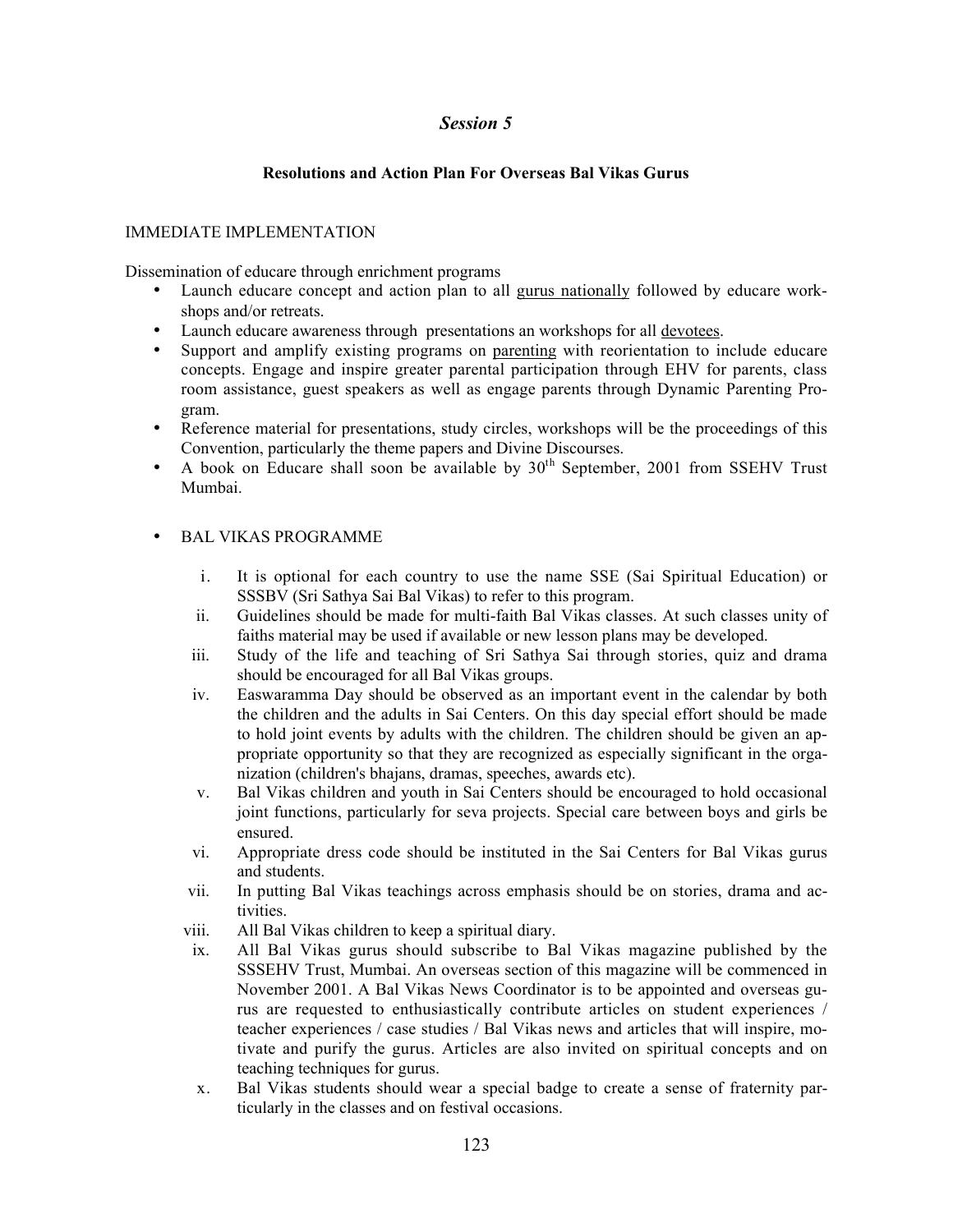## *Session 5*

### Resolutions and Action Plan For Overseas Bal Vikas Gurus

IMMEDIATE IMPLEMENTATION

Dissemination of educare through enrichment programs

- Launch educare concept and action plan to all <u>gurus nationally</u> followed by educare workshops and/or retreats.
- Launch educare awareness through presentations an workshops for all <u>devotees</u>.
- Support and amplify existing programs on <u>parenting</u> with reorientation to include educare concepts. Engage and inspire greater parental participation through EHV for parents, class room assistance, guest speakers as well as engage parents through Dynamic Parenting Program.
- Reference material for presentations, study circles, workshops will be the proceedings of this Convention, particularly the theme papers and Divine Discourses.
- A book on Educare shall soon be available by 30th September, 2001 from SSEHV Trust Mumbai.

- BAL VIKAS PROGRAMME

  i. It is optional for each country to use the name SSE (Sai Spiritual Education) or SSSBV (Sri Sathya Sai Bal Vikas) to refer to this program.
  ii. Guidelines should be made for multi-faith Bal Vikas classes. At such classes unity of faiths material may be used if available or new lesson plans may be developed.
  iii. Study of the life and teaching of Sri Sathya Sai through stories, quiz and drama should be encouraged for all Bal Vikas groups.
  iv. Easwaramma Day should be observed as an important event in the calendar by both the children and the adults in Sai Centers. On this day special effort should be made to hold joint events by adults with the children. The children should be given an appropriate opportunity so that they are recognized as especially significant in the organization (children's bhajans, dramas, speeches, awards etc).
  v. Bal Vikas children and youth in Sai Centers should be encouraged to hold occasional joint functions, particularly for seva projects. Special care between boys and girls be ensured.
  vi. Appropriate dress code should be instituted in the Sai Centers for Bal Vikas gurus and students.
  vii. In putting Bal Vikas teachings across emphasis should be on stories, drama and activities.
  viii. All Bal Vikas children to keep a spiritual diary.
  ix. All Bal Vikas gurus should subscribe to Bal Vikas magazine published by the SSSEHV Trust, Mumbai. An overseas section of this magazine will be commenced in November 2001. A Bal Vikas News Coordinator is to be appointed and overseas gurus are requested to enthusiastically contribute articles on student experiences / teacher experiences / case studies / Bal Vikas news and articles that will inspire, motivate and purify the gurus. Articles are also invited on spiritual concepts and on teaching techniques for gurus.
  x. Bal Vikas students should wear a special badge to create a sense of fraternity particularly in the classes and on festival occasions.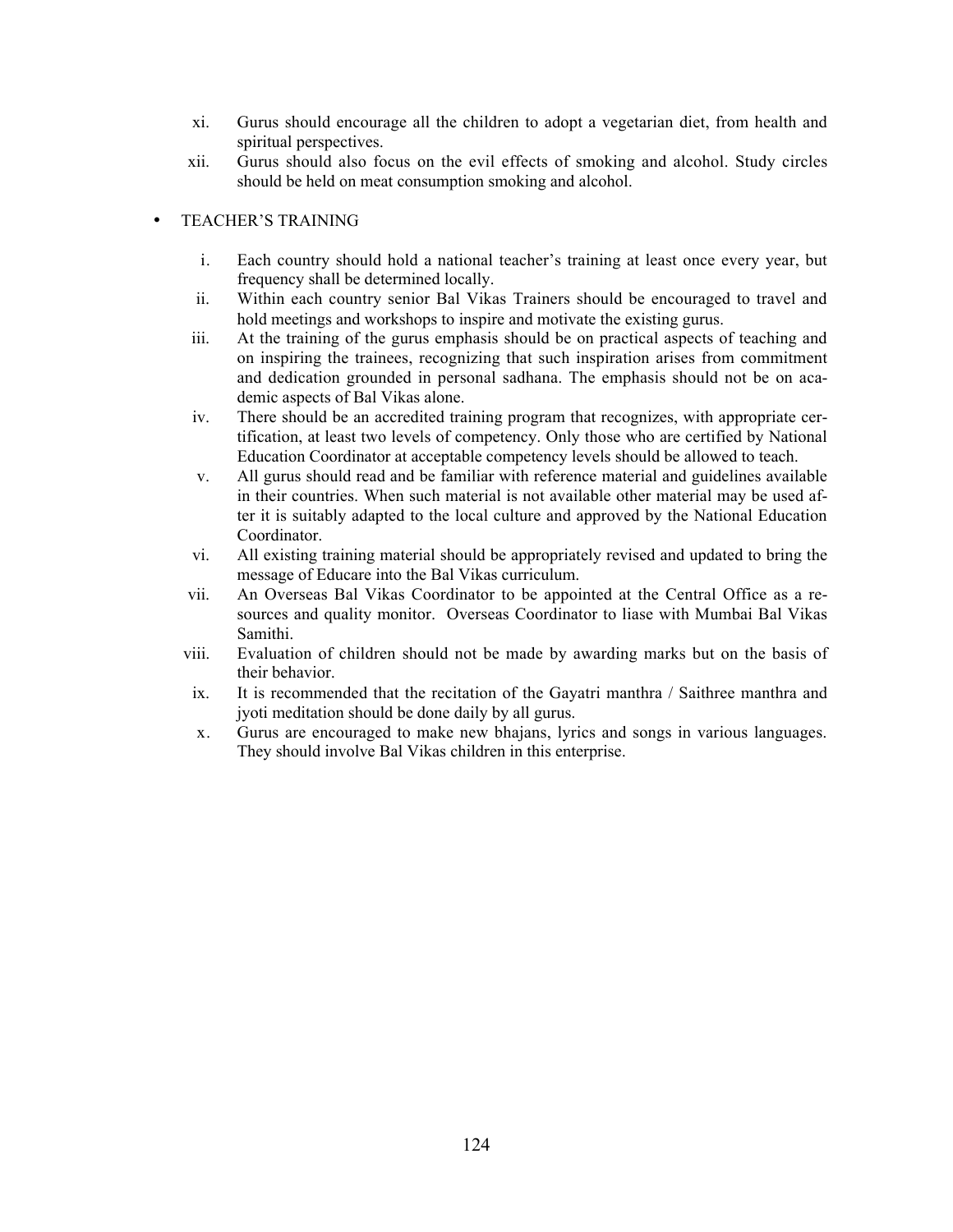xi. Gurus should encourage all the children to adopt a vegetarian diet, from health and spiritual perspectives.

xii. Gurus should also focus on the evil effects of smoking and alcohol. Study circles should be held on meat consumption smoking and alcohol.

- TEACHER'S TRAINING

  i. Each country should hold a national teacher's training at least once every year, but frequency shall be determined locally.

  ii. Within each country senior Bal Vikas Trainers should be encouraged to travel and hold meetings and workshops to inspire and motivate the existing gurus.

  iii. At the training of the gurus emphasis should be on practical aspects of teaching and on inspiring the trainees, recognizing that such inspiration arises from commitment and dedication grounded in personal sadhana. The emphasis should not be on academic aspects of Bal Vikas alone.

  iv. There should be an accredited training program that recognizes, with appropriate certification, at least two levels of competency. Only those who are certified by National Education Coordinator at acceptable competency levels should be allowed to teach.

  v. All gurus should read and be familiar with reference material and guidelines available in their countries. When such material is not available other material may be used after it is suitably adapted to the local culture and approved by the National Education Coordinator.

  vi. All existing training material should be appropriately revised and updated to bring the message of Educare into the Bal Vikas curriculum.

  vii. An Overseas Bal Vikas Coordinator to be appointed at the Central Office as a resources and quality monitor. Overseas Coordinator to liase with Mumbai Bal Vikas Samithi.

  viii. Evaluation of children should not be made by awarding marks but on the basis of their behavior.

  ix. It is recommended that the recitation of the Gayatri manthra / Saithree manthra and jyoti meditation should be done daily by all gurus.

  x. Gurus are encouraged to make new bhajans, lyrics and songs in various languages. They should involve Bal Vikas children in this enterprise.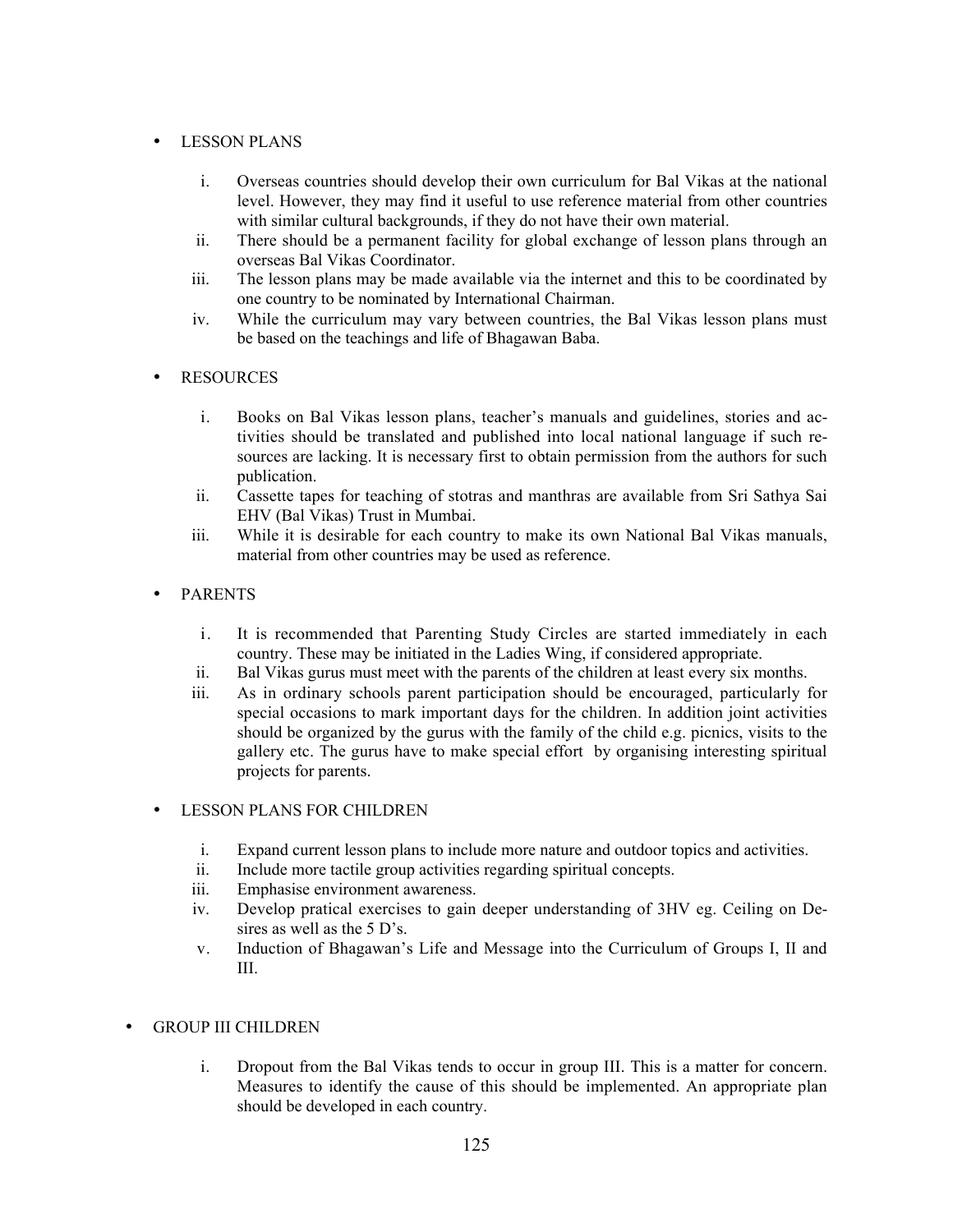- LESSON PLANS

    i. Overseas countries should develop their own curriculum for Bal Vikas at the national level. However, they may find it useful to use reference material from other countries with similar cultural backgrounds, if they do not have their own material.
    ii. There should be a permanent facility for global exchange of lesson plans through an overseas Bal Vikas Coordinator.
    iii. The lesson plans may be made available via the internet and this to be coordinated by one country to be nominated by International Chairman.
    iv. While the curriculum may vary between countries, the Bal Vikas lesson plans must be based on the teachings and life of Bhagawan Baba.

- RESOURCES

    i. Books on Bal Vikas lesson plans, teacher's manuals and guidelines, stories and activities should be translated and published into local national language if such resources are lacking. It is necessary first to obtain permission from the authors for such publication.
    ii. Cassette tapes for teaching of stotras and manthras are available from Sri Sathya Sai EHV (Bal Vikas) Trust in Mumbai.
    iii. While it is desirable for each country to make its own National Bal Vikas manuals, material from other countries may be used as reference.

- PARENTS

    i. It is recommended that Parenting Study Circles are started immediately in each country. These may be initiated in the Ladies Wing, if considered appropriate.
    ii. Bal Vikas gurus must meet with the parents of the children at least every six months.
    iii. As in ordinary schools parent participation should be encouraged, particularly for special occasions to mark important days for the children. In addition joint activities should be organized by the gurus with the family of the child e.g. picnics, visits to the gallery etc. The gurus have to make special effort by organising interesting spiritual projects for parents.

- LESSON PLANS FOR CHILDREN

    i. Expand current lesson plans to include more nature and outdoor topics and activities.
    ii. Include more tactile group activities regarding spiritual concepts.
    iii. Emphasise environment awareness.
    iv. Develop pratical exercises to gain deeper understanding of 3HV eg. Ceiling on Desires as well as the 5 D's.
    v. Induction of Bhagawan's Life and Message into the Curriculum of Groups I, II and III.

- GROUP III CHILDREN

    i. Dropout from the Bal Vikas tends to occur in group III. This is a matter for concern. Measures to identify the cause of this should be implemented. An appropriate plan should be developed in each country.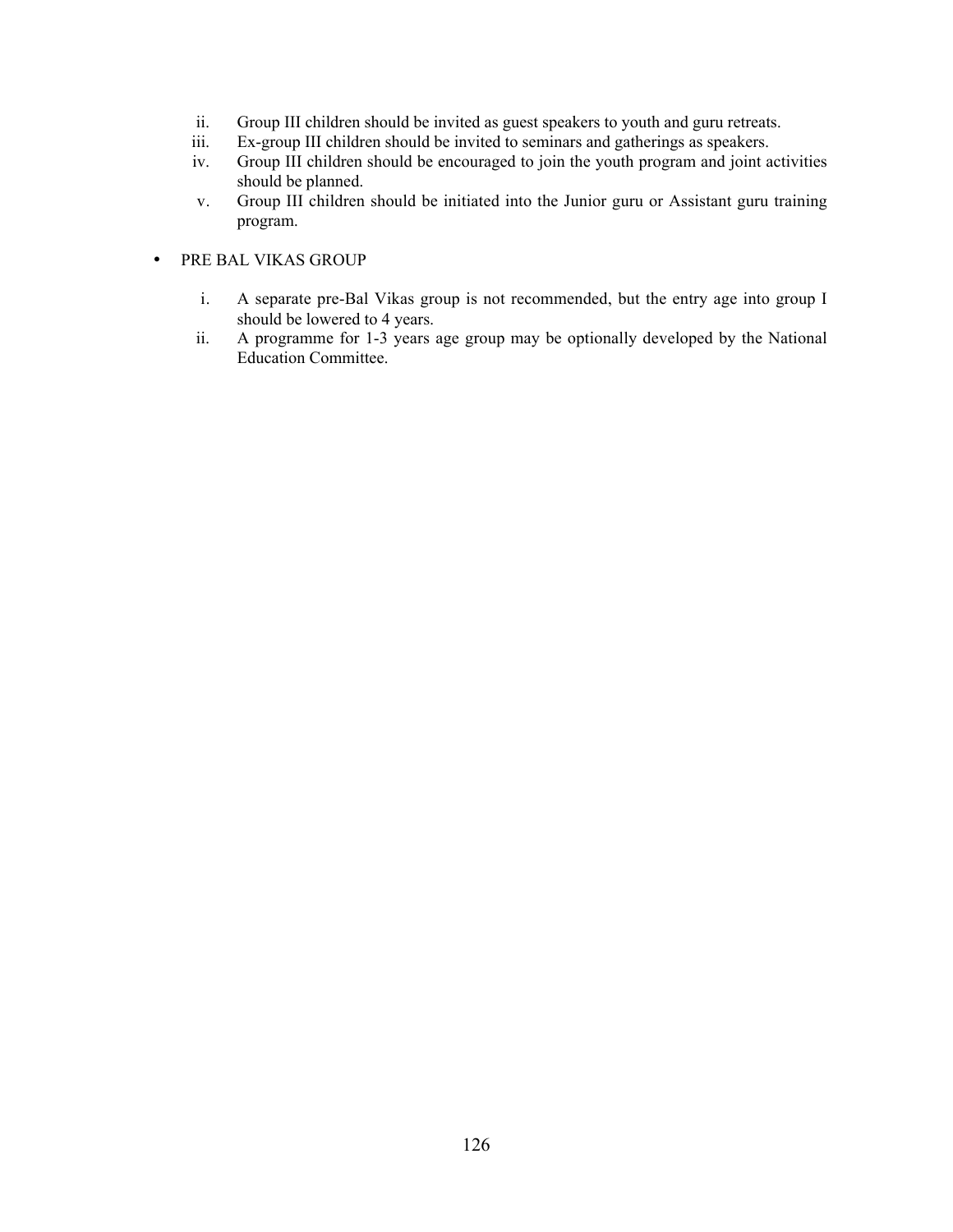ii. Group III children should be invited as guest speakers to youth and guru retreats.
iii. Ex-group III children should be invited to seminars and gatherings as speakers.
iv. Group III children should be encouraged to join the youth program and joint activities should be planned.
v. Group III children should be initiated into the Junior guru or Assistant guru training program.

- PRE BAL VIKAS GROUP

   i. A separate pre-Bal Vikas group is not recommended, but the entry age into group I should be lowered to 4 years.
   ii. A programme for 1-3 years age group may be optionally developed by the National Education Committee.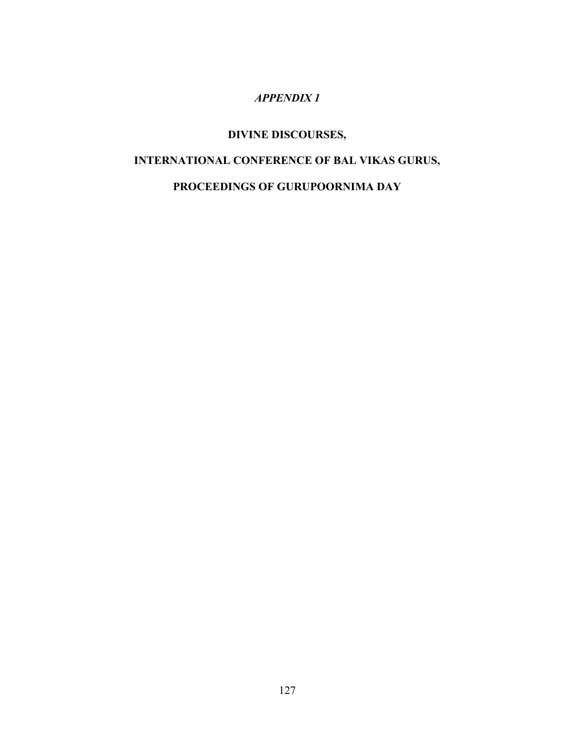# *APPENDIX 1*

## DIVINE DISCOURSES,

## INTERNATIONAL CONFERENCE OF BAL VIKAS GURUS,

## PROCEEDINGS OF GURUPOORNIMA DAY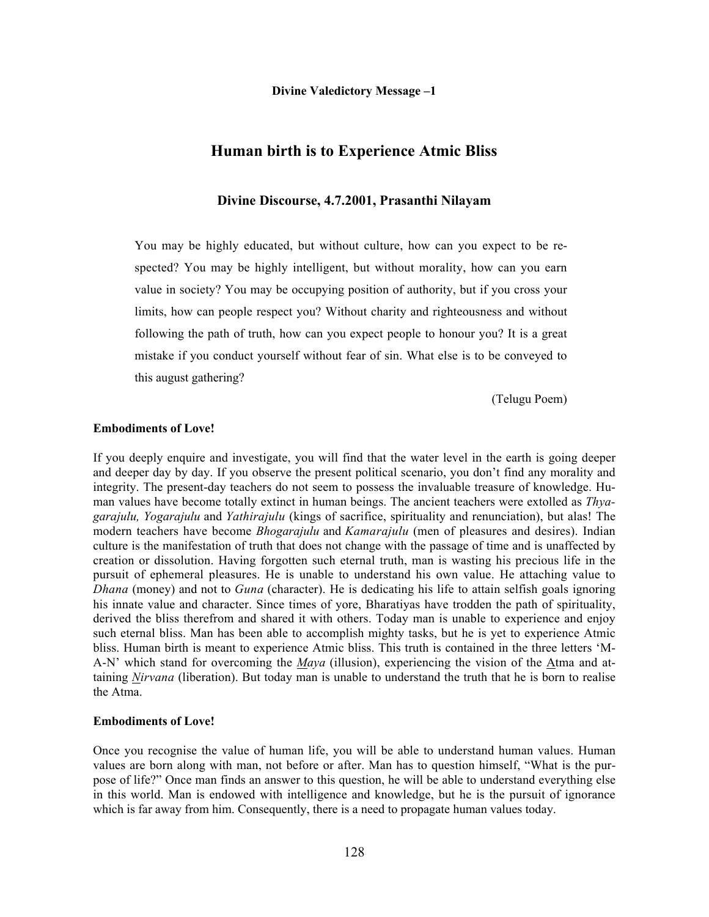**Divine Valedictory Message –1**

# Human birth is to Experience Atmic Bliss

## Divine Discourse, 4.7.2001, Prasanthi Nilayam

> You may be highly educated, but without culture, how can you expect to be respected? You may be highly intelligent, but without morality, how can you earn value in society? You may be occupying position of authority, but if you cross your limits, how can people respect you? Without charity and righteousness and without following the path of truth, how can you expect people to honour you? It is a great mistake if you conduct yourself without fear of sin. What else is to be conveyed to this august gathering?
>
> (Telugu Poem)

**Embodiments of Love!**

If you deeply enquire and investigate, you will find that the water level in the earth is going deeper and deeper day by day. If you observe the present political scenario, you don't find any morality and integrity. The present-day teachers do not seem to possess the invaluable treasure of knowledge. Human values have become totally extinct in human beings. The ancient teachers were extolled as *Thyagarajulu, Yogarajulu* and *Yathirajulu* (kings of sacrifice, spirituality and renunciation), but alas! The modern teachers have become *Bhogarajulu* and *Kamarajulu* (men of pleasures and desires). Indian culture is the manifestation of truth that does not change with the passage of time and is unaffected by creation or dissolution. Having forgotten such eternal truth, man is wasting his precious life in the pursuit of ephemeral pleasures. He is unable to understand his own value. He attaching value to *Dhana* (money) and not to *Guna* (character). He is dedicating his life to attain selfish goals ignoring his innate value and character. Since times of yore, Bharatiyas have trodden the path of spirituality, derived the bliss therefrom and shared it with others. Today man is unable to experience and enjoy such eternal bliss. Man has been able to accomplish mighty tasks, but he is yet to experience Atmic bliss. Human birth is meant to experience Atmic bliss. This truth is contained in the three letters 'M-A-N' which stand for overcoming the *<u>M</u>aya* (illusion), experiencing the vision of the <u>A</u>tma and attaining *<u>N</u>irvana* (liberation). But today man is unable to understand the truth that he is born to realise the Atma.

**Embodiments of Love!**

Once you recognise the value of human life, you will be able to understand human values. Human values are born along with man, not before or after. Man has to question himself, "What is the purpose of life?" Once man finds an answer to this question, he will be able to understand everything else in this world. Man is endowed with intelligence and knowledge, but he is the pursuit of ignorance which is far away from him. Consequently, there is a need to propagate human values today.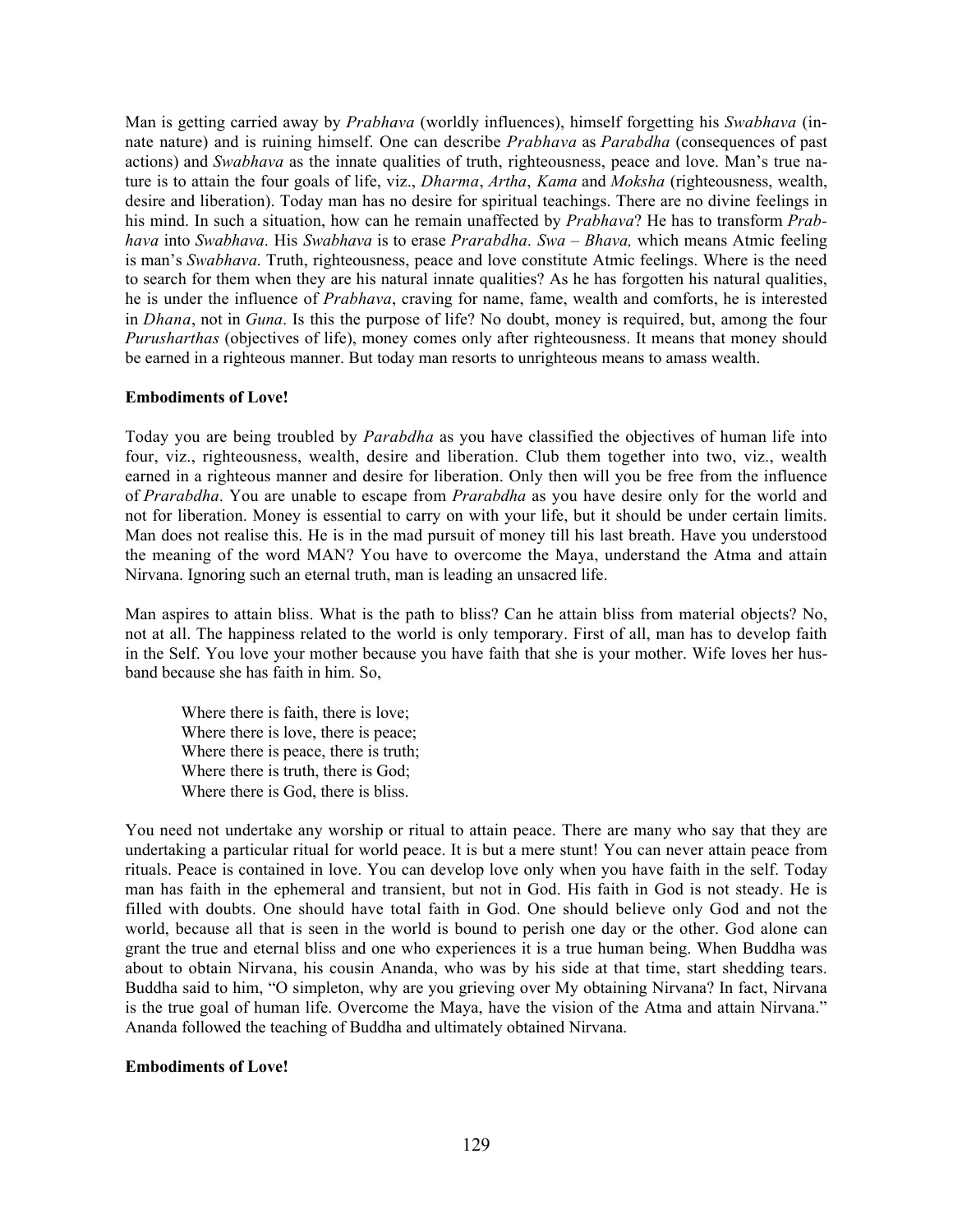Man is getting carried away by *Prabhava* (worldly influences), himself forgetting his *Swabhava* (innate nature) and is ruining himself. One can describe *Prabhava* as *Parabdha* (consequences of past actions) and *Swabhava* as the innate qualities of truth, righteousness, peace and love. Man's true nature is to attain the four goals of life, viz., *Dharma*, *Artha*, *Kama* and *Moksha* (righteousness, wealth, desire and liberation). Today man has no desire for spiritual teachings. There are no divine feelings in his mind. In such a situation, how can he remain unaffected by *Prabhava*? He has to transform *Prabhava* into *Swabhava*. His *Swabhava* is to erase *Prarabdha*. *Swa – Bhava,* which means Atmic feeling is man's *Swabhava.* Truth, righteousness, peace and love constitute Atmic feelings. Where is the need to search for them when they are his natural innate qualities? As he has forgotten his natural qualities, he is under the influence of *Prabhava*, craving for name, fame, wealth and comforts, he is interested in *Dhana*, not in *Guna*. Is this the purpose of life? No doubt, money is required, but, among the four *Purusharthas* (objectives of life), money comes only after righteousness. It means that money should be earned in a righteous manner. But today man resorts to unrighteous means to amass wealth.

**Embodiments of Love!**

Today you are being troubled by *Parabdha* as you have classified the objectives of human life into four, viz., righteousness, wealth, desire and liberation. Club them together into two, viz., wealth earned in a righteous manner and desire for liberation. Only then will you be free from the influence of *Prarabdha*. You are unable to escape from *Prarabdha* as you have desire only for the world and not for liberation. Money is essential to carry on with your life, but it should be under certain limits. Man does not realise this. He is in the mad pursuit of money till his last breath. Have you understood the meaning of the word MAN? You have to overcome the Maya, understand the Atma and attain Nirvana. Ignoring such an eternal truth, man is leading an unsacred life.

Man aspires to attain bliss. What is the path to bliss? Can he attain bliss from material objects? No, not at all. The happiness related to the world is only temporary. First of all, man has to develop faith in the Self. You love your mother because you have faith that she is your mother. Wife loves her husband because she has faith in him. So,

> Where there is faith, there is love;
> Where there is love, there is peace;
> Where there is peace, there is truth;
> Where there is truth, there is God;
> Where there is God, there is bliss.

You need not undertake any worship or ritual to attain peace. There are many who say that they are undertaking a particular ritual for world peace. It is but a mere stunt! You can never attain peace from rituals. Peace is contained in love. You can develop love only when you have faith in the self. Today man has faith in the ephemeral and transient, but not in God. His faith in God is not steady. He is filled with doubts. One should have total faith in God. One should believe only God and not the world, because all that is seen in the world is bound to perish one day or the other. God alone can grant the true and eternal bliss and one who experiences it is a true human being. When Buddha was about to obtain Nirvana, his cousin Ananda, who was by his side at that time, start shedding tears. Buddha said to him, "O simpleton, why are you grieving over My obtaining Nirvana? In fact, Nirvana is the true goal of human life. Overcome the Maya, have the vision of the Atma and attain Nirvana." Ananda followed the teaching of Buddha and ultimately obtained Nirvana.

**Embodiments of Love!**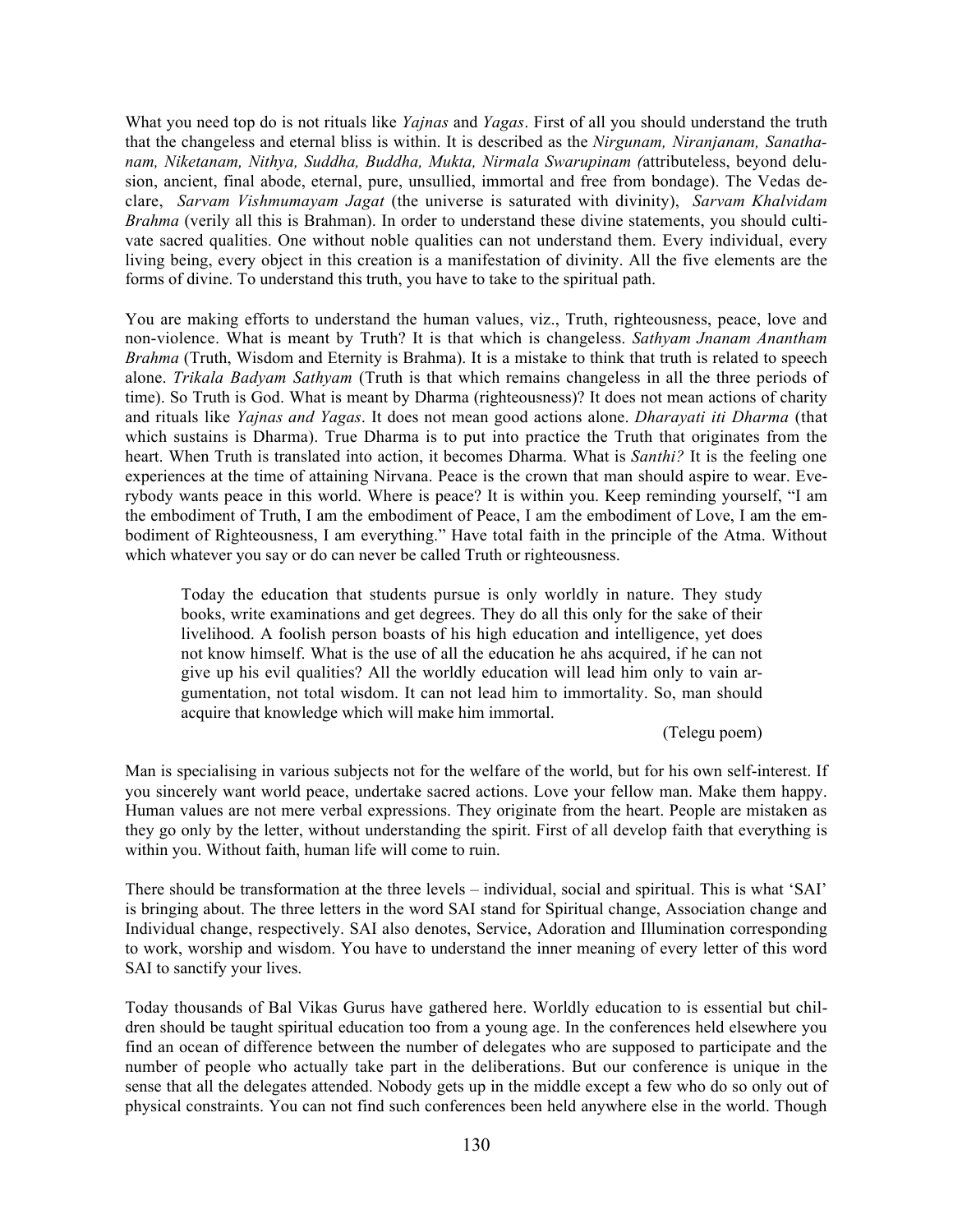What you need top do is not rituals like *Yajnas* and *Yagas*. First of all you should understand the truth that the changeless and eternal bliss is within. It is described as the *Nirgunam, Niranjanam, Sanathanam, Niketanam, Nithya, Suddha, Buddha, Mukta, Nirmala Swarupinam (*attributeless, beyond delusion, ancient, final abode, eternal, pure, unsullied, immortal and free from bondage). The Vedas declare, *Sarvam Vishmumayam Jagat* (the universe is saturated with divinity), *Sarvam Khalvidam Brahma* (verily all this is Brahman). In order to understand these divine statements, you should cultivate sacred qualities. One without noble qualities can not understand them. Every individual, every living being, every object in this creation is a manifestation of divinity. All the five elements are the forms of divine. To understand this truth, you have to take to the spiritual path.

You are making efforts to understand the human values, viz., Truth, righteousness, peace, love and non-violence. What is meant by Truth? It is that which is changeless. *Sathyam Jnanam Anantham Brahma* (Truth, Wisdom and Eternity is Brahma). It is a mistake to think that truth is related to speech alone. *Trikala Badyam Sathyam* (Truth is that which remains changeless in all the three periods of time). So Truth is God. What is meant by Dharma (righteousness)? It does not mean actions of charity and rituals like *Yajnas and Yagas*. It does not mean good actions alone. *Dharayati iti Dharma* (that which sustains is Dharma). True Dharma is to put into practice the Truth that originates from the heart. When Truth is translated into action, it becomes Dharma. What is *Santhi?* It is the feeling one experiences at the time of attaining Nirvana. Peace is the crown that man should aspire to wear. Everybody wants peace in this world. Where is peace? It is within you. Keep reminding yourself, "I am the embodiment of Truth, I am the embodiment of Peace, I am the embodiment of Love, I am the embodiment of Righteousness, I am everything." Have total faith in the principle of the Atma. Without which whatever you say or do can never be called Truth or righteousness.

> Today the education that students pursue is only worldly in nature. They study books, write examinations and get degrees. They do all this only for the sake of their livelihood. A foolish person boasts of his high education and intelligence, yet does not know himself. What is the use of all the education he ahs acquired, if he can not give up his evil qualities? All the worldly education will lead him only to vain argumentation, not total wisdom. It can not lead him to immortality. So, man should acquire that knowledge which will make him immortal.
>
> (Telegu poem)

Man is specialising in various subjects not for the welfare of the world, but for his own self-interest. If you sincerely want world peace, undertake sacred actions. Love your fellow man. Make them happy. Human values are not mere verbal expressions. They originate from the heart. People are mistaken as they go only by the letter, without understanding the spirit. First of all develop faith that everything is within you. Without faith, human life will come to ruin.

There should be transformation at the three levels – individual, social and spiritual. This is what 'SAI' is bringing about. The three letters in the word SAI stand for Spiritual change, Association change and Individual change, respectively. SAI also denotes, Service, Adoration and Illumination corresponding to work, worship and wisdom. You have to understand the inner meaning of every letter of this word SAI to sanctify your lives.

Today thousands of Bal Vikas Gurus have gathered here. Worldly education to is essential but children should be taught spiritual education too from a young age. In the conferences held elsewhere you find an ocean of difference between the number of delegates who are supposed to participate and the number of people who actually take part in the deliberations. But our conference is unique in the sense that all the delegates attended. Nobody gets up in the middle except a few who do so only out of physical constraints. You can not find such conferences been held anywhere else in the world. Though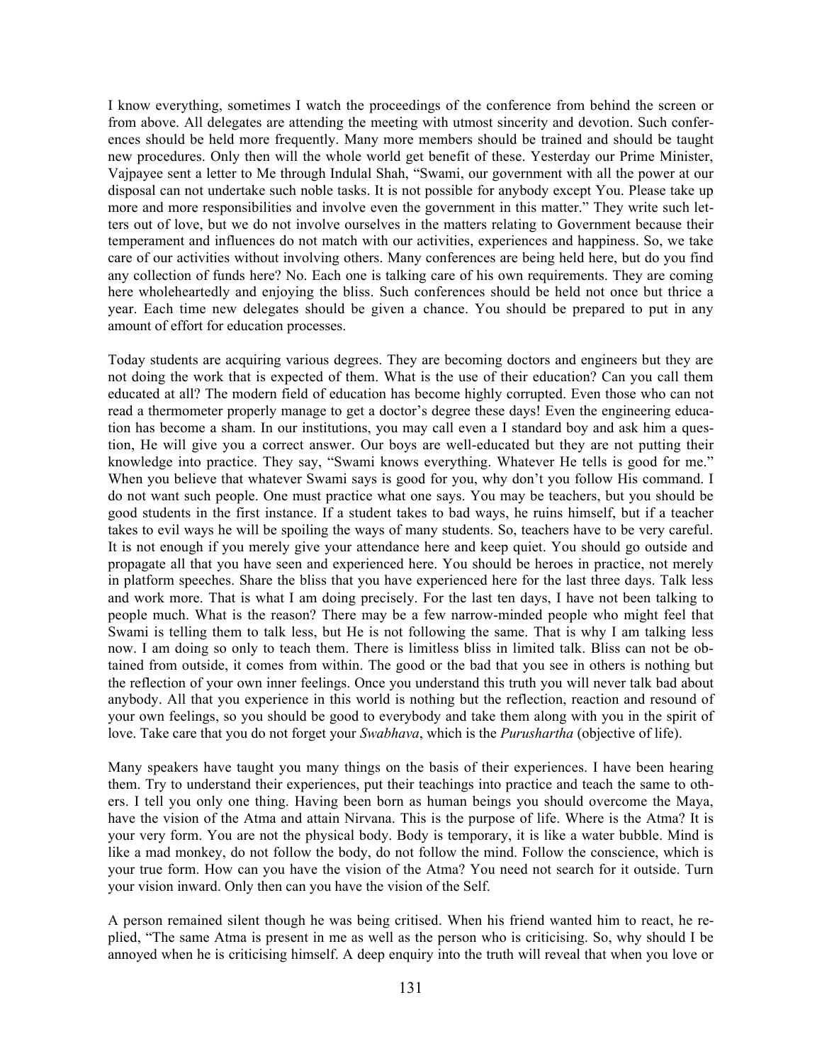I know everything, sometimes I watch the proceedings of the conference from behind the screen or from above. All delegates are attending the meeting with utmost sincerity and devotion. Such conferences should be held more frequently. Many more members should be trained and should be taught new procedures. Only then will the whole world get benefit of these. Yesterday our Prime Minister, Vajpayee sent a letter to Me through Indulal Shah, "Swami, our government with all the power at our disposal can not undertake such noble tasks. It is not possible for anybody except You. Please take up more and more responsibilities and involve even the government in this matter." They write such letters out of love, but we do not involve ourselves in the matters relating to Government because their temperament and influences do not match with our activities, experiences and happiness. So, we take care of our activities without involving others. Many conferences are being held here, but do you find any collection of funds here? No. Each one is talking care of his own requirements. They are coming here wholeheartedly and enjoying the bliss. Such conferences should be held not once but thrice a year. Each time new delegates should be given a chance. You should be prepared to put in any amount of effort for education processes.

Today students are acquiring various degrees. They are becoming doctors and engineers but they are not doing the work that is expected of them. What is the use of their education? Can you call them educated at all? The modern field of education has become highly corrupted. Even those who can not read a thermometer properly manage to get a doctor's degree these days! Even the engineering education has become a sham. In our institutions, you may call even a I standard boy and ask him a question, He will give you a correct answer. Our boys are well-educated but they are not putting their knowledge into practice. They say, "Swami knows everything. Whatever He tells is good for me." When you believe that whatever Swami says is good for you, why don't you follow His command. I do not want such people. One must practice what one says. You may be teachers, but you should be good students in the first instance. If a student takes to bad ways, he ruins himself, but if a teacher takes to evil ways he will be spoiling the ways of many students. So, teachers have to be very careful. It is not enough if you merely give your attendance here and keep quiet. You should go outside and propagate all that you have seen and experienced here. You should be heroes in practice, not merely in platform speeches. Share the bliss that you have experienced here for the last three days. Talk less and work more. That is what I am doing precisely. For the last ten days, I have not been talking to people much. What is the reason? There may be a few narrow-minded people who might feel that Swami is telling them to talk less, but He is not following the same. That is why I am talking less now. I am doing so only to teach them. There is limitless bliss in limited talk. Bliss can not be obtained from outside, it comes from within. The good or the bad that you see in others is nothing but the reflection of your own inner feelings. Once you understand this truth you will never talk bad about anybody. All that you experience in this world is nothing but the reflection, reaction and resound of your own feelings, so you should be good to everybody and take them along with you in the spirit of love. Take care that you do not forget your *Swabhava*, which is the *Purushartha* (objective of life).

Many speakers have taught you many things on the basis of their experiences. I have been hearing them. Try to understand their experiences, put their teachings into practice and teach the same to others. I tell you only one thing. Having been born as human beings you should overcome the Maya, have the vision of the Atma and attain Nirvana. This is the purpose of life. Where is the Atma? It is your very form. You are not the physical body. Body is temporary, it is like a water bubble. Mind is like a mad monkey, do not follow the body, do not follow the mind. Follow the conscience, which is your true form. How can you have the vision of the Atma? You need not search for it outside. Turn your vision inward. Only then can you have the vision of the Self.

A person remained silent though he was being critised. When his friend wanted him to react, he replied, "The same Atma is present in me as well as the person who is criticising. So, why should I be annoyed when he is criticising himself. A deep enquiry into the truth will reveal that when you love or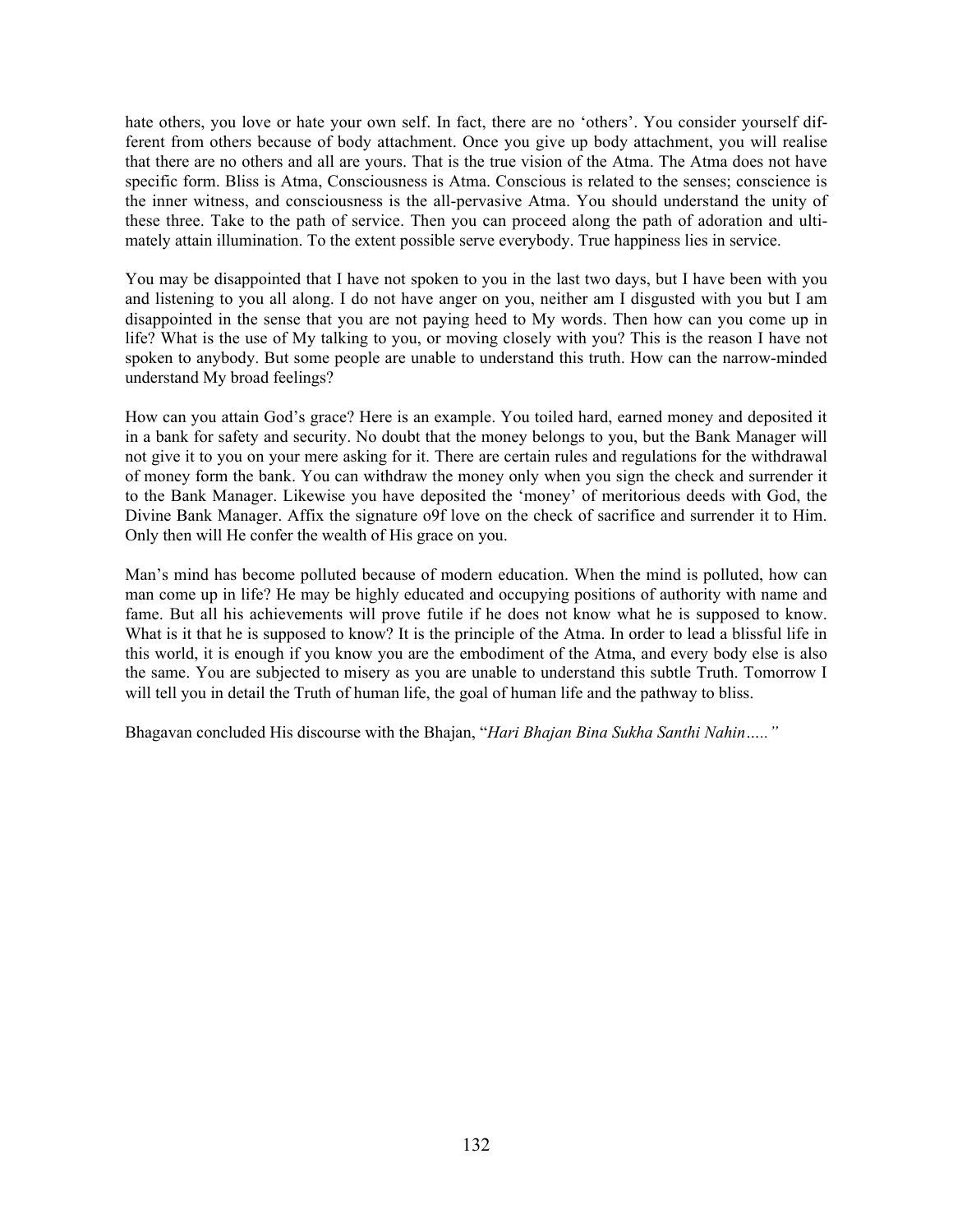hate others, you love or hate your own self. In fact, there are no 'others'. You consider yourself different from others because of body attachment. Once you give up body attachment, you will realise that there are no others and all are yours. That is the true vision of the Atma. The Atma does not have specific form. Bliss is Atma, Consciousness is Atma. Conscious is related to the senses; conscience is the inner witness, and consciousness is the all-pervasive Atma. You should understand the unity of these three. Take to the path of service. Then you can proceed along the path of adoration and ultimately attain illumination. To the extent possible serve everybody. True happiness lies in service.

You may be disappointed that I have not spoken to you in the last two days, but I have been with you and listening to you all along. I do not have anger on you, neither am I disgusted with you but I am disappointed in the sense that you are not paying heed to My words. Then how can you come up in life? What is the use of My talking to you, or moving closely with you? This is the reason I have not spoken to anybody. But some people are unable to understand this truth. How can the narrow-minded understand My broad feelings?

How can you attain God's grace? Here is an example. You toiled hard, earned money and deposited it in a bank for safety and security. No doubt that the money belongs to you, but the Bank Manager will not give it to you on your mere asking for it. There are certain rules and regulations for the withdrawal of money form the bank. You can withdraw the money only when you sign the check and surrender it to the Bank Manager. Likewise you have deposited the 'money' of meritorious deeds with God, the Divine Bank Manager. Affix the signature o9f love on the check of sacrifice and surrender it to Him. Only then will He confer the wealth of His grace on you.

Man's mind has become polluted because of modern education. When the mind is polluted, how can man come up in life? He may be highly educated and occupying positions of authority with name and fame. But all his achievements will prove futile if he does not know what he is supposed to know. What is it that he is supposed to know? It is the principle of the Atma. In order to lead a blissful life in this world, it is enough if you know you are the embodiment of the Atma, and every body else is also the same. You are subjected to misery as you are unable to understand this subtle Truth. Tomorrow I will tell you in detail the Truth of human life, the goal of human life and the pathway to bliss.

Bhagavan concluded His discourse with the Bhajan, "*Hari Bhajan Bina Sukha Santhi Nahin….."*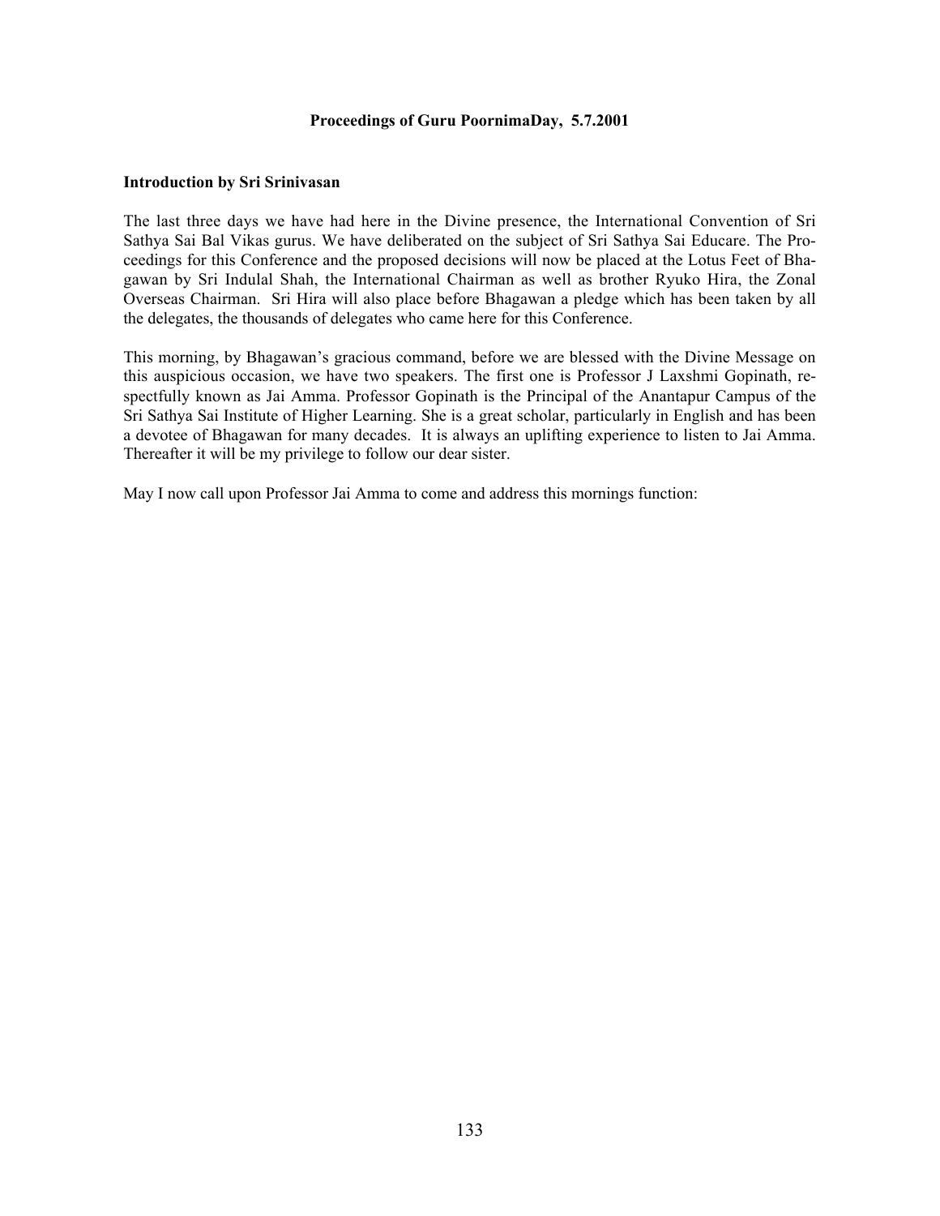**Proceedings of Guru PoornimaDay, 5.7.2001**

**Introduction by Sri Srinivasan**

The last three days we have had here in the Divine presence, the International Convention of Sri Sathya Sai Bal Vikas gurus. We have deliberated on the subject of Sri Sathya Sai Educare. The Proceedings for this Conference and the proposed decisions will now be placed at the Lotus Feet of Bhagawan by Sri Indulal Shah, the International Chairman as well as brother Ryuko Hira, the Zonal Overseas Chairman. Sri Hira will also place before Bhagawan a pledge which has been taken by all the delegates, the thousands of delegates who came here for this Conference.

This morning, by Bhagawan's gracious command, before we are blessed with the Divine Message on this auspicious occasion, we have two speakers. The first one is Professor J Laxshmi Gopinath, respectfully known as Jai Amma. Professor Gopinath is the Principal of the Anantapur Campus of the Sri Sathya Sai Institute of Higher Learning. She is a great scholar, particularly in English and has been a devotee of Bhagawan for many decades. It is always an uplifting experience to listen to Jai Amma. Thereafter it will be my privilege to follow our dear sister.

May I now call upon Professor Jai Amma to come and address this mornings function: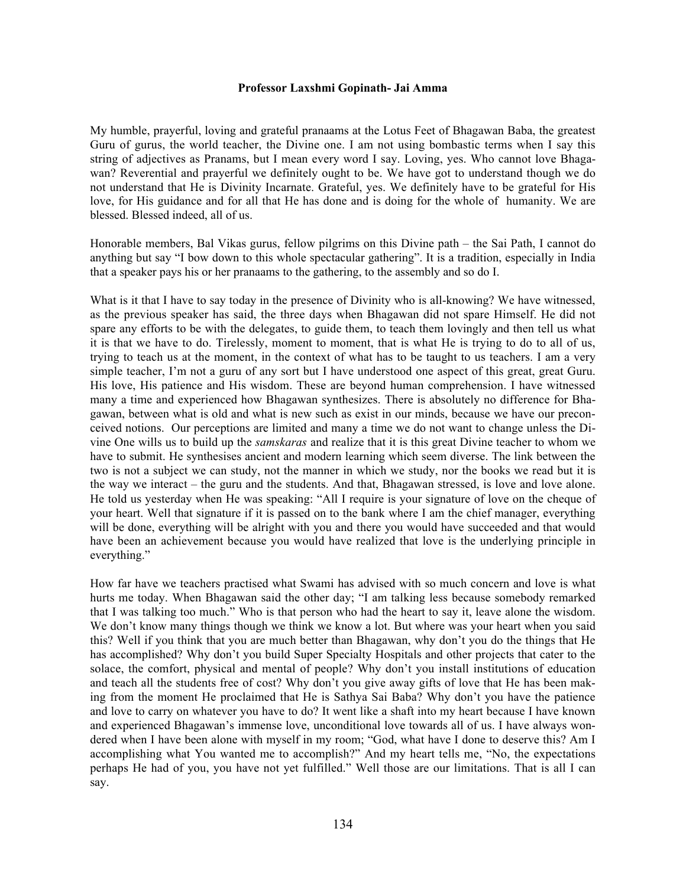**Professor Laxshmi Gopinath- Jai Amma**

My humble, prayerful, loving and grateful pranaams at the Lotus Feet of Bhagawan Baba, the greatest Guru of gurus, the world teacher, the Divine one. I am not using bombastic terms when I say this string of adjectives as Pranams, but I mean every word I say. Loving, yes. Who cannot love Bhagawan? Reverential and prayerful we definitely ought to be. We have got to understand though we do not understand that He is Divinity Incarnate. Grateful, yes. We definitely have to be grateful for His love, for His guidance and for all that He has done and is doing for the whole of humanity. We are blessed. Blessed indeed, all of us.

Honorable members, Bal Vikas gurus, fellow pilgrims on this Divine path – the Sai Path, I cannot do anything but say "I bow down to this whole spectacular gathering". It is a tradition, especially in India that a speaker pays his or her pranaams to the gathering, to the assembly and so do I.

What is it that I have to say today in the presence of Divinity who is all-knowing? We have witnessed, as the previous speaker has said, the three days when Bhagawan did not spare Himself. He did not spare any efforts to be with the delegates, to guide them, to teach them lovingly and then tell us what it is that we have to do. Tirelessly, moment to moment, that is what He is trying to do to all of us, trying to teach us at the moment, in the context of what has to be taught to us teachers. I am a very simple teacher, I'm not a guru of any sort but I have understood one aspect of this great, great Guru. His love, His patience and His wisdom. These are beyond human comprehension. I have witnessed many a time and experienced how Bhagawan synthesizes. There is absolutely no difference for Bhagawan, between what is old and what is new such as exist in our minds, because we have our preconceived notions. Our perceptions are limited and many a time we do not want to change unless the Divine One wills us to build up the *samskaras* and realize that it is this great Divine teacher to whom we have to submit. He synthesises ancient and modern learning which seem diverse. The link between the two is not a subject we can study, not the manner in which we study, nor the books we read but it is the way we interact – the guru and the students. And that, Bhagawan stressed, is love and love alone. He told us yesterday when He was speaking: "All I require is your signature of love on the cheque of your heart. Well that signature if it is passed on to the bank where I am the chief manager, everything will be done, everything will be alright with you and there you would have succeeded and that would have been an achievement because you would have realized that love is the underlying principle in everything."

How far have we teachers practised what Swami has advised with so much concern and love is what hurts me today. When Bhagawan said the other day; "I am talking less because somebody remarked that I was talking too much." Who is that person who had the heart to say it, leave alone the wisdom. We don't know many things though we think we know a lot. But where was your heart when you said this? Well if you think that you are much better than Bhagawan, why don't you do the things that He has accomplished? Why don't you build Super Specialty Hospitals and other projects that cater to the solace, the comfort, physical and mental of people? Why don't you install institutions of education and teach all the students free of cost? Why don't you give away gifts of love that He has been making from the moment He proclaimed that He is Sathya Sai Baba? Why don't you have the patience and love to carry on whatever you have to do? It went like a shaft into my heart because I have known and experienced Bhagawan's immense love, unconditional love towards all of us. I have always wondered when I have been alone with myself in my room; "God, what have I done to deserve this? Am I accomplishing what You wanted me to accomplish?" And my heart tells me, "No, the expectations perhaps He had of you, you have not yet fulfilled." Well those are our limitations. That is all I can say.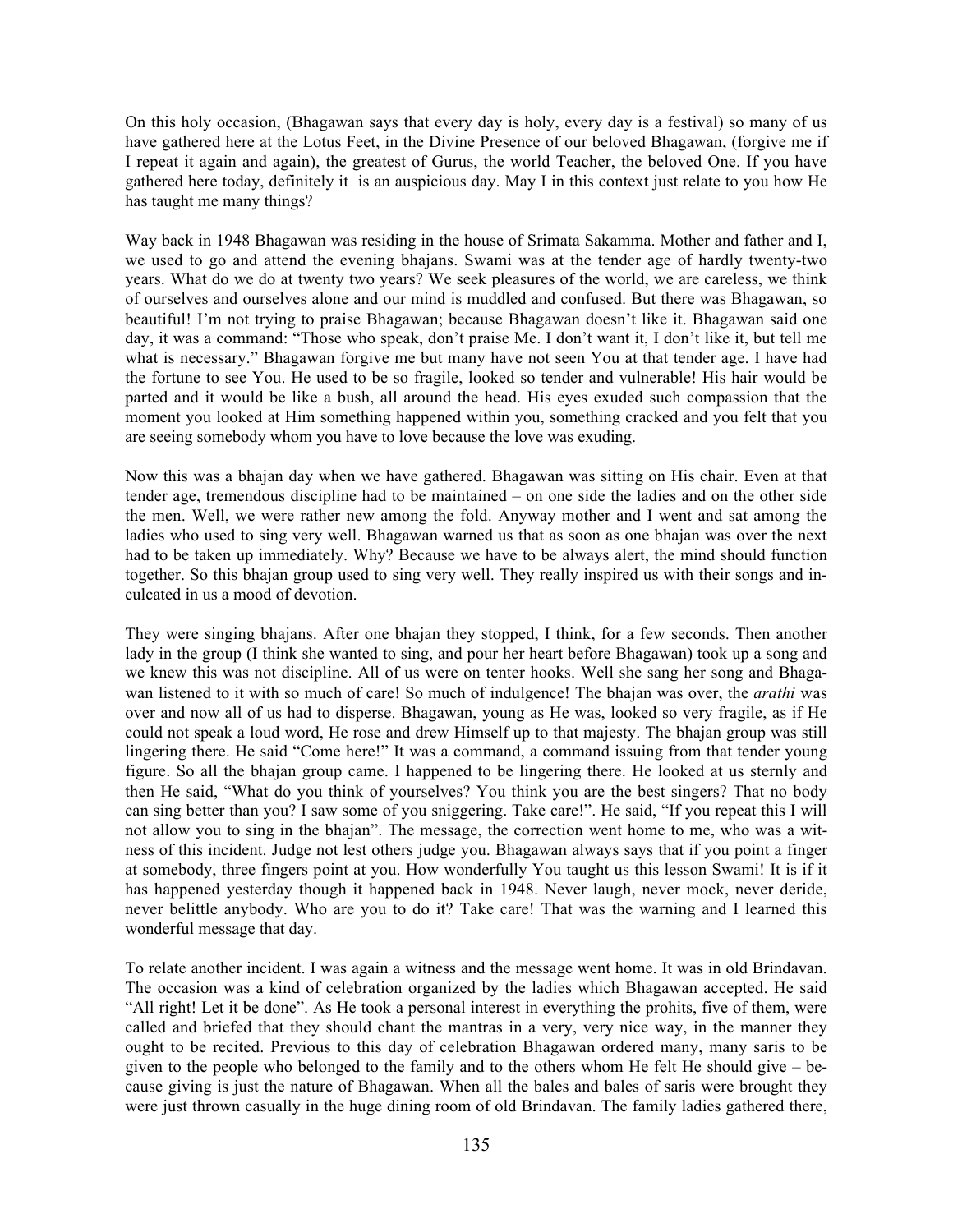On this holy occasion, (Bhagawan says that every day is holy, every day is a festival) so many of us have gathered here at the Lotus Feet, in the Divine Presence of our beloved Bhagawan, (forgive me if I repeat it again and again), the greatest of Gurus, the world Teacher, the beloved One. If you have gathered here today, definitely it is an auspicious day. May I in this context just relate to you how He has taught me many things?

Way back in 1948 Bhagawan was residing in the house of Srimata Sakamma. Mother and father and I, we used to go and attend the evening bhajans. Swami was at the tender age of hardly twenty-two years. What do we do at twenty two years? We seek pleasures of the world, we are careless, we think of ourselves and ourselves alone and our mind is muddled and confused. But there was Bhagawan, so beautiful! I'm not trying to praise Bhagawan; because Bhagawan doesn't like it. Bhagawan said one day, it was a command: "Those who speak, don't praise Me. I don't want it, I don't like it, but tell me what is necessary." Bhagawan forgive me but many have not seen You at that tender age. I have had the fortune to see You. He used to be so fragile, looked so tender and vulnerable! His hair would be parted and it would be like a bush, all around the head. His eyes exuded such compassion that the moment you looked at Him something happened within you, something cracked and you felt that you are seeing somebody whom you have to love because the love was exuding.

Now this was a bhajan day when we have gathered. Bhagawan was sitting on His chair. Even at that tender age, tremendous discipline had to be maintained – on one side the ladies and on the other side the men. Well, we were rather new among the fold. Anyway mother and I went and sat among the ladies who used to sing very well. Bhagawan warned us that as soon as one bhajan was over the next had to be taken up immediately. Why? Because we have to be always alert, the mind should function together. So this bhajan group used to sing very well. They really inspired us with their songs and inculcated in us a mood of devotion.

They were singing bhajans. After one bhajan they stopped, I think, for a few seconds. Then another lady in the group (I think she wanted to sing, and pour her heart before Bhagawan) took up a song and we knew this was not discipline. All of us were on tenter hooks. Well she sang her song and Bhagawan listened to it with so much of care! So much of indulgence! The bhajan was over, the *arathi* was over and now all of us had to disperse. Bhagawan, young as He was, looked so very fragile, as if He could not speak a loud word, He rose and drew Himself up to that majesty. The bhajan group was still lingering there. He said "Come here!" It was a command, a command issuing from that tender young figure. So all the bhajan group came. I happened to be lingering there. He looked at us sternly and then He said, "What do you think of yourselves? You think you are the best singers? That no body can sing better than you? I saw some of you sniggering. Take care!". He said, "If you repeat this I will not allow you to sing in the bhajan". The message, the correction went home to me, who was a witness of this incident. Judge not lest others judge you. Bhagawan always says that if you point a finger at somebody, three fingers point at you. How wonderfully You taught us this lesson Swami! It is if it has happened yesterday though it happened back in 1948. Never laugh, never mock, never deride, never belittle anybody. Who are you to do it? Take care! That was the warning and I learned this wonderful message that day.

To relate another incident. I was again a witness and the message went home. It was in old Brindavan. The occasion was a kind of celebration organized by the ladies which Bhagawan accepted. He said "All right! Let it be done". As He took a personal interest in everything the prohits, five of them, were called and briefed that they should chant the mantras in a very, very nice way, in the manner they ought to be recited. Previous to this day of celebration Bhagawan ordered many, many saris to be given to the people who belonged to the family and to the others whom He felt He should give – because giving is just the nature of Bhagawan. When all the bales and bales of saris were brought they were just thrown casually in the huge dining room of old Brindavan. The family ladies gathered there,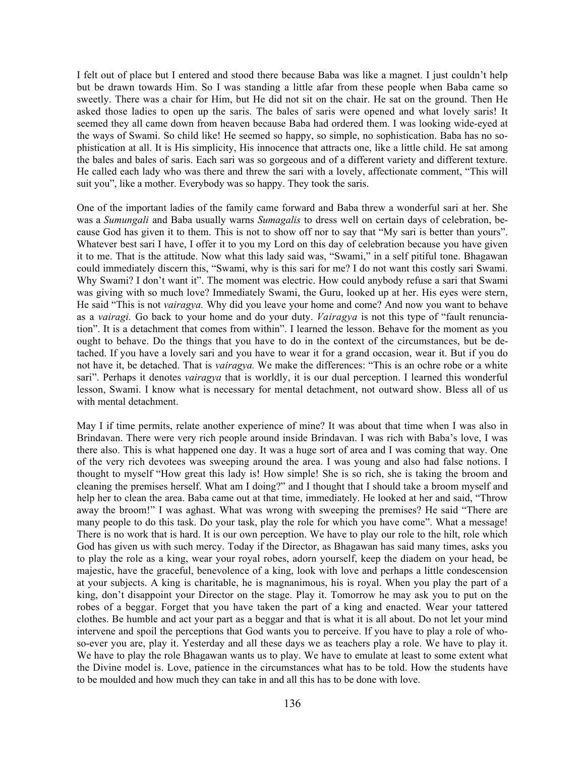I felt out of place but I entered and stood there because Baba was like a magnet. I just couldn't help but be drawn towards Him. So I was standing a little afar from these people when Baba came so sweetly. There was a chair for Him, but He did not sit on the chair. He sat on the ground. Then He asked those ladies to open up the saris. The bales of saris were opened and what lovely saris! It seemed they all came down from heaven because Baba had ordered them. I was looking wide-eyed at the ways of Swami. So child like! He seemed so happy, so simple, no sophistication. Baba has no sophistication at all. It is His simplicity, His innocence that attracts one, like a little child. He sat among the bales and bales of saris. Each sari was so gorgeous and of a different variety and different texture. He called each lady who was there and threw the sari with a lovely, affectionate comment, "This will suit you", like a mother. Everybody was so happy. They took the saris.

One of the important ladies of the family came forward and Baba threw a wonderful sari at her. She was a *Sumungali* and Baba usually warns *Sumagalis* to dress well on certain days of celebration, because God has given it to them. This is not to show off nor to say that "My sari is better than yours". Whatever best sari I have, I offer it to you my Lord on this day of celebration because you have given it to me. That is the attitude. Now what this lady said was, "Swami," in a self pitiful tone. Bhagawan could immediately discern this, "Swami, why is this sari for me? I do not want this costly sari Swami. Why Swami? I don't want it". The moment was electric. How could anybody refuse a sari that Swami was giving with so much love? Immediately Swami, the Guru, looked up at her. His eyes were stern, He said "This is not *vairagya.* Why did you leave your home and come? And now you want to behave as a *vairagi.* Go back to your home and do your duty. *Vairagya* is not this type of "fault renunciation". It is a detachment that comes from within". I learned the lesson. Behave for the moment as you ought to behave. Do the things that you have to do in the context of the circumstances, but be detached. If you have a lovely sari and you have to wear it for a grand occasion, wear it. But if you do not have it, be detached. That is *vairagya.* We make the differences: "This is an ochre robe or a white sari". Perhaps it denotes *vairagya* that is worldly, it is our dual perception. I learned this wonderful lesson, Swami. I know what is necessary for mental detachment, not outward show. Bless all of us with mental detachment.

May I if time permits, relate another experience of mine? It was about that time when I was also in Brindavan. There were very rich people around inside Brindavan. I was rich with Baba's love, I was there also. This is what happened one day. It was a huge sort of area and I was coming that way. One of the very rich devotees was sweeping around the area. I was young and also had false notions. I thought to myself "How great this lady is! How simple! She is so rich, she is taking the broom and cleaning the premises herself. What am I doing?" and I thought that I should take a broom myself and help her to clean the area. Baba came out at that time, immediately. He looked at her and said, "Throw away the broom!" I was aghast. What was wrong with sweeping the premises? He said "There are many people to do this task. Do your task, play the role for which you have come". What a message! There is no work that is hard. It is our own perception. We have to play our role to the hilt, role which God has given us with such mercy. Today if the Director, as Bhagawan has said many times, asks you to play the role as a king, wear your royal robes, adorn yourself, keep the diadem on your head, be majestic, have the graceful, benevolence of a king, look with love and perhaps a little condescension at your subjects. A king is charitable, he is magnanimous, his is royal. When you play the part of a king, don't disappoint your Director on the stage. Play it. Tomorrow he may ask you to put on the robes of a beggar. Forget that you have taken the part of a king and enacted. Wear your tattered clothes. Be humble and act your part as a beggar and that is what it is all about. Do not let your mind intervene and spoil the perceptions that God wants you to perceive. If you have to play a role of who-so-ever you are, play it. Yesterday and all these days we as teachers play a role. We have to play it. We have to play the role Bhagawan wants us to play. We have to emulate at least to some extent what the Divine model is. Love, patience in the circumstances what has to be told. How the students have to be moulded and how much they can take in and all this has to be done with love.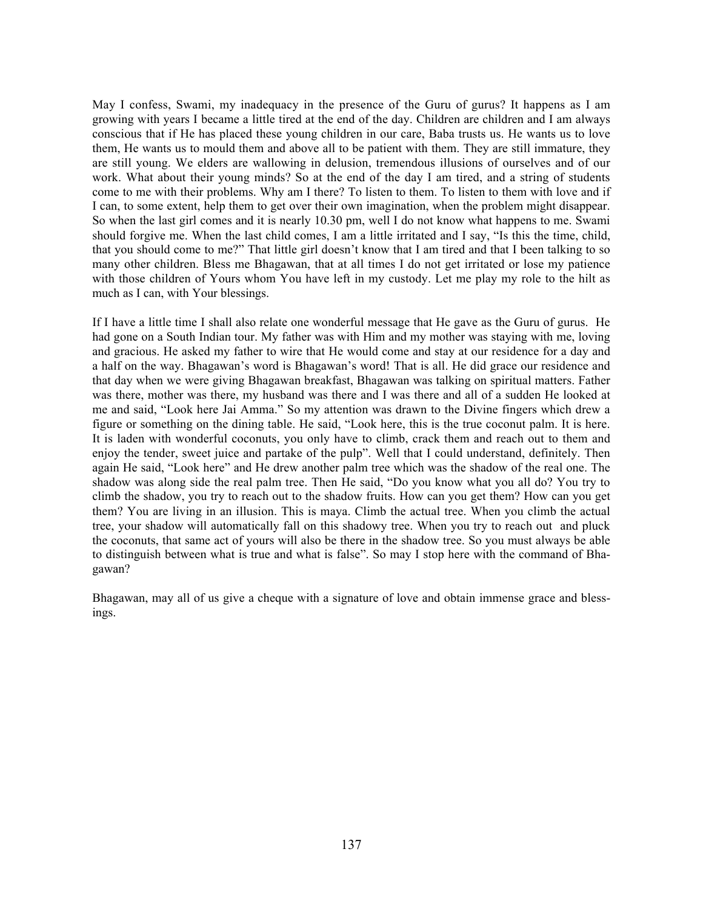May I confess, Swami, my inadequacy in the presence of the Guru of gurus? It happens as I am growing with years I became a little tired at the end of the day. Children are children and I am always conscious that if He has placed these young children in our care, Baba trusts us. He wants us to love them, He wants us to mould them and above all to be patient with them. They are still immature, they are still young. We elders are wallowing in delusion, tremendous illusions of ourselves and of our work. What about their young minds? So at the end of the day I am tired, and a string of students come to me with their problems. Why am I there? To listen to them. To listen to them with love and if I can, to some extent, help them to get over their own imagination, when the problem might disappear. So when the last girl comes and it is nearly 10.30 pm, well I do not know what happens to me. Swami should forgive me. When the last child comes, I am a little irritated and I say, "Is this the time, child, that you should come to me?" That little girl doesn't know that I am tired and that I been talking to so many other children. Bless me Bhagawan, that at all times I do not get irritated or lose my patience with those children of Yours whom You have left in my custody. Let me play my role to the hilt as much as I can, with Your blessings.

If I have a little time I shall also relate one wonderful message that He gave as the Guru of gurus. He had gone on a South Indian tour. My father was with Him and my mother was staying with me, loving and gracious. He asked my father to wire that He would come and stay at our residence for a day and a half on the way. Bhagawan's word is Bhagawan's word! That is all. He did grace our residence and that day when we were giving Bhagawan breakfast, Bhagawan was talking on spiritual matters. Father was there, mother was there, my husband was there and I was there and all of a sudden He looked at me and said, "Look here Jai Amma." So my attention was drawn to the Divine fingers which drew a figure or something on the dining table. He said, "Look here, this is the true coconut palm. It is here. It is laden with wonderful coconuts, you only have to climb, crack them and reach out to them and enjoy the tender, sweet juice and partake of the pulp". Well that I could understand, definitely. Then again He said, "Look here" and He drew another palm tree which was the shadow of the real one. The shadow was along side the real palm tree. Then He said, "Do you know what you all do? You try to climb the shadow, you try to reach out to the shadow fruits. How can you get them? How can you get them? You are living in an illusion. This is maya. Climb the actual tree. When you climb the actual tree, your shadow will automatically fall on this shadowy tree. When you try to reach out and pluck the coconuts, that same act of yours will also be there in the shadow tree. So you must always be able to distinguish between what is true and what is false". So may I stop here with the command of Bhagawan?

Bhagawan, may all of us give a cheque with a signature of love and obtain immense grace and blessings.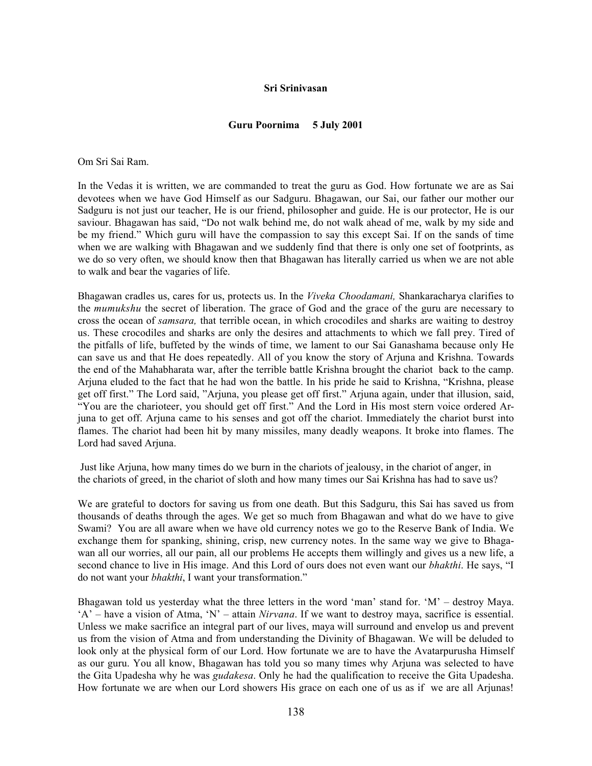**Sri Srinivasan**

**Guru Poornima 5 July 2001**

Om Sri Sai Ram.

In the Vedas it is written, we are commanded to treat the guru as God. How fortunate we are as Sai devotees when we have God Himself as our Sadguru. Bhagawan, our Sai, our father our mother our Sadguru is not just our teacher, He is our friend, philosopher and guide. He is our protector, He is our saviour. Bhagawan has said, "Do not walk behind me, do not walk ahead of me, walk by my side and be my friend." Which guru will have the compassion to say this except Sai. If on the sands of time when we are walking with Bhagawan and we suddenly find that there is only one set of footprints, as we do so very often, we should know then that Bhagawan has literally carried us when we are not able to walk and bear the vagaries of life.

Bhagawan cradles us, cares for us, protects us. In the *Viveka Choodamani,* Shankaracharya clarifies to the *mumukshu* the secret of liberation. The grace of God and the grace of the guru are necessary to cross the ocean of *samsara,* that terrible ocean, in which crocodiles and sharks are waiting to destroy us. These crocodiles and sharks are only the desires and attachments to which we fall prey. Tired of the pitfalls of life, buffeted by the winds of time, we lament to our Sai Ganashama because only He can save us and that He does repeatedly. All of you know the story of Arjuna and Krishna. Towards the end of the Mahabharata war, after the terrible battle Krishna brought the chariot back to the camp. Arjuna eluded to the fact that he had won the battle. In his pride he said to Krishna, "Krishna, please get off first." The Lord said, "Arjuna, you please get off first." Arjuna again, under that illusion, said, "You are the charioteer, you should get off first." And the Lord in His most stern voice ordered Arjuna to get off. Arjuna came to his senses and got off the chariot. Immediately the chariot burst into flames. The chariot had been hit by many missiles, many deadly weapons. It broke into flames. The Lord had saved Arjuna.

Just like Arjuna, how many times do we burn in the chariots of jealousy, in the chariot of anger, in the chariots of greed, in the chariot of sloth and how many times our Sai Krishna has had to save us?

We are grateful to doctors for saving us from one death. But this Sadguru, this Sai has saved us from thousands of deaths through the ages. We get so much from Bhagawan and what do we have to give Swami? You are all aware when we have old currency notes we go to the Reserve Bank of India. We exchange them for spanking, shining, crisp, new currency notes. In the same way we give to Bhagawan all our worries, all our pain, all our problems He accepts them willingly and gives us a new life, a second chance to live in His image. And this Lord of ours does not even want our *bhakthi*. He says, "I do not want your *bhakthi*, I want your transformation."

Bhagawan told us yesterday what the three letters in the word 'man' stand for. 'M' – destroy Maya. 'A' – have a vision of Atma, 'N' – attain *Nirvana*. If we want to destroy maya, sacrifice is essential. Unless we make sacrifice an integral part of our lives, maya will surround and envelop us and prevent us from the vision of Atma and from understanding the Divinity of Bhagawan. We will be deluded to look only at the physical form of our Lord. How fortunate we are to have the Avatarpurusha Himself as our guru. You all know, Bhagawan has told you so many times why Arjuna was selected to have the Gita Upadesha why he was *gudakesa*. Only he had the qualification to receive the Gita Upadesha. How fortunate we are when our Lord showers His grace on each one of us as if we are all Arjunas!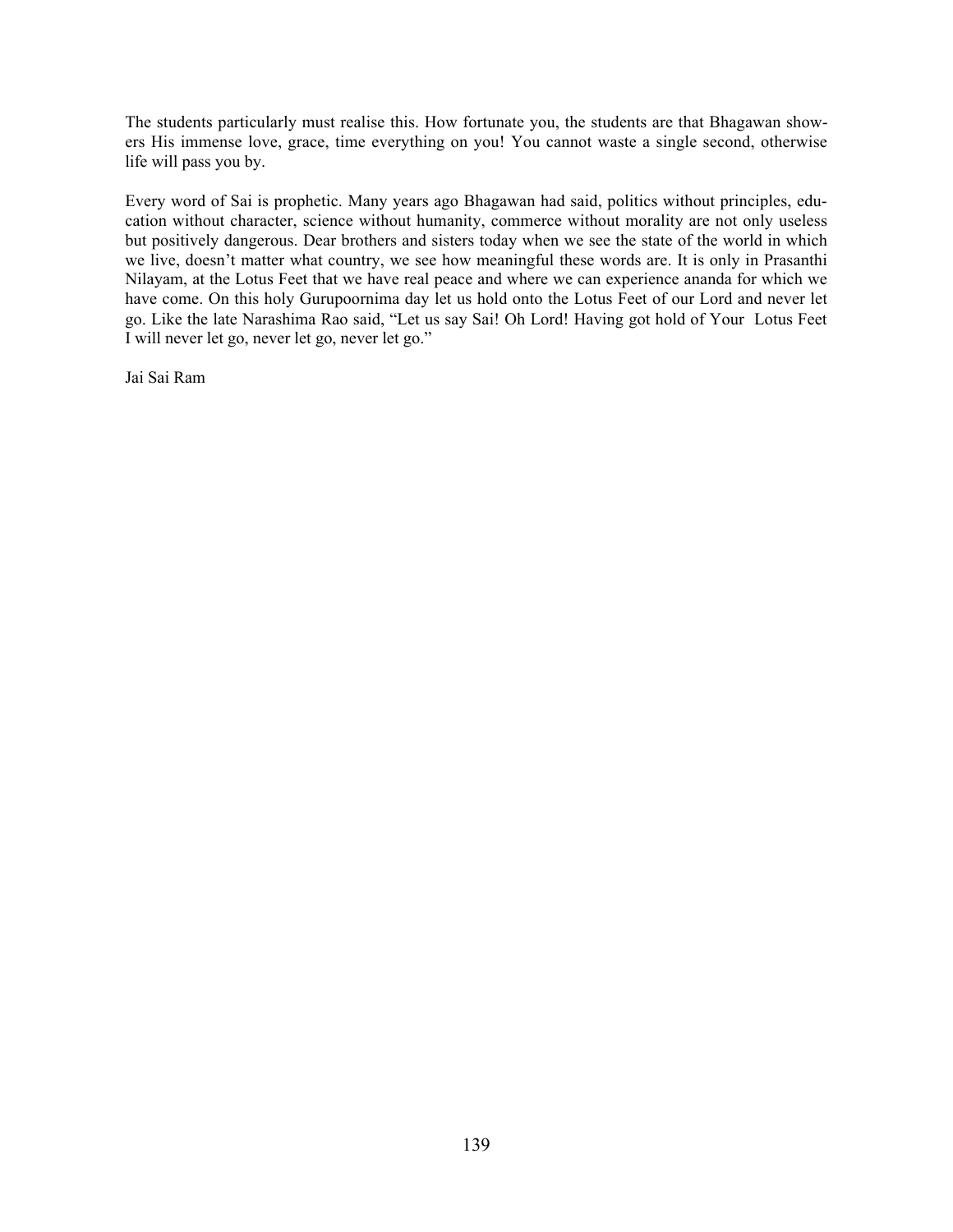The students particularly must realise this. How fortunate you, the students are that Bhagawan showers His immense love, grace, time everything on you! You cannot waste a single second, otherwise life will pass you by.

Every word of Sai is prophetic. Many years ago Bhagawan had said, politics without principles, education without character, science without humanity, commerce without morality are not only useless but positively dangerous. Dear brothers and sisters today when we see the state of the world in which we live, doesn't matter what country, we see how meaningful these words are. It is only in Prasanthi Nilayam, at the Lotus Feet that we have real peace and where we can experience ananda for which we have come. On this holy Gurupoornima day let us hold onto the Lotus Feet of our Lord and never let go. Like the late Narashima Rao said, "Let us say Sai! Oh Lord! Having got hold of Your Lotus Feet I will never let go, never let go, never let go."

Jai Sai Ram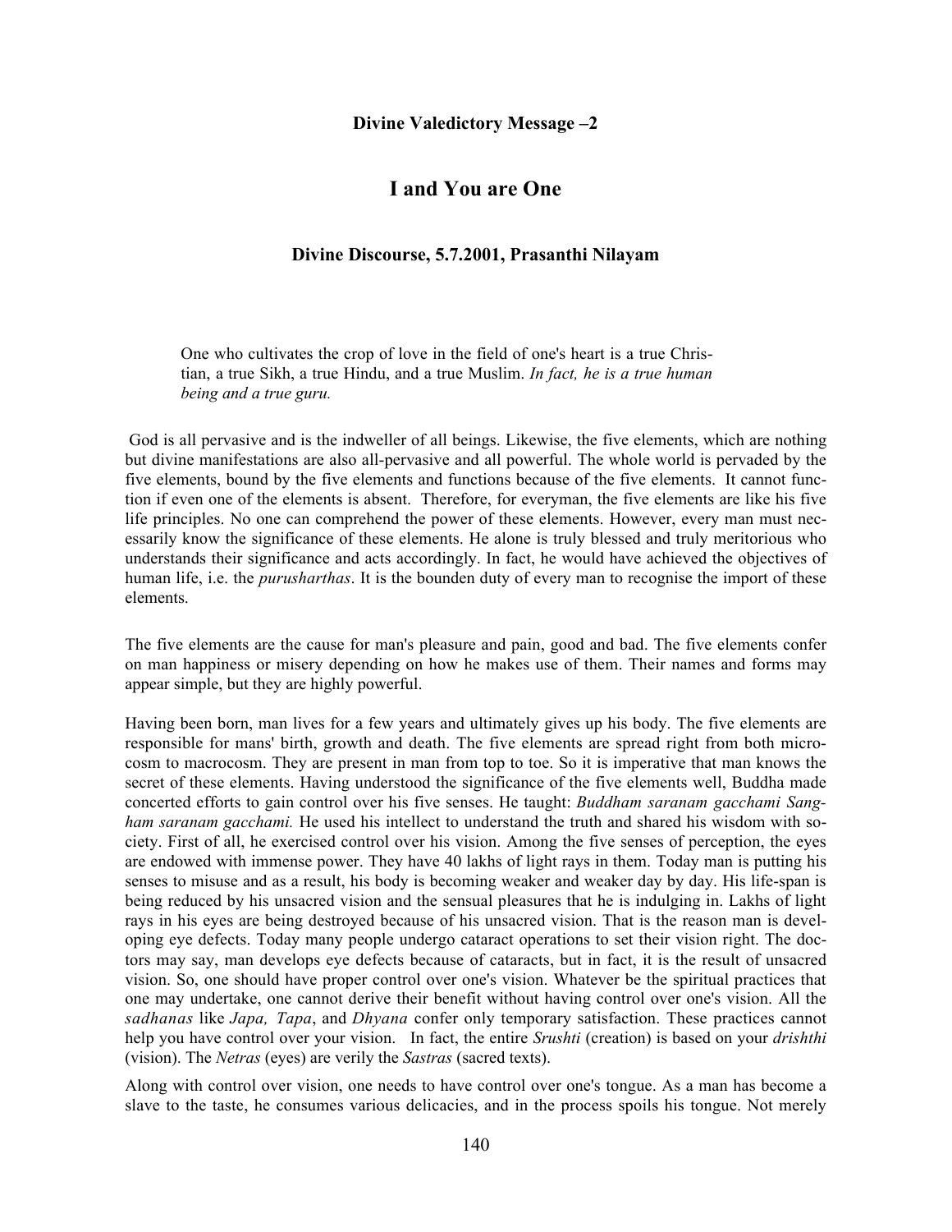**Divine Valedictory Message –2**

# I and You are One

### Divine Discourse, 5.7.2001, Prasanthi Nilayam

> One who cultivates the crop of love in the field of one's heart is a true Christian, a true Sikh, a true Hindu, and a true Muslim. *In fact, he is a true human being and a true guru.*

God is all pervasive and is the indweller of all beings. Likewise, the five elements, which are nothing but divine manifestations are also all-pervasive and all powerful. The whole world is pervaded by the five elements, bound by the five elements and functions because of the five elements. It cannot function if even one of the elements is absent. Therefore, for everyman, the five elements are like his five life principles. No one can comprehend the power of these elements. However, every man must necessarily know the significance of these elements. He alone is truly blessed and truly meritorious who understands their significance and acts accordingly. In fact, he would have achieved the objectives of human life, i.e. the *purusharthas*. It is the bounden duty of every man to recognise the import of these elements.

The five elements are the cause for man's pleasure and pain, good and bad. The five elements confer on man happiness or misery depending on how he makes use of them. Their names and forms may appear simple, but they are highly powerful.

Having been born, man lives for a few years and ultimately gives up his body. The five elements are responsible for mans' birth, growth and death. The five elements are spread right from both microcosm to macrocosm. They are present in man from top to toe. So it is imperative that man knows the secret of these elements. Having understood the significance of the five elements well, Buddha made concerted efforts to gain control over his five senses. He taught: *Buddham saranam gacchami Sangham saranam gacchami.* He used his intellect to understand the truth and shared his wisdom with society. First of all, he exercised control over his vision. Among the five senses of perception, the eyes are endowed with immense power. They have 40 lakhs of light rays in them. Today man is putting his senses to misuse and as a result, his body is becoming weaker and weaker day by day. His life-span is being reduced by his unsacred vision and the sensual pleasures that he is indulging in. Lakhs of light rays in his eyes are being destroyed because of his unsacred vision. That is the reason man is developing eye defects. Today many people undergo cataract operations to set their vision right. The doctors may say, man develops eye defects because of cataracts, but in fact, it is the result of unsacred vision. So, one should have proper control over one's vision. Whatever be the spiritual practices that one may undertake, one cannot derive their benefit without having control over one's vision. All the *sadhanas* like *Japa, Tapa*, and *Dhyana* confer only temporary satisfaction. These practices cannot help you have control over your vision. In fact, the entire *Srushti* (creation) is based on your *drishthi* (vision). The *Netras* (eyes) are verily the *Sastras* (sacred texts).

Along with control over vision, one needs to have control over one's tongue. As a man has become a slave to the taste, he consumes various delicacies, and in the process spoils his tongue. Not merely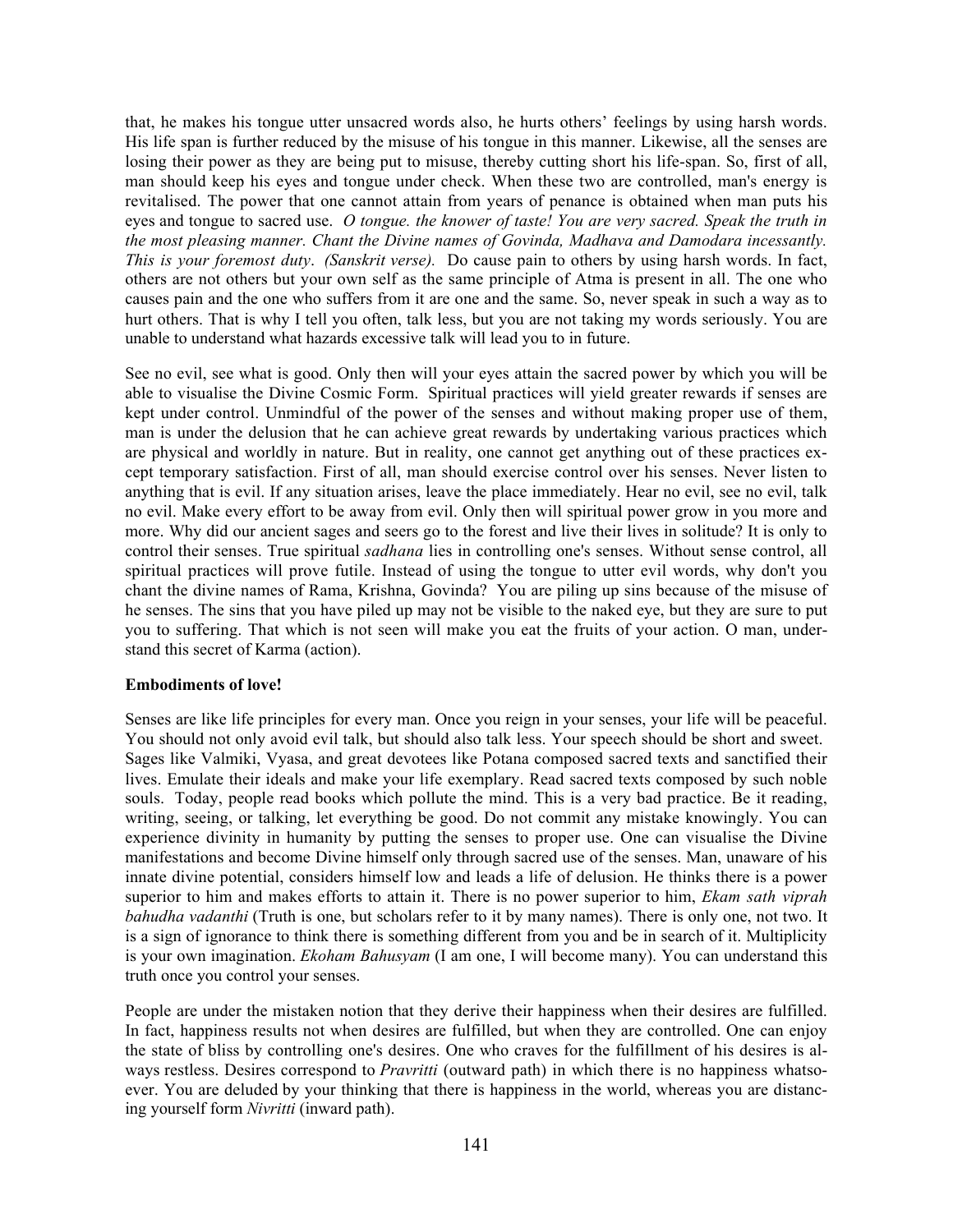that, he makes his tongue utter unsacred words also, he hurts others' feelings by using harsh words. His life span is further reduced by the misuse of his tongue in this manner. Likewise, all the senses are losing their power as they are being put to misuse, thereby cutting short his life-span. So, first of all, man should keep his eyes and tongue under check. When these two are controlled, man's energy is revitalised. The power that one cannot attain from years of penance is obtained when man puts his eyes and tongue to sacred use. *O tongue. the knower of taste! You are very sacred. Speak the truth in the most pleasing manner. Chant the Divine names of Govinda, Madhava and Damodara incessantly. This is your foremost duty*. *(Sanskrit verse).* Do cause pain to others by using harsh words. In fact, others are not others but your own self as the same principle of Atma is present in all. The one who causes pain and the one who suffers from it are one and the same. So, never speak in such a way as to hurt others. That is why I tell you often, talk less, but you are not taking my words seriously. You are unable to understand what hazards excessive talk will lead you to in future.

See no evil, see what is good. Only then will your eyes attain the sacred power by which you will be able to visualise the Divine Cosmic Form. Spiritual practices will yield greater rewards if senses are kept under control. Unmindful of the power of the senses and without making proper use of them, man is under the delusion that he can achieve great rewards by undertaking various practices which are physical and worldly in nature. But in reality, one cannot get anything out of these practices except temporary satisfaction. First of all, man should exercise control over his senses. Never listen to anything that is evil. If any situation arises, leave the place immediately. Hear no evil, see no evil, talk no evil. Make every effort to be away from evil. Only then will spiritual power grow in you more and more. Why did our ancient sages and seers go to the forest and live their lives in solitude? It is only to control their senses. True spiritual *sadhana* lies in controlling one's senses. Without sense control, all spiritual practices will prove futile. Instead of using the tongue to utter evil words, why don't you chant the divine names of Rama, Krishna, Govinda? You are piling up sins because of the misuse of he senses. The sins that you have piled up may not be visible to the naked eye, but they are sure to put you to suffering. That which is not seen will make you eat the fruits of your action. O man, understand this secret of Karma (action).

**Embodiments of love!**

Senses are like life principles for every man. Once you reign in your senses, your life will be peaceful. You should not only avoid evil talk, but should also talk less. Your speech should be short and sweet. Sages like Valmiki, Vyasa, and great devotees like Potana composed sacred texts and sanctified their lives. Emulate their ideals and make your life exemplary. Read sacred texts composed by such noble souls. Today, people read books which pollute the mind. This is a very bad practice. Be it reading, writing, seeing, or talking, let everything be good. Do not commit any mistake knowingly. You can experience divinity in humanity by putting the senses to proper use. One can visualise the Divine manifestations and become Divine himself only through sacred use of the senses. Man, unaware of his innate divine potential, considers himself low and leads a life of delusion. He thinks there is a power superior to him and makes efforts to attain it. There is no power superior to him, *Ekam sath viprah bahudha vadanthi* (Truth is one, but scholars refer to it by many names). There is only one, not two. It is a sign of ignorance to think there is something different from you and be in search of it. Multiplicity is your own imagination. *Ekoham Bahusyam* (I am one, I will become many). You can understand this truth once you control your senses.

People are under the mistaken notion that they derive their happiness when their desires are fulfilled. In fact, happiness results not when desires are fulfilled, but when they are controlled. One can enjoy the state of bliss by controlling one's desires. One who craves for the fulfillment of his desires is always restless. Desires correspond to *Pravritti* (outward path) in which there is no happiness whatsoever. You are deluded by your thinking that there is happiness in the world, whereas you are distancing yourself form *Nivritti* (inward path).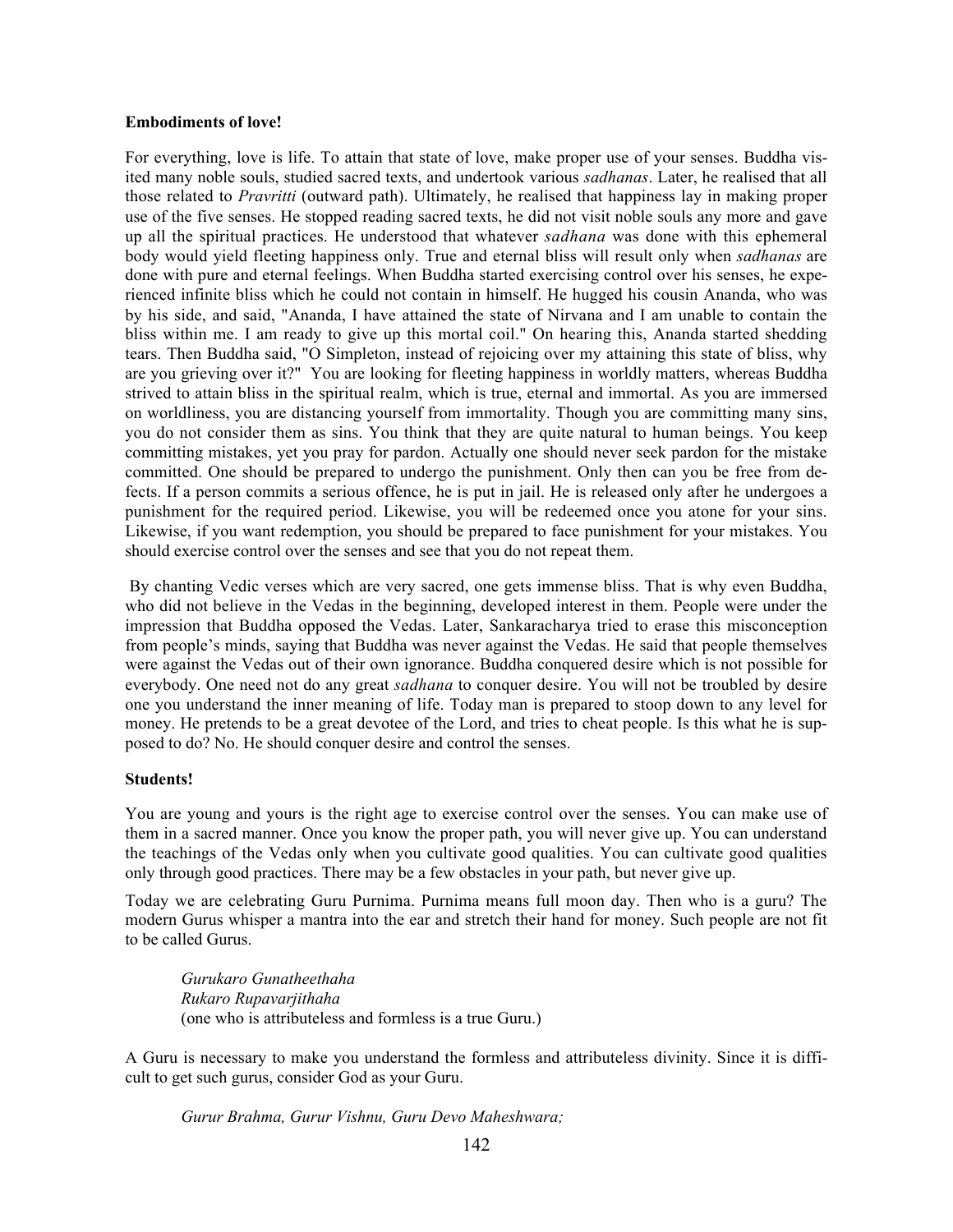**Embodiments of love!**

For everything, love is life. To attain that state of love, make proper use of your senses. Buddha visited many noble souls, studied sacred texts, and undertook various *sadhanas*. Later, he realised that all those related to *Pravritti* (outward path). Ultimately, he realised that happiness lay in making proper use of the five senses. He stopped reading sacred texts, he did not visit noble souls any more and gave up all the spiritual practices. He understood that whatever *sadhana* was done with this ephemeral body would yield fleeting happiness only. True and eternal bliss will result only when *sadhanas* are done with pure and eternal feelings. When Buddha started exercising control over his senses, he experienced infinite bliss which he could not contain in himself. He hugged his cousin Ananda, who was by his side, and said, "Ananda, I have attained the state of Nirvana and I am unable to contain the bliss within me. I am ready to give up this mortal coil." On hearing this, Ananda started shedding tears. Then Buddha said, "O Simpleton, instead of rejoicing over my attaining this state of bliss, why are you grieving over it?" You are looking for fleeting happiness in worldly matters, whereas Buddha strived to attain bliss in the spiritual realm, which is true, eternal and immortal. As you are immersed on worldliness, you are distancing yourself from immortality. Though you are committing many sins, you do not consider them as sins. You think that they are quite natural to human beings. You keep committing mistakes, yet you pray for pardon. Actually one should never seek pardon for the mistake committed. One should be prepared to undergo the punishment. Only then can you be free from defects. If a person commits a serious offence, he is put in jail. He is released only after he undergoes a punishment for the required period. Likewise, you will be redeemed once you atone for your sins. Likewise, if you want redemption, you should be prepared to face punishment for your mistakes. You should exercise control over the senses and see that you do not repeat them.

By chanting Vedic verses which are very sacred, one gets immense bliss. That is why even Buddha, who did not believe in the Vedas in the beginning, developed interest in them. People were under the impression that Buddha opposed the Vedas. Later, Sankaracharya tried to erase this misconception from people's minds, saying that Buddha was never against the Vedas. He said that people themselves were against the Vedas out of their own ignorance. Buddha conquered desire which is not possible for everybody. One need not do any great *sadhana* to conquer desire. You will not be troubled by desire one you understand the inner meaning of life. Today man is prepared to stoop down to any level for money. He pretends to be a great devotee of the Lord, and tries to cheat people. Is this what he is supposed to do? No. He should conquer desire and control the senses.

**Students!**

You are young and yours is the right age to exercise control over the senses. You can make use of them in a sacred manner. Once you know the proper path, you will never give up. You can understand the teachings of the Vedas only when you cultivate good qualities. You can cultivate good qualities only through good practices. There may be a few obstacles in your path, but never give up.

Today we are celebrating Guru Purnima. Purnima means full moon day. Then who is a guru? The modern Gurus whisper a mantra into the ear and stretch their hand for money. Such people are not fit to be called Gurus.

> *Gurukaro Gunatheethaha*
> *Rukaro Rupavarjithaha*
> (one who is attributeless and formless is a true Guru.)

A Guru is necessary to make you understand the formless and attributeless divinity. Since it is difficult to get such gurus, consider God as your Guru.

> *Gurur Brahma, Gurur Vishnu, Guru Devo Maheshwara;*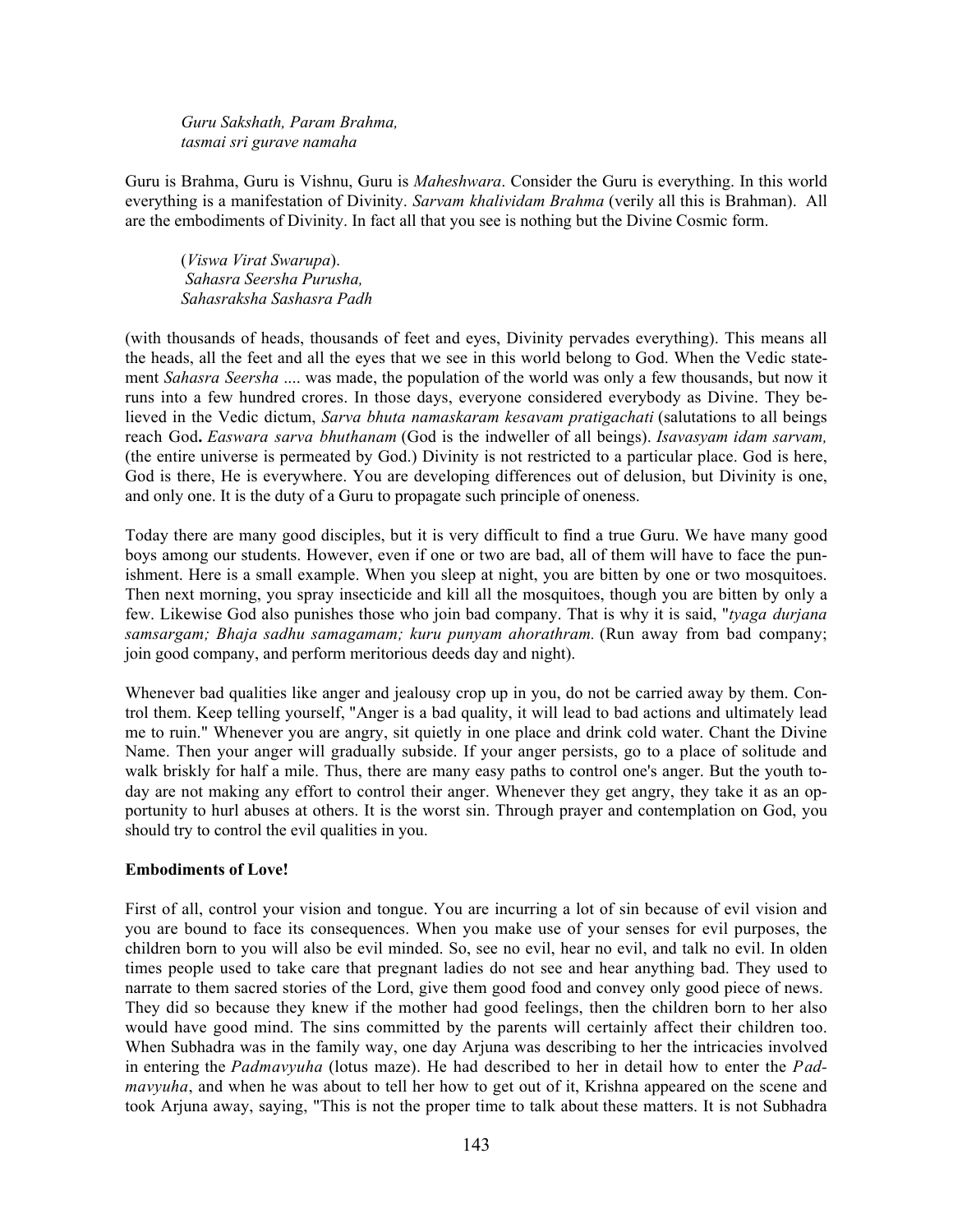*Guru Sakshath, Param Brahma,*
*tasmai sri gurave namaha*

Guru is Brahma, Guru is Vishnu, Guru is *Maheshwara*. Consider the Guru is everything. In this world everything is a manifestation of Divinity. *Sarvam khalividam Brahma* (verily all this is Brahman). All are the embodiments of Divinity. In fact all that you see is nothing but the Divine Cosmic form.

(*Viswa Virat Swarupa*).
*Sahasra Seersha Purusha,*
*Sahasraksha Sashasra Padh*

(with thousands of heads, thousands of feet and eyes, Divinity pervades everything). This means all the heads, all the feet and all the eyes that we see in this world belong to God. When the Vedic statement *Sahasra Seersha* .... was made, the population of the world was only a few thousands, but now it runs into a few hundred crores. In those days, everyone considered everybody as Divine. They believed in the Vedic dictum, *Sarva bhuta namaskaram kesavam pratigachati* (salutations to all beings reach God**.** *Easwara sarva bhuthanam* (God is the indweller of all beings). *Isavasyam idam sarvam,* (the entire universe is permeated by God.) Divinity is not restricted to a particular place. God is here, God is there, He is everywhere. You are developing differences out of delusion, but Divinity is one, and only one. It is the duty of a Guru to propagate such principle of oneness.

Today there are many good disciples, but it is very difficult to find a true Guru. We have many good boys among our students. However, even if one or two are bad, all of them will have to face the punishment. Here is a small example. When you sleep at night, you are bitten by one or two mosquitoes. Then next morning, you spray insecticide and kill all the mosquitoes, though you are bitten by only a few. Likewise God also punishes those who join bad company. That is why it is said, "*tyaga durjana samsargam; Bhaja sadhu samagamam; kuru punyam ahorathram.* (Run away from bad company; join good company, and perform meritorious deeds day and night).

Whenever bad qualities like anger and jealousy crop up in you, do not be carried away by them. Control them. Keep telling yourself, "Anger is a bad quality, it will lead to bad actions and ultimately lead me to ruin." Whenever you are angry, sit quietly in one place and drink cold water. Chant the Divine Name. Then your anger will gradually subside. If your anger persists, go to a place of solitude and walk briskly for half a mile. Thus, there are many easy paths to control one's anger. But the youth today are not making any effort to control their anger. Whenever they get angry, they take it as an opportunity to hurl abuses at others. It is the worst sin. Through prayer and contemplation on God, you should try to control the evil qualities in you.

**Embodiments of Love!**

First of all, control your vision and tongue. You are incurring a lot of sin because of evil vision and you are bound to face its consequences. When you make use of your senses for evil purposes, the children born to you will also be evil minded. So, see no evil, hear no evil, and talk no evil. In olden times people used to take care that pregnant ladies do not see and hear anything bad. They used to narrate to them sacred stories of the Lord, give them good food and convey only good piece of news. They did so because they knew if the mother had good feelings, then the children born to her also would have good mind. The sins committed by the parents will certainly affect their children too. When Subhadra was in the family way, one day Arjuna was describing to her the intricacies involved in entering the *Padmavyuha* (lotus maze). He had described to her in detail how to enter the *Padmavyuha*, and when he was about to tell her how to get out of it, Krishna appeared on the scene and took Arjuna away, saying, "This is not the proper time to talk about these matters. It is not Subhadra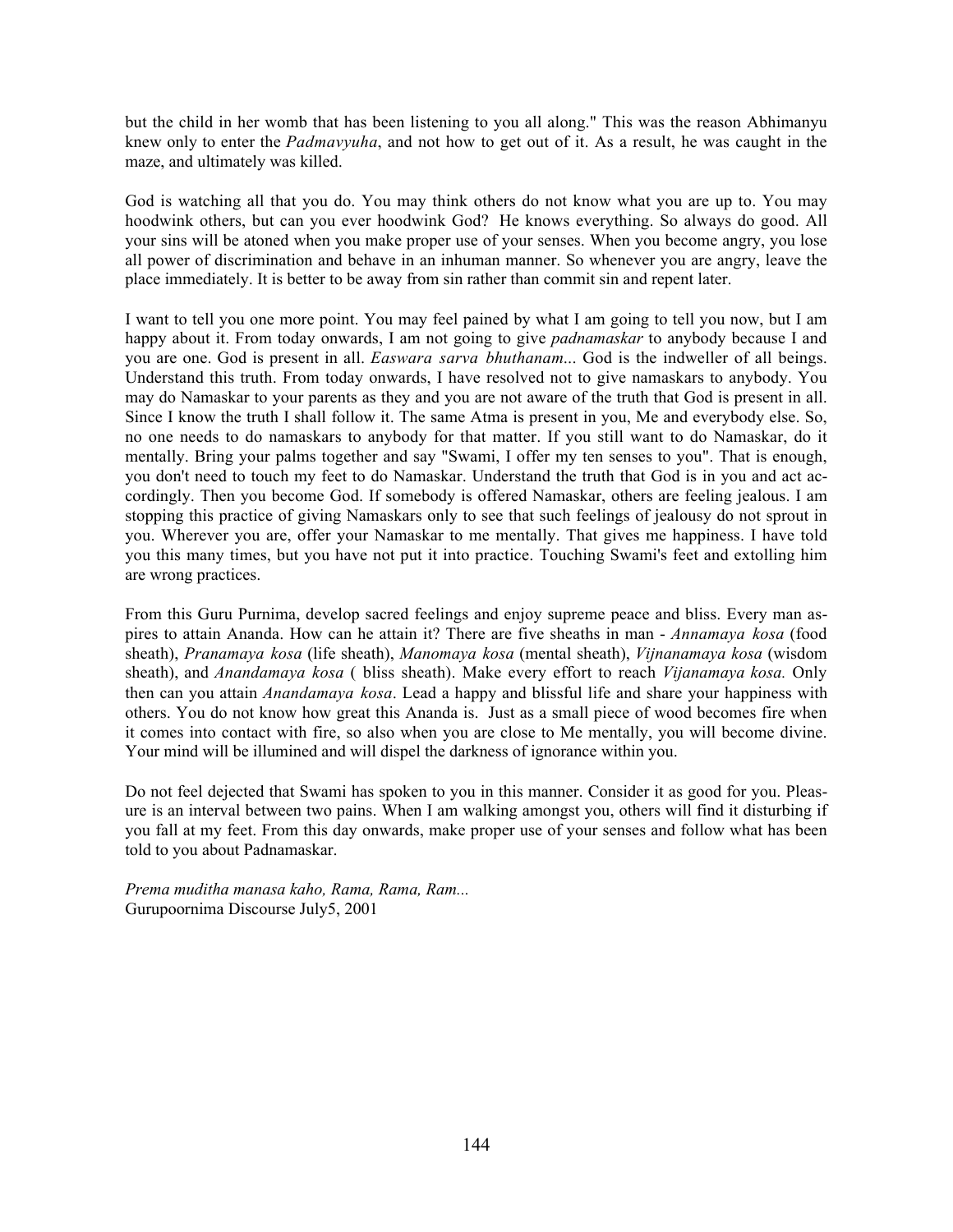but the child in her womb that has been listening to you all along." This was the reason Abhimanyu knew only to enter the *Padmavyuha*, and not how to get out of it. As a result, he was caught in the maze, and ultimately was killed.

God is watching all that you do. You may think others do not know what you are up to. You may hoodwink others, but can you ever hoodwink God? He knows everything. So always do good. All your sins will be atoned when you make proper use of your senses. When you become angry, you lose all power of discrimination and behave in an inhuman manner. So whenever you are angry, leave the place immediately. It is better to be away from sin rather than commit sin and repent later.

I want to tell you one more point. You may feel pained by what I am going to tell you now, but I am happy about it. From today onwards, I am not going to give *padnamaskar* to anybody because I and you are one. God is present in all. *Easwara sarva bhuthanam...* God is the indweller of all beings. Understand this truth. From today onwards, I have resolved not to give namaskars to anybody. You may do Namaskar to your parents as they and you are not aware of the truth that God is present in all. Since I know the truth I shall follow it. The same Atma is present in you, Me and everybody else. So, no one needs to do namaskars to anybody for that matter. If you still want to do Namaskar, do it mentally. Bring your palms together and say "Swami, I offer my ten senses to you". That is enough, you don't need to touch my feet to do Namaskar. Understand the truth that God is in you and act accordingly. Then you become God. If somebody is offered Namaskar, others are feeling jealous. I am stopping this practice of giving Namaskars only to see that such feelings of jealousy do not sprout in you. Wherever you are, offer your Namaskar to me mentally. That gives me happiness. I have told you this many times, but you have not put it into practice. Touching Swami's feet and extolling him are wrong practices.

From this Guru Purnima, develop sacred feelings and enjoy supreme peace and bliss. Every man aspires to attain Ananda. How can he attain it? There are five sheaths in man - *Annamaya kosa* (food sheath), *Pranamaya kosa* (life sheath), *Manomaya kosa* (mental sheath), *Vijnanamaya kosa* (wisdom sheath), and *Anandamaya kosa* ( bliss sheath). Make every effort to reach *Vijanamaya kosa.* Only then can you attain *Anandamaya kosa*. Lead a happy and blissful life and share your happiness with others. You do not know how great this Ananda is. Just as a small piece of wood becomes fire when it comes into contact with fire, so also when you are close to Me mentally, you will become divine. Your mind will be illumined and will dispel the darkness of ignorance within you.

Do not feel dejected that Swami has spoken to you in this manner. Consider it as good for you. Pleasure is an interval between two pains. When I am walking amongst you, others will find it disturbing if you fall at my feet. From this day onwards, make proper use of your senses and follow what has been told to you about Padnamaskar.

*Prema muditha manasa kaho, Rama, Rama, Ram...*
Gurupoornima Discourse July5, 2001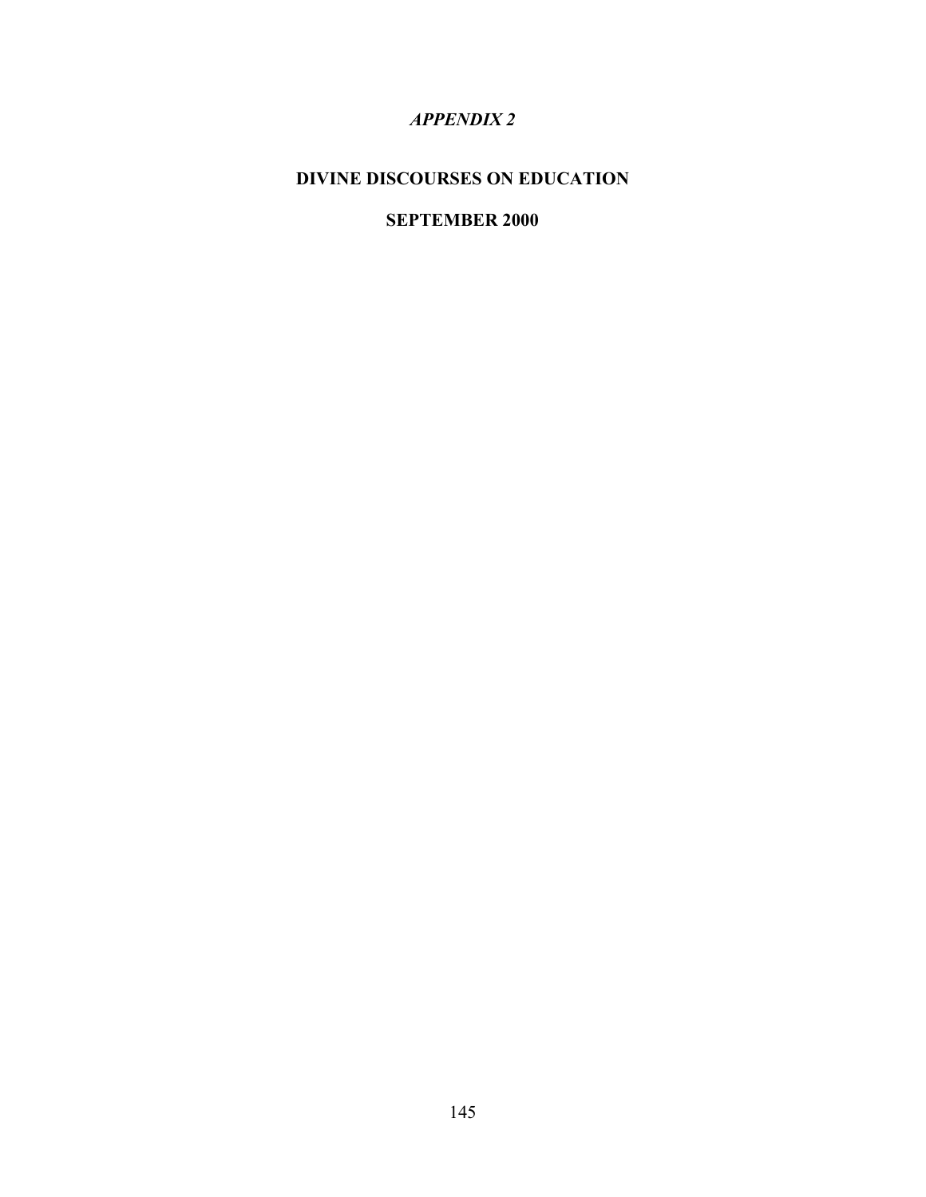# *APPENDIX 2*

## DIVINE DISCOURSES ON EDUCATION

## SEPTEMBER 2000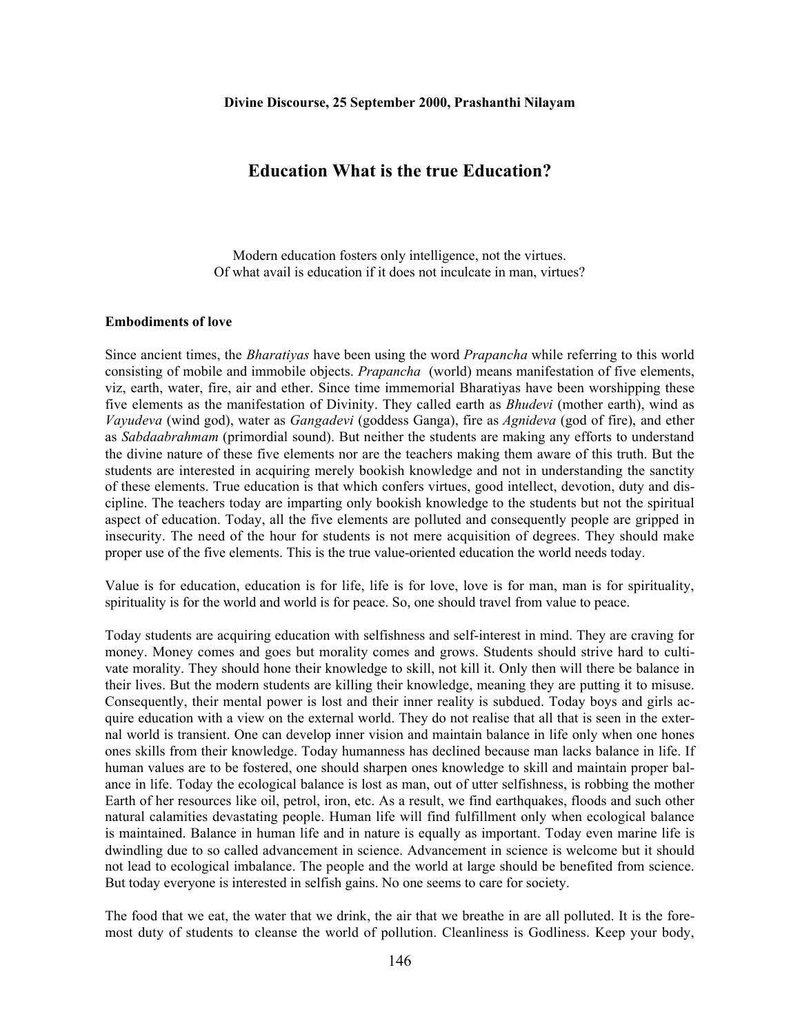**Divine Discourse, 25 September 2000, Prashanthi Nilayam**

# Education What is the true Education?

Modern education fosters only intelligence, not the virtues.
Of what avail is education if it does not inculcate in man, virtues?

**Embodiments of love**

Since ancient times, the *Bharatiyas* have been using the word *Prapancha* while referring to this world consisting of mobile and immobile objects. *Prapancha* (world) means manifestation of five elements, viz, earth, water, fire, air and ether. Since time immemorial Bharatiyas have been worshipping these five elements as the manifestation of Divinity. They called earth as *Bhudevi* (mother earth), wind as *Vayudeva* (wind god), water as *Gangadevi* (goddess Ganga), fire as *Agnideva* (god of fire), and ether as *Sabdaabrahmam* (primordial sound). But neither the students are making any efforts to understand the divine nature of these five elements nor are the teachers making them aware of this truth. But the students are interested in acquiring merely bookish knowledge and not in understanding the sanctity of these elements. True education is that which confers virtues, good intellect, devotion, duty and discipline. The teachers today are imparting only bookish knowledge to the students but not the spiritual aspect of education. Today, all the five elements are polluted and consequently people are gripped in insecurity. The need of the hour for students is not mere acquisition of degrees. They should make proper use of the five elements. This is the true value-oriented education the world needs today.

Value is for education, education is for life, life is for love, love is for man, man is for spirituality, spirituality is for the world and world is for peace. So, one should travel from value to peace.

Today students are acquiring education with selfishness and self-interest in mind. They are craving for money. Money comes and goes but morality comes and grows. Students should strive hard to cultivate morality. They should hone their knowledge to skill, not kill it. Only then will there be balance in their lives. But the modern students are killing their knowledge, meaning they are putting it to misuse. Consequently, their mental power is lost and their inner reality is subdued. Today boys and girls acquire education with a view on the external world. They do not realise that all that is seen in the external world is transient. One can develop inner vision and maintain balance in life only when one hones ones skills from their knowledge. Today humanness has declined because man lacks balance in life. If human values are to be fostered, one should sharpen ones knowledge to skill and maintain proper balance in life. Today the ecological balance is lost as man, out of utter selfishness, is robbing the mother Earth of her resources like oil, petrol, iron, etc. As a result, we find earthquakes, floods and such other natural calamities devastating people. Human life will find fulfillment only when ecological balance is maintained. Balance in human life and in nature is equally as important. Today even marine life is dwindling due to so called advancement in science. Advancement in science is welcome but it should not lead to ecological imbalance. The people and the world at large should be benefited from science. But today everyone is interested in selfish gains. No one seems to care for society.

The food that we eat, the water that we drink, the air that we breathe in are all polluted. It is the foremost duty of students to cleanse the world of pollution. Cleanliness is Godliness. Keep your body,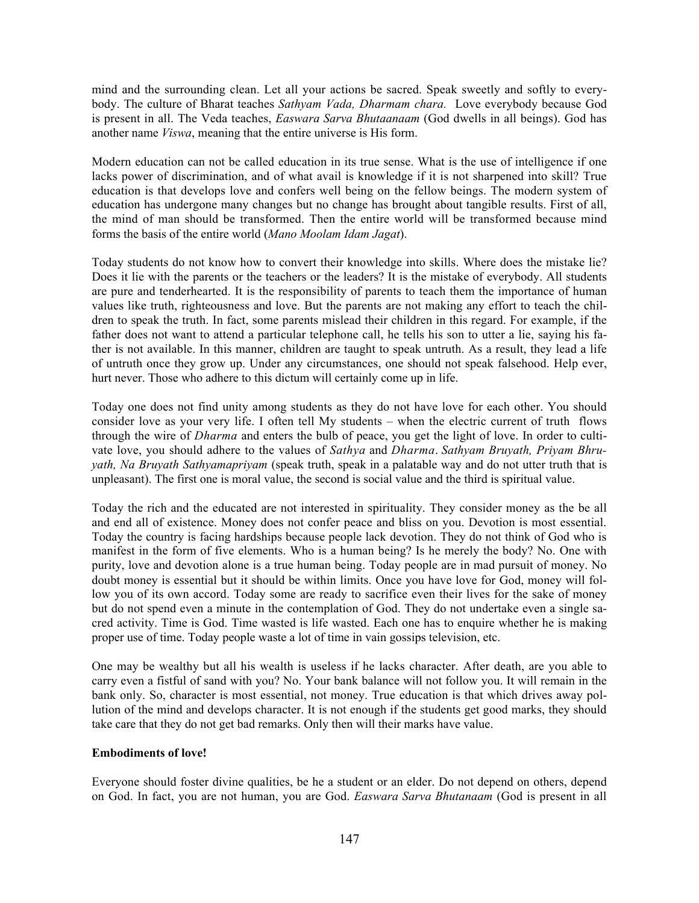mind and the surrounding clean. Let all your actions be sacred. Speak sweetly and softly to everybody. The culture of Bharat teaches *Sathyam Vada, Dharmam chara.* Love everybody because God is present in all. The Veda teaches, *Easwara Sarva Bhutaanaam* (God dwells in all beings). God has another name *Viswa*, meaning that the entire universe is His form.

Modern education can not be called education in its true sense. What is the use of intelligence if one lacks power of discrimination, and of what avail is knowledge if it is not sharpened into skill? True education is that develops love and confers well being on the fellow beings. The modern system of education has undergone many changes but no change has brought about tangible results. First of all, the mind of man should be transformed. Then the entire world will be transformed because mind forms the basis of the entire world (*Mano Moolam Idam Jagat*).

Today students do not know how to convert their knowledge into skills. Where does the mistake lie? Does it lie with the parents or the teachers or the leaders? It is the mistake of everybody. All students are pure and tenderhearted. It is the responsibility of parents to teach them the importance of human values like truth, righteousness and love. But the parents are not making any effort to teach the children to speak the truth. In fact, some parents mislead their children in this regard. For example, if the father does not want to attend a particular telephone call, he tells his son to utter a lie, saying his father is not available. In this manner, children are taught to speak untruth. As a result, they lead a life of untruth once they grow up. Under any circumstances, one should not speak falsehood. Help ever, hurt never. Those who adhere to this dictum will certainly come up in life.

Today one does not find unity among students as they do not have love for each other. You should consider love as your very life. I often tell My students – when the electric current of truth flows through the wire of *Dharma* and enters the bulb of peace, you get the light of love. In order to cultivate love, you should adhere to the values of *Sathya* and *Dharma*. *Sathyam Bruyath, Priyam Bhruyath, Na Bruyath Sathyamapriyam* (speak truth, speak in a palatable way and do not utter truth that is unpleasant). The first one is moral value, the second is social value and the third is spiritual value.

Today the rich and the educated are not interested in spirituality. They consider money as the be all and end all of existence. Money does not confer peace and bliss on you. Devotion is most essential. Today the country is facing hardships because people lack devotion. They do not think of God who is manifest in the form of five elements. Who is a human being? Is he merely the body? No. One with purity, love and devotion alone is a true human being. Today people are in mad pursuit of money. No doubt money is essential but it should be within limits. Once you have love for God, money will follow you of its own accord. Today some are ready to sacrifice even their lives for the sake of money but do not spend even a minute in the contemplation of God. They do not undertake even a single sacred activity. Time is God. Time wasted is life wasted. Each one has to enquire whether he is making proper use of time. Today people waste a lot of time in vain gossips television, etc.

One may be wealthy but all his wealth is useless if he lacks character. After death, are you able to carry even a fistful of sand with you? No. Your bank balance will not follow you. It will remain in the bank only. So, character is most essential, not money. True education is that which drives away pollution of the mind and develops character. It is not enough if the students get good marks, they should take care that they do not get bad remarks. Only then will their marks have value.

**Embodiments of love!**

Everyone should foster divine qualities, be he a student or an elder. Do not depend on others, depend on God. In fact, you are not human, you are God. *Easwara Sarva Bhutanaam* (God is present in all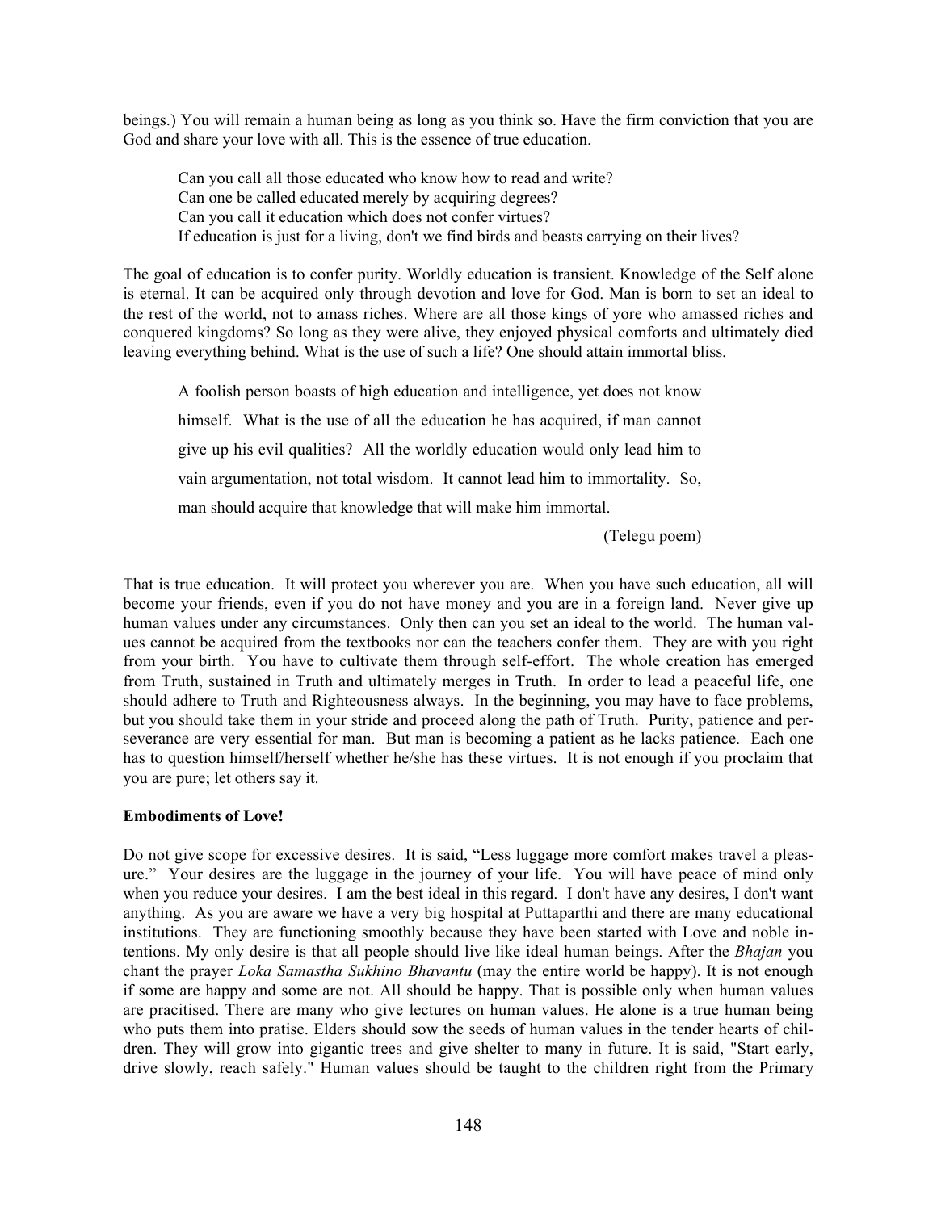beings.) You will remain a human being as long as you think so. Have the firm conviction that you are God and share your love with all. This is the essence of true education.

> Can you call all those educated who know how to read and write?
> Can one be called educated merely by acquiring degrees?
> Can you call it education which does not confer virtues?
> If education is just for a living, don't we find birds and beasts carrying on their lives?

The goal of education is to confer purity. Worldly education is transient. Knowledge of the Self alone is eternal. It can be acquired only through devotion and love for God. Man is born to set an ideal to the rest of the world, not to amass riches. Where are all those kings of yore who amassed riches and conquered kingdoms? So long as they were alive, they enjoyed physical comforts and ultimately died leaving everything behind. What is the use of such a life? One should attain immortal bliss.

> A foolish person boasts of high education and intelligence, yet does not know himself. What is the use of all the education he has acquired, if man cannot give up his evil qualities? All the worldly education would only lead him to vain argumentation, not total wisdom. It cannot lead him to immortality. So, man should acquire that knowledge that will make him immortal.
>
> (Telegu poem)

That is true education. It will protect you wherever you are. When you have such education, all will become your friends, even if you do not have money and you are in a foreign land. Never give up human values under any circumstances. Only then can you set an ideal to the world. The human values cannot be acquired from the textbooks nor can the teachers confer them. They are with you right from your birth. You have to cultivate them through self-effort. The whole creation has emerged from Truth, sustained in Truth and ultimately merges in Truth. In order to lead a peaceful life, one should adhere to Truth and Righteousness always. In the beginning, you may have to face problems, but you should take them in your stride and proceed along the path of Truth. Purity, patience and perseverance are very essential for man. But man is becoming a patient as he lacks patience. Each one has to question himself/herself whether he/she has these virtues. It is not enough if you proclaim that you are pure; let others say it.

**Embodiments of Love!**

Do not give scope for excessive desires. It is said, "Less luggage more comfort makes travel a pleasure." Your desires are the luggage in the journey of your life. You will have peace of mind only when you reduce your desires. I am the best ideal in this regard. I don't have any desires, I don't want anything. As you are aware we have a very big hospital at Puttaparthi and there are many educational institutions. They are functioning smoothly because they have been started with Love and noble intentions. My only desire is that all people should live like ideal human beings. After the *Bhajan* you chant the prayer *Loka Samastha Sukhino Bhavantu* (may the entire world be happy). It is not enough if some are happy and some are not. All should be happy. That is possible only when human values are pracitised. There are many who give lectures on human values. He alone is a true human being who puts them into pratise. Elders should sow the seeds of human values in the tender hearts of children. They will grow into gigantic trees and give shelter to many in future. It is said, "Start early, drive slowly, reach safely." Human values should be taught to the children right from the Primary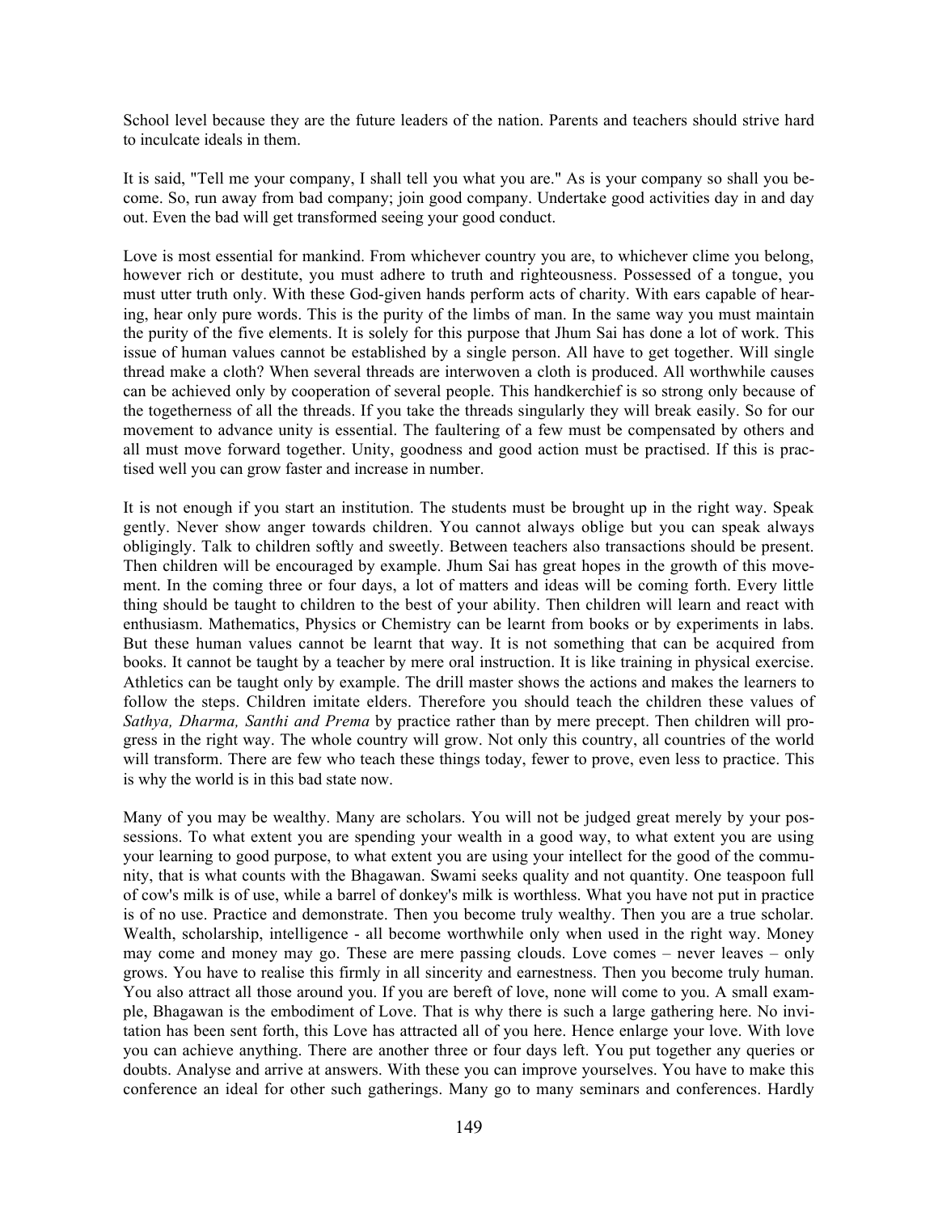School level because they are the future leaders of the nation. Parents and teachers should strive hard to inculcate ideals in them.

It is said, "Tell me your company, I shall tell you what you are." As is your company so shall you become. So, run away from bad company; join good company. Undertake good activities day in and day out. Even the bad will get transformed seeing your good conduct.

Love is most essential for mankind. From whichever country you are, to whichever clime you belong, however rich or destitute, you must adhere to truth and righteousness. Possessed of a tongue, you must utter truth only. With these God-given hands perform acts of charity. With ears capable of hearing, hear only pure words. This is the purity of the limbs of man. In the same way you must maintain the purity of the five elements. It is solely for this purpose that Jhum Sai has done a lot of work. This issue of human values cannot be established by a single person. All have to get together. Will single thread make a cloth? When several threads are interwoven a cloth is produced. All worthwhile causes can be achieved only by cooperation of several people. This handkerchief is so strong only because of the togetherness of all the threads. If you take the threads singularly they will break easily. So for our movement to advance unity is essential. The faultering of a few must be compensated by others and all must move forward together. Unity, goodness and good action must be practised. If this is practised well you can grow faster and increase in number.

It is not enough if you start an institution. The students must be brought up in the right way. Speak gently. Never show anger towards children. You cannot always oblige but you can speak always obligingly. Talk to children softly and sweetly. Between teachers also transactions should be present. Then children will be encouraged by example. Jhum Sai has great hopes in the growth of this movement. In the coming three or four days, a lot of matters and ideas will be coming forth. Every little thing should be taught to children to the best of your ability. Then children will learn and react with enthusiasm. Mathematics, Physics or Chemistry can be learnt from books or by experiments in labs. But these human values cannot be learnt that way. It is not something that can be acquired from books. It cannot be taught by a teacher by mere oral instruction. It is like training in physical exercise. Athletics can be taught only by example. The drill master shows the actions and makes the learners to follow the steps. Children imitate elders. Therefore you should teach the children these values of *Sathya, Dharma, Santhi and Prema* by practice rather than by mere precept. Then children will progress in the right way. The whole country will grow. Not only this country, all countries of the world will transform. There are few who teach these things today, fewer to prove, even less to practice. This is why the world is in this bad state now.

Many of you may be wealthy. Many are scholars. You will not be judged great merely by your possessions. To what extent you are spending your wealth in a good way, to what extent you are using your learning to good purpose, to what extent you are using your intellect for the good of the community, that is what counts with the Bhagawan. Swami seeks quality and not quantity. One teaspoon full of cow's milk is of use, while a barrel of donkey's milk is worthless. What you have not put in practice is of no use. Practice and demonstrate. Then you become truly wealthy. Then you are a true scholar. Wealth, scholarship, intelligence - all become worthwhile only when used in the right way. Money may come and money may go. These are mere passing clouds. Love comes – never leaves – only grows. You have to realise this firmly in all sincerity and earnestness. Then you become truly human. You also attract all those around you. If you are bereft of love, none will come to you. A small example, Bhagawan is the embodiment of Love. That is why there is such a large gathering here. No invitation has been sent forth, this Love has attracted all of you here. Hence enlarge your love. With love you can achieve anything. There are another three or four days left. You put together any queries or doubts. Analyse and arrive at answers. With these you can improve yourselves. You have to make this conference an ideal for other such gatherings. Many go to many seminars and conferences. Hardly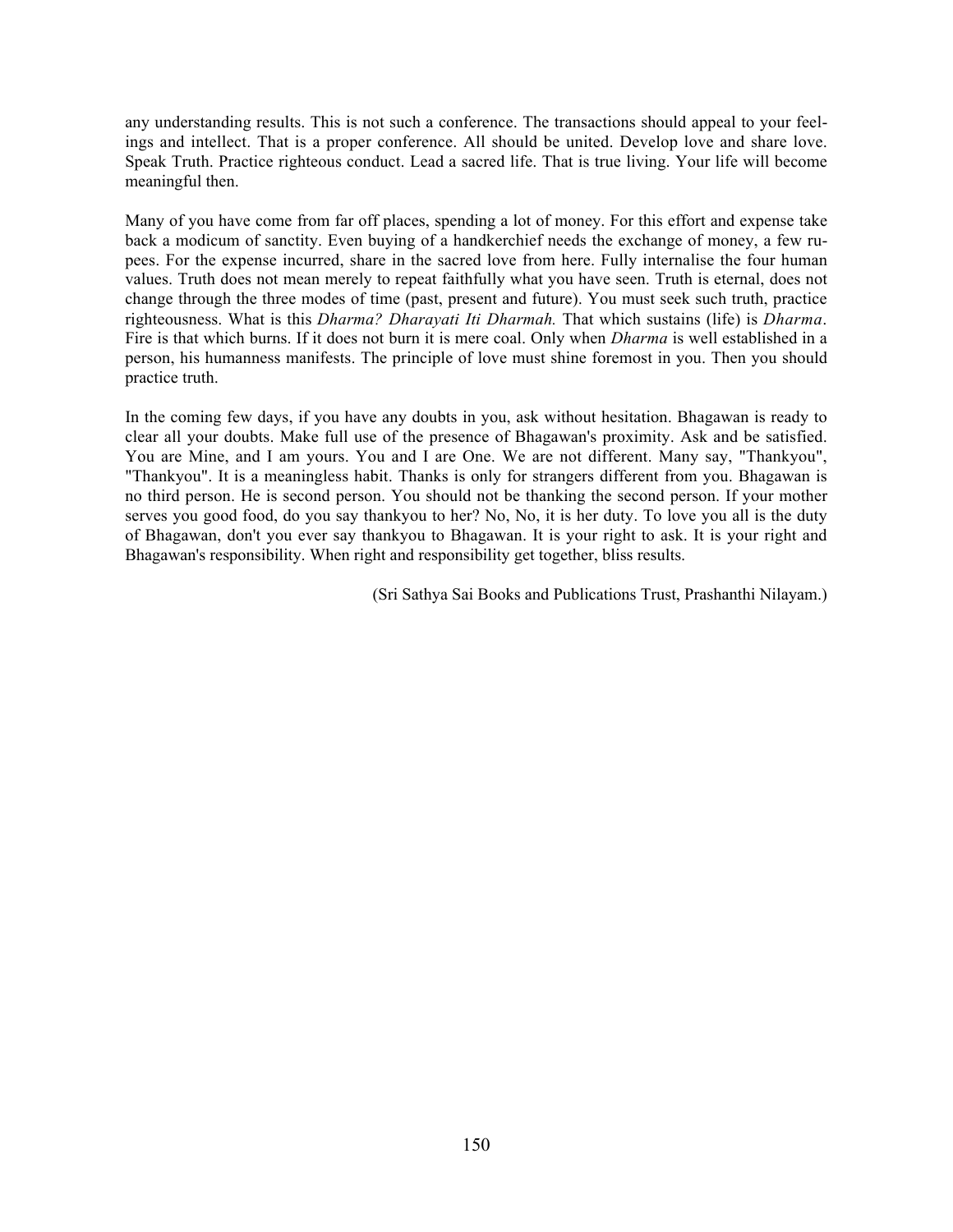any understanding results. This is not such a conference. The transactions should appeal to your feelings and intellect. That is a proper conference. All should be united. Develop love and share love. Speak Truth. Practice righteous conduct. Lead a sacred life. That is true living. Your life will become meaningful then.

Many of you have come from far off places, spending a lot of money. For this effort and expense take back a modicum of sanctity. Even buying of a handkerchief needs the exchange of money, a few rupees. For the expense incurred, share in the sacred love from here. Fully internalise the four human values. Truth does not mean merely to repeat faithfully what you have seen. Truth is eternal, does not change through the three modes of time (past, present and future). You must seek such truth, practice righteousness. What is this *Dharma? Dharayati Iti Dharmah.* That which sustains (life) is *Dharma*. Fire is that which burns. If it does not burn it is mere coal. Only when *Dharma* is well established in a person, his humanness manifests. The principle of love must shine foremost in you. Then you should practice truth.

In the coming few days, if you have any doubts in you, ask without hesitation. Bhagawan is ready to clear all your doubts. Make full use of the presence of Bhagawan's proximity. Ask and be satisfied. You are Mine, and I am yours. You and I are One. We are not different. Many say, "Thankyou", "Thankyou". It is a meaningless habit. Thanks is only for strangers different from you. Bhagawan is no third person. He is second person. You should not be thanking the second person. If your mother serves you good food, do you say thankyou to her? No, No, it is her duty. To love you all is the duty of Bhagawan, don't you ever say thankyou to Bhagawan. It is your right to ask. It is your right and Bhagawan's responsibility. When right and responsibility get together, bliss results.

(Sri Sathya Sai Books and Publications Trust, Prashanthi Nilayam.)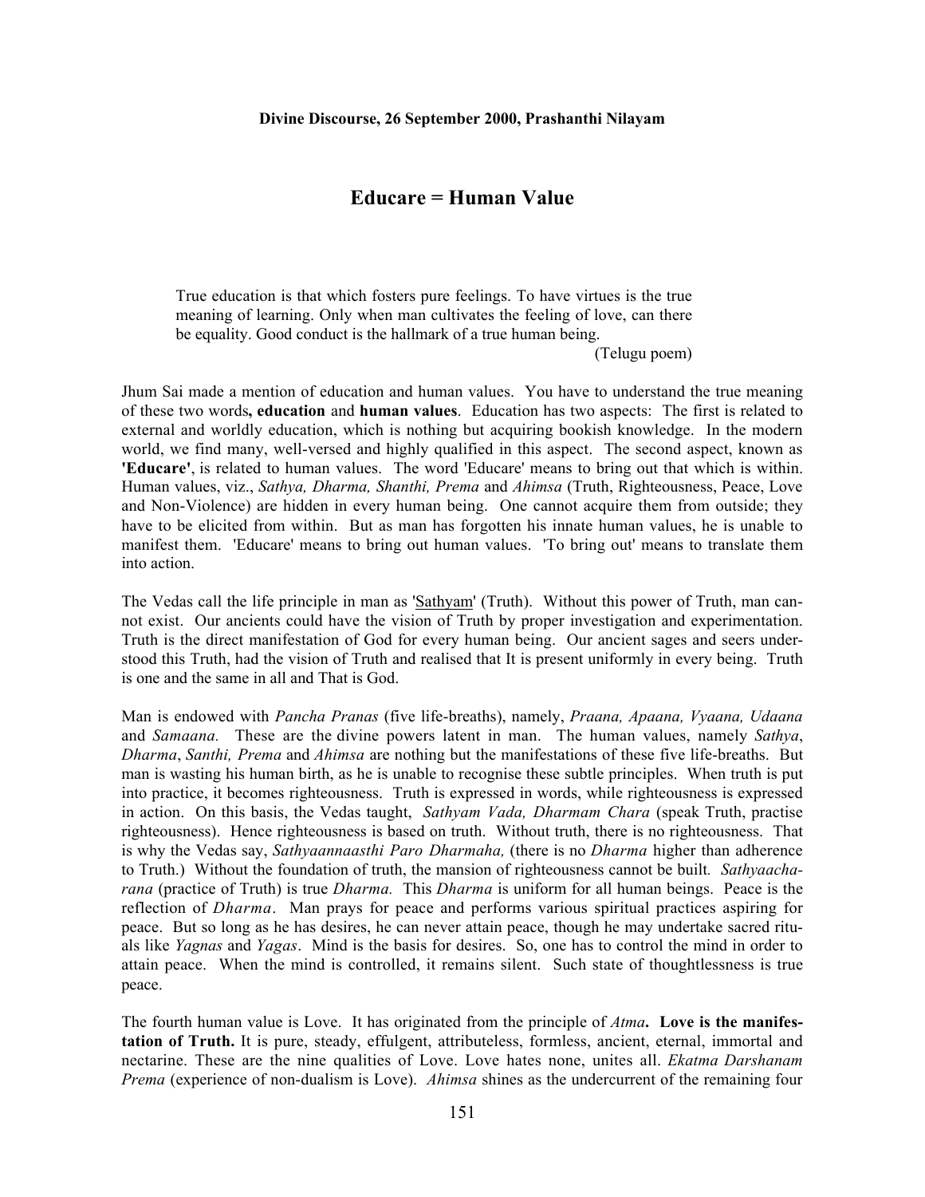**Divine Discourse, 26 September 2000, Prashanthi Nilayam**

# Educare = Human Value

> True education is that which fosters pure feelings. To have virtues is the true meaning of learning. Only when man cultivates the feeling of love, can there be equality. Good conduct is the hallmark of a true human being.
>
> (Telugu poem)

Jhum Sai made a mention of education and human values. You have to understand the true meaning of these two words**, education** and **human values**. Education has two aspects: The first is related to external and worldly education, which is nothing but acquiring bookish knowledge. In the modern world, we find many, well-versed and highly qualified in this aspect. The second aspect, known as **'Educare'**, is related to human values. The word 'Educare' means to bring out that which is within. Human values, viz., *Sathya, Dharma, Shanthi, Prema* and *Ahimsa* (Truth, Righteousness, Peace, Love and Non-Violence) are hidden in every human being. One cannot acquire them from outside; they have to be elicited from within. But as man has forgotten his innate human values, he is unable to manifest them. 'Educare' means to bring out human values. 'To bring out' means to translate them into action.

The Vedas call the life principle in man as 'Sathyam' (Truth). Without this power of Truth, man cannot exist. Our ancients could have the vision of Truth by proper investigation and experimentation. Truth is the direct manifestation of God for every human being. Our ancient sages and seers understood this Truth, had the vision of Truth and realised that It is present uniformly in every being. Truth is one and the same in all and That is God.

Man is endowed with *Pancha Pranas* (five life-breaths), namely, *Praana, Apaana, Vyaana, Udaana* and *Samaana.* These are the divine powers latent in man. The human values, namely *Sathya*, *Dharma*, *Santhi, Prema* and *Ahimsa* are nothing but the manifestations of these five life-breaths. But man is wasting his human birth, as he is unable to recognise these subtle principles. When truth is put into practice, it becomes righteousness. Truth is expressed in words, while righteousness is expressed in action. On this basis, the Vedas taught, *Sathyam Vada, Dharmam Chara* (speak Truth, practise righteousness). Hence righteousness is based on truth. Without truth, there is no righteousness. That is why the Vedas say, *Sathyaannaasthi Paro Dharmaha,* (there is no *Dharma* higher than adherence to Truth.) Without the foundation of truth, the mansion of righteousness cannot be built. *Sathyaacharana* (practice of Truth) is true *Dharma.* This *Dharma* is uniform for all human beings. Peace is the reflection of *Dharma*. Man prays for peace and performs various spiritual practices aspiring for peace. But so long as he has desires, he can never attain peace, though he may undertake sacred rituals like *Yagnas* and *Yagas*. Mind is the basis for desires. So, one has to control the mind in order to attain peace. When the mind is controlled, it remains silent. Such state of thoughtlessness is true peace.

The fourth human value is Love. It has originated from the principle of *Atma***. Love is the manifestation of Truth.** It is pure, steady, effulgent, attributeless, formless, ancient, eternal, immortal and nectarine. These are the nine qualities of Love. Love hates none, unites all. *Ekatma Darshanam Prema* (experience of non-dualism is Love). *Ahimsa* shines as the undercurrent of the remaining four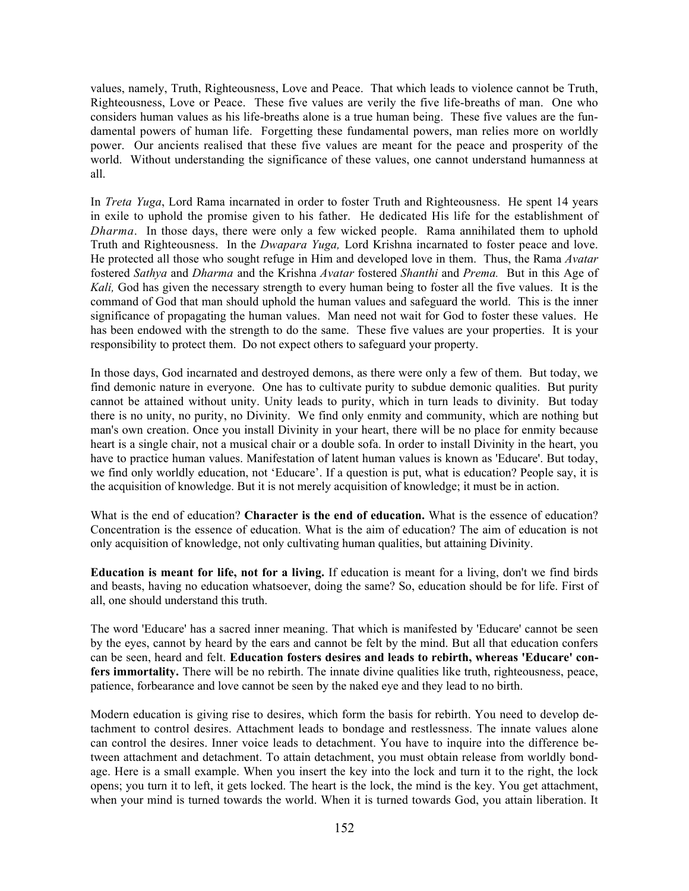values, namely, Truth, Righteousness, Love and Peace. That which leads to violence cannot be Truth, Righteousness, Love or Peace. These five values are verily the five life-breaths of man. One who considers human values as his life-breaths alone is a true human being. These five values are the fundamental powers of human life. Forgetting these fundamental powers, man relies more on worldly power. Our ancients realised that these five values are meant for the peace and prosperity of the world. Without understanding the significance of these values, one cannot understand humanness at all.

In *Treta Yuga*, Lord Rama incarnated in order to foster Truth and Righteousness. He spent 14 years in exile to uphold the promise given to his father. He dedicated His life for the establishment of *Dharma*. In those days, there were only a few wicked people. Rama annihilated them to uphold Truth and Righteousness. In the *Dwapara Yuga,* Lord Krishna incarnated to foster peace and love. He protected all those who sought refuge in Him and developed love in them. Thus, the Rama *Avatar* fostered *Sathya* and *Dharma* and the Krishna *Avatar* fostered *Shanthi* and *Prema.* But in this Age of *Kali,* God has given the necessary strength to every human being to foster all the five values. It is the command of God that man should uphold the human values and safeguard the world. This is the inner significance of propagating the human values. Man need not wait for God to foster these values. He has been endowed with the strength to do the same. These five values are your properties. It is your responsibility to protect them. Do not expect others to safeguard your property.

In those days, God incarnated and destroyed demons, as there were only a few of them. But today, we find demonic nature in everyone. One has to cultivate purity to subdue demonic qualities. But purity cannot be attained without unity. Unity leads to purity, which in turn leads to divinity. But today there is no unity, no purity, no Divinity. We find only enmity and community, which are nothing but man's own creation. Once you install Divinity in your heart, there will be no place for enmity because heart is a single chair, not a musical chair or a double sofa. In order to install Divinity in the heart, you have to practice human values. Manifestation of latent human values is known as 'Educare'. But today, we find only worldly education, not 'Educare'. If a question is put, what is education? People say, it is the acquisition of knowledge. But it is not merely acquisition of knowledge; it must be in action.

What is the end of education? **Character is the end of education.** What is the essence of education? Concentration is the essence of education. What is the aim of education? The aim of education is not only acquisition of knowledge, not only cultivating human qualities, but attaining Divinity.

**Education is meant for life, not for a living.** If education is meant for a living, don't we find birds and beasts, having no education whatsoever, doing the same? So, education should be for life. First of all, one should understand this truth.

The word 'Educare' has a sacred inner meaning. That which is manifested by 'Educare' cannot be seen by the eyes, cannot by heard by the ears and cannot be felt by the mind. But all that education confers can be seen, heard and felt. **Education fosters desires and leads to rebirth, whereas 'Educare' confers immortality.** There will be no rebirth. The innate divine qualities like truth, righteousness, peace, patience, forbearance and love cannot be seen by the naked eye and they lead to no birth.

Modern education is giving rise to desires, which form the basis for rebirth. You need to develop detachment to control desires. Attachment leads to bondage and restlessness. The innate values alone can control the desires. Inner voice leads to detachment. You have to inquire into the difference between attachment and detachment. To attain detachment, you must obtain release from worldly bondage. Here is a small example. When you insert the key into the lock and turn it to the right, the lock opens; you turn it to left, it gets locked. The heart is the lock, the mind is the key. You get attachment, when your mind is turned towards the world. When it is turned towards God, you attain liberation. It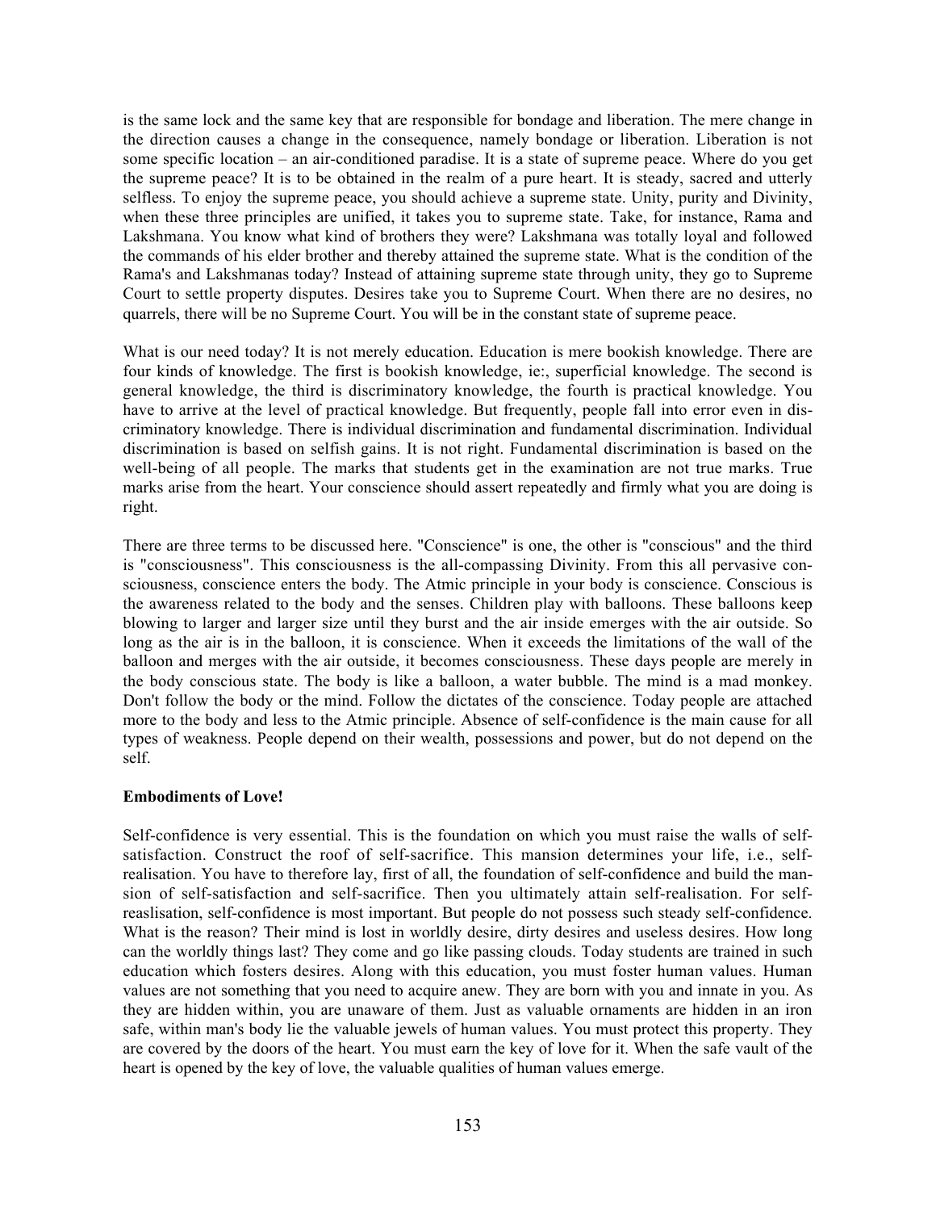is the same lock and the same key that are responsible for bondage and liberation. The mere change in the direction causes a change in the consequence, namely bondage or liberation. Liberation is not some specific location – an air-conditioned paradise. It is a state of supreme peace. Where do you get the supreme peace? It is to be obtained in the realm of a pure heart. It is steady, sacred and utterly selfless. To enjoy the supreme peace, you should achieve a supreme state. Unity, purity and Divinity, when these three principles are unified, it takes you to supreme state. Take, for instance, Rama and Lakshmana. You know what kind of brothers they were? Lakshmana was totally loyal and followed the commands of his elder brother and thereby attained the supreme state. What is the condition of the Rama's and Lakshmanas today? Instead of attaining supreme state through unity, they go to Supreme Court to settle property disputes. Desires take you to Supreme Court. When there are no desires, no quarrels, there will be no Supreme Court. You will be in the constant state of supreme peace.

What is our need today? It is not merely education. Education is mere bookish knowledge. There are four kinds of knowledge. The first is bookish knowledge, ie:, superficial knowledge. The second is general knowledge, the third is discriminatory knowledge, the fourth is practical knowledge. You have to arrive at the level of practical knowledge. But frequently, people fall into error even in discriminatory knowledge. There is individual discrimination and fundamental discrimination. Individual discrimination is based on selfish gains. It is not right. Fundamental discrimination is based on the well-being of all people. The marks that students get in the examination are not true marks. True marks arise from the heart. Your conscience should assert repeatedly and firmly what you are doing is right.

There are three terms to be discussed here. "Conscience" is one, the other is "conscious" and the third is "consciousness". This consciousness is the all-compassing Divinity. From this all pervasive consciousness, conscience enters the body. The Atmic principle in your body is conscience. Conscious is the awareness related to the body and the senses. Children play with balloons. These balloons keep blowing to larger and larger size until they burst and the air inside emerges with the air outside. So long as the air is in the balloon, it is conscience. When it exceeds the limitations of the wall of the balloon and merges with the air outside, it becomes consciousness. These days people are merely in the body conscious state. The body is like a balloon, a water bubble. The mind is a mad monkey. Don't follow the body or the mind. Follow the dictates of the conscience. Today people are attached more to the body and less to the Atmic principle. Absence of self-confidence is the main cause for all types of weakness. People depend on their wealth, possessions and power, but do not depend on the self.

**Embodiments of Love!**

Self-confidence is very essential. This is the foundation on which you must raise the walls of self-satisfaction. Construct the roof of self-sacrifice. This mansion determines your life, i.e., self-realisation. You have to therefore lay, first of all, the foundation of self-confidence and build the mansion of self-satisfaction and self-sacrifice. Then you ultimately attain self-realisation. For self-reaslisation, self-confidence is most important. But people do not possess such steady self-confidence. What is the reason? Their mind is lost in worldly desire, dirty desires and useless desires. How long can the worldly things last? They come and go like passing clouds. Today students are trained in such education which fosters desires. Along with this education, you must foster human values. Human values are not something that you need to acquire anew. They are born with you and innate in you. As they are hidden within, you are unaware of them. Just as valuable ornaments are hidden in an iron safe, within man's body lie the valuable jewels of human values. You must protect this property. They are covered by the doors of the heart. You must earn the key of love for it. When the safe vault of the heart is opened by the key of love, the valuable qualities of human values emerge.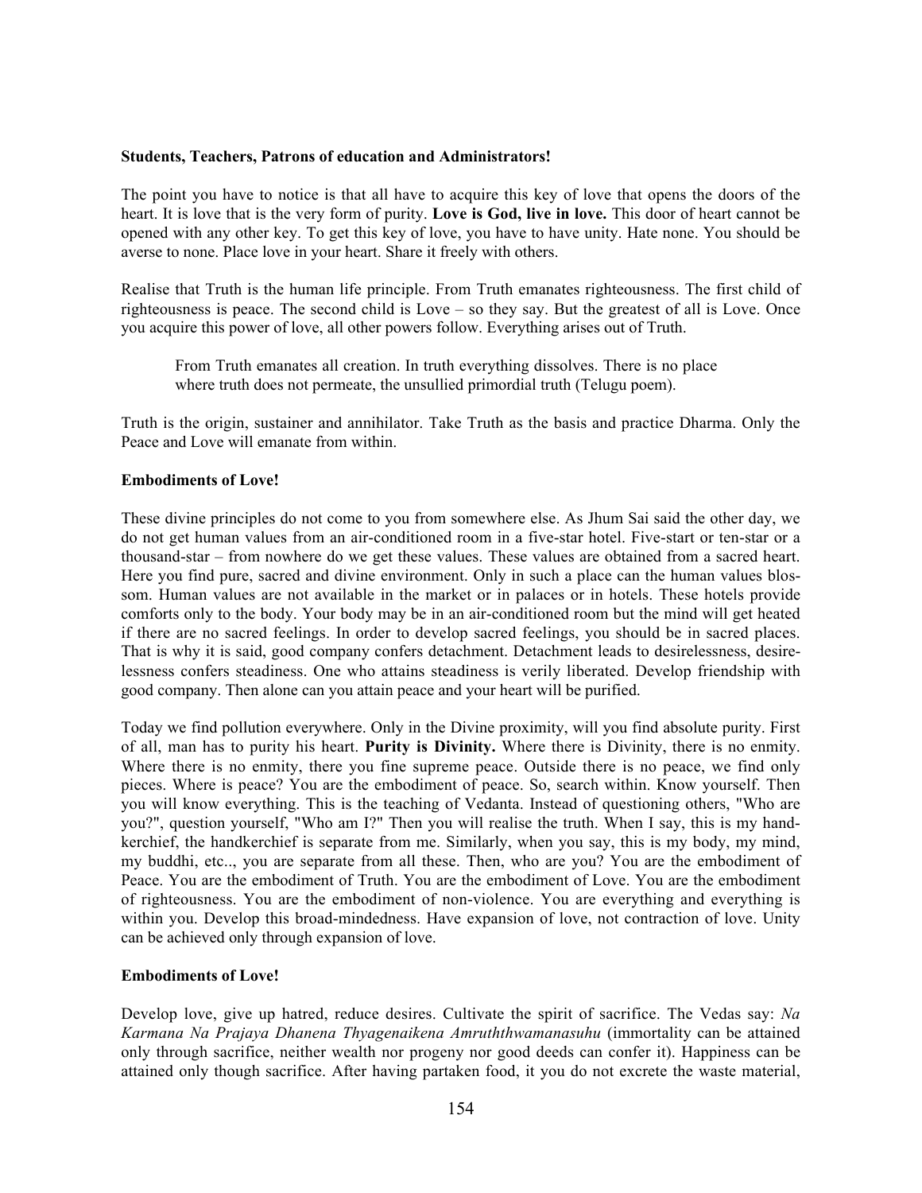**Students, Teachers, Patrons of education and Administrators!**

The point you have to notice is that all have to acquire this key of love that opens the doors of the heart. It is love that is the very form of purity. **Love is God, live in love.** This door of heart cannot be opened with any other key. To get this key of love, you have to have unity. Hate none. You should be averse to none. Place love in your heart. Share it freely with others.

Realise that Truth is the human life principle. From Truth emanates righteousness. The first child of righteousness is peace. The second child is Love – so they say. But the greatest of all is Love. Once you acquire this power of love, all other powers follow. Everything arises out of Truth.

> From Truth emanates all creation. In truth everything dissolves. There is no place where truth does not permeate, the unsullied primordial truth (Telugu poem).

Truth is the origin, sustainer and annihilator. Take Truth as the basis and practice Dharma. Only the Peace and Love will emanate from within.

**Embodiments of Love!**

These divine principles do not come to you from somewhere else. As Jhum Sai said the other day, we do not get human values from an air-conditioned room in a five-star hotel. Five-start or ten-star or a thousand-star – from nowhere do we get these values. These values are obtained from a sacred heart. Here you find pure, sacred and divine environment. Only in such a place can the human values blossom. Human values are not available in the market or in palaces or in hotels. These hotels provide comforts only to the body. Your body may be in an air-conditioned room but the mind will get heated if there are no sacred feelings. In order to develop sacred feelings, you should be in sacred places. That is why it is said, good company confers detachment. Detachment leads to desirelessness, desirelessness confers steadiness. One who attains steadiness is verily liberated. Develop friendship with good company. Then alone can you attain peace and your heart will be purified.

Today we find pollution everywhere. Only in the Divine proximity, will you find absolute purity. First of all, man has to purity his heart. **Purity is Divinity.** Where there is Divinity, there is no enmity. Where there is no enmity, there you fine supreme peace. Outside there is no peace, we find only pieces. Where is peace? You are the embodiment of peace. So, search within. Know yourself. Then you will know everything. This is the teaching of Vedanta. Instead of questioning others, "Who are you?", question yourself, "Who am I?" Then you will realise the truth. When I say, this is my handkerchief, the handkerchief is separate from me. Similarly, when you say, this is my body, my mind, my buddhi, etc.., you are separate from all these. Then, who are you? You are the embodiment of Peace. You are the embodiment of Truth. You are the embodiment of Love. You are the embodiment of righteousness. You are the embodiment of non-violence. You are everything and everything is within you. Develop this broad-mindedness. Have expansion of love, not contraction of love. Unity can be achieved only through expansion of love.

**Embodiments of Love!**

Develop love, give up hatred, reduce desires. Cultivate the spirit of sacrifice. The Vedas say: *Na Karmana Na Prajaya Dhanena Thyagenaikena Amruththwamanasuhu* (immortality can be attained only through sacrifice, neither wealth nor progeny nor good deeds can confer it). Happiness can be attained only though sacrifice. After having partaken food, it you do not excrete the waste material,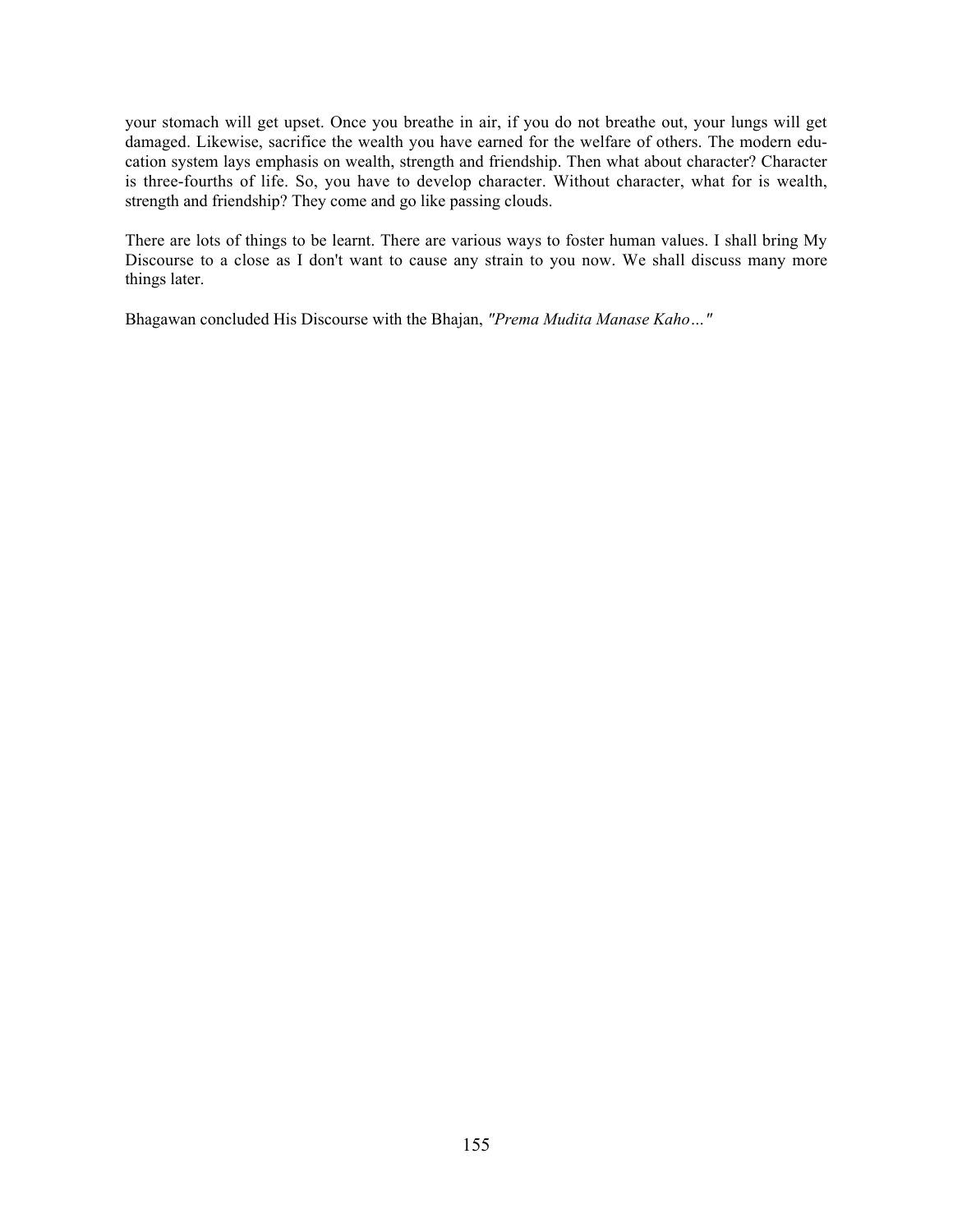your stomach will get upset. Once you breathe in air, if you do not breathe out, your lungs will get damaged. Likewise, sacrifice the wealth you have earned for the welfare of others. The modern education system lays emphasis on wealth, strength and friendship. Then what about character? Character is three-fourths of life. So, you have to develop character. Without character, what for is wealth, strength and friendship? They come and go like passing clouds.

There are lots of things to be learnt. There are various ways to foster human values. I shall bring My Discourse to a close as I don't want to cause any strain to you now. We shall discuss many more things later.

Bhagawan concluded His Discourse with the Bhajan, *"Prema Mudita Manase Kaho…"*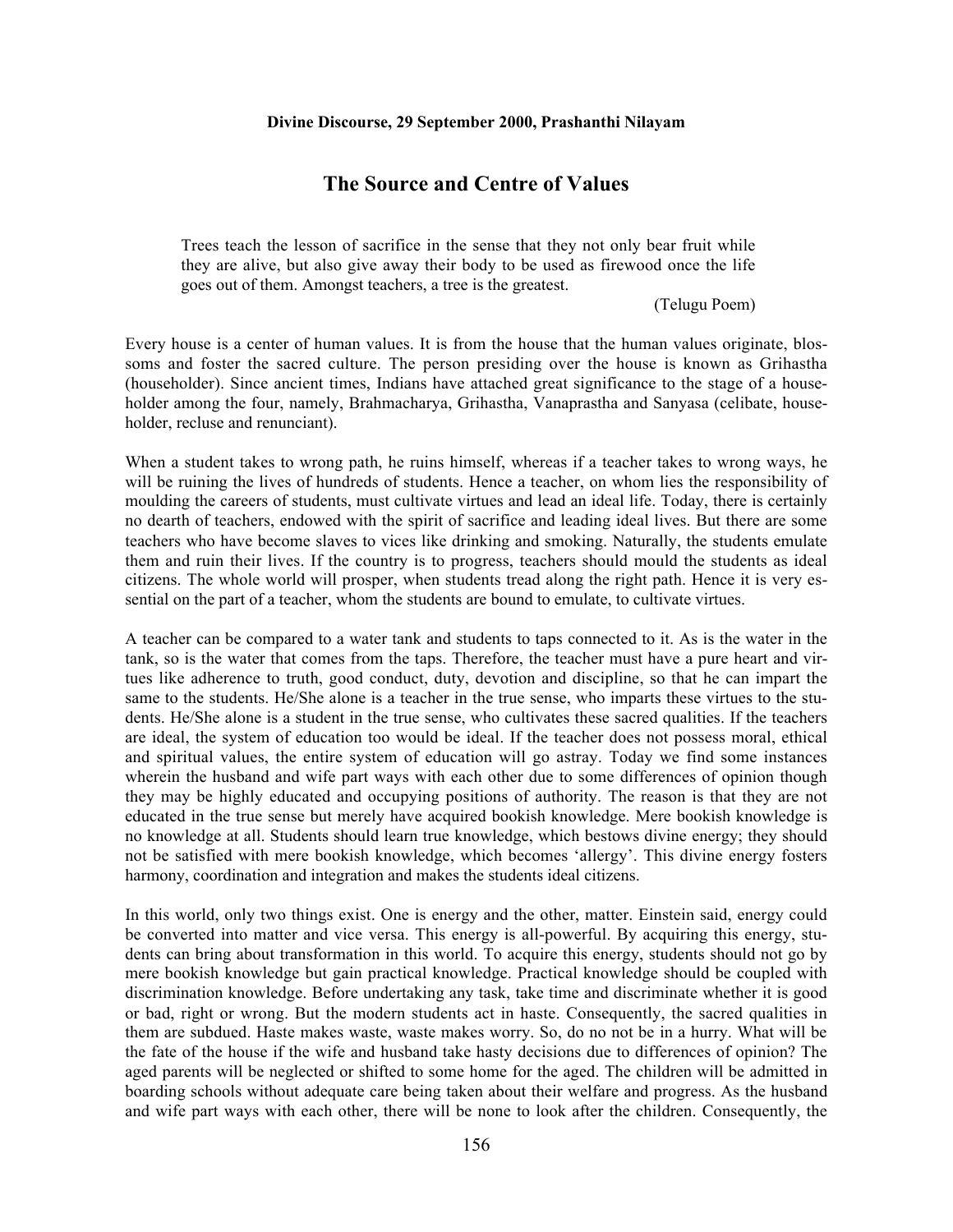**Divine Discourse, 29 September 2000, Prashanthi Nilayam**

# The Source and Centre of Values

> Trees teach the lesson of sacrifice in the sense that they not only bear fruit while they are alive, but also give away their body to be used as firewood once the life goes out of them. Amongst teachers, a tree is the greatest.
>
> (Telugu Poem)

Every house is a center of human values. It is from the house that the human values originate, blossoms and foster the sacred culture. The person presiding over the house is known as Grihastha (householder). Since ancient times, Indians have attached great significance to the stage of a householder among the four, namely, Brahmacharya, Grihastha, Vanaprastha and Sanyasa (celibate, householder, recluse and renunciant).

When a student takes to wrong path, he ruins himself, whereas if a teacher takes to wrong ways, he will be ruining the lives of hundreds of students. Hence a teacher, on whom lies the responsibility of moulding the careers of students, must cultivate virtues and lead an ideal life. Today, there is certainly no dearth of teachers, endowed with the spirit of sacrifice and leading ideal lives. But there are some teachers who have become slaves to vices like drinking and smoking. Naturally, the students emulate them and ruin their lives. If the country is to progress, teachers should mould the students as ideal citizens. The whole world will prosper, when students tread along the right path. Hence it is very essential on the part of a teacher, whom the students are bound to emulate, to cultivate virtues.

A teacher can be compared to a water tank and students to taps connected to it. As is the water in the tank, so is the water that comes from the taps. Therefore, the teacher must have a pure heart and virtues like adherence to truth, good conduct, duty, devotion and discipline, so that he can impart the same to the students. He/She alone is a teacher in the true sense, who imparts these virtues to the students. He/She alone is a student in the true sense, who cultivates these sacred qualities. If the teachers are ideal, the system of education too would be ideal. If the teacher does not possess moral, ethical and spiritual values, the entire system of education will go astray. Today we find some instances wherein the husband and wife part ways with each other due to some differences of opinion though they may be highly educated and occupying positions of authority. The reason is that they are not educated in the true sense but merely have acquired bookish knowledge. Mere bookish knowledge is no knowledge at all. Students should learn true knowledge, which bestows divine energy; they should not be satisfied with mere bookish knowledge, which becomes 'allergy'. This divine energy fosters harmony, coordination and integration and makes the students ideal citizens.

In this world, only two things exist. One is energy and the other, matter. Einstein said, energy could be converted into matter and vice versa. This energy is all-powerful. By acquiring this energy, students can bring about transformation in this world. To acquire this energy, students should not go by mere bookish knowledge but gain practical knowledge. Practical knowledge should be coupled with discrimination knowledge. Before undertaking any task, take time and discriminate whether it is good or bad, right or wrong. But the modern students act in haste. Consequently, the sacred qualities in them are subdued. Haste makes waste, waste makes worry. So, do no not be in a hurry. What will be the fate of the house if the wife and husband take hasty decisions due to differences of opinion? The aged parents will be neglected or shifted to some home for the aged. The children will be admitted in boarding schools without adequate care being taken about their welfare and progress. As the husband and wife part ways with each other, there will be none to look after the children. Consequently, the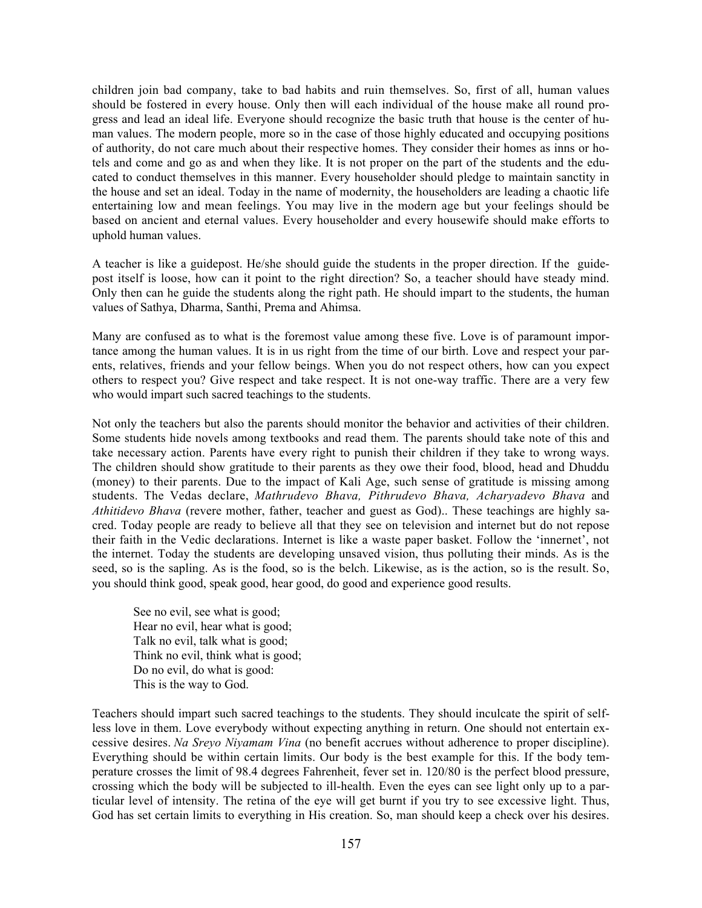children join bad company, take to bad habits and ruin themselves. So, first of all, human values should be fostered in every house. Only then will each individual of the house make all round progress and lead an ideal life. Everyone should recognize the basic truth that house is the center of human values. The modern people, more so in the case of those highly educated and occupying positions of authority, do not care much about their respective homes. They consider their homes as inns or hotels and come and go as and when they like. It is not proper on the part of the students and the educated to conduct themselves in this manner. Every householder should pledge to maintain sanctity in the house and set an ideal. Today in the name of modernity, the householders are leading a chaotic life entertaining low and mean feelings. You may live in the modern age but your feelings should be based on ancient and eternal values. Every householder and every housewife should make efforts to uphold human values.

A teacher is like a guidepost. He/she should guide the students in the proper direction. If the guidepost itself is loose, how can it point to the right direction? So, a teacher should have steady mind. Only then can he guide the students along the right path. He should impart to the students, the human values of Sathya, Dharma, Santhi, Prema and Ahimsa.

Many are confused as to what is the foremost value among these five. Love is of paramount importance among the human values. It is in us right from the time of our birth. Love and respect your parents, relatives, friends and your fellow beings. When you do not respect others, how can you expect others to respect you? Give respect and take respect. It is not one-way traffic. There are a very few who would impart such sacred teachings to the students.

Not only the teachers but also the parents should monitor the behavior and activities of their children. Some students hide novels among textbooks and read them. The parents should take note of this and take necessary action. Parents have every right to punish their children if they take to wrong ways. The children should show gratitude to their parents as they owe their food, blood, head and Dhuddu (money) to their parents. Due to the impact of Kali Age, such sense of gratitude is missing among students. The Vedas declare, *Mathrudevo Bhava, Pithrudevo Bhava, Acharyadevo Bhava* and *Athitidevo Bhava* (revere mother, father, teacher and guest as God).. These teachings are highly sacred. Today people are ready to believe all that they see on television and internet but do not repose their faith in the Vedic declarations. Internet is like a waste paper basket. Follow the 'innernet', not the internet. Today the students are developing unsaved vision, thus polluting their minds. As is the seed, so is the sapling. As is the food, so is the belch. Likewise, as is the action, so is the result. So, you should think good, speak good, hear good, do good and experience good results.

> See no evil, see what is good;
> Hear no evil, hear what is good;
> Talk no evil, talk what is good;
> Think no evil, think what is good;
> Do no evil, do what is good:
> This is the way to God.

Teachers should impart such sacred teachings to the students. They should inculcate the spirit of selfless love in them. Love everybody without expecting anything in return. One should not entertain excessive desires. *Na Sreyo Niyamam Vina* (no benefit accrues without adherence to proper discipline). Everything should be within certain limits. Our body is the best example for this. If the body temperature crosses the limit of 98.4 degrees Fahrenheit, fever set in. 120/80 is the perfect blood pressure, crossing which the body will be subjected to ill-health. Even the eyes can see light only up to a particular level of intensity. The retina of the eye will get burnt if you try to see excessive light. Thus, God has set certain limits to everything in His creation. So, man should keep a check over his desires.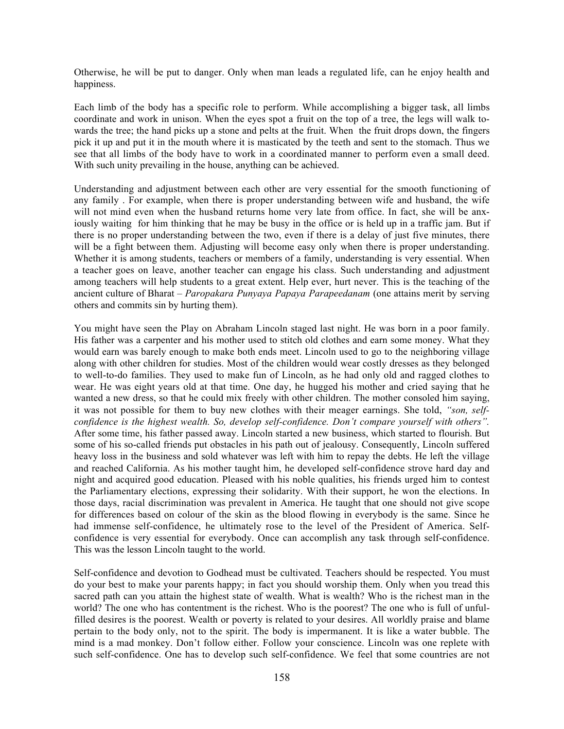Otherwise, he will be put to danger. Only when man leads a regulated life, can he enjoy health and happiness.

Each limb of the body has a specific role to perform. While accomplishing a bigger task, all limbs coordinate and work in unison. When the eyes spot a fruit on the top of a tree, the legs will walk towards the tree; the hand picks up a stone and pelts at the fruit. When the fruit drops down, the fingers pick it up and put it in the mouth where it is masticated by the teeth and sent to the stomach. Thus we see that all limbs of the body have to work in a coordinated manner to perform even a small deed. With such unity prevailing in the house, anything can be achieved.

Understanding and adjustment between each other are very essential for the smooth functioning of any family . For example, when there is proper understanding between wife and husband, the wife will not mind even when the husband returns home very late from office. In fact, she will be anxiously waiting for him thinking that he may be busy in the office or is held up in a traffic jam. But if there is no proper understanding between the two, even if there is a delay of just five minutes, there will be a fight between them. Adjusting will become easy only when there is proper understanding. Whether it is among students, teachers or members of a family, understanding is very essential. When a teacher goes on leave, another teacher can engage his class. Such understanding and adjustment among teachers will help students to a great extent. Help ever, hurt never. This is the teaching of the ancient culture of Bharat – *Paropakara Punyaya Papaya Parapeedanam* (one attains merit by serving others and commits sin by hurting them).

You might have seen the Play on Abraham Lincoln staged last night. He was born in a poor family. His father was a carpenter and his mother used to stitch old clothes and earn some money. What they would earn was barely enough to make both ends meet. Lincoln used to go to the neighboring village along with other children for studies. Most of the children would wear costly dresses as they belonged to well-to-do families. They used to make fun of Lincoln, as he had only old and ragged clothes to wear. He was eight years old at that time. One day, he hugged his mother and cried saying that he wanted a new dress, so that he could mix freely with other children. The mother consoled him saying, it was not possible for them to buy new clothes with their meager earnings. She told, *"son, self-confidence is the highest wealth. So, develop self-confidence. Don't compare yourself with others".* After some time, his father passed away. Lincoln started a new business, which started to flourish. But some of his so-called friends put obstacles in his path out of jealousy. Consequently, Lincoln suffered heavy loss in the business and sold whatever was left with him to repay the debts. He left the village and reached California. As his mother taught him, he developed self-confidence strove hard day and night and acquired good education. Pleased with his noble qualities, his friends urged him to contest the Parliamentary elections, expressing their solidarity. With their support, he won the elections. In those days, racial discrimination was prevalent in America. He taught that one should not give scope for differences based on colour of the skin as the blood flowing in everybody is the same. Since he had immense self-confidence, he ultimately rose to the level of the President of America. Self-confidence is very essential for everybody. Once can accomplish any task through self-confidence. This was the lesson Lincoln taught to the world.

Self-confidence and devotion to Godhead must be cultivated. Teachers should be respected. You must do your best to make your parents happy; in fact you should worship them. Only when you tread this sacred path can you attain the highest state of wealth. What is wealth? Who is the richest man in the world? The one who has contentment is the richest. Who is the poorest? The one who is full of unfulfilled desires is the poorest. Wealth or poverty is related to your desires. All worldly praise and blame pertain to the body only, not to the spirit. The body is impermanent. It is like a water bubble. The mind is a mad monkey. Don't follow either. Follow your conscience. Lincoln was one replete with such self-confidence. One has to develop such self-confidence. We feel that some countries are not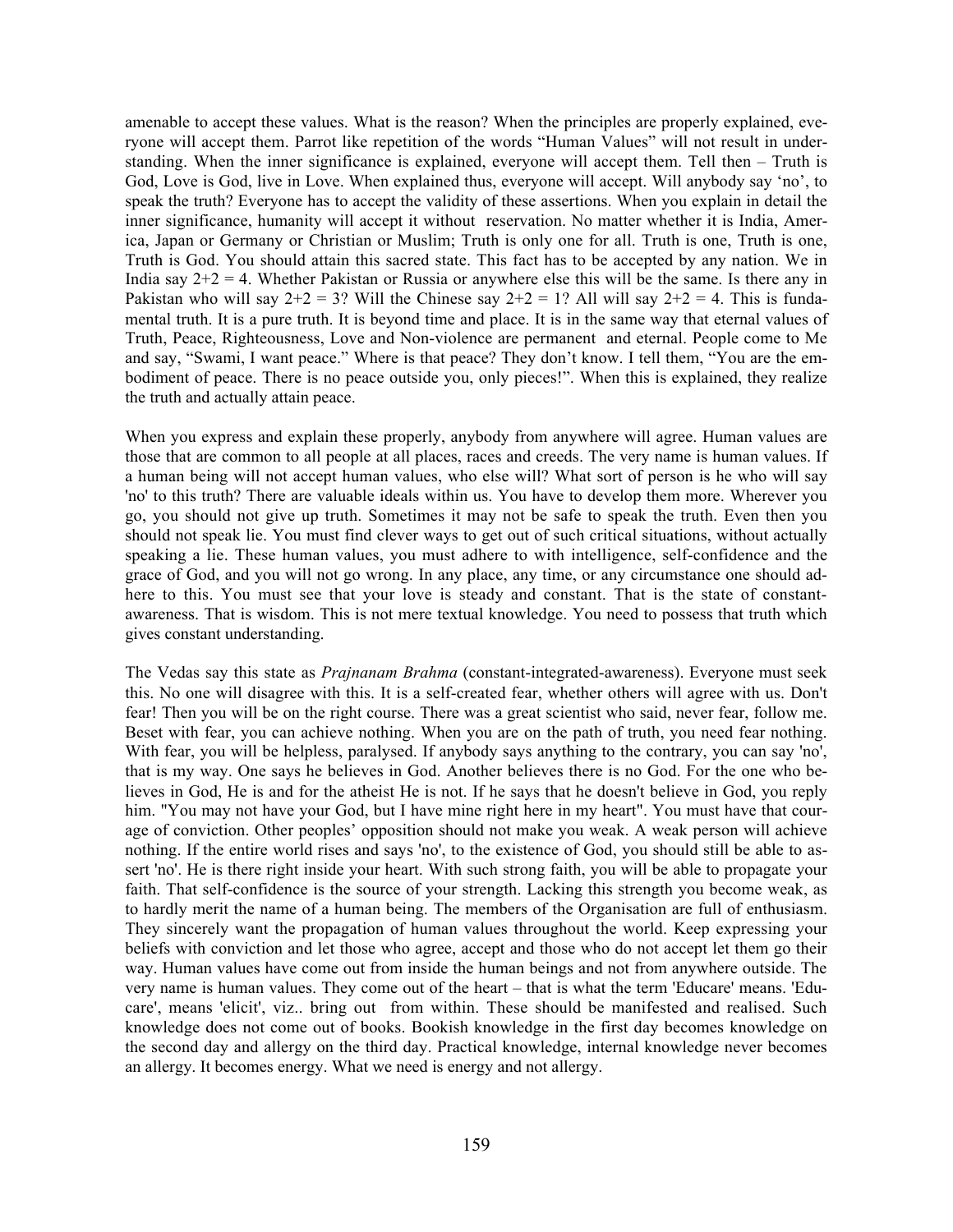amenable to accept these values. What is the reason? When the principles are properly explained, everyone will accept them. Parrot like repetition of the words "Human Values" will not result in understanding. When the inner significance is explained, everyone will accept them. Tell then – Truth is God, Love is God, live in Love. When explained thus, everyone will accept. Will anybody say 'no', to speak the truth? Everyone has to accept the validity of these assertions. When you explain in detail the inner significance, humanity will accept it without reservation. No matter whether it is India, America, Japan or Germany or Christian or Muslim; Truth is only one for all. Truth is one, Truth is one, Truth is God. You should attain this sacred state. This fact has to be accepted by any nation. We in India say 2+2 = 4. Whether Pakistan or Russia or anywhere else this will be the same. Is there any in Pakistan who will say 2+2 = 3? Will the Chinese say 2+2 = 1? All will say 2+2 = 4. This is fundamental truth. It is a pure truth. It is beyond time and place. It is in the same way that eternal values of Truth, Peace, Righteousness, Love and Non-violence are permanent and eternal. People come to Me and say, "Swami, I want peace." Where is that peace? They don't know. I tell them, "You are the embodiment of peace. There is no peace outside you, only pieces!". When this is explained, they realize the truth and actually attain peace.

When you express and explain these properly, anybody from anywhere will agree. Human values are those that are common to all people at all places, races and creeds. The very name is human values. If a human being will not accept human values, who else will? What sort of person is he who will say 'no' to this truth? There are valuable ideals within us. You have to develop them more. Wherever you go, you should not give up truth. Sometimes it may not be safe to speak the truth. Even then you should not speak lie. You must find clever ways to get out of such critical situations, without actually speaking a lie. These human values, you must adhere to with intelligence, self-confidence and the grace of God, and you will not go wrong. In any place, any time, or any circumstance one should adhere to this. You must see that your love is steady and constant. That is the state of constant-awareness. That is wisdom. This is not mere textual knowledge. You need to possess that truth which gives constant understanding.

The Vedas say this state as *Prajnanam Brahma* (constant-integrated-awareness). Everyone must seek this. No one will disagree with this. It is a self-created fear, whether others will agree with us. Don't fear! Then you will be on the right course. There was a great scientist who said, never fear, follow me. Beset with fear, you can achieve nothing. When you are on the path of truth, you need fear nothing. With fear, you will be helpless, paralysed. If anybody says anything to the contrary, you can say 'no', that is my way. One says he believes in God. Another believes there is no God. For the one who believes in God, He is and for the atheist He is not. If he says that he doesn't believe in God, you reply him. "You may not have your God, but I have mine right here in my heart". You must have that courage of conviction. Other peoples' opposition should not make you weak. A weak person will achieve nothing. If the entire world rises and says 'no', to the existence of God, you should still be able to assert 'no'. He is there right inside your heart. With such strong faith, you will be able to propagate your faith. That self-confidence is the source of your strength. Lacking this strength you become weak, as to hardly merit the name of a human being. The members of the Organisation are full of enthusiasm. They sincerely want the propagation of human values throughout the world. Keep expressing your beliefs with conviction and let those who agree, accept and those who do not accept let them go their way. Human values have come out from inside the human beings and not from anywhere outside. The very name is human values. They come out of the heart – that is what the term 'Educare' means. 'Educare', means 'elicit', viz.. bring out from within. These should be manifested and realised. Such knowledge does not come out of books. Bookish knowledge in the first day becomes knowledge on the second day and allergy on the third day. Practical knowledge, internal knowledge never becomes an allergy. It becomes energy. What we need is energy and not allergy.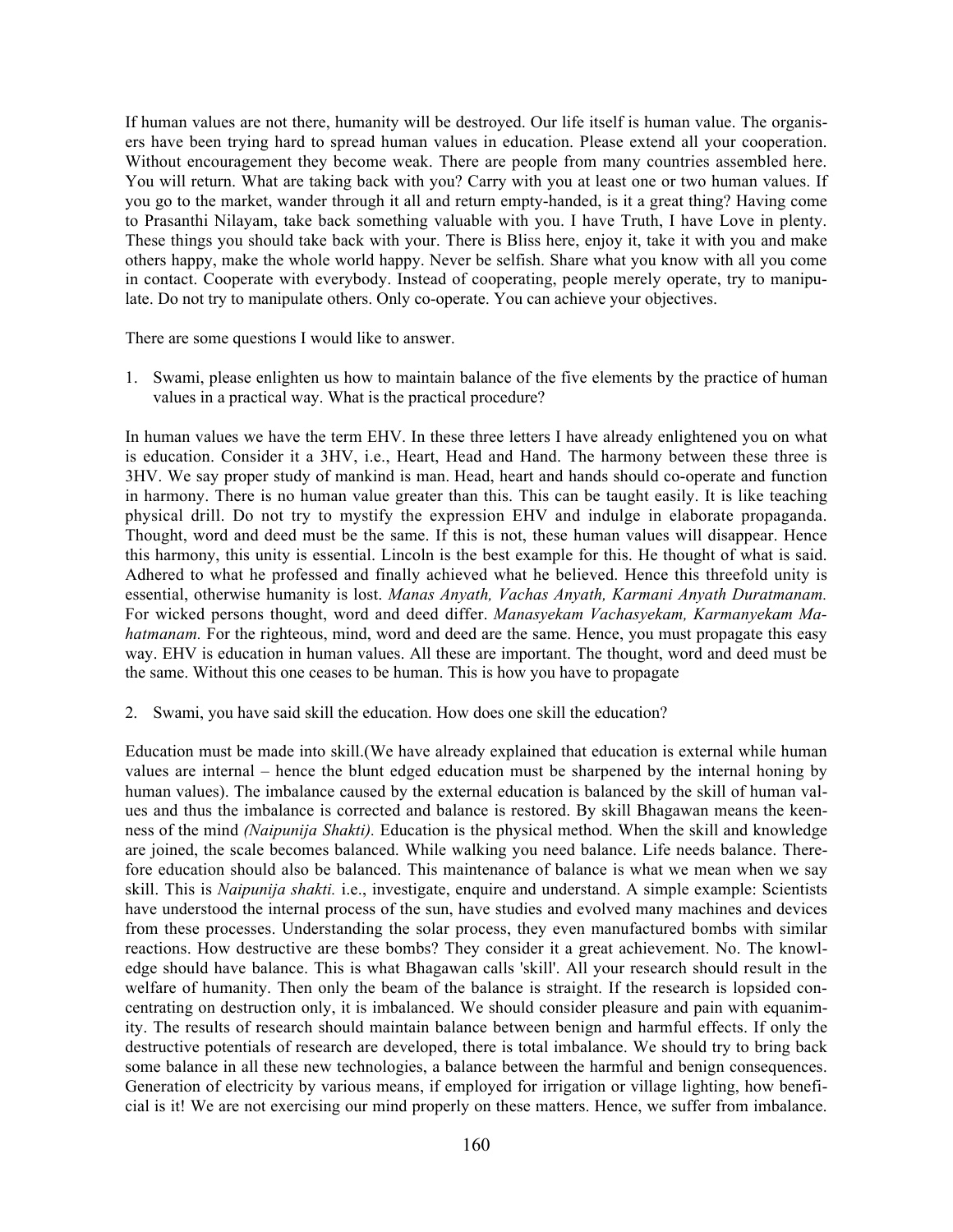If human values are not there, humanity will be destroyed. Our life itself is human value. The organisers have been trying hard to spread human values in education. Please extend all your cooperation. Without encouragement they become weak. There are people from many countries assembled here. You will return. What are taking back with you? Carry with you at least one or two human values. If you go to the market, wander through it all and return empty-handed, is it a great thing? Having come to Prasanthi Nilayam, take back something valuable with you. I have Truth, I have Love in plenty. These things you should take back with your. There is Bliss here, enjoy it, take it with you and make others happy, make the whole world happy. Never be selfish. Share what you know with all you come in contact. Cooperate with everybody. Instead of cooperating, people merely operate, try to manipulate. Do not try to manipulate others. Only co-operate. You can achieve your objectives.

There are some questions I would like to answer.

1. Swami, please enlighten us how to maintain balance of the five elements by the practice of human values in a practical way. What is the practical procedure?

In human values we have the term EHV. In these three letters I have already enlightened you on what is education. Consider it a 3HV, i.e., Heart, Head and Hand. The harmony between these three is 3HV. We say proper study of mankind is man. Head, heart and hands should co-operate and function in harmony. There is no human value greater than this. This can be taught easily. It is like teaching physical drill. Do not try to mystify the expression EHV and indulge in elaborate propaganda. Thought, word and deed must be the same. If this is not, these human values will disappear. Hence this harmony, this unity is essential. Lincoln is the best example for this. He thought of what is said. Adhered to what he professed and finally achieved what he believed. Hence this threefold unity is essential, otherwise humanity is lost. *Manas Anyath, Vachas Anyath, Karmani Anyath Duratmanam.* For wicked persons thought, word and deed differ. *Manasyekam Vachasyekam, Karmanyekam Mahatmanam.* For the righteous, mind, word and deed are the same. Hence, you must propagate this easy way. EHV is education in human values. All these are important. The thought, word and deed must be the same. Without this one ceases to be human. This is how you have to propagate

2. Swami, you have said skill the education. How does one skill the education?

Education must be made into skill.(We have already explained that education is external while human values are internal – hence the blunt edged education must be sharpened by the internal honing by human values). The imbalance caused by the external education is balanced by the skill of human values and thus the imbalance is corrected and balance is restored. By skill Bhagawan means the keenness of the mind *(Naipunija Shakti).* Education is the physical method. When the skill and knowledge are joined, the scale becomes balanced. While walking you need balance. Life needs balance. Therefore education should also be balanced. This maintenance of balance is what we mean when we say skill. This is *Naipunija shakti.* i.e., investigate, enquire and understand. A simple example: Scientists have understood the internal process of the sun, have studies and evolved many machines and devices from these processes. Understanding the solar process, they even manufactured bombs with similar reactions. How destructive are these bombs? They consider it a great achievement. No. The knowledge should have balance. This is what Bhagawan calls 'skill'. All your research should result in the welfare of humanity. Then only the beam of the balance is straight. If the research is lopsided concentrating on destruction only, it is imbalanced. We should consider pleasure and pain with equanimity. The results of research should maintain balance between benign and harmful effects. If only the destructive potentials of research are developed, there is total imbalance. We should try to bring back some balance in all these new technologies, a balance between the harmful and benign consequences. Generation of electricity by various means, if employed for irrigation or village lighting, how beneficial is it! We are not exercising our mind properly on these matters. Hence, we suffer from imbalance.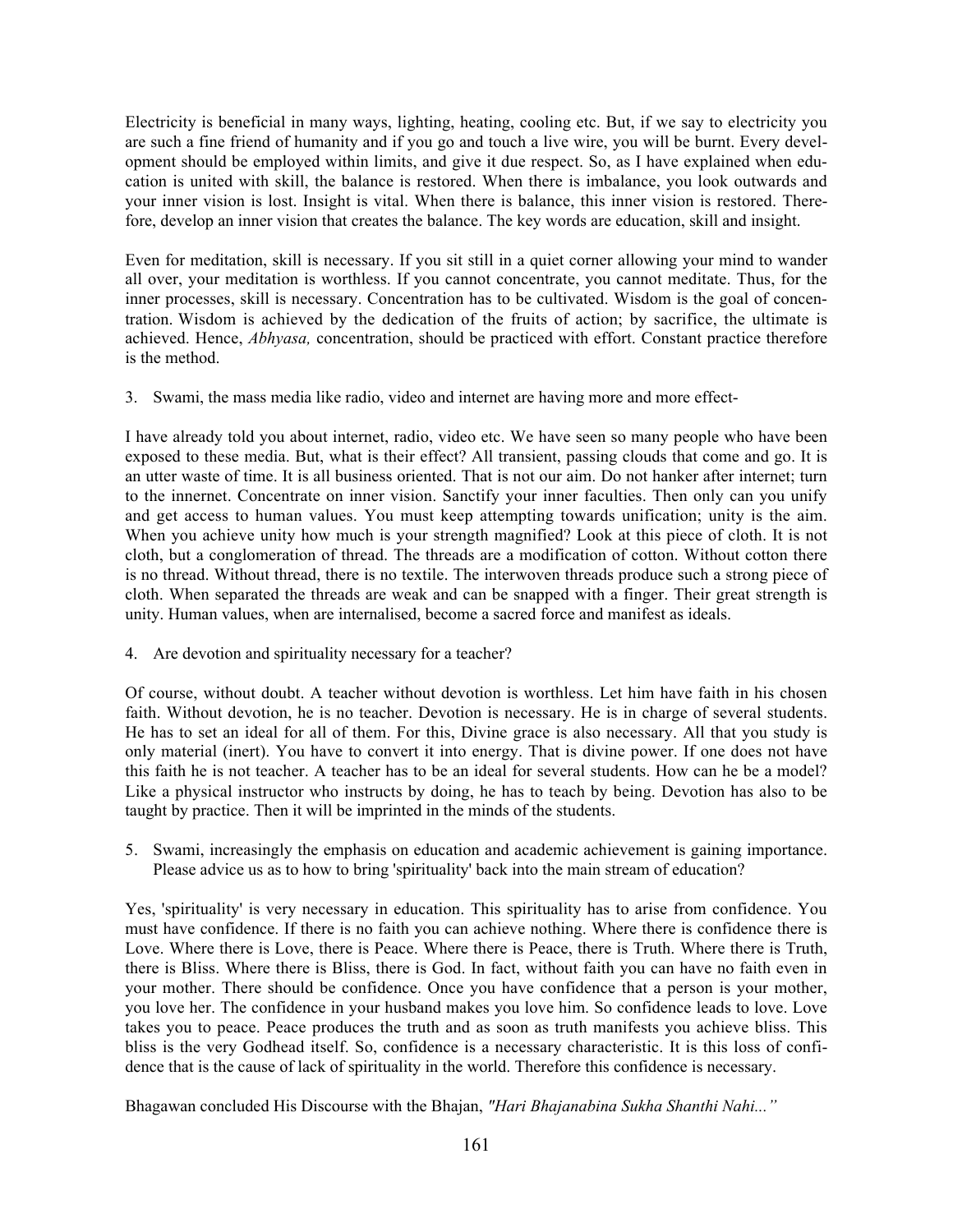Electricity is beneficial in many ways, lighting, heating, cooling etc. But, if we say to electricity you are such a fine friend of humanity and if you go and touch a live wire, you will be burnt. Every development should be employed within limits, and give it due respect. So, as I have explained when education is united with skill, the balance is restored. When there is imbalance, you look outwards and your inner vision is lost. Insight is vital. When there is balance, this inner vision is restored. Therefore, develop an inner vision that creates the balance. The key words are education, skill and insight.

Even for meditation, skill is necessary. If you sit still in a quiet corner allowing your mind to wander all over, your meditation is worthless. If you cannot concentrate, you cannot meditate. Thus, for the inner processes, skill is necessary. Concentration has to be cultivated. Wisdom is the goal of concentration. Wisdom is achieved by the dedication of the fruits of action; by sacrifice, the ultimate is achieved. Hence, *Abhyasa,* concentration, should be practiced with effort. Constant practice therefore is the method.

3. Swami, the mass media like radio, video and internet are having more and more effect-

I have already told you about internet, radio, video etc. We have seen so many people who have been exposed to these media. But, what is their effect? All transient, passing clouds that come and go. It is an utter waste of time. It is all business oriented. That is not our aim. Do not hanker after internet; turn to the innernet. Concentrate on inner vision. Sanctify your inner faculties. Then only can you unify and get access to human values. You must keep attempting towards unification; unity is the aim. When you achieve unity how much is your strength magnified? Look at this piece of cloth. It is not cloth, but a conglomeration of thread. The threads are a modification of cotton. Without cotton there is no thread. Without thread, there is no textile. The interwoven threads produce such a strong piece of cloth. When separated the threads are weak and can be snapped with a finger. Their great strength is unity. Human values, when are internalised, become a sacred force and manifest as ideals.

4. Are devotion and spirituality necessary for a teacher?

Of course, without doubt. A teacher without devotion is worthless. Let him have faith in his chosen faith. Without devotion, he is no teacher. Devotion is necessary. He is in charge of several students. He has to set an ideal for all of them. For this, Divine grace is also necessary. All that you study is only material (inert). You have to convert it into energy. That is divine power. If one does not have this faith he is not teacher. A teacher has to be an ideal for several students. How can he be a model? Like a physical instructor who instructs by doing, he has to teach by being. Devotion has also to be taught by practice. Then it will be imprinted in the minds of the students.

5. Swami, increasingly the emphasis on education and academic achievement is gaining importance. Please advice us as to how to bring 'spirituality' back into the main stream of education?

Yes, 'spirituality' is very necessary in education. This spirituality has to arise from confidence. You must have confidence. If there is no faith you can achieve nothing. Where there is confidence there is Love. Where there is Love, there is Peace. Where there is Peace, there is Truth. Where there is Truth, there is Bliss. Where there is Bliss, there is God. In fact, without faith you can have no faith even in your mother. There should be confidence. Once you have confidence that a person is your mother, you love her. The confidence in your husband makes you love him. So confidence leads to love. Love takes you to peace. Peace produces the truth and as soon as truth manifests you achieve bliss. This bliss is the very Godhead itself. So, confidence is a necessary characteristic. It is this loss of confidence that is the cause of lack of spirituality in the world. Therefore this confidence is necessary.

Bhagawan concluded His Discourse with the Bhajan, *"Hari Bhajanabina Sukha Shanthi Nahi..."*